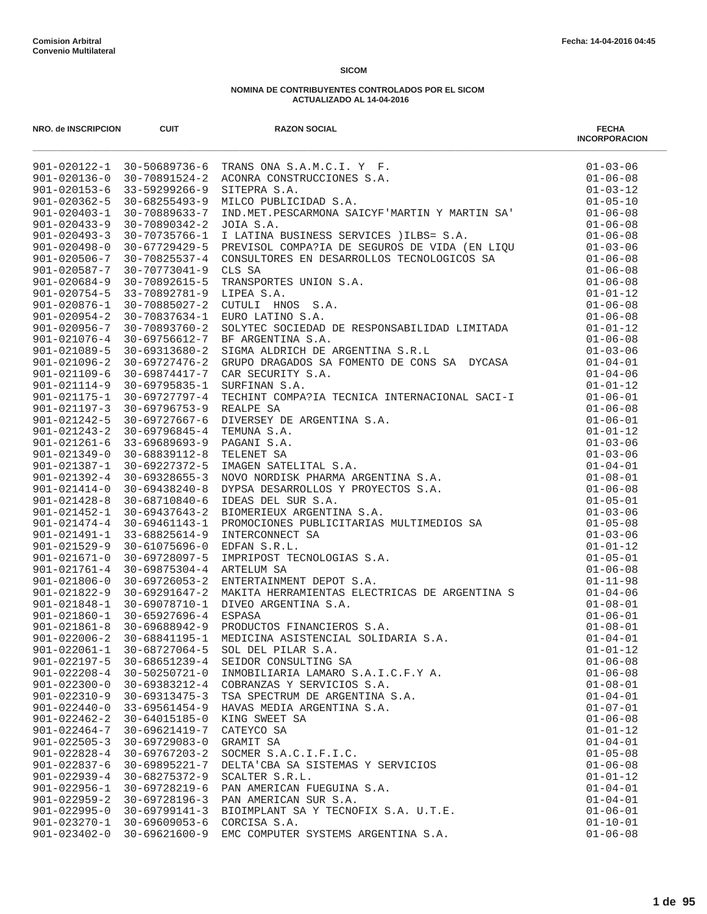**Comision Arbitral**
**Convenio Multilateral**

Fecha: 14-04-2016 04:45

**SICOM**

**NOMINA DE CONTRIBUYENTES CONTROLADOS POR EL SICOM**
**ACTUALIZADO AL 14-04-2016**

| NRO. de INSCRIPCION | CUIT | RAZON SOCIAL | FECHA INCORPORACION |
|---|---|---|---|
| 901-020122-1 | 30-50689736-6 | TRANS ONA S.A.M.C.I. Y F. | 01-03-06 |
| 901-020136-0 | 30-70891524-2 | ACONRA CONSTRUCCIONES S.A. | 01-06-08 |
| 901-020153-6 | 33-59299266-9 | SITEPRA S.A. | 01-03-12 |
| 901-020362-5 | 30-68255493-9 | MILCO PUBLICIDAD S.A. | 01-05-10 |
| 901-020403-1 | 30-70889633-7 | IND.MET.PESCARMONA SAICYF'MARTIN Y MARTIN SA' | 01-06-08 |
| 901-020433-9 | 30-70890342-2 | JOIA S.A. | 01-06-08 |
| 901-020493-3 | 30-70735766-1 | I LATINA BUSINESS SERVICES )ILBS= S.A. | 01-06-08 |
| 901-020498-0 | 30-67729429-5 | PREVISOL COMPA?IA DE SEGUROS DE VIDA (EN LIQU | 01-03-06 |
| 901-020506-7 | 30-70825537-4 | CONSULTORES EN DESARROLLOS TECNOLOGICOS SA | 01-06-08 |
| 901-020587-7 | 30-70773041-9 | CLS SA | 01-06-08 |
| 901-020684-9 | 30-70892615-5 | TRANSPORTES UNION S.A. | 01-06-08 |
| 901-020754-5 | 33-70892781-9 | LIPEA S.A. | 01-01-12 |
| 901-020876-1 | 30-70885027-2 | CUTULI HNOS S.A. | 01-06-08 |
| 901-020954-2 | 30-70837634-1 | EURO LATINO S.A. | 01-06-08 |
| 901-020956-7 | 30-70893760-2 | SOLYTEC SOCIEDAD DE RESPONSABILIDAD LIMITADA | 01-01-12 |
| 901-021076-4 | 30-69756612-7 | BF ARGENTINA S.A. | 01-06-08 |
| 901-021089-5 | 30-69313680-2 | SIGMA ALDRICH DE ARGENTINA S.R.L | 01-03-06 |
| 901-021096-2 | 30-69727476-2 | GRUPO DRAGADOS SA FOMENTO DE CONS SA DYCASA | 01-04-01 |
| 901-021109-6 | 30-69874417-7 | CAR SECURITY S.A. | 01-04-06 |
| 901-021114-9 | 30-69795835-1 | SURFINAN S.A. | 01-01-12 |
| 901-021175-1 | 30-69727797-4 | TECHINT COMPA?IA TECNICA INTERNACIONAL SACI-I | 01-06-01 |
| 901-021197-3 | 30-69796753-9 | REALPE SA | 01-06-08 |
| 901-021242-5 | 30-69727667-6 | DIVERSEY DE ARGENTINA S.A. | 01-06-01 |
| 901-021243-2 | 30-69796845-4 | TEMUNA S.A. | 01-01-12 |
| 901-021261-6 | 33-69689693-9 | PAGANI S.A. | 01-03-06 |
| 901-021349-0 | 30-68839112-8 | TELENET SA | 01-03-06 |
| 901-021387-1 | 30-69227372-5 | IMAGEN SATELITAL S.A. | 01-04-01 |
| 901-021392-4 | 30-69328655-3 | NOVO NORDISK PHARMA ARGENTINA S.A. | 01-08-01 |
| 901-021414-0 | 30-69438240-8 | DYPSA DESARROLLOS Y PROYECTOS S.A. | 01-06-08 |
| 901-021428-8 | 30-68710840-6 | IDEAS DEL SUR S.A. | 01-05-01 |
| 901-021452-1 | 30-69437643-2 | BIOMERIEUX ARGENTINA S.A. | 01-03-06 |
| 901-021474-4 | 30-69461143-1 | PROMOCIONES PUBLICITARIAS MULTIMEDIOS SA | 01-05-08 |
| 901-021491-1 | 33-68825614-9 | INTERCONNECT SA | 01-03-06 |
| 901-021529-9 | 30-61075696-0 | EDFAN S.R.L. | 01-01-12 |
| 901-021671-0 | 30-69728097-5 | IMPRIPOST TECNOLOGIAS S.A. | 01-05-01 |
| 901-021761-4 | 30-69875304-4 | ARTELUM SA | 01-06-08 |
| 901-021806-0 | 30-69726053-2 | ENTERTAINMENT DEPOT S.A. | 01-11-98 |
| 901-021822-9 | 30-69291647-2 | MAKITA HERRAMIENTAS ELECTRICAS DE ARGENTINA S | 01-04-06 |
| 901-021848-1 | 30-69078710-1 | DIVEO ARGENTINA S.A. | 01-08-01 |
| 901-021860-1 | 30-65927696-4 | ESPASA | 01-06-01 |
| 901-021861-8 | 30-69688942-9 | PRODUCTOS FINANCIEROS S.A. | 01-08-01 |
| 901-022006-2 | 30-68841195-1 | MEDICINA ASISTENCIAL SOLIDARIA S.A. | 01-04-01 |
| 901-022061-1 | 30-68727064-5 | SOL DEL PILAR S.A. | 01-01-12 |
| 901-022197-5 | 30-68651239-4 | SEIDOR CONSULTING SA | 01-06-08 |
| 901-022208-4 | 30-50250721-0 | INMOBILIARIA LAMARO S.A.I.C.F.Y A. | 01-06-08 |
| 901-022300-0 | 30-69383212-4 | COBRANZAS Y SERVICIOS S.A. | 01-08-01 |
| 901-022310-9 | 30-69313475-3 | TSA SPECTRUM DE ARGENTINA S.A. | 01-04-01 |
| 901-022440-0 | 33-69561454-9 | HAVAS MEDIA ARGENTINA S.A. | 01-07-01 |
| 901-022462-2 | 30-64015185-0 | KING SWEET SA | 01-06-08 |
| 901-022464-7 | 30-69621419-7 | CATEYCO SA | 01-01-12 |
| 901-022505-3 | 30-69729083-0 | GRAMIT SA | 01-04-01 |
| 901-022828-4 | 30-69767203-2 | SOCMER S.A.C.I.F.I.C. | 01-05-08 |
| 901-022837-6 | 30-69895221-7 | DELTA'CBA SA SISTEMAS Y SERVICIOS | 01-06-08 |
| 901-022939-4 | 30-68275372-9 | SCALTER S.R.L. | 01-01-12 |
| 901-022956-1 | 30-69728219-6 | PAN AMERICAN FUEGUINA S.A. | 01-04-01 |
| 901-022959-2 | 30-69728196-3 | PAN AMERICAN SUR S.A. | 01-04-01 |
| 901-022995-0 | 30-69799141-3 | BIOIMPLANT SA Y TECNOFIX S.A. U.T.E. | 01-06-01 |
| 901-023270-1 | 30-69609053-6 | CORCISA S.A. | 01-10-01 |
| 901-023402-0 | 30-69621600-9 | EMC COMPUTER SYSTEMS ARGENTINA S.A. | 01-06-08 |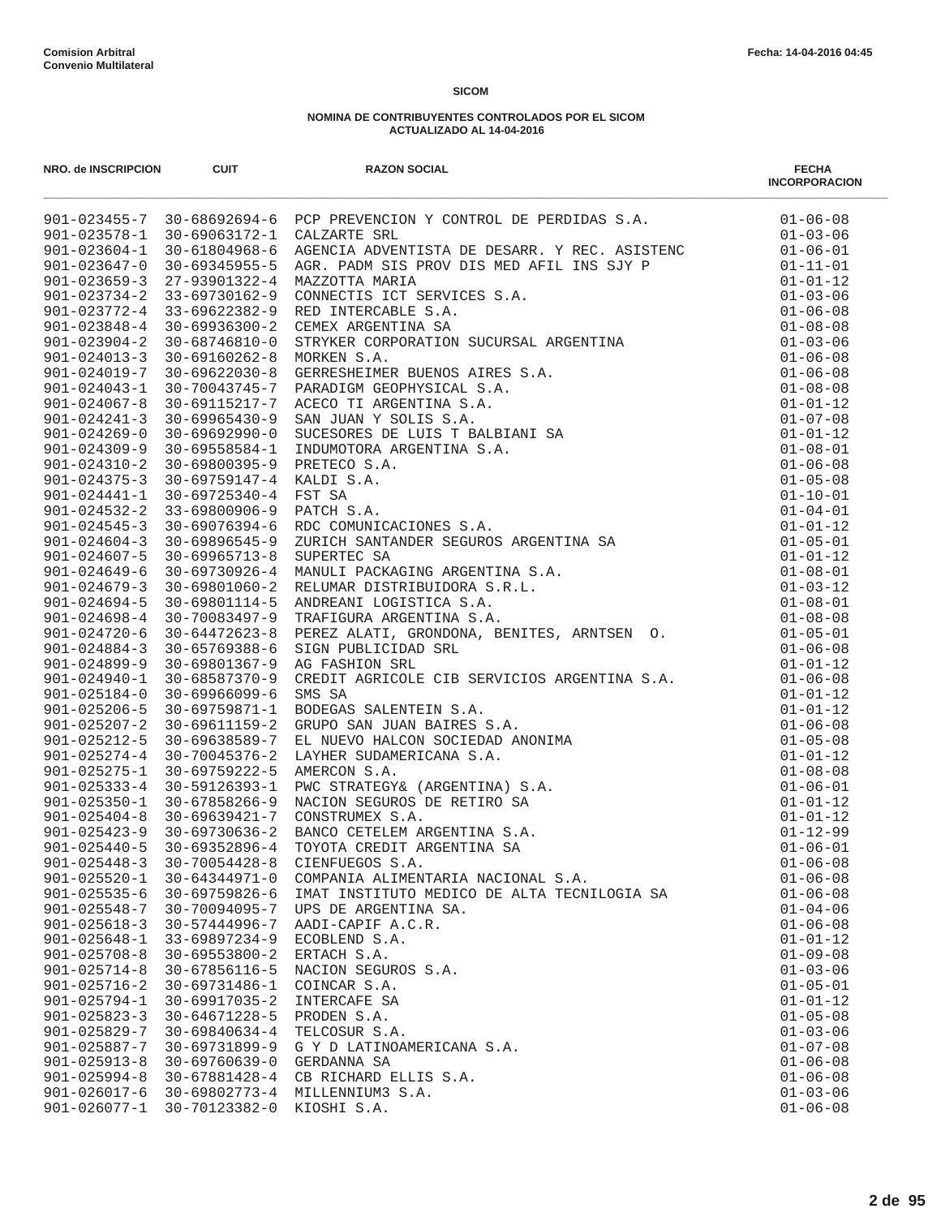**Comision Arbitral**
**Convenio Multilateral**

Fecha: 14-04-2016 04:45

**SICOM**

**NOMINA DE CONTRIBUYENTES CONTROLADOS POR EL SICOM**
**ACTUALIZADO AL 14-04-2016**

| NRO. de INSCRIPCION | CUIT | RAZON SOCIAL | FECHA INCORPORACION |
|---|---|---|---|
| 901-023455-7 | 30-68692694-6 | PCP PREVENCION Y CONTROL DE PERDIDAS S.A. | 01-06-08 |
| 901-023578-1 | 30-69063172-1 | CALZARTE SRL | 01-03-06 |
| 901-023604-1 | 30-61804968-6 | AGENCIA ADVENTISTA DE DESARR. Y REC. ASISTENC | 01-06-01 |
| 901-023647-0 | 30-69345955-5 | AGR. PADM SIS PROV DIS MED AFIL INS SJY P | 01-11-01 |
| 901-023659-3 | 27-93901322-4 | MAZZOTTA MARIA | 01-01-12 |
| 901-023734-2 | 33-69730162-9 | CONNECTIS ICT SERVICES S.A. | 01-03-06 |
| 901-023772-4 | 33-69622382-9 | RED INTERCABLE S.A. | 01-06-08 |
| 901-023848-4 | 30-69936300-2 | CEMEX ARGENTINA SA | 01-08-08 |
| 901-023904-2 | 30-68746810-0 | STRYKER CORPORATION SUCURSAL ARGENTINA | 01-03-06 |
| 901-024013-3 | 30-69160262-8 | MORKEN S.A. | 01-06-08 |
| 901-024019-7 | 30-69622030-8 | GERRESHEIMER BUENOS AIRES S.A. | 01-06-08 |
| 901-024043-1 | 30-70043745-7 | PARADIGM GEOPHYSICAL S.A. | 01-08-08 |
| 901-024067-8 | 30-69115217-7 | ACECO TI ARGENTINA S.A. | 01-01-12 |
| 901-024241-3 | 30-69965430-9 | SAN JUAN Y SOLIS S.A. | 01-07-08 |
| 901-024269-0 | 30-69692990-0 | SUCESORES DE LUIS T BALBIANI SA | 01-01-12 |
| 901-024309-9 | 30-69558584-1 | INDUMOTORA ARGENTINA S.A. | 01-08-01 |
| 901-024310-2 | 30-69800395-9 | PRETECO S.A. | 01-06-08 |
| 901-024375-3 | 30-69759147-4 | KALDI S.A. | 01-05-08 |
| 901-024441-1 | 30-69725340-4 | FST SA | 01-10-01 |
| 901-024532-2 | 33-69800906-9 | PATCH S.A. | 01-04-01 |
| 901-024545-3 | 30-69076394-6 | RDC COMUNICACIONES S.A. | 01-01-12 |
| 901-024604-3 | 30-69896545-9 | ZURICH SANTANDER SEGUROS ARGENTINA SA | 01-05-01 |
| 901-024607-5 | 30-69965713-8 | SUPERTEC SA | 01-01-12 |
| 901-024649-6 | 30-69730926-4 | MANULI PACKAGING ARGENTINA S.A. | 01-08-01 |
| 901-024679-3 | 30-69801060-2 | RELUMAR DISTRIBUIDORA S.R.L. | 01-03-12 |
| 901-024694-5 | 30-69801114-5 | ANDREANI LOGISTICA S.A. | 01-08-01 |
| 901-024698-4 | 30-70083497-9 | TRAFIGURA ARGENTINA S.A. | 01-08-08 |
| 901-024720-6 | 30-64472623-8 | PEREZ ALATI, GRONDONA, BENITES, ARNTSEN O. | 01-05-01 |
| 901-024884-3 | 30-65769388-6 | SIGN PUBLICIDAD SRL | 01-06-08 |
| 901-024899-9 | 30-69801367-9 | AG FASHION SRL | 01-01-12 |
| 901-024940-1 | 30-68587370-9 | CREDIT AGRICOLE CIB SERVICIOS ARGENTINA S.A. | 01-06-08 |
| 901-025184-0 | 30-69966099-6 | SMS SA | 01-01-12 |
| 901-025206-5 | 30-69759871-1 | BODEGAS SALENTEIN S.A. | 01-01-12 |
| 901-025207-2 | 30-69611159-2 | GRUPO SAN JUAN BAIRES S.A. | 01-06-08 |
| 901-025212-5 | 30-69638589-7 | EL NUEVO HALCON SOCIEDAD ANONIMA | 01-05-08 |
| 901-025274-4 | 30-70045376-2 | LAYHER SUDAMERICANA S.A. | 01-01-12 |
| 901-025275-1 | 30-69759222-5 | AMERCON S.A. | 01-08-08 |
| 901-025333-4 | 30-59126393-1 | PWC STRATEGY& (ARGENTINA) S.A. | 01-06-01 |
| 901-025350-1 | 30-67858266-9 | NACION SEGUROS DE RETIRO SA | 01-01-12 |
| 901-025404-8 | 30-69639421-7 | CONSTRUMEX S.A. | 01-01-12 |
| 901-025423-9 | 30-69730636-2 | BANCO CETELEM ARGENTINA S.A. | 01-12-99 |
| 901-025440-5 | 30-69352896-4 | TOYOTA CREDIT ARGENTINA SA | 01-06-01 |
| 901-025448-3 | 30-70054428-8 | CIENFUEGOS S.A. | 01-06-08 |
| 901-025520-1 | 30-64344971-0 | COMPANIA ALIMENTARIA NACIONAL S.A. | 01-06-08 |
| 901-025535-6 | 30-69759826-6 | IMAT INSTITUTO MEDICO DE ALTA TECNILOGIA SA | 01-06-08 |
| 901-025548-7 | 30-70094095-7 | UPS DE ARGENTINA SA. | 01-04-06 |
| 901-025618-3 | 30-57444996-7 | AADI-CAPIF A.C.R. | 01-06-08 |
| 901-025648-1 | 33-69897234-9 | ECOBLEND S.A. | 01-01-12 |
| 901-025708-8 | 30-69553800-2 | ERTACH S.A. | 01-09-08 |
| 901-025714-8 | 30-67856116-5 | NACION SEGUROS S.A. | 01-03-06 |
| 901-025716-2 | 30-69731486-1 | COINCAR S.A. | 01-05-01 |
| 901-025794-1 | 30-69917035-2 | INTERCAFE SA | 01-01-12 |
| 901-025823-3 | 30-64671228-5 | PRODEN S.A. | 01-05-08 |
| 901-025829-7 | 30-69840634-4 | TELCOSUR S.A. | 01-03-06 |
| 901-025887-7 | 30-69731899-9 | G Y D LATINOAMERICANA S.A. | 01-07-08 |
| 901-025913-8 | 30-69760639-0 | GERDANNA SA | 01-06-08 |
| 901-025994-8 | 30-67881428-4 | CB RICHARD ELLIS S.A. | 01-06-08 |
| 901-026017-6 | 30-69802773-4 | MILLENNIUM3 S.A. | 01-03-06 |
| 901-026077-1 | 30-70123382-0 | KIOSHI S.A. | 01-06-08 |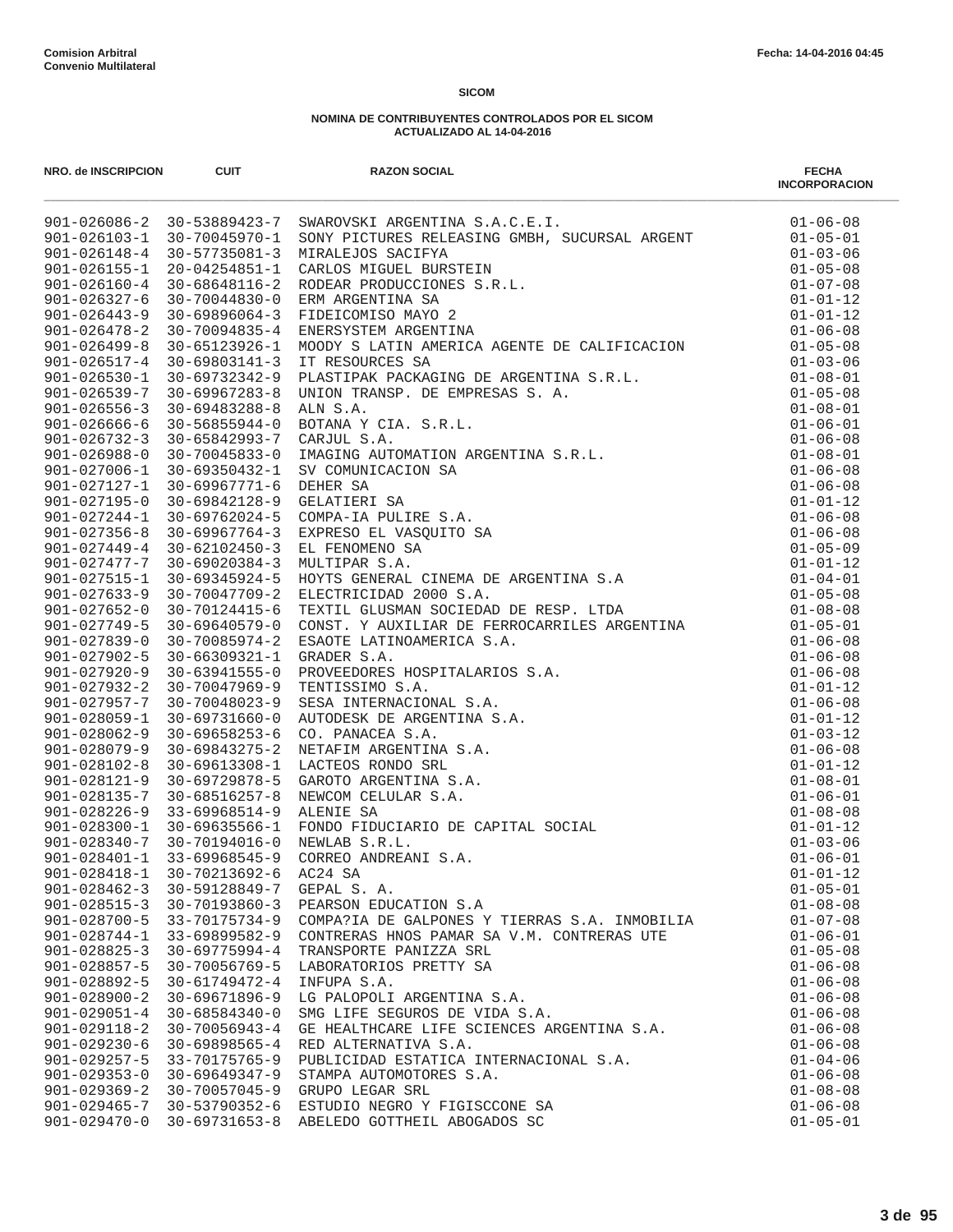**Comision Arbitral**
**Convenio Multilateral**

Fecha: 14-04-2016 04:45

**SICOM**

**NOMINA DE CONTRIBUYENTES CONTROLADOS POR EL SICOM**
**ACTUALIZADO AL 14-04-2016**

| NRO. de INSCRIPCION | CUIT | RAZON SOCIAL | FECHA INCORPORACION |
|---|---|---|---|
| 901-026086-2 | 30-53889423-7 | SWAROVSKI ARGENTINA S.A.C.E.I. | 01-06-08 |
| 901-026103-1 | 30-70045970-1 | SONY PICTURES RELEASING GMBH, SUCURSAL ARGENT | 01-05-01 |
| 901-026148-4 | 30-57735081-3 | MIRALEJOS SACIFYA | 01-03-06 |
| 901-026155-1 | 20-04254851-1 | CARLOS MIGUEL BURSTEIN | 01-05-08 |
| 901-026160-4 | 30-68648116-2 | RODEAR PRODUCCIONES S.R.L. | 01-07-08 |
| 901-026327-6 | 30-70044830-0 | ERM ARGENTINA SA | 01-01-12 |
| 901-026443-9 | 30-69896064-3 | FIDEICOMISO MAYO 2 | 01-01-12 |
| 901-026478-2 | 30-70094835-4 | ENERSYSTEM ARGENTINA | 01-06-08 |
| 901-026499-8 | 30-65123926-1 | MOODY S LATIN AMERICA AGENTE DE CALIFICACION | 01-05-08 |
| 901-026517-4 | 30-69803141-3 | IT RESOURCES SA | 01-03-06 |
| 901-026530-1 | 30-69732342-9 | PLASTIPAK PACKAGING DE ARGENTINA S.R.L. | 01-08-01 |
| 901-026539-7 | 30-69967283-8 | UNION TRANSP. DE EMPRESAS S. A. | 01-05-08 |
| 901-026556-3 | 30-69483288-8 | ALN S.A. | 01-08-01 |
| 901-026666-6 | 30-56855944-0 | BOTANA Y CIA. S.R.L. | 01-06-01 |
| 901-026732-3 | 30-65842993-7 | CARJUL S.A. | 01-06-08 |
| 901-026988-0 | 30-70045833-0 | IMAGING AUTOMATION ARGENTINA S.R.L. | 01-08-01 |
| 901-027006-1 | 30-69350432-1 | SV COMUNICACION SA | 01-06-08 |
| 901-027127-1 | 30-69967771-6 | DEHER SA | 01-06-08 |
| 901-027195-0 | 30-69842128-9 | GELATIERI SA | 01-01-12 |
| 901-027244-1 | 30-69762024-5 | COMPA-IA PULIRE S.A. | 01-06-08 |
| 901-027356-8 | 30-69967764-3 | EXPRESO EL VASQUITO SA | 01-06-08 |
| 901-027449-4 | 30-62102450-3 | EL FENOMENO SA | 01-05-09 |
| 901-027477-7 | 30-69020384-3 | MULTIPAR S.A. | 01-01-12 |
| 901-027515-1 | 30-69345924-5 | HOYTS GENERAL CINEMA DE ARGENTINA S.A | 01-04-01 |
| 901-027633-9 | 30-70047709-2 | ELECTRICIDAD 2000 S.A. | 01-05-08 |
| 901-027652-0 | 30-70124415-6 | TEXTIL GLUSMAN SOCIEDAD DE RESP. LTDA | 01-08-08 |
| 901-027749-5 | 30-69640579-0 | CONST. Y AUXILIAR DE FERROCARRILES ARGENTINA | 01-05-01 |
| 901-027839-0 | 30-70085974-2 | ESAOTE LATINOAMERICA S.A. | 01-06-08 |
| 901-027902-5 | 30-66309321-1 | GRADER S.A. | 01-06-08 |
| 901-027920-9 | 30-63941555-0 | PROVEEDORES HOSPITALARIOS S.A. | 01-06-08 |
| 901-027932-2 | 30-70047969-9 | TENTISSIMO S.A. | 01-01-12 |
| 901-027957-7 | 30-70048023-9 | SESA INTERNACIONAL S.A. | 01-06-08 |
| 901-028059-1 | 30-69731660-0 | AUTODESK DE ARGENTINA S.A. | 01-01-12 |
| 901-028062-9 | 30-69658253-6 | CO. PANACEA S.A. | 01-03-12 |
| 901-028079-9 | 30-69843275-2 | NETAFIM ARGENTINA S.A. | 01-06-08 |
| 901-028102-8 | 30-69613308-1 | LACTEOS RONDO SRL | 01-01-12 |
| 901-028121-9 | 30-69729878-5 | GAROTO ARGENTINA S.A. | 01-08-01 |
| 901-028135-7 | 30-68516257-8 | NEWCOM CELULAR S.A. | 01-06-01 |
| 901-028226-9 | 33-69968514-9 | ALENIE SA | 01-08-08 |
| 901-028300-1 | 30-69635566-1 | FONDO FIDUCIARIO DE CAPITAL SOCIAL | 01-01-12 |
| 901-028340-7 | 30-70194016-0 | NEWLAB S.R.L. | 01-03-06 |
| 901-028401-1 | 33-69968545-9 | CORREO ANDREANI S.A. | 01-06-01 |
| 901-028418-1 | 30-70213692-6 | AC24 SA | 01-01-12 |
| 901-028462-3 | 30-59128849-7 | GEPAL S. A. | 01-05-01 |
| 901-028515-3 | 30-70193860-3 | PEARSON EDUCATION S.A | 01-08-08 |
| 901-028700-5 | 33-70175734-9 | COMPA?IA DE GALPONES Y TIERRAS S.A. INMOBILIA | 01-07-08 |
| 901-028744-1 | 33-69899582-9 | CONTRERAS HNOS PAMAR SA V.M. CONTRERAS UTE | 01-06-01 |
| 901-028825-3 | 30-69775994-4 | TRANSPORTE PANIZZA SRL | 01-05-08 |
| 901-028857-5 | 30-70056769-5 | LABORATORIOS PRETTY SA | 01-06-08 |
| 901-028892-5 | 30-61749472-4 | INFUPA S.A. | 01-06-08 |
| 901-028900-2 | 30-69671896-9 | LG PALOPOLI ARGENTINA S.A. | 01-06-08 |
| 901-029051-4 | 30-68584340-0 | SMG LIFE SEGUROS DE VIDA S.A. | 01-06-08 |
| 901-029118-2 | 30-70056943-4 | GE HEALTHCARE LIFE SCIENCES ARGENTINA S.A. | 01-06-08 |
| 901-029230-6 | 30-69898565-4 | RED ALTERNATIVA S.A. | 01-06-08 |
| 901-029257-5 | 33-70175765-9 | PUBLICIDAD ESTATICA INTERNACIONAL S.A. | 01-04-06 |
| 901-029353-0 | 30-69649347-9 | STAMPA AUTOMOTORES S.A. | 01-06-08 |
| 901-029369-2 | 30-70057045-9 | GRUPO LEGAR SRL | 01-08-08 |
| 901-029465-7 | 30-53790352-6 | ESTUDIO NEGRO Y FIGISCCONE SA | 01-06-08 |
| 901-029470-0 | 30-69731653-8 | ABELEDO GOTTHEIL ABOGADOS SC | 01-05-01 |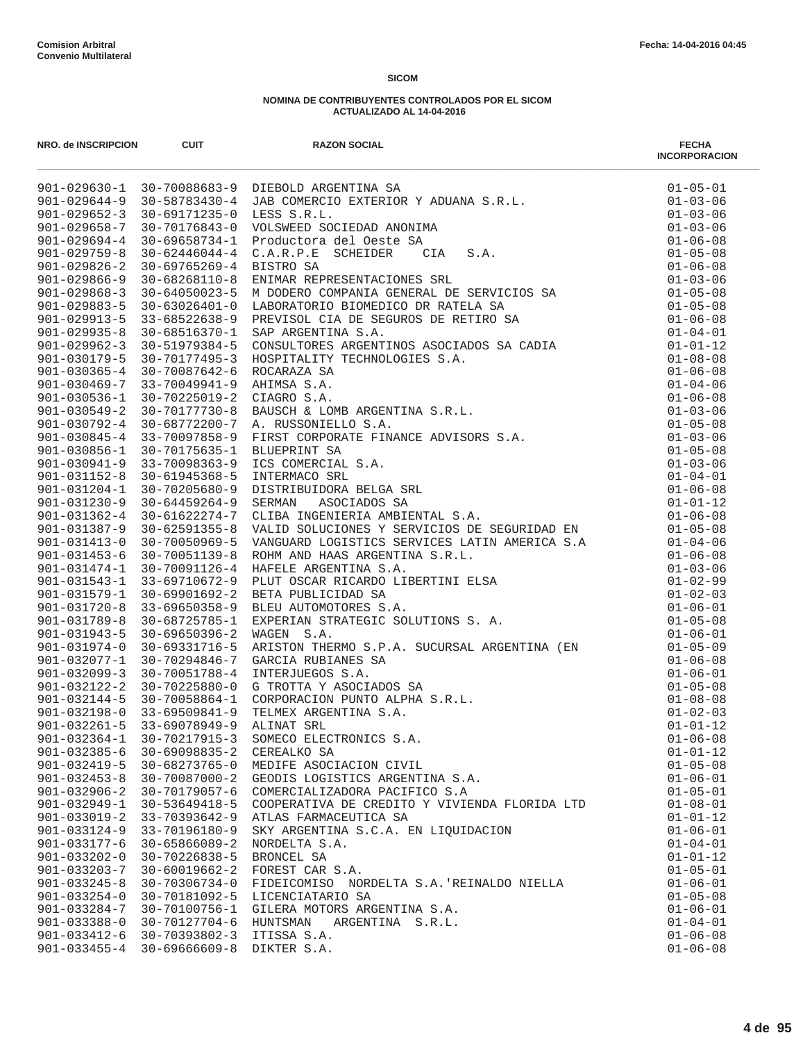**Comision Arbitral**
**Convenio Multilateral**

Fecha: 14-04-2016 04:45

**SICOM**

**NOMINA DE CONTRIBUYENTES CONTROLADOS POR EL SICOM**
**ACTUALIZADO AL 14-04-2016**

| NRO. de INSCRIPCION | CUIT | RAZON SOCIAL | FECHA INCORPORACION |
|---|---|---|---|
| 901-029630-1 | 30-70088683-9 | DIEBOLD ARGENTINA SA | 01-05-01 |
| 901-029644-9 | 30-58783430-4 | JAB COMERCIO EXTERIOR Y ADUANA S.R.L. | 01-03-06 |
| 901-029652-3 | 30-69171235-0 | LESS S.R.L. | 01-03-06 |
| 901-029658-7 | 30-70176843-0 | VOLSWEED SOCIEDAD ANONIMA | 01-03-06 |
| 901-029694-4 | 30-69658734-1 | Productora del Oeste SA | 01-06-08 |
| 901-029759-8 | 30-62446044-4 | C.A.R.P.E SCHEIDER CIA S.A. | 01-05-08 |
| 901-029826-2 | 30-69765269-4 | BISTRO SA | 01-06-08 |
| 901-029866-9 | 30-68268110-8 | ENIMAR REPRESENTACIONES SRL | 01-03-06 |
| 901-029868-3 | 30-64050023-5 | M DODERO COMPANIA GENERAL DE SERVICIOS SA | 01-05-08 |
| 901-029883-5 | 30-63026401-0 | LABORATORIO BIOMEDICO DR RATELA SA | 01-05-08 |
| 901-029913-5 | 33-68522638-9 | PREVISOL CIA DE SEGUROS DE RETIRO SA | 01-06-08 |
| 901-029935-8 | 30-68516370-1 | SAP ARGENTINA S.A. | 01-04-01 |
| 901-029962-3 | 30-51979384-5 | CONSULTORES ARGENTINOS ASOCIADOS SA CADIA | 01-01-12 |
| 901-030179-5 | 30-70177495-3 | HOSPITALITY TECHNOLOGIES S.A. | 01-08-08 |
| 901-030365-4 | 30-70087642-6 | ROCARAZA SA | 01-06-08 |
| 901-030469-7 | 33-70049941-9 | AHIMSA S.A. | 01-04-06 |
| 901-030536-1 | 30-70225019-2 | CIAGRO S.A. | 01-06-08 |
| 901-030549-2 | 30-70177730-8 | BAUSCH & LOMB ARGENTINA S.R.L. | 01-03-06 |
| 901-030792-4 | 30-68772200-7 | A. RUSSONIELLO S.A. | 01-05-08 |
| 901-030845-4 | 33-70097858-9 | FIRST CORPORATE FINANCE ADVISORS S.A. | 01-03-06 |
| 901-030856-1 | 30-70175635-1 | BLUEPRINT SA | 01-05-08 |
| 901-030941-9 | 33-70098363-9 | ICS COMERCIAL S.A. | 01-03-06 |
| 901-031152-8 | 30-61945368-5 | INTERMACO SRL | 01-04-01 |
| 901-031204-1 | 30-70205680-9 | DISTRIBUIDORA BELGA SRL | 01-06-08 |
| 901-031230-9 | 30-64459264-9 | SERMAN ASOCIADOS SA | 01-01-12 |
| 901-031362-4 | 30-61622274-7 | CLIBA INGENIERIA AMBIENTAL S.A. | 01-06-08 |
| 901-031387-9 | 30-62591355-8 | VALID SOLUCIONES Y SERVICIOS DE SEGURIDAD EN | 01-05-08 |
| 901-031413-0 | 30-70050969-5 | VANGUARD LOGISTICS SERVICES LATIN AMERICA S.A | 01-04-06 |
| 901-031453-6 | 30-70051139-8 | ROHM AND HAAS ARGENTINA S.R.L. | 01-06-08 |
| 901-031474-1 | 30-70091126-4 | HAFELE ARGENTINA S.A. | 01-03-06 |
| 901-031543-1 | 33-69710672-9 | PLUT OSCAR RICARDO LIBERTINI ELSA | 01-02-99 |
| 901-031579-1 | 30-69901692-2 | BETA PUBLICIDAD SA | 01-02-03 |
| 901-031720-8 | 33-69650358-9 | BLEU AUTOMOTORES S.A. | 01-06-01 |
| 901-031789-8 | 30-68725785-1 | EXPERIAN STRATEGIC SOLUTIONS S. A. | 01-05-08 |
| 901-031943-5 | 30-69650396-2 | WAGEN S.A. | 01-06-01 |
| 901-031974-0 | 30-69331716-5 | ARISTON THERMO S.P.A. SUCURSAL ARGENTINA (EN | 01-05-09 |
| 901-032077-1 | 30-70294846-7 | GARCIA RUBIANES SA | 01-06-08 |
| 901-032099-3 | 30-70051788-4 | INTERJUEGOS S.A. | 01-06-01 |
| 901-032122-2 | 30-70225880-0 | G TROTTA Y ASOCIADOS SA | 01-05-08 |
| 901-032144-5 | 30-70058864-1 | CORPORACION PUNTO ALPHA S.R.L. | 01-08-08 |
| 901-032198-0 | 33-69509841-9 | TELMEX ARGENTINA S.A. | 01-02-03 |
| 901-032261-5 | 33-69078949-9 | ALINAT SRL | 01-01-12 |
| 901-032364-1 | 30-70217915-3 | SOMECO ELECTRONICS S.A. | 01-06-08 |
| 901-032385-6 | 30-69098835-2 | CEREALKO SA | 01-01-12 |
| 901-032419-5 | 30-68273765-0 | MEDIFE ASOCIACION CIVIL | 01-05-08 |
| 901-032453-8 | 30-70087000-2 | GEODIS LOGISTICS ARGENTINA S.A. | 01-06-01 |
| 901-032906-2 | 30-70179057-6 | COMERCIALIZADORA PACIFICO S.A | 01-05-01 |
| 901-032949-1 | 30-53649418-5 | COOPERATIVA DE CREDITO Y VIVIENDA FLORIDA LTD | 01-08-01 |
| 901-033019-2 | 33-70393642-9 | ATLAS FARMACEUTICA SA | 01-01-12 |
| 901-033124-9 | 33-70196180-9 | SKY ARGENTINA S.C.A. EN LIQUIDACION | 01-06-01 |
| 901-033177-6 | 30-65866089-2 | NORDELTA S.A. | 01-04-01 |
| 901-033202-0 | 30-70226838-5 | BRONCEL SA | 01-01-12 |
| 901-033203-7 | 30-60019662-2 | FOREST CAR S.A. | 01-05-01 |
| 901-033245-8 | 30-70306734-0 | FIDEICOMISO NORDELTA S.A.'REINALDO NIELLA | 01-06-01 |
| 901-033254-0 | 30-70181092-5 | LICENCIATARIO SA | 01-05-08 |
| 901-033284-7 | 30-70100756-1 | GILERA MOTORS ARGENTINA S.A. | 01-06-01 |
| 901-033388-0 | 30-70127704-6 | HUNTSMAN ARGENTINA S.R.L. | 01-04-01 |
| 901-033412-6 | 30-70393802-3 | ITISSA S.A. | 01-06-08 |
| 901-033455-4 | 30-69666609-8 | DIKTER S.A. | 01-06-08 |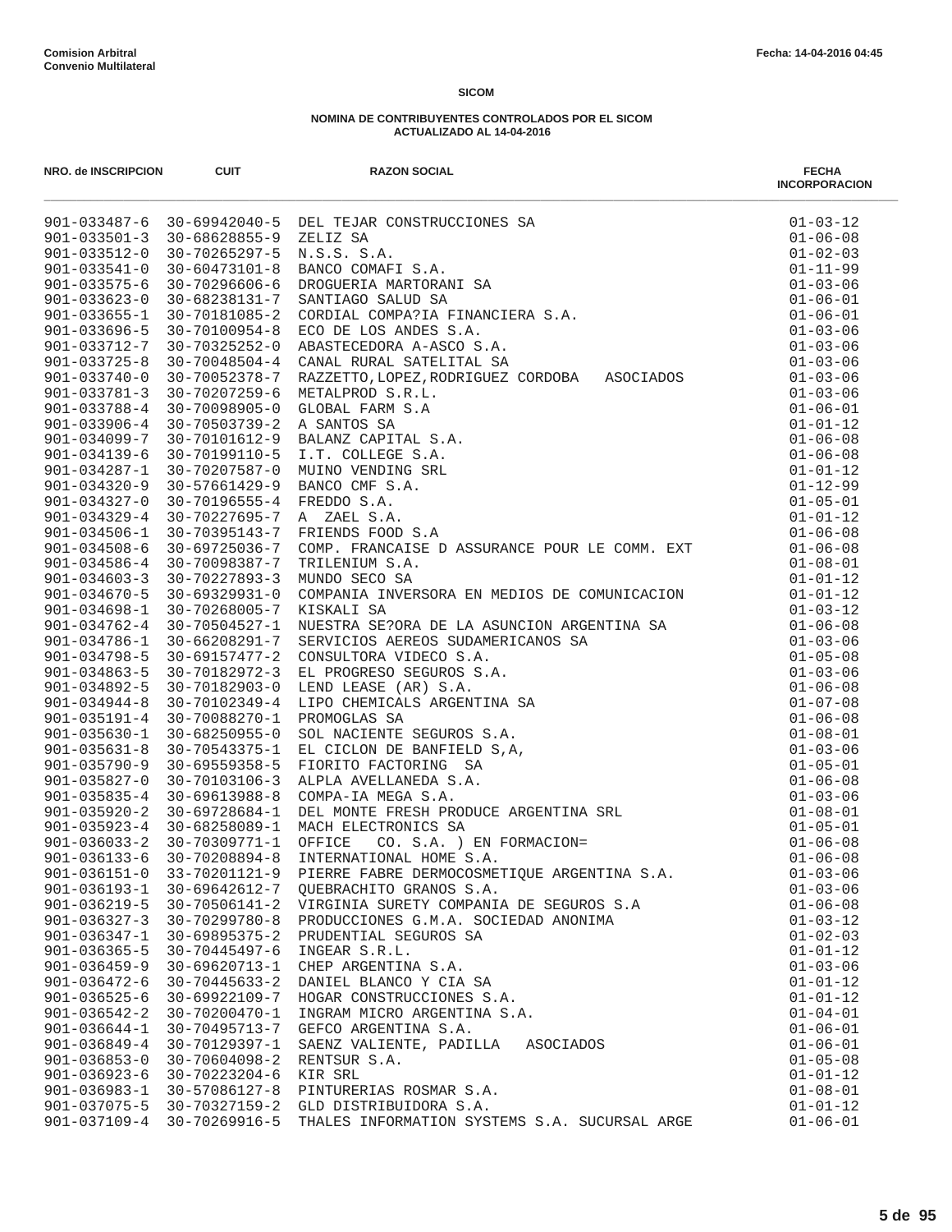**Comision Arbitral**
**Convenio Multilateral**

Fecha: 14-04-2016 04:45

**SICOM**

**NOMINA DE CONTRIBUYENTES CONTROLADOS POR EL SICOM**
**ACTUALIZADO AL 14-04-2016**

| NRO. de INSCRIPCION | CUIT | RAZON SOCIAL | FECHA INCORPORACION |
|---|---|---|---|
| 901-033487-6 | 30-69942040-5 | DEL TEJAR CONSTRUCCIONES SA | 01-03-12 |
| 901-033501-3 | 30-68628855-9 | ZELIZ SA | 01-06-08 |
| 901-033512-0 | 30-70265297-5 | N.S.S. S.A. | 01-02-03 |
| 901-033541-0 | 30-60473101-8 | BANCO COMAFI S.A. | 01-11-99 |
| 901-033575-6 | 30-70296606-6 | DROGUERIA MARTORANI SA | 01-03-06 |
| 901-033623-0 | 30-68238131-7 | SANTIAGO SALUD SA | 01-06-01 |
| 901-033655-1 | 30-70181085-2 | CORDIAL COMPA?IA FINANCIERA S.A. | 01-06-01 |
| 901-033696-5 | 30-70100954-8 | ECO DE LOS ANDES S.A. | 01-03-06 |
| 901-033712-7 | 30-70325252-0 | ABASTECEDORA A-ASCO S.A. | 01-03-06 |
| 901-033725-8 | 30-70048504-4 | CANAL RURAL SATELITAL SA | 01-03-06 |
| 901-033740-0 | 30-70052378-7 | RAZZETTO,LOPEZ,RODRIGUEZ CORDOBA ASOCIADOS | 01-03-06 |
| 901-033781-3 | 30-70207259-6 | METALPROD S.R.L. | 01-03-06 |
| 901-033788-4 | 30-70098905-0 | GLOBAL FARM S.A | 01-06-01 |
| 901-033906-4 | 30-70503739-2 | A SANTOS SA | 01-01-12 |
| 901-034099-7 | 30-70101612-9 | BALANZ CAPITAL S.A. | 01-06-08 |
| 901-034139-6 | 30-70199110-5 | I.T. COLLEGE S.A. | 01-06-08 |
| 901-034287-1 | 30-70207587-0 | MUINO VENDING SRL | 01-01-12 |
| 901-034320-9 | 30-57661429-9 | BANCO CMF S.A. | 01-12-99 |
| 901-034327-0 | 30-70196555-4 | FREDDO S.A. | 01-05-01 |
| 901-034329-4 | 30-70227695-7 | A ZAEL S.A. | 01-01-12 |
| 901-034506-1 | 30-70395143-7 | FRIENDS FOOD S.A | 01-06-08 |
| 901-034508-6 | 30-69725036-7 | COMP. FRANCAISE D ASSURANCE POUR LE COMM. EXT | 01-06-08 |
| 901-034586-4 | 30-70098387-7 | TRILENIUM S.A. | 01-08-01 |
| 901-034603-3 | 30-70227893-3 | MUNDO SECO SA | 01-01-12 |
| 901-034670-5 | 30-69329931-0 | COMPANIA INVERSORA EN MEDIOS DE COMUNICACION | 01-01-12 |
| 901-034698-1 | 30-70268005-7 | KISKALI SA | 01-03-12 |
| 901-034762-4 | 30-70504527-1 | NUESTRA SE?ORA DE LA ASUNCION ARGENTINA SA | 01-06-08 |
| 901-034786-1 | 30-66208291-7 | SERVICIOS AEREOS SUDAMERICANOS SA | 01-03-06 |
| 901-034798-5 | 30-69157477-2 | CONSULTORA VIDECO S.A. | 01-05-08 |
| 901-034863-5 | 30-70182972-3 | EL PROGRESO SEGUROS S.A. | 01-03-06 |
| 901-034892-5 | 30-70182903-0 | LEND LEASE (AR) S.A. | 01-06-08 |
| 901-034944-8 | 30-70102349-4 | LIPO CHEMICALS ARGENTINA SA | 01-07-08 |
| 901-035191-4 | 30-70088270-1 | PROMOGLAS SA | 01-06-08 |
| 901-035630-1 | 30-68250955-0 | SOL NACIENTE SEGUROS S.A. | 01-08-01 |
| 901-035631-8 | 30-70543375-1 | EL CICLON DE BANFIELD S,A, | 01-03-06 |
| 901-035790-9 | 30-69559358-5 | FIORITO FACTORING SA | 01-05-01 |
| 901-035827-0 | 30-70103106-3 | ALPLA AVELLANEDA S.A. | 01-06-08 |
| 901-035835-4 | 30-69613988-8 | COMPA-IA MEGA S.A. | 01-03-06 |
| 901-035920-2 | 30-69728684-1 | DEL MONTE FRESH PRODUCE ARGENTINA SRL | 01-08-01 |
| 901-035923-4 | 30-68258089-1 | MACH ELECTRONICS SA | 01-05-01 |
| 901-036033-2 | 30-70309771-1 | OFFICE CO. S.A. ) EN FORMACION= | 01-06-08 |
| 901-036133-6 | 30-70208894-8 | INTERNATIONAL HOME S.A. | 01-06-08 |
| 901-036151-0 | 33-70201121-9 | PIERRE FABRE DERMOCOSMETIQUE ARGENTINA S.A. | 01-03-06 |
| 901-036193-1 | 30-69642612-7 | QUEBRACHITO GRANOS S.A. | 01-03-06 |
| 901-036219-5 | 30-70506141-2 | VIRGINIA SURETY COMPANIA DE SEGUROS S.A | 01-06-08 |
| 901-036327-3 | 30-70299780-8 | PRODUCCIONES G.M.A. SOCIEDAD ANONIMA | 01-03-12 |
| 901-036347-1 | 30-69895375-2 | PRUDENTIAL SEGUROS SA | 01-02-03 |
| 901-036365-5 | 30-70445497-6 | INGEAR S.R.L. | 01-01-12 |
| 901-036459-9 | 30-69620713-1 | CHEP ARGENTINA S.A. | 01-03-06 |
| 901-036472-6 | 30-70445633-2 | DANIEL BLANCO Y CIA SA | 01-01-12 |
| 901-036525-6 | 30-69922109-7 | HOGAR CONSTRUCCIONES S.A. | 01-01-12 |
| 901-036542-2 | 30-70200470-1 | INGRAM MICRO ARGENTINA S.A. | 01-04-01 |
| 901-036644-1 | 30-70495713-7 | GEFCO ARGENTINA S.A. | 01-06-01 |
| 901-036849-4 | 30-70129397-1 | SAENZ VALIENTE, PADILLA ASOCIADOS | 01-06-01 |
| 901-036853-0 | 30-70604098-2 | RENTSUR S.A. | 01-05-08 |
| 901-036923-6 | 30-70223204-6 | KIR SRL | 01-01-12 |
| 901-036983-1 | 30-57086127-8 | PINTURERIAS ROSMAR S.A. | 01-08-01 |
| 901-037075-5 | 30-70327159-2 | GLD DISTRIBUIDORA S.A. | 01-01-12 |
| 901-037109-4 | 30-70269916-5 | THALES INFORMATION SYSTEMS S.A. SUCURSAL ARGE | 01-06-01 |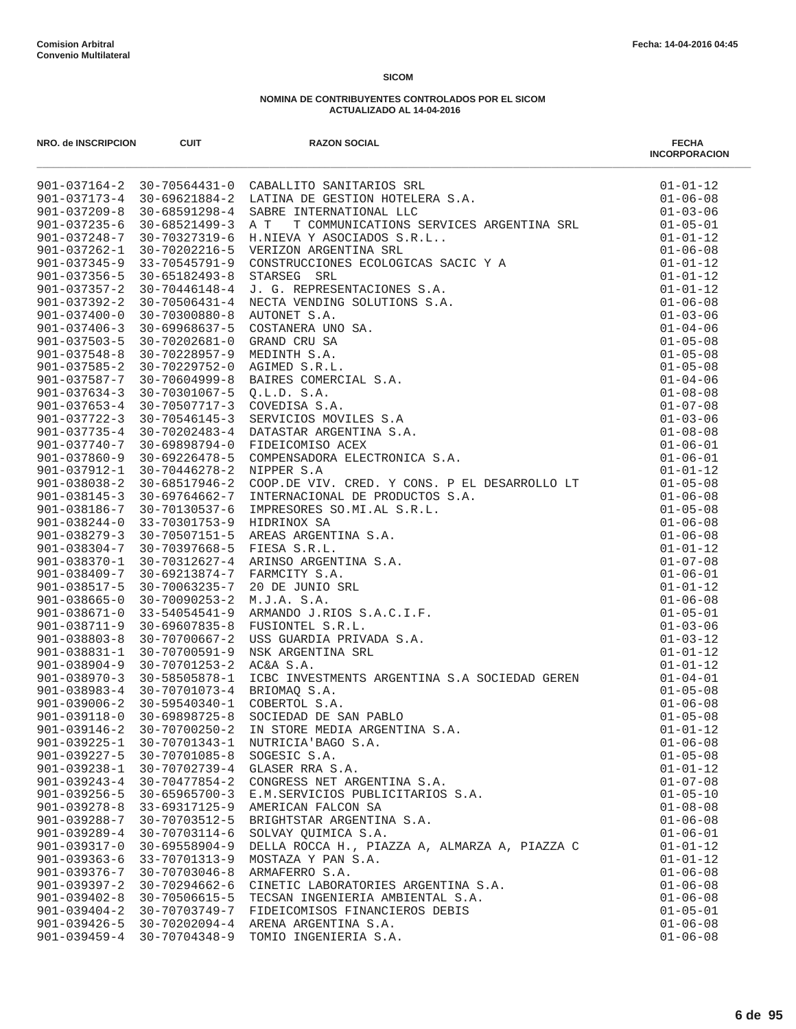**Comision Arbitral**
**Convenio Multilateral**

Fecha: 14-04-2016 04:45

**SICOM**

**NOMINA DE CONTRIBUYENTES CONTROLADOS POR EL SICOM**
**ACTUALIZADO AL 14-04-2016**

| NRO. de INSCRIPCION | CUIT | RAZON SOCIAL | FECHA INCORPORACION |
|---|---|---|---|
| 901-037164-2 | 30-70564431-0 | CABALLITO SANITARIOS SRL | 01-01-12 |
| 901-037173-4 | 30-69621884-2 | LATINA DE GESTION HOTELERA S.A. | 01-06-08 |
| 901-037209-8 | 30-68591298-4 | SABRE INTERNATIONAL LLC | 01-03-06 |
| 901-037235-6 | 30-68521499-3 | A T T COMMUNICATIONS SERVICES ARGENTINA SRL | 01-05-01 |
| 901-037248-7 | 30-70327319-6 | H.NIEVA Y ASOCIADOS S.R.L.. | 01-01-12 |
| 901-037262-1 | 30-70202216-5 | VERIZON ARGENTINA SRL | 01-06-08 |
| 901-037345-9 | 33-70545791-9 | CONSTRUCCIONES ECOLOGICAS SACIC Y A | 01-01-12 |
| 901-037356-5 | 30-65182493-8 | STARSEG SRL | 01-01-12 |
| 901-037357-2 | 30-70446148-4 | J. G. REPRESENTACIONES S.A. | 01-01-12 |
| 901-037392-2 | 30-70506431-4 | NECTA VENDING SOLUTIONS S.A. | 01-06-08 |
| 901-037400-0 | 30-70300880-8 | AUTONET S.A. | 01-03-06 |
| 901-037406-3 | 30-69968637-5 | COSTANERA UNO SA. | 01-04-06 |
| 901-037503-5 | 30-70202681-0 | GRAND CRU SA | 01-05-08 |
| 901-037548-8 | 30-70228957-9 | MEDINTH S.A. | 01-05-08 |
| 901-037585-2 | 30-70229752-0 | AGIMED S.R.L. | 01-05-08 |
| 901-037587-7 | 30-70604999-8 | BAIRES COMERCIAL S.A. | 01-04-06 |
| 901-037634-3 | 30-70301067-5 | Q.L.D. S.A. | 01-08-08 |
| 901-037653-4 | 30-70507717-3 | COVEDISA S.A. | 01-07-08 |
| 901-037722-3 | 30-70546145-3 | SERVICIOS MOVILES S.A | 01-03-06 |
| 901-037735-4 | 30-70202483-4 | DATASTAR ARGENTINA S.A. | 01-08-08 |
| 901-037740-7 | 30-69898794-0 | FIDEICOMISO ACEX | 01-06-01 |
| 901-037860-9 | 30-69226478-5 | COMPENSADORA ELECTRONICA S.A. | 01-06-01 |
| 901-037912-1 | 30-70446278-2 | NIPPER S.A | 01-01-12 |
| 901-038038-2 | 30-68517946-2 | COOP.DE VIV. CRED. Y CONS. P EL DESARROLLO LT | 01-05-08 |
| 901-038145-3 | 30-69764662-7 | INTERNACIONAL DE PRODUCTOS S.A. | 01-06-08 |
| 901-038186-7 | 30-70130537-6 | IMPRESORES SO.MI.AL S.R.L. | 01-05-08 |
| 901-038244-0 | 33-70301753-9 | HIDRINOX SA | 01-06-08 |
| 901-038279-3 | 30-70507151-5 | AREAS ARGENTINA S.A. | 01-06-08 |
| 901-038304-7 | 30-70397668-5 | FIESA S.R.L. | 01-01-12 |
| 901-038370-1 | 30-70312627-4 | ARINSO ARGENTINA S.A. | 01-07-08 |
| 901-038409-7 | 30-69213874-7 | FARMCITY S.A. | 01-06-01 |
| 901-038517-5 | 30-70063235-7 | 20 DE JUNIO SRL | 01-01-12 |
| 901-038665-0 | 30-70090253-2 | M.J.A. S.A. | 01-06-08 |
| 901-038671-0 | 33-54054541-9 | ARMANDO J.RIOS S.A.C.I.F. | 01-05-01 |
| 901-038711-9 | 30-69607835-8 | FUSIONTEL S.R.L. | 01-03-06 |
| 901-038803-8 | 30-70700667-2 | USS GUARDIA PRIVADA S.A. | 01-03-12 |
| 901-038831-1 | 30-70700591-9 | NSK ARGENTINA SRL | 01-01-12 |
| 901-038904-9 | 30-70701253-2 | AC&A S.A. | 01-01-12 |
| 901-038970-3 | 30-58505878-1 | ICBC INVESTMENTS ARGENTINA S.A SOCIEDAD GEREN | 01-04-01 |
| 901-038983-4 | 30-70701073-4 | BRIOMAQ S.A. | 01-05-08 |
| 901-039006-2 | 30-59540340-1 | COBERTOL S.A. | 01-06-08 |
| 901-039118-0 | 30-69898725-8 | SOCIEDAD DE SAN PABLO | 01-05-08 |
| 901-039146-2 | 30-70700250-2 | IN STORE MEDIA ARGENTINA S.A. | 01-01-12 |
| 901-039225-1 | 30-70701343-1 | NUTRICIA'BAGO S.A. | 01-06-08 |
| 901-039227-5 | 30-70701085-8 | SOGESIC S.A. | 01-05-08 |
| 901-039238-1 | 30-70702739-4 | GLASER RRA S.A. | 01-01-12 |
| 901-039243-4 | 30-70477854-2 | CONGRESS NET ARGENTINA S.A. | 01-07-08 |
| 901-039256-5 | 30-65965700-3 | E.M.SERVICIOS PUBLICITARIOS S.A. | 01-05-10 |
| 901-039278-8 | 33-69317125-9 | AMERICAN FALCON SA | 01-08-08 |
| 901-039288-7 | 30-70703512-5 | BRIGHTSTAR ARGENTINA S.A. | 01-06-08 |
| 901-039289-4 | 30-70703114-6 | SOLVAY QUIMICA S.A. | 01-06-01 |
| 901-039317-0 | 30-69558904-9 | DELLA ROCCA H., PIAZZA A, ALMARZA A, PIAZZA C | 01-01-12 |
| 901-039363-6 | 33-70701313-9 | MOSTAZA Y PAN S.A. | 01-01-12 |
| 901-039376-7 | 30-70703046-8 | ARMAFERRO S.A. | 01-06-08 |
| 901-039397-2 | 30-70294662-6 | CINETIC LABORATORIES ARGENTINA S.A. | 01-06-08 |
| 901-039402-8 | 30-70506615-5 | TECSAN INGENIERIA AMBIENTAL S.A. | 01-06-08 |
| 901-039404-2 | 30-70703749-7 | FIDEICOMISOS FINANCIEROS DEBIS | 01-05-01 |
| 901-039426-5 | 30-70202094-4 | ARENA ARGENTINA S.A. | 01-06-08 |
| 901-039459-4 | 30-70704348-9 | TOMIO INGENIERIA S.A. | 01-06-08 |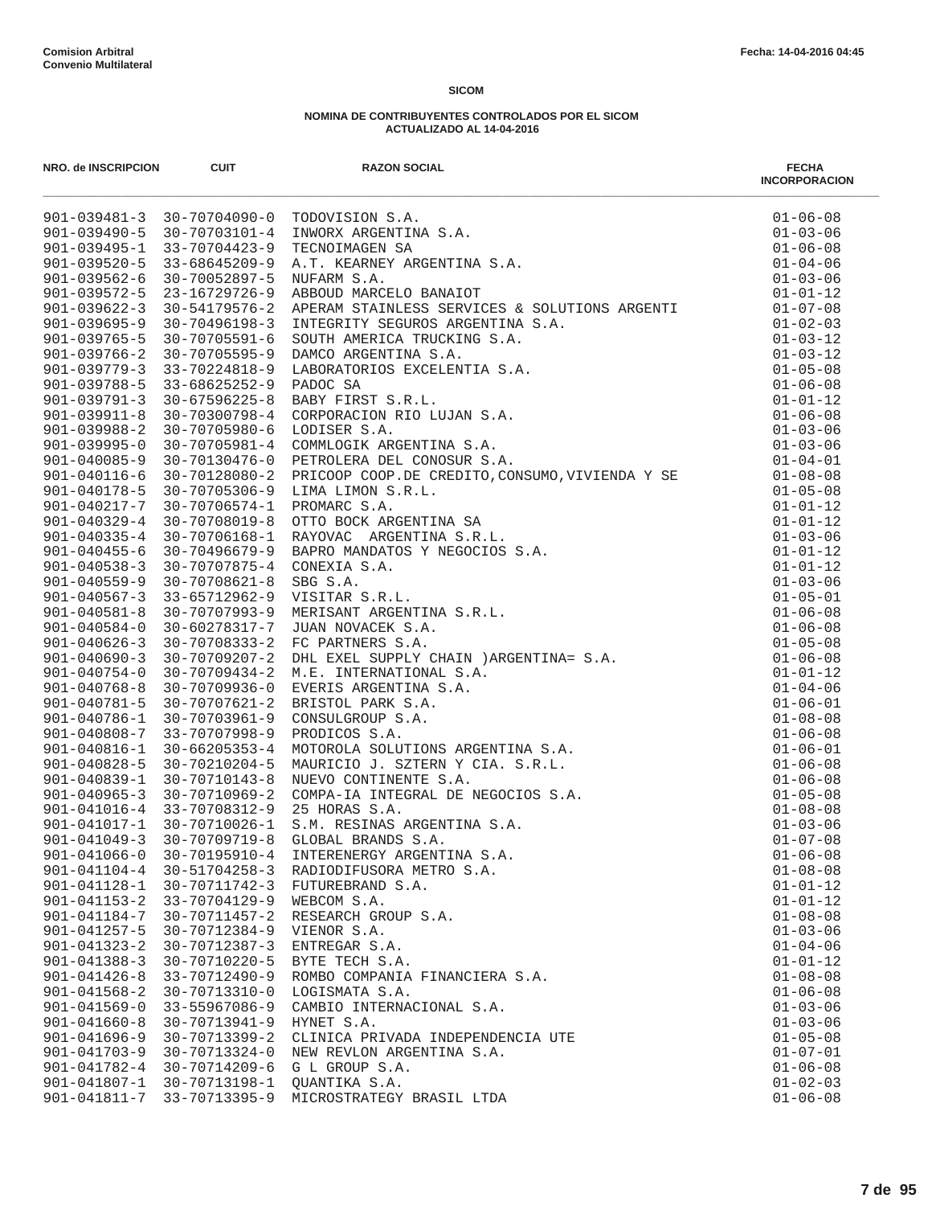**Comision Arbitral**
**Convenio Multilateral**

Fecha: 14-04-2016 04:45

**SICOM**

**NOMINA DE CONTRIBUYENTES CONTROLADOS POR EL SICOM**
**ACTUALIZADO AL 14-04-2016**

| NRO. de INSCRIPCION | CUIT | RAZON SOCIAL | FECHA INCORPORACION |
|---|---|---|---|
| 901-039481-3 | 30-70704090-0 | TODOVISION S.A. | 01-06-08 |
| 901-039490-5 | 30-70703101-4 | INWORX ARGENTINA S.A. | 01-03-06 |
| 901-039495-1 | 33-70704423-9 | TECNOIMAGEN SA | 01-06-08 |
| 901-039520-5 | 33-68645209-9 | A.T. KEARNEY ARGENTINA S.A. | 01-04-06 |
| 901-039562-6 | 30-70052897-5 | NUFARM S.A. | 01-03-06 |
| 901-039572-5 | 23-16729726-9 | ABBOUD MARCELO BANAIOT | 01-01-12 |
| 901-039622-3 | 30-54179576-2 | APERAM STAINLESS SERVICES & SOLUTIONS ARGENTI | 01-07-08 |
| 901-039695-9 | 30-70496198-3 | INTEGRITY SEGUROS ARGENTINA S.A. | 01-02-03 |
| 901-039765-5 | 30-70705591-6 | SOUTH AMERICA TRUCKING S.A. | 01-03-12 |
| 901-039766-2 | 30-70705595-9 | DAMCO ARGENTINA S.A. | 01-03-12 |
| 901-039779-3 | 33-70224818-9 | LABORATORIOS EXCELENTIA S.A. | 01-05-08 |
| 901-039788-5 | 33-68625252-9 | PADOC SA | 01-06-08 |
| 901-039791-3 | 30-67596225-8 | BABY FIRST S.R.L. | 01-01-12 |
| 901-039911-8 | 30-70300798-4 | CORPORACION RIO LUJAN S.A. | 01-06-08 |
| 901-039988-2 | 30-70705980-6 | LODISER S.A. | 01-03-06 |
| 901-039995-0 | 30-70705981-4 | COMMLOGIK ARGENTINA S.A. | 01-03-06 |
| 901-040085-9 | 30-70130476-0 | PETROLERA DEL CONOSUR S.A. | 01-04-01 |
| 901-040116-6 | 30-70128080-2 | PRICOOP COOP.DE CREDITO,CONSUMO,VIVIENDA Y SE | 01-08-08 |
| 901-040178-5 | 30-70705306-9 | LIMA LIMON S.R.L. | 01-05-08 |
| 901-040217-7 | 30-70706574-1 | PROMARC S.A. | 01-01-12 |
| 901-040329-4 | 30-70708019-8 | OTTO BOCK ARGENTINA SA | 01-01-12 |
| 901-040335-4 | 30-70706168-1 | RAYOVAC ARGENTINA S.R.L. | 01-03-06 |
| 901-040455-6 | 30-70496679-9 | BAPRO MANDATOS Y NEGOCIOS S.A. | 01-01-12 |
| 901-040538-3 | 30-70707875-4 | CONEXIA S.A. | 01-01-12 |
| 901-040559-9 | 30-70708621-8 | SBG S.A. | 01-03-06 |
| 901-040567-3 | 33-65712962-9 | VISITAR S.R.L. | 01-05-01 |
| 901-040581-8 | 30-70707993-9 | MERISANT ARGENTINA S.R.L. | 01-06-08 |
| 901-040584-0 | 30-60278317-7 | JUAN NOVACEK S.A. | 01-06-08 |
| 901-040626-3 | 30-70708333-2 | FC PARTNERS S.A. | 01-05-08 |
| 901-040690-3 | 30-70709207-2 | DHL EXEL SUPPLY CHAIN )ARGENTINA= S.A. | 01-06-08 |
| 901-040754-0 | 30-70709434-2 | M.E. INTERNATIONAL S.A. | 01-01-12 |
| 901-040768-8 | 30-70709936-0 | EVERIS ARGENTINA S.A. | 01-04-06 |
| 901-040781-5 | 30-70707621-2 | BRISTOL PARK S.A. | 01-06-01 |
| 901-040786-1 | 30-70703961-9 | CONSULGROUP S.A. | 01-08-08 |
| 901-040808-7 | 33-70707998-9 | PRODICOS S.A. | 01-06-08 |
| 901-040816-1 | 30-66205353-4 | MOTOROLA SOLUTIONS ARGENTINA S.A. | 01-06-01 |
| 901-040828-5 | 30-70210204-5 | MAURICIO J. SZTERN Y CIA. S.R.L. | 01-06-08 |
| 901-040839-1 | 30-70710143-8 | NUEVO CONTINENTE S.A. | 01-06-08 |
| 901-040965-3 | 30-70710969-2 | COMPA-IA INTEGRAL DE NEGOCIOS S.A. | 01-05-08 |
| 901-041016-4 | 33-70708312-9 | 25 HORAS S.A. | 01-08-08 |
| 901-041017-1 | 30-70710026-1 | S.M. RESINAS ARGENTINA S.A. | 01-03-06 |
| 901-041049-3 | 30-70709719-8 | GLOBAL BRANDS S.A. | 01-07-08 |
| 901-041066-0 | 30-70195910-4 | INTERENERGY ARGENTINA S.A. | 01-06-08 |
| 901-041104-4 | 30-51704258-3 | RADIODIFUSORA METRO S.A. | 01-08-08 |
| 901-041128-1 | 30-70711742-3 | FUTUREBRAND S.A. | 01-01-12 |
| 901-041153-2 | 33-70704129-9 | WEBCOM S.A. | 01-01-12 |
| 901-041184-7 | 30-70711457-2 | RESEARCH GROUP S.A. | 01-08-08 |
| 901-041257-5 | 30-70712384-9 | VIENOR S.A. | 01-03-06 |
| 901-041323-2 | 30-70712387-3 | ENTREGAR S.A. | 01-04-06 |
| 901-041388-3 | 30-70710220-5 | BYTE TECH S.A. | 01-01-12 |
| 901-041426-8 | 33-70712490-9 | ROMBO COMPANIA FINANCIERA S.A. | 01-08-08 |
| 901-041568-2 | 30-70713310-0 | LOGISMATA S.A. | 01-06-08 |
| 901-041569-0 | 33-55967086-9 | CAMBIO INTERNACIONAL S.A. | 01-03-06 |
| 901-041660-8 | 30-70713941-9 | HYNET S.A. | 01-03-06 |
| 901-041696-9 | 30-70713399-2 | CLINICA PRIVADA INDEPENDENCIA UTE | 01-05-08 |
| 901-041703-9 | 30-70713324-0 | NEW REVLON ARGENTINA S.A. | 01-07-01 |
| 901-041782-4 | 30-70714209-6 | G L GROUP S.A. | 01-06-08 |
| 901-041807-1 | 30-70713198-1 | QUANTIKA S.A. | 01-02-03 |
| 901-041811-7 | 33-70713395-9 | MICROSTRATEGY BRASIL LTDA | 01-06-08 |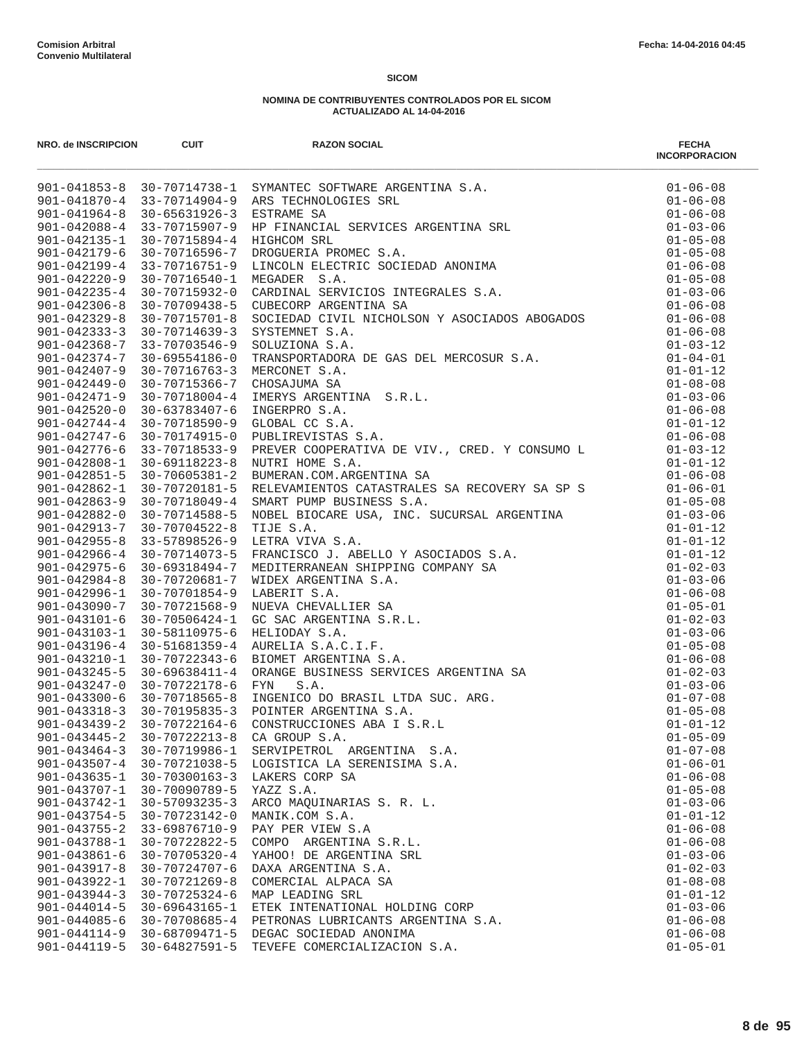**Comision Arbitral**
**Convenio Multilateral**

Fecha: 14-04-2016 04:45

**SICOM**

**NOMINA DE CONTRIBUYENTES CONTROLADOS POR EL SICOM**
**ACTUALIZADO AL 14-04-2016**

| NRO. de INSCRIPCION | CUIT | RAZON SOCIAL | FECHA INCORPORACION |
|---|---|---|---|
| 901-041853-8 | 30-70714738-1 | SYMANTEC SOFTWARE ARGENTINA S.A. | 01-06-08 |
| 901-041870-4 | 33-70714904-9 | ARS TECHNOLOGIES SRL | 01-06-08 |
| 901-041964-8 | 30-65631926-3 | ESTRAME SA | 01-06-08 |
| 901-042088-4 | 33-70715907-9 | HP FINANCIAL SERVICES ARGENTINA SRL | 01-03-06 |
| 901-042135-1 | 30-70715894-4 | HIGHCOM SRL | 01-05-08 |
| 901-042179-6 | 30-70716596-7 | DROGUERIA PROMEC S.A. | 01-05-08 |
| 901-042199-4 | 33-70716751-9 | LINCOLN ELECTRIC SOCIEDAD ANONIMA | 01-06-08 |
| 901-042220-9 | 30-70716540-1 | MEGADER S.A. | 01-05-08 |
| 901-042235-4 | 30-70715932-0 | CARDINAL SERVICIOS INTEGRALES S.A. | 01-03-06 |
| 901-042306-8 | 30-70709438-5 | CUBECORP ARGENTINA SA | 01-06-08 |
| 901-042329-8 | 30-70715701-8 | SOCIEDAD CIVIL NICHOLSON Y ASOCIADOS ABOGADOS | 01-06-08 |
| 901-042333-3 | 30-70714639-3 | SYSTEMNET S.A. | 01-06-08 |
| 901-042368-7 | 33-70703546-9 | SOLUZIONA S.A. | 01-03-12 |
| 901-042374-7 | 30-69554186-0 | TRANSPORTADORA DE GAS DEL MERCOSUR S.A. | 01-04-01 |
| 901-042407-9 | 30-70716763-3 | MERCONET S.A. | 01-01-12 |
| 901-042449-0 | 30-70715366-7 | CHOSAJUMA SA | 01-08-08 |
| 901-042471-9 | 30-70718004-4 | IMERYS ARGENTINA S.R.L. | 01-03-06 |
| 901-042520-0 | 30-63783407-6 | INGERPRO S.A. | 01-06-08 |
| 901-042744-4 | 30-70718590-9 | GLOBAL CC S.A. | 01-01-12 |
| 901-042747-6 | 30-70174915-0 | PUBLIREVISTAS S.A. | 01-06-08 |
| 901-042776-6 | 33-70718533-9 | PREVER COOPERATIVA DE VIV., CRED. Y CONSUMO L | 01-03-12 |
| 901-042808-1 | 30-69118223-8 | NUTRI HOME S.A. | 01-01-12 |
| 901-042851-5 | 30-70605381-2 | BUMERAN.COM.ARGENTINA SA | 01-06-08 |
| 901-042862-1 | 30-70720181-5 | RELEVAMIENTOS CATASTRALES SA RECOVERY SA SP S | 01-06-01 |
| 901-042863-9 | 30-70718049-4 | SMART PUMP BUSINESS S.A. | 01-05-08 |
| 901-042882-0 | 30-70714588-5 | NOBEL BIOCARE USA, INC. SUCURSAL ARGENTINA | 01-03-06 |
| 901-042913-7 | 30-70704522-8 | TIJE S.A. | 01-01-12 |
| 901-042955-8 | 33-57898526-9 | LETRA VIVA S.A. | 01-01-12 |
| 901-042966-4 | 30-70714073-5 | FRANCISCO J. ABELLO Y ASOCIADOS S.A. | 01-01-12 |
| 901-042975-6 | 30-69318494-7 | MEDITERRANEAN SHIPPING COMPANY SA | 01-02-03 |
| 901-042984-8 | 30-70720681-7 | WIDEX ARGENTINA S.A. | 01-03-06 |
| 901-042996-1 | 30-70701854-9 | LABERIT S.A. | 01-06-08 |
| 901-043090-7 | 30-70721568-9 | NUEVA CHEVALLIER SA | 01-05-01 |
| 901-043101-6 | 30-70506424-1 | GC SAC ARGENTINA S.R.L. | 01-02-03 |
| 901-043103-1 | 30-58110975-6 | HELIODAY S.A. | 01-03-06 |
| 901-043196-4 | 30-51681359-4 | AURELIA S.A.C.I.F. | 01-05-08 |
| 901-043210-1 | 30-70722343-6 | BIOMET ARGENTINA S.A. | 01-06-08 |
| 901-043245-5 | 30-69638411-4 | ORANGE BUSINESS SERVICES ARGENTINA SA | 01-02-03 |
| 901-043247-0 | 30-70722178-6 | FYN S.A. | 01-03-06 |
| 901-043300-6 | 30-70718565-8 | INGENICO DO BRASIL LTDA SUC. ARG. | 01-07-08 |
| 901-043318-3 | 30-70195835-3 | POINTER ARGENTINA S.A. | 01-05-08 |
| 901-043439-2 | 30-70722164-6 | CONSTRUCCIONES ABA I S.R.L | 01-01-12 |
| 901-043445-2 | 30-70722213-8 | CA GROUP S.A. | 01-05-09 |
| 901-043464-3 | 30-70719986-1 | SERVIPETROL ARGENTINA S.A. | 01-07-08 |
| 901-043507-4 | 30-70721038-5 | LOGISTICA LA SERENISIMA S.A. | 01-06-01 |
| 901-043635-1 | 30-70300163-3 | LAKERS CORP SA | 01-06-08 |
| 901-043707-1 | 30-70090789-5 | YAZZ S.A. | 01-05-08 |
| 901-043742-1 | 30-57093235-3 | ARCO MAQUINARIAS S. R. L. | 01-03-06 |
| 901-043754-5 | 30-70723142-0 | MANIK.COM S.A. | 01-01-12 |
| 901-043755-2 | 33-69876710-9 | PAY PER VIEW S.A | 01-06-08 |
| 901-043788-1 | 30-70722822-5 | COMPO ARGENTINA S.R.L. | 01-06-08 |
| 901-043861-6 | 30-70705320-4 | YAHOO! DE ARGENTINA SRL | 01-03-06 |
| 901-043917-8 | 30-70724707-6 | DAXA ARGENTINA S.A. | 01-02-03 |
| 901-043922-1 | 30-70721269-8 | COMERCIAL ALPACA SA | 01-08-08 |
| 901-043944-3 | 30-70725324-6 | MAP LEADING SRL | 01-01-12 |
| 901-044014-5 | 30-69643165-1 | ETEK INTENATIONAL HOLDING CORP | 01-03-06 |
| 901-044085-6 | 30-70708685-4 | PETRONAS LUBRICANTS ARGENTINA S.A. | 01-06-08 |
| 901-044114-9 | 30-68709471-5 | DEGAC SOCIEDAD ANONIMA | 01-06-08 |
| 901-044119-5 | 30-64827591-5 | TEVEFE COMERCIALIZACION S.A. | 01-05-01 |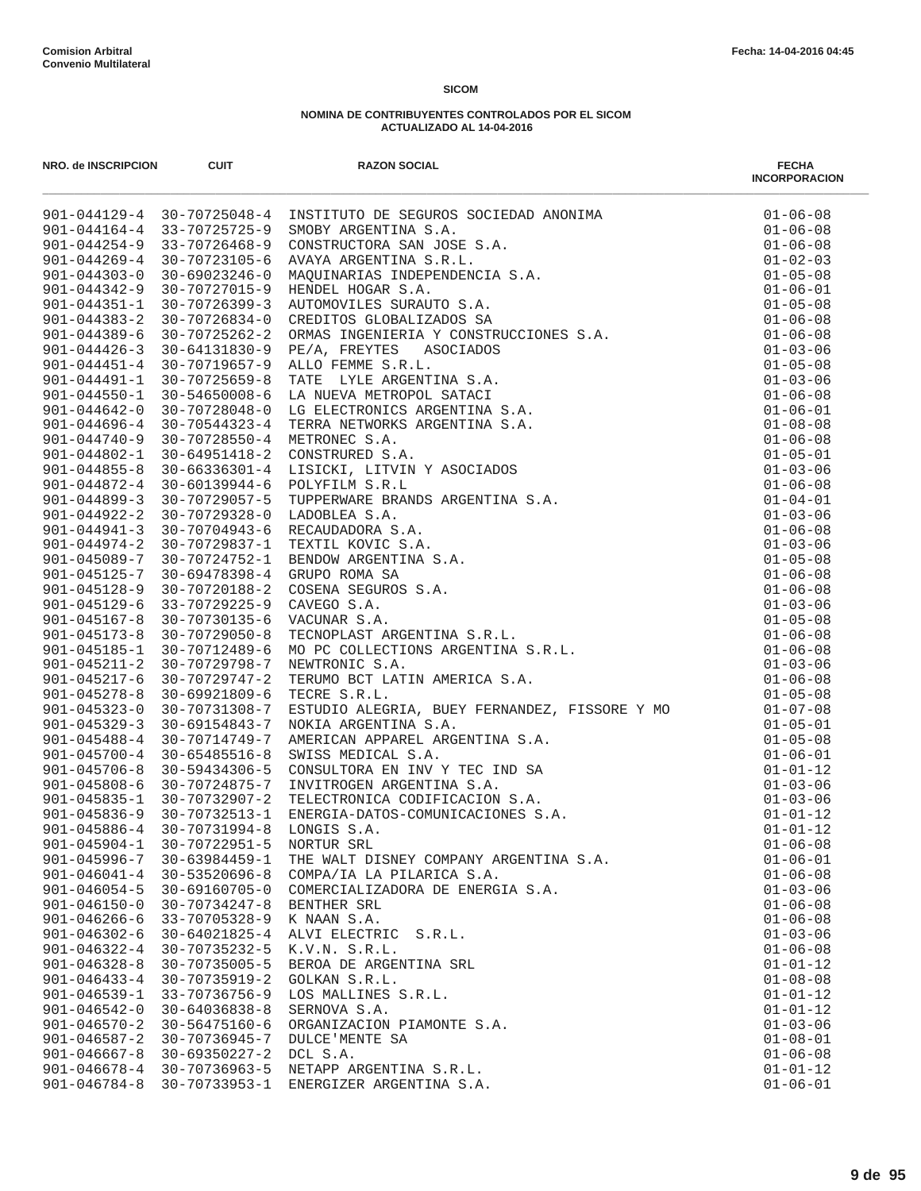**Comision Arbitral**
**Convenio Multilateral**

Fecha: 14-04-2016 04:45

**SICOM**

**NOMINA DE CONTRIBUYENTES CONTROLADOS POR EL SICOM**
**ACTUALIZADO AL 14-04-2016**

| NRO. de INSCRIPCION | CUIT | RAZON SOCIAL | FECHA INCORPORACION |
|---|---|---|---|
| 901-044129-4 | 30-70725048-4 | INSTITUTO DE SEGUROS SOCIEDAD ANONIMA | 01-06-08 |
| 901-044164-4 | 33-70725725-9 | SMOBY ARGENTINA S.A. | 01-06-08 |
| 901-044254-9 | 33-70726468-9 | CONSTRUCTORA SAN JOSE S.A. | 01-06-08 |
| 901-044269-4 | 30-70723105-6 | AVAYA ARGENTINA S.R.L. | 01-02-03 |
| 901-044303-0 | 30-69023246-0 | MAQUINARIAS INDEPENDENCIA S.A. | 01-05-08 |
| 901-044342-9 | 30-70727015-9 | HENDEL HOGAR S.A. | 01-06-01 |
| 901-044351-1 | 30-70726399-3 | AUTOMOVILES SURAUTO S.A. | 01-05-08 |
| 901-044383-2 | 30-70726834-0 | CREDITOS GLOBALIZADOS SA | 01-06-08 |
| 901-044389-6 | 30-70725262-2 | ORMAS INGENIERIA Y CONSTRUCCIONES S.A. | 01-06-08 |
| 901-044426-3 | 30-64131830-9 | PE/A, FREYTES ASOCIADOS | 01-03-06 |
| 901-044451-4 | 30-70719657-9 | ALLO FEMME S.R.L. | 01-05-08 |
| 901-044491-1 | 30-70725659-8 | TATE LYLE ARGENTINA S.A. | 01-03-06 |
| 901-044550-1 | 30-54650008-6 | LA NUEVA METROPOL SATACI | 01-06-08 |
| 901-044642-0 | 30-70728048-0 | LG ELECTRONICS ARGENTINA S.A. | 01-06-01 |
| 901-044696-4 | 30-70544323-4 | TERRA NETWORKS ARGENTINA S.A. | 01-08-08 |
| 901-044740-9 | 30-70728550-4 | METRONEC S.A. | 01-06-08 |
| 901-044802-1 | 30-64951418-2 | CONSTRURED S.A. | 01-05-01 |
| 901-044855-8 | 30-66336301-4 | LISICKI, LITVIN Y ASOCIADOS | 01-03-06 |
| 901-044872-4 | 30-60139944-6 | POLYFILM S.R.L | 01-06-08 |
| 901-044899-3 | 30-70729057-5 | TUPPERWARE BRANDS ARGENTINA S.A. | 01-04-01 |
| 901-044922-2 | 30-70729328-0 | LADOBLEA S.A. | 01-03-06 |
| 901-044941-3 | 30-70704943-6 | RECAUDADORA S.A. | 01-06-08 |
| 901-044974-2 | 30-70729837-1 | TEXTIL KOVIC S.A. | 01-03-06 |
| 901-045089-7 | 30-70724752-1 | BENDOW ARGENTINA S.A. | 01-05-08 |
| 901-045125-7 | 30-69478398-4 | GRUPO ROMA SA | 01-06-08 |
| 901-045128-9 | 30-70720188-2 | COSENA SEGUROS S.A. | 01-06-08 |
| 901-045129-6 | 33-70729225-9 | CAVEGO S.A. | 01-03-06 |
| 901-045167-8 | 30-70730135-6 | VACUNAR S.A. | 01-05-08 |
| 901-045173-8 | 30-70729050-8 | TECNOPLAST ARGENTINA S.R.L. | 01-06-08 |
| 901-045185-1 | 30-70712489-6 | MO PC COLLECTIONS ARGENTINA S.R.L. | 01-06-08 |
| 901-045211-2 | 30-70729798-7 | NEWTRONIC S.A. | 01-03-06 |
| 901-045217-6 | 30-70729747-2 | TERUMO BCT LATIN AMERICA S.A. | 01-06-08 |
| 901-045278-8 | 30-69921809-6 | TECRE S.R.L. | 01-05-08 |
| 901-045323-0 | 30-70731308-7 | ESTUDIO ALEGRIA, BUEY FERNANDEZ, FISSORE Y MO | 01-07-08 |
| 901-045329-3 | 30-69154843-7 | NOKIA ARGENTINA S.A. | 01-05-01 |
| 901-045488-4 | 30-70714749-7 | AMERICAN APPAREL ARGENTINA S.A. | 01-05-08 |
| 901-045700-4 | 30-65485516-8 | SWISS MEDICAL S.A. | 01-06-01 |
| 901-045706-8 | 30-59434306-5 | CONSULTORA EN INV Y TEC IND SA | 01-01-12 |
| 901-045808-6 | 30-70724875-7 | INVITROGEN ARGENTINA S.A. | 01-03-06 |
| 901-045835-1 | 30-70732907-2 | TELECTRONICA CODIFICACION S.A. | 01-03-06 |
| 901-045836-9 | 30-70732513-1 | ENERGIA-DATOS-COMUNICACIONES S.A. | 01-01-12 |
| 901-045886-4 | 30-70731994-8 | LONGIS S.A. | 01-01-12 |
| 901-045904-1 | 30-70722951-5 | NORTUR SRL | 01-06-08 |
| 901-045996-7 | 30-63984459-1 | THE WALT DISNEY COMPANY ARGENTINA S.A. | 01-06-01 |
| 901-046041-4 | 30-53520696-8 | COMPA/IA LA PILARICA S.A. | 01-06-08 |
| 901-046054-5 | 30-69160705-0 | COMERCIALIZADORA DE ENERGIA S.A. | 01-03-06 |
| 901-046150-0 | 30-70734247-8 | BENTHER SRL | 01-06-08 |
| 901-046266-6 | 33-70705328-9 | K NAAN S.A. | 01-06-08 |
| 901-046302-6 | 30-64021825-4 | ALVI ELECTRIC S.R.L. | 01-03-06 |
| 901-046322-4 | 30-70735232-5 | K.V.N. S.R.L. | 01-06-08 |
| 901-046328-8 | 30-70735005-5 | BEROA DE ARGENTINA SRL | 01-01-12 |
| 901-046433-4 | 30-70735919-2 | GOLKAN S.R.L. | 01-08-08 |
| 901-046539-1 | 33-70736756-9 | LOS MALLINES S.R.L. | 01-01-12 |
| 901-046542-0 | 30-64036838-8 | SERNOVA S.A. | 01-01-12 |
| 901-046570-2 | 30-56475160-6 | ORGANIZACION PIAMONTE S.A. | 01-03-06 |
| 901-046587-2 | 30-70736945-7 | DULCE'MENTE SA | 01-08-01 |
| 901-046667-8 | 30-69350227-2 | DCL S.A. | 01-06-08 |
| 901-046678-4 | 30-70736963-5 | NETAPP ARGENTINA S.R.L. | 01-01-12 |
| 901-046784-8 | 30-70733953-1 | ENERGIZER ARGENTINA S.A. | 01-06-01 |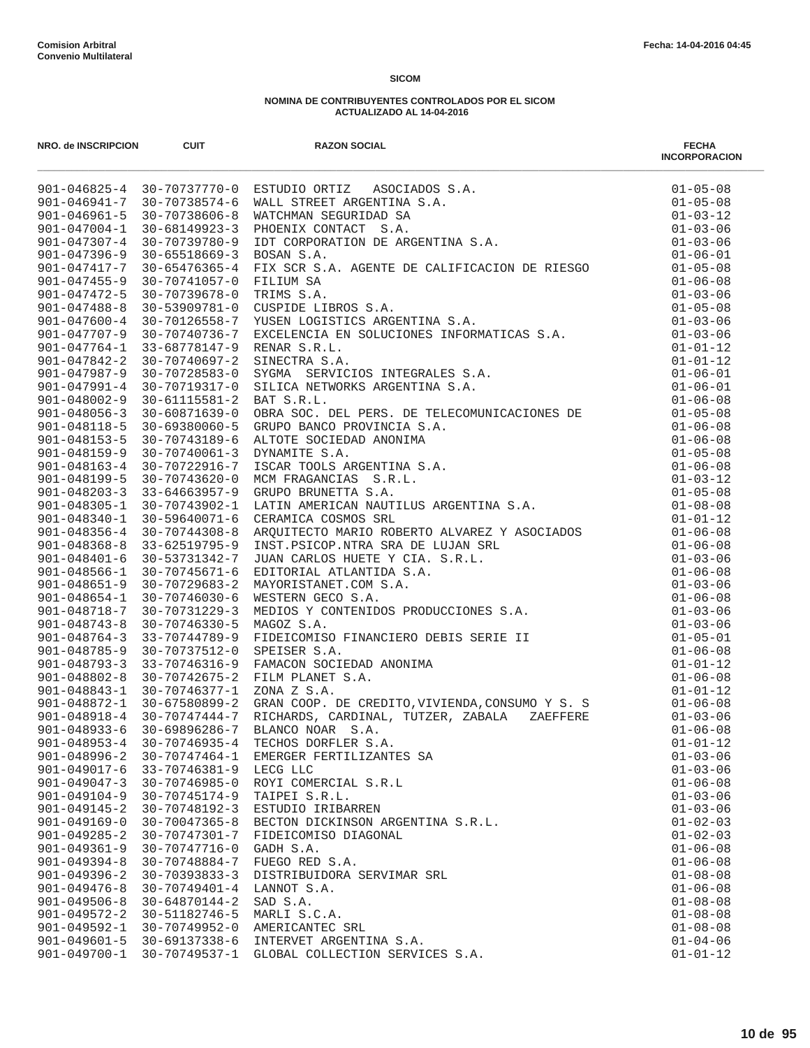**Comision Arbitral**
**Convenio Multilateral**

Fecha: 14-04-2016 04:45

**SICOM**

**NOMINA DE CONTRIBUYENTES CONTROLADOS POR EL SICOM**
**ACTUALIZADO AL 14-04-2016**

| NRO. de INSCRIPCION | CUIT | RAZON SOCIAL | FECHA INCORPORACION |
|---|---|---|---|
| 901-046825-4 | 30-70737770-0 | ESTUDIO ORTIZ ASOCIADOS S.A. | 01-05-08 |
| 901-046941-7 | 30-70738574-6 | WALL STREET ARGENTINA S.A. | 01-05-08 |
| 901-046961-5 | 30-70738606-8 | WATCHMAN SEGURIDAD SA | 01-03-12 |
| 901-047004-1 | 30-68149923-3 | PHOENIX CONTACT S.A. | 01-03-06 |
| 901-047307-4 | 30-70739780-9 | IDT CORPORATION DE ARGENTINA S.A. | 01-03-06 |
| 901-047396-9 | 30-65518669-3 | BOSAN S.A. | 01-06-01 |
| 901-047417-7 | 30-65476365-4 | FIX SCR S.A. AGENTE DE CALIFICACION DE RIESGO | 01-05-08 |
| 901-047455-9 | 30-70741057-0 | FILIUM SA | 01-06-08 |
| 901-047472-5 | 30-70739678-0 | TRIMS S.A. | 01-03-06 |
| 901-047488-8 | 30-53909781-0 | CUSPIDE LIBROS S.A. | 01-05-08 |
| 901-047600-4 | 30-70126558-7 | YUSEN LOGISTICS ARGENTINA S.A. | 01-03-06 |
| 901-047707-9 | 30-70740736-7 | EXCELENCIA EN SOLUCIONES INFORMATICAS S.A. | 01-03-06 |
| 901-047764-1 | 33-68778147-9 | RENAR S.R.L. | 01-01-12 |
| 901-047842-2 | 30-70740697-2 | SINECTRA S.A. | 01-01-12 |
| 901-047987-9 | 30-70728583-0 | SYGMA SERVICIOS INTEGRALES S.A. | 01-06-01 |
| 901-047991-4 | 30-70719317-0 | SILICA NETWORKS ARGENTINA S.A. | 01-06-01 |
| 901-048002-9 | 30-61115581-2 | BAT S.R.L. | 01-06-08 |
| 901-048056-3 | 30-60871639-0 | OBRA SOC. DEL PERS. DE TELECOMUNICACIONES DE | 01-05-08 |
| 901-048118-5 | 30-69380060-5 | GRUPO BANCO PROVINCIA S.A. | 01-06-08 |
| 901-048153-5 | 30-70743189-6 | ALTOTE SOCIEDAD ANONIMA | 01-06-08 |
| 901-048159-9 | 30-70740061-3 | DYNAMITE S.A. | 01-05-08 |
| 901-048163-4 | 30-70722916-7 | ISCAR TOOLS ARGENTINA S.A. | 01-06-08 |
| 901-048199-5 | 30-70743620-0 | MCM FRAGANCIAS S.R.L. | 01-03-12 |
| 901-048203-3 | 33-64663957-9 | GRUPO BRUNETTA S.A. | 01-05-08 |
| 901-048305-1 | 30-70743902-1 | LATIN AMERICAN NAUTILUS ARGENTINA S.A. | 01-08-08 |
| 901-048340-1 | 30-59640071-6 | CERAMICA COSMOS SRL | 01-01-12 |
| 901-048356-4 | 30-70744308-8 | ARQUITECTO MARIO ROBERTO ALVAREZ Y ASOCIADOS | 01-06-08 |
| 901-048368-8 | 33-62519795-9 | INST.PSICOP.NTRA SRA DE LUJAN SRL | 01-06-08 |
| 901-048401-6 | 30-53731342-7 | JUAN CARLOS HUETE Y CIA. S.R.L. | 01-03-06 |
| 901-048566-1 | 30-70745671-6 | EDITORIAL ATLANTIDA S.A. | 01-06-08 |
| 901-048651-9 | 30-70729683-2 | MAYORISTANET.COM S.A. | 01-03-06 |
| 901-048654-1 | 30-70746030-6 | WESTERN GECO S.A. | 01-06-08 |
| 901-048718-7 | 30-70731229-3 | MEDIOS Y CONTENIDOS PRODUCCIONES S.A. | 01-03-06 |
| 901-048743-8 | 30-70746330-5 | MAGOZ S.A. | 01-03-06 |
| 901-048764-3 | 33-70744789-9 | FIDEICOMISO FINANCIERO DEBIS SERIE II | 01-05-01 |
| 901-048785-9 | 30-70737512-0 | SPEISER S.A. | 01-06-08 |
| 901-048793-3 | 33-70746316-9 | FAMACON SOCIEDAD ANONIMA | 01-01-12 |
| 901-048802-8 | 30-70742675-2 | FILM PLANET S.A. | 01-06-08 |
| 901-048843-1 | 30-70746377-1 | ZONA Z S.A. | 01-01-12 |
| 901-048872-1 | 30-67580899-2 | GRAN COOP. DE CREDITO,VIVIENDA,CONSUMO Y S. S | 01-06-08 |
| 901-048918-4 | 30-70747444-7 | RICHARDS, CARDINAL, TUTZER, ZABALA ZAEFFERE | 01-03-06 |
| 901-048933-6 | 30-69896286-7 | BLANCO NOAR S.A. | 01-06-08 |
| 901-048953-4 | 30-70746935-4 | TECHOS DORFLER S.A. | 01-01-12 |
| 901-048996-2 | 30-70747464-1 | EMERGER FERTILIZANTES SA | 01-03-06 |
| 901-049017-6 | 33-70746381-9 | LECG LLC | 01-03-06 |
| 901-049047-3 | 30-70746985-0 | ROYI COMERCIAL S.R.L | 01-06-08 |
| 901-049104-9 | 30-70745174-9 | TAIPEI S.R.L. | 01-03-06 |
| 901-049145-2 | 30-70748192-3 | ESTUDIO IRIBARREN | 01-03-06 |
| 901-049169-0 | 30-70047365-8 | BECTON DICKINSON ARGENTINA S.R.L. | 01-02-03 |
| 901-049285-2 | 30-70747301-7 | FIDEICOMISO DIAGONAL | 01-02-03 |
| 901-049361-9 | 30-70747716-0 | GADH S.A. | 01-06-08 |
| 901-049394-8 | 30-70748884-7 | FUEGO RED S.A. | 01-06-08 |
| 901-049396-2 | 30-70393833-3 | DISTRIBUIDORA SERVIMAR SRL | 01-08-08 |
| 901-049476-8 | 30-70749401-4 | LANNOT S.A. | 01-06-08 |
| 901-049506-8 | 30-64870144-2 | SAD S.A. | 01-08-08 |
| 901-049572-2 | 30-51182746-5 | MARLI S.C.A. | 01-08-08 |
| 901-049592-1 | 30-70749952-0 | AMERICANTEC SRL | 01-08-08 |
| 901-049601-5 | 30-69137338-6 | INTERVET ARGENTINA S.A. | 01-04-06 |
| 901-049700-1 | 30-70749537-1 | GLOBAL COLLECTION SERVICES S.A. | 01-01-12 |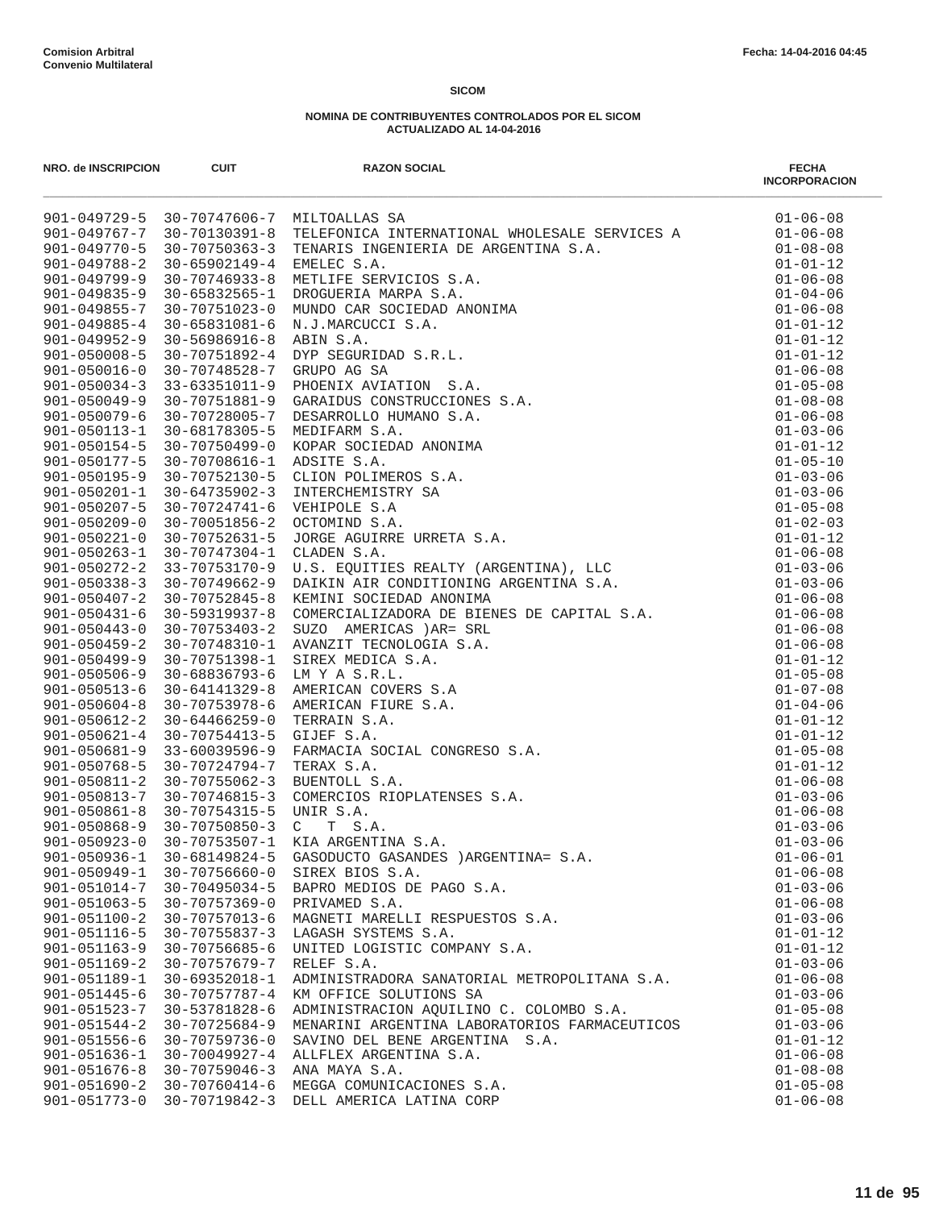**Comision Arbitral**
**Convenio Multilateral**

Fecha: 14-04-2016 04:45

**SICOM**

**NOMINA DE CONTRIBUYENTES CONTROLADOS POR EL SICOM**
**ACTUALIZADO AL 14-04-2016**

| NRO. de INSCRIPCION | CUIT | RAZON SOCIAL | FECHA INCORPORACION |
|---|---|---|---|
| 901-049729-5 | 30-70747606-7 | MILTOALLAS SA | 01-06-08 |
| 901-049767-7 | 30-70130391-8 | TELEFONICA INTERNATIONAL WHOLESALE SERVICES A | 01-06-08 |
| 901-049770-5 | 30-70750363-3 | TENARIS INGENIERIA DE ARGENTINA S.A. | 01-08-08 |
| 901-049788-2 | 30-65902149-4 | EMELEC S.A. | 01-01-12 |
| 901-049799-9 | 30-70746933-8 | METLIFE SERVICIOS S.A. | 01-06-08 |
| 901-049835-9 | 30-65832565-1 | DROGUERIA MARPA S.A. | 01-04-06 |
| 901-049855-7 | 30-70751023-0 | MUNDO CAR SOCIEDAD ANONIMA | 01-06-08 |
| 901-049885-4 | 30-65831081-6 | N.J.MARCUCCI S.A. | 01-01-12 |
| 901-049952-9 | 30-56986916-8 | ABIN S.A. | 01-01-12 |
| 901-050008-5 | 30-70751892-4 | DYP SEGURIDAD S.R.L. | 01-01-12 |
| 901-050016-0 | 30-70748528-7 | GRUPO AG SA | 01-06-08 |
| 901-050034-3 | 33-63351011-9 | PHOENIX AVIATION  S.A. | 01-05-08 |
| 901-050049-9 | 30-70751881-9 | GARAIDUS CONSTRUCCIONES S.A. | 01-08-08 |
| 901-050079-6 | 30-70728005-7 | DESARROLLO HUMANO S.A. | 01-06-08 |
| 901-050113-1 | 30-68178305-5 | MEDIFARM S.A. | 01-03-06 |
| 901-050154-5 | 30-70750499-0 | KOPAR SOCIEDAD ANONIMA | 01-01-12 |
| 901-050177-5 | 30-70708616-1 | ADSITE S.A. | 01-05-10 |
| 901-050195-9 | 30-70752130-5 | CLION POLIMEROS S.A. | 01-03-06 |
| 901-050201-1 | 30-64735902-3 | INTERCHEMISTRY SA | 01-03-06 |
| 901-050207-5 | 30-70724741-6 | VEHIPOLE S.A | 01-05-08 |
| 901-050209-0 | 30-70051856-2 | OCTOMIND S.A. | 01-02-03 |
| 901-050221-0 | 30-70752631-5 | JORGE AGUIRRE URRETA S.A. | 01-01-12 |
| 901-050263-1 | 30-70747304-1 | CLADEN S.A. | 01-06-08 |
| 901-050272-2 | 33-70753170-9 | U.S. EQUITIES REALTY (ARGENTINA), LLC | 01-03-06 |
| 901-050338-3 | 30-70749662-9 | DAIKIN AIR CONDITIONING ARGENTINA S.A. | 01-03-06 |
| 901-050407-2 | 30-70752845-8 | KEMINI SOCIEDAD ANONIMA | 01-06-08 |
| 901-050431-6 | 30-59319937-8 | COMERCIALIZADORA DE BIENES DE CAPITAL S.A. | 01-06-08 |
| 901-050443-0 | 30-70753403-2 | SUZO  AMERICAS )AR= SRL | 01-06-08 |
| 901-050459-2 | 30-70748310-1 | AVANZIT TECNOLOGIA S.A. | 01-06-08 |
| 901-050499-9 | 30-70751398-1 | SIREX MEDICA S.A. | 01-01-12 |
| 901-050506-9 | 30-68836793-6 | LM Y A S.R.L. | 01-05-08 |
| 901-050513-6 | 30-64141329-8 | AMERICAN COVERS S.A | 01-07-08 |
| 901-050604-8 | 30-70753978-6 | AMERICAN FIURE S.A. | 01-04-06 |
| 901-050612-2 | 30-64466259-0 | TERRAIN S.A. | 01-01-12 |
| 901-050621-4 | 30-70754413-5 | GIJEF S.A. | 01-01-12 |
| 901-050681-9 | 33-60039596-9 | FARMACIA SOCIAL CONGRESO S.A. | 01-05-08 |
| 901-050768-5 | 30-70724794-7 | TERAX S.A. | 01-01-12 |
| 901-050811-2 | 30-70755062-3 | BUENTOLL S.A. | 01-06-08 |
| 901-050813-7 | 30-70746815-3 | COMERCIOS RIOPLATENSES S.A. | 01-03-06 |
| 901-050861-8 | 30-70754315-5 | UNIR S.A. | 01-06-08 |
| 901-050868-9 | 30-70750850-3 | C   T  S.A. | 01-03-06 |
| 901-050923-0 | 30-70753507-1 | KIA ARGENTINA S.A. | 01-03-06 |
| 901-050936-1 | 30-68149824-5 | GASODUCTO GASANDES )ARGENTINA= S.A. | 01-06-01 |
| 901-050949-1 | 30-70756660-0 | SIREX BIOS S.A. | 01-06-08 |
| 901-051014-7 | 30-70495034-5 | BAPRO MEDIOS DE PAGO S.A. | 01-03-06 |
| 901-051063-5 | 30-70757369-0 | PRIVAMED S.A. | 01-06-08 |
| 901-051100-2 | 30-70757013-6 | MAGNETI MARELLI RESPUESTOS S.A. | 01-03-06 |
| 901-051116-5 | 30-70755837-3 | LAGASH SYSTEMS S.A. | 01-01-12 |
| 901-051163-9 | 30-70756685-6 | UNITED LOGISTIC COMPANY S.A. | 01-01-12 |
| 901-051169-2 | 30-70757679-7 | RELEF S.A. | 01-03-06 |
| 901-051189-1 | 30-69352018-1 | ADMINISTRADORA SANATORIAL METROPOLITANA S.A. | 01-06-08 |
| 901-051445-6 | 30-70757787-4 | KM OFFICE SOLUTIONS SA | 01-03-06 |
| 901-051523-7 | 30-53781828-6 | ADMINISTRACION AQUILINO C. COLOMBO S.A. | 01-05-08 |
| 901-051544-2 | 30-70725684-9 | MENARINI ARGENTINA LABORATORIOS FARMACEUTICOS | 01-03-06 |
| 901-051556-6 | 30-70759736-0 | SAVINO DEL BENE ARGENTINA  S.A. | 01-01-12 |
| 901-051636-1 | 30-70049927-4 | ALLFLEX ARGENTINA S.A. | 01-06-08 |
| 901-051676-8 | 30-70759046-3 | ANA MAYA S.A. | 01-08-08 |
| 901-051690-2 | 30-70760414-6 | MEGGA COMUNICACIONES S.A. | 01-05-08 |
| 901-051773-0 | 30-70719842-3 | DELL AMERICA LATINA CORP | 01-06-08 |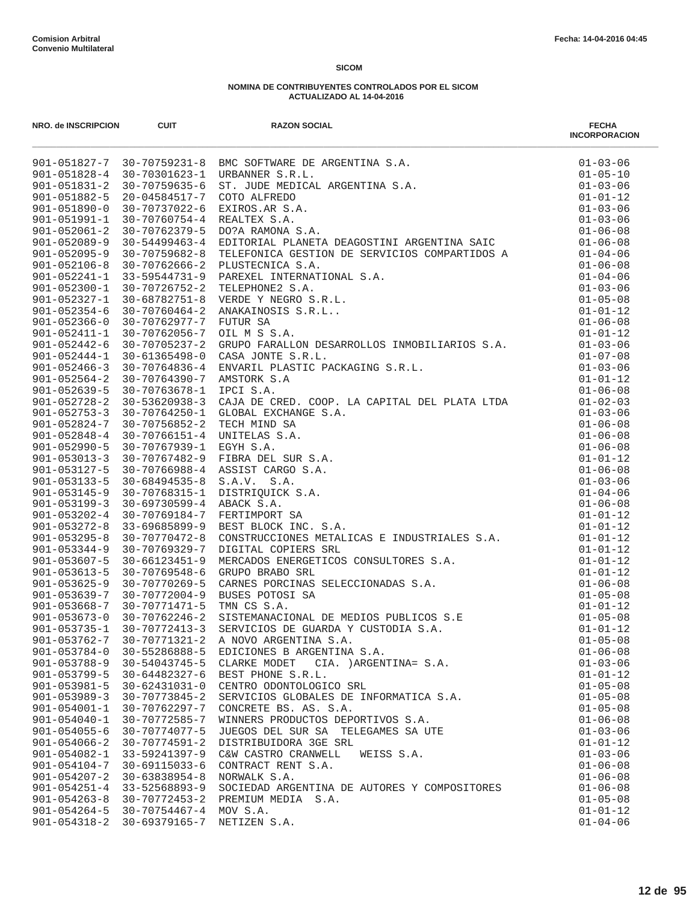Comision Arbitral
Convenio Multilateral

Fecha: 14-04-2016 04:45

**SICOM**

**NOMINA DE CONTRIBUYENTES CONTROLADOS POR EL SICOM**
**ACTUALIZADO AL 14-04-2016**

| NRO. de INSCRIPCION | CUIT | RAZON SOCIAL | FECHA INCORPORACION |
|---|---|---|---|
| 901-051827-7 | 30-70759231-8 | BMC SOFTWARE DE ARGENTINA S.A. | 01-03-06 |
| 901-051828-4 | 30-70301623-1 | URBANNER S.R.L. | 01-05-10 |
| 901-051831-2 | 30-70759635-6 | ST. JUDE MEDICAL ARGENTINA S.A. | 01-03-06 |
| 901-051882-5 | 20-04584517-7 | COTO ALFREDO | 01-01-12 |
| 901-051890-0 | 30-70737022-6 | EXIROS.AR S.A. | 01-03-06 |
| 901-051991-1 | 30-70760754-4 | REALTEX S.A. | 01-03-06 |
| 901-052061-2 | 30-70762379-5 | DO?A RAMONA S.A. | 01-06-08 |
| 901-052089-9 | 30-54499463-4 | EDITORIAL PLANETA DEAGOSTINI ARGENTINA SAIC | 01-06-08 |
| 901-052095-9 | 30-70759682-8 | TELEFONICA GESTION DE SERVICIOS COMPARTIDOS A | 01-04-06 |
| 901-052106-8 | 30-70762666-2 | PLUSTECNICA S.A. | 01-06-08 |
| 901-052241-1 | 33-59544731-9 | PAREXEL INTERNATIONAL S.A. | 01-04-06 |
| 901-052300-1 | 30-70726752-2 | TELEPHONE2 S.A. | 01-03-06 |
| 901-052327-1 | 30-68782751-8 | VERDE Y NEGRO S.R.L. | 01-05-08 |
| 901-052354-6 | 30-70760464-2 | ANAKAINOSIS S.R.L.. | 01-01-12 |
| 901-052366-0 | 30-70762977-7 | FUTUR SA | 01-06-08 |
| 901-052411-1 | 30-70762056-7 | OIL M S S.A. | 01-01-12 |
| 901-052442-6 | 30-70705237-2 | GRUPO FARALLON DESARROLLOS INMOBILIARIOS S.A. | 01-03-06 |
| 901-052444-1 | 30-61365498-0 | CASA JONTE S.R.L. | 01-07-08 |
| 901-052466-3 | 30-70764836-4 | ENVARIL PLASTIC PACKAGING S.R.L. | 01-03-06 |
| 901-052564-2 | 30-70764390-7 | AMSTORK S.A | 01-01-12 |
| 901-052639-5 | 30-70763678-1 | IPCI S.A. | 01-06-08 |
| 901-052728-2 | 30-53620938-3 | CAJA DE CRED. COOP. LA CAPITAL DEL PLATA LTDA | 01-02-03 |
| 901-052753-3 | 30-70764250-1 | GLOBAL EXCHANGE S.A. | 01-03-06 |
| 901-052824-7 | 30-70756852-2 | TECH MIND SA | 01-06-08 |
| 901-052848-4 | 30-70766151-4 | UNITELAS S.A. | 01-06-08 |
| 901-052990-5 | 30-70767939-1 | EGYH S.A. | 01-06-08 |
| 901-053013-3 | 30-70767482-9 | FIBRA DEL SUR S.A. | 01-01-12 |
| 901-053127-5 | 30-70766988-4 | ASSIST CARGO S.A. | 01-06-08 |
| 901-053133-5 | 30-68494535-8 | S.A.V. S.A. | 01-03-06 |
| 901-053145-9 | 30-70768315-1 | DISTRIQUICK S.A. | 01-04-06 |
| 901-053199-3 | 30-69730599-4 | ABACK S.A. | 01-06-08 |
| 901-053202-4 | 30-70769184-7 | FERTIMPORT SA | 01-01-12 |
| 901-053272-8 | 33-69685899-9 | BEST BLOCK INC. S.A. | 01-01-12 |
| 901-053295-8 | 30-70770472-8 | CONSTRUCCIONES METALICAS E INDUSTRIALES S.A. | 01-01-12 |
| 901-053344-9 | 30-70769329-7 | DIGITAL COPIERS SRL | 01-01-12 |
| 901-053607-5 | 30-66123451-9 | MERCADOS ENERGETICOS CONSULTORES S.A. | 01-01-12 |
| 901-053613-5 | 30-70769548-6 | GRUPO BRABO SRL | 01-01-12 |
| 901-053625-9 | 30-70770269-5 | CARNES PORCINAS SELECCIONADAS S.A. | 01-06-08 |
| 901-053639-7 | 30-70772004-9 | BUSES POTOSI SA | 01-05-08 |
| 901-053668-7 | 30-70771471-5 | TMN CS S.A. | 01-01-12 |
| 901-053673-0 | 30-70762246-2 | SISTEMANACIONAL DE MEDIOS PUBLICOS S.E | 01-05-08 |
| 901-053735-1 | 30-70772413-3 | SERVICIOS DE GUARDA Y CUSTODIA S.A. | 01-01-12 |
| 901-053762-7 | 30-70771321-2 | A NOVO ARGENTINA S.A. | 01-05-08 |
| 901-053784-0 | 30-55286888-5 | EDICIONES B ARGENTINA S.A. | 01-06-08 |
| 901-053788-9 | 30-54043745-5 | CLARKE MODET CIA. )ARGENTINA= S.A. | 01-03-06 |
| 901-053799-5 | 30-64482327-6 | BEST PHONE S.R.L. | 01-01-12 |
| 901-053981-5 | 30-62431031-0 | CENTRO ODONTOLOGICO SRL | 01-05-08 |
| 901-053989-3 | 30-70773845-2 | SERVICIOS GLOBALES DE INFORMATICA S.A. | 01-05-08 |
| 901-054001-1 | 30-70762297-7 | CONCRETE BS. AS. S.A. | 01-05-08 |
| 901-054040-1 | 30-70772585-7 | WINNERS PRODUCTOS DEPORTIVOS S.A. | 01-06-08 |
| 901-054055-6 | 30-70774077-5 | JUEGOS DEL SUR SA TELEGAMES SA UTE | 01-03-06 |
| 901-054066-2 | 30-70774591-2 | DISTRIBUIDORA 3GE SRL | 01-01-12 |
| 901-054082-1 | 33-59241397-9 | C&W CASTRO CRANWELL WEISS S.A. | 01-03-06 |
| 901-054104-7 | 30-69115033-6 | CONTRACT RENT S.A. | 01-06-08 |
| 901-054207-2 | 30-63838954-8 | NORWALK S.A. | 01-06-08 |
| 901-054251-4 | 33-52568893-9 | SOCIEDAD ARGENTINA DE AUTORES Y COMPOSITORES | 01-06-08 |
| 901-054263-8 | 30-70772453-2 | PREMIUM MEDIA S.A. | 01-05-08 |
| 901-054264-5 | 30-70754467-4 | MOV S.A. | 01-01-12 |
| 901-054318-2 | 30-69379165-7 | NETIZEN S.A. | 01-04-06 |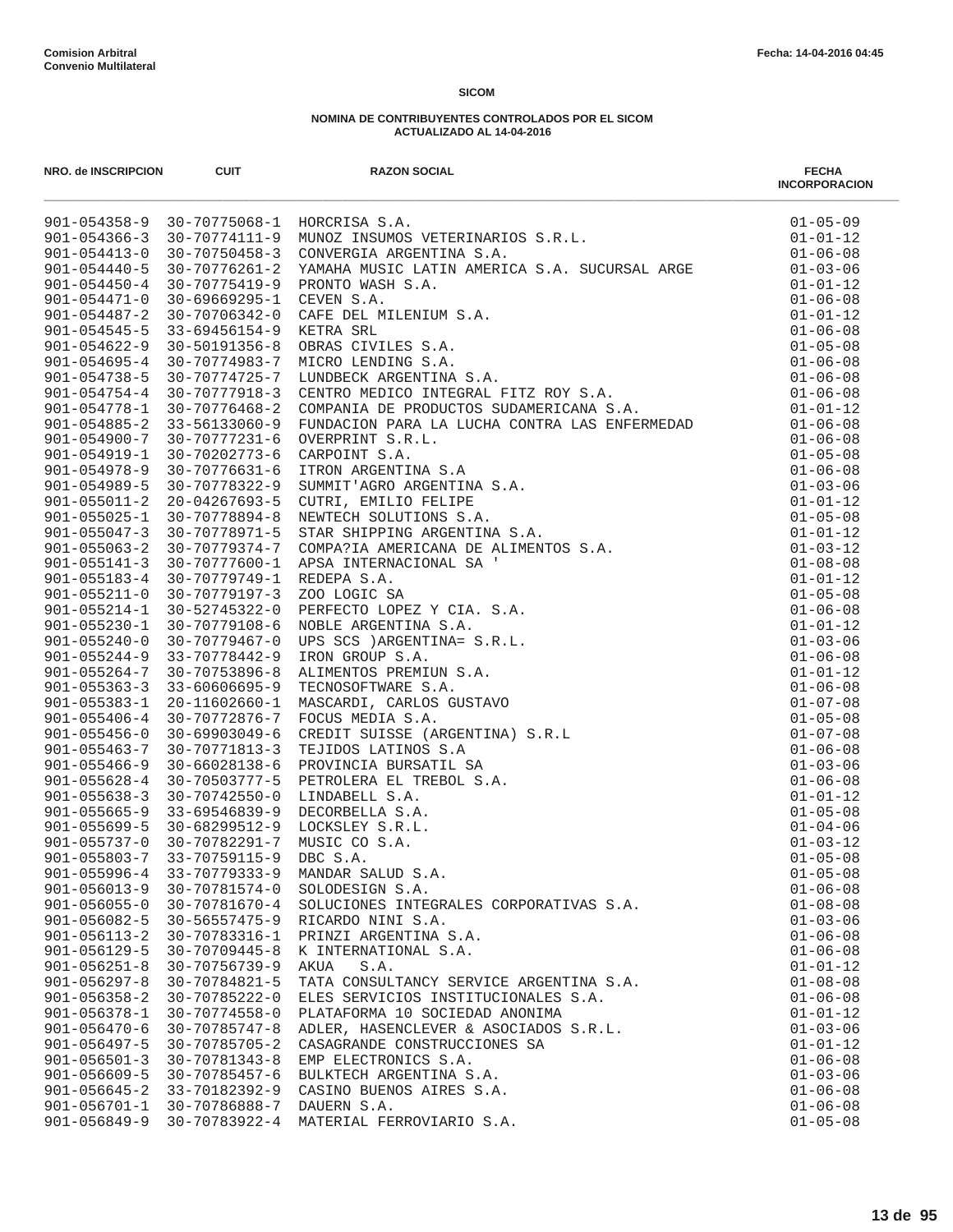**Comision Arbitral**
**Convenio Multilateral**

Fecha: 14-04-2016 04:45

**SICOM**

**NOMINA DE CONTRIBUYENTES CONTROLADOS POR EL SICOM**
**ACTUALIZADO AL 14-04-2016**

| NRO. de INSCRIPCION | CUIT | RAZON SOCIAL | FECHA INCORPORACION |
|---|---|---|---|
| 901-054358-9 | 30-70775068-1 | HORCRISA S.A. | 01-05-09 |
| 901-054366-3 | 30-70774111-9 | MUNOZ INSUMOS VETERINARIOS S.R.L. | 01-01-12 |
| 901-054413-0 | 30-70750458-3 | CONVERGIA ARGENTINA S.A. | 01-06-08 |
| 901-054440-5 | 30-70776261-2 | YAMAHA MUSIC LATIN AMERICA S.A. SUCURSAL ARGE | 01-03-06 |
| 901-054450-4 | 30-70775419-9 | PRONTO WASH S.A. | 01-01-12 |
| 901-054471-0 | 30-69669295-1 | CEVEN S.A. | 01-06-08 |
| 901-054487-2 | 30-70706342-0 | CAFE DEL MILENIUM S.A. | 01-01-12 |
| 901-054545-5 | 33-69456154-9 | KETRA SRL | 01-06-08 |
| 901-054622-9 | 30-50191356-8 | OBRAS CIVILES S.A. | 01-05-08 |
| 901-054695-4 | 30-70774983-7 | MICRO LENDING S.A. | 01-06-08 |
| 901-054738-5 | 30-70774725-7 | LUNDBECK ARGENTINA S.A. | 01-06-08 |
| 901-054754-4 | 30-70777918-3 | CENTRO MEDICO INTEGRAL FITZ ROY S.A. | 01-06-08 |
| 901-054778-1 | 30-70776468-2 | COMPANIA DE PRODUCTOS SUDAMERICANA S.A. | 01-01-12 |
| 901-054885-2 | 33-56133060-9 | FUNDACION PARA LA LUCHA CONTRA LAS ENFERMEDAD | 01-06-08 |
| 901-054900-7 | 30-70777231-6 | OVERPRINT S.R.L. | 01-06-08 |
| 901-054919-1 | 30-70202773-6 | CARPOINT S.A. | 01-05-08 |
| 901-054978-9 | 30-70776631-6 | ITRON ARGENTINA S.A | 01-06-08 |
| 901-054989-5 | 30-70778322-9 | SUMMIT'AGRO ARGENTINA S.A. | 01-03-06 |
| 901-055011-2 | 20-04267693-5 | CUTRI, EMILIO FELIPE | 01-01-12 |
| 901-055025-1 | 30-70778894-8 | NEWTECH SOLUTIONS S.A. | 01-05-08 |
| 901-055047-3 | 30-70778971-5 | STAR SHIPPING ARGENTINA S.A. | 01-01-12 |
| 901-055063-2 | 30-70779374-7 | COMPA?IA AMERICANA DE ALIMENTOS S.A. | 01-03-12 |
| 901-055141-3 | 30-70777600-1 | APSA INTERNACIONAL SA ' | 01-08-08 |
| 901-055183-4 | 30-70779749-1 | REDEPA S.A. | 01-01-12 |
| 901-055211-0 | 30-70779197-3 | ZOO LOGIC SA | 01-05-08 |
| 901-055214-1 | 30-52745322-0 | PERFECTO LOPEZ Y CIA. S.A. | 01-06-08 |
| 901-055230-1 | 30-70779108-6 | NOBLE ARGENTINA S.A. | 01-01-12 |
| 901-055240-0 | 30-70779467-0 | UPS SCS )ARGENTINA= S.R.L. | 01-03-06 |
| 901-055244-9 | 33-70778442-9 | IRON GROUP S.A. | 01-06-08 |
| 901-055264-7 | 30-70753896-8 | ALIMENTOS PREMIUN S.A. | 01-01-12 |
| 901-055363-3 | 33-60606695-9 | TECNOSOFTWARE S.A. | 01-06-08 |
| 901-055383-1 | 20-11602660-1 | MASCARDI, CARLOS GUSTAVO | 01-07-08 |
| 901-055406-4 | 30-70772876-7 | FOCUS MEDIA S.A. | 01-05-08 |
| 901-055456-0 | 30-69903049-6 | CREDIT SUISSE (ARGENTINA) S.R.L | 01-07-08 |
| 901-055463-7 | 30-70771813-3 | TEJIDOS LATINOS S.A | 01-06-08 |
| 901-055466-9 | 30-66028138-6 | PROVINCIA BURSATIL SA | 01-03-06 |
| 901-055628-4 | 30-70503777-5 | PETROLERA EL TREBOL S.A. | 01-06-08 |
| 901-055638-3 | 30-70742550-0 | LINDABELL S.A. | 01-01-12 |
| 901-055665-9 | 33-69546839-9 | DECORBELLA S.A. | 01-05-08 |
| 901-055699-5 | 30-68299512-9 | LOCKSLEY S.R.L. | 01-04-06 |
| 901-055737-0 | 30-70782291-7 | MUSIC CO S.A. | 01-03-12 |
| 901-055803-7 | 33-70759115-9 | DBC S.A. | 01-05-08 |
| 901-055996-4 | 33-70779333-9 | MANDAR SALUD S.A. | 01-05-08 |
| 901-056013-9 | 30-70781574-0 | SOLODESIGN S.A. | 01-06-08 |
| 901-056055-0 | 30-70781670-4 | SOLUCIONES INTEGRALES CORPORATIVAS S.A. | 01-08-08 |
| 901-056082-5 | 30-56557475-9 | RICARDO NINI S.A. | 01-03-06 |
| 901-056113-2 | 30-70783316-1 | PRINZI ARGENTINA S.A. | 01-06-08 |
| 901-056129-5 | 30-70709445-8 | K INTERNATIONAL S.A. | 01-06-08 |
| 901-056251-8 | 30-70756739-9 | AKUA S.A. | 01-01-12 |
| 901-056297-8 | 30-70784821-5 | TATA CONSULTANCY SERVICE ARGENTINA S.A. | 01-08-08 |
| 901-056358-2 | 30-70785222-0 | ELES SERVICIOS INSTITUCIONALES S.A. | 01-06-08 |
| 901-056378-1 | 30-70774558-0 | PLATAFORMA 10 SOCIEDAD ANONIMA | 01-01-12 |
| 901-056470-6 | 30-70785747-8 | ADLER, HASENCLEVER & ASOCIADOS S.R.L. | 01-03-06 |
| 901-056497-5 | 30-70785705-2 | CASAGRANDE CONSTRUCCIONES SA | 01-01-12 |
| 901-056501-3 | 30-70781343-8 | EMP ELECTRONICS S.A. | 01-06-08 |
| 901-056609-5 | 30-70785457-6 | BULKTECH ARGENTINA S.A. | 01-03-06 |
| 901-056645-2 | 33-70182392-9 | CASINO BUENOS AIRES S.A. | 01-06-08 |
| 901-056701-1 | 30-70786888-7 | DAUERN S.A. | 01-06-08 |
| 901-056849-9 | 30-70783922-4 | MATERIAL FERROVIARIO S.A. | 01-05-08 |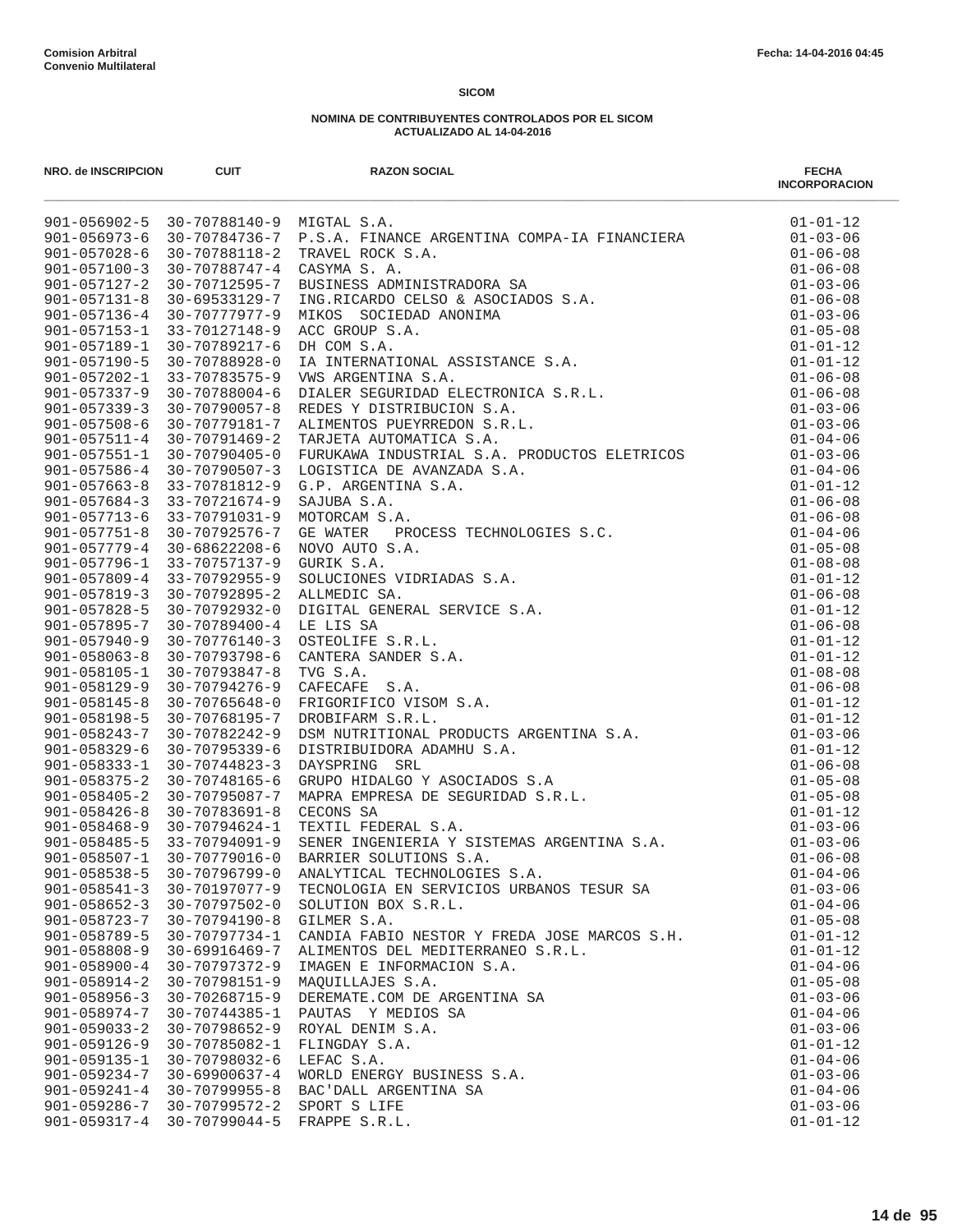Comision Arbitral
Convenio Multilateral

Fecha: 14-04-2016 04:45

**SICOM**

**NOMINA DE CONTRIBUYENTES CONTROLADOS POR EL SICOM**
**ACTUALIZADO AL 14-04-2016**

| NRO. de INSCRIPCION | CUIT | RAZON SOCIAL | FECHA INCORPORACION |
|---|---|---|---|
| 901-056902-5 | 30-70788140-9 | MIGTAL S.A. | 01-01-12 |
| 901-056973-6 | 30-70784736-7 | P.S.A. FINANCE ARGENTINA COMPA-IA FINANCIERA | 01-03-06 |
| 901-057028-6 | 30-70788118-2 | TRAVEL ROCK S.A. | 01-06-08 |
| 901-057100-3 | 30-70788747-4 | CASYMA S. A. | 01-06-08 |
| 901-057127-2 | 30-70712595-7 | BUSINESS ADMINISTRADORA SA | 01-03-06 |
| 901-057131-8 | 30-69533129-7 | ING.RICARDO CELSO & ASOCIADOS S.A. | 01-06-08 |
| 901-057136-4 | 30-70777977-9 | MIKOS SOCIEDAD ANONIMA | 01-03-06 |
| 901-057153-1 | 33-70127148-9 | ACC GROUP S.A. | 01-05-08 |
| 901-057189-1 | 30-70789217-6 | DH COM S.A. | 01-01-12 |
| 901-057190-5 | 30-70788928-0 | IA INTERNATIONAL ASSISTANCE S.A. | 01-01-12 |
| 901-057202-1 | 33-70783575-9 | VWS ARGENTINA S.A. | 01-06-08 |
| 901-057337-9 | 30-70788004-6 | DIALER SEGURIDAD ELECTRONICA S.R.L. | 01-06-08 |
| 901-057339-3 | 30-70790057-8 | REDES Y DISTRIBUCION S.A. | 01-03-06 |
| 901-057508-6 | 30-70779181-7 | ALIMENTOS PUEYRREDON S.R.L. | 01-03-06 |
| 901-057511-4 | 30-70791469-2 | TARJETA AUTOMATICA S.A. | 01-04-06 |
| 901-057551-1 | 30-70790405-0 | FURUKAWA INDUSTRIAL S.A. PRODUCTOS ELETRICOS | 01-03-06 |
| 901-057586-4 | 30-70790507-3 | LOGISTICA DE AVANZADA S.A. | 01-04-06 |
| 901-057663-8 | 33-70781812-9 | G.P. ARGENTINA S.A. | 01-01-12 |
| 901-057684-3 | 33-70721674-9 | SAJUBA S.A. | 01-06-08 |
| 901-057713-6 | 33-70791031-9 | MOTORCAM S.A. | 01-06-08 |
| 901-057751-8 | 30-70792576-7 | GE WATER PROCESS TECHNOLOGIES S.C. | 01-04-06 |
| 901-057779-4 | 30-68622208-6 | NOVO AUTO S.A. | 01-05-08 |
| 901-057796-1 | 33-70757137-9 | GURIK S.A. | 01-08-08 |
| 901-057809-4 | 33-70792955-9 | SOLUCIONES VIDRIADAS S.A. | 01-01-12 |
| 901-057819-3 | 30-70792895-2 | ALLMEDIC SA. | 01-06-08 |
| 901-057828-5 | 30-70792932-0 | DIGITAL GENERAL SERVICE S.A. | 01-01-12 |
| 901-057895-7 | 30-70789400-4 | LE LIS SA | 01-06-08 |
| 901-057940-9 | 30-70776140-3 | OSTEOLIFE S.R.L. | 01-01-12 |
| 901-058063-8 | 30-70793798-6 | CANTERA SANDER S.A. | 01-01-12 |
| 901-058105-1 | 30-70793847-8 | TVG S.A. | 01-08-08 |
| 901-058129-9 | 30-70794276-9 | CAFECAFE S.A. | 01-06-08 |
| 901-058145-8 | 30-70765648-0 | FRIGORIFICO VISOM S.A. | 01-01-12 |
| 901-058198-5 | 30-70768195-7 | DROBIFARM S.R.L. | 01-01-12 |
| 901-058243-7 | 30-70782242-9 | DSM NUTRITIONAL PRODUCTS ARGENTINA S.A. | 01-03-06 |
| 901-058329-6 | 30-70795339-6 | DISTRIBUIDORA ADAMHU S.A. | 01-01-12 |
| 901-058333-1 | 30-70744823-3 | DAYSPRING SRL | 01-06-08 |
| 901-058375-2 | 30-70748165-6 | GRUPO HIDALGO Y ASOCIADOS S.A | 01-05-08 |
| 901-058405-2 | 30-70795087-7 | MAPRA EMPRESA DE SEGURIDAD S.R.L. | 01-05-08 |
| 901-058426-8 | 30-70783691-8 | CECONS SA | 01-01-12 |
| 901-058468-9 | 30-70794624-1 | TEXTIL FEDERAL S.A. | 01-03-06 |
| 901-058485-5 | 33-70794091-9 | SENER INGENIERIA Y SISTEMAS ARGENTINA S.A. | 01-03-06 |
| 901-058507-1 | 30-70779016-0 | BARRIER SOLUTIONS S.A. | 01-06-08 |
| 901-058538-5 | 30-70796799-0 | ANALYTICAL TECHNOLOGIES S.A. | 01-04-06 |
| 901-058541-3 | 30-70197077-9 | TECNOLOGIA EN SERVICIOS URBANOS TESUR SA | 01-03-06 |
| 901-058652-3 | 30-70797502-0 | SOLUTION BOX S.R.L. | 01-04-06 |
| 901-058723-7 | 30-70794190-8 | GILMER S.A. | 01-05-08 |
| 901-058789-5 | 30-70797734-1 | CANDIA FABIO NESTOR Y FREDA JOSE MARCOS S.H. | 01-01-12 |
| 901-058808-9 | 30-69916469-7 | ALIMENTOS DEL MEDITERRANEO S.R.L. | 01-01-12 |
| 901-058900-4 | 30-70797372-9 | IMAGEN E INFORMACION S.A. | 01-04-06 |
| 901-058914-2 | 30-70798151-9 | MAQUILLAJES S.A. | 01-05-08 |
| 901-058956-3 | 30-70268715-9 | DEREMATE.COM DE ARGENTINA SA | 01-03-06 |
| 901-058974-7 | 30-70744385-1 | PAUTAS Y MEDIOS SA | 01-04-06 |
| 901-059033-2 | 30-70798652-9 | ROYAL DENIM S.A. | 01-03-06 |
| 901-059126-9 | 30-70785082-1 | FLINGDAY S.A. | 01-01-12 |
| 901-059135-1 | 30-70798032-6 | LEFAC S.A. | 01-04-06 |
| 901-059234-7 | 30-69900637-4 | WORLD ENERGY BUSINESS S.A. | 01-03-06 |
| 901-059241-4 | 30-70799955-8 | BAC'DALL ARGENTINA SA | 01-04-06 |
| 901-059286-7 | 30-70799572-2 | SPORT S LIFE | 01-03-06 |
| 901-059317-4 | 30-70799044-5 | FRAPPE S.R.L. | 01-01-12 |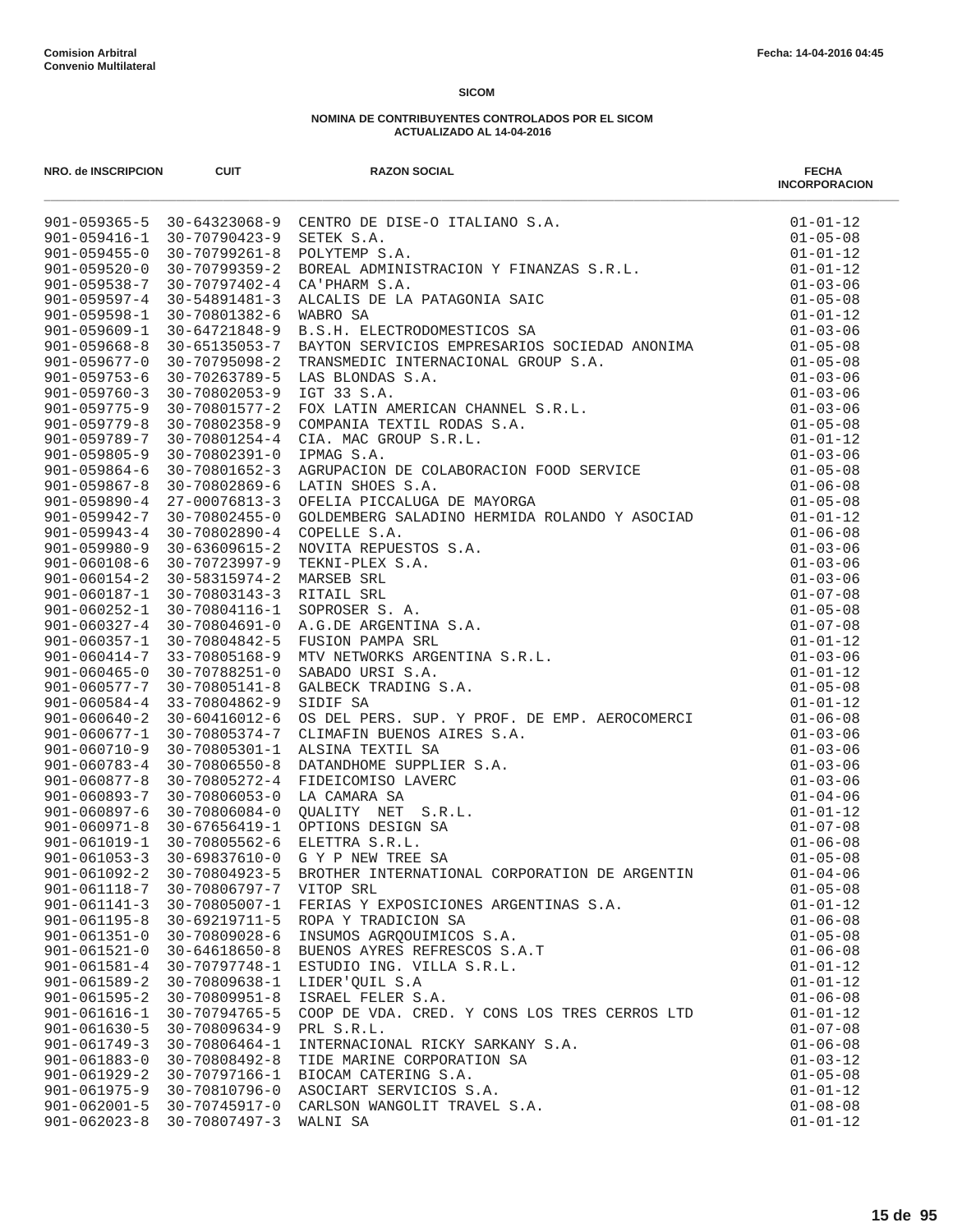**Comision Arbitral**
**Convenio Multilateral**

Fecha: 14-04-2016 04:45

### SICOM

#### NOMINA DE CONTRIBUYENTES CONTROLADOS POR EL SICOM
#### ACTUALIZADO AL 14-04-2016

| NRO. de INSCRIPCION | CUIT | RAZON SOCIAL | FECHA INCORPORACION |
|---|---|---|---|
| 901-059365-5 | 30-64323068-9 | CENTRO DE DISE-O ITALIANO S.A. | 01-01-12 |
| 901-059416-1 | 30-70790423-9 | SETEK S.A. | 01-05-08 |
| 901-059455-0 | 30-70799261-8 | POLYTEMP S.A. | 01-01-12 |
| 901-059520-0 | 30-70799359-2 | BOREAL ADMINISTRACION Y FINANZAS S.R.L. | 01-01-12 |
| 901-059538-7 | 30-70797402-4 | CA'PHARM S.A. | 01-03-06 |
| 901-059597-4 | 30-54891481-3 | ALCALIS DE LA PATAGONIA SAIC | 01-05-08 |
| 901-059598-1 | 30-70801382-6 | WABRO SA | 01-01-12 |
| 901-059609-1 | 30-64721848-9 | B.S.H. ELECTRODOMESTICOS SA | 01-03-06 |
| 901-059668-8 | 30-65135053-7 | BAYTON SERVICIOS EMPRESARIOS SOCIEDAD ANONIMA | 01-05-08 |
| 901-059677-0 | 30-70795098-2 | TRANSMEDIC INTERNACIONAL GROUP S.A. | 01-05-08 |
| 901-059753-6 | 30-70263789-5 | LAS BLONDAS S.A. | 01-03-06 |
| 901-059760-3 | 30-70802053-9 | IGT 33 S.A. | 01-03-06 |
| 901-059775-9 | 30-70801577-2 | FOX LATIN AMERICAN CHANNEL S.R.L. | 01-03-06 |
| 901-059779-8 | 30-70802358-9 | COMPANIA TEXTIL RODAS S.A. | 01-05-08 |
| 901-059789-7 | 30-70801254-4 | CIA. MAC GROUP S.R.L. | 01-01-12 |
| 901-059805-9 | 30-70802391-0 | IPMAG S.A. | 01-03-06 |
| 901-059864-6 | 30-70801652-3 | AGRUPACION DE COLABORACION FOOD SERVICE | 01-05-08 |
| 901-059867-8 | 30-70802869-6 | LATIN SHOES S.A. | 01-06-08 |
| 901-059890-4 | 27-00076813-3 | OFELIA PICCALUGA DE MAYORGA | 01-05-08 |
| 901-059942-7 | 30-70802455-0 | GOLDEMBERG SALADINO HERMIDA ROLANDO Y ASOCIAD | 01-01-12 |
| 901-059943-4 | 30-70802890-4 | COPELLE S.A. | 01-06-08 |
| 901-059980-9 | 30-63609615-2 | NOVITA REPUESTOS S.A. | 01-03-06 |
| 901-060108-6 | 30-70723997-9 | TEKNI-PLEX S.A. | 01-03-06 |
| 901-060154-2 | 30-58315974-2 | MARSEB SRL | 01-03-06 |
| 901-060187-1 | 30-70803143-3 | RITAIL SRL | 01-07-08 |
| 901-060252-1 | 30-70804116-1 | SOPROSER S. A. | 01-05-08 |
| 901-060327-4 | 30-70804691-0 | A.G.DE ARGENTINA S.A. | 01-07-08 |
| 901-060357-1 | 30-70804842-5 | FUSION PAMPA SRL | 01-01-12 |
| 901-060414-7 | 33-70805168-9 | MTV NETWORKS ARGENTINA S.R.L. | 01-03-06 |
| 901-060465-0 | 30-70788251-0 | SABADO URSI S.A. | 01-01-12 |
| 901-060577-7 | 30-70805141-8 | GALBECK TRADING S.A. | 01-05-08 |
| 901-060584-4 | 33-70804862-9 | SIDIF SA | 01-01-12 |
| 901-060640-2 | 30-60416012-6 | OS DEL PERS. SUP. Y PROF. DE EMP. AEROCOMERCI | 01-06-08 |
| 901-060677-1 | 30-70805374-7 | CLIMAFIN BUENOS AIRES S.A. | 01-03-06 |
| 901-060710-9 | 30-70805301-1 | ALSINA TEXTIL SA | 01-03-06 |
| 901-060783-4 | 30-70806550-8 | DATANDHOME SUPPLIER S.A. | 01-03-06 |
| 901-060877-8 | 30-70805272-4 | FIDEICOMISO LAVERC | 01-03-06 |
| 901-060893-7 | 30-70806053-0 | LA CAMARA SA | 01-04-06 |
| 901-060897-6 | 30-70806084-0 | QUALITY NET S.R.L. | 01-01-12 |
| 901-060971-8 | 30-67656419-1 | OPTIONS DESIGN SA | 01-07-08 |
| 901-061019-1 | 30-70805562-6 | ELETTRA S.R.L. | 01-06-08 |
| 901-061053-3 | 30-69837610-0 | G Y P NEW TREE SA | 01-05-08 |
| 901-061092-2 | 30-70804923-5 | BROTHER INTERNATIONAL CORPORATION DE ARGENTIN | 01-04-06 |
| 901-061118-7 | 30-70806797-7 | VITOP SRL | 01-05-08 |
| 901-061141-3 | 30-70805007-1 | FERIAS Y EXPOSICIONES ARGENTINAS S.A. | 01-01-12 |
| 901-061195-8 | 30-69219711-5 | ROPA Y TRADICION SA | 01-06-08 |
| 901-061351-0 | 30-70809028-6 | INSUMOS AGRQOUIMICOS S.A. | 01-05-08 |
| 901-061521-0 | 30-64618650-8 | BUENOS AYRES REFRESCOS S.A.T | 01-06-08 |
| 901-061581-4 | 30-70797748-1 | ESTUDIO ING. VILLA S.R.L. | 01-01-12 |
| 901-061589-2 | 30-70809638-1 | LIDER'QUIL S.A | 01-01-12 |
| 901-061595-2 | 30-70809951-8 | ISRAEL FELER S.A. | 01-06-08 |
| 901-061616-1 | 30-70794765-5 | COOP DE VDA. CRED. Y CONS LOS TRES CERROS LTD | 01-01-12 |
| 901-061630-5 | 30-70809634-9 | PRL S.R.L. | 01-07-08 |
| 901-061749-3 | 30-70806464-1 | INTERNACIONAL RICKY SARKANY S.A. | 01-06-08 |
| 901-061883-0 | 30-70808492-8 | TIDE MARINE CORPORATION SA | 01-03-12 |
| 901-061929-2 | 30-70797166-1 | BIOCAM CATERING S.A. | 01-05-08 |
| 901-061975-9 | 30-70810796-0 | ASOCIART SERVICIOS S.A. | 01-01-12 |
| 901-062001-5 | 30-70745917-0 | CARLSON WANGOLIT TRAVEL S.A. | 01-08-08 |
| 901-062023-8 | 30-70807497-3 | WALNI SA | 01-01-12 |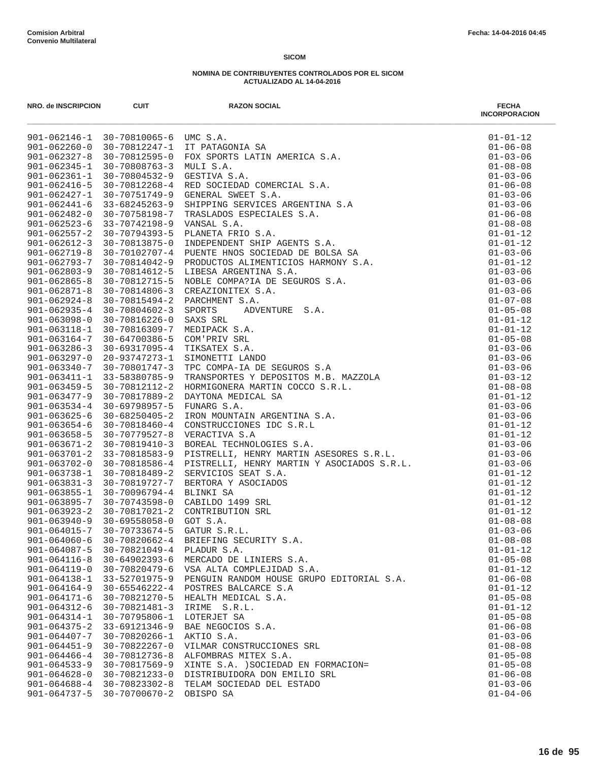**Comision Arbitral**
**Convenio Multilateral**

Fecha: 14-04-2016 04:45

## SICOM

### NOMINA DE CONTRIBUYENTES CONTROLADOS POR EL SICOM
### ACTUALIZADO AL 14-04-2016

| NRO. de INSCRIPCION | CUIT | RAZON SOCIAL | FECHA INCORPORACION |
|---|---|---|---|
| 901-062146-1 | 30-70810065-6 | UMC S.A. | 01-01-12 |
| 901-062260-0 | 30-70812247-1 | IT PATAGONIA SA | 01-06-08 |
| 901-062327-8 | 30-70812595-0 | FOX SPORTS LATIN AMERICA S.A. | 01-03-06 |
| 901-062345-1 | 30-70808763-3 | MULI S.A. | 01-08-08 |
| 901-062361-1 | 30-70804532-9 | GESTIVA S.A. | 01-03-06 |
| 901-062416-5 | 30-70812268-4 | RED SOCIEDAD COMERCIAL S.A. | 01-06-08 |
| 901-062427-1 | 30-70751749-9 | GENERAL SWEET S.A. | 01-03-06 |
| 901-062441-6 | 33-68245263-9 | SHIPPING SERVICES ARGENTINA S.A | 01-03-06 |
| 901-062482-0 | 30-70758198-7 | TRASLADOS ESPECIALES S.A. | 01-06-08 |
| 901-062523-6 | 33-70742198-9 | VANSAL S.A. | 01-08-08 |
| 901-062557-2 | 30-70794393-5 | PLANETA FRIO S.A. | 01-01-12 |
| 901-062612-3 | 30-70813875-0 | INDEPENDENT SHIP AGENTS S.A. | 01-01-12 |
| 901-062719-8 | 30-70102707-4 | PUENTE HNOS SOCIEDAD DE BOLSA SA | 01-03-06 |
| 901-062793-7 | 30-70814042-9 | PRODUCTOS ALIMENTICIOS HARMONY S.A. | 01-01-12 |
| 901-062803-9 | 30-70814612-5 | LIBESA ARGENTINA S.A. | 01-03-06 |
| 901-062865-8 | 30-70812715-5 | NOBLE COMPA?IA DE SEGUROS S.A. | 01-03-06 |
| 901-062871-8 | 30-70814806-3 | CREAZIONITEX S.A. | 01-03-06 |
| 901-062924-8 | 30-70815494-2 | PARCHMENT S.A. | 01-07-08 |
| 901-062935-4 | 30-70804602-3 | SPORTS ADVENTURE S.A. | 01-05-08 |
| 901-063098-0 | 30-70816226-0 | SAXS SRL | 01-01-12 |
| 901-063118-1 | 30-70816309-7 | MEDIPACK S.A. | 01-01-12 |
| 901-063164-7 | 30-64700386-5 | COM'PRIV SRL | 01-05-08 |
| 901-063286-3 | 30-69317095-4 | TIKSATEX S.A. | 01-03-06 |
| 901-063297-0 | 20-93747273-1 | SIMONETTI LANDO | 01-03-06 |
| 901-063340-7 | 30-70801747-3 | TPC COMPA-IA DE SEGUROS S.A | 01-03-06 |
| 901-063411-1 | 33-58380785-9 | TRANSPORTES Y DEPOSITOS M.B. MAZZOLA | 01-03-12 |
| 901-063459-5 | 30-70812112-2 | HORMIGONERA MARTIN COCCO S.R.L. | 01-08-08 |
| 901-063477-9 | 30-70817889-2 | DAYTONA MEDICAL SA | 01-01-12 |
| 901-063534-4 | 30-69798957-5 | FUNARG S.A. | 01-03-06 |
| 901-063625-6 | 30-68250405-2 | IRON MOUNTAIN ARGENTINA S.A. | 01-03-06 |
| 901-063654-6 | 30-70818460-4 | CONSTRUCCIONES IDC S.R.L | 01-01-12 |
| 901-063658-5 | 30-70779527-8 | VERACTIVA S.A | 01-01-12 |
| 901-063671-2 | 30-70819410-3 | BOREAL TECHNOLOGIES S.A. | 01-03-06 |
| 901-063701-2 | 33-70818583-9 | PISTRELLI, HENRY MARTIN ASESORES S.R.L. | 01-03-06 |
| 901-063702-0 | 30-70818586-4 | PISTRELLI, HENRY MARTIN Y ASOCIADOS S.R.L. | 01-03-06 |
| 901-063738-1 | 30-70818489-2 | SERVICIOS SEAT S.A. | 01-01-12 |
| 901-063831-3 | 30-70819727-7 | BERTORA Y ASOCIADOS | 01-01-12 |
| 901-063855-1 | 30-70096794-4 | BLINKI SA | 01-01-12 |
| 901-063895-7 | 30-70743598-0 | CABILDO 1499 SRL | 01-01-12 |
| 901-063923-2 | 30-70817021-2 | CONTRIBUTION SRL | 01-01-12 |
| 901-063940-9 | 30-69558058-0 | GOT S.A. | 01-08-08 |
| 901-064015-7 | 30-70733674-5 | GATUR S.R.L. | 01-03-06 |
| 901-064060-6 | 30-70820662-4 | BRIEFING SECURITY S.A. | 01-08-08 |
| 901-064087-5 | 30-70821049-4 | PLADUR S.A. | 01-01-12 |
| 901-064116-8 | 30-64902393-6 | MERCADO DE LINIERS S.A. | 01-05-08 |
| 901-064119-0 | 30-70820479-6 | VSA ALTA COMPLEJIDAD S.A. | 01-01-12 |
| 901-064138-1 | 33-52701975-9 | PENGUIN RANDOM HOUSE GRUPO EDITORIAL S.A. | 01-06-08 |
| 901-064164-9 | 30-65546222-4 | POSTRES BALCARCE S.A | 01-01-12 |
| 901-064171-6 | 30-70821270-5 | HEALTH MEDICAL S.A. | 01-05-08 |
| 901-064312-6 | 30-70821481-3 | IRIME S.R.L. | 01-01-12 |
| 901-064314-1 | 30-70795806-1 | LOTERJET SA | 01-05-08 |
| 901-064375-2 | 33-69121346-9 | BAE NEGOCIOS S.A. | 01-06-08 |
| 901-064407-7 | 30-70820266-1 | AKTIO S.A. | 01-03-06 |
| 901-064451-9 | 30-70822267-0 | VILMAR CONSTRUCCIONES SRL | 01-08-08 |
| 901-064466-4 | 30-70812736-8 | ALFOMBRAS MITEX S.A. | 01-05-08 |
| 901-064533-9 | 30-70817569-9 | XINTE S.A. )SOCIEDAD EN FORMACION= | 01-05-08 |
| 901-064628-0 | 30-70821233-0 | DISTRIBUIDORA DON EMILIO SRL | 01-06-08 |
| 901-064688-4 | 30-70823302-8 | TELAM SOCIEDAD DEL ESTADO | 01-03-06 |
| 901-064737-5 | 30-70700670-2 | OBISPO SA | 01-04-06 |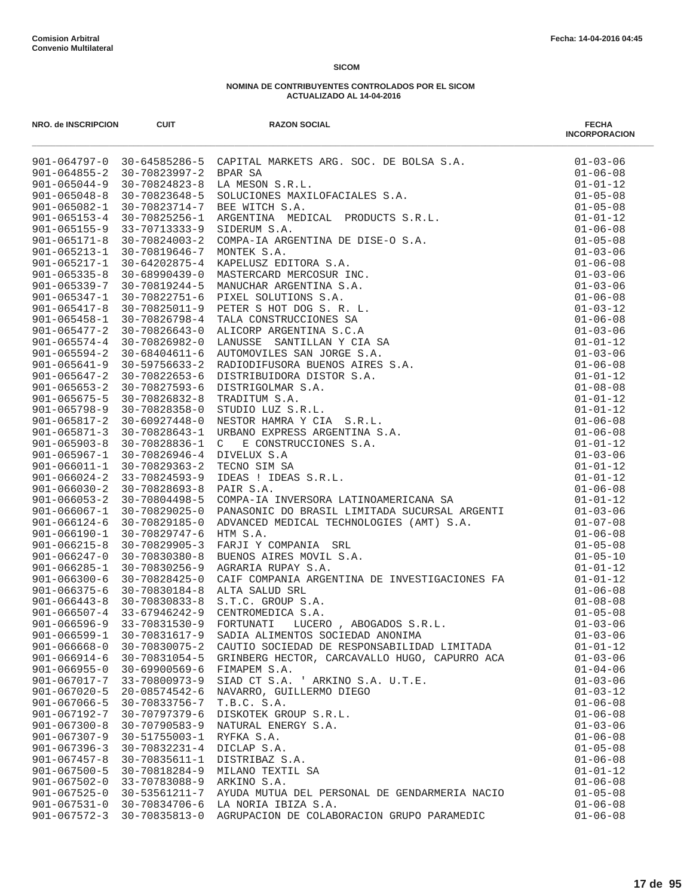Comision Arbitral
Convenio Multilateral

Fecha: 14-04-2016 04:45

**SICOM**

**NOMINA DE CONTRIBUYENTES CONTROLADOS POR EL SICOM**
**ACTUALIZADO AL 14-04-2016**

| NRO. de INSCRIPCION | CUIT | RAZON SOCIAL | FECHA INCORPORACION |
|---|---|---|---|
| 901-064797-0 | 30-64585286-5 | CAPITAL MARKETS ARG. SOC. DE BOLSA S.A. | 01-03-06 |
| 901-064855-2 | 30-70823997-2 | BPAR SA | 01-06-08 |
| 901-065044-9 | 30-70824823-8 | LA MESON S.R.L. | 01-01-12 |
| 901-065048-8 | 30-70823648-5 | SOLUCIONES MAXILOFACIALES S.A. | 01-05-08 |
| 901-065082-1 | 30-70823714-7 | BEE WITCH S.A. | 01-05-08 |
| 901-065153-4 | 30-70825256-1 | ARGENTINA MEDICAL PRODUCTS S.R.L. | 01-01-12 |
| 901-065155-9 | 33-70713333-9 | SIDERUM S.A. | 01-06-08 |
| 901-065171-8 | 30-70824003-2 | COMPA-IA ARGENTINA DE DISE-O S.A. | 01-05-08 |
| 901-065213-1 | 30-70819646-7 | MONTEK S.A. | 01-03-06 |
| 901-065217-1 | 30-64202875-4 | KAPELUSZ EDITORA S.A. | 01-06-08 |
| 901-065335-8 | 30-68990439-0 | MASTERCARD MERCOSUR INC. | 01-03-06 |
| 901-065339-7 | 30-70819244-5 | MANUCHAR ARGENTINA S.A. | 01-03-06 |
| 901-065347-1 | 30-70822751-6 | PIXEL SOLUTIONS S.A. | 01-06-08 |
| 901-065417-8 | 30-70825011-9 | PETER S HOT DOG S. R. L. | 01-03-12 |
| 901-065458-1 | 30-70826798-4 | TALA CONSTRUCCIONES SA | 01-06-08 |
| 901-065477-2 | 30-70826643-0 | ALICORP ARGENTINA S.C.A | 01-03-06 |
| 901-065574-4 | 30-70826982-0 | LANUSSE SANTILLAN Y CIA SA | 01-01-12 |
| 901-065594-2 | 30-68404611-6 | AUTOMOVILES SAN JORGE S.A. | 01-03-06 |
| 901-065641-9 | 30-59756633-2 | RADIODIFUSORA BUENOS AIRES S.A. | 01-06-08 |
| 901-065647-2 | 30-70822653-6 | DISTRIBUIDORA DISTOR S.A. | 01-01-12 |
| 901-065653-2 | 30-70827593-6 | DISTRIGOLMAR S.A. | 01-08-08 |
| 901-065675-5 | 30-70826832-8 | TRADITUM S.A. | 01-01-12 |
| 901-065798-9 | 30-70828358-0 | STUDIO LUZ S.R.L. | 01-01-12 |
| 901-065817-2 | 30-60927448-0 | NESTOR HAMRA Y CIA S.R.L. | 01-06-08 |
| 901-065871-3 | 30-70828643-1 | URBANO EXPRESS ARGENTINA S.A. | 01-06-08 |
| 901-065903-8 | 30-70828836-1 | C E CONSTRUCCIONES S.A. | 01-01-12 |
| 901-065967-1 | 30-70826946-4 | DIVELUX S.A | 01-03-06 |
| 901-066011-1 | 30-70829363-2 | TECNO SIM SA | 01-01-12 |
| 901-066024-2 | 33-70824593-9 | IDEAS ! IDEAS S.R.L. | 01-01-12 |
| 901-066030-2 | 30-70828693-8 | PAIR S.A. | 01-06-08 |
| 901-066053-2 | 30-70804498-5 | COMPA-IA INVERSORA LATINOAMERICANA SA | 01-01-12 |
| 901-066067-1 | 30-70829025-0 | PANASONIC DO BRASIL LIMITADA SUCURSAL ARGENTI | 01-03-06 |
| 901-066124-6 | 30-70829185-0 | ADVANCED MEDICAL TECHNOLOGIES (AMT) S.A. | 01-07-08 |
| 901-066190-1 | 30-70829747-6 | HTM S.A. | 01-06-08 |
| 901-066215-8 | 30-70829905-3 | FARJI Y COMPANIA SRL | 01-05-08 |
| 901-066247-0 | 30-70830380-8 | BUENOS AIRES MOVIL S.A. | 01-05-10 |
| 901-066285-1 | 30-70830256-9 | AGRARIA RUPAY S.A. | 01-01-12 |
| 901-066300-6 | 30-70828425-0 | CAIF COMPANIA ARGENTINA DE INVESTIGACIONES FA | 01-01-12 |
| 901-066375-6 | 30-70830184-8 | ALTA SALUD SRL | 01-06-08 |
| 901-066443-8 | 30-70830833-8 | S.T.C. GROUP S.A. | 01-08-08 |
| 901-066507-4 | 33-67946242-9 | CENTROMEDICA S.A. | 01-05-08 |
| 901-066596-9 | 33-70831530-9 | FORTUNATI LUCERO , ABOGADOS S.R.L. | 01-03-06 |
| 901-066599-1 | 30-70831617-9 | SADIA ALIMENTOS SOCIEDAD ANONIMA | 01-03-06 |
| 901-066668-0 | 30-70830075-2 | CAUTIO SOCIEDAD DE RESPONSABILIDAD LIMITADA | 01-01-12 |
| 901-066914-6 | 30-70831054-5 | GRINBERG HECTOR, CARCAVALLO HUGO, CAPURRO ACA | 01-03-06 |
| 901-066955-0 | 30-69900569-6 | FIMAPEM S.A. | 01-04-06 |
| 901-067017-7 | 33-70800973-9 | SIAD CT S.A. ' ARKINO S.A. U.T.E. | 01-03-06 |
| 901-067020-5 | 20-08574542-6 | NAVARRO, GUILLERMO DIEGO | 01-03-12 |
| 901-067066-5 | 30-70833756-7 | T.B.C. S.A. | 01-06-08 |
| 901-067192-7 | 30-70797379-6 | DISKOTEK GROUP S.R.L. | 01-06-08 |
| 901-067300-8 | 30-70790583-9 | NATURAL ENERGY S.A. | 01-03-06 |
| 901-067307-9 | 30-51755003-1 | RYFKA S.A. | 01-06-08 |
| 901-067396-3 | 30-70832231-4 | DICLAP S.A. | 01-05-08 |
| 901-067457-8 | 30-70835611-1 | DISTRIBAZ S.A. | 01-06-08 |
| 901-067500-5 | 30-70818284-9 | MILANO TEXTIL SA | 01-01-12 |
| 901-067502-0 | 33-70783088-9 | ARKINO S.A. | 01-06-08 |
| 901-067525-0 | 30-53561211-7 | AYUDA MUTUA DEL PERSONAL DE GENDARMERIA NACIO | 01-05-08 |
| 901-067531-0 | 30-70834706-6 | LA NORIA IBIZA S.A. | 01-06-08 |
| 901-067572-3 | 30-70835813-0 | AGRUPACION DE COLABORACION GRUPO PARAMEDIC | 01-06-08 |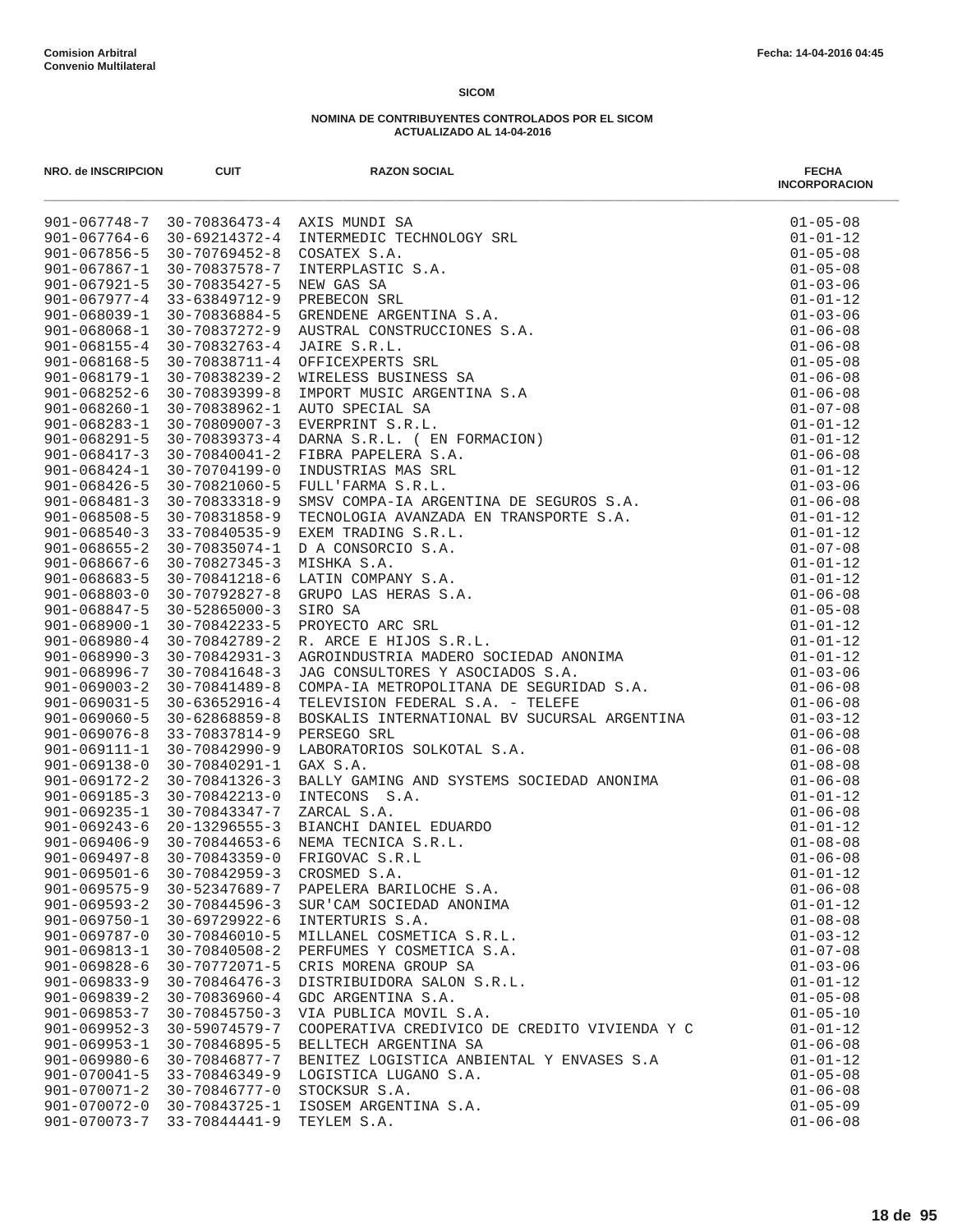**Comision Arbitral**
**Convenio Multilateral**

**Fecha: 14-04-2016 04:45**

**SICOM**

**NOMINA DE CONTRIBUYENTES CONTROLADOS POR EL SICOM**
**ACTUALIZADO AL 14-04-2016**

| NRO. de INSCRIPCION | CUIT | RAZON SOCIAL | FECHA INCORPORACION |
|---|---|---|---|
| 901-067748-7 | 30-70836473-4 | AXIS MUNDI SA | 01-05-08 |
| 901-067764-6 | 30-69214372-4 | INTERMEDIC TECHNOLOGY SRL | 01-01-12 |
| 901-067856-5 | 30-70769452-8 | COSATEX S.A. | 01-05-08 |
| 901-067867-1 | 30-70837578-7 | INTERPLASTIC S.A. | 01-05-08 |
| 901-067921-5 | 30-70835427-5 | NEW GAS SA | 01-03-06 |
| 901-067977-4 | 33-63849712-9 | PREBECON SRL | 01-01-12 |
| 901-068039-1 | 30-70836884-5 | GRENDENE ARGENTINA S.A. | 01-03-06 |
| 901-068068-1 | 30-70837272-9 | AUSTRAL CONSTRUCCIONES S.A. | 01-06-08 |
| 901-068155-4 | 30-70832763-4 | JAIRE S.R.L. | 01-06-08 |
| 901-068168-5 | 30-70838711-4 | OFFICEXPERTS SRL | 01-05-08 |
| 901-068179-1 | 30-70838239-2 | WIRELESS BUSINESS SA | 01-06-08 |
| 901-068252-6 | 30-70839399-8 | IMPORT MUSIC ARGENTINA S.A | 01-06-08 |
| 901-068260-1 | 30-70838962-1 | AUTO SPECIAL SA | 01-07-08 |
| 901-068283-1 | 30-70809007-3 | EVERPRINT S.R.L. | 01-01-12 |
| 901-068291-5 | 30-70839373-4 | DARNA S.R.L. ( EN FORMACION) | 01-01-12 |
| 901-068417-3 | 30-70840041-2 | FIBRA PAPELERA S.A. | 01-06-08 |
| 901-068424-1 | 30-70704199-0 | INDUSTRIAS MAS SRL | 01-01-12 |
| 901-068426-5 | 30-70821060-5 | FULL'FARMA S.R.L. | 01-03-06 |
| 901-068481-3 | 30-70833318-9 | SMSV COMPA-IA ARGENTINA DE SEGUROS S.A. | 01-06-08 |
| 901-068508-5 | 30-70831858-9 | TECNOLOGIA AVANZADA EN TRANSPORTE S.A. | 01-01-12 |
| 901-068540-3 | 33-70840535-9 | EXEM TRADING S.R.L. | 01-01-12 |
| 901-068655-2 | 30-70835074-1 | D A CONSORCIO S.A. | 01-07-08 |
| 901-068667-6 | 30-70827345-3 | MISHKA S.A. | 01-01-12 |
| 901-068683-5 | 30-70841218-6 | LATIN COMPANY S.A. | 01-01-12 |
| 901-068803-0 | 30-70792827-8 | GRUPO LAS HERAS S.A. | 01-06-08 |
| 901-068847-5 | 30-52865000-3 | SIRO SA | 01-05-08 |
| 901-068900-1 | 30-70842233-5 | PROYECTO ARC SRL | 01-01-12 |
| 901-068980-4 | 30-70842789-2 | R. ARCE E HIJOS S.R.L. | 01-01-12 |
| 901-068990-3 | 30-70842931-3 | AGROINDUSTRIA MADERO SOCIEDAD ANONIMA | 01-01-12 |
| 901-068996-7 | 30-70841648-3 | JAG CONSULTORES Y ASOCIADOS S.A. | 01-03-06 |
| 901-069003-2 | 30-70841489-8 | COMPA-IA METROPOLITANA DE SEGURIDAD S.A. | 01-06-08 |
| 901-069031-5 | 30-63652916-4 | TELEVISION FEDERAL S.A. - TELEFE | 01-06-08 |
| 901-069060-5 | 30-62868859-8 | BOSKALIS INTERNATIONAL BV SUCURSAL ARGENTINA | 01-03-12 |
| 901-069076-8 | 33-70837814-9 | PERSEGO SRL | 01-06-08 |
| 901-069111-1 | 30-70842990-9 | LABORATORIOS SOLKOTAL S.A. | 01-06-08 |
| 901-069138-0 | 30-70840291-1 | GAX S.A. | 01-08-08 |
| 901-069172-2 | 30-70841326-3 | BALLY GAMING AND SYSTEMS SOCIEDAD ANONIMA | 01-06-08 |
| 901-069185-3 | 30-70842213-0 | INTECONS S.A. | 01-01-12 |
| 901-069235-1 | 30-70843347-7 | ZARCAL S.A. | 01-06-08 |
| 901-069243-6 | 20-13296555-3 | BIANCHI DANIEL EDUARDO | 01-01-12 |
| 901-069406-9 | 30-70844653-6 | NEMA TECNICA S.R.L. | 01-08-08 |
| 901-069497-8 | 30-70843359-0 | FRIGOVAC S.R.L | 01-06-08 |
| 901-069501-6 | 30-70842959-3 | CROSMED S.A. | 01-01-12 |
| 901-069575-9 | 30-52347689-7 | PAPELERA BARILOCHE S.A. | 01-06-08 |
| 901-069593-2 | 30-70844596-3 | SUR'CAM SOCIEDAD ANONIMA | 01-01-12 |
| 901-069750-1 | 30-69729922-6 | INTERTURIS S.A. | 01-08-08 |
| 901-069787-0 | 30-70846010-5 | MILLANEL COSMETICA S.R.L. | 01-03-12 |
| 901-069813-1 | 30-70840508-2 | PERFUMES Y COSMETICA S.A. | 01-07-08 |
| 901-069828-6 | 30-70772071-5 | CRIS MORENA GROUP SA | 01-03-06 |
| 901-069833-9 | 30-70846476-3 | DISTRIBUIDORA SALON S.R.L. | 01-01-12 |
| 901-069839-2 | 30-70836960-4 | GDC ARGENTINA S.A. | 01-05-08 |
| 901-069853-7 | 30-70845750-3 | VIA PUBLICA MOVIL S.A. | 01-05-10 |
| 901-069952-3 | 30-59074579-7 | COOPERATIVA CREDIVICO DE CREDITO VIVIENDA Y C | 01-01-12 |
| 901-069953-1 | 30-70846895-5 | BELLTECH ARGENTINA SA | 01-06-08 |
| 901-069980-6 | 30-70846877-7 | BENITEZ LOGISTICA AMBIENTAL Y ENVASES S.A | 01-01-12 |
| 901-070041-5 | 33-70846349-9 | LOGISTICA LUGANO S.A. | 01-05-08 |
| 901-070071-2 | 30-70846777-0 | STOCKSUR S.A. | 01-06-08 |
| 901-070072-0 | 30-70843725-1 | ISOSEM ARGENTINA S.A. | 01-05-09 |
| 901-070073-7 | 33-70844441-9 | TEYLEM S.A. | 01-06-08 |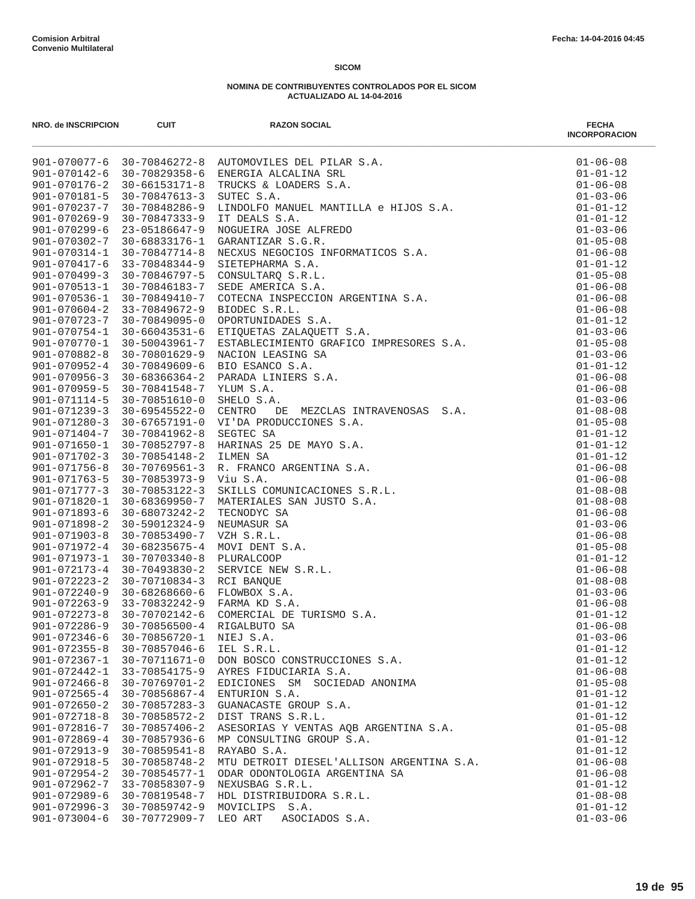Comision Arbitral
Convenio Multilateral

Fecha: 14-04-2016 04:45

**SICOM**

**NOMINA DE CONTRIBUYENTES CONTROLADOS POR EL SICOM**
**ACTUALIZADO AL 14-04-2016**

| NRO. de INSCRIPCION | CUIT | RAZON SOCIAL | FECHA INCORPORACION |
|---|---|---|---|
| 901-070077-6 | 30-70846272-8 | AUTOMOVILES DEL PILAR S.A. | 01-06-08 |
| 901-070142-6 | 30-70829358-6 | ENERGIA ALCALINA SRL | 01-01-12 |
| 901-070176-2 | 30-66153171-8 | TRUCKS & LOADERS S.A. | 01-06-08 |
| 901-070181-5 | 30-70847613-3 | SUTEC S.A. | 01-03-06 |
| 901-070237-7 | 30-70848286-9 | LINDOLFO MANUEL MANTILLA e HIJOS S.A. | 01-01-12 |
| 901-070269-9 | 30-70847333-9 | IT DEALS S.A. | 01-01-12 |
| 901-070299-6 | 23-05186647-9 | NOGUEIRA JOSE ALFREDO | 01-03-06 |
| 901-070302-7 | 30-68833176-1 | GARANTIZAR S.G.R. | 01-05-08 |
| 901-070314-1 | 30-70847714-8 | NECXUS NEGOCIOS INFORMATICOS S.A. | 01-06-08 |
| 901-070417-6 | 33-70848344-9 | SIETEPHARMA S.A. | 01-01-12 |
| 901-070499-3 | 30-70846797-5 | CONSULTARQ S.R.L. | 01-05-08 |
| 901-070513-1 | 30-70846183-7 | SEDE AMERICA S.A. | 01-06-08 |
| 901-070536-1 | 30-70849410-7 | COTECNA INSPECCION ARGENTINA S.A. | 01-06-08 |
| 901-070604-2 | 33-70849672-9 | BIODEC S.R.L. | 01-06-08 |
| 901-070723-7 | 30-70849095-0 | OPORTUNIDADES S.A. | 01-01-12 |
| 901-070754-1 | 30-66043531-6 | ETIQUETAS ZALAQUETT S.A. | 01-03-06 |
| 901-070770-1 | 30-50043961-7 | ESTABLECIMIENTO GRAFICO IMPRESORES S.A. | 01-05-08 |
| 901-070882-8 | 30-70801629-9 | NACION LEASING SA | 01-03-06 |
| 901-070952-4 | 30-70849609-6 | BIO ESANCO S.A. | 01-01-12 |
| 901-070956-3 | 30-68366364-2 | PARADA LINIERS S.A. | 01-06-08 |
| 901-070959-5 | 30-70841548-7 | YLUM S.A. | 01-06-08 |
| 901-071114-5 | 30-70851610-0 | SHELO S.A. | 01-03-06 |
| 901-071239-3 | 30-69545522-0 | CENTRO DE MEZCLAS INTRAVENOSAS S.A. | 01-08-08 |
| 901-071280-3 | 30-67657191-0 | VI'DA PRODUCCIONES S.A. | 01-05-08 |
| 901-071404-7 | 30-70841962-8 | SEGTEC SA | 01-01-12 |
| 901-071650-1 | 30-70852797-8 | HARINAS 25 DE MAYO S.A. | 01-01-12 |
| 901-071702-3 | 30-70854148-2 | ILMEN SA | 01-01-12 |
| 901-071756-8 | 30-70769561-3 | R. FRANCO ARGENTINA S.A. | 01-06-08 |
| 901-071763-5 | 30-70853973-9 | Viu S.A. | 01-06-08 |
| 901-071777-3 | 30-70853122-3 | SKILLS COMUNICACIONES S.R.L. | 01-08-08 |
| 901-071820-1 | 30-68369950-7 | MATERIALES SAN JUSTO S.A. | 01-08-08 |
| 901-071893-6 | 30-68073242-2 | TECNODYC SA | 01-06-08 |
| 901-071898-2 | 30-59012324-9 | NEUMASUR SA | 01-03-06 |
| 901-071903-8 | 30-70853490-7 | VZH S.R.L. | 01-06-08 |
| 901-071972-4 | 30-68235675-4 | MOVI DENT S.A. | 01-05-08 |
| 901-071973-1 | 30-70703340-8 | PLURALCOOP | 01-01-12 |
| 901-072173-4 | 30-70493830-2 | SERVICE NEW S.R.L. | 01-06-08 |
| 901-072223-2 | 30-70710834-3 | RCI BANQUE | 01-08-08 |
| 901-072240-9 | 30-68268660-6 | FLOWBOX S.A. | 01-03-06 |
| 901-072263-9 | 33-70832242-9 | FARMA KD S.A. | 01-06-08 |
| 901-072273-8 | 30-70702142-6 | COMERCIAL DE TURISMO S.A. | 01-01-12 |
| 901-072286-9 | 30-70856500-4 | RIGALBUTO SA | 01-06-08 |
| 901-072346-6 | 30-70856720-1 | NIEJ S.A. | 01-03-06 |
| 901-072355-8 | 30-70857046-6 | IEL S.R.L. | 01-01-12 |
| 901-072367-1 | 30-70711671-0 | DON BOSCO CONSTRUCCIONES S.A. | 01-01-12 |
| 901-072442-1 | 33-70854175-9 | AYRES FIDUCIARIA S.A. | 01-06-08 |
| 901-072466-8 | 30-70769701-2 | EDICIONES SM SOCIEDAD ANONIMA | 01-05-08 |
| 901-072565-4 | 30-70856867-4 | ENTURION S.A. | 01-01-12 |
| 901-072650-2 | 30-70857283-3 | GUANACASTE GROUP S.A. | 01-01-12 |
| 901-072718-8 | 30-70858572-2 | DIST TRANS S.R.L. | 01-01-12 |
| 901-072816-7 | 30-70857406-2 | ASESORIAS Y VENTAS AQB ARGENTINA S.A. | 01-05-08 |
| 901-072869-4 | 30-70857936-6 | MP CONSULTING GROUP S.A. | 01-01-12 |
| 901-072913-9 | 30-70859541-8 | RAYABO S.A. | 01-01-12 |
| 901-072918-5 | 30-70858748-2 | MTU DETROIT DIESEL'ALLISON ARGENTINA S.A. | 01-06-08 |
| 901-072954-2 | 30-70854577-1 | ODAR ODONTOLOGIA ARGENTINA SA | 01-06-08 |
| 901-072962-7 | 33-70858307-9 | NEXUSBAG S.R.L. | 01-01-12 |
| 901-072989-6 | 30-70819548-7 | HDL DISTRIBUIDORA S.R.L. | 01-08-08 |
| 901-072996-3 | 30-70859742-9 | MOVICLIPS S.A. | 01-01-12 |
| 901-073004-6 | 30-70772909-7 | LEO ART ASOCIADOS S.A. | 01-03-06 |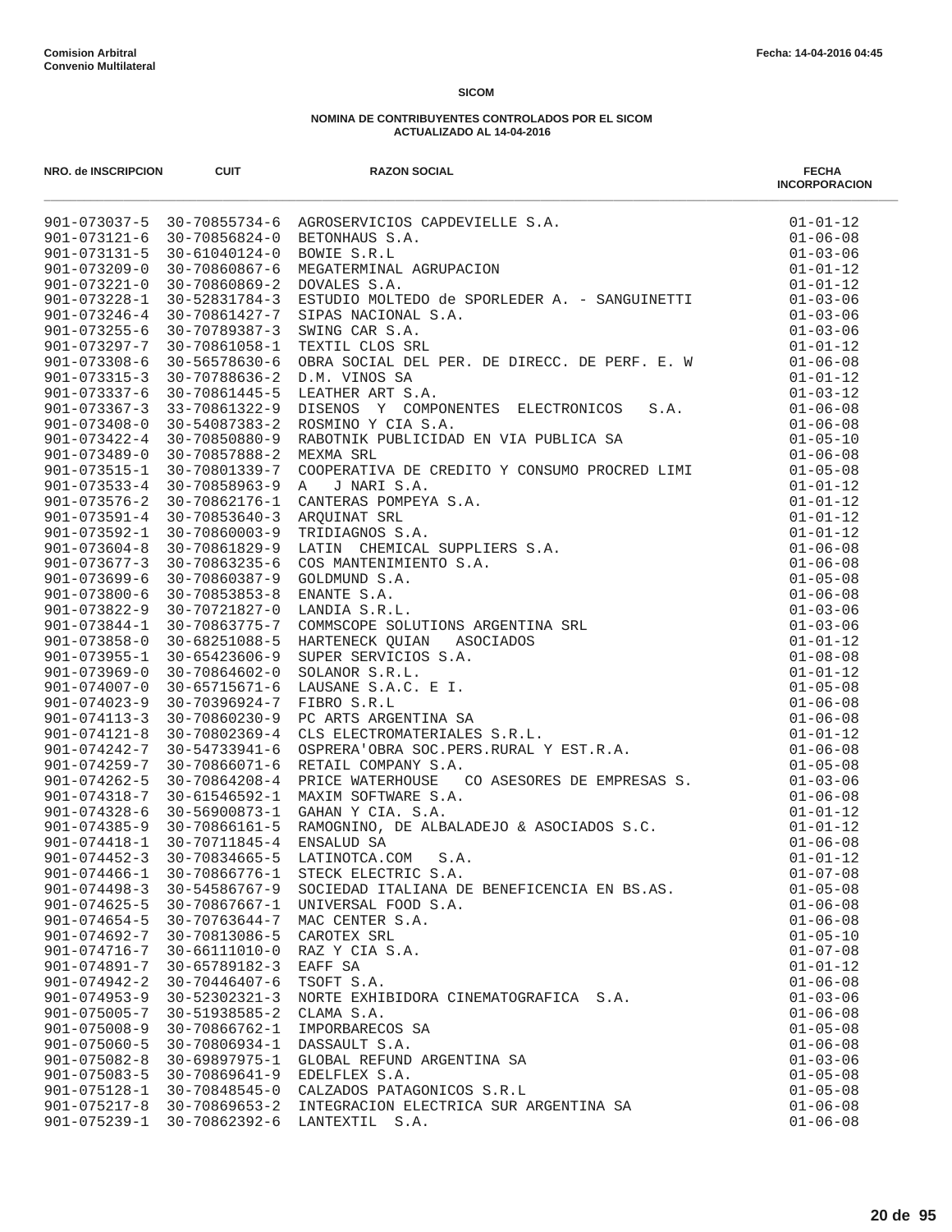Comision Arbitral
Convenio Multilateral

Fecha: 14-04-2016 04:45

**SICOM**

**NOMINA DE CONTRIBUYENTES CONTROLADOS POR EL SICOM**
**ACTUALIZADO AL 14-04-2016**

| NRO. de INSCRIPCION | CUIT | RAZON SOCIAL | FECHA INCORPORACION |
|---|---|---|---|
| 901-073037-5 | 30-70855734-6 | AGROSERVICIOS CAPDEVIELLE S.A. | 01-01-12 |
| 901-073121-6 | 30-70856824-0 | BETONHAUS S.A. | 01-06-08 |
| 901-073131-5 | 30-61040124-0 | BOWIE S.R.L | 01-03-06 |
| 901-073209-0 | 30-70860867-6 | MEGATERMINAL AGRUPACION | 01-01-12 |
| 901-073221-0 | 30-70860869-2 | DOVALES S.A. | 01-01-12 |
| 901-073228-1 | 30-52831784-3 | ESTUDIO MOLTEDO de SPORLEDER A. - SANGUINETTI | 01-03-06 |
| 901-073246-4 | 30-70861427-7 | SIPAS NACIONAL S.A. | 01-03-06 |
| 901-073255-6 | 30-70789387-3 | SWING CAR S.A. | 01-03-06 |
| 901-073297-7 | 30-70861058-1 | TEXTIL CLOS SRL | 01-01-12 |
| 901-073308-6 | 30-56578630-6 | OBRA SOCIAL DEL PER. DE DIRECC. DE PERF. E. W | 01-06-08 |
| 901-073315-3 | 30-70788636-2 | D.M. VINOS SA | 01-01-12 |
| 901-073337-6 | 30-70861445-5 | LEATHER ART S.A. | 01-03-12 |
| 901-073367-3 | 33-70861322-9 | DISENOS Y COMPONENTES ELECTRONICOS S.A. | 01-06-08 |
| 901-073408-0 | 30-54087383-2 | ROSMINO Y CIA S.A. | 01-06-08 |
| 901-073422-4 | 30-70850880-9 | RABOTNIK PUBLICIDAD EN VIA PUBLICA SA | 01-05-10 |
| 901-073489-0 | 30-70857888-2 | MEXMA SRL | 01-06-08 |
| 901-073515-1 | 30-70801339-7 | COOPERATIVA DE CREDITO Y CONSUMO PROCRED LIMI | 01-05-08 |
| 901-073533-4 | 30-70858963-9 | A J NARI S.A. | 01-01-12 |
| 901-073576-2 | 30-70862176-1 | CANTERAS POMPEYA S.A. | 01-01-12 |
| 901-073591-4 | 30-70853640-3 | ARQUINAT SRL | 01-01-12 |
| 901-073592-1 | 30-70860003-9 | TRIDIAGNOS S.A. | 01-01-12 |
| 901-073604-8 | 30-70861829-9 | LATIN CHEMICAL SUPPLIERS S.A. | 01-06-08 |
| 901-073677-3 | 30-70863235-6 | COS MANTENIMIENTO S.A. | 01-06-08 |
| 901-073699-6 | 30-70860387-9 | GOLDMUND S.A. | 01-05-08 |
| 901-073800-6 | 30-70853853-8 | ENANTE S.A. | 01-06-08 |
| 901-073822-9 | 30-70721827-0 | LANDIA S.R.L. | 01-03-06 |
| 901-073844-1 | 30-70863775-7 | COMMSCOPE SOLUTIONS ARGENTINA SRL | 01-03-06 |
| 901-073858-0 | 30-68251088-5 | HARTENECK QUIAN ASOCIADOS | 01-01-12 |
| 901-073955-1 | 30-65423606-9 | SUPER SERVICIOS S.A. | 01-08-08 |
| 901-073969-0 | 30-70864602-0 | SOLANOR S.R.L. | 01-01-12 |
| 901-074007-0 | 30-65715671-6 | LAUSANE S.A.C. E I. | 01-05-08 |
| 901-074023-9 | 30-70396924-7 | FIBRO S.R.L | 01-06-08 |
| 901-074113-3 | 30-70860230-9 | PC ARTS ARGENTINA SA | 01-06-08 |
| 901-074121-8 | 30-70802369-4 | CLS ELECTROMATERIALES S.R.L. | 01-01-12 |
| 901-074242-7 | 30-54733941-6 | OSPRERA'OBRA SOC.PERS.RURAL Y EST.R.A. | 01-06-08 |
| 901-074259-7 | 30-70866071-6 | RETAIL COMPANY S.A. | 01-05-08 |
| 901-074262-5 | 30-70864208-4 | PRICE WATERHOUSE CO ASESORES DE EMPRESAS S. | 01-03-06 |
| 901-074318-7 | 30-61546592-1 | MAXIM SOFTWARE S.A. | 01-06-08 |
| 901-074328-6 | 30-56900873-1 | GAHAN Y CIA. S.A. | 01-01-12 |
| 901-074385-9 | 30-70866161-5 | RAMOGNINO, DE ALBALADEJO & ASOCIADOS S.C. | 01-01-12 |
| 901-074418-1 | 30-70711845-4 | ENSALUD SA | 01-06-08 |
| 901-074452-3 | 30-70834665-5 | LATINOTCA.COM S.A. | 01-01-12 |
| 901-074466-1 | 30-70866776-1 | STECK ELECTRIC S.A. | 01-07-08 |
| 901-074498-3 | 30-54586767-9 | SOCIEDAD ITALIANA DE BENEFICENCIA EN BS.AS. | 01-05-08 |
| 901-074625-5 | 30-70867667-1 | UNIVERSAL FOOD S.A. | 01-06-08 |
| 901-074654-5 | 30-70763644-7 | MAC CENTER S.A. | 01-06-08 |
| 901-074692-7 | 30-70813086-5 | CAROTEX SRL | 01-05-10 |
| 901-074716-7 | 30-66111010-0 | RAZ Y CIA S.A. | 01-07-08 |
| 901-074891-7 | 30-65789182-3 | EAFF SA | 01-01-12 |
| 901-074942-2 | 30-70446407-6 | TSOFT S.A. | 01-06-08 |
| 901-074953-9 | 30-52302321-3 | NORTE EXHIBIDORA CINEMATOGRAFICA S.A. | 01-03-06 |
| 901-075005-7 | 30-51938585-2 | CLAMA S.A. | 01-06-08 |
| 901-075008-9 | 30-70866762-1 | IMPORBARECOS SA | 01-05-08 |
| 901-075060-5 | 30-70806934-1 | DASSAULT S.A. | 01-06-08 |
| 901-075082-8 | 30-69897975-1 | GLOBAL REFUND ARGENTINA SA | 01-03-06 |
| 901-075083-5 | 30-70869641-9 | EDELFLEX S.A. | 01-05-08 |
| 901-075128-1 | 30-70848545-0 | CALZADOS PATAGONICOS S.R.L | 01-05-08 |
| 901-075217-8 | 30-70869653-2 | INTEGRACION ELECTRICA SUR ARGENTINA SA | 01-06-08 |
| 901-075239-1 | 30-70862392-6 | LANTEXTIL S.A. | 01-06-08 |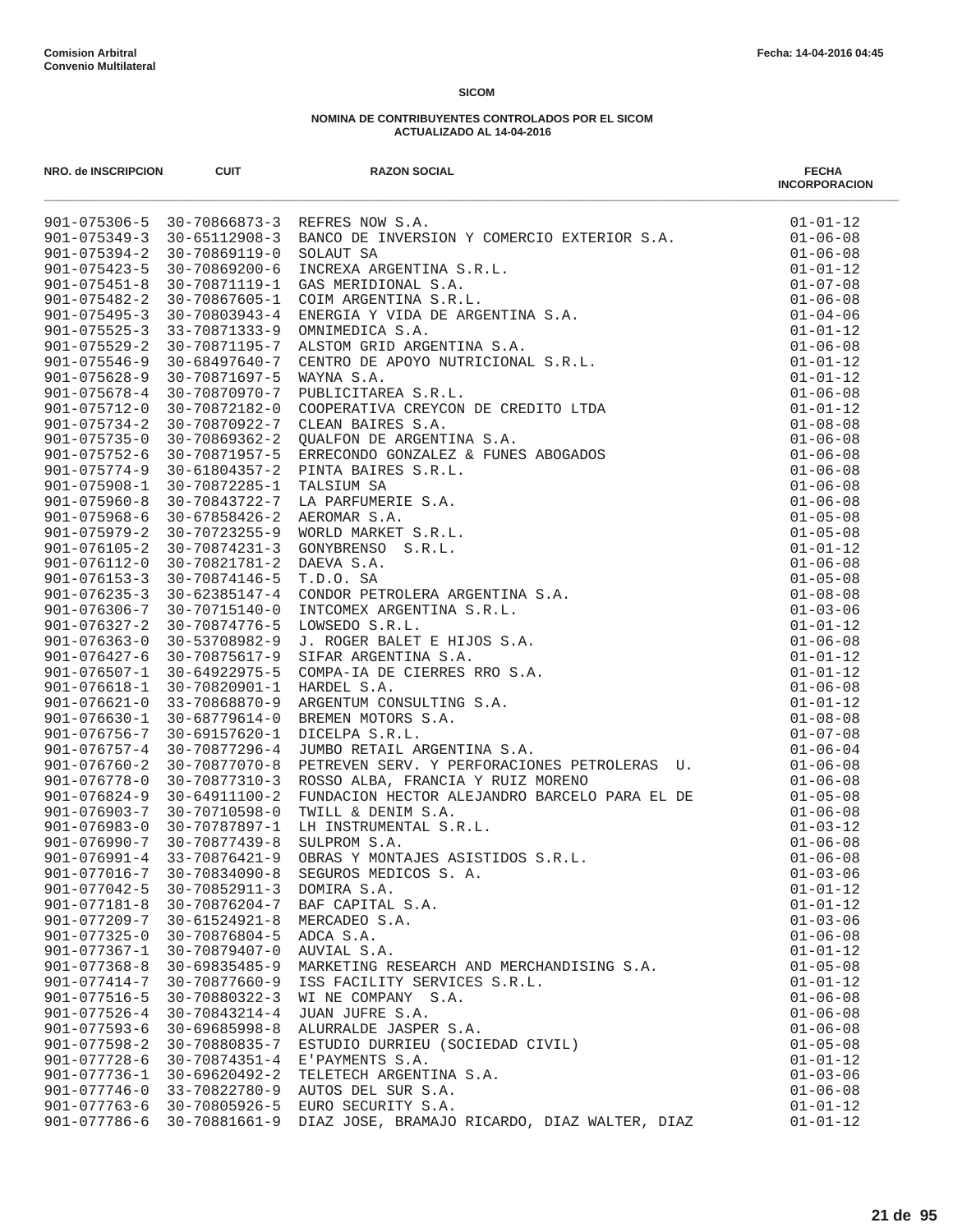**Comision Arbitral**
**Convenio Multilateral**

**Fecha: 14-04-2016 04:45**

**SICOM**

**NOMINA DE CONTRIBUYENTES CONTROLADOS POR EL SICOM**
**ACTUALIZADO AL 14-04-2016**

| NRO. de INSCRIPCION | CUIT | RAZON SOCIAL | FECHA INCORPORACION |
|---|---|---|---|
| 901-075306-5 | 30-70866873-3 | REFRES NOW S.A. | 01-01-12 |
| 901-075349-3 | 30-65112908-3 | BANCO DE INVERSION Y COMERCIO EXTERIOR S.A. | 01-06-08 |
| 901-075394-2 | 30-70869119-0 | SOLAUT SA | 01-06-08 |
| 901-075423-5 | 30-70869200-6 | INCREXA ARGENTINA S.R.L. | 01-01-12 |
| 901-075451-8 | 30-70871119-1 | GAS MERIDIONAL S.A. | 01-07-08 |
| 901-075482-2 | 30-70867605-1 | COIM ARGENTINA S.R.L. | 01-06-08 |
| 901-075495-3 | 30-70803943-4 | ENERGIA Y VIDA DE ARGENTINA S.A. | 01-04-06 |
| 901-075525-3 | 33-70871333-9 | OMNIMEDICA S.A. | 01-01-12 |
| 901-075529-2 | 30-70871195-7 | ALSTOM GRID ARGENTINA S.A. | 01-06-08 |
| 901-075546-9 | 30-68497640-7 | CENTRO DE APOYO NUTRICIONAL S.R.L. | 01-01-12 |
| 901-075628-9 | 30-70871697-5 | WAYNA S.A. | 01-01-12 |
| 901-075678-4 | 30-70870970-7 | PUBLICITAREA S.R.L. | 01-06-08 |
| 901-075712-0 | 30-70872182-0 | COOPERATIVA CREYCON DE CREDITO LTDA | 01-01-12 |
| 901-075734-2 | 30-70870922-7 | CLEAN BAIRES S.A. | 01-08-08 |
| 901-075735-0 | 30-70869362-2 | QUALFON DE ARGENTINA S.A. | 01-06-08 |
| 901-075752-6 | 30-70871957-5 | ERRECONDO GONZALEZ & FUNES ABOGADOS | 01-06-08 |
| 901-075774-9 | 30-61804357-2 | PINTA BAIRES S.R.L. | 01-06-08 |
| 901-075908-1 | 30-70872285-1 | TALSIUM SA | 01-06-08 |
| 901-075960-8 | 30-70843722-7 | LA PARFUMERIE S.A. | 01-06-08 |
| 901-075968-6 | 30-67858426-2 | AEROMAR S.A. | 01-05-08 |
| 901-075979-2 | 30-70723255-9 | WORLD MARKET S.R.L. | 01-05-08 |
| 901-076105-2 | 30-70874231-3 | GONYBRENSO  S.R.L. | 01-01-12 |
| 901-076112-0 | 30-70821781-2 | DAEVA S.A. | 01-06-08 |
| 901-076153-3 | 30-70874146-5 | T.D.O. SA | 01-05-08 |
| 901-076235-3 | 30-62385147-4 | CONDOR PETROLERA ARGENTINA S.A. | 01-08-08 |
| 901-076306-7 | 30-70715140-0 | INTCOMEX ARGENTINA S.R.L. | 01-03-06 |
| 901-076327-2 | 30-70874776-5 | LOWSEDO S.R.L. | 01-01-12 |
| 901-076363-0 | 30-53708982-9 | J. ROGER BALET E HIJOS S.A. | 01-06-08 |
| 901-076427-6 | 30-70875617-9 | SIFAR ARGENTINA S.A. | 01-01-12 |
| 901-076507-1 | 30-64922975-5 | COMPA-IA DE CIERRES RRO S.A. | 01-01-12 |
| 901-076618-1 | 30-70820901-1 | HARDEL S.A. | 01-06-08 |
| 901-076621-0 | 33-70868870-9 | ARGENTUM CONSULTING S.A. | 01-01-12 |
| 901-076630-1 | 30-68779614-0 | BREMEN MOTORS S.A. | 01-08-08 |
| 901-076756-7 | 30-69157620-1 | DICELPA S.R.L. | 01-07-08 |
| 901-076757-4 | 30-70877296-4 | JUMBO RETAIL ARGENTINA S.A. | 01-06-04 |
| 901-076760-2 | 30-70877070-8 | PETREVEN SERV. Y PERFORACIONES PETROLERAS  U. | 01-06-08 |
| 901-076778-0 | 30-70877310-3 | ROSSO ALBA, FRANCIA Y RUIZ MORENO | 01-06-08 |
| 901-076824-9 | 30-64911100-2 | FUNDACION HECTOR ALEJANDRO BARCELO PARA EL DE | 01-05-08 |
| 901-076903-7 | 30-70710598-0 | TWILL & DENIM S.A. | 01-06-08 |
| 901-076983-0 | 30-70787897-1 | LH INSTRUMENTAL S.R.L. | 01-03-12 |
| 901-076990-7 | 30-70877439-8 | SULPROM S.A. | 01-06-08 |
| 901-076991-4 | 33-70876421-9 | OBRAS Y MONTAJES ASISTIDOS S.R.L. | 01-06-08 |
| 901-077016-7 | 30-70834090-8 | SEGUROS MEDICOS S. A. | 01-03-06 |
| 901-077042-5 | 30-70852911-3 | DOMIRA S.A. | 01-01-12 |
| 901-077181-8 | 30-70876204-7 | BAF CAPITAL S.A. | 01-01-12 |
| 901-077209-7 | 30-61524921-8 | MERCADEO S.A. | 01-03-06 |
| 901-077325-0 | 30-70876804-5 | ADCA S.A. | 01-06-08 |
| 901-077367-1 | 30-70879407-0 | AUVIAL S.A. | 01-01-12 |
| 901-077368-8 | 30-69835485-9 | MARKETING RESEARCH AND MERCHANDISING S.A. | 01-05-08 |
| 901-077414-7 | 30-70877660-9 | ISS FACILITY SERVICES S.R.L. | 01-01-12 |
| 901-077516-5 | 30-70880322-3 | WI NE COMPANY  S.A. | 01-06-08 |
| 901-077526-4 | 30-70843214-4 | JUAN JUFRE S.A. | 01-06-08 |
| 901-077593-6 | 30-69685998-8 | ALURRALDE JASPER S.A. | 01-06-08 |
| 901-077598-2 | 30-70880835-7 | ESTUDIO DURRIEU (SOCIEDAD CIVIL) | 01-05-08 |
| 901-077728-6 | 30-70874351-4 | E'PAYMENTS S.A. | 01-01-12 |
| 901-077736-1 | 30-69620492-2 | TELETECH ARGENTINA S.A. | 01-03-06 |
| 901-077746-0 | 33-70822780-9 | AUTOS DEL SUR S.A. | 01-06-08 |
| 901-077763-6 | 30-70805926-5 | EURO SECURITY S.A. | 01-01-12 |
| 901-077786-6 | 30-70881661-9 | DIAZ JOSE, BRAMAJO RICARDO, DIAZ WALTER, DIAZ | 01-01-12 |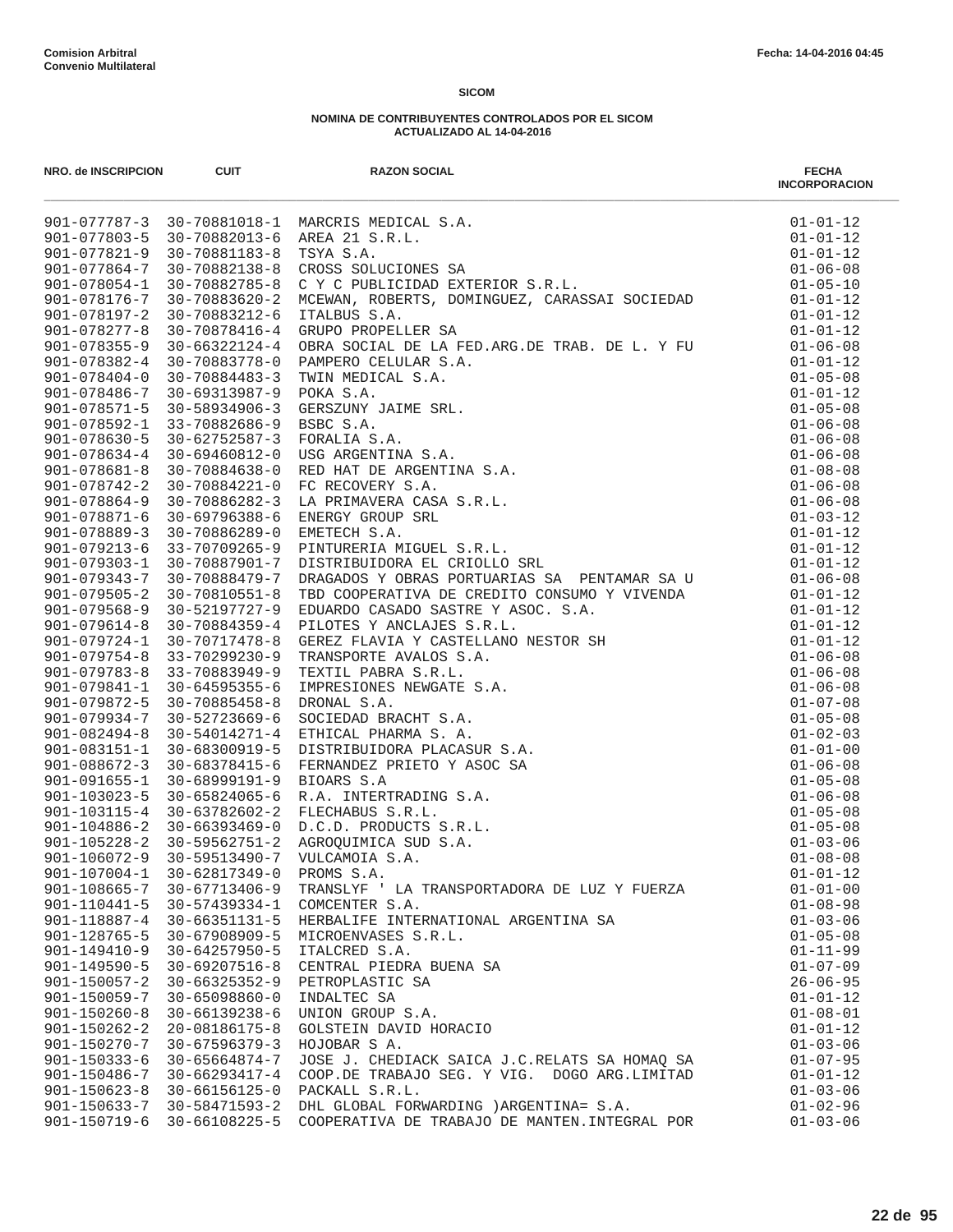**Comision Arbitral**
**Convenio Multilateral**

Fecha: 14-04-2016 04:45

**SICOM**

**NOMINA DE CONTRIBUYENTES CONTROLADOS POR EL SICOM**
**ACTUALIZADO AL 14-04-2016**

| NRO. de INSCRIPCION | CUIT | RAZON SOCIAL | FECHA INCORPORACION |
|---|---|---|---|
| 901-077787-3 | 30-70881018-1 | MARCRIS MEDICAL S.A. | 01-01-12 |
| 901-077803-5 | 30-70882013-6 | AREA 21 S.R.L. | 01-01-12 |
| 901-077821-9 | 30-70881183-8 | TSYA S.A. | 01-01-12 |
| 901-077864-7 | 30-70882138-8 | CROSS SOLUCIONES SA | 01-06-08 |
| 901-078054-1 | 30-70882785-8 | C Y C PUBLICIDAD EXTERIOR S.R.L. | 01-05-10 |
| 901-078176-7 | 30-70883620-2 | MCEWAN, ROBERTS, DOMINGUEZ, CARASSAI SOCIEDAD | 01-01-12 |
| 901-078197-2 | 30-70883212-6 | ITALBUS S.A. | 01-01-12 |
| 901-078277-8 | 30-70878416-4 | GRUPO PROPELLER SA | 01-01-12 |
| 901-078355-9 | 30-66322124-4 | OBRA SOCIAL DE LA FED.ARG.DE TRAB. DE L. Y FU | 01-06-08 |
| 901-078382-4 | 30-70883778-0 | PAMPERO CELULAR S.A. | 01-01-12 |
| 901-078404-0 | 30-70884483-3 | TWIN MEDICAL S.A. | 01-05-08 |
| 901-078486-7 | 30-69313987-9 | POKA S.A. | 01-01-12 |
| 901-078571-5 | 30-58934906-3 | GERSZUNY JAIME SRL. | 01-05-08 |
| 901-078592-1 | 33-70882686-9 | BSBC S.A. | 01-06-08 |
| 901-078630-5 | 30-62752587-3 | FORALIA S.A. | 01-06-08 |
| 901-078634-4 | 30-69460812-0 | USG ARGENTINA S.A. | 01-06-08 |
| 901-078681-8 | 30-70884638-0 | RED HAT DE ARGENTINA S.A. | 01-08-08 |
| 901-078742-2 | 30-70884221-0 | FC RECOVERY S.A. | 01-06-08 |
| 901-078864-9 | 30-70886282-3 | LA PRIMAVERA CASA S.R.L. | 01-06-08 |
| 901-078871-6 | 30-69796388-6 | ENERGY GROUP SRL | 01-03-12 |
| 901-078889-3 | 30-70886289-0 | EMETECH S.A. | 01-01-12 |
| 901-079213-6 | 33-70709265-9 | PINTURERIA MIGUEL S.R.L. | 01-01-12 |
| 901-079303-1 | 30-70887901-7 | DISTRIBUIDORA EL CRIOLLO SRL | 01-01-12 |
| 901-079343-7 | 30-70888479-7 | DRAGADOS Y OBRAS PORTUARIAS SA PENTAMAR SA U | 01-06-08 |
| 901-079505-2 | 30-70810551-8 | TBD COOPERATIVA DE CREDITO CONSUMO Y VIVENDA | 01-01-12 |
| 901-079568-9 | 30-52197727-9 | EDUARDO CASADO SASTRE Y ASOC. S.A. | 01-01-12 |
| 901-079614-8 | 30-70884359-4 | PILOTES Y ANCLAJES S.R.L. | 01-01-12 |
| 901-079724-1 | 30-70717478-8 | GEREZ FLAVIA Y CASTELLANO NESTOR SH | 01-01-12 |
| 901-079754-8 | 33-70299230-9 | TRANSPORTE AVALOS S.A. | 01-06-08 |
| 901-079783-8 | 33-70883949-9 | TEXTIL PABRA S.R.L. | 01-06-08 |
| 901-079841-1 | 30-64595355-6 | IMPRESIONES NEWGATE S.A. | 01-06-08 |
| 901-079872-5 | 30-70885458-8 | DRONAL S.A. | 01-07-08 |
| 901-079934-7 | 30-52723669-6 | SOCIEDAD BRACHT S.A. | 01-05-08 |
| 901-082494-8 | 30-54014271-4 | ETHICAL PHARMA S. A. | 01-02-03 |
| 901-083151-1 | 30-68300919-5 | DISTRIBUIDORA PLACASUR S.A. | 01-01-00 |
| 901-088672-3 | 30-68378415-6 | FERNANDEZ PRIETO Y ASOC SA | 01-06-08 |
| 901-091655-1 | 30-68999191-9 | BIOARS S.A | 01-05-08 |
| 901-103023-5 | 30-65824065-6 | R.A. INTERTRADING S.A. | 01-06-08 |
| 901-103115-4 | 30-63782602-2 | FLECHABUS S.R.L. | 01-05-08 |
| 901-104886-2 | 30-66393469-0 | D.C.D. PRODUCTS S.R.L. | 01-05-08 |
| 901-105228-2 | 30-59562751-2 | AGROQUIMICA SUD S.A. | 01-03-06 |
| 901-106072-9 | 30-59513490-7 | VULCAMOIA S.A. | 01-08-08 |
| 901-107004-1 | 30-62817349-0 | PROMS S.A. | 01-01-12 |
| 901-108665-7 | 30-67713406-9 | TRANSLYF ' LA TRANSPORTADORA DE LUZ Y FUERZA | 01-01-00 |
| 901-110441-5 | 30-57439334-1 | COMCENTER S.A. | 01-08-98 |
| 901-118887-4 | 30-66351131-5 | HERBALIFE INTERNATIONAL ARGENTINA SA | 01-03-06 |
| 901-128765-5 | 30-67908909-5 | MICROENVASES S.R.L. | 01-05-08 |
| 901-149410-9 | 30-64257950-5 | ITALCRED S.A. | 01-11-99 |
| 901-149590-5 | 30-69207516-8 | CENTRAL PIEDRA BUENA SA | 01-07-09 |
| 901-150057-2 | 30-66325352-9 | PETROPLASTIC SA | 26-06-95 |
| 901-150059-7 | 30-65098860-0 | INDALTEC SA | 01-01-12 |
| 901-150260-8 | 30-66139238-6 | UNION GROUP S.A. | 01-08-01 |
| 901-150262-2 | 20-08186175-8 | GOLSTEIN DAVID HORACIO | 01-01-12 |
| 901-150270-7 | 30-67596379-3 | HOJOBAR S A. | 01-03-06 |
| 901-150333-6 | 30-65664874-7 | JOSE J. CHEDIACK SAICA J.C.RELATS SA HOMAQ SA | 01-07-95 |
| 901-150486-7 | 30-66293417-4 | COOP.DE TRABAJO SEG. Y VIG. DOGO ARG.LIMITAD | 01-01-12 |
| 901-150623-8 | 30-66156125-0 | PACKALL S.R.L. | 01-03-06 |
| 901-150633-7 | 30-58471593-2 | DHL GLOBAL FORWARDING )ARGENTINA= S.A. | 01-02-96 |
| 901-150719-6 | 30-66108225-5 | COOPERATIVA DE TRABAJO DE MANTEN.INTEGRAL POR | 01-03-06 |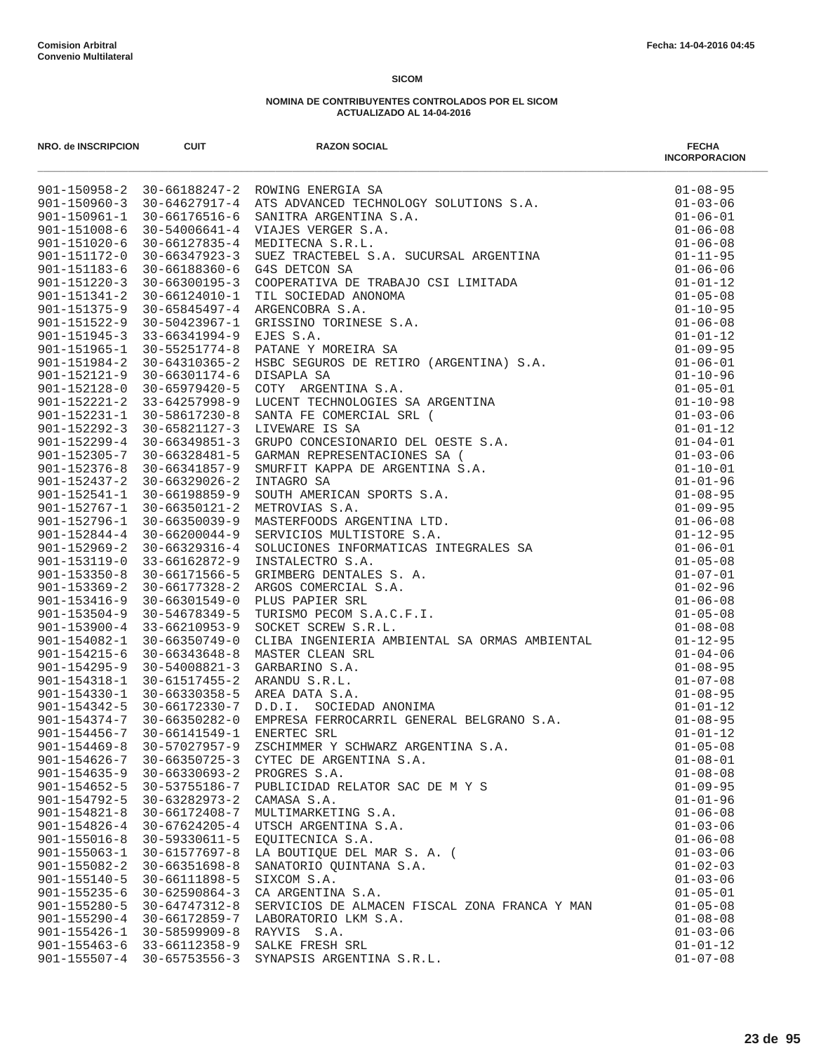**Comision Arbitral**
**Convenio Multilateral**

Fecha: 14-04-2016 04:45

**SICOM**

**NOMINA DE CONTRIBUYENTES CONTROLADOS POR EL SICOM**
**ACTUALIZADO AL 14-04-2016**

| NRO. de INSCRIPCION | CUIT | RAZON SOCIAL | FECHA INCORPORACION |
|---|---|---|---|
| 901-150958-2 | 30-66188247-2 | ROWING ENERGIA SA | 01-08-95 |
| 901-150960-3 | 30-64627917-4 | ATS ADVANCED TECHNOLOGY SOLUTIONS S.A. | 01-03-06 |
| 901-150961-1 | 30-66176516-6 | SANITRA ARGENTINA S.A. | 01-06-01 |
| 901-151008-6 | 30-54006641-4 | VIAJES VERGER S.A. | 01-06-08 |
| 901-151020-6 | 30-66127835-4 | MEDITECNA S.R.L. | 01-06-08 |
| 901-151172-0 | 30-66347923-3 | SUEZ TRACTEBEL S.A. SUCURSAL ARGENTINA | 01-11-95 |
| 901-151183-6 | 30-66188360-6 | G4S DETCON SA | 01-06-06 |
| 901-151220-3 | 30-66300195-3 | COOPERATIVA DE TRABAJO CSI LIMITADA | 01-01-12 |
| 901-151341-2 | 30-66124010-1 | TIL SOCIEDAD ANONOMA | 01-05-08 |
| 901-151375-9 | 30-65845497-4 | ARGENCOBRA S.A. | 01-10-95 |
| 901-151522-9 | 30-50423967-1 | GRISSINO TORINESE S.A. | 01-06-08 |
| 901-151945-3 | 33-66341994-9 | EJES S.A. | 01-01-12 |
| 901-151965-1 | 30-55251774-8 | PATANE Y MOREIRA SA | 01-09-95 |
| 901-151984-2 | 30-64310365-2 | HSBC SEGUROS DE RETIRO (ARGENTINA) S.A. | 01-06-01 |
| 901-152121-9 | 30-66301174-6 | DISAPLA SA | 01-10-96 |
| 901-152128-0 | 30-65979420-5 | COTY ARGENTINA S.A. | 01-05-01 |
| 901-152221-2 | 33-64257998-9 | LUCENT TECHNOLOGIES SA ARGENTINA | 01-10-98 |
| 901-152231-1 | 30-58617230-8 | SANTA FE COMERCIAL SRL ( | 01-03-06 |
| 901-152292-3 | 30-65821127-3 | LIVEWARE IS SA | 01-01-12 |
| 901-152299-4 | 30-66349851-3 | GRUPO CONCESIONARIO DEL OESTE S.A. | 01-04-01 |
| 901-152305-7 | 30-66328481-5 | GARMAN REPRESENTACIONES SA ( | 01-03-06 |
| 901-152376-8 | 30-66341857-9 | SMURFIT KAPPA DE ARGENTINA S.A. | 01-10-01 |
| 901-152437-2 | 30-66329026-2 | INTAGRO SA | 01-01-96 |
| 901-152541-1 | 30-66198859-9 | SOUTH AMERICAN SPORTS S.A. | 01-08-95 |
| 901-152767-1 | 30-66350121-2 | METROVIAS S.A. | 01-09-95 |
| 901-152796-1 | 30-66350039-9 | MASTERFOODS ARGENTINA LTD. | 01-06-08 |
| 901-152844-4 | 30-66200044-9 | SERVICIOS MULTISTORE S.A. | 01-12-95 |
| 901-152969-2 | 30-66329316-4 | SOLUCIONES INFORMATICAS INTEGRALES SA | 01-06-01 |
| 901-153119-0 | 33-66162872-9 | INSTALECTRO S.A. | 01-05-08 |
| 901-153350-8 | 30-66171566-5 | GRIMBERG DENTALES S. A. | 01-07-01 |
| 901-153369-2 | 30-66177328-2 | ARGOS COMERCIAL S.A. | 01-02-96 |
| 901-153416-9 | 30-66301549-0 | PLUS PAPIER SRL | 01-06-08 |
| 901-153504-9 | 30-54678349-5 | TURISMO PECOM S.A.C.F.I. | 01-05-08 |
| 901-153900-4 | 33-66210953-9 | SOCKET SCREW S.R.L. | 01-08-08 |
| 901-154082-1 | 30-66350749-0 | CLIBA INGENIERIA AMBIENTAL SA ORMAS AMBIENTAL | 01-12-95 |
| 901-154215-6 | 30-66343648-8 | MASTER CLEAN SRL | 01-04-06 |
| 901-154295-9 | 30-54008821-3 | GARBARINO S.A. | 01-08-95 |
| 901-154318-1 | 30-61517455-2 | ARANDU S.R.L. | 01-07-08 |
| 901-154330-1 | 30-66330358-5 | AREA DATA S.A. | 01-08-95 |
| 901-154342-5 | 30-66172330-7 | D.D.I. SOCIEDAD ANONIMA | 01-01-12 |
| 901-154374-7 | 30-66350282-0 | EMPRESA FERROCARRIL GENERAL BELGRANO S.A. | 01-08-95 |
| 901-154456-7 | 30-66141549-1 | ENERTEC SRL | 01-01-12 |
| 901-154469-8 | 30-57027957-9 | ZSCHIMMER Y SCHWARZ ARGENTINA S.A. | 01-05-08 |
| 901-154626-7 | 30-66350725-3 | CYTEC DE ARGENTINA S.A. | 01-08-01 |
| 901-154635-9 | 30-66330693-2 | PROGRES S.A. | 01-08-08 |
| 901-154652-5 | 30-53755186-7 | PUBLICIDAD RELATOR SAC DE M Y S | 01-09-95 |
| 901-154792-5 | 30-63282973-2 | CAMASA S.A. | 01-01-96 |
| 901-154821-8 | 30-66172408-7 | MULTIMARKETING S.A. | 01-06-08 |
| 901-154826-4 | 30-67624205-4 | UTSCH ARGENTINA S.A. | 01-03-06 |
| 901-155016-8 | 30-59330611-5 | EQUITECNICA S.A. | 01-06-08 |
| 901-155063-1 | 30-61577697-8 | LA BOUTIQUE DEL MAR S. A. ( | 01-03-06 |
| 901-155082-2 | 30-66351698-8 | SANATORIO QUINTANA S.A. | 01-02-03 |
| 901-155140-5 | 30-66111898-5 | SIXCOM S.A. | 01-03-06 |
| 901-155235-6 | 30-62590864-3 | CA ARGENTINA S.A. | 01-05-01 |
| 901-155280-5 | 30-64747312-8 | SERVICIOS DE ALMACEN FISCAL ZONA FRANCA Y MAN | 01-05-08 |
| 901-155290-4 | 30-66172859-7 | LABORATORIO LKM S.A. | 01-08-08 |
| 901-155426-1 | 30-58599909-8 | RAYVIS S.A. | 01-03-06 |
| 901-155463-6 | 33-66112358-9 | SALKE FRESH SRL | 01-01-12 |
| 901-155507-4 | 30-65753556-3 | SYNAPSIS ARGENTINA S.R.L. | 01-07-08 |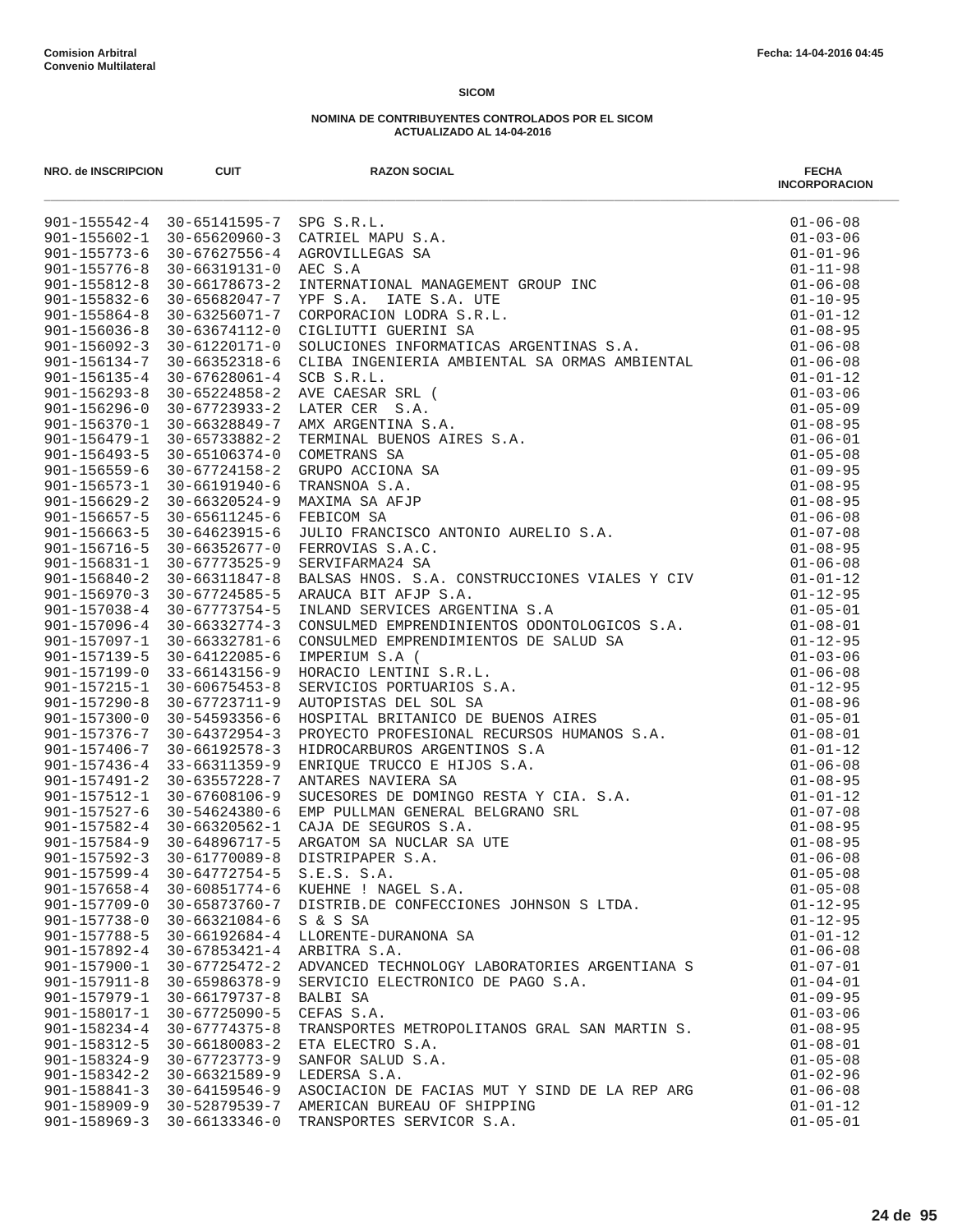**Comision Arbitral**
**Convenio Multilateral**

Fecha: 14-04-2016 04:45

**SICOM**

**NOMINA DE CONTRIBUYENTES CONTROLADOS POR EL SICOM**
**ACTUALIZADO AL 14-04-2016**

| NRO. de INSCRIPCION | CUIT | RAZON SOCIAL | FECHA INCORPORACION |
|---|---|---|---|
| 901-155542-4 | 30-65141595-7 | SPG S.R.L. | 01-06-08 |
| 901-155602-1 | 30-65620960-3 | CATRIEL MAPU S.A. | 01-03-06 |
| 901-155773-6 | 30-67627556-4 | AGROVILLEGAS SA | 01-01-96 |
| 901-155776-8 | 30-66319131-0 | AEC S.A | 01-11-98 |
| 901-155812-8 | 30-66178673-2 | INTERNATIONAL MANAGEMENT GROUP INC | 01-06-08 |
| 901-155832-6 | 30-65682047-7 | YPF S.A. IATE S.A. UTE | 01-10-95 |
| 901-155864-8 | 30-63256071-7 | CORPORACION LODRA S.R.L. | 01-01-12 |
| 901-156036-8 | 30-63674112-0 | CIGLIUTTI GUERINI SA | 01-08-95 |
| 901-156092-3 | 30-61220171-0 | SOLUCIONES INFORMATICAS ARGENTINAS S.A. | 01-06-08 |
| 901-156134-7 | 30-66352318-6 | CLIBA INGENIERIA AMBIENTAL SA ORMAS AMBIENTAL | 01-06-08 |
| 901-156135-4 | 30-67628061-4 | SCB S.R.L. | 01-01-12 |
| 901-156293-8 | 30-65224858-2 | AVE CAESAR SRL ( | 01-03-06 |
| 901-156296-0 | 30-67723933-2 | LATER CER S.A. | 01-05-09 |
| 901-156370-1 | 30-66328849-7 | AMX ARGENTINA S.A. | 01-08-95 |
| 901-156479-1 | 30-65733882-2 | TERMINAL BUENOS AIRES S.A. | 01-06-01 |
| 901-156493-5 | 30-65106374-0 | COMETRANS SA | 01-05-08 |
| 901-156559-6 | 30-67724158-2 | GRUPO ACCIONA SA | 01-09-95 |
| 901-156573-1 | 30-66191940-6 | TRANSNOA S.A. | 01-08-95 |
| 901-156629-2 | 30-66320524-9 | MAXIMA SA AFJP | 01-08-95 |
| 901-156657-5 | 30-65611245-6 | FEBICOM SA | 01-06-08 |
| 901-156663-5 | 30-64623915-6 | JULIO FRANCISCO ANTONIO AURELIO S.A. | 01-07-08 |
| 901-156716-5 | 30-66352677-0 | FERROVIAS S.A.C. | 01-08-95 |
| 901-156831-1 | 30-67773525-9 | SERVIFARMA24 SA | 01-06-08 |
| 901-156840-2 | 30-66311847-8 | BALSAS HNOS. S.A. CONSTRUCCIONES VIALES Y CIV | 01-01-12 |
| 901-156970-3 | 30-67724585-5 | ARAUCA BIT AFJP S.A. | 01-12-95 |
| 901-157038-4 | 30-67773754-5 | INLAND SERVICES ARGENTINA S.A | 01-05-01 |
| 901-157096-4 | 30-66332774-3 | CONSULMED EMPRENDINIENTOS ODONTOLOGICOS S.A. | 01-08-01 |
| 901-157097-1 | 30-66332781-6 | CONSULMED EMPRENDIMIENTOS DE SALUD SA | 01-12-95 |
| 901-157139-5 | 30-64122085-6 | IMPERIUM S.A ( | 01-03-06 |
| 901-157199-0 | 33-66143156-9 | HORACIO LENTINI S.R.L. | 01-06-08 |
| 901-157215-1 | 30-60675453-8 | SERVICIOS PORTUARIOS S.A. | 01-12-95 |
| 901-157290-8 | 30-67723711-9 | AUTOPISTAS DEL SOL SA | 01-08-96 |
| 901-157300-0 | 30-54593356-6 | HOSPITAL BRITANICO DE BUENOS AIRES | 01-05-01 |
| 901-157376-7 | 30-64372954-3 | PROYECTO PROFESIONAL RECURSOS HUMANOS S.A. | 01-08-01 |
| 901-157406-7 | 30-66192578-3 | HIDROCARBUROS ARGENTINOS S.A | 01-01-12 |
| 901-157436-4 | 33-66311359-9 | ENRIQUE TRUCCO E HIJOS S.A. | 01-06-08 |
| 901-157491-2 | 30-63557228-7 | ANTARES NAVIERA SA | 01-08-95 |
| 901-157512-1 | 30-67608106-9 | SUCESORES DE DOMINGO RESTA Y CIA. S.A. | 01-01-12 |
| 901-157527-6 | 30-54624380-6 | EMP PULLMAN GENERAL BELGRANO SRL | 01-07-08 |
| 901-157582-4 | 30-66320562-1 | CAJA DE SEGUROS S.A. | 01-08-95 |
| 901-157584-9 | 30-64896717-5 | ARGATOM SA NUCLAR SA UTE | 01-08-95 |
| 901-157592-3 | 30-61770089-8 | DISTRIPAPER S.A. | 01-06-08 |
| 901-157599-4 | 30-64772754-5 | S.E.S. S.A. | 01-05-08 |
| 901-157658-4 | 30-60851774-6 | KUEHNE ! NAGEL S.A. | 01-05-08 |
| 901-157709-0 | 30-65873760-7 | DISTRIB.DE CONFECCIONES JOHNSON S LTDA. | 01-12-95 |
| 901-157738-0 | 30-66321084-6 | S & S SA | 01-12-95 |
| 901-157788-5 | 30-66192684-4 | LLORENTE-DURANONA SA | 01-01-12 |
| 901-157892-4 | 30-67853421-4 | ARBITRA S.A. | 01-06-08 |
| 901-157900-1 | 30-67725472-2 | ADVANCED TECHNOLOGY LABORATORIES ARGENTIANA S | 01-07-01 |
| 901-157911-8 | 30-65986378-9 | SERVICIO ELECTRONICO DE PAGO S.A. | 01-04-01 |
| 901-157979-1 | 30-66179737-8 | BALBI SA | 01-09-95 |
| 901-158017-1 | 30-67725090-5 | CEFAS S.A. | 01-03-06 |
| 901-158234-4 | 30-67774375-8 | TRANSPORTES METROPOLITANOS GRAL SAN MARTIN S. | 01-08-95 |
| 901-158312-5 | 30-66180083-2 | ETA ELECTRO S.A. | 01-08-01 |
| 901-158324-9 | 30-67723773-9 | SANFOR SALUD S.A. | 01-05-08 |
| 901-158342-2 | 30-66321589-9 | LEDERSA S.A. | 01-02-96 |
| 901-158841-3 | 30-64159546-9 | ASOCIACION DE FACIAS MUT Y SIND DE LA REP ARG | 01-06-08 |
| 901-158909-9 | 30-52879539-7 | AMERICAN BUREAU OF SHIPPING | 01-01-12 |
| 901-158969-3 | 30-66133346-0 | TRANSPORTES SERVICOR S.A. | 01-05-01 |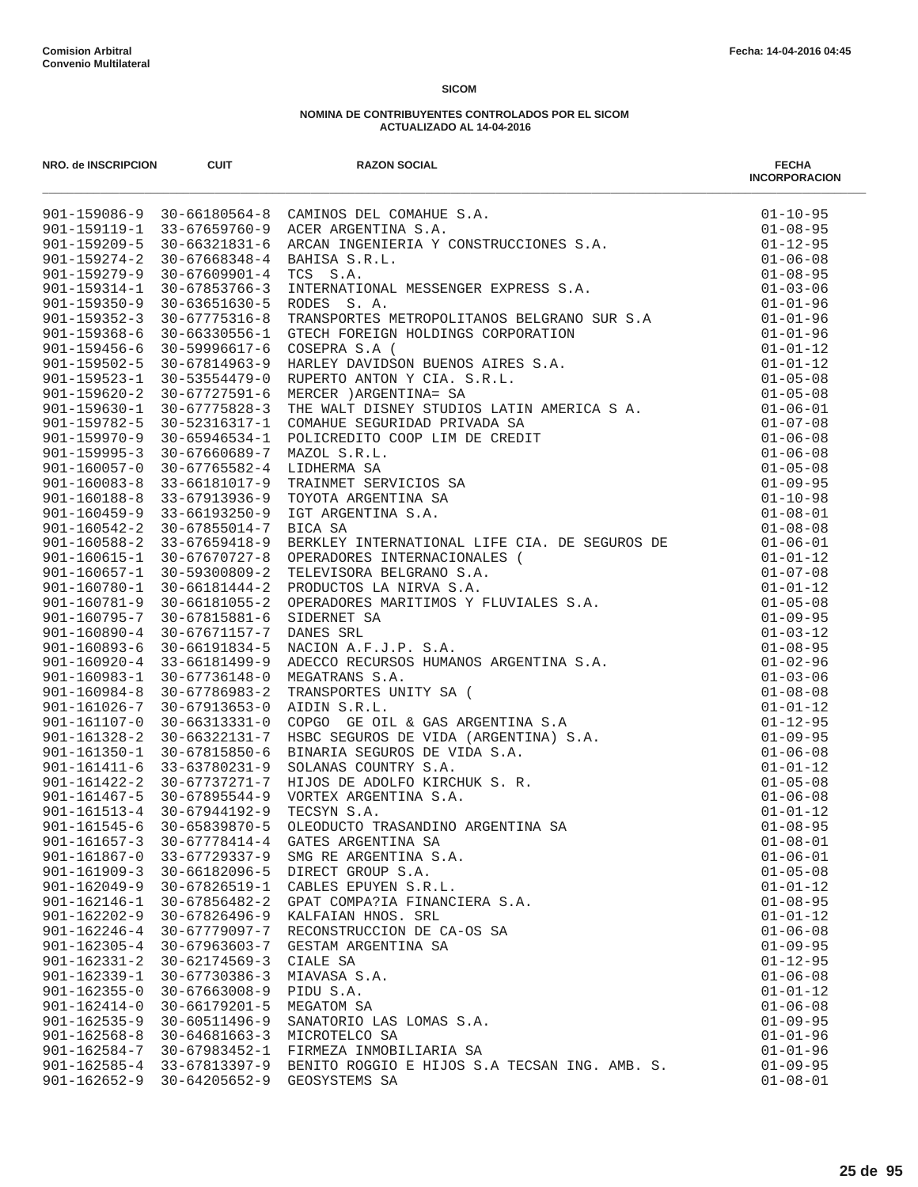**Comision Arbitral**
**Convenio Multilateral**

Fecha: 14-04-2016 04:45

**SICOM**

**NOMINA DE CONTRIBUYENTES CONTROLADOS POR EL SICOM**
**ACTUALIZADO AL 14-04-2016**

| NRO. de INSCRIPCION | CUIT | RAZON SOCIAL | FECHA INCORPORACION |
|---|---|---|---|
| 901-159086-9 | 30-66180564-8 | CAMINOS DEL COMAHUE S.A. | 01-10-95 |
| 901-159119-1 | 33-67659760-9 | ACER ARGENTINA S.A. | 01-08-95 |
| 901-159209-5 | 30-66321831-6 | ARCAN INGENIERIA Y CONSTRUCCIONES S.A. | 01-12-95 |
| 901-159274-2 | 30-67668348-4 | BAHISA S.R.L. | 01-06-08 |
| 901-159279-9 | 30-67609901-4 | TCS S.A. | 01-08-95 |
| 901-159314-1 | 30-67853766-3 | INTERNATIONAL MESSENGER EXPRESS S.A. | 01-03-06 |
| 901-159350-9 | 30-63651630-5 | RODES S. A. | 01-01-96 |
| 901-159352-3 | 30-67775316-8 | TRANSPORTES METROPOLITANOS BELGRANO SUR S.A | 01-01-96 |
| 901-159368-6 | 30-66330556-1 | GTECH FOREIGN HOLDINGS CORPORATION | 01-01-96 |
| 901-159456-6 | 30-59996617-6 | COSEPRA S.A ( | 01-01-12 |
| 901-159502-5 | 30-67814963-9 | HARLEY DAVIDSON BUENOS AIRES S.A. | 01-01-12 |
| 901-159523-1 | 30-53554479-0 | RUPERTO ANTON Y CIA. S.R.L. | 01-05-08 |
| 901-159620-2 | 30-67727591-6 | MERCER )ARGENTINA= SA | 01-05-08 |
| 901-159630-1 | 30-67775828-3 | THE WALT DISNEY STUDIOS LATIN AMERICA S A. | 01-06-01 |
| 901-159782-5 | 30-52316317-1 | COMAHUE SEGURIDAD PRIVADA SA | 01-07-08 |
| 901-159970-9 | 30-65946534-1 | POLICREDITO COOP LIM DE CREDIT | 01-06-08 |
| 901-159995-3 | 30-67660689-7 | MAZOL S.R.L. | 01-06-08 |
| 901-160057-0 | 30-67765582-4 | LIDHERMA SA | 01-05-08 |
| 901-160083-8 | 33-66181017-9 | TRAINMET SERVICIOS SA | 01-09-95 |
| 901-160188-8 | 33-67913936-9 | TOYOTA ARGENTINA SA | 01-10-98 |
| 901-160459-9 | 33-66193250-9 | IGT ARGENTINA S.A. | 01-08-01 |
| 901-160542-2 | 30-67855014-7 | BICA SA | 01-08-08 |
| 901-160588-2 | 33-67659418-9 | BERKLEY INTERNATIONAL LIFE CIA. DE SEGUROS DE | 01-06-01 |
| 901-160615-1 | 30-67670727-8 | OPERADORES INTERNACIONALES ( | 01-01-12 |
| 901-160657-1 | 30-59300809-2 | TELEVISORA BELGRANO S.A. | 01-07-08 |
| 901-160780-1 | 30-66181444-2 | PRODUCTOS LA NIRVA S.A. | 01-01-12 |
| 901-160781-9 | 30-66181055-2 | OPERADORES MARITIMOS Y FLUVIALES S.A. | 01-05-08 |
| 901-160795-7 | 30-67815881-6 | SIDERNET SA | 01-09-95 |
| 901-160890-4 | 30-67671157-7 | DANES SRL | 01-03-12 |
| 901-160893-6 | 30-66191834-5 | NACION A.F.J.P. S.A. | 01-08-95 |
| 901-160920-4 | 33-66181499-9 | ADECCO RECURSOS HUMANOS ARGENTINA S.A. | 01-02-96 |
| 901-160983-1 | 30-67736148-0 | MEGATRANS S.A. | 01-03-06 |
| 901-160984-8 | 30-67786983-2 | TRANSPORTES UNITY SA ( | 01-08-08 |
| 901-161026-7 | 30-67913653-0 | AIDIN S.R.L. | 01-01-12 |
| 901-161107-0 | 30-66313331-0 | COPGO GE OIL & GAS ARGENTINA S.A | 01-12-95 |
| 901-161328-2 | 30-66322131-7 | HSBC SEGUROS DE VIDA (ARGENTINA) S.A. | 01-09-95 |
| 901-161350-1 | 30-67815850-6 | BINARIA SEGUROS DE VIDA S.A. | 01-06-08 |
| 901-161411-6 | 33-63780231-9 | SOLANAS COUNTRY S.A. | 01-01-12 |
| 901-161422-2 | 30-67737271-7 | HIJOS DE ADOLFO KIRCHUK S. R. | 01-05-08 |
| 901-161467-5 | 30-67895544-9 | VORTEX ARGENTINA S.A. | 01-06-08 |
| 901-161513-4 | 30-67944192-9 | TECSYN S.A. | 01-01-12 |
| 901-161545-6 | 30-65839870-5 | OLEODUCTO TRASANDINO ARGENTINA SA | 01-08-95 |
| 901-161657-3 | 30-67778414-4 | GATES ARGENTINA SA | 01-08-01 |
| 901-161867-0 | 33-67729337-9 | SMG RE ARGENTINA S.A. | 01-06-01 |
| 901-161909-3 | 30-66182096-5 | DIRECT GROUP S.A. | 01-05-08 |
| 901-162049-9 | 30-67826519-1 | CABLES EPUYEN S.R.L. | 01-01-12 |
| 901-162146-1 | 30-67856482-2 | GPAT COMPA?IA FINANCIERA S.A. | 01-08-95 |
| 901-162202-9 | 30-67826496-9 | KALFAIAN HNOS. SRL | 01-01-12 |
| 901-162246-4 | 30-67779097-7 | RECONSTRUCCION DE CA-OS SA | 01-06-08 |
| 901-162305-4 | 30-67963603-7 | GESTAM ARGENTINA SA | 01-09-95 |
| 901-162331-2 | 30-62174569-3 | CIALE SA | 01-12-95 |
| 901-162339-1 | 30-67730386-3 | MIAVASA S.A. | 01-06-08 |
| 901-162355-0 | 30-67663008-9 | PIDU S.A. | 01-01-12 |
| 901-162414-0 | 30-66179201-5 | MEGATOM SA | 01-06-08 |
| 901-162535-9 | 30-60511496-9 | SANATORIO LAS LOMAS S.A. | 01-09-95 |
| 901-162568-8 | 30-64681663-3 | MICROTELCO SA | 01-01-96 |
| 901-162584-7 | 30-67983452-1 | FIRMEZA INMOBILIARIA SA | 01-01-96 |
| 901-162585-4 | 33-67813397-9 | BENITO ROGGIO E HIJOS S.A TECSAN ING. AMB. S. | 01-09-95 |
| 901-162652-9 | 30-64205652-9 | GEOSYSTEMS SA | 01-08-01 |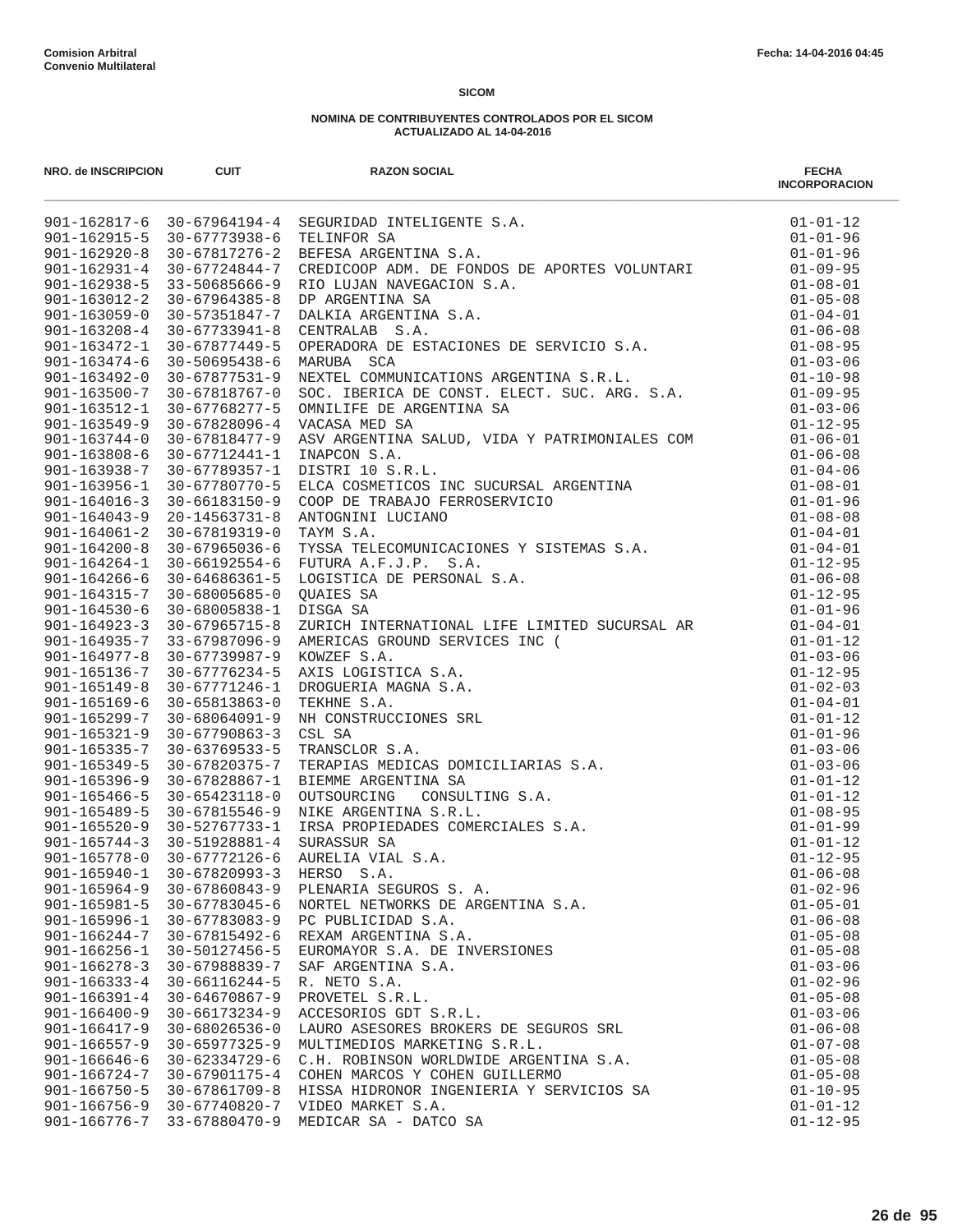**Comision Arbitral**
**Convenio Multilateral**

Fecha: 14-04-2016 04:45

## SICOM

### NOMINA DE CONTRIBUYENTES CONTROLADOS POR EL SICOM
### ACTUALIZADO AL 14-04-2016

| NRO. de INSCRIPCION | CUIT | RAZON SOCIAL | FECHA INCORPORACION |
|---|---|---|---|
| 901-162817-6 | 30-67964194-4 | SEGURIDAD INTELIGENTE S.A. | 01-01-12 |
| 901-162915-5 | 30-67773938-6 | TELINFOR SA | 01-01-96 |
| 901-162920-8 | 30-67817276-2 | BEFESA ARGENTINA S.A. | 01-01-96 |
| 901-162931-4 | 30-67724844-7 | CREDICOOP ADM. DE FONDOS DE APORTES VOLUNTARI | 01-09-95 |
| 901-162938-5 | 33-50685666-9 | RIO LUJAN NAVEGACION S.A. | 01-08-01 |
| 901-163012-2 | 30-67964385-8 | DP ARGENTINA SA | 01-05-08 |
| 901-163059-0 | 30-57351847-7 | DALKIA ARGENTINA S.A. | 01-04-01 |
| 901-163208-4 | 30-67733941-8 | CENTRALAB S.A. | 01-06-08 |
| 901-163472-1 | 30-67877449-5 | OPERADORA DE ESTACIONES DE SERVICIO S.A. | 01-08-95 |
| 901-163474-6 | 30-50695438-6 | MARUBA SCA | 01-03-06 |
| 901-163492-0 | 30-67877531-9 | NEXTEL COMMUNICATIONS ARGENTINA S.R.L. | 01-10-98 |
| 901-163500-7 | 30-67818767-0 | SOC. IBERICA DE CONST. ELECT. SUC. ARG. S.A. | 01-09-95 |
| 901-163512-1 | 30-67768277-5 | OMNILIFE DE ARGENTINA SA | 01-03-06 |
| 901-163549-9 | 30-67828096-4 | VACASA MED SA | 01-12-95 |
| 901-163744-0 | 30-67818477-9 | ASV ARGENTINA SALUD, VIDA Y PATRIMONIALES COM | 01-06-01 |
| 901-163808-6 | 30-67712441-1 | INAPCON S.A. | 01-06-08 |
| 901-163938-7 | 30-67789357-1 | DISTRI 10 S.R.L. | 01-04-06 |
| 901-163956-1 | 30-67780770-5 | ELCA COSMETICOS INC SUCURSAL ARGENTINA | 01-08-01 |
| 901-164016-3 | 30-66183150-9 | COOP DE TRABAJO FERROSERVICIO | 01-01-96 |
| 901-164043-9 | 20-14563731-8 | ANTOGNINI LUCIANO | 01-08-08 |
| 901-164061-2 | 30-67819319-0 | TAYM S.A. | 01-04-01 |
| 901-164200-8 | 30-67965036-6 | TYSSA TELECOMUNICACIONES Y SISTEMAS S.A. | 01-04-01 |
| 901-164264-1 | 30-66192554-6 | FUTURA A.F.J.P. S.A. | 01-12-95 |
| 901-164266-6 | 30-64686361-5 | LOGISTICA DE PERSONAL S.A. | 01-06-08 |
| 901-164315-7 | 30-68005685-0 | QUAIES SA | 01-12-95 |
| 901-164530-6 | 30-68005838-1 | DISGA SA | 01-01-96 |
| 901-164923-3 | 30-67965715-8 | ZURICH INTERNATIONAL LIFE LIMITED SUCURSAL AR | 01-04-01 |
| 901-164935-7 | 33-67987096-9 | AMERICAS GROUND SERVICES INC ( | 01-01-12 |
| 901-164977-8 | 30-67739987-9 | KOWZEF S.A. | 01-03-06 |
| 901-165136-7 | 30-67776234-5 | AXIS LOGISTICA S.A. | 01-12-95 |
| 901-165149-8 | 30-67771246-1 | DROGUERIA MAGNA S.A. | 01-02-03 |
| 901-165169-6 | 30-65813863-0 | TEKHNE S.A. | 01-04-01 |
| 901-165299-7 | 30-68064091-9 | NH CONSTRUCCIONES SRL | 01-01-12 |
| 901-165321-9 | 30-67790863-3 | CSL SA | 01-01-96 |
| 901-165335-7 | 30-63769533-5 | TRANSCLOR S.A. | 01-03-06 |
| 901-165349-5 | 30-67820375-7 | TERAPIAS MEDICAS DOMICILIARIAS S.A. | 01-03-06 |
| 901-165396-9 | 30-67828867-1 | BIEMME ARGENTINA SA | 01-01-12 |
| 901-165466-5 | 30-65423118-0 | OUTSOURCING CONSULTING S.A. | 01-01-12 |
| 901-165489-5 | 30-67815546-9 | NIKE ARGENTINA S.R.L. | 01-08-95 |
| 901-165520-9 | 30-52767733-1 | IRSA PROPIEDADES COMERCIALES S.A. | 01-01-99 |
| 901-165744-3 | 30-51928881-4 | SURASSUR SA | 01-01-12 |
| 901-165778-0 | 30-67772126-6 | AURELIA VIAL S.A. | 01-12-95 |
| 901-165940-1 | 30-67820993-3 | HERSO S.A. | 01-06-08 |
| 901-165964-9 | 30-67860843-9 | PLENARIA SEGUROS S. A. | 01-02-96 |
| 901-165981-5 | 30-67783045-6 | NORTEL NETWORKS DE ARGENTINA S.A. | 01-05-01 |
| 901-165996-1 | 30-67783083-9 | PC PUBLICIDAD S.A. | 01-06-08 |
| 901-166244-7 | 30-67815492-6 | REXAM ARGENTINA S.A. | 01-05-08 |
| 901-166256-1 | 30-50127456-5 | EUROMAYOR S.A. DE INVERSIONES | 01-05-08 |
| 901-166278-3 | 30-67988839-7 | SAF ARGENTINA S.A. | 01-03-06 |
| 901-166333-4 | 30-66116244-5 | R. NETO S.A. | 01-02-96 |
| 901-166391-4 | 30-64670867-9 | PROVETEL S.R.L. | 01-05-08 |
| 901-166400-9 | 30-66173234-9 | ACCESORIOS GDT S.R.L. | 01-03-06 |
| 901-166417-9 | 30-68026536-0 | LAURO ASESORES BROKERS DE SEGUROS SRL | 01-06-08 |
| 901-166557-9 | 30-65977325-9 | MULTIMEDIOS MARKETING S.R.L. | 01-07-08 |
| 901-166646-6 | 30-62334729-6 | C.H. ROBINSON WORLDWIDE ARGENTINA S.A. | 01-05-08 |
| 901-166724-7 | 30-67901175-4 | COHEN MARCOS Y COHEN GUILLERMO | 01-05-08 |
| 901-166750-5 | 30-67861709-8 | HISSA HIDRONOR INGENIERIA Y SERVICIOS SA | 01-10-95 |
| 901-166756-9 | 30-67740820-7 | VIDEO MARKET S.A. | 01-01-12 |
| 901-166776-7 | 33-67880470-9 | MEDICAR SA - DATCO SA | 01-12-95 |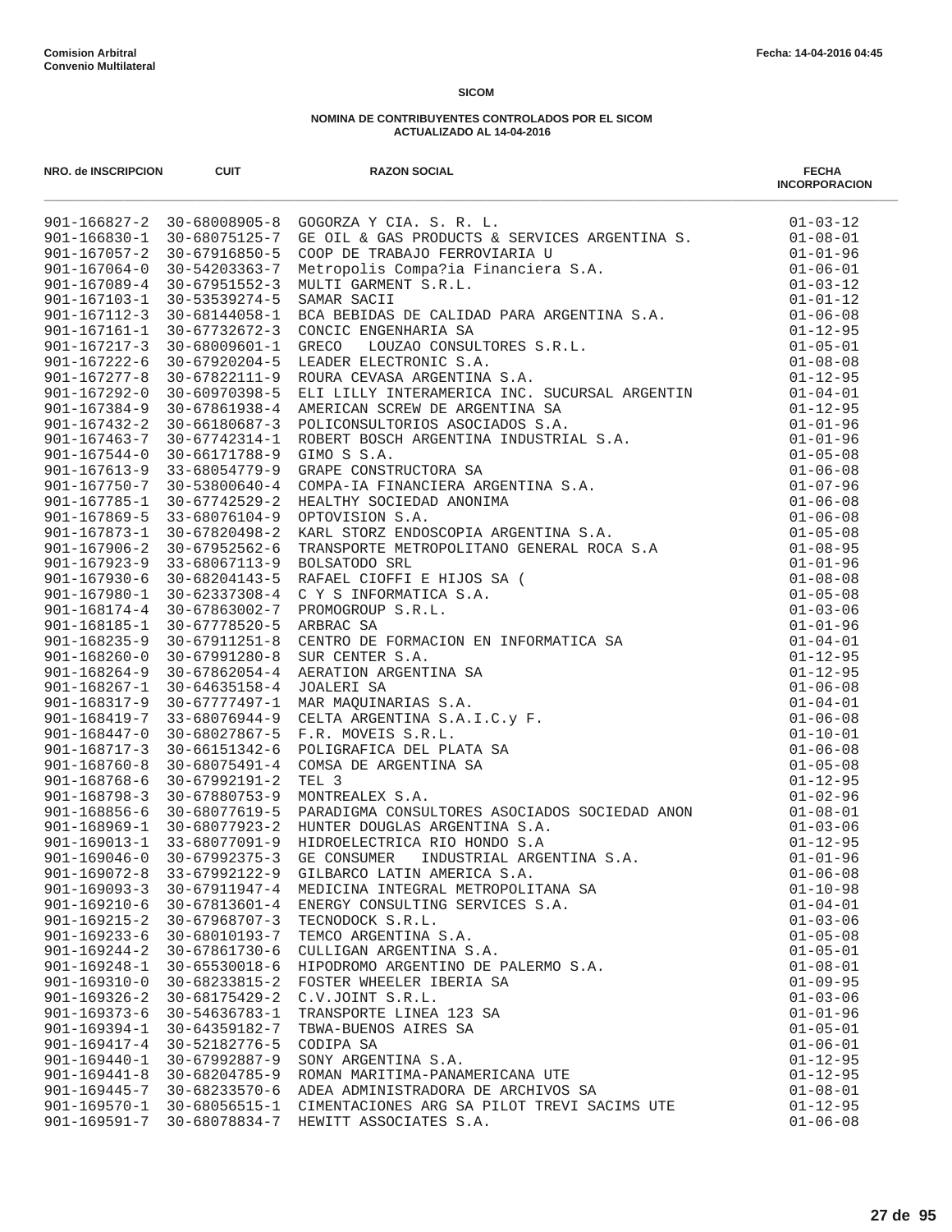**Comision Arbitral**
**Convenio Multilateral**

Fecha: 14-04-2016 04:45

**SICOM**

**NOMINA DE CONTRIBUYENTES CONTROLADOS POR EL SICOM**
**ACTUALIZADO AL 14-04-2016**

| NRO. de INSCRIPCION | CUIT | RAZON SOCIAL | FECHA INCORPORACION |
|---|---|---|---|
| 901-166827-2 | 30-68008905-8 | GOGORZA Y CIA. S. R. L. | 01-03-12 |
| 901-166830-1 | 30-68075125-7 | GE OIL & GAS PRODUCTS & SERVICES ARGENTINA S. | 01-08-01 |
| 901-167057-2 | 30-67916850-5 | COOP DE TRABAJO FERROVIARIA U | 01-01-96 |
| 901-167064-0 | 30-54203363-7 | Metropolis Compa?ia Financiera S.A. | 01-06-01 |
| 901-167089-4 | 30-67951552-3 | MULTI GARMENT S.R.L. | 01-03-12 |
| 901-167103-1 | 30-53539274-5 | SAMAR SACII | 01-01-12 |
| 901-167112-3 | 30-68144058-1 | BCA BEBIDAS DE CALIDAD PARA ARGENTINA S.A. | 01-06-08 |
| 901-167161-1 | 30-67732672-3 | CONCIC ENGENHARIA SA | 01-12-95 |
| 901-167217-3 | 30-68009601-1 | GRECO LOUZAO CONSULTORES S.R.L. | 01-05-01 |
| 901-167222-6 | 30-67920204-5 | LEADER ELECTRONIC S.A. | 01-08-08 |
| 901-167277-8 | 30-67822111-9 | ROURA CEVASA ARGENTINA S.A. | 01-12-95 |
| 901-167292-0 | 30-60970398-5 | ELI LILLY INTERAMERICA INC. SUCURSAL ARGENTIN | 01-04-01 |
| 901-167384-9 | 30-67861938-4 | AMERICAN SCREW DE ARGENTINA SA | 01-12-95 |
| 901-167432-2 | 30-66180687-3 | POLICONSULTORIOS ASOCIADOS S.A. | 01-01-96 |
| 901-167463-7 | 30-67742314-1 | ROBERT BOSCH ARGENTINA INDUSTRIAL S.A. | 01-01-96 |
| 901-167544-0 | 30-66171788-9 | GIMO S S.A. | 01-05-08 |
| 901-167613-9 | 33-68054779-9 | GRAPE CONSTRUCTORA SA | 01-06-08 |
| 901-167750-7 | 30-53800640-4 | COMPA-IA FINANCIERA ARGENTINA S.A. | 01-07-96 |
| 901-167785-1 | 30-67742529-2 | HEALTHY SOCIEDAD ANONIMA | 01-06-08 |
| 901-167869-5 | 33-68076104-9 | OPTOVISION S.A. | 01-06-08 |
| 901-167873-1 | 30-67820498-2 | KARL STORZ ENDOSCOPIA ARGENTINA S.A. | 01-05-08 |
| 901-167906-2 | 30-67952562-6 | TRANSPORTE METROPOLITANO GENERAL ROCA S.A | 01-08-95 |
| 901-167923-9 | 33-68067113-9 | BOLSATODO SRL | 01-01-96 |
| 901-167930-6 | 30-68204143-5 | RAFAEL CIOFFI E HIJOS SA ( | 01-08-08 |
| 901-167980-1 | 30-62337308-4 | C Y S INFORMATICA S.A. | 01-05-08 |
| 901-168174-4 | 30-67863002-7 | PROMOGROUP S.R.L. | 01-03-06 |
| 901-168185-1 | 30-67778520-5 | ARBRAC SA | 01-01-96 |
| 901-168235-9 | 30-67911251-8 | CENTRO DE FORMACION EN INFORMATICA SA | 01-04-01 |
| 901-168260-0 | 30-67991280-8 | SUR CENTER S.A. | 01-12-95 |
| 901-168264-9 | 30-67862054-4 | AERATION ARGENTINA SA | 01-12-95 |
| 901-168267-1 | 30-64635158-4 | JOALERI SA | 01-06-08 |
| 901-168317-9 | 30-67777497-1 | MAR MAQUINARIAS S.A. | 01-04-01 |
| 901-168419-7 | 33-68076944-9 | CELTA ARGENTINA S.A.I.C.y F. | 01-06-08 |
| 901-168447-0 | 30-68027867-5 | F.R. MOVEIS S.R.L. | 01-10-01 |
| 901-168717-3 | 30-66151342-6 | POLIGRAFICA DEL PLATA SA | 01-06-08 |
| 901-168760-8 | 30-68075491-4 | COMSA DE ARGENTINA SA | 01-05-08 |
| 901-168768-6 | 30-67992191-2 | TEL 3 | 01-12-95 |
| 901-168798-3 | 30-67880753-9 | MONTREALEX S.A. | 01-02-96 |
| 901-168856-6 | 30-68077619-5 | PARADIGMA CONSULTORES ASOCIADOS SOCIEDAD ANON | 01-08-01 |
| 901-168969-1 | 30-68077923-2 | HUNTER DOUGLAS ARGENTINA S.A. | 01-03-06 |
| 901-169013-1 | 33-68077091-9 | HIDROELECTRICA RIO HONDO S.A | 01-12-95 |
| 901-169046-0 | 30-67992375-3 | GE CONSUMER INDUSTRIAL ARGENTINA S.A. | 01-01-96 |
| 901-169072-8 | 33-67992122-9 | GILBARCO LATIN AMERICA S.A. | 01-06-08 |
| 901-169093-3 | 30-67911947-4 | MEDICINA INTEGRAL METROPOLITANA SA | 01-10-98 |
| 901-169210-6 | 30-67813601-4 | ENERGY CONSULTING SERVICES S.A. | 01-04-01 |
| 901-169215-2 | 30-67968707-3 | TECNODOCK S.R.L. | 01-03-06 |
| 901-169233-6 | 30-68010193-7 | TEMCO ARGENTINA S.A. | 01-05-08 |
| 901-169244-2 | 30-67861730-6 | CULLIGAN ARGENTINA S.A. | 01-05-01 |
| 901-169248-1 | 30-65530018-6 | HIPODROMO ARGENTINO DE PALERMO S.A. | 01-08-01 |
| 901-169310-0 | 30-68233815-2 | FOSTER WHEELER IBERIA SA | 01-09-95 |
| 901-169326-2 | 30-68175429-2 | C.V.JOINT S.R.L. | 01-03-06 |
| 901-169373-6 | 30-54636783-1 | TRANSPORTE LINEA 123 SA | 01-01-96 |
| 901-169394-1 | 30-64359182-7 | TBWA-BUENOS AIRES SA | 01-05-01 |
| 901-169417-4 | 30-52182776-5 | CODIPA SA | 01-06-01 |
| 901-169440-1 | 30-67992887-9 | SONY ARGENTINA S.A. | 01-12-95 |
| 901-169441-8 | 30-68204785-9 | ROMAN MARITIMA-PANAMERICANA UTE | 01-12-95 |
| 901-169445-7 | 30-68233570-6 | ADEA ADMINISTRADORA DE ARCHIVOS SA | 01-08-01 |
| 901-169570-1 | 30-68056515-1 | CIMENTACIONES ARG SA PILOT TREVI SACIMS UTE | 01-12-95 |
| 901-169591-7 | 30-68078834-7 | HEWITT ASSOCIATES S.A. | 01-06-08 |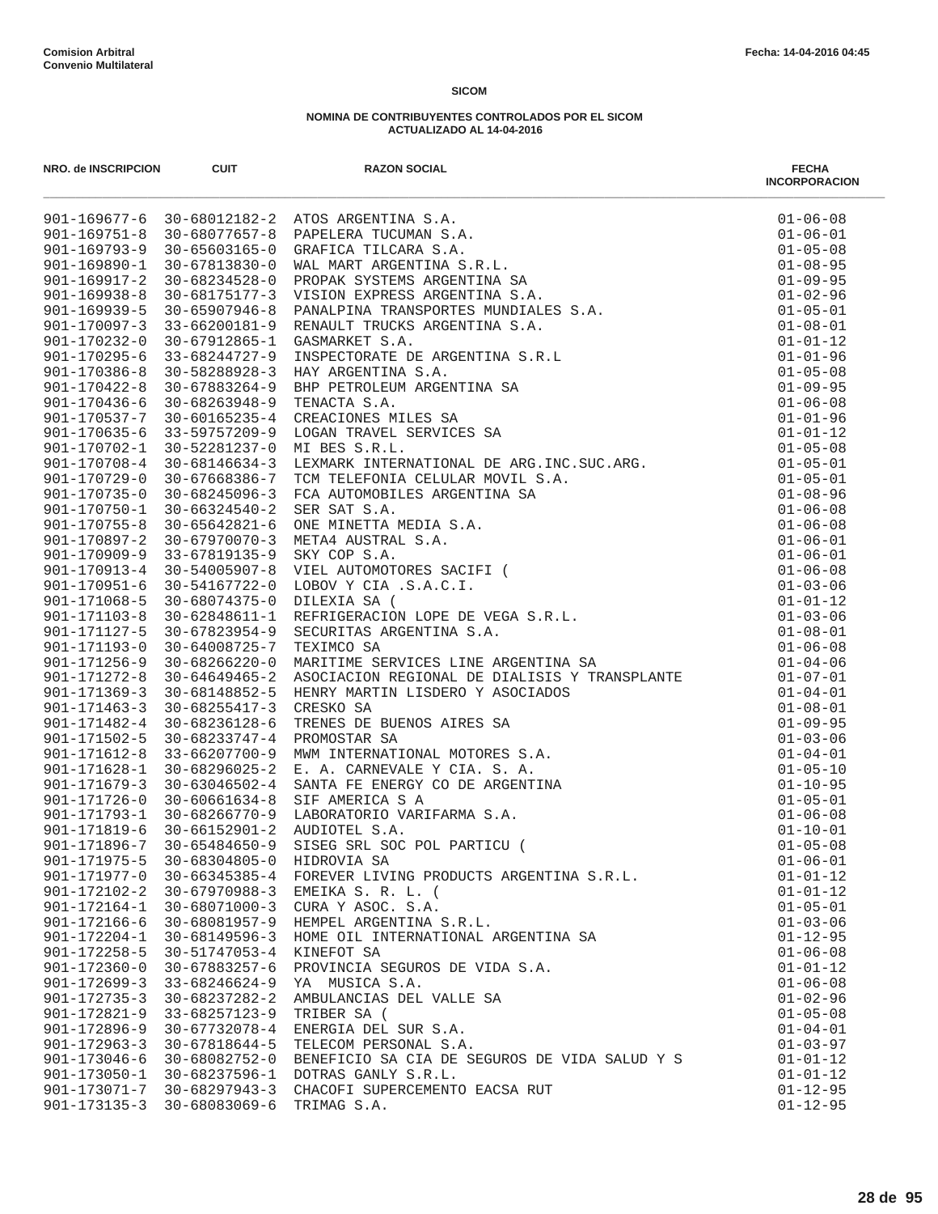Comision Arbitral
Convenio Multilateral

Fecha: 14-04-2016 04:45

**SICOM**

**NOMINA DE CONTRIBUYENTES CONTROLADOS POR EL SICOM**
**ACTUALIZADO AL 14-04-2016**

| NRO. de INSCRIPCION | CUIT | RAZON SOCIAL | FECHA INCORPORACION |
|---|---|---|---|
| 901-169677-6 | 30-68012182-2 | ATOS ARGENTINA S.A. | 01-06-08 |
| 901-169751-8 | 30-68077657-8 | PAPELERA TUCUMAN S.A. | 01-06-01 |
| 901-169793-9 | 30-65603165-0 | GRAFICA TILCARA S.A. | 01-05-08 |
| 901-169890-1 | 30-67813830-0 | WAL MART ARGENTINA S.R.L. | 01-08-95 |
| 901-169917-2 | 30-68234528-0 | PROPAK SYSTEMS ARGENTINA SA | 01-09-95 |
| 901-169938-8 | 30-68175177-3 | VISION EXPRESS ARGENTINA S.A. | 01-02-96 |
| 901-169939-5 | 30-65907946-8 | PANALPINA TRANSPORTES MUNDIALES S.A. | 01-05-01 |
| 901-170097-3 | 33-66200181-9 | RENAULT TRUCKS ARGENTINA S.A. | 01-08-01 |
| 901-170232-0 | 30-67912865-1 | GASMARKET S.A. | 01-01-12 |
| 901-170295-6 | 33-68244727-9 | INSPECTORATE DE ARGENTINA S.R.L | 01-01-96 |
| 901-170386-8 | 30-58288928-3 | HAY ARGENTINA S.A. | 01-05-08 |
| 901-170422-8 | 30-67883264-9 | BHP PETROLEUM ARGENTINA SA | 01-09-95 |
| 901-170436-6 | 30-68263948-9 | TENACTA S.A. | 01-06-08 |
| 901-170537-7 | 30-60165235-4 | CREACIONES MILES SA | 01-01-96 |
| 901-170635-6 | 33-59757209-9 | LOGAN TRAVEL SERVICES SA | 01-01-12 |
| 901-170702-1 | 30-52281237-0 | MI BES S.R.L. | 01-05-08 |
| 901-170708-4 | 30-68146634-3 | LEXMARK INTERNATIONAL DE ARG.INC.SUC.ARG. | 01-05-01 |
| 901-170729-0 | 30-67668386-7 | TCM TELEFONIA CELULAR MOVIL S.A. | 01-05-01 |
| 901-170735-0 | 30-68245096-3 | FCA AUTOMOBILES ARGENTINA SA | 01-08-96 |
| 901-170750-1 | 30-66324540-2 | SER SAT S.A. | 01-06-08 |
| 901-170755-8 | 30-65642821-6 | ONE MINETTA MEDIA S.A. | 01-06-08 |
| 901-170897-2 | 30-67970070-3 | META4 AUSTRAL S.A. | 01-06-01 |
| 901-170909-9 | 33-67819135-9 | SKY COP S.A. | 01-06-01 |
| 901-170913-4 | 30-54005907-8 | VIEL AUTOMOTORES SACIFI ( | 01-06-08 |
| 901-170951-6 | 30-54167722-0 | LOBOV Y CIA .S.A.C.I. | 01-03-06 |
| 901-171068-5 | 30-68074375-0 | DILEXIA SA ( | 01-01-12 |
| 901-171103-8 | 30-62848611-1 | REFRIGERACION LOPE DE VEGA S.R.L. | 01-03-06 |
| 901-171127-5 | 30-67823954-9 | SECURITAS ARGENTINA S.A. | 01-08-01 |
| 901-171193-0 | 30-64008725-7 | TEXIMCO SA | 01-06-08 |
| 901-171256-9 | 30-68266220-0 | MARITIME SERVICES LINE ARGENTINA SA | 01-04-06 |
| 901-171272-8 | 30-64649465-2 | ASOCIACION REGIONAL DE DIALISIS Y TRANSPLANTE | 01-07-01 |
| 901-171369-3 | 30-68148852-5 | HENRY MARTIN LISDERO Y ASOCIADOS | 01-04-01 |
| 901-171463-3 | 30-68255417-3 | CRESKO SA | 01-08-01 |
| 901-171482-4 | 30-68236128-6 | TRENES DE BUENOS AIRES SA | 01-09-95 |
| 901-171502-5 | 30-68233747-4 | PROMOSTAR SA | 01-03-06 |
| 901-171612-8 | 33-66207700-9 | MWM INTERNATIONAL MOTORES S.A. | 01-04-01 |
| 901-171628-1 | 30-68296025-2 | E. A. CARNEVALE Y CIA. S. A. | 01-05-10 |
| 901-171679-3 | 30-63046502-4 | SANTA FE ENERGY CO DE ARGENTINA | 01-10-95 |
| 901-171726-0 | 30-60661634-8 | SIF AMERICA S A | 01-05-01 |
| 901-171793-1 | 30-68266770-9 | LABORATORIO VARIFARMA S.A. | 01-06-08 |
| 901-171819-6 | 30-66152901-2 | AUDIOTEL S.A. | 01-10-01 |
| 901-171896-7 | 30-65484650-9 | SISEG SRL SOC POL PARTICU ( | 01-05-08 |
| 901-171975-5 | 30-68304805-0 | HIDROVIA SA | 01-06-01 |
| 901-171977-0 | 30-66345385-4 | FOREVER LIVING PRODUCTS ARGENTINA S.R.L. | 01-01-12 |
| 901-172102-2 | 30-67970988-3 | EMEIKA S. R. L. ( | 01-01-12 |
| 901-172164-1 | 30-68071000-3 | CURA Y ASOC. S.A. | 01-05-01 |
| 901-172166-6 | 30-68081957-9 | HEMPEL ARGENTINA S.R.L. | 01-03-06 |
| 901-172204-1 | 30-68149596-3 | HOME OIL INTERNATIONAL ARGENTINA SA | 01-12-95 |
| 901-172258-5 | 30-51747053-4 | KINEFOT SA | 01-06-08 |
| 901-172360-0 | 30-67883257-6 | PROVINCIA SEGUROS DE VIDA S.A. | 01-01-12 |
| 901-172699-3 | 33-68246624-9 | YA  MUSICA S.A. | 01-06-08 |
| 901-172735-3 | 30-68237282-2 | AMBULANCIAS DEL VALLE SA | 01-02-96 |
| 901-172821-9 | 33-68257123-9 | TRIBER SA ( | 01-05-08 |
| 901-172896-9 | 30-67732078-4 | ENERGIA DEL SUR S.A. | 01-04-01 |
| 901-172963-3 | 30-67818644-5 | TELECOM PERSONAL S.A. | 01-03-97 |
| 901-173046-6 | 30-68082752-0 | BENEFICIO SA CIA DE SEGUROS DE VIDA SALUD Y S | 01-01-12 |
| 901-173050-1 | 30-68237596-1 | DOTRAS GANLY S.R.L. | 01-01-12 |
| 901-173071-7 | 30-68297943-3 | CHACOFI SUPERCEMENTO EACSA RUT | 01-12-95 |
| 901-173135-3 | 30-68083069-6 | TRIMAG S.A. | 01-12-95 |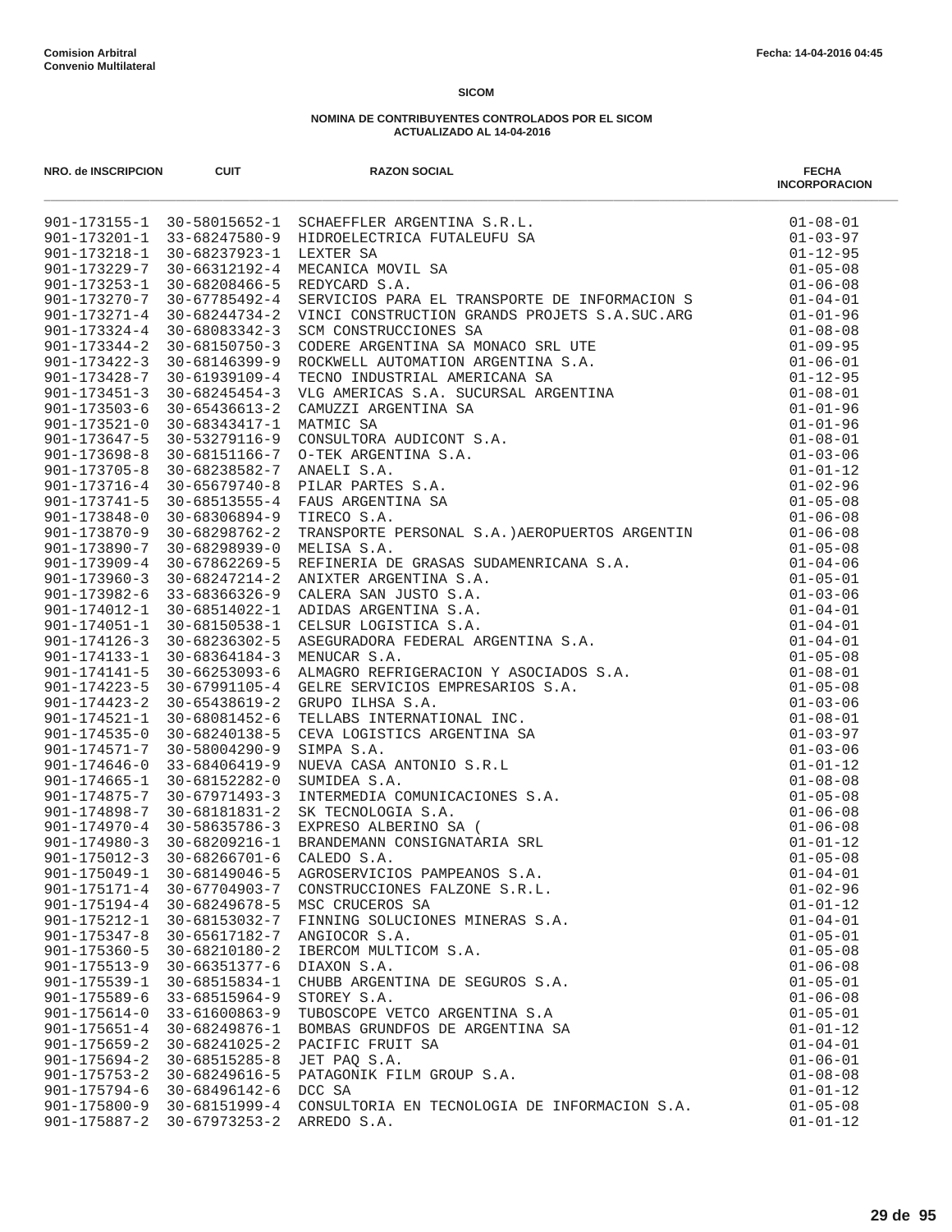Comision Arbitral
Convenio Multilateral

Fecha: 14-04-2016 04:45

**SICOM**

**NOMINA DE CONTRIBUYENTES CONTROLADOS POR EL SICOM**
**ACTUALIZADO AL 14-04-2016**

| NRO. de INSCRIPCION | CUIT | RAZON SOCIAL | FECHA INCORPORACION |
|---|---|---|---|
| 901-173155-1 | 30-58015652-1 | SCHAEFFLER ARGENTINA S.R.L. | 01-08-01 |
| 901-173201-1 | 33-68247580-9 | HIDROELECTRICA FUTALEUFU SA | 01-03-97 |
| 901-173218-1 | 30-68237923-1 | LEXTER SA | 01-12-95 |
| 901-173229-7 | 30-66312192-4 | MECANICA MOVIL SA | 01-05-08 |
| 901-173253-1 | 30-68208466-5 | REDYCARD S.A. | 01-06-08 |
| 901-173270-7 | 30-67785492-4 | SERVICIOS PARA EL TRANSPORTE DE INFORMACION S | 01-04-01 |
| 901-173271-4 | 30-68244734-2 | VINCI CONSTRUCTION GRANDS PROJETS S.A.SUC.ARG | 01-01-96 |
| 901-173324-4 | 30-68083342-3 | SCM CONSTRUCCIONES SA | 01-08-08 |
| 901-173344-2 | 30-68150750-3 | CODERE ARGENTINA SA MONACO SRL UTE | 01-09-95 |
| 901-173422-3 | 30-68146399-9 | ROCKWELL AUTOMATION ARGENTINA S.A. | 01-06-01 |
| 901-173428-7 | 30-61939109-4 | TECNO INDUSTRIAL AMERICANA SA | 01-12-95 |
| 901-173451-3 | 30-68245454-3 | VLG AMERICAS S.A. SUCURSAL ARGENTINA | 01-08-01 |
| 901-173503-6 | 30-65436613-2 | CAMUZZI ARGENTINA SA | 01-01-96 |
| 901-173521-0 | 30-68343417-1 | MATMIC SA | 01-01-96 |
| 901-173647-5 | 30-53279116-9 | CONSULTORA AUDICONT S.A. | 01-08-01 |
| 901-173698-8 | 30-68151166-7 | O-TEK ARGENTINA S.A. | 01-03-06 |
| 901-173705-8 | 30-68238582-7 | ANAELI S.A. | 01-01-12 |
| 901-173716-4 | 30-65679740-8 | PILAR PARTES S.A. | 01-02-96 |
| 901-173741-5 | 30-68513555-4 | FAUS ARGENTINA SA | 01-05-08 |
| 901-173848-0 | 30-68306894-9 | TIRECO S.A. | 01-06-08 |
| 901-173870-9 | 30-68298762-2 | TRANSPORTE PERSONAL S.A.)AEROPUERTOS ARGENTIN | 01-06-08 |
| 901-173890-7 | 30-68298939-0 | MELISA S.A. | 01-05-08 |
| 901-173909-4 | 30-67862269-5 | REFINERIA DE GRASAS SUDAMENRICANA S.A. | 01-04-06 |
| 901-173960-3 | 30-68247214-2 | ANIXTER ARGENTINA S.A. | 01-05-01 |
| 901-173982-6 | 33-68366326-9 | CALERA SAN JUSTO S.A. | 01-03-06 |
| 901-174012-1 | 30-68514022-1 | ADIDAS ARGENTINA S.A. | 01-04-01 |
| 901-174051-1 | 30-68150538-1 | CELSUR LOGISTICA S.A. | 01-04-01 |
| 901-174126-3 | 30-68236302-5 | ASEGURADORA FEDERAL ARGENTINA S.A. | 01-04-01 |
| 901-174133-1 | 30-68364184-3 | MENUCAR S.A. | 01-05-08 |
| 901-174141-5 | 30-66253093-6 | ALMAGRO REFRIGERACION Y ASOCIADOS S.A. | 01-08-01 |
| 901-174223-5 | 30-67991105-4 | GELRE SERVICIOS EMPRESARIOS S.A. | 01-05-08 |
| 901-174423-2 | 30-65438619-2 | GRUPO ILHSA S.A. | 01-03-06 |
| 901-174521-1 | 30-68081452-6 | TELLABS INTERNATIONAL INC. | 01-08-01 |
| 901-174535-0 | 30-68240138-5 | CEVA LOGISTICS ARGENTINA SA | 01-03-97 |
| 901-174571-7 | 30-58004290-9 | SIMPA S.A. | 01-03-06 |
| 901-174646-0 | 33-68406419-9 | NUEVA CASA ANTONIO S.R.L | 01-01-12 |
| 901-174665-1 | 30-68152282-0 | SUMIDEA S.A. | 01-08-08 |
| 901-174875-7 | 30-67971493-3 | INTERMEDIA COMUNICACIONES S.A. | 01-05-08 |
| 901-174898-7 | 30-68181831-2 | SK TECNOLOGIA S.A. | 01-06-08 |
| 901-174970-4 | 30-58635786-3 | EXPRESO ALBERINO SA ( | 01-06-08 |
| 901-174980-3 | 30-68209216-1 | BRANDEMANN CONSIGNATARIA SRL | 01-01-12 |
| 901-175012-3 | 30-68266701-6 | CALEDO S.A. | 01-05-08 |
| 901-175049-1 | 30-68149046-5 | AGROSERVICIOS PAMPEANOS S.A. | 01-04-01 |
| 901-175171-4 | 30-67704903-7 | CONSTRUCCIONES FALZONE S.R.L. | 01-02-96 |
| 901-175194-4 | 30-68249678-5 | MSC CRUCEROS SA | 01-01-12 |
| 901-175212-1 | 30-68153032-7 | FINNING SOLUCIONES MINERAS S.A. | 01-04-01 |
| 901-175347-8 | 30-65617182-7 | ANGIOCOR S.A. | 01-05-01 |
| 901-175360-5 | 30-68210180-2 | IBERCOM MULTICOM S.A. | 01-05-08 |
| 901-175513-9 | 30-66351377-6 | DIAXON S.A. | 01-06-08 |
| 901-175539-1 | 30-68515834-1 | CHUBB ARGENTINA DE SEGUROS S.A. | 01-05-01 |
| 901-175589-6 | 33-68515964-9 | STOREY S.A. | 01-06-08 |
| 901-175614-0 | 33-61600863-9 | TUBOSCOPE VETCO ARGENTINA S.A | 01-05-01 |
| 901-175651-4 | 30-68249876-1 | BOMBAS GRUNDFOS DE ARGENTINA SA | 01-01-12 |
| 901-175659-2 | 30-68241025-2 | PACIFIC FRUIT SA | 01-04-01 |
| 901-175694-2 | 30-68515285-8 | JET PAQ S.A. | 01-06-01 |
| 901-175753-2 | 30-68249616-5 | PATAGONIK FILM GROUP S.A. | 01-08-08 |
| 901-175794-6 | 30-68496142-6 | DCC SA | 01-01-12 |
| 901-175800-9 | 30-68151999-4 | CONSULTORIA EN TECNOLOGIA DE INFORMACION S.A. | 01-05-08 |
| 901-175887-2 | 30-67973253-2 | ARREDO S.A. | 01-01-12 |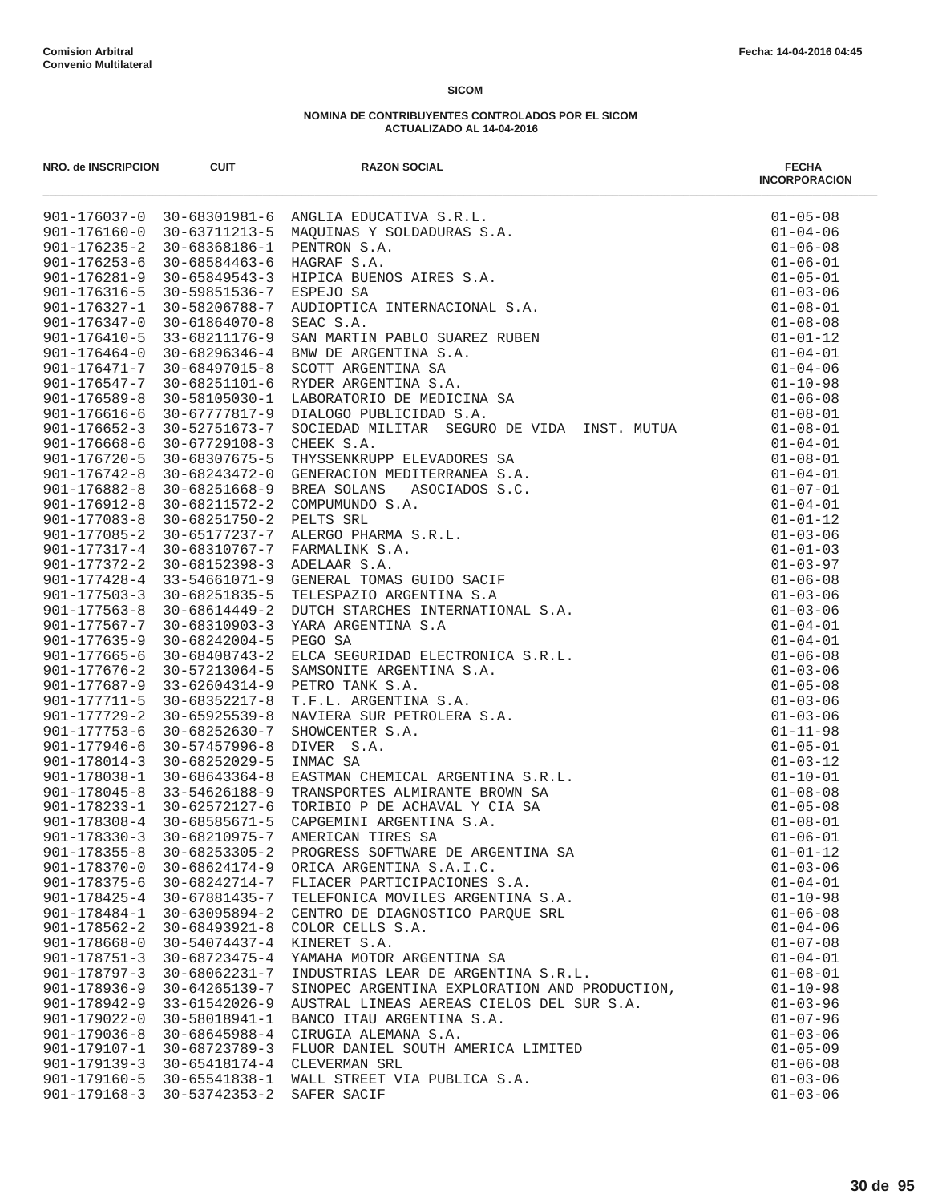**Comision Arbitral**
**Convenio Multilateral**

Fecha: 14-04-2016 04:45

**SICOM**

**NOMINA DE CONTRIBUYENTES CONTROLADOS POR EL SICOM**
**ACTUALIZADO AL 14-04-2016**

| NRO. de INSCRIPCION | CUIT | RAZON SOCIAL | FECHA INCORPORACION |
|---|---|---|---|
| 901-176037-0 | 30-68301981-6 | ANGLIA EDUCATIVA S.R.L. | 01-05-08 |
| 901-176160-0 | 30-63711213-5 | MAQUINAS Y SOLDADURAS S.A. | 01-04-06 |
| 901-176235-2 | 30-68368186-1 | PENTRON S.A. | 01-06-08 |
| 901-176253-6 | 30-68584463-6 | HAGRAF S.A. | 01-06-01 |
| 901-176281-9 | 30-65849543-3 | HIPICA BUENOS AIRES S.A. | 01-05-01 |
| 901-176316-5 | 30-59851536-7 | ESPEJO SA | 01-03-06 |
| 901-176327-1 | 30-58206788-7 | AUDIOPTICA INTERNACIONAL S.A. | 01-08-01 |
| 901-176347-0 | 30-61864070-8 | SEAC S.A. | 01-08-08 |
| 901-176410-5 | 33-68211176-9 | SAN MARTIN PABLO SUAREZ RUBEN | 01-01-12 |
| 901-176464-0 | 30-68296346-4 | BMW DE ARGENTINA S.A. | 01-04-01 |
| 901-176471-7 | 30-68497015-8 | SCOTT ARGENTINA SA | 01-04-06 |
| 901-176547-7 | 30-68251101-6 | RYDER ARGENTINA S.A. | 01-10-98 |
| 901-176589-8 | 30-58105030-1 | LABORATORIO DE MEDICINA SA | 01-06-08 |
| 901-176616-6 | 30-67777817-9 | DIALOGO PUBLICIDAD S.A. | 01-08-01 |
| 901-176652-3 | 30-52751673-7 | SOCIEDAD MILITAR SEGURO DE VIDA INST. MUTUA | 01-08-01 |
| 901-176668-6 | 30-67729108-3 | CHEEK S.A. | 01-04-01 |
| 901-176720-5 | 30-68307675-5 | THYSSENKRUPP ELEVADORES SA | 01-08-01 |
| 901-176742-8 | 30-68243472-0 | GENERACION MEDITERRANEA S.A. | 01-04-01 |
| 901-176882-8 | 30-68251668-9 | BREA SOLANS ASOCIADOS S.C. | 01-07-01 |
| 901-176912-8 | 30-68211572-2 | COMPUMUNDO S.A. | 01-04-01 |
| 901-177083-8 | 30-68251750-2 | PELTS SRL | 01-01-12 |
| 901-177085-2 | 30-65177237-7 | ALERGO PHARMA S.R.L. | 01-03-06 |
| 901-177317-4 | 30-68310767-7 | FARMALINK S.A. | 01-01-03 |
| 901-177372-2 | 30-68152398-3 | ADELAAR S.A. | 01-03-97 |
| 901-177428-4 | 33-54661071-9 | GENERAL TOMAS GUIDO SACIF | 01-06-08 |
| 901-177503-3 | 30-68251835-5 | TELESPAZIO ARGENTINA S.A | 01-03-06 |
| 901-177563-8 | 30-68614449-2 | DUTCH STARCHES INTERNATIONAL S.A. | 01-03-06 |
| 901-177567-7 | 30-68310903-3 | YARA ARGENTINA S.A | 01-04-01 |
| 901-177635-9 | 30-68242004-5 | PEGO SA | 01-04-01 |
| 901-177665-6 | 30-68408743-2 | ELCA SEGURIDAD ELECTRONICA S.R.L. | 01-06-08 |
| 901-177676-2 | 30-57213064-5 | SAMSONITE ARGENTINA S.A. | 01-03-06 |
| 901-177687-9 | 33-62604314-9 | PETRO TANK S.A. | 01-05-08 |
| 901-177711-5 | 30-68352217-8 | T.F.L. ARGENTINA S.A. | 01-03-06 |
| 901-177729-2 | 30-65925539-8 | NAVIERA SUR PETROLERA S.A. | 01-03-06 |
| 901-177753-6 | 30-68252630-7 | SHOWCENTER S.A. | 01-11-98 |
| 901-177946-6 | 30-57457996-8 | DIVER S.A. | 01-05-01 |
| 901-178014-3 | 30-68252029-5 | INMAC SA | 01-03-12 |
| 901-178038-1 | 30-68643364-8 | EASTMAN CHEMICAL ARGENTINA S.R.L. | 01-10-01 |
| 901-178045-8 | 33-54626188-9 | TRANSPORTES ALMIRANTE BROWN SA | 01-08-08 |
| 901-178233-1 | 30-62572127-6 | TORIBIO P DE ACHAVAL Y CIA SA | 01-05-08 |
| 901-178308-4 | 30-68585671-5 | CAPGEMINI ARGENTINA S.A. | 01-08-01 |
| 901-178330-3 | 30-68210975-7 | AMERICAN TIRES SA | 01-06-01 |
| 901-178355-8 | 30-68253305-2 | PROGRESS SOFTWARE DE ARGENTINA SA | 01-01-12 |
| 901-178370-0 | 30-68624174-9 | ORICA ARGENTINA S.A.I.C. | 01-03-06 |
| 901-178375-6 | 30-68242714-7 | FLIACER PARTICIPACIONES S.A. | 01-04-01 |
| 901-178425-4 | 30-67881435-7 | TELEFONICA MOVILES ARGENTINA S.A. | 01-10-98 |
| 901-178484-1 | 30-63095894-2 | CENTRO DE DIAGNOSTICO PARQUE SRL | 01-06-08 |
| 901-178562-2 | 30-68493921-8 | COLOR CELLS S.A. | 01-04-06 |
| 901-178668-0 | 30-54074437-4 | KINERET S.A. | 01-07-08 |
| 901-178751-3 | 30-68723475-4 | YAMAHA MOTOR ARGENTINA SA | 01-04-01 |
| 901-178797-3 | 30-68062231-7 | INDUSTRIAS LEAR DE ARGENTINA S.R.L. | 01-08-01 |
| 901-178936-9 | 30-64265139-7 | SINOPEC ARGENTINA EXPLORATION AND PRODUCTION, | 01-10-98 |
| 901-178942-9 | 33-61542026-9 | AUSTRAL LINEAS AEREAS CIELOS DEL SUR S.A. | 01-03-96 |
| 901-179022-0 | 30-58018941-1 | BANCO ITAU ARGENTINA S.A. | 01-07-96 |
| 901-179036-8 | 30-68645988-4 | CIRUGIA ALEMANA S.A. | 01-03-06 |
| 901-179107-1 | 30-68723789-3 | FLUOR DANIEL SOUTH AMERICA LIMITED | 01-05-09 |
| 901-179139-3 | 30-65418174-4 | CLEVERMAN SRL | 01-06-08 |
| 901-179160-5 | 30-65541838-1 | WALL STREET VIA PUBLICA S.A. | 01-03-06 |
| 901-179168-3 | 30-53742353-2 | SAFER SACIF | 01-03-06 |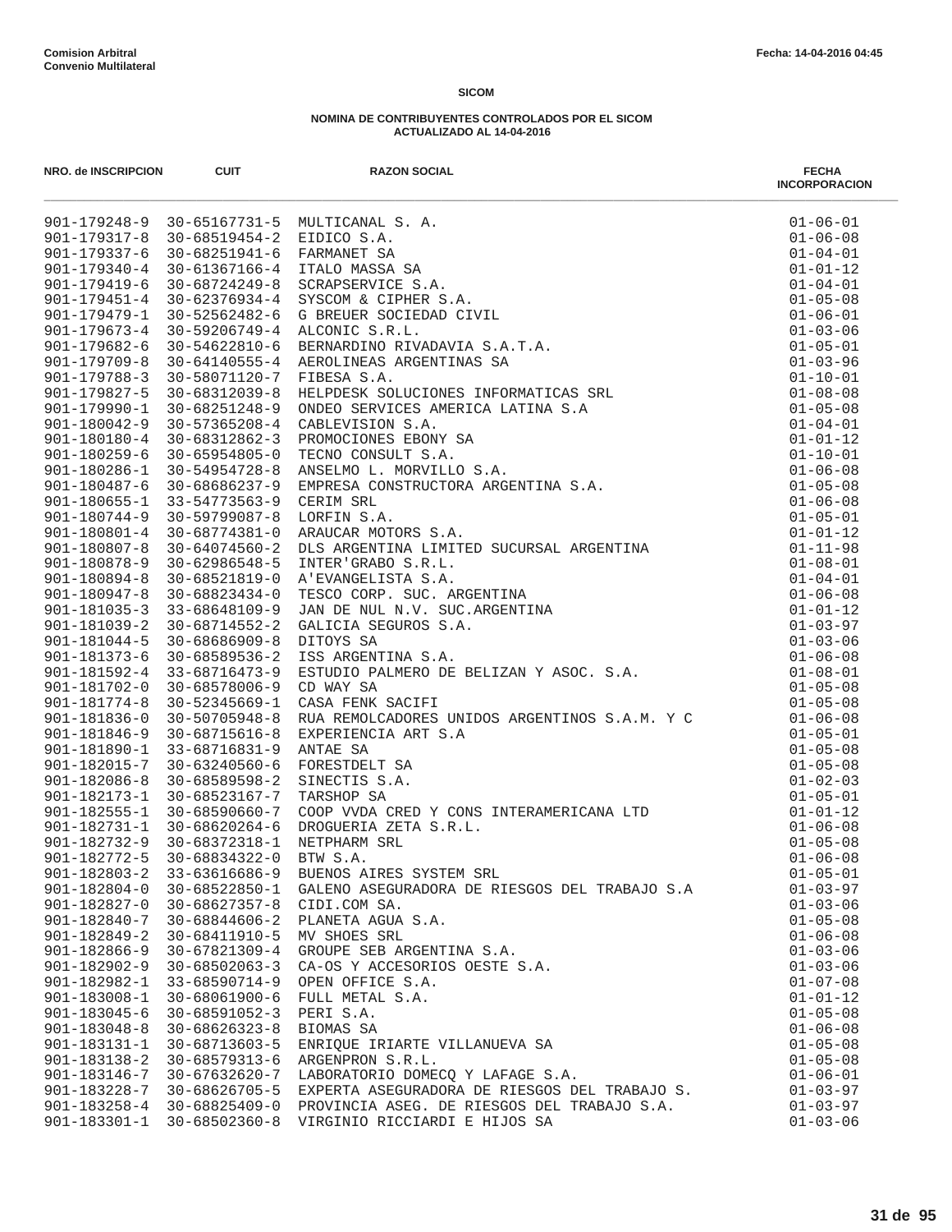**Comision Arbitral**
**Convenio Multilateral**

Fecha: 14-04-2016 04:45

**SICOM**

**NOMINA DE CONTRIBUYENTES CONTROLADOS POR EL SICOM**
**ACTUALIZADO AL 14-04-2016**

| NRO. de INSCRIPCION | CUIT | RAZON SOCIAL | FECHA INCORPORACION |
|---|---|---|---|
| 901-179248-9 | 30-65167731-5 | MULTICANAL S. A. | 01-06-01 |
| 901-179317-8 | 30-68519454-2 | EIDICO S.A. | 01-06-08 |
| 901-179337-6 | 30-68251941-6 | FARMANET SA | 01-04-01 |
| 901-179340-4 | 30-61367166-4 | ITALO MASSA SA | 01-01-12 |
| 901-179419-6 | 30-68724249-8 | SCRAPSERVICE S.A. | 01-04-01 |
| 901-179451-4 | 30-62376934-4 | SYSCOM & CIPHER S.A. | 01-05-08 |
| 901-179479-1 | 30-52562482-6 | G BREUER SOCIEDAD CIVIL | 01-06-01 |
| 901-179673-4 | 30-59206749-4 | ALCONIC S.R.L. | 01-03-06 |
| 901-179682-6 | 30-54622810-6 | BERNARDINO RIVADAVIA S.A.T.A. | 01-05-01 |
| 901-179709-8 | 30-64140555-4 | AEROLINEAS ARGENTINAS SA | 01-03-96 |
| 901-179788-3 | 30-58071120-7 | FIBESA S.A. | 01-10-01 |
| 901-179827-5 | 30-68312039-8 | HELPDESK SOLUCIONES INFORMATICAS SRL | 01-08-08 |
| 901-179990-1 | 30-68251248-9 | ONDEO SERVICES AMERICA LATINA S.A | 01-05-08 |
| 901-180042-9 | 30-57365208-4 | CABLEVISION S.A. | 01-04-01 |
| 901-180180-4 | 30-68312862-3 | PROMOCIONES EBONY SA | 01-01-12 |
| 901-180259-6 | 30-65954805-0 | TECNO CONSULT S.A. | 01-10-01 |
| 901-180286-1 | 30-54954728-8 | ANSELMO L. MORVILLO S.A. | 01-06-08 |
| 901-180487-6 | 30-68686237-9 | EMPRESA CONSTRUCTORA ARGENTINA S.A. | 01-05-08 |
| 901-180655-1 | 33-54773563-9 | CERIM SRL | 01-06-08 |
| 901-180744-9 | 30-59799087-8 | LORFIN S.A. | 01-05-01 |
| 901-180801-4 | 30-68774381-0 | ARAUCAR MOTORS S.A. | 01-01-12 |
| 901-180807-8 | 30-64074560-2 | DLS ARGENTINA LIMITED SUCURSAL ARGENTINA | 01-11-98 |
| 901-180878-9 | 30-62986548-5 | INTER'GRABO S.R.L. | 01-08-01 |
| 901-180894-8 | 30-68521819-0 | A'EVANGELISTA S.A. | 01-04-01 |
| 901-180947-8 | 30-68823434-0 | TESCO CORP. SUC. ARGENTINA | 01-06-08 |
| 901-181035-3 | 33-68648109-9 | JAN DE NUL N.V. SUC.ARGENTINA | 01-01-12 |
| 901-181039-2 | 30-68714552-2 | GALICIA SEGUROS S.A. | 01-03-97 |
| 901-181044-5 | 30-68686909-8 | DITOYS SA | 01-03-06 |
| 901-181373-6 | 30-68589536-2 | ISS ARGENTINA S.A. | 01-06-08 |
| 901-181592-4 | 33-68716473-9 | ESTUDIO PALMERO DE BELIZAN Y ASOC. S.A. | 01-08-01 |
| 901-181702-0 | 30-68578006-9 | CD WAY SA | 01-05-08 |
| 901-181774-8 | 30-52345669-1 | CASA FENK SACIFI | 01-05-08 |
| 901-181836-0 | 30-50705948-8 | RUA REMOLCADORES UNIDOS ARGENTINOS S.A.M. Y C | 01-06-08 |
| 901-181846-9 | 30-68715616-8 | EXPERIENCIA ART S.A | 01-05-01 |
| 901-181890-1 | 33-68716831-9 | ANTAE SA | 01-05-08 |
| 901-182015-7 | 30-63240560-6 | FORESTDELT SA | 01-05-08 |
| 901-182086-8 | 30-68589598-2 | SINECTIS S.A. | 01-02-03 |
| 901-182173-1 | 30-68523167-7 | TARSHOP SA | 01-05-01 |
| 901-182555-1 | 30-68590660-7 | COOP VVDA CRED Y CONS INTERAMERICANA LTD | 01-01-12 |
| 901-182731-1 | 30-68620264-6 | DROGUERIA ZETA S.R.L. | 01-06-08 |
| 901-182732-9 | 30-68372318-1 | NETPHARM SRL | 01-05-08 |
| 901-182772-5 | 30-68834322-0 | BTW S.A. | 01-06-08 |
| 901-182803-2 | 33-63616686-9 | BUENOS AIRES SYSTEM SRL | 01-05-01 |
| 901-182804-0 | 30-68522850-1 | GALENO ASEGURADORA DE RIESGOS DEL TRABAJO S.A | 01-03-97 |
| 901-182827-0 | 30-68627357-8 | CIDI.COM SA. | 01-03-06 |
| 901-182840-7 | 30-68844606-2 | PLANETA AGUA S.A. | 01-05-08 |
| 901-182849-2 | 30-68411910-5 | MV SHOES SRL | 01-06-08 |
| 901-182866-9 | 30-67821309-4 | GROUPE SEB ARGENTINA S.A. | 01-03-06 |
| 901-182902-9 | 30-68502063-3 | CA-OS Y ACCESORIOS OESTE S.A. | 01-03-06 |
| 901-182982-1 | 33-68590714-9 | OPEN OFFICE S.A. | 01-07-08 |
| 901-183008-1 | 30-68061900-6 | FULL METAL S.A. | 01-01-12 |
| 901-183045-6 | 30-68591052-3 | PERI S.A. | 01-05-08 |
| 901-183048-8 | 30-68626323-8 | BIOMAS SA | 01-06-08 |
| 901-183131-1 | 30-68713603-5 | ENRIQUE IRIARTE VILLANUEVA SA | 01-05-08 |
| 901-183138-2 | 30-68579313-6 | ARGENPRON S.R.L. | 01-05-08 |
| 901-183146-7 | 30-67632620-7 | LABORATORIO DOMECQ Y LAFAGE S.A. | 01-06-01 |
| 901-183228-7 | 30-68626705-5 | EXPERTA ASEGURADORA DE RIESGOS DEL TRABAJO S. | 01-03-97 |
| 901-183258-4 | 30-68825409-0 | PROVINCIA ASEG. DE RIESGOS DEL TRABAJO S.A. | 01-03-97 |
| 901-183301-1 | 30-68502360-8 | VIRGINIO RICCIARDI E HIJOS SA | 01-03-06 |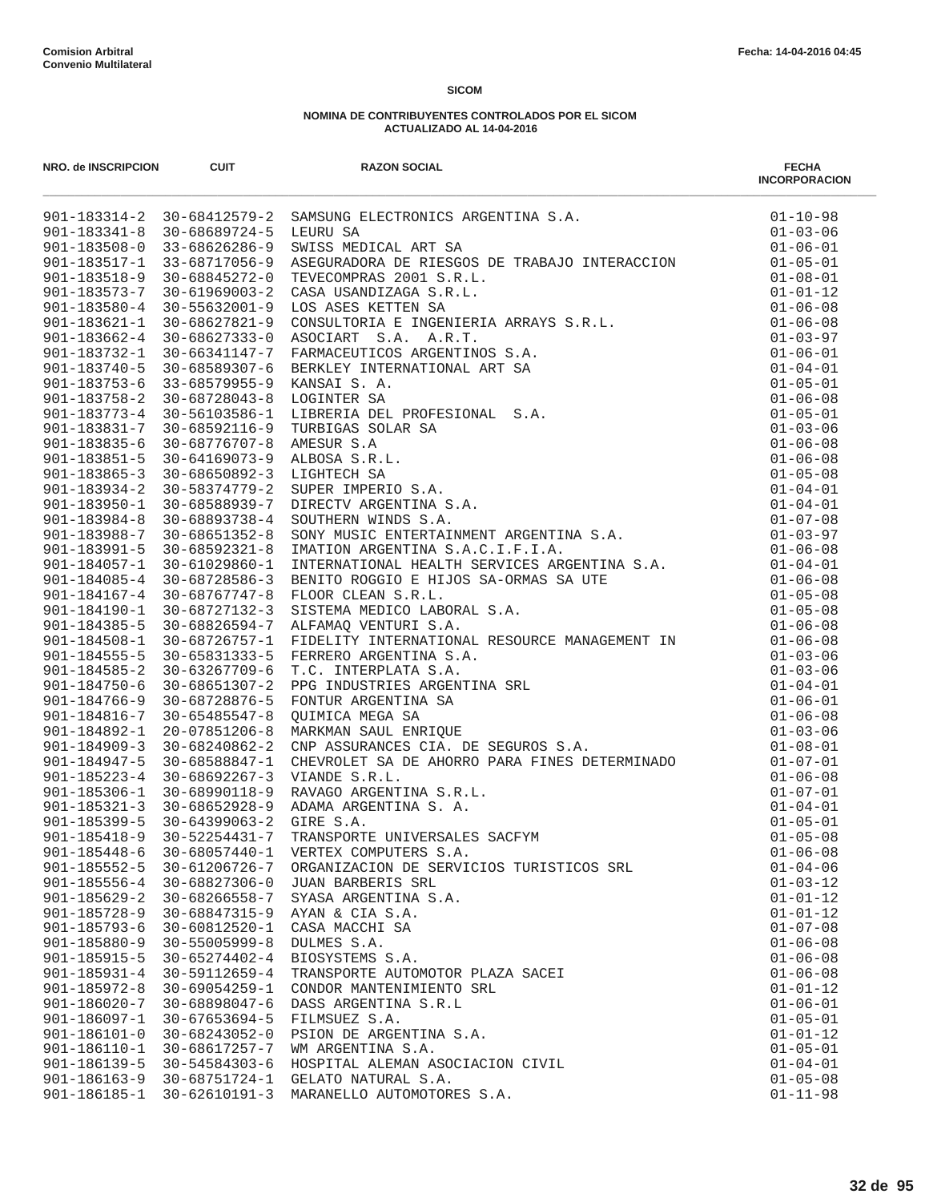Comision Arbitral
Convenio Multilateral

Fecha: 14-04-2016 04:45

**SICOM**

**NOMINA DE CONTRIBUYENTES CONTROLADOS POR EL SICOM**
**ACTUALIZADO AL 14-04-2016**

| NRO. de INSCRIPCION | CUIT | RAZON SOCIAL | FECHA INCORPORACION |
|---|---|---|---|
| 901-183314-2 | 30-68412579-2 | SAMSUNG ELECTRONICS ARGENTINA S.A. | 01-10-98 |
| 901-183341-8 | 30-68689724-5 | LEURU SA | 01-03-06 |
| 901-183508-0 | 33-68626286-9 | SWISS MEDICAL ART SA | 01-06-01 |
| 901-183517-1 | 33-68717056-9 | ASEGURADORA DE RIESGOS DE TRABAJO INTERACCION | 01-05-01 |
| 901-183518-9 | 30-68845272-0 | TEVECOMPRAS 2001 S.R.L. | 01-08-01 |
| 901-183573-7 | 30-61969003-2 | CASA USANDIZAGA S.R.L. | 01-01-12 |
| 901-183580-4 | 30-55632001-9 | LOS ASES KETTEN SA | 01-06-08 |
| 901-183621-1 | 30-68627821-9 | CONSULTORIA E INGENIERIA ARRAYS S.R.L. | 01-06-08 |
| 901-183662-4 | 30-68627333-0 | ASOCIART S.A. A.R.T. | 01-03-97 |
| 901-183732-1 | 30-66341147-7 | FARMACEUTICOS ARGENTINOS S.A. | 01-06-01 |
| 901-183740-5 | 30-68589307-6 | BERKLEY INTERNATIONAL ART SA | 01-04-01 |
| 901-183753-6 | 33-68579955-9 | KANSAI S. A. | 01-05-01 |
| 901-183758-2 | 30-68728043-8 | LOGINTER SA | 01-06-08 |
| 901-183773-4 | 30-56103586-1 | LIBRERIA DEL PROFESIONAL S.A. | 01-05-01 |
| 901-183831-7 | 30-68592116-9 | TURBIGAS SOLAR SA | 01-03-06 |
| 901-183835-6 | 30-68776707-8 | AMESUR S.A | 01-06-08 |
| 901-183851-5 | 30-64169073-9 | ALBOSA S.R.L. | 01-06-08 |
| 901-183865-3 | 30-68650892-3 | LIGHTECH SA | 01-05-08 |
| 901-183934-2 | 30-58374779-2 | SUPER IMPERIO S.A. | 01-04-01 |
| 901-183950-1 | 30-68588939-7 | DIRECTV ARGENTINA S.A. | 01-04-01 |
| 901-183984-8 | 30-68893738-4 | SOUTHERN WINDS S.A. | 01-07-08 |
| 901-183988-7 | 30-68651352-8 | SONY MUSIC ENTERTAINMENT ARGENTINA S.A. | 01-03-97 |
| 901-183991-5 | 30-68592321-8 | IMATION ARGENTINA S.A.C.I.F.I.A. | 01-06-08 |
| 901-184057-1 | 30-61029860-1 | INTERNATIONAL HEALTH SERVICES ARGENTINA S.A. | 01-04-01 |
| 901-184085-4 | 30-68728586-3 | BENITO ROGGIO E HIJOS SA-ORMAS SA UTE | 01-06-08 |
| 901-184167-4 | 30-68767747-8 | FLOOR CLEAN S.R.L. | 01-05-08 |
| 901-184190-1 | 30-68727132-3 | SISTEMA MEDICO LABORAL S.A. | 01-05-08 |
| 901-184385-5 | 30-68826594-7 | ALFAMAQ VENTURI S.A. | 01-06-08 |
| 901-184508-1 | 30-68726757-1 | FIDELITY INTERNATIONAL RESOURCE MANAGEMENT IN | 01-06-08 |
| 901-184555-5 | 30-65831333-5 | FERRERO ARGENTINA S.A. | 01-03-06 |
| 901-184585-2 | 30-63267709-6 | T.C. INTERPLATA S.A. | 01-03-06 |
| 901-184750-6 | 30-68651307-2 | PPG INDUSTRIES ARGENTINA SRL | 01-04-01 |
| 901-184766-9 | 30-68728876-5 | FONTUR ARGENTINA SA | 01-06-01 |
| 901-184816-7 | 30-65485547-8 | QUIMICA MEGA SA | 01-06-08 |
| 901-184892-1 | 20-07851206-8 | MARKMAN SAUL ENRIQUE | 01-03-06 |
| 901-184909-3 | 30-68240862-2 | CNP ASSURANCES CIA. DE SEGUROS S.A. | 01-08-01 |
| 901-184947-5 | 30-68588847-1 | CHEVROLET SA DE AHORRO PARA FINES DETERMINADO | 01-07-01 |
| 901-185223-4 | 30-68692267-3 | VIANDE S.R.L. | 01-06-08 |
| 901-185306-1 | 30-68990118-9 | RAVAGO ARGENTINA S.R.L. | 01-07-01 |
| 901-185321-3 | 30-68652928-9 | ADAMA ARGENTINA S. A. | 01-04-01 |
| 901-185399-5 | 30-64399063-2 | GIRE S.A. | 01-05-01 |
| 901-185418-9 | 30-52254431-7 | TRANSPORTE UNIVERSALES SACFYM | 01-05-08 |
| 901-185448-6 | 30-68057440-1 | VERTEX COMPUTERS S.A. | 01-06-08 |
| 901-185552-5 | 30-61206726-7 | ORGANIZACION DE SERVICIOS TURISTICOS SRL | 01-04-06 |
| 901-185556-4 | 30-68827306-0 | JUAN BARBERIS SRL | 01-03-12 |
| 901-185629-2 | 30-68266558-7 | SYASA ARGENTINA S.A. | 01-01-12 |
| 901-185728-9 | 30-68847315-9 | AYAN & CIA S.A. | 01-01-12 |
| 901-185793-6 | 30-60812520-1 | CASA MACCHI SA | 01-07-08 |
| 901-185880-9 | 30-55005999-8 | DULMES S.A. | 01-06-08 |
| 901-185915-5 | 30-65274402-4 | BIOSYSTEMS S.A. | 01-06-08 |
| 901-185931-4 | 30-59112659-4 | TRANSPORTE AUTOMOTOR PLAZA SACEI | 01-06-08 |
| 901-185972-8 | 30-69054259-1 | CONDOR MANTENIMIENTO SRL | 01-01-12 |
| 901-186020-7 | 30-68898047-6 | DASS ARGENTINA S.R.L | 01-06-01 |
| 901-186097-1 | 30-67653694-5 | FILMSUEZ S.A. | 01-05-01 |
| 901-186101-0 | 30-68243052-0 | PSION DE ARGENTINA S.A. | 01-01-12 |
| 901-186110-1 | 30-68617257-7 | WM ARGENTINA S.A. | 01-05-01 |
| 901-186139-5 | 30-54584303-6 | HOSPITAL ALEMAN ASOCIACION CIVIL | 01-04-01 |
| 901-186163-9 | 30-68751724-1 | GELATO NATURAL S.A. | 01-05-08 |
| 901-186185-1 | 30-62610191-3 | MARANELLO AUTOMOTORES S.A. | 01-11-98 |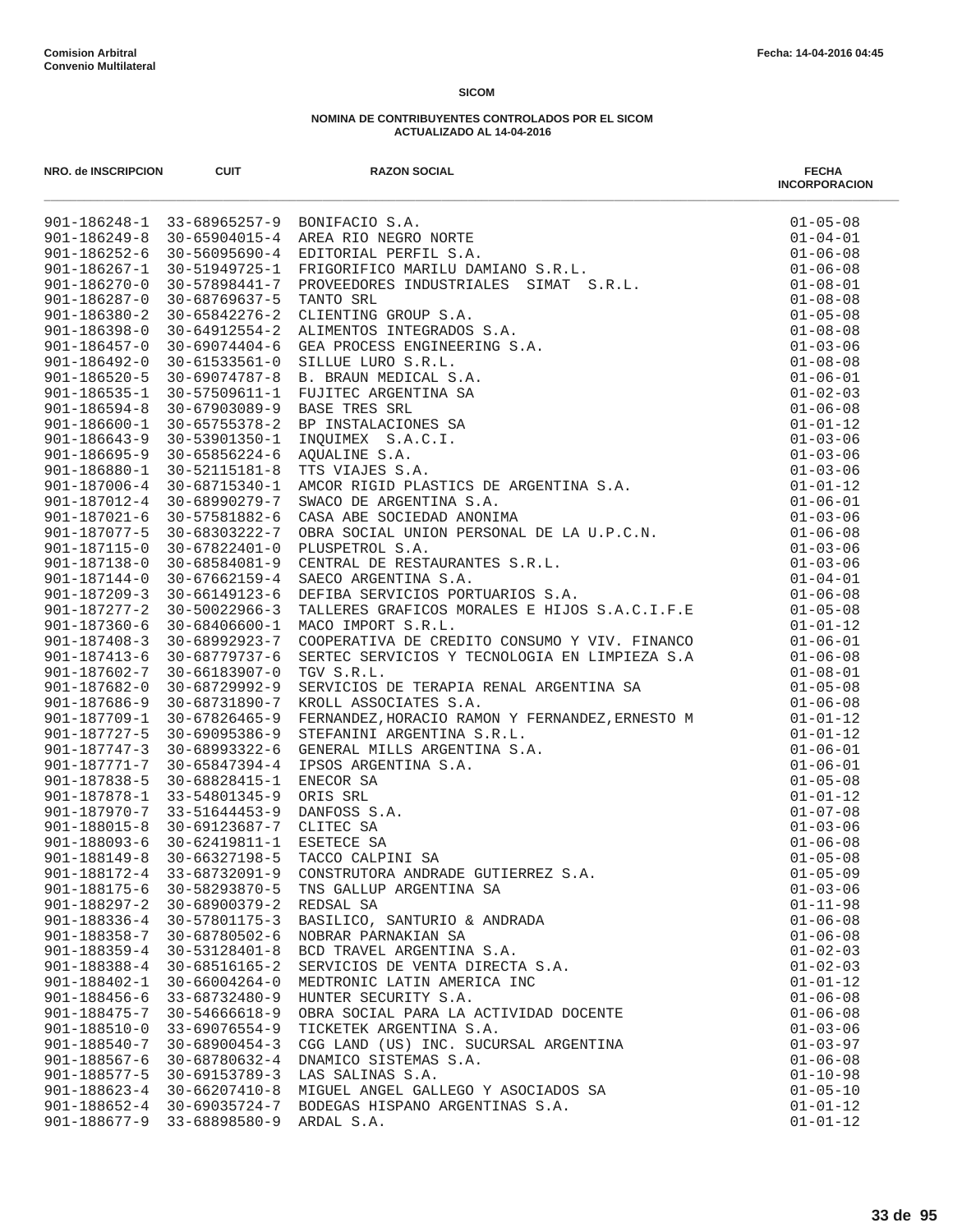**Comision Arbitral**
**Convenio Multilateral**

Fecha: 14-04-2016 04:45

**SICOM**

**NOMINA DE CONTRIBUYENTES CONTROLADOS POR EL SICOM**
**ACTUALIZADO AL 14-04-2016**

| NRO. de INSCRIPCION | CUIT | RAZON SOCIAL | FECHA INCORPORACION |
|---|---|---|---|
| 901-186248-1 | 33-68965257-9 | BONIFACIO S.A. | 01-05-08 |
| 901-186249-8 | 30-65904015-4 | AREA RIO NEGRO NORTE | 01-04-01 |
| 901-186252-6 | 30-56095690-4 | EDITORIAL PERFIL S.A. | 01-06-08 |
| 901-186267-1 | 30-51949725-1 | FRIGORIFICO MARILU DAMIANO S.R.L. | 01-06-08 |
| 901-186270-0 | 30-57898441-7 | PROVEEDORES INDUSTRIALES SIMAT S.R.L. | 01-08-01 |
| 901-186287-0 | 30-68769637-5 | TANTO SRL | 01-08-08 |
| 901-186380-2 | 30-65842276-2 | CLIENTING GROUP S.A. | 01-05-08 |
| 901-186398-0 | 30-64912554-2 | ALIMENTOS INTEGRADOS S.A. | 01-08-08 |
| 901-186457-0 | 30-69074404-6 | GEA PROCESS ENGINEERING S.A. | 01-03-06 |
| 901-186492-0 | 30-61533561-0 | SILLUE LURO S.R.L. | 01-08-08 |
| 901-186520-5 | 30-69074787-8 | B. BRAUN MEDICAL S.A. | 01-06-01 |
| 901-186535-1 | 30-57509611-1 | FUJITEC ARGENTINA SA | 01-02-03 |
| 901-186594-8 | 30-67903089-9 | BASE TRES SRL | 01-06-08 |
| 901-186600-1 | 30-65755378-2 | BP INSTALACIONES SA | 01-01-12 |
| 901-186643-9 | 30-53901350-1 | INQUIMEX S.A.C.I. | 01-03-06 |
| 901-186695-9 | 30-65856224-6 | AQUALINE S.A. | 01-03-06 |
| 901-186880-1 | 30-52115181-8 | TTS VIAJES S.A. | 01-03-06 |
| 901-187006-4 | 30-68715340-1 | AMCOR RIGID PLASTICS DE ARGENTINA S.A. | 01-01-12 |
| 901-187012-4 | 30-68990279-7 | SWACO DE ARGENTINA S.A. | 01-06-01 |
| 901-187021-6 | 30-57581882-6 | CASA ABE SOCIEDAD ANONIMA | 01-03-06 |
| 901-187077-5 | 30-68303222-7 | OBRA SOCIAL UNION PERSONAL DE LA U.P.C.N. | 01-06-08 |
| 901-187115-0 | 30-67822401-0 | PLUSPETROL S.A. | 01-03-06 |
| 901-187138-0 | 30-68584081-9 | CENTRAL DE RESTAURANTES S.R.L. | 01-03-06 |
| 901-187144-0 | 30-67662159-4 | SAECO ARGENTINA S.A. | 01-04-01 |
| 901-187209-3 | 30-66149123-6 | DEFIBA SERVICIOS PORTUARIOS S.A. | 01-06-08 |
| 901-187277-2 | 30-50022966-3 | TALLERES GRAFICOS MORALES E HIJOS S.A.C.I.F.E | 01-05-08 |
| 901-187360-6 | 30-68406600-1 | MACO IMPORT S.R.L. | 01-01-12 |
| 901-187408-3 | 30-68992923-7 | COOPERATIVA DE CREDITO CONSUMO Y VIV. FINANCO | 01-06-01 |
| 901-187413-6 | 30-68779737-6 | SERTEC SERVICIOS Y TECNOLOGIA EN LIMPIEZA S.A | 01-06-08 |
| 901-187602-7 | 30-66183907-0 | TGV S.R.L. | 01-08-01 |
| 901-187682-0 | 30-68729992-9 | SERVICIOS DE TERAPIA RENAL ARGENTINA SA | 01-05-08 |
| 901-187686-9 | 30-68731890-7 | KROLL ASSOCIATES S.A. | 01-06-08 |
| 901-187709-1 | 30-67826465-9 | FERNANDEZ,HORACIO RAMON Y FERNANDEZ,ERNESTO M | 01-01-12 |
| 901-187727-5 | 30-69095386-9 | STEFANINI ARGENTINA S.R.L. | 01-01-12 |
| 901-187747-3 | 30-68993322-6 | GENERAL MILLS ARGENTINA S.A. | 01-06-01 |
| 901-187771-7 | 30-65847394-4 | IPSOS ARGENTINA S.A. | 01-06-01 |
| 901-187838-5 | 30-68828415-1 | ENECOR SA | 01-05-08 |
| 901-187878-1 | 33-54801345-9 | ORIS SRL | 01-01-12 |
| 901-187970-7 | 33-51644453-9 | DANFOSS S.A. | 01-07-08 |
| 901-188015-8 | 30-69123687-7 | CLITEC SA | 01-03-06 |
| 901-188093-6 | 30-62419811-1 | ESETECE SA | 01-06-08 |
| 901-188149-8 | 30-66327198-5 | TACCO CALPINI SA | 01-05-08 |
| 901-188172-4 | 33-68732091-9 | CONSTRUTORA ANDRADE GUTIERREZ S.A. | 01-05-09 |
| 901-188175-6 | 30-58293870-5 | TNS GALLUP ARGENTINA SA | 01-03-06 |
| 901-188297-2 | 30-68900379-2 | REDSAL SA | 01-11-98 |
| 901-188336-4 | 30-57801175-3 | BASILICO, SANTURIO & ANDRADA | 01-06-08 |
| 901-188358-7 | 30-68780502-6 | NOBRAR PARNAKIAN SA | 01-06-08 |
| 901-188359-4 | 30-53128401-8 | BCD TRAVEL ARGENTINA S.A. | 01-02-03 |
| 901-188388-4 | 30-68516165-2 | SERVICIOS DE VENTA DIRECTA S.A. | 01-02-03 |
| 901-188402-1 | 30-66004264-0 | MEDTRONIC LATIN AMERICA INC | 01-01-12 |
| 901-188456-6 | 33-68732480-9 | HUNTER SECURITY S.A. | 01-06-08 |
| 901-188475-7 | 30-54666618-9 | OBRA SOCIAL PARA LA ACTIVIDAD DOCENTE | 01-06-08 |
| 901-188510-0 | 33-69076554-9 | TICKETEK ARGENTINA S.A. | 01-03-06 |
| 901-188540-7 | 30-68900454-3 | CGG LAND (US) INC. SUCURSAL ARGENTINA | 01-03-97 |
| 901-188567-6 | 30-68780632-4 | DNAMICO SISTEMAS S.A. | 01-06-08 |
| 901-188577-5 | 30-69153789-3 | LAS SALINAS S.A. | 01-10-98 |
| 901-188623-4 | 30-66207410-8 | MIGUEL ANGEL GALLEGO Y ASOCIADOS SA | 01-05-10 |
| 901-188652-4 | 30-69035724-7 | BODEGAS HISPANO ARGENTINAS S.A. | 01-01-12 |
| 901-188677-9 | 33-68898580-9 | ARDAL S.A. | 01-01-12 |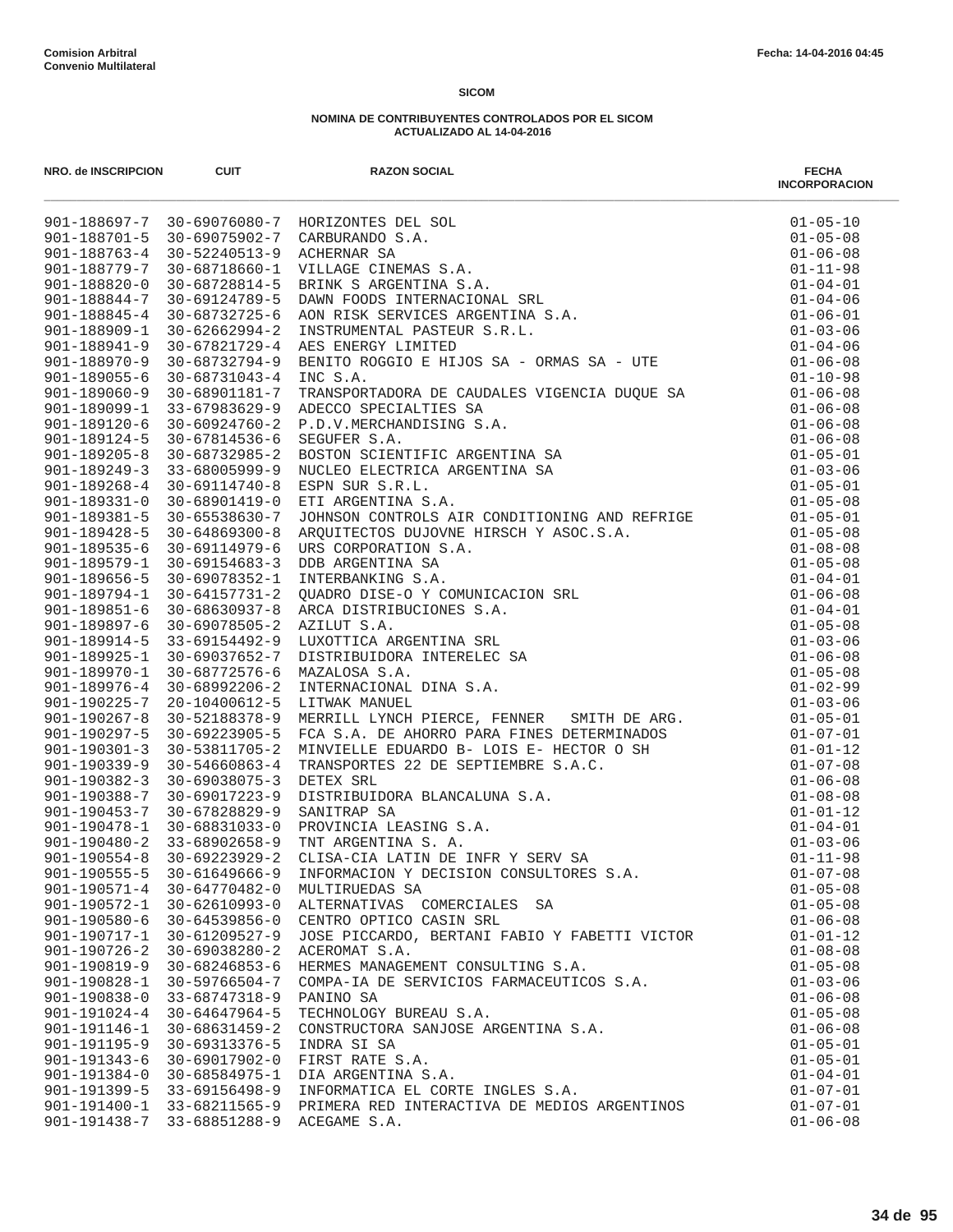**Comision Arbitral**
**Convenio Multilateral**

Fecha: 14-04-2016 04:45

**SICOM**

**NOMINA DE CONTRIBUYENTES CONTROLADOS POR EL SICOM**
**ACTUALIZADO AL 14-04-2016**

| NRO. de INSCRIPCION | CUIT | RAZON SOCIAL | FECHA INCORPORACION |
|---|---|---|---|
| 901-188697-7 | 30-69076080-7 | HORIZONTES DEL SOL | 01-05-10 |
| 901-188701-5 | 30-69075902-7 | CARBURANDO S.A. | 01-05-08 |
| 901-188763-4 | 30-52240513-9 | ACHERNAR SA | 01-06-08 |
| 901-188779-7 | 30-68718660-1 | VILLAGE CINEMAS S.A. | 01-11-98 |
| 901-188820-0 | 30-68728814-5 | BRINK S ARGENTINA S.A. | 01-04-01 |
| 901-188844-7 | 30-69124789-5 | DAWN FOODS INTERNACIONAL SRL | 01-04-06 |
| 901-188845-4 | 30-68732725-6 | AON RISK SERVICES ARGENTINA S.A. | 01-06-01 |
| 901-188909-1 | 30-62662994-2 | INSTRUMENTAL PASTEUR S.R.L. | 01-03-06 |
| 901-188941-9 | 30-67821729-4 | AES ENERGY LIMITED | 01-04-06 |
| 901-188970-9 | 30-68732794-9 | BENITO ROGGIO E HIJOS SA - ORMAS SA - UTE | 01-06-08 |
| 901-189055-6 | 30-68731043-4 | INC S.A. | 01-10-98 |
| 901-189060-9 | 30-68901181-7 | TRANSPORTADORA DE CAUDALES VIGENCIA DUQUE SA | 01-06-08 |
| 901-189099-1 | 33-67983629-9 | ADECCO SPECIALTIES SA | 01-06-08 |
| 901-189120-6 | 30-60924760-2 | P.D.V.MERCHANDISING S.A. | 01-06-08 |
| 901-189124-5 | 30-67814536-6 | SEGUFER S.A. | 01-06-08 |
| 901-189205-8 | 30-68732985-2 | BOSTON SCIENTIFIC ARGENTINA SA | 01-05-01 |
| 901-189249-3 | 33-68005999-9 | NUCLEO ELECTRICA ARGENTINA SA | 01-03-06 |
| 901-189268-4 | 30-69114740-8 | ESPN SUR S.R.L. | 01-05-01 |
| 901-189331-0 | 30-68901419-0 | ETI ARGENTINA S.A. | 01-05-08 |
| 901-189381-5 | 30-65538630-7 | JOHNSON CONTROLS AIR CONDITIONING AND REFRIGE | 01-05-01 |
| 901-189428-5 | 30-64869300-8 | ARQUITECTOS DUJOVNE HIRSCH Y ASOC.S.A. | 01-05-08 |
| 901-189535-6 | 30-69114979-6 | URS CORPORATION S.A. | 01-08-08 |
| 901-189579-1 | 30-69154683-3 | DDB ARGENTINA SA | 01-05-08 |
| 901-189656-5 | 30-69078352-1 | INTERBANKING S.A. | 01-04-01 |
| 901-189794-1 | 30-64157731-2 | QUADRO DISE-O Y COMUNICACION SRL | 01-06-08 |
| 901-189851-6 | 30-68630937-8 | ARCA DISTRIBUCIONES S.A. | 01-04-01 |
| 901-189897-6 | 30-69078505-2 | AZILUT S.A. | 01-05-08 |
| 901-189914-5 | 33-69154492-9 | LUXOTTICA ARGENTINA SRL | 01-03-06 |
| 901-189925-1 | 30-69037652-7 | DISTRIBUIDORA INTERELEC SA | 01-06-08 |
| 901-189970-1 | 30-68772576-6 | MAZALOSA S.A. | 01-05-08 |
| 901-189976-4 | 30-68992206-2 | INTERNACIONAL DINA S.A. | 01-02-99 |
| 901-190225-7 | 20-10400612-5 | LITWAK MANUEL | 01-03-06 |
| 901-190267-8 | 30-52188378-9 | MERRILL LYNCH PIERCE, FENNER SMITH DE ARG. | 01-05-01 |
| 901-190297-5 | 30-69223905-5 | FCA S.A. DE AHORRO PARA FINES DETERMINADOS | 01-07-01 |
| 901-190301-3 | 30-53811705-2 | MINVIELLE EDUARDO B- LOIS E- HECTOR O SH | 01-01-12 |
| 901-190339-9 | 30-54660863-4 | TRANSPORTES 22 DE SEPTIEMBRE S.A.C. | 01-07-08 |
| 901-190382-3 | 30-69038075-3 | DETEX SRL | 01-06-08 |
| 901-190388-7 | 30-69017223-9 | DISTRIBUIDORA BLANCALUNA S.A. | 01-08-08 |
| 901-190453-7 | 30-67828829-9 | SANITRAP SA | 01-01-12 |
| 901-190478-1 | 30-68831033-0 | PROVINCIA LEASING S.A. | 01-04-01 |
| 901-190480-2 | 33-68902658-9 | TNT ARGENTINA S. A. | 01-03-06 |
| 901-190554-8 | 30-69223929-2 | CLISA-CIA LATIN DE INFR Y SERV SA | 01-11-98 |
| 901-190555-5 | 30-61649666-9 | INFORMACION Y DECISION CONSULTORES S.A. | 01-07-08 |
| 901-190571-4 | 30-64770482-0 | MULTIRUEDAS SA | 01-05-08 |
| 901-190572-1 | 30-62610993-0 | ALTERNATIVAS COMERCIALES SA | 01-05-08 |
| 901-190580-6 | 30-64539856-0 | CENTRO OPTICO CASIN SRL | 01-06-08 |
| 901-190717-1 | 30-61209527-9 | JOSE PICCARDO, BERTANI FABIO Y FABETTI VICTOR | 01-01-12 |
| 901-190726-2 | 30-69038280-2 | ACEROMAT S.A. | 01-08-08 |
| 901-190819-9 | 30-68246853-6 | HERMES MANAGEMENT CONSULTING S.A. | 01-05-08 |
| 901-190828-1 | 30-59766504-7 | COMPA-IA DE SERVICIOS FARMACEUTICOS S.A. | 01-03-06 |
| 901-190838-0 | 33-68747318-9 | PANINO SA | 01-06-08 |
| 901-191024-4 | 30-64647964-5 | TECHNOLOGY BUREAU S.A. | 01-05-08 |
| 901-191146-1 | 30-68631459-2 | CONSTRUCTORA SANJOSE ARGENTINA S.A. | 01-06-08 |
| 901-191195-9 | 30-69313376-5 | INDRA SI SA | 01-05-01 |
| 901-191343-6 | 30-69017902-0 | FIRST RATE S.A. | 01-05-01 |
| 901-191384-0 | 30-68584975-1 | DIA ARGENTINA S.A. | 01-04-01 |
| 901-191399-5 | 33-69156498-9 | INFORMATICA EL CORTE INGLES S.A. | 01-07-01 |
| 901-191400-1 | 33-68211565-9 | PRIMERA RED INTERACTIVA DE MEDIOS ARGENTINOS | 01-07-01 |
| 901-191438-7 | 33-68851288-9 | ACEGAME S.A. | 01-06-08 |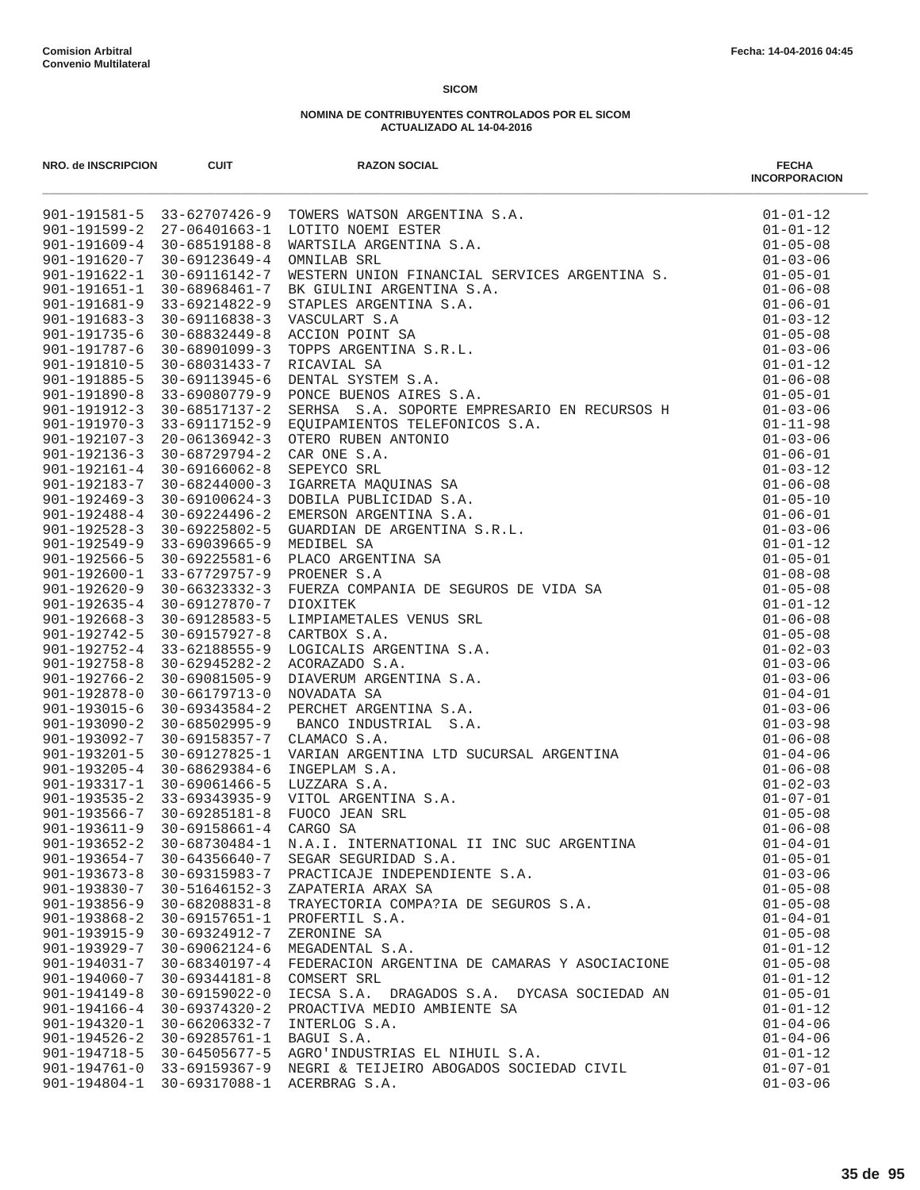**Comision Arbitral**
**Convenio Multilateral**

Fecha: 14-04-2016 04:45

**SICOM**

**NOMINA DE CONTRIBUYENTES CONTROLADOS POR EL SICOM**
**ACTUALIZADO AL 14-04-2016**

| NRO. de INSCRIPCION | CUIT | RAZON SOCIAL | FECHA INCORPORACION |
|---|---|---|---|
| 901-191581-5 | 33-62707426-9 | TOWERS WATSON ARGENTINA S.A. | 01-01-12 |
| 901-191599-2 | 27-06401663-1 | LOTITO NOEMI ESTER | 01-01-12 |
| 901-191609-4 | 30-68519188-8 | WARTSILA ARGENTINA S.A. | 01-05-08 |
| 901-191620-7 | 30-69123649-4 | OMNILAB SRL | 01-03-06 |
| 901-191622-1 | 30-69116142-7 | WESTERN UNION FINANCIAL SERVICES ARGENTINA S. | 01-05-01 |
| 901-191651-1 | 30-68968461-7 | BK GIULINI ARGENTINA S.A. | 01-06-08 |
| 901-191681-9 | 33-69214822-9 | STAPLES ARGENTINA S.A. | 01-06-01 |
| 901-191683-3 | 30-69116838-3 | VASCULART S.A | 01-03-12 |
| 901-191735-6 | 30-68832449-8 | ACCION POINT SA | 01-05-08 |
| 901-191787-6 | 30-68901099-3 | TOPPS ARGENTINA S.R.L. | 01-03-06 |
| 901-191810-5 | 30-68031433-7 | RICAVIAL SA | 01-01-12 |
| 901-191885-5 | 30-69113945-6 | DENTAL SYSTEM S.A. | 01-06-08 |
| 901-191890-8 | 33-69080779-9 | PONCE BUENOS AIRES S.A. | 01-05-01 |
| 901-191912-3 | 30-68517137-2 | SERHSA S.A. SOPORTE EMPRESARIO EN RECURSOS H | 01-03-06 |
| 901-191970-3 | 33-69117152-9 | EQUIPAMIENTOS TELEFONICOS S.A. | 01-11-98 |
| 901-192107-3 | 20-06136942-3 | OTERO RUBEN ANTONIO | 01-03-06 |
| 901-192136-3 | 30-68729794-2 | CAR ONE S.A. | 01-06-01 |
| 901-192161-4 | 30-69166062-8 | SEPEYCO SRL | 01-03-12 |
| 901-192183-7 | 30-68244000-3 | IGARRETA MAQUINAS SA | 01-06-08 |
| 901-192469-3 | 30-69100624-3 | DOBILA PUBLICIDAD S.A. | 01-05-10 |
| 901-192488-4 | 30-69224496-2 | EMERSON ARGENTINA S.A. | 01-06-01 |
| 901-192528-3 | 30-69225802-5 | GUARDIAN DE ARGENTINA S.R.L. | 01-03-06 |
| 901-192549-9 | 33-69039665-9 | MEDIBEL SA | 01-01-12 |
| 901-192566-5 | 30-69225581-6 | PLACO ARGENTINA SA | 01-05-01 |
| 901-192600-1 | 33-67729757-9 | PROENER S.A | 01-08-08 |
| 901-192620-9 | 30-66323332-3 | FUERZA COMPANIA DE SEGUROS DE VIDA SA | 01-05-08 |
| 901-192635-4 | 30-69127870-7 | DIOXITEK | 01-01-12 |
| 901-192668-3 | 30-69128583-5 | LIMPIAMETALES VENUS SRL | 01-06-08 |
| 901-192742-5 | 30-69157927-8 | CARTBOX S.A. | 01-05-08 |
| 901-192752-4 | 33-62188555-9 | LOGICALIS ARGENTINA S.A. | 01-02-03 |
| 901-192758-8 | 30-62945282-2 | ACORAZADO S.A. | 01-03-06 |
| 901-192766-2 | 30-69081505-9 | DIAVERUM ARGENTINA S.A. | 01-03-06 |
| 901-192878-0 | 30-66179713-0 | NOVADATA SA | 01-04-01 |
| 901-193015-6 | 30-69343584-2 | PERCHET ARGENTINA S.A. | 01-03-06 |
| 901-193090-2 | 30-68502995-9 | BANCO INDUSTRIAL S.A. | 01-03-98 |
| 901-193092-7 | 30-69158357-7 | CLAMACO S.A. | 01-06-08 |
| 901-193201-5 | 30-69127825-1 | VARIAN ARGENTINA LTD SUCURSAL ARGENTINA | 01-04-06 |
| 901-193205-4 | 30-68629384-6 | INGEPLAM S.A. | 01-06-08 |
| 901-193317-1 | 30-69061466-5 | LUZZARA S.A. | 01-02-03 |
| 901-193535-2 | 33-69343935-9 | VITOL ARGENTINA S.A. | 01-07-01 |
| 901-193566-7 | 30-69285181-8 | FUOCO JEAN SRL | 01-05-08 |
| 901-193611-9 | 30-69158661-4 | CARGO SA | 01-06-08 |
| 901-193652-2 | 30-68730484-1 | N.A.I. INTERNATIONAL II INC SUC ARGENTINA | 01-04-01 |
| 901-193654-7 | 30-64356640-7 | SEGAR SEGURIDAD S.A. | 01-05-01 |
| 901-193673-8 | 30-69315983-7 | PRACTICAJE INDEPENDIENTE S.A. | 01-03-06 |
| 901-193830-7 | 30-51646152-3 | ZAPATERIA ARAX SA | 01-05-08 |
| 901-193856-9 | 30-68208831-8 | TRAYECTORIA COMPA?IA DE SEGUROS S.A. | 01-05-08 |
| 901-193868-2 | 30-69157651-1 | PROFERTIL S.A. | 01-04-01 |
| 901-193915-9 | 30-69324912-7 | ZERONINE SA | 01-05-08 |
| 901-193929-7 | 30-69062124-6 | MEGADENTAL S.A. | 01-01-12 |
| 901-194031-7 | 30-68340197-4 | FEDERACION ARGENTINA DE CAMARAS Y ASOCIACIONE | 01-05-08 |
| 901-194060-7 | 30-69344181-8 | COMSERT SRL | 01-01-12 |
| 901-194149-8 | 30-69159022-0 | IECSA S.A. DRAGADOS S.A. DYCASA SOCIEDAD AN | 01-05-01 |
| 901-194166-4 | 30-69374320-2 | PROACTIVA MEDIO AMBIENTE SA | 01-01-12 |
| 901-194320-1 | 30-66206332-7 | INTERLOG S.A. | 01-04-06 |
| 901-194526-2 | 30-69285761-1 | BAGUI S.A. | 01-04-06 |
| 901-194718-5 | 30-64505677-5 | AGRO'INDUSTRIAS EL NIHUIL S.A. | 01-01-12 |
| 901-194761-0 | 33-69159367-9 | NEGRI & TEIJEIRO ABOGADOS SOCIEDAD CIVIL | 01-07-01 |
| 901-194804-1 | 30-69317088-1 | ACERBRAG S.A. | 01-03-06 |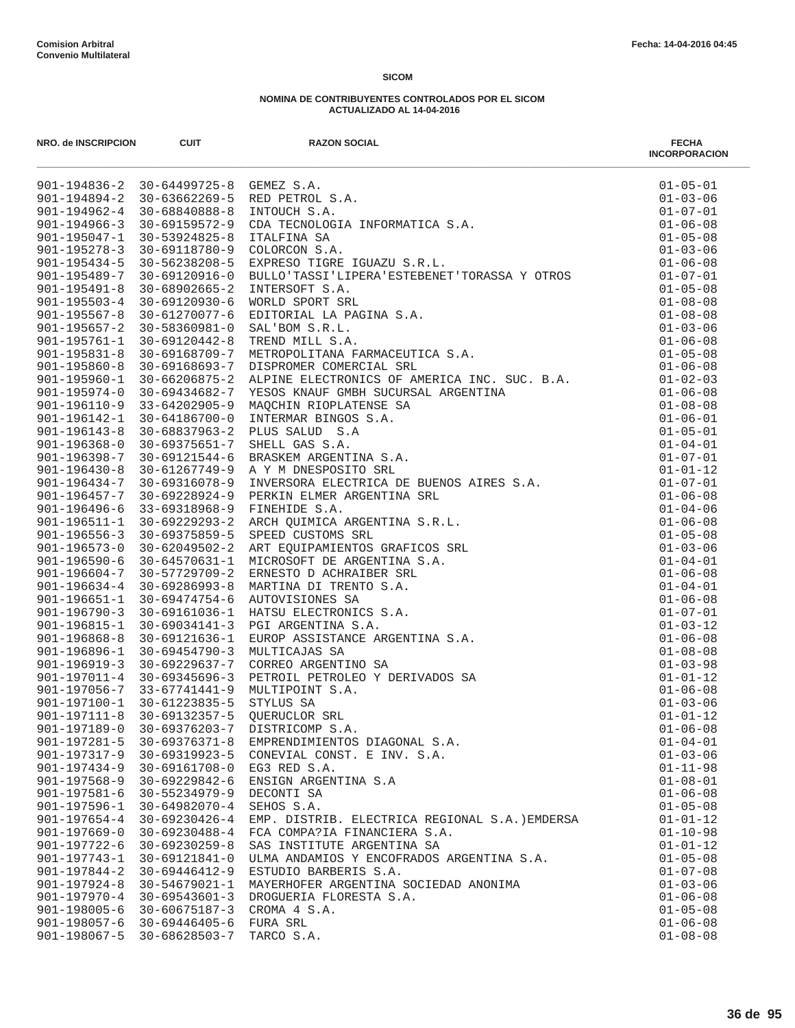**Comision Arbitral**
**Convenio Multilateral**

Fecha: 14-04-2016 04:45

# SICOM

## NOMINA DE CONTRIBUYENTES CONTROLADOS POR EL SICOM
## ACTUALIZADO AL 14-04-2016

| NRO. de INSCRIPCION | CUIT | RAZON SOCIAL | FECHA INCORPORACION |
|---|---|---|---|
| 901-194836-2 | 30-64499725-8 | GEMEZ S.A. | 01-05-01 |
| 901-194894-2 | 30-63662269-5 | RED PETROL S.A. | 01-03-06 |
| 901-194962-4 | 30-68840888-8 | INTOUCH S.A. | 01-07-01 |
| 901-194966-3 | 30-69159572-9 | CDA TECNOLOGIA INFORMATICA S.A. | 01-06-08 |
| 901-195047-1 | 30-53924825-8 | ITALFINA SA | 01-05-08 |
| 901-195278-3 | 30-69118780-9 | COLORCON S.A. | 01-03-06 |
| 901-195434-5 | 30-56238208-5 | EXPRESO TIGRE IGUAZU S.R.L. | 01-06-08 |
| 901-195489-7 | 30-69120916-0 | BULLO'TASSI'LIPERA'ESTEBENET'TORASSA Y OTROS | 01-07-01 |
| 901-195491-8 | 30-68902665-2 | INTERSOFT S.A. | 01-05-08 |
| 901-195503-4 | 30-69120930-6 | WORLD SPORT SRL | 01-08-08 |
| 901-195567-8 | 30-61270077-6 | EDITORIAL LA PAGINA S.A. | 01-08-08 |
| 901-195657-2 | 30-58360981-0 | SAL'BOM S.R.L. | 01-03-06 |
| 901-195761-1 | 30-69120442-8 | TREND MILL S.A. | 01-06-08 |
| 901-195831-8 | 30-69168709-7 | METROPOLITANA FARMACEUTICA S.A. | 01-05-08 |
| 901-195860-8 | 30-69168693-7 | DISPROMER COMERCIAL SRL | 01-06-08 |
| 901-195960-1 | 30-66206875-2 | ALPINE ELECTRONICS OF AMERICA INC. SUC. B.A. | 01-02-03 |
| 901-195974-0 | 30-69434682-7 | YESOS KNAUF GMBH SUCURSAL ARGENTINA | 01-06-08 |
| 901-196110-9 | 33-64202905-9 | MAQCHIN RIOPLATENSE SA | 01-08-08 |
| 901-196142-1 | 30-64186700-0 | INTERMAR BINGOS S.A. | 01-06-01 |
| 901-196143-8 | 30-68837963-2 | PLUS SALUD S.A | 01-05-01 |
| 901-196368-0 | 30-69375651-7 | SHELL GAS S.A. | 01-04-01 |
| 901-196398-7 | 30-69121544-6 | BRASKEM ARGENTINA S.A. | 01-07-01 |
| 901-196430-8 | 30-61267749-9 | A Y M DNESPOSITO SRL | 01-01-12 |
| 901-196434-7 | 30-69316078-9 | INVERSORA ELECTRICA DE BUENOS AIRES S.A. | 01-07-01 |
| 901-196457-7 | 30-69228924-9 | PERKIN ELMER ARGENTINA SRL | 01-06-08 |
| 901-196496-6 | 33-69318968-9 | FINEHIDE S.A. | 01-04-06 |
| 901-196511-1 | 30-69229293-2 | ARCH QUIMICA ARGENTINA S.R.L. | 01-06-08 |
| 901-196556-3 | 30-69375859-5 | SPEED CUSTOMS SRL | 01-05-08 |
| 901-196573-0 | 30-62049502-2 | ART EQUIPAMIENTOS GRAFICOS SRL | 01-03-06 |
| 901-196590-6 | 30-64570631-1 | MICROSOFT DE ARGENTINA S.A. | 01-04-01 |
| 901-196604-7 | 30-57729709-2 | ERNESTO D ACHRAIBER SRL | 01-06-08 |
| 901-196634-4 | 30-69286993-8 | MARTINA DI TRENTO S.A. | 01-04-01 |
| 901-196651-1 | 30-69474754-6 | AUTOVISIONES SA | 01-06-08 |
| 901-196790-3 | 30-69161036-1 | HATSU ELECTRONICS S.A. | 01-07-01 |
| 901-196815-1 | 30-69034141-3 | PGI ARGENTINA S.A. | 01-03-12 |
| 901-196868-8 | 30-69121636-1 | EUROP ASSISTANCE ARGENTINA S.A. | 01-06-08 |
| 901-196896-1 | 30-69454790-3 | MULTICAJAS SA | 01-08-08 |
| 901-196919-3 | 30-69229637-7 | CORREO ARGENTINO SA | 01-03-98 |
| 901-197011-4 | 30-69345696-3 | PETROIL PETROLEO Y DERIVADOS SA | 01-01-12 |
| 901-197056-7 | 33-67741441-9 | MULTIPOINT S.A. | 01-06-08 |
| 901-197100-1 | 30-61223835-5 | STYLUS SA | 01-03-06 |
| 901-197111-8 | 30-69132357-5 | QUERUCLOR SRL | 01-01-12 |
| 901-197189-0 | 30-69376203-7 | DISTRICOMP S.A. | 01-06-08 |
| 901-197281-5 | 30-69376371-8 | EMPRENDIMIENTOS DIAGONAL S.A. | 01-04-01 |
| 901-197317-9 | 30-69319923-5 | CONEVIAL CONST. E INV. S.A. | 01-03-06 |
| 901-197434-9 | 30-69161708-0 | EG3 RED S.A. | 01-11-98 |
| 901-197568-9 | 30-69229842-6 | ENSIGN ARGENTINA S.A | 01-08-01 |
| 901-197581-6 | 30-55234979-9 | DECONTI SA | 01-06-08 |
| 901-197596-1 | 30-64982070-4 | SEHOS S.A. | 01-05-08 |
| 901-197654-4 | 30-69230426-4 | EMP. DISTRIB. ELECTRICA REGIONAL S.A.)EMDERSA | 01-01-12 |
| 901-197669-0 | 30-69230488-4 | FCA COMPA?IA FINANCIERA S.A. | 01-10-98 |
| 901-197722-6 | 30-69230259-8 | SAS INSTITUTE ARGENTINA SA | 01-01-12 |
| 901-197743-1 | 30-69121841-0 | ULMA ANDAMIOS Y ENCOFRADOS ARGENTINA S.A. | 01-05-08 |
| 901-197844-2 | 30-69446412-9 | ESTUDIO BARBERIS S.A. | 01-07-08 |
| 901-197924-8 | 30-54679021-1 | MAYERHOFER ARGENTINA SOCIEDAD ANONIMA | 01-03-06 |
| 901-197970-4 | 30-69543601-3 | DROGUERIA FLORESTA S.A. | 01-06-08 |
| 901-198005-6 | 30-60675187-3 | CROMA 4 S.A. | 01-05-08 |
| 901-198057-6 | 30-69446405-6 | FURA SRL | 01-06-08 |
| 901-198067-5 | 30-68628503-7 | TARCO S.A. | 01-08-08 |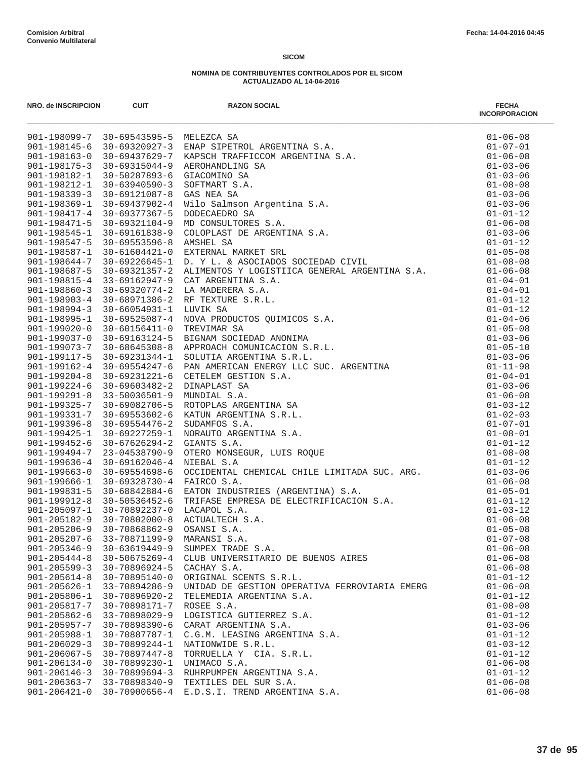**Comision Arbitral**
**Convenio Multilateral**

Fecha: 14-04-2016 04:45

**SICOM**

**NOMINA DE CONTRIBUYENTES CONTROLADOS POR EL SICOM**
**ACTUALIZADO AL 14-04-2016**

| NRO. de INSCRIPCION | CUIT | RAZON SOCIAL | FECHA INCORPORACION |
|---|---|---|---|
| 901-198099-7 | 30-69543595-5 | MELEZCA SA | 01-06-08 |
| 901-198145-6 | 30-69320927-3 | ENAP SIPETROL ARGENTINA S.A. | 01-07-01 |
| 901-198163-0 | 30-69437629-7 | KAPSCH TRAFFICCOM ARGENTINA S.A. | 01-06-08 |
| 901-198175-3 | 30-69315044-9 | AEROHANDLING SA | 01-03-06 |
| 901-198182-1 | 30-50287893-6 | GIACOMINO SA | 01-03-06 |
| 901-198212-1 | 30-63940590-3 | SOFTMART S.A. | 01-08-08 |
| 901-198339-3 | 30-69121087-8 | GAS NEA SA | 01-03-06 |
| 901-198369-1 | 30-69437902-4 | Wilo Salmson Argentina S.A. | 01-03-06 |
| 901-198417-4 | 30-69377367-5 | DODECAEDRO SA | 01-01-12 |
| 901-198471-5 | 30-69321104-9 | MD CONSULTORES S.A. | 01-06-08 |
| 901-198545-1 | 30-69161838-9 | COLOPLAST DE ARGENTINA S.A. | 01-03-06 |
| 901-198547-5 | 30-69553596-8 | AMSHEL SA | 01-01-12 |
| 901-198587-1 | 30-61604421-0 | EXTERNAL MARKET SRL | 01-05-08 |
| 901-198644-7 | 30-69226645-1 | D. Y L. & ASOCIADOS SOCIEDAD CIVIL | 01-08-08 |
| 901-198687-5 | 30-69321357-2 | ALIMENTOS Y LOGISTIICA GENERAL ARGENTINA S.A. | 01-06-08 |
| 901-198815-4 | 33-69162947-9 | CAT ARGENTINA S.A. | 01-04-01 |
| 901-198860-3 | 30-69320774-2 | LA MADERERA S.A. | 01-04-01 |
| 901-198903-4 | 30-68971386-2 | RF TEXTURE S.R.L. | 01-01-12 |
| 901-198994-3 | 30-66054931-1 | LUVIK SA | 01-01-12 |
| 901-198995-1 | 30-69525087-4 | NOVA PRODUCTOS QUIMICOS S.A. | 01-04-06 |
| 901-199020-0 | 30-60156411-0 | TREVIMAR SA | 01-05-08 |
| 901-199037-0 | 30-69163124-5 | BIGNAM SOCIEDAD ANONIMA | 01-03-06 |
| 901-199073-7 | 30-68645308-8 | APPROACH COMUNICACION S.R.L. | 01-05-10 |
| 901-199117-5 | 30-69231344-1 | SOLUTIA ARGENTINA S.R.L. | 01-03-06 |
| 901-199162-4 | 30-69554247-6 | PAN AMERICAN ENERGY LLC SUC. ARGENTINA | 01-11-98 |
| 901-199204-8 | 30-69231221-6 | CETELEM GESTION S.A. | 01-04-01 |
| 901-199224-6 | 30-69603482-2 | DINAPLAST SA | 01-03-06 |
| 901-199291-8 | 33-50036501-9 | MUNDIAL S.A. | 01-06-08 |
| 901-199325-7 | 30-69082706-5 | ROTOPLAS ARGENTINA SA | 01-03-12 |
| 901-199331-7 | 30-69553602-6 | KATUN ARGENTINA S.R.L. | 01-02-03 |
| 901-199396-8 | 30-69554476-2 | SUDAMFOS S.A. | 01-07-01 |
| 901-199425-1 | 30-69227259-1 | NORAUTO ARGENTINA S.A. | 01-08-01 |
| 901-199452-6 | 30-67626294-2 | GIANTS S.A. | 01-01-12 |
| 901-199494-7 | 23-04538790-9 | OTERO MONSEGUR, LUIS ROQUE | 01-08-08 |
| 901-199636-4 | 30-69162046-4 | NIEBAL S.A | 01-01-12 |
| 901-199663-0 | 30-69554698-6 | OCCIDENTAL CHEMICAL CHILE LIMITADA SUC. ARG. | 01-03-06 |
| 901-199666-1 | 30-69328730-4 | FAIRCO S.A. | 01-06-08 |
| 901-199831-5 | 30-68842884-6 | EATON INDUSTRIES (ARGENTINA) S.A. | 01-05-01 |
| 901-199912-8 | 30-50536452-6 | TRIFASE EMPRESA DE ELECTRIFICACION S.A. | 01-01-12 |
| 901-205097-1 | 30-70892237-0 | LACAPOL S.A. | 01-03-12 |
| 901-205182-9 | 30-70802000-8 | ACTUALTECH S.A. | 01-06-08 |
| 901-205206-9 | 30-70868862-9 | OSANSI S.A. | 01-05-08 |
| 901-205207-6 | 33-70871199-9 | MARANSI S.A. | 01-07-08 |
| 901-205346-9 | 30-63619449-9 | SUMPEX TRADE S.A. | 01-06-08 |
| 901-205444-8 | 30-50675269-4 | CLUB UNIVERSITARIO DE BUENOS AIRES | 01-06-08 |
| 901-205599-3 | 30-70896924-5 | CACHAY S.A. | 01-06-08 |
| 901-205614-8 | 30-70895140-0 | ORIGINAL SCENTS S.R.L. | 01-01-12 |
| 901-205626-1 | 33-70894286-9 | UNIDAD DE GESTION OPERATIVA FERROVIARIA EMERG | 01-06-08 |
| 901-205806-1 | 30-70896920-2 | TELEMEDIA ARGENTINA S.A. | 01-01-12 |
| 901-205817-7 | 30-70898171-7 | ROSEE S.A. | 01-08-08 |
| 901-205862-6 | 33-70898029-9 | LOGISTICA GUTIERREZ S.A. | 01-01-12 |
| 901-205957-7 | 30-70898390-6 | CARAT ARGENTINA S.A. | 01-03-06 |
| 901-205988-1 | 30-70887787-1 | C.G.M. LEASING ARGENTINA S.A. | 01-01-12 |
| 901-206029-3 | 30-70899244-1 | NATIONWIDE S.R.L. | 01-03-12 |
| 901-206067-5 | 30-70897447-8 | TORRUELLA Y  CIA. S.R.L. | 01-01-12 |
| 901-206134-0 | 30-70899230-1 | UNIMACO S.A. | 01-06-08 |
| 901-206146-3 | 30-70899694-3 | RUHRPUMPEN ARGENTINA S.A. | 01-01-12 |
| 901-206363-7 | 33-70898340-9 | TEXTILES DEL SUR S.A. | 01-06-08 |
| 901-206421-0 | 30-70900656-4 | E.D.S.I. TREND ARGENTINA S.A. | 01-06-08 |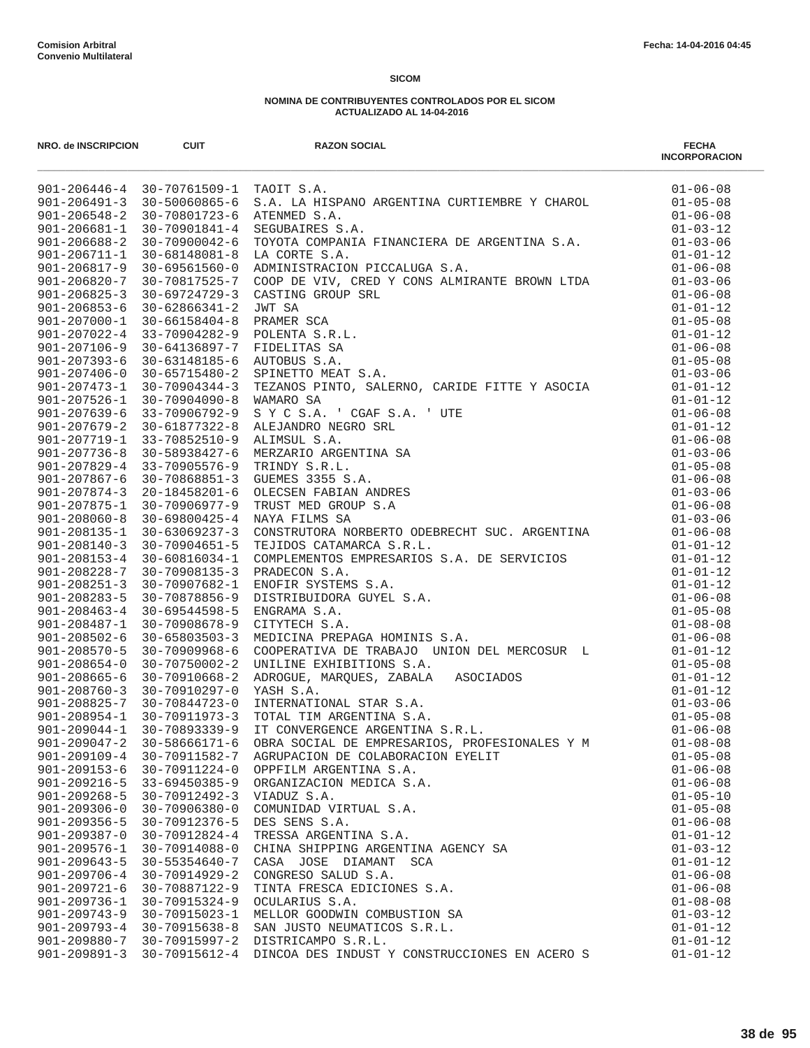Comision Arbitral
Convenio Multilateral

Fecha: 14-04-2016 04:45

**SICOM**

**NOMINA DE CONTRIBUYENTES CONTROLADOS POR EL SICOM**
**ACTUALIZADO AL 14-04-2016**

| NRO. de INSCRIPCION | CUIT | RAZON SOCIAL | FECHA INCORPORACION |
|---|---|---|---|
| 901-206446-4 | 30-70761509-1 | TAOIT S.A. | 01-06-08 |
| 901-206491-3 | 30-50060865-6 | S.A. LA HISPANO ARGENTINA CURTIEMBRE Y CHAROL | 01-05-08 |
| 901-206548-2 | 30-70801723-6 | ATENMED S.A. | 01-06-08 |
| 901-206681-1 | 30-70901841-4 | SEGUBAIRES S.A. | 01-03-12 |
| 901-206688-2 | 30-70900042-6 | TOYOTA COMPANIA FINANCIERA DE ARGENTINA S.A. | 01-03-06 |
| 901-206711-1 | 30-68148081-8 | LA CORTE S.A. | 01-01-12 |
| 901-206817-9 | 30-69561560-0 | ADMINISTRACION PICCALUGA S.A. | 01-06-08 |
| 901-206820-7 | 30-70817525-7 | COOP DE VIV, CRED Y CONS ALMIRANTE BROWN LTDA | 01-03-06 |
| 901-206825-3 | 30-69724729-3 | CASTING GROUP SRL | 01-06-08 |
| 901-206853-6 | 30-62866341-2 | JWT SA | 01-01-12 |
| 901-207000-1 | 30-66158404-8 | PRAMER SCA | 01-05-08 |
| 901-207022-4 | 33-70904282-9 | POLENTA S.R.L. | 01-01-12 |
| 901-207106-9 | 30-64136897-7 | FIDELITAS SA | 01-06-08 |
| 901-207393-6 | 30-63148185-6 | AUTOBUS S.A. | 01-05-08 |
| 901-207406-0 | 30-65715480-2 | SPINETTO MEAT S.A. | 01-03-06 |
| 901-207473-1 | 30-70904344-3 | TEZANOS PINTO, SALERNO, CARIDE FITTE Y ASOCIA | 01-01-12 |
| 901-207526-1 | 30-70904090-8 | WAMARO SA | 01-01-12 |
| 901-207639-6 | 33-70906792-9 | S Y C S.A. ' CGAF S.A. ' UTE | 01-06-08 |
| 901-207679-2 | 30-61877322-8 | ALEJANDRO NEGRO SRL | 01-01-12 |
| 901-207719-1 | 33-70852510-9 | ALIMSUL S.A. | 01-06-08 |
| 901-207736-8 | 30-58938427-6 | MERZARIO ARGENTINA SA | 01-03-06 |
| 901-207829-4 | 33-70905576-9 | TRINDY S.R.L. | 01-05-08 |
| 901-207867-6 | 30-70868851-3 | GUEMES 3355 S.A. | 01-06-08 |
| 901-207874-3 | 20-18458201-6 | OLECSEN FABIAN ANDRES | 01-03-06 |
| 901-207875-1 | 30-70906977-9 | TRUST MED GROUP S.A | 01-06-08 |
| 901-208060-8 | 30-69800425-4 | NAYA FILMS SA | 01-03-06 |
| 901-208135-1 | 30-63069237-3 | CONSTRUTORA NORBERTO ODEBRECHT SUC. ARGENTINA | 01-06-08 |
| 901-208140-3 | 30-70904651-5 | TEJIDOS CATAMARCA S.R.L. | 01-01-12 |
| 901-208153-4 | 30-60816034-1 | COMPLEMENTOS EMPRESARIOS S.A. DE SERVICIOS | 01-01-12 |
| 901-208228-7 | 30-70908135-3 | PRADECON S.A. | 01-01-12 |
| 901-208251-3 | 30-70907682-1 | ENOFIR SYSTEMS S.A. | 01-01-12 |
| 901-208283-5 | 30-70878856-9 | DISTRIBUIDORA GUYEL S.A. | 01-06-08 |
| 901-208463-4 | 30-69544598-5 | ENGRAMA S.A. | 01-05-08 |
| 901-208487-1 | 30-70908678-9 | CITYTECH S.A. | 01-08-08 |
| 901-208502-6 | 30-65803503-3 | MEDICINA PREPAGA HOMINIS S.A. | 01-06-08 |
| 901-208570-5 | 30-70909968-6 | COOPERATIVA DE TRABAJO UNION DEL MERCOSUR L | 01-01-12 |
| 901-208654-0 | 30-70750002-2 | UNILINE EXHIBITIONS S.A. | 01-05-08 |
| 901-208665-6 | 30-70910668-2 | ADROGUE, MARQUES, ZABALA ASOCIADOS | 01-01-12 |
| 901-208760-3 | 30-70910297-0 | YASH S.A. | 01-01-12 |
| 901-208825-7 | 30-70844723-0 | INTERNATIONAL STAR S.A. | 01-03-06 |
| 901-208954-1 | 30-70911973-3 | TOTAL TIM ARGENTINA S.A. | 01-05-08 |
| 901-209044-1 | 30-70893339-9 | IT CONVERGENCE ARGENTINA S.R.L. | 01-06-08 |
| 901-209047-2 | 30-58666171-6 | OBRA SOCIAL DE EMPRESARIOS, PROFESIONALES Y M | 01-08-08 |
| 901-209109-4 | 30-70911582-7 | AGRUPACION DE COLABORACION EYELIT | 01-05-08 |
| 901-209153-6 | 30-70911224-0 | OPPFILM ARGENTINA S.A. | 01-06-08 |
| 901-209216-5 | 33-69450385-9 | ORGANIZACION MEDICA S.A. | 01-06-08 |
| 901-209268-5 | 30-70912492-3 | VIADUZ S.A. | 01-05-10 |
| 901-209306-0 | 30-70906380-0 | COMUNIDAD VIRTUAL S.A. | 01-05-08 |
| 901-209356-5 | 30-70912376-5 | DES SENS S.A. | 01-06-08 |
| 901-209387-0 | 30-70912824-4 | TRESSA ARGENTINA S.A. | 01-01-12 |
| 901-209576-1 | 30-70914088-0 | CHINA SHIPPING ARGENTINA AGENCY SA | 01-03-12 |
| 901-209643-5 | 30-55354640-7 | CASA JOSE DIAMANT SCA | 01-01-12 |
| 901-209706-4 | 30-70914929-2 | CONGRESO SALUD S.A. | 01-06-08 |
| 901-209721-6 | 30-70887122-9 | TINTA FRESCA EDICIONES S.A. | 01-06-08 |
| 901-209736-1 | 30-70915324-9 | OCULARIUS S.A. | 01-08-08 |
| 901-209743-9 | 30-70915023-1 | MELLOR GOODWIN COMBUSTION SA | 01-03-12 |
| 901-209793-4 | 30-70915638-8 | SAN JUSTO NEUMATICOS S.R.L. | 01-01-12 |
| 901-209880-7 | 30-70915997-2 | DISTRICAMPO S.R.L. | 01-01-12 |
| 901-209891-3 | 30-70915612-4 | DINCOA DES INDUST Y CONSTRUCCIONES EN ACERO S | 01-01-12 |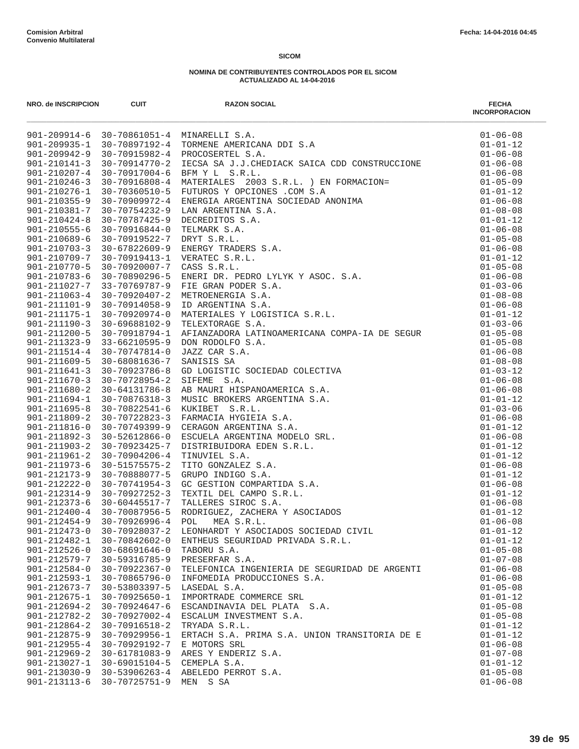Comision Arbitral
Convenio Multilateral

Fecha: 14-04-2016 04:45

**SICOM**

**NOMINA DE CONTRIBUYENTES CONTROLADOS POR EL SICOM**
**ACTUALIZADO AL 14-04-2016**

| NRO. de INSCRIPCION | CUIT | RAZON SOCIAL | FECHA INCORPORACION |
|---|---|---|---|
| 901-209914-6 | 30-70861051-4 | MINARELLI S.A. | 01-06-08 |
| 901-209935-1 | 30-70897192-4 | TORMENE AMERICANA DDI S.A | 01-01-12 |
| 901-209942-9 | 30-70915982-4 | PROCOSERTEL S.A. | 01-06-08 |
| 901-210141-3 | 30-70914770-2 | IECSA SA J.J.CHEDIACK SAICA CDD CONSTRUCCIONE | 01-06-08 |
| 901-210207-4 | 30-70917004-6 | BFM Y L S.R.L. | 01-06-08 |
| 901-210246-3 | 30-70916808-4 | MATERIALES 2003 S.R.L. ) EN FORMACION= | 01-05-09 |
| 901-210276-1 | 30-70360510-5 | FUTUROS Y OPCIONES .COM S.A | 01-01-12 |
| 901-210355-9 | 30-70909972-4 | ENERGIA ARGENTINA SOCIEDAD ANONIMA | 01-06-08 |
| 901-210381-7 | 30-70754232-9 | LAN ARGENTINA S.A. | 01-08-08 |
| 901-210424-8 | 30-70787425-9 | DECREDITOS S.A. | 01-01-12 |
| 901-210555-6 | 30-70916844-0 | TELMARK S.A. | 01-06-08 |
| 901-210689-6 | 30-70919522-7 | DRYT S.R.L. | 01-05-08 |
| 901-210703-3 | 30-67822609-9 | ENERGY TRADERS S.A. | 01-06-08 |
| 901-210709-7 | 30-70919413-1 | VERATEC S.R.L. | 01-01-12 |
| 901-210770-5 | 30-70920007-7 | CASS S.R.L. | 01-05-08 |
| 901-210783-6 | 30-70890296-5 | ENERI DR. PEDRO LYLYK Y ASOC. S.A. | 01-06-08 |
| 901-211027-7 | 33-70769787-9 | FIE GRAN PODER S.A. | 01-03-06 |
| 901-211063-4 | 30-70920407-2 | METROENERGIA S.A. | 01-08-08 |
| 901-211101-9 | 30-70914058-9 | ID ARGENTINA S.A. | 01-06-08 |
| 901-211175-1 | 30-70920974-0 | MATERIALES Y LOGISTICA S.R.L. | 01-01-12 |
| 901-211190-3 | 30-69688102-9 | TELEXTORAGE S.A. | 01-03-06 |
| 901-211200-5 | 30-70918794-1 | AFIANZADORA LATINOAMERICANA COMPA-IA DE SEGUR | 01-05-08 |
| 901-211323-9 | 33-66210595-9 | DON RODOLFO S.A. | 01-05-08 |
| 901-211514-4 | 30-70747814-0 | JAZZ CAR S.A. | 01-06-08 |
| 901-211609-5 | 30-68081636-7 | SANISIS SA | 01-08-08 |
| 901-211641-3 | 30-70923786-8 | GD LOGISTIC SOCIEDAD COLECTIVA | 01-03-12 |
| 901-211670-3 | 30-70728954-2 | SIFEME S.A. | 01-06-08 |
| 901-211680-2 | 30-64131786-8 | AB MAURI HISPANOAMERICA S.A. | 01-06-08 |
| 901-211694-1 | 30-70876318-3 | MUSIC BROKERS ARGENTINA S.A. | 01-01-12 |
| 901-211695-8 | 30-70822541-6 | KUKIBET S.R.L. | 01-03-06 |
| 901-211809-2 | 30-70722823-3 | FARMACIA HYGIEIA S.A. | 01-06-08 |
| 901-211816-0 | 30-70749399-9 | CERAGON ARGENTINA S.A. | 01-01-12 |
| 901-211892-3 | 30-52612866-0 | ESCUELA ARGENTINA MODELO SRL. | 01-06-08 |
| 901-211903-2 | 30-70923425-7 | DISTRIBUIDORA EDEN S.R.L. | 01-01-12 |
| 901-211961-2 | 30-70904206-4 | TINUVIEL S.A. | 01-01-12 |
| 901-211973-6 | 30-51575575-2 | TITO GONZALEZ S.A. | 01-06-08 |
| 901-212173-9 | 30-70888077-5 | GRUPO INDIGO S.A. | 01-01-12 |
| 901-212222-0 | 30-70741954-3 | GC GESTION COMPARTIDA S.A. | 01-06-08 |
| 901-212314-9 | 30-70927252-3 | TEXTIL DEL CAMPO S.R.L. | 01-01-12 |
| 901-212373-6 | 30-60445517-7 | TALLERES SIROC S.A. | 01-06-08 |
| 901-212400-4 | 30-70087956-5 | RODRIGUEZ, ZACHERA Y ASOCIADOS | 01-01-12 |
| 901-212454-9 | 30-70926996-4 | POL MEA S.R.L. | 01-06-08 |
| 901-212473-0 | 30-70928037-2 | LEONHARDT Y ASOCIADOS SOCIEDAD CIVIL | 01-01-12 |
| 901-212482-1 | 30-70842602-0 | ENTHEUS SEGURIDAD PRIVADA S.R.L. | 01-01-12 |
| 901-212526-0 | 30-68691646-0 | TABORU S.A. | 01-05-08 |
| 901-212579-7 | 30-59316785-9 | PRESERFAR S.A. | 01-07-08 |
| 901-212584-0 | 30-70922367-0 | TELEFONICA INGENIERIA DE SEGURIDAD DE ARGENTI | 01-06-08 |
| 901-212593-1 | 30-70865796-0 | INFOMEDIA PRODUCCIONES S.A. | 01-06-08 |
| 901-212673-7 | 30-53803397-5 | LASEDAL S.A. | 01-05-08 |
| 901-212675-1 | 30-70925650-1 | IMPORTRADE COMMERCE SRL | 01-01-12 |
| 901-212694-2 | 30-70924647-6 | ESCANDINAVIA DEL PLATA S.A. | 01-05-08 |
| 901-212782-2 | 30-70927002-4 | ESCALUM INVESTMENT S.A. | 01-05-08 |
| 901-212864-2 | 30-70916518-2 | TRYADA S.R.L. | 01-01-12 |
| 901-212875-9 | 30-70929956-1 | ERTACH S.A. PRIMA S.A. UNION TRANSITORIA DE E | 01-01-12 |
| 901-212955-4 | 30-70929192-7 | E MOTORS SRL | 01-06-08 |
| 901-212969-2 | 30-61781083-9 | ARES Y ENDERIZ S.A. | 01-07-08 |
| 901-213027-1 | 30-69015104-5 | CEMEPLA S.A. | 01-01-12 |
| 901-213030-9 | 30-53906263-4 | ABELEDO PERROT S.A. | 01-05-08 |
| 901-213113-6 | 30-70725751-9 | MEN S SA | 01-06-08 |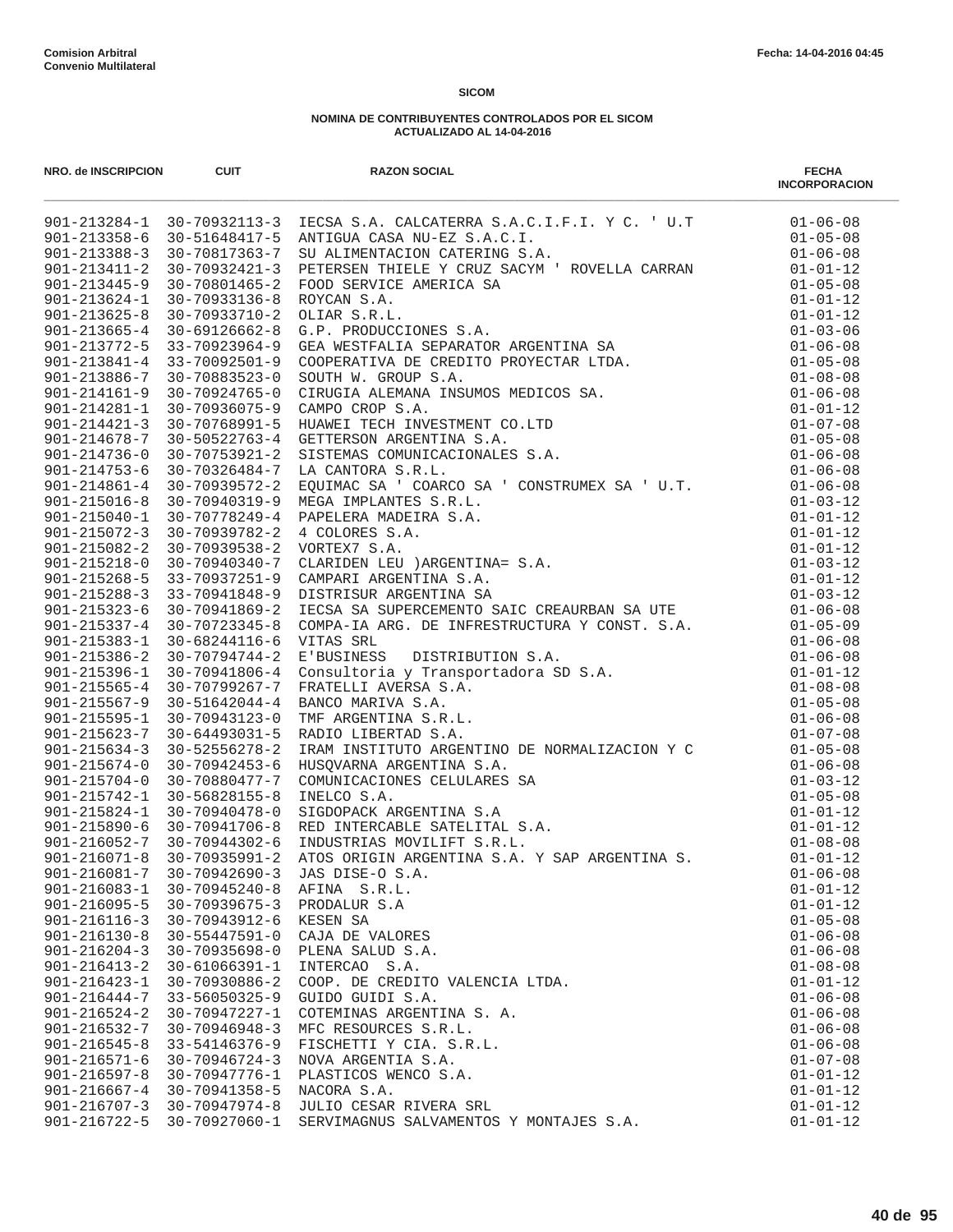Comision Arbitral
Convenio Multilateral

Fecha: 14-04-2016 04:45

**SICOM**

**NOMINA DE CONTRIBUYENTES CONTROLADOS POR EL SICOM**
**ACTUALIZADO AL 14-04-2016**

| NRO. de INSCRIPCION | CUIT | RAZON SOCIAL | FECHA INCORPORACION |
|---|---|---|---|
| 901-213284-1 | 30-70932113-3 | IECSA S.A. CALCATERRA S.A.C.I.F.I. Y C. ' U.T | 01-06-08 |
| 901-213358-6 | 30-51648417-5 | ANTIGUA CASA NU-EZ S.A.C.I. | 01-05-08 |
| 901-213388-3 | 30-70817363-7 | SU ALIMENTACION CATERING S.A. | 01-06-08 |
| 901-213411-2 | 30-70932421-3 | PETERSEN THIELE Y CRUZ SACYM ' ROVELLA CARRAN | 01-01-12 |
| 901-213445-9 | 30-70801465-2 | FOOD SERVICE AMERICA SA | 01-05-08 |
| 901-213624-1 | 30-70933136-8 | ROYCAN S.A. | 01-01-12 |
| 901-213625-8 | 30-70933710-2 | OLIAR S.R.L. | 01-01-12 |
| 901-213665-4 | 30-69126662-8 | G.P. PRODUCCIONES S.A. | 01-03-06 |
| 901-213772-5 | 33-70923964-9 | GEA WESTFALIA SEPARATOR ARGENTINA SA | 01-06-08 |
| 901-213841-4 | 33-70092501-9 | COOPERATIVA DE CREDITO PROYECTAR LTDA. | 01-05-08 |
| 901-213886-7 | 30-70883523-0 | SOUTH W. GROUP S.A. | 01-08-08 |
| 901-214161-9 | 30-70924765-0 | CIRUGIA ALEMANA INSUMOS MEDICOS SA. | 01-06-08 |
| 901-214281-1 | 30-70936075-9 | CAMPO CROP S.A. | 01-01-12 |
| 901-214421-3 | 30-70768991-5 | HUAWEI TECH INVESTMENT CO.LTD | 01-07-08 |
| 901-214678-7 | 30-50522763-4 | GETTERSON ARGENTINA S.A. | 01-05-08 |
| 901-214736-0 | 30-70753921-2 | SISTEMAS COMUNICACIONALES S.A. | 01-06-08 |
| 901-214753-6 | 30-70326484-7 | LA CANTORA S.R.L. | 01-06-08 |
| 901-214861-4 | 30-70939572-2 | EQUIMAC SA ' COARCO SA ' CONSTRUMEX SA ' U.T. | 01-06-08 |
| 901-215016-8 | 30-70940319-9 | MEGA IMPLANTES S.R.L. | 01-03-12 |
| 901-215040-1 | 30-70778249-4 | PAPELERA MADEIRA S.A. | 01-01-12 |
| 901-215072-3 | 30-70939782-2 | 4 COLORES S.A. | 01-01-12 |
| 901-215082-2 | 30-70939538-2 | VORTEX7 S.A. | 01-01-12 |
| 901-215218-0 | 30-70940340-7 | CLARIDEN LEU )ARGENTINA= S.A. | 01-03-12 |
| 901-215268-5 | 33-70937251-9 | CAMPARI ARGENTINA S.A. | 01-01-12 |
| 901-215288-3 | 33-70941848-9 | DISTRISUR ARGENTINA SA | 01-03-12 |
| 901-215323-6 | 30-70941869-2 | IECSA SA SUPERCEMENTO SAIC CREAURBAN SA UTE | 01-06-08 |
| 901-215337-4 | 30-70723345-8 | COMPA-IA ARG. DE INFRESTRUCTURA Y CONST. S.A. | 01-05-09 |
| 901-215383-1 | 30-68244116-6 | VITAS SRL | 01-06-08 |
| 901-215386-2 | 30-70794744-2 | E'BUSINESS DISTRIBUTION S.A. | 01-06-08 |
| 901-215396-1 | 30-70941806-4 | Consultoria y Transportadora SD S.A. | 01-01-12 |
| 901-215565-4 | 30-70799267-7 | FRATELLI AVERSA S.A. | 01-08-08 |
| 901-215567-9 | 30-51642044-4 | BANCO MARIVA S.A. | 01-05-08 |
| 901-215595-1 | 30-70943123-0 | TMF ARGENTINA S.R.L. | 01-06-08 |
| 901-215623-7 | 30-64493031-5 | RADIO LIBERTAD S.A. | 01-07-08 |
| 901-215634-3 | 30-52556278-2 | IRAM INSTITUTO ARGENTINO DE NORMALIZACION Y C | 01-05-08 |
| 901-215674-0 | 30-70942453-6 | HUSQVARNA ARGENTINA S.A. | 01-06-08 |
| 901-215704-0 | 30-70880477-7 | COMUNICACIONES CELULARES SA | 01-03-12 |
| 901-215742-1 | 30-56828155-8 | INELCO S.A. | 01-05-08 |
| 901-215824-1 | 30-70940478-0 | SIGDOPACK ARGENTINA S.A | 01-01-12 |
| 901-215890-6 | 30-70941706-8 | RED INTERCABLE SATELITAL S.A. | 01-01-12 |
| 901-216052-7 | 30-70944302-6 | INDUSTRIAS MOVILIFT S.R.L. | 01-08-08 |
| 901-216071-8 | 30-70935991-2 | ATOS ORIGIN ARGENTINA S.A. Y SAP ARGENTINA S. | 01-01-12 |
| 901-216081-7 | 30-70942690-3 | JAS DISE-O S.A. | 01-06-08 |
| 901-216083-1 | 30-70945240-8 | AFINA S.R.L. | 01-01-12 |
| 901-216095-5 | 30-70939675-3 | PRODALUR S.A | 01-01-12 |
| 901-216116-3 | 30-70943912-6 | KESEN SA | 01-05-08 |
| 901-216130-8 | 30-55447591-0 | CAJA DE VALORES | 01-06-08 |
| 901-216204-3 | 30-70935698-0 | PLENA SALUD S.A. | 01-06-08 |
| 901-216413-2 | 30-61066391-1 | INTERCAO S.A. | 01-08-08 |
| 901-216423-1 | 30-70930886-2 | COOP. DE CREDITO VALENCIA LTDA. | 01-01-12 |
| 901-216444-7 | 33-56050325-9 | GUIDO GUIDI S.A. | 01-06-08 |
| 901-216524-2 | 30-70947227-1 | COTEMINAS ARGENTINA S. A. | 01-06-08 |
| 901-216532-7 | 30-70946948-3 | MFC RESOURCES S.R.L. | 01-06-08 |
| 901-216545-8 | 33-54146376-9 | FISCHETTI Y CIA. S.R.L. | 01-06-08 |
| 901-216571-6 | 30-70946724-3 | NOVA ARGENTIA S.A. | 01-07-08 |
| 901-216597-8 | 30-70947776-1 | PLASTICOS WENCO S.A. | 01-01-12 |
| 901-216667-4 | 30-70941358-5 | NACORA S.A. | 01-01-12 |
| 901-216707-3 | 30-70947974-8 | JULIO CESAR RIVERA SRL | 01-01-12 |
| 901-216722-5 | 30-70927060-1 | SERVIMAGNUS SALVAMENTOS Y MONTAJES S.A. | 01-01-12 |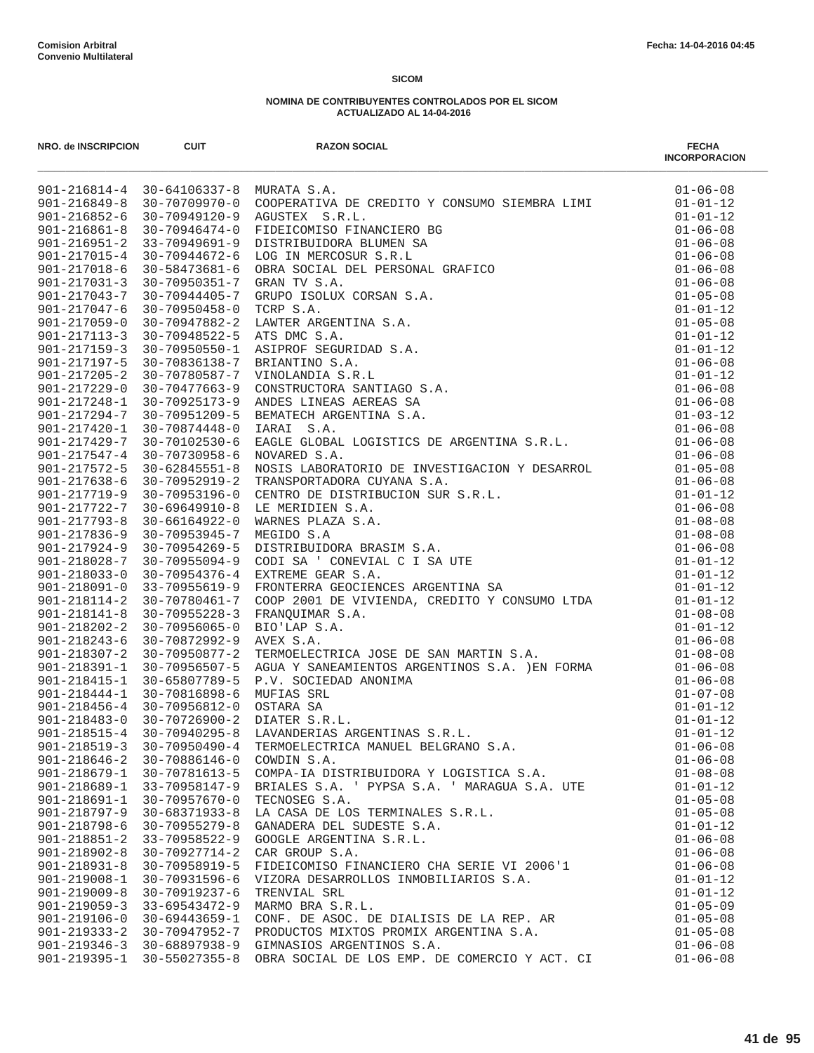Comision Arbitral
Convenio Multilateral

Fecha: 14-04-2016 04:45

**SICOM**

**NOMINA DE CONTRIBUYENTES CONTROLADOS POR EL SICOM**
**ACTUALIZADO AL 14-04-2016**

| NRO. de INSCRIPCION | CUIT | RAZON SOCIAL | FECHA INCORPORACION |
|---|---|---|---|
| 901-216814-4 | 30-64106337-8 | MURATA S.A. | 01-06-08 |
| 901-216849-8 | 30-70709970-0 | COOPERATIVA DE CREDITO Y CONSUMO SIEMBRA LIMI | 01-01-12 |
| 901-216852-6 | 30-70949120-9 | AGUSTEX S.R.L. | 01-01-12 |
| 901-216861-8 | 30-70946474-0 | FIDEICOMISO FINANCIERO BG | 01-06-08 |
| 901-216951-2 | 33-70949691-9 | DISTRIBUIDORA BLUMEN SA | 01-06-08 |
| 901-217015-4 | 30-70944672-6 | LOG IN MERCOSUR S.R.L | 01-06-08 |
| 901-217018-6 | 30-58473681-6 | OBRA SOCIAL DEL PERSONAL GRAFICO | 01-06-08 |
| 901-217031-3 | 30-70950351-7 | GRAN TV S.A. | 01-06-08 |
| 901-217043-7 | 30-70944405-7 | GRUPO ISOLUX CORSAN S.A. | 01-05-08 |
| 901-217047-6 | 30-70950458-0 | TCRP S.A. | 01-01-12 |
| 901-217059-0 | 30-70947882-2 | LAWTER ARGENTINA S.A. | 01-05-08 |
| 901-217113-3 | 30-70948522-5 | ATS DMC S.A. | 01-01-12 |
| 901-217159-3 | 30-70950550-1 | ASIPROF SEGURIDAD S.A. | 01-01-12 |
| 901-217197-5 | 30-70836138-7 | BRIANTINO S.A. | 01-06-08 |
| 901-217205-2 | 30-70780587-7 | VINOLANDIA S.R.L | 01-01-12 |
| 901-217229-0 | 30-70477663-9 | CONSTRUCTORA SANTIAGO S.A. | 01-06-08 |
| 901-217248-1 | 30-70925173-9 | ANDES LINEAS AEREAS SA | 01-06-08 |
| 901-217294-7 | 30-70951209-5 | BEMATECH ARGENTINA S.A. | 01-03-12 |
| 901-217420-1 | 30-70874448-0 | IARAI S.A. | 01-06-08 |
| 901-217429-7 | 30-70102530-6 | EAGLE GLOBAL LOGISTICS DE ARGENTINA S.R.L. | 01-06-08 |
| 901-217547-4 | 30-70730958-6 | NOVARED S.A. | 01-06-08 |
| 901-217572-5 | 30-62845551-8 | NOSIS LABORATORIO DE INVESTIGACION Y DESARROL | 01-05-08 |
| 901-217638-6 | 30-70952919-2 | TRANSPORTADORA CUYANA S.A. | 01-06-08 |
| 901-217719-9 | 30-70953196-0 | CENTRO DE DISTRIBUCION SUR S.R.L. | 01-01-12 |
| 901-217722-7 | 30-69649910-8 | LE MERIDIEN S.A. | 01-06-08 |
| 901-217793-8 | 30-66164922-0 | WARNES PLAZA S.A. | 01-08-08 |
| 901-217836-9 | 30-70953945-7 | MEGIDO S.A | 01-08-08 |
| 901-217924-9 | 30-70954269-5 | DISTRIBUIDORA BRASIM S.A. | 01-06-08 |
| 901-218028-7 | 30-70955094-9 | CODI SA ' CONEVIAL C I SA UTE | 01-01-12 |
| 901-218033-0 | 30-70954376-4 | EXTREME GEAR S.A. | 01-01-12 |
| 901-218091-0 | 33-70955619-9 | FRONTERRA GEOCIENCES ARGENTINA SA | 01-01-12 |
| 901-218114-2 | 30-70780461-7 | COOP 2001 DE VIVIENDA, CREDITO Y CONSUMO LTDA | 01-01-12 |
| 901-218141-8 | 30-70955228-3 | FRANQUIMAR S.A. | 01-08-08 |
| 901-218202-2 | 30-70956065-0 | BIO'LAP S.A. | 01-01-12 |
| 901-218243-6 | 30-70872992-9 | AVEX S.A. | 01-06-08 |
| 901-218307-2 | 30-70950877-2 | TERMOELECTRICA JOSE DE SAN MARTIN S.A. | 01-08-08 |
| 901-218391-1 | 30-70956507-5 | AGUA Y SANEAMIENTOS ARGENTINOS S.A. )EN FORMA | 01-06-08 |
| 901-218415-1 | 30-65807789-5 | P.V. SOCIEDAD ANONIMA | 01-06-08 |
| 901-218444-1 | 30-70816898-6 | MUFIAS SRL | 01-07-08 |
| 901-218456-4 | 30-70956812-0 | OSTARA SA | 01-01-12 |
| 901-218483-0 | 30-70726900-2 | DIATER S.R.L. | 01-01-12 |
| 901-218515-4 | 30-70940295-8 | LAVANDERIAS ARGENTINAS S.R.L. | 01-01-12 |
| 901-218519-3 | 30-70950490-4 | TERMOELECTRICA MANUEL BELGRANO S.A. | 01-06-08 |
| 901-218646-2 | 30-70886146-0 | COWDIN S.A. | 01-06-08 |
| 901-218679-1 | 30-70781613-5 | COMPA-IA DISTRIBUIDORA Y LOGISTICA S.A. | 01-08-08 |
| 901-218689-1 | 33-70958147-9 | BRIALES S.A. ' PYPSA S.A. ' MARAGUA S.A. UTE | 01-01-12 |
| 901-218691-1 | 30-70957670-0 | TECNOSEG S.A. | 01-05-08 |
| 901-218797-9 | 30-68371933-8 | LA CASA DE LOS TERMINALES S.R.L. | 01-05-08 |
| 901-218798-6 | 30-70955279-8 | GANADERA DEL SUDESTE S.A. | 01-01-12 |
| 901-218851-2 | 33-70958522-9 | GOOGLE ARGENTINA S.R.L. | 01-06-08 |
| 901-218902-8 | 30-70927714-2 | CAR GROUP S.A. | 01-06-08 |
| 901-218931-8 | 30-70958919-5 | FIDEICOMISO FINANCIERO CHA SERIE VI 2006'1 | 01-06-08 |
| 901-219008-1 | 30-70931596-6 | VIZORA DESARROLLOS INMOBILIARIOS S.A. | 01-01-12 |
| 901-219009-8 | 30-70919237-6 | TRENVIAL SRL | 01-01-12 |
| 901-219059-3 | 33-69543472-9 | MARMO BRA S.R.L. | 01-05-09 |
| 901-219106-0 | 30-69443659-1 | CONF. DE ASOC. DE DIALISIS DE LA REP. AR | 01-05-08 |
| 901-219333-2 | 30-70947952-7 | PRODUCTOS MIXTOS PROMIX ARGENTINA S.A. | 01-05-08 |
| 901-219346-3 | 30-68897938-9 | GIMNASIOS ARGENTINOS S.A. | 01-06-08 |
| 901-219395-1 | 30-55027355-8 | OBRA SOCIAL DE LOS EMP. DE COMERCIO Y ACT. CI | 01-06-08 |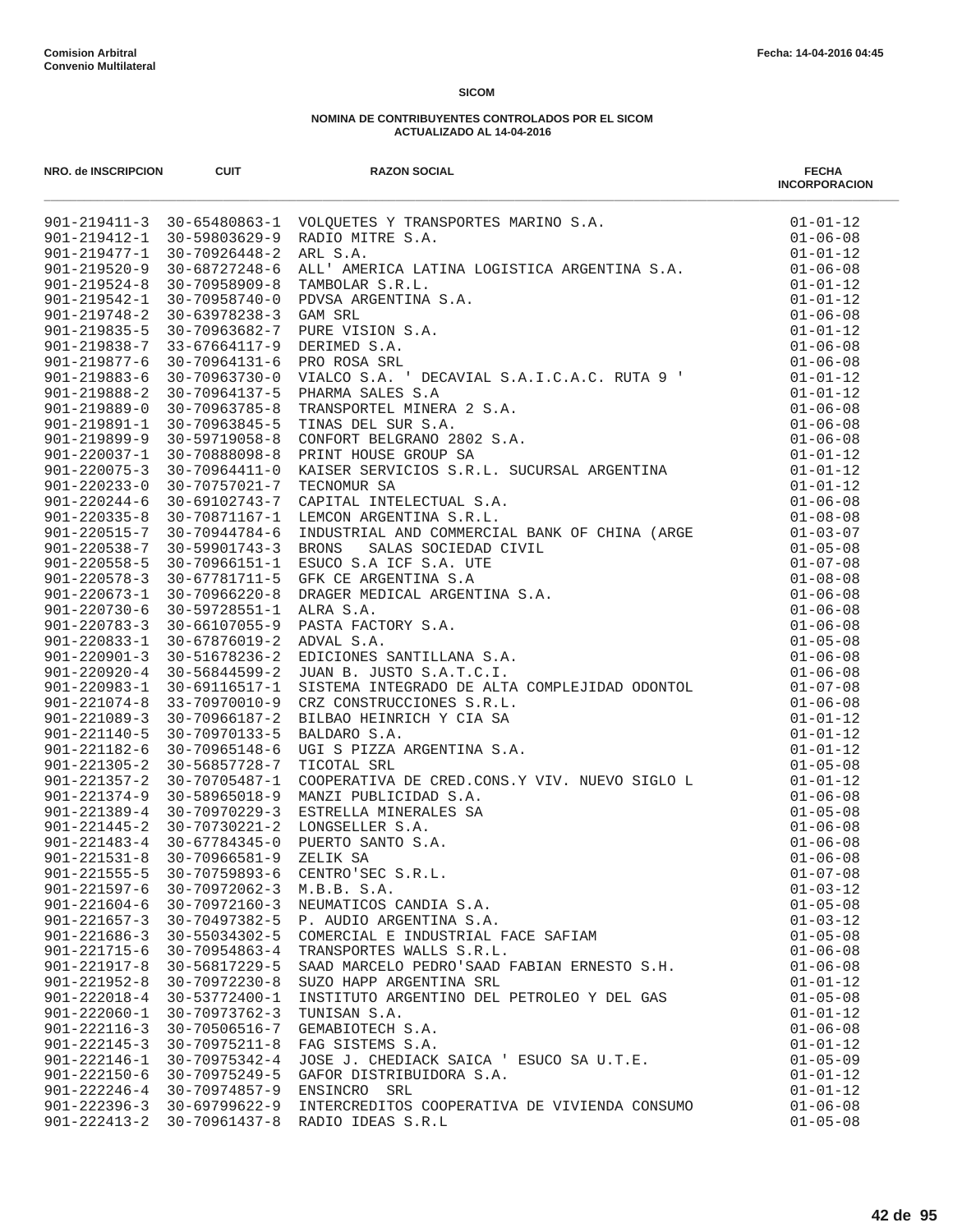Comision Arbitral
Convenio Multilateral

Fecha: 14-04-2016 04:45

## SICOM

### NOMINA DE CONTRIBUYENTES CONTROLADOS POR EL SICOM
### ACTUALIZADO AL 14-04-2016

| NRO. de INSCRIPCION | CUIT | RAZON SOCIAL | FECHA INCORPORACION |
|---|---|---|---|
| 901-219411-3 | 30-65480863-1 | VOLQUETES Y TRANSPORTES MARINO S.A. | 01-01-12 |
| 901-219412-1 | 30-59803629-9 | RADIO MITRE S.A. | 01-06-08 |
| 901-219477-1 | 30-70926448-2 | ARL S.A. | 01-01-12 |
| 901-219520-9 | 30-68727248-6 | ALL' AMERICA LATINA LOGISTICA ARGENTINA S.A. | 01-06-08 |
| 901-219524-8 | 30-70958909-8 | TAMBOLAR S.R.L. | 01-01-12 |
| 901-219542-1 | 30-70958740-0 | PDVSA ARGENTINA S.A. | 01-01-12 |
| 901-219748-2 | 30-63978238-3 | GAM SRL | 01-06-08 |
| 901-219835-5 | 30-70963682-7 | PURE VISION S.A. | 01-01-12 |
| 901-219838-7 | 33-67664117-9 | DERIMED S.A. | 01-06-08 |
| 901-219877-6 | 30-70964131-6 | PRO ROSA SRL | 01-06-08 |
| 901-219883-6 | 30-70963730-0 | VIALCO S.A. ' DECAVIAL S.A.I.C.A.C. RUTA 9 ' | 01-01-12 |
| 901-219888-2 | 30-70964137-5 | PHARMA SALES S.A | 01-01-12 |
| 901-219889-0 | 30-70963785-8 | TRANSPORTEL MINERA 2 S.A. | 01-06-08 |
| 901-219891-1 | 30-70963845-5 | TINAS DEL SUR S.A. | 01-06-08 |
| 901-219899-9 | 30-59719058-8 | CONFORT BELGRANO 2802 S.A. | 01-06-08 |
| 901-220037-1 | 30-70888098-8 | PRINT HOUSE GROUP SA | 01-01-12 |
| 901-220075-3 | 30-70964411-0 | KAISER SERVICIOS S.R.L. SUCURSAL ARGENTINA | 01-01-12 |
| 901-220233-0 | 30-70757021-7 | TECNOMUR SA | 01-01-12 |
| 901-220244-6 | 30-69102743-7 | CAPITAL INTELECTUAL S.A. | 01-06-08 |
| 901-220335-8 | 30-70871167-1 | LEMCON ARGENTINA S.R.L. | 01-08-08 |
| 901-220515-7 | 30-70944784-6 | INDUSTRIAL AND COMMERCIAL BANK OF CHINA (ARGE | 01-03-07 |
| 901-220538-7 | 30-59901743-3 | BRONS SALAS SOCIEDAD CIVIL | 01-05-08 |
| 901-220558-5 | 30-70966151-1 | ESUCO S.A ICF S.A. UTE | 01-07-08 |
| 901-220578-3 | 30-67781711-5 | GFK CE ARGENTINA S.A | 01-08-08 |
| 901-220673-1 | 30-70966220-8 | DRAGER MEDICAL ARGENTINA S.A. | 01-06-08 |
| 901-220730-6 | 30-59728551-1 | ALRA S.A. | 01-06-08 |
| 901-220783-3 | 30-66107055-9 | PASTA FACTORY S.A. | 01-06-08 |
| 901-220833-1 | 30-67876019-2 | ADVAL S.A. | 01-05-08 |
| 901-220901-3 | 30-51678236-2 | EDICIONES SANTILLANA S.A. | 01-06-08 |
| 901-220920-4 | 30-56844599-2 | JUAN B. JUSTO S.A.T.C.I. | 01-06-08 |
| 901-220983-1 | 30-69116517-1 | SISTEMA INTEGRADO DE ALTA COMPLEJIDAD ODONTOL | 01-07-08 |
| 901-221074-8 | 33-70970010-9 | CRZ CONSTRUCCIONES S.R.L. | 01-06-08 |
| 901-221089-3 | 30-70966187-2 | BILBAO HEINRICH Y CIA SA | 01-01-12 |
| 901-221140-5 | 30-70970133-5 | BALDARO S.A. | 01-01-12 |
| 901-221182-6 | 30-70965148-6 | UGI S PIZZA ARGENTINA S.A. | 01-01-12 |
| 901-221305-2 | 30-56857728-7 | TICOTAL SRL | 01-05-08 |
| 901-221357-2 | 30-70705487-1 | COOPERATIVA DE CRED.CONS.Y VIV. NUEVO SIGLO L | 01-01-12 |
| 901-221374-9 | 30-58965018-9 | MANZI PUBLICIDAD S.A. | 01-06-08 |
| 901-221389-4 | 30-70970229-3 | ESTRELLA MINERALES SA | 01-05-08 |
| 901-221445-2 | 30-70730221-2 | LONGSELLER S.A. | 01-06-08 |
| 901-221483-4 | 30-67784345-0 | PUERTO SANTO S.A. | 01-06-08 |
| 901-221531-8 | 30-70966581-9 | ZELIK SA | 01-06-08 |
| 901-221555-5 | 30-70759893-6 | CENTRO'SEC S.R.L. | 01-07-08 |
| 901-221597-6 | 30-70972062-3 | M.B.B. S.A. | 01-03-12 |
| 901-221604-6 | 30-70972160-3 | NEUMATICOS CANDIA S.A. | 01-05-08 |
| 901-221657-3 | 30-70497382-5 | P. AUDIO ARGENTINA S.A. | 01-03-12 |
| 901-221686-3 | 30-55034302-5 | COMERCIAL E INDUSTRIAL FACE SAFIAM | 01-05-08 |
| 901-221715-6 | 30-70954863-4 | TRANSPORTES WALLS S.R.L. | 01-06-08 |
| 901-221917-8 | 30-56817229-5 | SAAD MARCELO PEDRO'SAAD FABIAN ERNESTO S.H. | 01-06-08 |
| 901-221952-8 | 30-70972230-8 | SUZO HAPP ARGENTINA SRL | 01-01-12 |
| 901-222018-4 | 30-53772400-1 | INSTITUTO ARGENTINO DEL PETROLEO Y DEL GAS | 01-05-08 |
| 901-222060-1 | 30-70973762-3 | TUNISAN S.A. | 01-01-12 |
| 901-222116-3 | 30-70506516-7 | GEMABIOTECH S.A. | 01-06-08 |
| 901-222145-3 | 30-70975211-8 | FAG SISTEMS S.A. | 01-01-12 |
| 901-222146-1 | 30-70975342-4 | JOSE J. CHEDIACK SAICA ' ESUCO SA U.T.E. | 01-05-09 |
| 901-222150-6 | 30-70975249-5 | GAFOR DISTRIBUIDORA S.A. | 01-01-12 |
| 901-222246-4 | 30-70974857-9 | ENSINCRO SRL | 01-01-12 |
| 901-222396-3 | 30-69799622-9 | INTERCREDITOS COOPERATIVA DE VIVIENDA CONSUMO | 01-06-08 |
| 901-222413-2 | 30-70961437-8 | RADIO IDEAS S.R.L | 01-05-08 |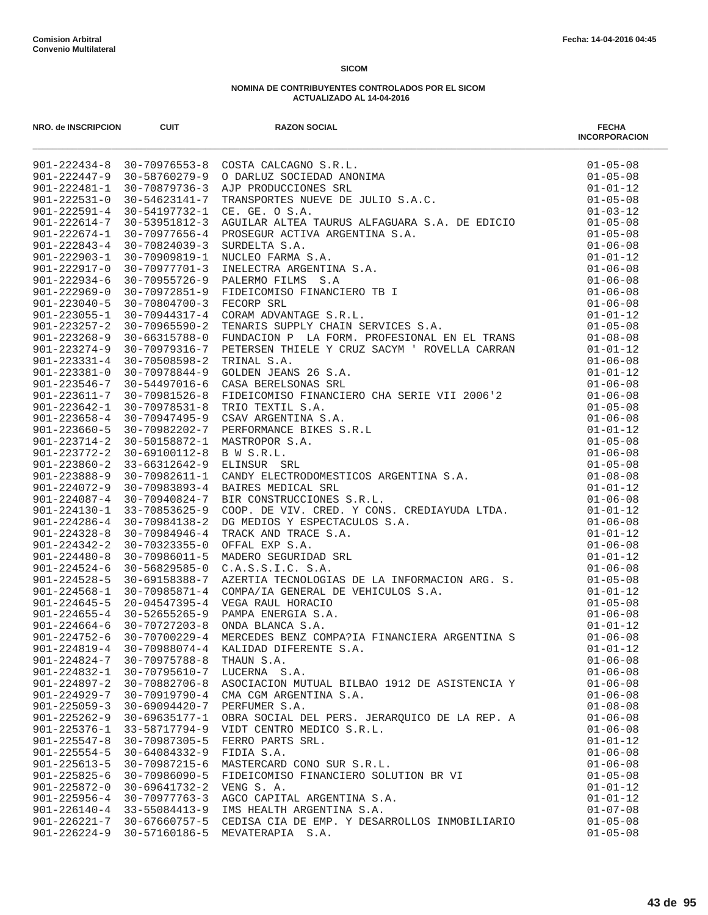Comision Arbitral
Convenio Multilateral

Fecha: 14-04-2016 04:45

**SICOM**

**NOMINA DE CONTRIBUYENTES CONTROLADOS POR EL SICOM**
**ACTUALIZADO AL 14-04-2016**

| NRO. de INSCRIPCION | CUIT | RAZON SOCIAL | FECHA INCORPORACION |
|---|---|---|---|
| 901-222434-8 | 30-70976553-8 | COSTA CALCAGNO S.R.L. | 01-05-08 |
| 901-222447-9 | 30-58760279-9 | O DARLUZ SOCIEDAD ANONIMA | 01-05-08 |
| 901-222481-1 | 30-70879736-3 | AJP PRODUCCIONES SRL | 01-01-12 |
| 901-222531-0 | 30-54623141-7 | TRANSPORTES NUEVE DE JULIO S.A.C. | 01-05-08 |
| 901-222591-4 | 30-54197732-1 | CE. GE. O S.A. | 01-03-12 |
| 901-222614-7 | 30-53951812-3 | AGUILAR ALTEA TAURUS ALFAGUARA S.A. DE EDICIO | 01-05-08 |
| 901-222674-1 | 30-70977656-4 | PROSEGUR ACTIVA ARGENTINA S.A. | 01-05-08 |
| 901-222843-4 | 30-70824039-3 | SURDELTA S.A. | 01-06-08 |
| 901-222903-1 | 30-70909819-1 | NUCLEO FARMA S.A. | 01-01-12 |
| 901-222917-0 | 30-70977701-3 | INELECTRA ARGENTINA S.A. | 01-06-08 |
| 901-222934-6 | 30-70955726-9 | PALERMO FILMS  S.A | 01-06-08 |
| 901-222969-0 | 30-70972851-9 | FIDEICOMISO FINANCIERO TB I | 01-06-08 |
| 901-223040-5 | 30-70804700-3 | FECORP SRL | 01-06-08 |
| 901-223055-1 | 30-70944317-4 | CORAM ADVANTAGE S.R.L. | 01-01-12 |
| 901-223257-2 | 30-70965590-2 | TENARIS SUPPLY CHAIN SERVICES S.A. | 01-05-08 |
| 901-223268-9 | 30-66315788-0 | FUNDACION P  LA FORM. PROFESIONAL EN EL TRANS | 01-08-08 |
| 901-223274-9 | 30-70979316-7 | PETERSEN THIELE Y CRUZ SACYM ' ROVELLA CARRAN | 01-01-12 |
| 901-223331-4 | 30-70508598-2 | TRINAL S.A. | 01-06-08 |
| 901-223381-0 | 30-70978844-9 | GOLDEN JEANS 26 S.A. | 01-01-12 |
| 901-223546-7 | 30-54497016-6 | CASA BERELSONAS SRL | 01-06-08 |
| 901-223611-7 | 30-70981526-8 | FIDEICOMISO FINANCIERO CHA SERIE VII 2006'2 | 01-06-08 |
| 901-223642-1 | 30-70978531-8 | TRIO TEXTIL S.A. | 01-05-08 |
| 901-223658-4 | 30-70947495-9 | CSAV ARGENTINA S.A. | 01-06-08 |
| 901-223660-5 | 30-70982202-7 | PERFORMANCE BIKES S.R.L | 01-01-12 |
| 901-223714-2 | 30-50158872-1 | MASTROPOR S.A. | 01-05-08 |
| 901-223772-2 | 30-69100112-8 | B W S.R.L. | 01-06-08 |
| 901-223860-2 | 33-66312642-9 | ELINSUR  SRL | 01-05-08 |
| 901-223888-9 | 30-70982611-1 | CANDY ELECTRODOMESTICOS ARGENTINA S.A. | 01-08-08 |
| 901-224072-9 | 30-70983893-4 | BAIRES MEDICAL SRL | 01-01-12 |
| 901-224087-4 | 30-70940824-7 | BIR CONSTRUCCIONES S.R.L. | 01-06-08 |
| 901-224130-1 | 33-70853625-9 | COOP. DE VIV. CRED. Y CONS. CREDIAYUDA LTDA. | 01-01-12 |
| 901-224286-4 | 30-70984138-2 | DG MEDIOS Y ESPECTACULOS S.A. | 01-06-08 |
| 901-224328-8 | 30-70984946-4 | TRACK AND TRACE S.A. | 01-01-12 |
| 901-224342-2 | 30-70323355-0 | OFFAL EXP S.A. | 01-06-08 |
| 901-224480-8 | 30-70986011-5 | MADERO SEGURIDAD SRL | 01-01-12 |
| 901-224524-6 | 30-56829585-0 | C.A.S.S.I.C. S.A. | 01-06-08 |
| 901-224528-5 | 30-69158388-7 | AZERTIA TECNOLOGIAS DE LA INFORMACION ARG. S. | 01-05-08 |
| 901-224568-1 | 30-70985871-4 | COMPA/IA GENERAL DE VEHICULOS S.A. | 01-01-12 |
| 901-224645-5 | 20-04547395-4 | VEGA RAUL HORACIO | 01-05-08 |
| 901-224655-4 | 30-52655265-9 | PAMPA ENERGIA S.A. | 01-06-08 |
| 901-224664-6 | 30-70727203-8 | ONDA BLANCA S.A. | 01-01-12 |
| 901-224752-6 | 30-70700229-4 | MERCEDES BENZ COMPA?IA FINANCIERA ARGENTINA S | 01-06-08 |
| 901-224819-4 | 30-70988074-4 | KALIDAD DIFERENTE S.A. | 01-01-12 |
| 901-224824-7 | 30-70975788-8 | THAUN S.A. | 01-06-08 |
| 901-224832-1 | 30-70795610-7 | LUCERNA  S.A. | 01-06-08 |
| 901-224897-2 | 30-70882706-8 | ASOCIACION MUTUAL BILBAO 1912 DE ASISTENCIA Y | 01-06-08 |
| 901-224929-7 | 30-70919790-4 | CMA CGM ARGENTINA S.A. | 01-06-08 |
| 901-225059-3 | 30-69094420-7 | PERFUMER S.A. | 01-08-08 |
| 901-225262-9 | 30-69635177-1 | OBRA SOCIAL DEL PERS. JERARQUICO DE LA REP. A | 01-06-08 |
| 901-225376-1 | 33-58717794-9 | VIDT CENTRO MEDICO S.R.L. | 01-06-08 |
| 901-225547-8 | 30-70987305-5 | FERRO PARTS SRL. | 01-01-12 |
| 901-225554-5 | 30-64084332-9 | FIDIA S.A. | 01-06-08 |
| 901-225613-5 | 30-70987215-6 | MASTERCARD CONO SUR S.R.L. | 01-06-08 |
| 901-225825-6 | 30-70986090-5 | FIDEICOMISO FINANCIERO SOLUTION BR VI | 01-05-08 |
| 901-225872-0 | 30-69641732-2 | VENG S. A. | 01-01-12 |
| 901-225956-4 | 30-70977763-3 | AGCO CAPITAL ARGENTINA S.A. | 01-01-12 |
| 901-226140-4 | 33-55084413-9 | IMS HEALTH ARGENTINA S.A. | 01-07-08 |
| 901-226221-7 | 30-67660757-5 | CEDISA CIA DE EMP. Y DESARROLLOS INMOBILIARIO | 01-05-08 |
| 901-226224-9 | 30-57160186-5 | MEVATERAPIA  S.A. | 01-05-08 |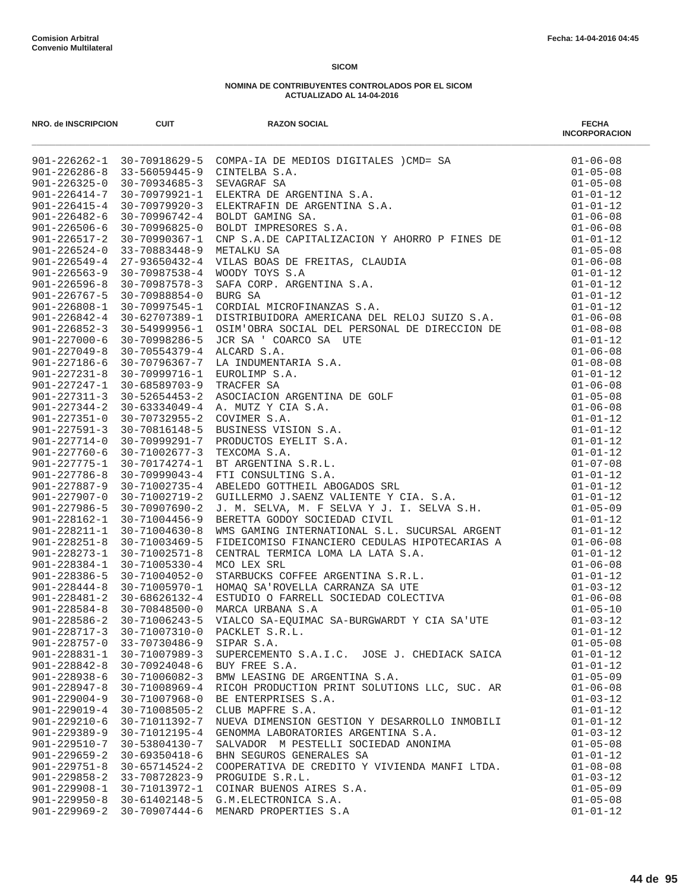Comision Arbitral
Convenio Multilateral

Fecha: 14-04-2016 04:45

**SICOM**

**NOMINA DE CONTRIBUYENTES CONTROLADOS POR EL SICOM**
**ACTUALIZADO AL 14-04-2016**

| NRO. de INSCRIPCION | CUIT | RAZON SOCIAL | FECHA INCORPORACION |
|---|---|---|---|
| 901-226262-1 | 30-70918629-5 | COMPA-IA DE MEDIOS DIGITALES )CMD= SA | 01-06-08 |
| 901-226286-8 | 33-56059445-9 | CINTELBA S.A. | 01-05-08 |
| 901-226325-0 | 30-70934685-3 | SEVAGRAF SA | 01-05-08 |
| 901-226414-7 | 30-70979921-1 | ELEKTRA DE ARGENTINA S.A. | 01-01-12 |
| 901-226415-4 | 30-70979920-3 | ELEKTRAFIN DE ARGENTINA S.A. | 01-01-12 |
| 901-226482-6 | 30-70996742-4 | BOLDT GAMING SA. | 01-06-08 |
| 901-226506-6 | 30-70996825-0 | BOLDT IMPRESORES S.A. | 01-06-08 |
| 901-226517-2 | 30-70990367-1 | CNP S.A.DE CAPITALIZACION Y AHORRO P FINES DE | 01-01-12 |
| 901-226524-0 | 33-70883448-9 | METALKU SA | 01-05-08 |
| 901-226549-4 | 27-93650432-4 | VILAS BOAS DE FREITAS, CLAUDIA | 01-06-08 |
| 901-226563-9 | 30-70987538-4 | WOODY TOYS S.A | 01-01-12 |
| 901-226596-8 | 30-70987578-3 | SAFA CORP. ARGENTINA S.A. | 01-01-12 |
| 901-226767-5 | 30-70988854-0 | BURG SA | 01-01-12 |
| 901-226808-1 | 30-70997545-1 | CORDIAL MICROFINANZAS S.A. | 01-01-12 |
| 901-226842-4 | 30-62707389-1 | DISTRIBUIDORA AMERICANA DEL RELOJ SUIZO S.A. | 01-06-08 |
| 901-226852-3 | 30-54999956-1 | OSIM'OBRA SOCIAL DEL PERSONAL DE DIRECCION DE | 01-08-08 |
| 901-227000-6 | 30-70998286-5 | JCR SA ' COARCO SA UTE | 01-01-12 |
| 901-227049-8 | 30-70554379-4 | ALCARD S.A. | 01-06-08 |
| 901-227186-6 | 30-70796367-7 | LA INDUMENTARIA S.A. | 01-08-08 |
| 901-227231-8 | 30-70999716-1 | EUROLIMP S.A. | 01-01-12 |
| 901-227247-1 | 30-68589703-9 | TRACFER SA | 01-06-08 |
| 901-227311-3 | 30-52654453-2 | ASOCIACION ARGENTINA DE GOLF | 01-05-08 |
| 901-227344-2 | 30-63334049-4 | A. MUTZ Y CIA S.A. | 01-06-08 |
| 901-227351-0 | 30-70732955-2 | COVIMER S.A. | 01-01-12 |
| 901-227591-3 | 30-70816148-5 | BUSINESS VISION S.A. | 01-01-12 |
| 901-227714-0 | 30-70999291-7 | PRODUCTOS EYELIT S.A. | 01-01-12 |
| 901-227760-6 | 30-71002677-3 | TEXCOMA S.A. | 01-01-12 |
| 901-227775-1 | 30-70174274-1 | BT ARGENTINA S.R.L. | 01-07-08 |
| 901-227786-8 | 30-70999043-4 | FTI CONSULTING S.A. | 01-01-12 |
| 901-227887-9 | 30-71002735-4 | ABELEDO GOTTHEIL ABOGADOS SRL | 01-01-12 |
| 901-227907-0 | 30-71002719-2 | GUILLERMO J.SAENZ VALIENTE Y CIA. S.A. | 01-01-12 |
| 901-227986-5 | 30-70907690-2 | J. M. SELVA, M. F SELVA Y J. I. SELVA S.H. | 01-05-09 |
| 901-228162-1 | 30-71004456-9 | BERETTA GODOY SOCIEDAD CIVIL | 01-01-12 |
| 901-228211-1 | 30-71004630-8 | WMS GAMING INTERNATIONAL S.L. SUCURSAL ARGENT | 01-01-12 |
| 901-228251-8 | 30-71003469-5 | FIDEICOMISO FINANCIERO CEDULAS HIPOTECARIAS A | 01-06-08 |
| 901-228273-1 | 30-71002571-8 | CENTRAL TERMICA LOMA LA LATA S.A. | 01-01-12 |
| 901-228384-1 | 30-71005330-4 | MCO LEX SRL | 01-06-08 |
| 901-228386-5 | 30-71004052-0 | STARBUCKS COFFEE ARGENTINA S.R.L. | 01-01-12 |
| 901-228444-8 | 30-71005970-1 | HOMAQ SA'ROVELLA CARRANZA SA UTE | 01-03-12 |
| 901-228481-2 | 30-68626132-4 | ESTUDIO O FARRELL SOCIEDAD COLECTIVA | 01-06-08 |
| 901-228584-8 | 30-70848500-0 | MARCA URBANA S.A | 01-05-10 |
| 901-228586-2 | 30-71006243-5 | VIALCO SA-EQUIMAC SA-BURGWARDT Y CIA SA'UTE | 01-03-12 |
| 901-228717-3 | 30-71007310-0 | PACKLET S.R.L. | 01-01-12 |
| 901-228757-0 | 33-70730486-9 | SIPAR S.A. | 01-05-08 |
| 901-228831-1 | 30-71007989-3 | SUPERCEMENTO S.A.I.C. JOSE J. CHEDIACK SAICA | 01-01-12 |
| 901-228842-8 | 30-70924048-6 | BUY FREE S.A. | 01-01-12 |
| 901-228938-6 | 30-71006082-3 | BMW LEASING DE ARGENTINA S.A. | 01-05-09 |
| 901-228947-8 | 30-71008969-4 | RICOH PRODUCTION PRINT SOLUTIONS LLC, SUC. AR | 01-06-08 |
| 901-229004-9 | 30-71007968-0 | BE ENTERPRISES S.A. | 01-03-12 |
| 901-229019-4 | 30-71008505-2 | CLUB MAPFRE S.A. | 01-01-12 |
| 901-229210-6 | 30-71011392-7 | NUEVA DIMENSION GESTION Y DESARROLLO INMOBILI | 01-01-12 |
| 901-229389-9 | 30-71012195-4 | GENOMMA LABORATORIES ARGENTINA S.A. | 01-03-12 |
| 901-229510-7 | 30-53804130-7 | SALVADOR M PESTELLI SOCIEDAD ANONIMA | 01-05-08 |
| 901-229659-2 | 30-69350418-6 | BHN SEGUROS GENERALES SA | 01-01-12 |
| 901-229751-8 | 30-65714524-2 | COOPERATIVA DE CREDITO Y VIVIENDA MANFI LTDA. | 01-08-08 |
| 901-229858-2 | 33-70872823-9 | PROGUIDE S.R.L. | 01-03-12 |
| 901-229908-1 | 30-71013972-1 | COINAR BUENOS AIRES S.A. | 01-05-09 |
| 901-229950-8 | 30-61402148-5 | G.M.ELECTRONICA S.A. | 01-05-08 |
| 901-229969-2 | 30-70907444-6 | MENARD PROPERTIES S.A | 01-01-12 |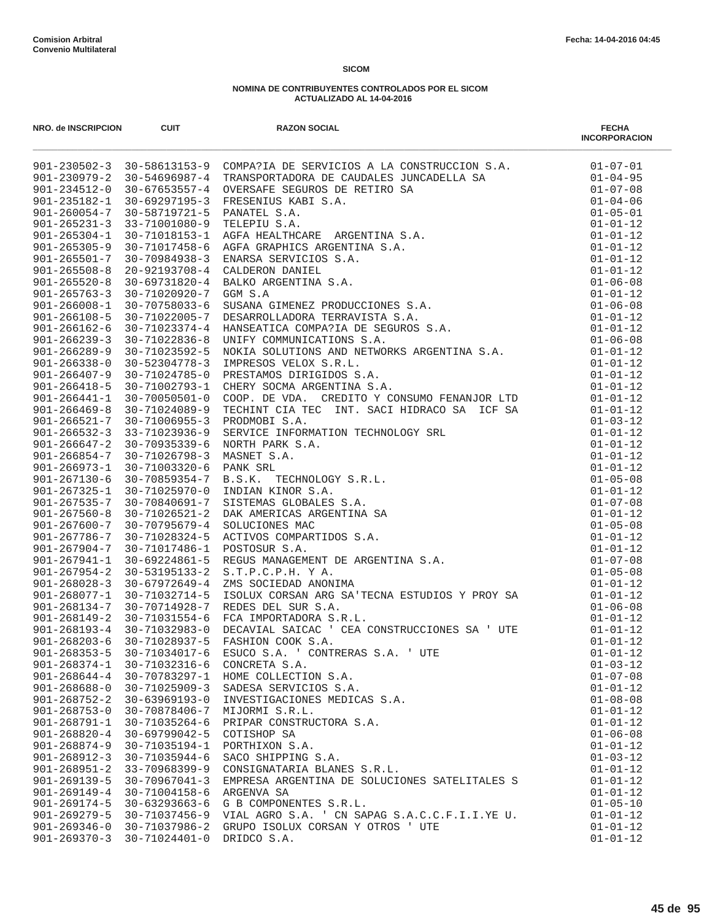**Comision Arbitral**
**Convenio Multilateral**

Fecha: 14-04-2016 04:45

**SICOM**

**NOMINA DE CONTRIBUYENTES CONTROLADOS POR EL SICOM**
**ACTUALIZADO AL 14-04-2016**

| NRO. de INSCRIPCION | CUIT | RAZON SOCIAL | FECHA INCORPORACION |
|---|---|---|---|
| 901-230502-3 | 30-58613153-9 | COMPA?IA DE SERVICIOS A LA CONSTRUCCION S.A. | 01-07-01 |
| 901-230979-2 | 30-54696987-4 | TRANSPORTADORA DE CAUDALES JUNCADELLA SA | 01-04-95 |
| 901-234512-0 | 30-67653557-4 | OVERSAFE SEGUROS DE RETIRO SA | 01-07-08 |
| 901-235182-1 | 30-69297195-3 | FRESENIUS KABI S.A. | 01-04-06 |
| 901-260054-7 | 30-58719721-5 | PANATEL S.A. | 01-05-01 |
| 901-265231-3 | 33-71001080-9 | TELEPIU S.A. | 01-01-12 |
| 901-265304-1 | 30-71018153-1 | AGFA HEALTHCARE ARGENTINA S.A. | 01-01-12 |
| 901-265305-9 | 30-71017458-6 | AGFA GRAPHICS ARGENTINA S.A. | 01-01-12 |
| 901-265501-7 | 30-70984938-3 | ENARSA SERVICIOS S.A. | 01-01-12 |
| 901-265508-8 | 20-92193708-4 | CALDERON DANIEL | 01-01-12 |
| 901-265520-8 | 30-69731820-4 | BALKO ARGENTINA S.A. | 01-06-08 |
| 901-265763-3 | 30-71020920-7 | GGM S.A | 01-01-12 |
| 901-266008-1 | 30-70758033-6 | SUSANA GIMENEZ PRODUCCIONES S.A. | 01-06-08 |
| 901-266108-5 | 30-71022005-7 | DESARROLLADORA TERRAVISTA S.A. | 01-01-12 |
| 901-266162-6 | 30-71023374-4 | HANSEATICA COMPA?IA DE SEGUROS S.A. | 01-01-12 |
| 901-266239-3 | 30-71022836-8 | UNIFY COMMUNICATIONS S.A. | 01-06-08 |
| 901-266289-9 | 30-71023592-5 | NOKIA SOLUTIONS AND NETWORKS ARGENTINA S.A. | 01-01-12 |
| 901-266338-0 | 30-52304778-3 | IMPRESOS VELOX S.R.L. | 01-01-12 |
| 901-266407-9 | 30-71024785-0 | PRESTAMOS DIRIGIDOS S.A. | 01-01-12 |
| 901-266418-5 | 30-71002793-1 | CHERY SOCMA ARGENTINA S.A. | 01-01-12 |
| 901-266441-1 | 30-70050501-0 | COOP. DE VDA. CREDITO Y CONSUMO FENANJOR LTD | 01-01-12 |
| 901-266469-8 | 30-71024089-9 | TECHINT CIA TEC INT. SACI HIDRACO SA ICF SA | 01-01-12 |
| 901-266521-7 | 30-71006955-3 | PRODMOBI S.A. | 01-03-12 |
| 901-266532-3 | 33-71023936-9 | SERVICE INFORMATION TECHNOLOGY SRL | 01-01-12 |
| 901-266647-2 | 30-70935339-6 | NORTH PARK S.A. | 01-01-12 |
| 901-266854-7 | 30-71026798-3 | MASNET S.A. | 01-01-12 |
| 901-266973-1 | 30-71003320-6 | PANK SRL | 01-01-12 |
| 901-267130-6 | 30-70859354-7 | B.S.K. TECHNOLOGY S.R.L. | 01-05-08 |
| 901-267325-1 | 30-71025970-0 | INDIAN KINOR S.A. | 01-01-12 |
| 901-267535-7 | 30-70840691-7 | SISTEMAS GLOBALES S.A. | 01-07-08 |
| 901-267560-8 | 30-71026521-2 | DAK AMERICAS ARGENTINA SA | 01-01-12 |
| 901-267600-7 | 30-70795679-4 | SOLUCIONES MAC | 01-05-08 |
| 901-267786-7 | 30-71028324-5 | ACTIVOS COMPARTIDOS S.A. | 01-01-12 |
| 901-267904-7 | 30-71017486-1 | POSTOSUR S.A. | 01-01-12 |
| 901-267941-1 | 30-69224861-5 | REGUS MANAGEMENT DE ARGENTINA S.A. | 01-07-08 |
| 901-267954-2 | 30-53195133-2 | S.T.P.C.P.H. Y A. | 01-05-08 |
| 901-268028-3 | 30-67972649-4 | ZMS SOCIEDAD ANONIMA | 01-01-12 |
| 901-268077-1 | 30-71032714-5 | ISOLUX CORSAN ARG SA'TECNA ESTUDIOS Y PROY SA | 01-01-12 |
| 901-268134-7 | 30-70714928-7 | REDES DEL SUR S.A. | 01-06-08 |
| 901-268149-2 | 30-71031554-6 | FCA IMPORTADORA S.R.L. | 01-01-12 |
| 901-268193-4 | 30-71032983-0 | DECAVIAL SAICAC ' CEA CONSTRUCCIONES SA ' UTE | 01-01-12 |
| 901-268203-6 | 30-71028937-5 | FASHION COOK S.A. | 01-01-12 |
| 901-268353-5 | 30-71034017-6 | ESUCO S.A. ' CONTRERAS S.A. ' UTE | 01-01-12 |
| 901-268374-1 | 30-71032316-6 | CONCRETA S.A. | 01-03-12 |
| 901-268644-4 | 30-70783297-1 | HOME COLLECTION S.A. | 01-07-08 |
| 901-268688-0 | 30-71025909-3 | SADESA SERVICIOS S.A. | 01-01-12 |
| 901-268752-2 | 30-63969193-0 | INVESTIGACIONES MEDICAS S.A. | 01-08-08 |
| 901-268753-0 | 30-70878406-7 | MIJORMI S.R.L. | 01-01-12 |
| 901-268791-1 | 30-71035264-6 | PRIPAR CONSTRUCTORA S.A. | 01-01-12 |
| 901-268820-4 | 30-69799042-5 | COTISHOP SA | 01-06-08 |
| 901-268874-9 | 30-71035194-1 | PORTHIXON S.A. | 01-01-12 |
| 901-268912-3 | 30-71035944-6 | SACO SHIPPING S.A. | 01-03-12 |
| 901-268951-2 | 33-70968399-9 | CONSIGNATARIA BLANES S.R.L. | 01-01-12 |
| 901-269139-5 | 30-70967041-3 | EMPRESA ARGENTINA DE SOLUCIONES SATELITALES S | 01-01-12 |
| 901-269149-4 | 30-71004158-6 | ARGENVA SA | 01-01-12 |
| 901-269174-5 | 30-63293663-6 | G B COMPONENTES S.R.L. | 01-05-10 |
| 901-269279-5 | 30-71037456-9 | VIAL AGRO S.A. ' CN SAPAG S.A.C.C.F.I.I.YE U. | 01-01-12 |
| 901-269346-0 | 30-71037986-2 | GRUPO ISOLUX CORSAN Y OTROS ' UTE | 01-01-12 |
| 901-269370-3 | 30-71024401-0 | DRIDCO S.A. | 01-01-12 |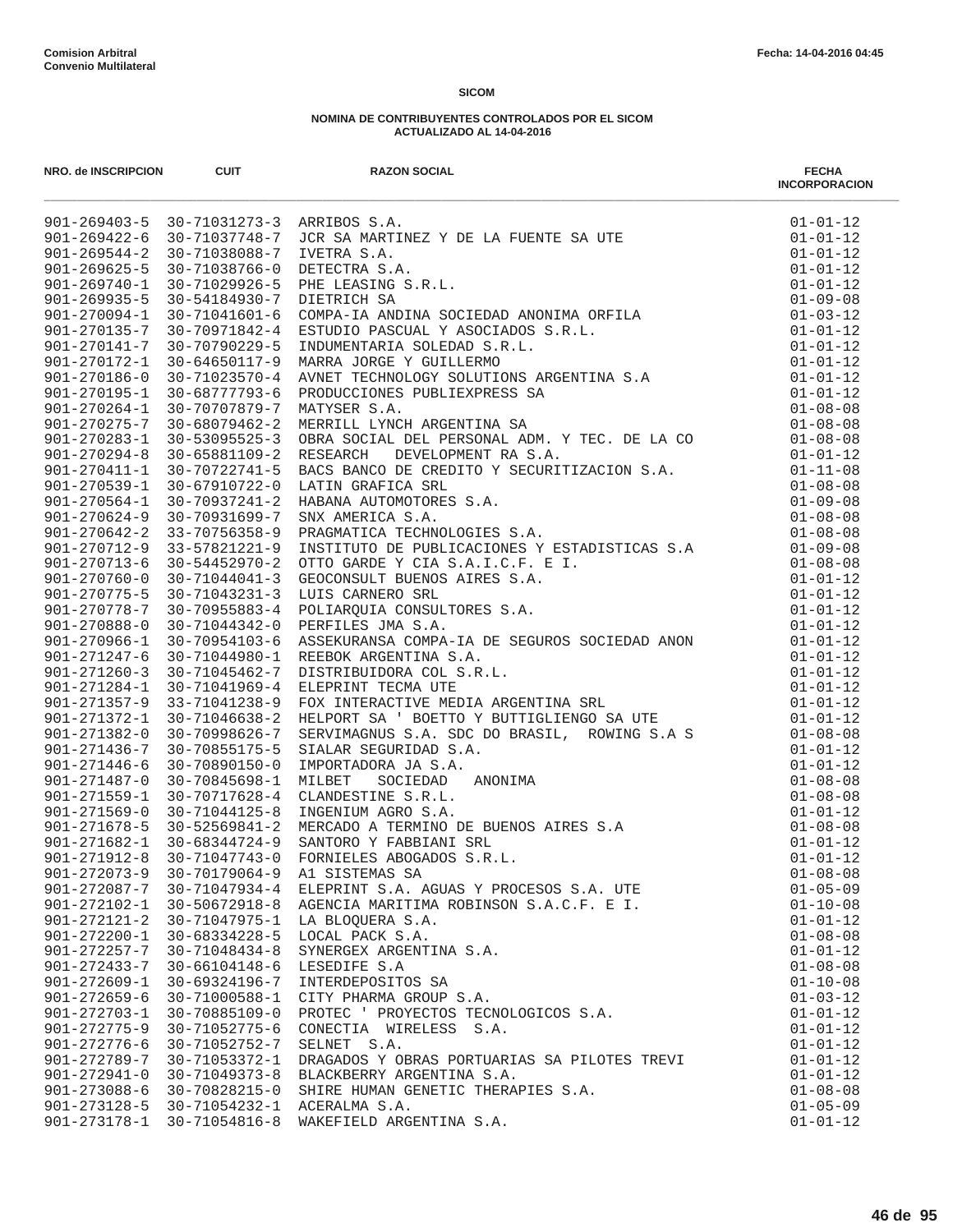**Comision Arbitral**
**Convenio Multilateral**

Fecha: 14-04-2016 04:45

**SICOM**

**NOMINA DE CONTRIBUYENTES CONTROLADOS POR EL SICOM**
**ACTUALIZADO AL 14-04-2016**

| NRO. de INSCRIPCION | CUIT | RAZON SOCIAL | FECHA INCORPORACION |
|---|---|---|---|
| 901-269403-5 | 30-71031273-3 | ARRIBOS S.A. | 01-01-12 |
| 901-269422-6 | 30-71037748-7 | JCR SA MARTINEZ Y DE LA FUENTE SA UTE | 01-01-12 |
| 901-269544-2 | 30-71038088-7 | IVETRA S.A. | 01-01-12 |
| 901-269625-5 | 30-71038766-0 | DETECTRA S.A. | 01-01-12 |
| 901-269740-1 | 30-71029926-5 | PHE LEASING S.R.L. | 01-01-12 |
| 901-269935-5 | 30-54184930-7 | DIETRICH SA | 01-09-08 |
| 901-270094-1 | 30-71041601-6 | COMPA-IA ANDINA SOCIEDAD ANONIMA ORFILA | 01-03-12 |
| 901-270135-7 | 30-70971842-4 | ESTUDIO PASCUAL Y ASOCIADOS S.R.L. | 01-01-12 |
| 901-270141-7 | 30-70790229-5 | INDUMENTARIA SOLEDAD S.R.L. | 01-01-12 |
| 901-270172-1 | 30-64650117-9 | MARRA JORGE Y GUILLERMO | 01-01-12 |
| 901-270186-0 | 30-71023570-4 | AVNET TECHNOLOGY SOLUTIONS ARGENTINA S.A | 01-01-12 |
| 901-270195-1 | 30-68777793-6 | PRODUCCIONES PUBLIEXPRESS SA | 01-01-12 |
| 901-270264-1 | 30-70707879-7 | MATYSER S.A. | 01-08-08 |
| 901-270275-7 | 30-68079462-2 | MERRILL LYNCH ARGENTINA SA | 01-08-08 |
| 901-270283-1 | 30-53095525-3 | OBRA SOCIAL DEL PERSONAL ADM. Y TEC. DE LA CO | 01-08-08 |
| 901-270294-8 | 30-65881109-2 | RESEARCH DEVELOPMENT RA S.A. | 01-01-12 |
| 901-270411-1 | 30-70722741-5 | BACS BANCO DE CREDITO Y SECURITIZACION S.A. | 01-11-08 |
| 901-270539-1 | 30-67910722-0 | LATIN GRAFICA SRL | 01-08-08 |
| 901-270564-1 | 30-70937241-2 | HABANA AUTOMOTORES S.A. | 01-09-08 |
| 901-270624-9 | 30-70931699-7 | SNX AMERICA S.A. | 01-08-08 |
| 901-270642-2 | 33-70756358-9 | PRAGMATICA TECHNOLOGIES S.A. | 01-08-08 |
| 901-270712-9 | 33-57821221-9 | INSTITUTO DE PUBLICACIONES Y ESTADISTICAS S.A | 01-09-08 |
| 901-270713-6 | 30-54452970-2 | OTTO GARDE Y CIA S.A.I.C.F. E I. | 01-08-08 |
| 901-270760-0 | 30-71044041-3 | GEOCONSULT BUENOS AIRES S.A. | 01-01-12 |
| 901-270775-5 | 30-71043231-3 | LUIS CARNERO SRL | 01-01-12 |
| 901-270778-7 | 30-70955883-4 | POLIARQUIA CONSULTORES S.A. | 01-01-12 |
| 901-270888-0 | 30-71044342-0 | PERFILES JMA S.A. | 01-01-12 |
| 901-270966-1 | 30-70954103-6 | ASSEKURANSA COMPA-IA DE SEGUROS SOCIEDAD ANON | 01-01-12 |
| 901-271247-6 | 30-71044980-1 | REEBOK ARGENTINA S.A. | 01-01-12 |
| 901-271260-3 | 30-71045462-7 | DISTRIBUIDORA COL S.R.L. | 01-01-12 |
| 901-271284-1 | 30-71041969-4 | ELEPRINT TECMA UTE | 01-01-12 |
| 901-271357-9 | 33-71041238-9 | FOX INTERACTIVE MEDIA ARGENTINA SRL | 01-01-12 |
| 901-271372-1 | 30-71046638-2 | HELPORT SA ' BOETTO Y BUTTIGLIENGO SA UTE | 01-01-12 |
| 901-271382-0 | 30-70998626-7 | SERVIMAGNUS S.A. SDC DO BRASIL, ROWING S.A S | 01-08-08 |
| 901-271436-7 | 30-70855175-5 | SIALAR SEGURIDAD S.A. | 01-01-12 |
| 901-271446-6 | 30-70890150-0 | IMPORTADORA JA S.A. | 01-01-12 |
| 901-271487-0 | 30-70845698-1 | MILBET SOCIEDAD ANONIMA | 01-08-08 |
| 901-271559-1 | 30-70717628-4 | CLANDESTINE S.R.L. | 01-08-08 |
| 901-271569-0 | 30-71044125-8 | INGENIUM AGRO S.A. | 01-01-12 |
| 901-271678-5 | 30-52569841-2 | MERCADO A TERMINO DE BUENOS AIRES S.A | 01-08-08 |
| 901-271682-1 | 30-68344724-9 | SANTORO Y FABBIANI SRL | 01-01-12 |
| 901-271912-8 | 30-71047743-0 | FORNIELES ABOGADOS S.R.L. | 01-01-12 |
| 901-272073-9 | 30-70179064-9 | A1 SISTEMAS SA | 01-08-08 |
| 901-272087-7 | 30-71047934-4 | ELEPRINT S.A. AGUAS Y PROCESOS S.A. UTE | 01-05-09 |
| 901-272102-1 | 30-50672918-8 | AGENCIA MARITIMA ROBINSON S.A.C.F. E I. | 01-10-08 |
| 901-272121-2 | 30-71047975-1 | LA BLOQUERA S.A. | 01-01-12 |
| 901-272200-1 | 30-68334228-5 | LOCAL PACK S.A. | 01-08-08 |
| 901-272257-7 | 30-71048434-8 | SYNERGEX ARGENTINA S.A. | 01-01-12 |
| 901-272433-7 | 30-66104148-6 | LESEDIFE S.A | 01-08-08 |
| 901-272609-1 | 30-69324196-7 | INTERDEPOSITOS SA | 01-10-08 |
| 901-272659-6 | 30-71000588-1 | CITY PHARMA GROUP S.A. | 01-03-12 |
| 901-272703-1 | 30-70885109-0 | PROTEC ' PROYECTOS TECNOLOGICOS S.A. | 01-01-12 |
| 901-272775-9 | 30-71052775-6 | CONECTIA WIRELESS S.A. | 01-01-12 |
| 901-272776-6 | 30-71052752-7 | SELNET S.A. | 01-01-12 |
| 901-272789-7 | 30-71053372-1 | DRAGADOS Y OBRAS PORTUARIAS SA PILOTES TREVI | 01-01-12 |
| 901-272941-0 | 30-71049373-8 | BLACKBERRY ARGENTINA S.A. | 01-01-12 |
| 901-273088-6 | 30-70828215-0 | SHIRE HUMAN GENETIC THERAPIES S.A. | 01-08-08 |
| 901-273128-5 | 30-71054232-1 | ACERALMA S.A. | 01-05-09 |
| 901-273178-1 | 30-71054816-8 | WAKEFIELD ARGENTINA S.A. | 01-01-12 |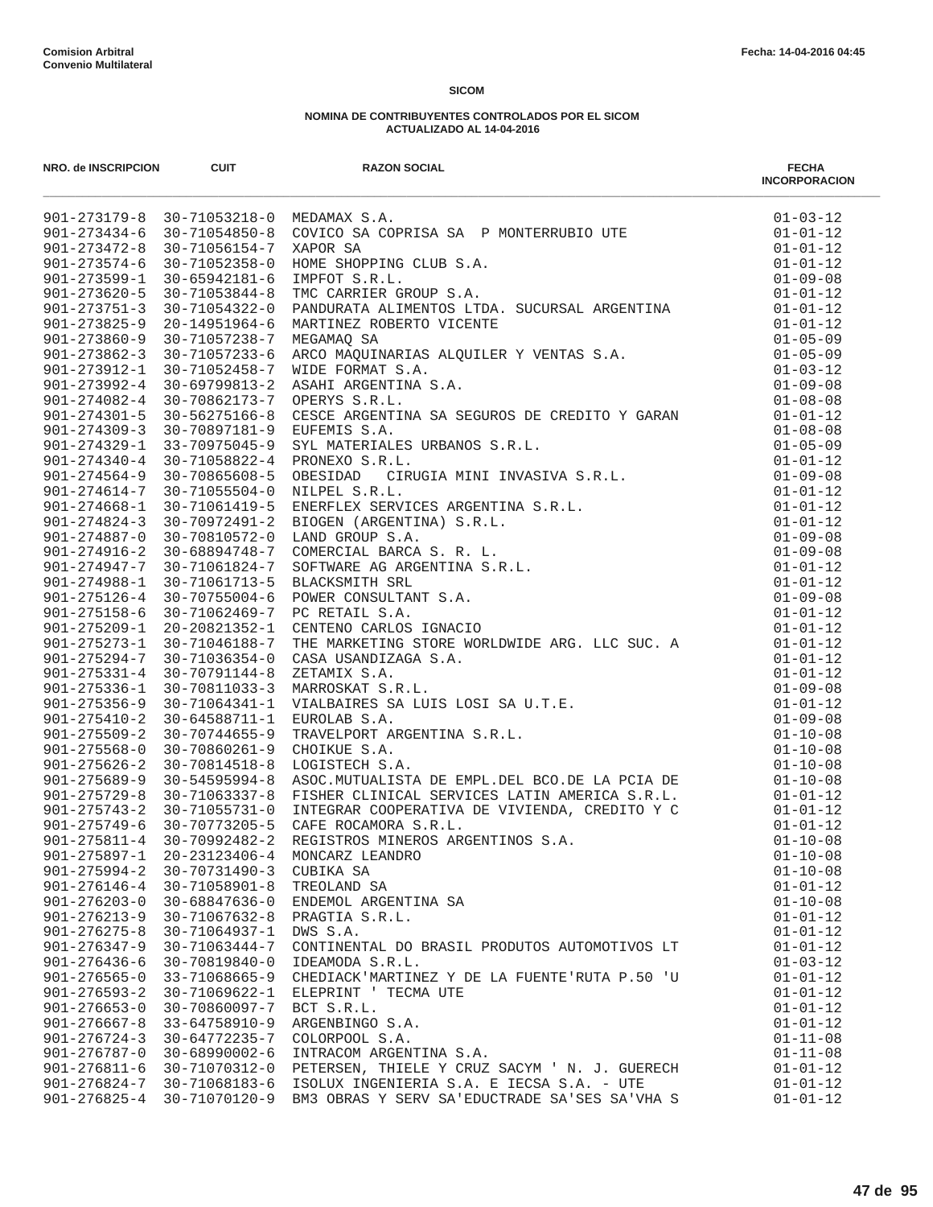Comision Arbitral
Convenio Multilateral

Fecha: 14-04-2016 04:45

**SICOM**

**NOMINA DE CONTRIBUYENTES CONTROLADOS POR EL SICOM**
**ACTUALIZADO AL 14-04-2016**

| NRO. de INSCRIPCION | CUIT | RAZON SOCIAL | FECHA INCORPORACION |
|---|---|---|---|
| 901-273179-8 | 30-71053218-0 | MEDAMAX S.A. | 01-03-12 |
| 901-273434-6 | 30-71054850-8 | COVICO SA COPRISA SA P MONTERRUBIO UTE | 01-01-12 |
| 901-273472-8 | 30-71056154-7 | XAPOR SA | 01-01-12 |
| 901-273574-6 | 30-71052358-0 | HOME SHOPPING CLUB S.A. | 01-01-12 |
| 901-273599-1 | 30-65942181-6 | IMPFOT S.R.L. | 01-09-08 |
| 901-273620-5 | 30-71053844-8 | TMC CARRIER GROUP S.A. | 01-01-12 |
| 901-273751-3 | 30-71054322-0 | PANDURATA ALIMENTOS LTDA. SUCURSAL ARGENTINA | 01-01-12 |
| 901-273825-9 | 20-14951964-6 | MARTINEZ ROBERTO VICENTE | 01-01-12 |
| 901-273860-9 | 30-71057238-7 | MEGAMAQ SA | 01-05-09 |
| 901-273862-3 | 30-71057233-6 | ARCO MAQUINARIAS ALQUILER Y VENTAS S.A. | 01-05-09 |
| 901-273912-1 | 30-71052458-7 | WIDE FORMAT S.A. | 01-03-12 |
| 901-273992-4 | 30-69799813-2 | ASAHI ARGENTINA S.A. | 01-09-08 |
| 901-274082-4 | 30-70862173-7 | OPERYS S.R.L. | 01-08-08 |
| 901-274301-5 | 30-56275166-8 | CESCE ARGENTINA SA SEGUROS DE CREDITO Y GARAN | 01-01-12 |
| 901-274309-3 | 30-70897181-9 | EUFEMIS S.A. | 01-08-08 |
| 901-274329-1 | 33-70975045-9 | SYL MATERIALES URBANOS S.R.L. | 01-05-09 |
| 901-274340-4 | 30-71058822-4 | PRONEXO S.R.L. | 01-01-12 |
| 901-274564-9 | 30-70865608-5 | OBESIDAD CIRUGIA MINI INVASIVA S.R.L. | 01-09-08 |
| 901-274614-7 | 30-71055504-0 | NILPEL S.R.L. | 01-01-12 |
| 901-274668-1 | 30-71061419-5 | ENERFLEX SERVICES ARGENTINA S.R.L. | 01-01-12 |
| 901-274824-3 | 30-70972491-2 | BIOGEN (ARGENTINA) S.R.L. | 01-01-12 |
| 901-274887-0 | 30-70810572-0 | LAND GROUP S.A. | 01-09-08 |
| 901-274916-2 | 30-68894748-7 | COMERCIAL BARCA S. R. L. | 01-09-08 |
| 901-274947-7 | 30-71061824-7 | SOFTWARE AG ARGENTINA S.R.L. | 01-01-12 |
| 901-274988-1 | 30-71061713-5 | BLACKSMITH SRL | 01-01-12 |
| 901-275126-4 | 30-70755004-6 | POWER CONSULTANT S.A. | 01-09-08 |
| 901-275158-6 | 30-71062469-7 | PC RETAIL S.A. | 01-01-12 |
| 901-275209-1 | 20-20821352-1 | CENTENO CARLOS IGNACIO | 01-01-12 |
| 901-275273-1 | 30-71046188-7 | THE MARKETING STORE WORLDWIDE ARG. LLC SUC. A | 01-01-12 |
| 901-275294-7 | 30-71036354-0 | CASA USANDIZAGA S.A. | 01-01-12 |
| 901-275331-4 | 30-70791144-8 | ZETAMIX S.A. | 01-01-12 |
| 901-275336-1 | 30-70811033-3 | MARROSKAT S.R.L. | 01-09-08 |
| 901-275356-9 | 30-71064341-1 | VIALBAIRES SA LUIS LOSI SA U.T.E. | 01-01-12 |
| 901-275410-2 | 30-64588711-1 | EUROLAB S.A. | 01-09-08 |
| 901-275509-2 | 30-70744655-9 | TRAVELPORT ARGENTINA S.R.L. | 01-10-08 |
| 901-275568-0 | 30-70860261-9 | CHOIKUE S.A. | 01-10-08 |
| 901-275626-2 | 30-70814518-8 | LOGISTECH S.A. | 01-10-08 |
| 901-275689-9 | 30-54595994-8 | ASOC.MUTUALISTA DE EMPL.DEL BCO.DE LA PCIA DE | 01-10-08 |
| 901-275729-8 | 30-71063337-8 | FISHER CLINICAL SERVICES LATIN AMERICA S.R.L. | 01-01-12 |
| 901-275743-2 | 30-71055731-0 | INTEGRAR COOPERATIVA DE VIVIENDA, CREDITO Y C | 01-01-12 |
| 901-275749-6 | 30-70773205-5 | CAFE ROCAMORA S.R.L. | 01-01-12 |
| 901-275811-4 | 30-70992482-2 | REGISTROS MINEROS ARGENTINOS S.A. | 01-10-08 |
| 901-275897-1 | 20-23123406-4 | MONCARZ LEANDRO | 01-10-08 |
| 901-275994-2 | 30-70731490-3 | CUBIKA SA | 01-10-08 |
| 901-276146-4 | 30-71058901-8 | TREOLAND SA | 01-01-12 |
| 901-276203-0 | 30-68847636-0 | ENDEMOL ARGENTINA SA | 01-10-08 |
| 901-276213-9 | 30-71067632-8 | PRAGTIA S.R.L. | 01-01-12 |
| 901-276275-8 | 30-71064937-1 | DWS S.A. | 01-01-12 |
| 901-276347-9 | 30-71063444-7 | CONTINENTAL DO BRASIL PRODUTOS AUTOMOTIVOS LT | 01-01-12 |
| 901-276436-6 | 30-70819840-0 | IDEAMODA S.R.L. | 01-03-12 |
| 901-276565-0 | 33-71068665-9 | CHEDIACK'MARTINEZ Y DE LA FUENTE'RUTA P.50 'U | 01-01-12 |
| 901-276593-2 | 30-71069622-1 | ELEPRINT ' TECMA UTE | 01-01-12 |
| 901-276653-0 | 30-70860097-7 | BCT S.R.L. | 01-01-12 |
| 901-276667-8 | 33-64758910-9 | ARGENBINGO S.A. | 01-01-12 |
| 901-276724-3 | 30-64772235-7 | COLORPOOL S.A. | 01-11-08 |
| 901-276787-0 | 30-68990002-6 | INTRACOM ARGENTINA S.A. | 01-11-08 |
| 901-276811-6 | 30-71070312-0 | PETERSEN, THIELE Y CRUZ SACYM ' N. J. GUERECH | 01-01-12 |
| 901-276824-7 | 30-71068183-6 | ISOLUX INGENIERIA S.A. E IECSA S.A. - UTE | 01-01-12 |
| 901-276825-4 | 30-71070120-9 | BM3 OBRAS Y SERV SA'EDUCTRADE SA'SES SA'VHA S | 01-01-12 |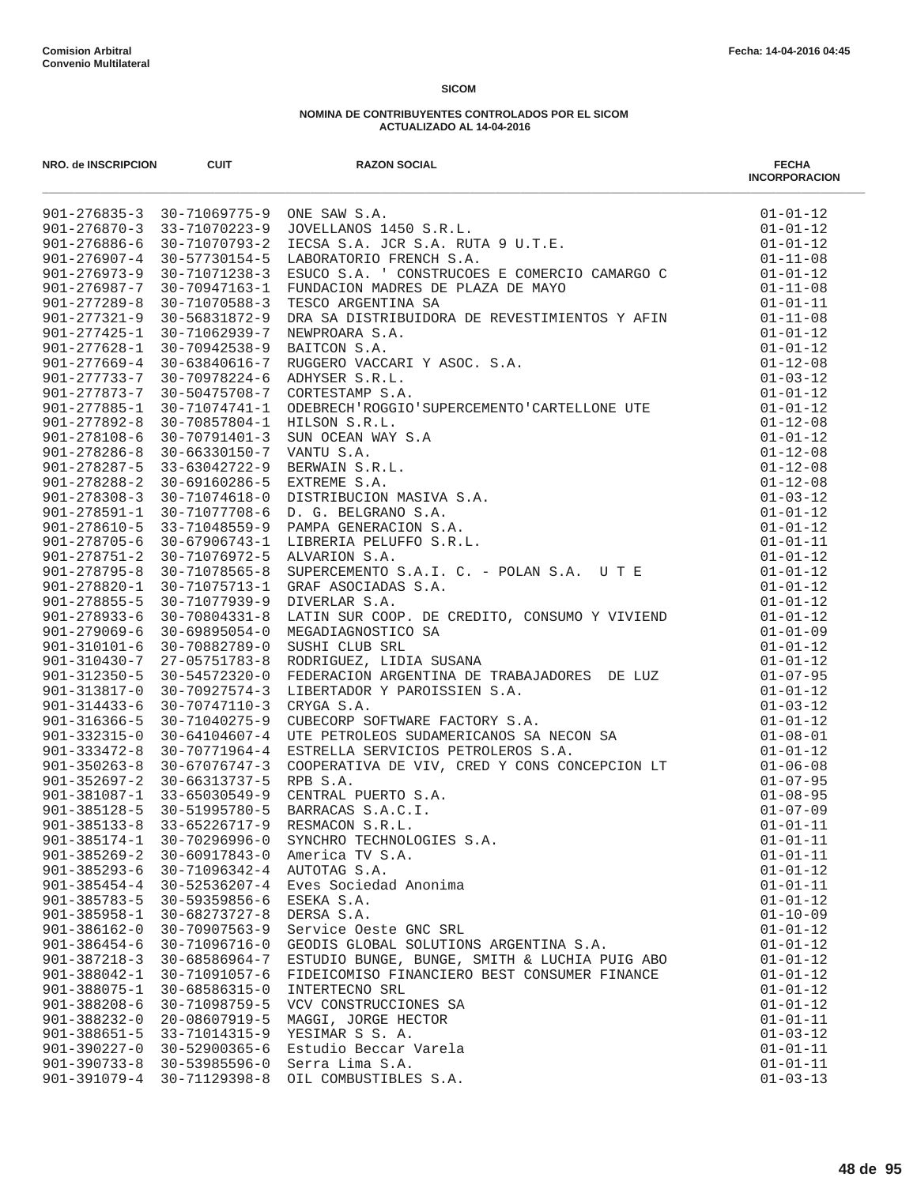Comision Arbitral
Convenio Multilateral

Fecha: 14-04-2016 04:45

**SICOM**

**NOMINA DE CONTRIBUYENTES CONTROLADOS POR EL SICOM**
**ACTUALIZADO AL 14-04-2016**

| NRO. de INSCRIPCION | CUIT | RAZON SOCIAL | FECHA INCORPORACION |
|---|---|---|---|
| 901-276835-3 | 30-71069775-9 | ONE SAW S.A. | 01-01-12 |
| 901-276870-3 | 33-71070223-9 | JOVELLANOS 1450 S.R.L. | 01-01-12 |
| 901-276886-6 | 30-71070793-2 | IECSA S.A. JCR S.A. RUTA 9 U.T.E. | 01-01-12 |
| 901-276907-4 | 30-57730154-5 | LABORATORIO FRENCH S.A. | 01-11-08 |
| 901-276973-9 | 30-71071238-3 | ESUCO S.A. ' CONSTRUCOES E COMERCIO CAMARGO C | 01-01-12 |
| 901-276987-7 | 30-70947163-1 | FUNDACION MADRES DE PLAZA DE MAYO | 01-11-08 |
| 901-277289-8 | 30-71070588-3 | TESCO ARGENTINA SA | 01-01-11 |
| 901-277321-9 | 30-56831872-9 | DRA SA DISTRIBUIDORA DE REVESTIMIENTOS Y AFIN | 01-11-08 |
| 901-277425-1 | 30-71062939-7 | NEWPROARA S.A. | 01-01-12 |
| 901-277628-1 | 30-70942538-9 | BAITCON S.A. | 01-01-12 |
| 901-277669-4 | 30-63840616-7 | RUGGERO VACCARI Y ASOC. S.A. | 01-12-08 |
| 901-277733-7 | 30-70978224-6 | ADHYSER S.R.L. | 01-03-12 |
| 901-277873-7 | 30-50475708-7 | CORTESTAMP S.A. | 01-01-12 |
| 901-277885-1 | 30-71074741-1 | ODEBRECH'ROGGIO'SUPERCEMENTO'CARTELLONE UTE | 01-01-12 |
| 901-277892-8 | 30-70857804-1 | HILSON S.R.L. | 01-12-08 |
| 901-278108-6 | 30-70791401-3 | SUN OCEAN WAY S.A | 01-01-12 |
| 901-278286-8 | 30-66330150-7 | VANTU S.A. | 01-12-08 |
| 901-278287-5 | 33-63042722-9 | BERWAIN S.R.L. | 01-12-08 |
| 901-278288-2 | 30-69160286-5 | EXTREME S.A. | 01-12-08 |
| 901-278308-3 | 30-71074618-0 | DISTRIBUCION MASIVA S.A. | 01-03-12 |
| 901-278591-1 | 30-71077708-6 | D. G. BELGRANO S.A. | 01-01-12 |
| 901-278610-5 | 33-71048559-9 | PAMPA GENERACION S.A. | 01-01-12 |
| 901-278705-6 | 30-67906743-1 | LIBRERIA PELUFFO S.R.L. | 01-01-11 |
| 901-278751-2 | 30-71076972-5 | ALVARION S.A. | 01-01-12 |
| 901-278795-8 | 30-71078565-8 | SUPERCEMENTO S.A.I. C. - POLAN S.A. U T E | 01-01-12 |
| 901-278820-1 | 30-71075713-1 | GRAF ASOCIADAS S.A. | 01-01-12 |
| 901-278855-5 | 30-71077939-9 | DIVERLAR S.A. | 01-01-12 |
| 901-278933-6 | 30-70804331-8 | LATIN SUR COOP. DE CREDITO, CONSUMO Y VIVIEND | 01-01-12 |
| 901-279069-6 | 30-69895054-0 | MEGADIAGNOSTICO SA | 01-01-09 |
| 901-310101-6 | 30-70882789-0 | SUSHI CLUB SRL | 01-01-12 |
| 901-310430-7 | 27-05751783-8 | RODRIGUEZ, LIDIA SUSANA | 01-01-12 |
| 901-312350-5 | 30-54572320-0 | FEDERACION ARGENTINA DE TRABAJADORES DE LUZ | 01-07-95 |
| 901-313817-0 | 30-70927574-3 | LIBERTADOR Y PAROISSIEN S.A. | 01-01-12 |
| 901-314433-6 | 30-70747110-3 | CRYGA S.A. | 01-03-12 |
| 901-316366-5 | 30-71040275-9 | CUBECORP SOFTWARE FACTORY S.A. | 01-01-12 |
| 901-332315-0 | 30-64104607-4 | UTE PETROLEOS SUDAMERICANOS SA NECON SA | 01-08-01 |
| 901-333472-8 | 30-70771964-4 | ESTRELLA SERVICIOS PETROLEROS S.A. | 01-01-12 |
| 901-350263-8 | 30-67076747-3 | COOPERATIVA DE VIV, CRED Y CONS CONCEPCION LT | 01-06-08 |
| 901-352697-2 | 30-66313737-5 | RPB S.A. | 01-07-95 |
| 901-381087-1 | 33-65030549-9 | CENTRAL PUERTO S.A. | 01-08-95 |
| 901-385128-5 | 30-51995780-5 | BARRACAS S.A.C.I. | 01-07-09 |
| 901-385133-8 | 33-65226717-9 | RESMACON S.R.L. | 01-01-11 |
| 901-385174-1 | 30-70296996-0 | SYNCHRO TECHNOLOGIES S.A. | 01-01-11 |
| 901-385269-2 | 30-60917843-0 | America TV S.A. | 01-01-11 |
| 901-385293-6 | 30-71096342-4 | AUTOTAG S.A. | 01-01-12 |
| 901-385454-4 | 30-52536207-4 | Eves Sociedad Anonima | 01-01-11 |
| 901-385783-5 | 30-59359856-6 | ESEKA S.A. | 01-01-12 |
| 901-385958-1 | 30-68273727-8 | DERSA S.A. | 01-10-09 |
| 901-386162-0 | 30-70907563-9 | Service Oeste GNC SRL | 01-01-12 |
| 901-386454-6 | 30-71096716-0 | GEODIS GLOBAL SOLUTIONS ARGENTINA S.A. | 01-01-12 |
| 901-387218-3 | 30-68586964-7 | ESTUDIO BUNGE, BUNGE, SMITH & LUCHIA PUIG ABO | 01-01-12 |
| 901-388042-1 | 30-71091057-6 | FIDEICOMISO FINANCIERO BEST CONSUMER FINANCE | 01-01-12 |
| 901-388075-1 | 30-68586315-0 | INTERTECNO SRL | 01-01-12 |
| 901-388208-6 | 30-71098759-5 | VCV CONSTRUCCIONES SA | 01-01-12 |
| 901-388232-0 | 20-08607919-5 | MAGGI, JORGE HECTOR | 01-01-11 |
| 901-388651-5 | 33-71014315-9 | YESIMAR S S. A. | 01-03-12 |
| 901-390227-0 | 30-52900365-6 | Estudio Beccar Varela | 01-01-11 |
| 901-390733-8 | 30-53985596-0 | Serra Lima S.A. | 01-01-11 |
| 901-391079-4 | 30-71129398-8 | OIL COMBUSTIBLES S.A. | 01-03-13 |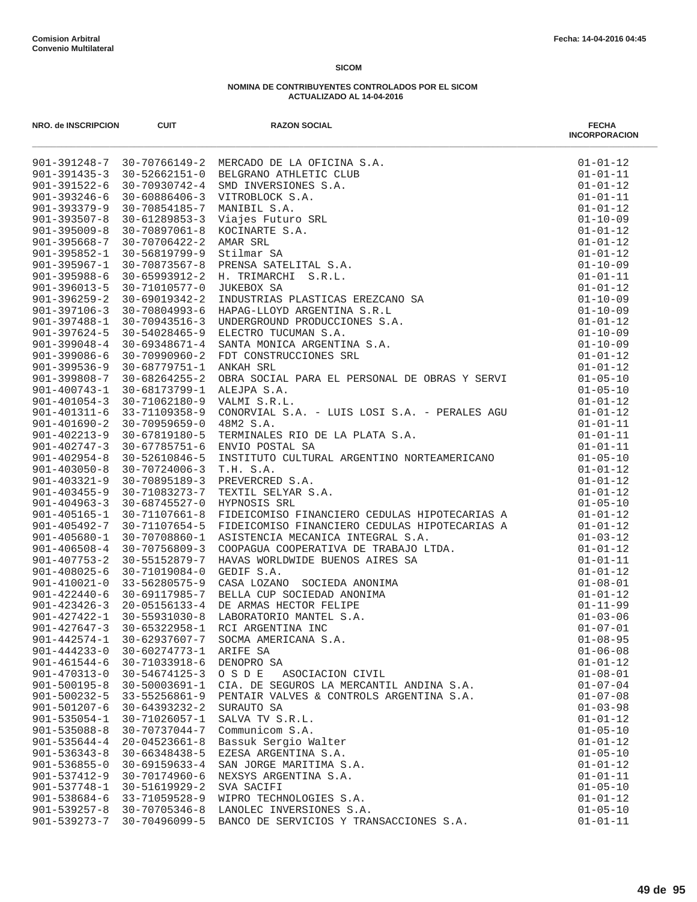**Comision Arbitral**
**Convenio Multilateral**

Fecha: 14-04-2016 04:45

## SICOM

### NOMINA DE CONTRIBUYENTES CONTROLADOS POR EL SICOM
### ACTUALIZADO AL 14-04-2016

| NRO. de INSCRIPCION | CUIT | RAZON SOCIAL | FECHA INCORPORACION |
|---|---|---|---|
| 901-391248-7 | 30-70766149-2 | MERCADO DE LA OFICINA S.A. | 01-01-12 |
| 901-391435-3 | 30-52662151-0 | BELGRANO ATHLETIC CLUB | 01-01-11 |
| 901-391522-6 | 30-70930742-4 | SMD INVERSIONES S.A. | 01-01-12 |
| 901-393246-6 | 30-60886406-3 | VITROBLOCK S.A. | 01-01-11 |
| 901-393379-9 | 30-70854185-7 | MANIBIL S.A. | 01-01-12 |
| 901-393507-8 | 30-61289853-3 | Viajes Futuro SRL | 01-10-09 |
| 901-395009-8 | 30-70897061-8 | KOCINARTE S.A. | 01-01-12 |
| 901-395668-7 | 30-70706422-2 | AMAR SRL | 01-01-12 |
| 901-395852-1 | 30-56819799-9 | Stilmar SA | 01-01-12 |
| 901-395967-1 | 30-70873567-8 | PRENSA SATELITAL S.A. | 01-10-09 |
| 901-395988-6 | 30-65993912-2 | H. TRIMARCHI S.R.L. | 01-01-11 |
| 901-396013-5 | 30-71010577-0 | JUKEBOX SA | 01-01-12 |
| 901-396259-2 | 30-69019342-2 | INDUSTRIAS PLASTICAS EREZCANO SA | 01-10-09 |
| 901-397106-3 | 30-70804993-6 | HAPAG-LLOYD ARGENTINA S.R.L | 01-10-09 |
| 901-397488-1 | 30-70943516-3 | UNDERGROUND PRODUCCIONES S.A. | 01-01-12 |
| 901-397624-5 | 30-54028465-9 | ELECTRO TUCUMAN S.A. | 01-10-09 |
| 901-399048-4 | 30-69348671-4 | SANTA MONICA ARGENTINA S.A. | 01-10-09 |
| 901-399086-6 | 30-70990960-2 | FDT CONSTRUCCIONES SRL | 01-01-12 |
| 901-399536-9 | 30-68779751-1 | ANKAH SRL | 01-01-12 |
| 901-399808-7 | 30-68264255-2 | OBRA SOCIAL PARA EL PERSONAL DE OBRAS Y SERVI | 01-05-10 |
| 901-400743-1 | 30-68173799-1 | ALEJPA S.A. | 01-05-10 |
| 901-401054-3 | 30-71062180-9 | VALMI S.R.L. | 01-01-12 |
| 901-401311-6 | 33-71109358-9 | CONORVIAL S.A. - LUIS LOSI S.A. - PERALES AGU | 01-01-12 |
| 901-401690-2 | 30-70959659-0 | 48M2 S.A. | 01-01-11 |
| 901-402213-9 | 30-67819180-5 | TERMINALES RIO DE LA PLATA S.A. | 01-01-11 |
| 901-402747-3 | 30-67785751-6 | ENVIO POSTAL SA | 01-01-11 |
| 901-402954-8 | 30-52610846-5 | INSTITUTO CULTURAL ARGENTINO NORTEAMERICANO | 01-05-10 |
| 901-403050-8 | 30-70724006-3 | T.H. S.A. | 01-01-12 |
| 901-403321-9 | 30-70895189-3 | PREVERCRED S.A. | 01-01-12 |
| 901-403455-9 | 30-71083273-7 | TEXTIL SELYAR S.A. | 01-01-12 |
| 901-404963-3 | 30-68745527-0 | HYPNOSIS SRL | 01-05-10 |
| 901-405165-1 | 30-71107661-8 | FIDEICOMISO FINANCIERO CEDULAS HIPOTECARIAS A | 01-01-12 |
| 901-405492-7 | 30-71107654-5 | FIDEICOMISO FINANCIERO CEDULAS HIPOTECARIAS A | 01-01-12 |
| 901-405680-1 | 30-70708860-1 | ASISTENCIA MECANICA INTEGRAL S.A. | 01-03-12 |
| 901-406508-4 | 30-70756809-3 | COOPAGUA COOPERATIVA DE TRABAJO LTDA. | 01-01-12 |
| 901-407753-2 | 30-55152879-7 | HAVAS WORLDWIDE BUENOS AIRES SA | 01-01-11 |
| 901-408025-6 | 30-71019084-0 | GEDIF S.A. | 01-01-12 |
| 901-410021-0 | 33-56280575-9 | CASA LOZANO SOCIEDA ANONIMA | 01-08-01 |
| 901-422440-6 | 30-69117985-7 | BELLA CUP SOCIEDAD ANONIMA | 01-01-12 |
| 901-423426-3 | 20-05156133-4 | DE ARMAS HECTOR FELIPE | 01-11-99 |
| 901-427422-1 | 30-55931030-8 | LABORATORIO MANTEL S.A. | 01-03-06 |
| 901-427647-3 | 30-65322958-1 | RCI ARGENTINA INC | 01-07-01 |
| 901-442574-1 | 30-62937607-7 | SOCMA AMERICANA S.A. | 01-08-95 |
| 901-444233-0 | 30-60274773-1 | ARIFE SA | 01-06-08 |
| 901-461544-6 | 30-71033918-6 | DENOPRO SA | 01-01-12 |
| 901-470313-0 | 30-54674125-3 | O S D E ASOCIACION CIVIL | 01-08-01 |
| 901-500195-8 | 30-50003691-1 | CIA. DE SEGUROS LA MERCANTIL ANDINA S.A. | 01-07-04 |
| 901-500232-5 | 33-55256861-9 | PENTAIR VALVES & CONTROLS ARGENTINA S.A. | 01-07-08 |
| 901-501207-6 | 30-64393232-2 | SURAUTO SA | 01-03-98 |
| 901-535054-1 | 30-71026057-1 | SALVA TV S.R.L. | 01-01-12 |
| 901-535088-8 | 30-70737044-7 | Communicom S.A. | 01-05-10 |
| 901-535644-4 | 20-04523661-8 | Bassuk Sergio Walter | 01-01-12 |
| 901-536343-8 | 30-66348438-5 | EZESA ARGENTINA S.A. | 01-05-10 |
| 901-536855-0 | 30-69159633-4 | SAN JORGE MARITIMA S.A. | 01-01-12 |
| 901-537412-9 | 30-70174960-6 | NEXSYS ARGENTINA S.A. | 01-01-11 |
| 901-537748-1 | 30-51619929-2 | SVA SACIFI | 01-05-10 |
| 901-538684-6 | 33-71059528-9 | WIPRO TECHNOLOGIES S.A. | 01-01-12 |
| 901-539257-8 | 30-70705346-8 | LANOLEC INVERSIONES S.A. | 01-05-10 |
| 901-539273-7 | 30-70496099-5 | BANCO DE SERVICIOS Y TRANSACCIONES S.A. | 01-01-11 |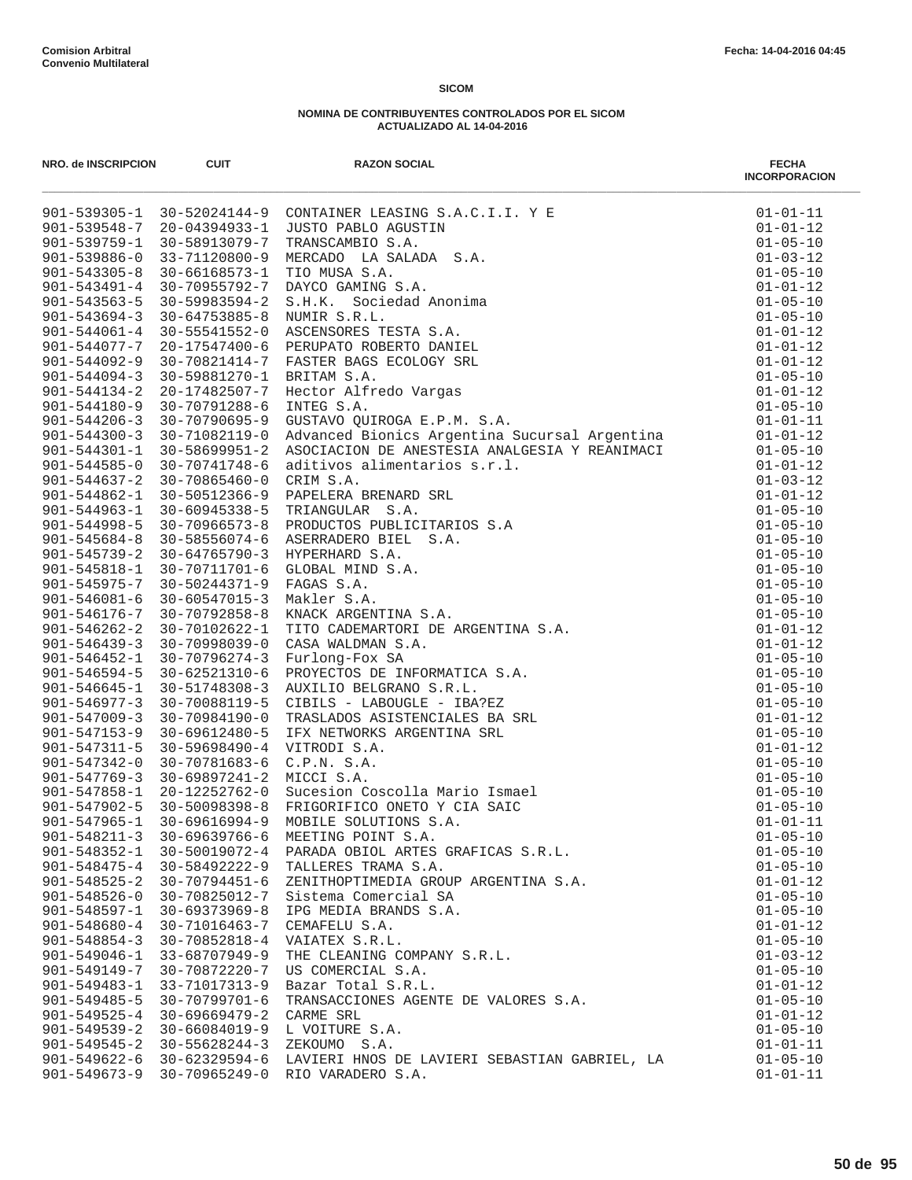**Comision Arbitral**
**Convenio Multilateral**

**Fecha: 14-04-2016 04:45**

**SICOM**

**NOMINA DE CONTRIBUYENTES CONTROLADOS POR EL SICOM**
**ACTUALIZADO AL 14-04-2016**

| NRO. de INSCRIPCION | CUIT | RAZON SOCIAL | FECHA INCORPORACION |
|---|---|---|---|
| 901-539305-1 | 30-52024144-9 | CONTAINER LEASING S.A.C.I.I. Y E | 01-01-11 |
| 901-539548-7 | 20-04394933-1 | JUSTO PABLO AGUSTIN | 01-01-12 |
| 901-539759-1 | 30-58913079-7 | TRANSCAMBIO S.A. | 01-05-10 |
| 901-539886-0 | 33-71120800-9 | MERCADO LA SALADA S.A. | 01-03-12 |
| 901-543305-8 | 30-66168573-1 | TIO MUSA S.A. | 01-05-10 |
| 901-543491-4 | 30-70955792-7 | DAYCO GAMING S.A. | 01-01-12 |
| 901-543563-5 | 30-59983594-2 | S.H.K. Sociedad Anonima | 01-05-10 |
| 901-543694-3 | 30-64753885-8 | NUMIR S.R.L. | 01-05-10 |
| 901-544061-4 | 30-55541552-0 | ASCENSORES TESTA S.A. | 01-01-12 |
| 901-544077-7 | 20-17547400-6 | PERUPATO ROBERTO DANIEL | 01-01-12 |
| 901-544092-9 | 30-70821414-7 | FASTER BAGS ECOLOGY SRL | 01-01-12 |
| 901-544094-3 | 30-59881270-1 | BRITAM S.A. | 01-05-10 |
| 901-544134-2 | 20-17482507-7 | Hector Alfredo Vargas | 01-01-12 |
| 901-544180-9 | 30-70791288-6 | INTEG S.A. | 01-05-10 |
| 901-544206-3 | 30-70790695-9 | GUSTAVO QUIROGA E.P.M. S.A. | 01-01-11 |
| 901-544300-3 | 30-71082119-0 | Advanced Bionics Argentina Sucursal Argentina | 01-01-12 |
| 901-544301-1 | 30-58699951-2 | ASOCIACION DE ANESTESIA ANALGESIA Y REANIMACI | 01-05-10 |
| 901-544585-0 | 30-70741748-6 | aditivos alimentarios s.r.l. | 01-01-12 |
| 901-544637-2 | 30-70865460-0 | CRIM S.A. | 01-03-12 |
| 901-544862-1 | 30-50512366-9 | PAPELERA BRENARD SRL | 01-01-12 |
| 901-544963-1 | 30-60945338-5 | TRIANGULAR S.A. | 01-05-10 |
| 901-544998-5 | 30-70966573-8 | PRODUCTOS PUBLICITARIOS S.A | 01-05-10 |
| 901-545684-8 | 30-58556074-6 | ASERRADERO BIEL S.A. | 01-05-10 |
| 901-545739-2 | 30-64765790-3 | HYPERHARD S.A. | 01-05-10 |
| 901-545818-1 | 30-70711701-6 | GLOBAL MIND S.A. | 01-05-10 |
| 901-545975-7 | 30-50244371-9 | FAGAS S.A. | 01-05-10 |
| 901-546081-6 | 30-60547015-3 | Makler S.A. | 01-05-10 |
| 901-546176-7 | 30-70792858-8 | KNACK ARGENTINA S.A. | 01-05-10 |
| 901-546262-2 | 30-70102622-1 | TITO CADEMARTORI DE ARGENTINA S.A. | 01-01-12 |
| 901-546439-3 | 30-70998039-0 | CASA WALDMAN S.A. | 01-01-12 |
| 901-546452-1 | 30-70796274-3 | Furlong-Fox SA | 01-05-10 |
| 901-546594-5 | 30-62521310-6 | PROYECTOS DE INFORMATICA S.A. | 01-05-10 |
| 901-546645-1 | 30-51748308-3 | AUXILIO BELGRANO S.R.L. | 01-05-10 |
| 901-546977-3 | 30-70088119-5 | CIBILS - LABOUGLE - IBA?EZ | 01-05-10 |
| 901-547009-3 | 30-70984190-0 | TRASLADOS ASISTENCIALES BA SRL | 01-01-12 |
| 901-547153-9 | 30-69612480-5 | IFX NETWORKS ARGENTINA SRL | 01-05-10 |
| 901-547311-5 | 30-59698490-4 | VITRODI S.A. | 01-01-12 |
| 901-547342-0 | 30-70781683-6 | C.P.N. S.A. | 01-05-10 |
| 901-547769-3 | 30-69897241-2 | MICCI S.A. | 01-05-10 |
| 901-547858-1 | 20-12252762-0 | Sucesion Coscolla Mario Ismael | 01-05-10 |
| 901-547902-5 | 30-50098398-8 | FRIGORIFICO ONETO Y CIA SAIC | 01-05-10 |
| 901-547965-1 | 30-69616994-9 | MOBILE SOLUTIONS S.A. | 01-01-11 |
| 901-548211-3 | 30-69639766-6 | MEETING POINT S.A. | 01-05-10 |
| 901-548352-1 | 30-50019072-4 | PARADA OBIOL ARTES GRAFICAS S.R.L. | 01-05-10 |
| 901-548475-4 | 30-58492222-9 | TALLERES TRAMA S.A. | 01-05-10 |
| 901-548525-2 | 30-70794451-6 | ZENITHOPTIMEDIA GROUP ARGENTINA S.A. | 01-01-12 |
| 901-548526-0 | 30-70825012-7 | Sistema Comercial SA | 01-05-10 |
| 901-548597-1 | 30-69373969-8 | IPG MEDIA BRANDS S.A. | 01-05-10 |
| 901-548680-4 | 30-71016463-7 | CEMAFELU S.A. | 01-01-12 |
| 901-548854-3 | 30-70852818-4 | VAIATEX S.R.L. | 01-05-10 |
| 901-549046-1 | 33-68707949-9 | THE CLEANING COMPANY S.R.L. | 01-03-12 |
| 901-549149-7 | 30-70872220-7 | US COMERCIAL S.A. | 01-05-10 |
| 901-549483-1 | 33-71017313-9 | Bazar Total S.R.L. | 01-01-12 |
| 901-549485-5 | 30-70799701-6 | TRANSACCIONES AGENTE DE VALORES S.A. | 01-05-10 |
| 901-549525-4 | 30-69669479-2 | CARME SRL | 01-01-12 |
| 901-549539-2 | 30-66084019-9 | L VOITURE S.A. | 01-05-10 |
| 901-549545-2 | 30-55628244-3 | ZEKOUMO S.A. | 01-01-11 |
| 901-549622-6 | 30-62329594-6 | LAVIERI HNOS DE LAVIERI SEBASTIAN GABRIEL, LA | 01-05-10 |
| 901-549673-9 | 30-70965249-0 | RIO VARADERO S.A. | 01-01-11 |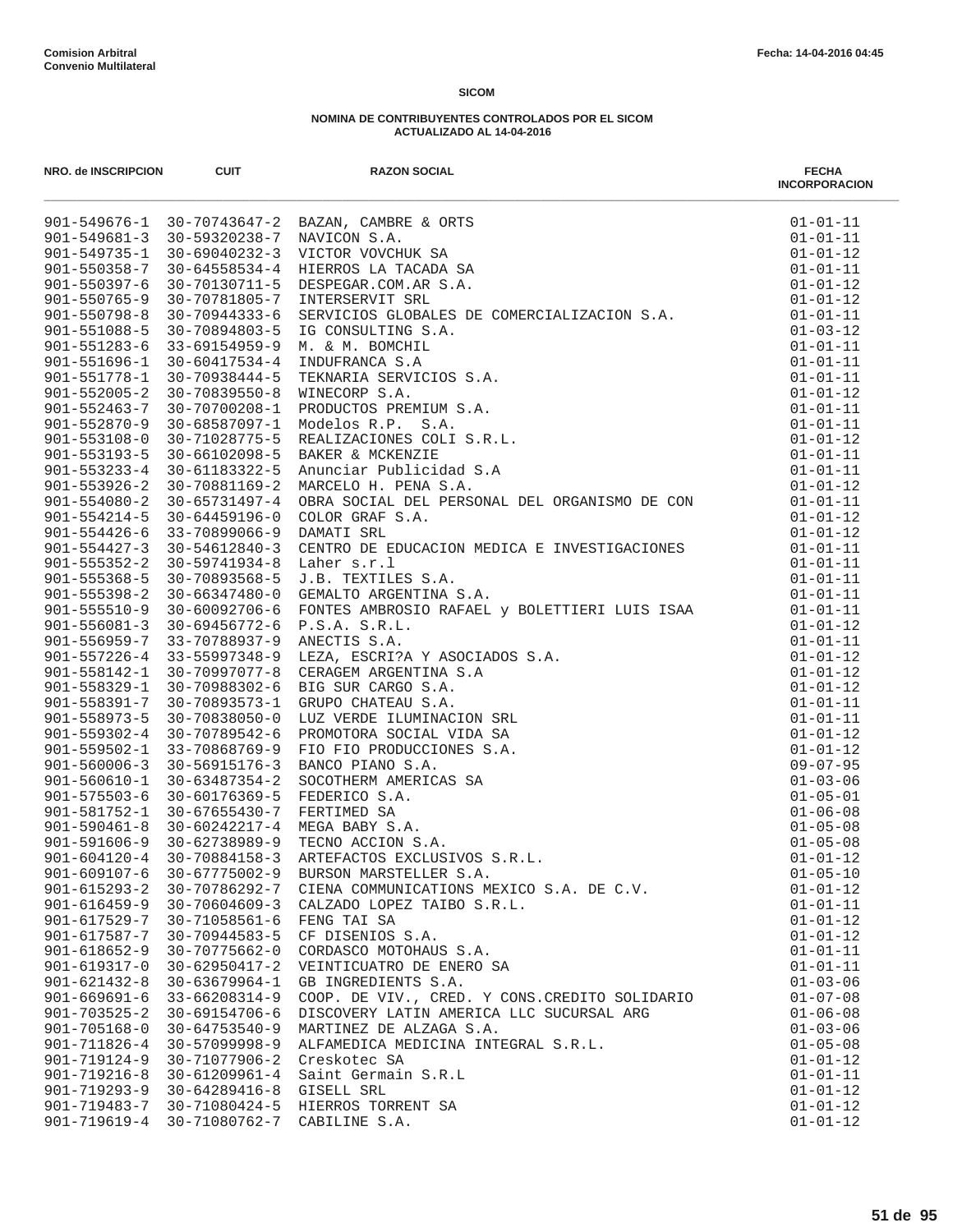**Comision Arbitral**
**Convenio Multilateral**

Fecha: 14-04-2016 04:45

**SICOM**

**NOMINA DE CONTRIBUYENTES CONTROLADOS POR EL SICOM**
**ACTUALIZADO AL 14-04-2016**

| NRO. de INSCRIPCION | CUIT | RAZON SOCIAL | FECHA INCORPORACION |
|---|---|---|---|
| 901-549676-1 | 30-70743647-2 | BAZAN, CAMBRE & ORTS | 01-01-11 |
| 901-549681-3 | 30-59320238-7 | NAVICON S.A. | 01-01-11 |
| 901-549735-1 | 30-69040232-3 | VICTOR VOVCHUK SA | 01-01-12 |
| 901-550358-7 | 30-64558534-4 | HIERROS LA TACADA SA | 01-01-11 |
| 901-550397-6 | 30-70130711-5 | DESPEGAR.COM.AR S.A. | 01-01-12 |
| 901-550765-9 | 30-70781805-7 | INTERSERVIT SRL | 01-01-12 |
| 901-550798-8 | 30-70944333-6 | SERVICIOS GLOBALES DE COMERCIALIZACION S.A. | 01-01-11 |
| 901-551088-5 | 30-70894803-5 | IG CONSULTING S.A. | 01-03-12 |
| 901-551283-6 | 33-69154959-9 | M. & M. BOMCHIL | 01-01-11 |
| 901-551696-1 | 30-60417534-4 | INDUFRANCA S.A | 01-01-11 |
| 901-551778-1 | 30-70938444-5 | TEKNARIA SERVICIOS S.A. | 01-01-11 |
| 901-552005-2 | 30-70839550-8 | WINECORP S.A. | 01-01-12 |
| 901-552463-7 | 30-70700208-1 | PRODUCTOS PREMIUM S.A. | 01-01-11 |
| 901-552870-9 | 30-68587097-1 | Modelos R.P.  S.A. | 01-01-11 |
| 901-553108-0 | 30-71028775-5 | REALIZACIONES COLI S.R.L. | 01-01-12 |
| 901-553193-5 | 30-66102098-5 | BAKER & MCKENZIE | 01-01-11 |
| 901-553233-4 | 30-61183322-5 | Anunciar Publicidad S.A | 01-01-11 |
| 901-553926-2 | 30-70881169-2 | MARCELO H. PENA S.A. | 01-01-12 |
| 901-554080-2 | 30-65731497-4 | OBRA SOCIAL DEL PERSONAL DEL ORGANISMO DE CON | 01-01-11 |
| 901-554214-5 | 30-64459196-0 | COLOR GRAF S.A. | 01-01-12 |
| 901-554426-6 | 33-70899066-9 | DAMATI SRL | 01-01-12 |
| 901-554427-3 | 30-54612840-3 | CENTRO DE EDUCACION MEDICA E INVESTIGACIONES | 01-01-11 |
| 901-555352-2 | 30-59741934-8 | Laher s.r.l | 01-01-11 |
| 901-555368-5 | 30-70893568-5 | J.B. TEXTILES S.A. | 01-01-11 |
| 901-555398-2 | 30-66347480-0 | GEMALTO ARGENTINA S.A. | 01-01-11 |
| 901-555510-9 | 30-60092706-6 | FONTES AMBROSIO RAFAEL y BOLETTIERI LUIS ISAA | 01-01-11 |
| 901-556081-3 | 30-69456772-6 | P.S.A. S.R.L. | 01-01-12 |
| 901-556959-7 | 33-70788937-9 | ANECTIS S.A. | 01-01-11 |
| 901-557226-4 | 33-55997348-9 | LEZA, ESCRI?A Y ASOCIADOS S.A. | 01-01-12 |
| 901-558142-1 | 30-70997077-8 | CERAGEM ARGENTINA S.A | 01-01-12 |
| 901-558329-1 | 30-70988302-6 | BIG SUR CARGO S.A. | 01-01-12 |
| 901-558391-7 | 30-70893573-1 | GRUPO CHATEAU S.A. | 01-01-11 |
| 901-558973-5 | 30-70838050-0 | LUZ VERDE ILUMINACION SRL | 01-01-11 |
| 901-559302-4 | 30-70789542-6 | PROMOTORA SOCIAL VIDA SA | 01-01-12 |
| 901-559502-1 | 33-70868769-9 | FIO FIO PRODUCCIONES S.A. | 01-01-12 |
| 901-560006-3 | 30-56915176-3 | BANCO PIANO S.A. | 09-07-95 |
| 901-560610-1 | 30-63487354-2 | SOCOTHERM AMERICAS SA | 01-03-06 |
| 901-575503-6 | 30-60176369-5 | FEDERICO S.A. | 01-05-01 |
| 901-581752-1 | 30-67655430-7 | FERTIMED SA | 01-06-08 |
| 901-590461-8 | 30-60242217-4 | MEGA BABY S.A. | 01-05-08 |
| 901-591606-9 | 30-62738989-9 | TECNO ACCION S.A. | 01-05-08 |
| 901-604120-4 | 30-70884158-3 | ARTEFACTOS EXCLUSIVOS S.R.L. | 01-01-12 |
| 901-609107-6 | 30-67775002-9 | BURSON MARSTELLER S.A. | 01-05-10 |
| 901-615293-2 | 30-70786292-7 | CIENA COMMUNICATIONS MEXICO S.A. DE C.V. | 01-01-12 |
| 901-616459-9 | 30-70604609-3 | CALZADO LOPEZ TAIBO S.R.L. | 01-01-11 |
| 901-617529-7 | 30-71058561-6 | FENG TAI SA | 01-01-12 |
| 901-617587-7 | 30-70944583-5 | CF DISENIOS S.A. | 01-01-12 |
| 901-618652-9 | 30-70775662-0 | CORDASCO MOTOHAUS S.A. | 01-01-11 |
| 901-619317-0 | 30-62950417-2 | VEINTICUATRO DE ENERO SA | 01-01-11 |
| 901-621432-8 | 30-63679964-1 | GB INGREDIENTS S.A. | 01-03-06 |
| 901-669691-6 | 33-66208314-9 | COOP. DE VIV., CRED. Y CONS.CREDITO SOLIDARIO | 01-07-08 |
| 901-703525-2 | 30-69154706-6 | DISCOVERY LATIN AMERICA LLC SUCURSAL ARG | 01-06-08 |
| 901-705168-0 | 30-64753540-9 | MARTINEZ DE ALZAGA S.A. | 01-03-06 |
| 901-711826-4 | 30-57099998-9 | ALFAMEDICA MEDICINA INTEGRAL S.R.L. | 01-05-08 |
| 901-719124-9 | 30-71077906-2 | Creskotec SA | 01-01-12 |
| 901-719216-8 | 30-61209961-4 | Saint Germain S.R.L | 01-01-11 |
| 901-719293-9 | 30-64289416-8 | GISELL SRL | 01-01-12 |
| 901-719483-7 | 30-71080424-5 | HIERROS TORRENT SA | 01-01-12 |
| 901-719619-4 | 30-71080762-7 | CABILINE S.A. | 01-01-12 |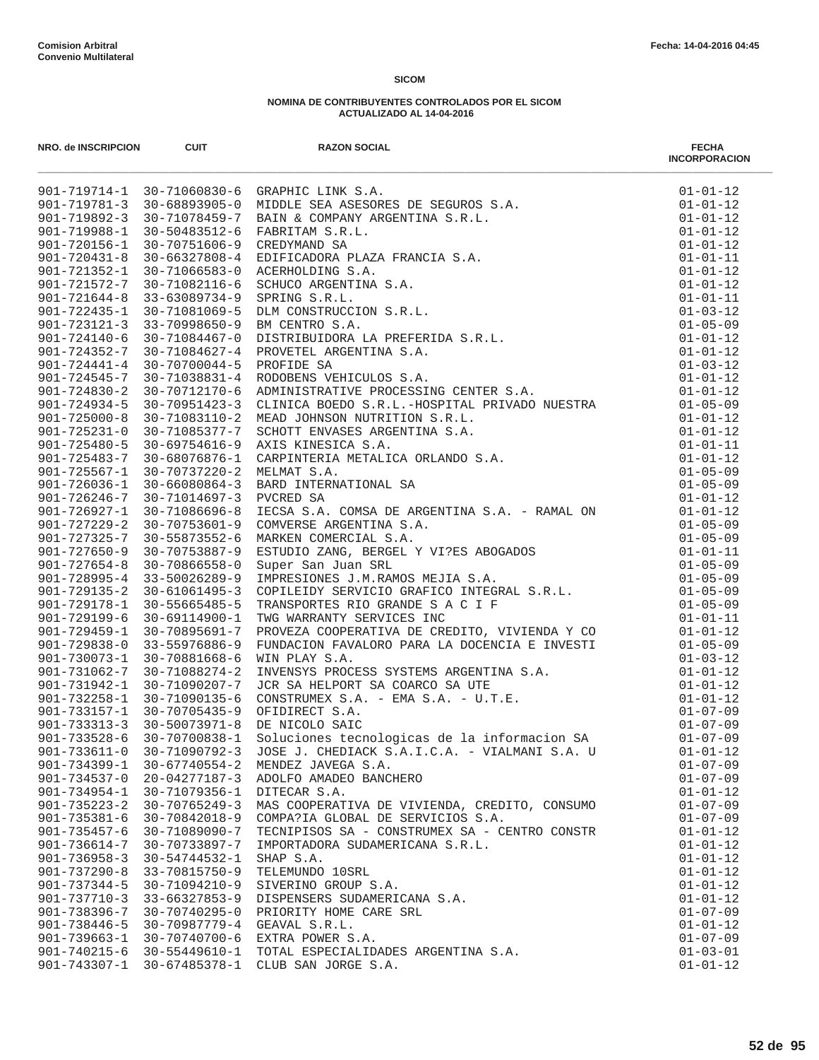Comision Arbitral
Convenio Multilateral

Fecha: 14-04-2016 04:45

**SICOM**

**NOMINA DE CONTRIBUYENTES CONTROLADOS POR EL SICOM**
**ACTUALIZADO AL 14-04-2016**

| NRO. de INSCRIPCION | CUIT | RAZON SOCIAL | FECHA INCORPORACION |
|---|---|---|---|
| 901-719714-1 | 30-71060830-6 | GRAPHIC LINK S.A. | 01-01-12 |
| 901-719781-3 | 30-68893905-0 | MIDDLE SEA ASESORES DE SEGUROS S.A. | 01-01-12 |
| 901-719892-3 | 30-71078459-7 | BAIN & COMPANY ARGENTINA S.R.L. | 01-01-12 |
| 901-719988-1 | 30-50483512-6 | FABRITAM S.R.L. | 01-01-12 |
| 901-720156-1 | 30-70751606-9 | CREDYMAND SA | 01-01-12 |
| 901-720431-8 | 30-66327808-4 | EDIFICADORA PLAZA FRANCIA S.A. | 01-01-11 |
| 901-721352-1 | 30-71066583-0 | ACERHOLDING S.A. | 01-01-12 |
| 901-721572-7 | 30-71082116-6 | SCHUCO ARGENTINA S.A. | 01-01-12 |
| 901-721644-8 | 33-63089734-9 | SPRING S.R.L. | 01-01-11 |
| 901-722435-1 | 30-71081069-5 | DLM CONSTRUCCION S.R.L. | 01-03-12 |
| 901-723121-3 | 33-70998650-9 | BM CENTRO S.A. | 01-05-09 |
| 901-724140-6 | 30-71084467-0 | DISTRIBUIDORA LA PREFERIDA S.R.L. | 01-01-12 |
| 901-724352-7 | 30-71084627-4 | PROVETEL ARGENTINA S.A. | 01-01-12 |
| 901-724441-4 | 30-70700044-5 | PROFIDE SA | 01-03-12 |
| 901-724545-7 | 30-71038831-4 | RODOBENS VEHICULOS S.A. | 01-01-12 |
| 901-724830-2 | 30-70712170-6 | ADMINISTRATIVE PROCESSING CENTER S.A. | 01-01-12 |
| 901-724934-5 | 30-70951423-3 | CLINICA BOEDO S.R.L.-HOSPITAL PRIVADO NUESTRA | 01-05-09 |
| 901-725000-8 | 30-71083110-2 | MEAD JOHNSON NUTRITION S.R.L. | 01-01-12 |
| 901-725231-0 | 30-71085377-7 | SCHOTT ENVASES ARGENTINA S.A. | 01-01-12 |
| 901-725480-5 | 30-69754616-9 | AXIS KINESICA S.A. | 01-01-11 |
| 901-725483-7 | 30-68076876-1 | CARPINTERIA METALICA ORLANDO S.A. | 01-01-12 |
| 901-725567-1 | 30-70737220-2 | MELMAT S.A. | 01-05-09 |
| 901-726036-1 | 30-66080864-3 | BARD INTERNATIONAL SA | 01-05-09 |
| 901-726246-7 | 30-71014697-3 | PVCRED SA | 01-01-12 |
| 901-726927-1 | 30-71086696-8 | IECSA S.A. COMSA DE ARGENTINA S.A. - RAMAL ON | 01-01-12 |
| 901-727229-2 | 30-70753601-9 | COMVERSE ARGENTINA S.A. | 01-05-09 |
| 901-727325-7 | 30-55873552-6 | MARKEN COMERCIAL S.A. | 01-05-09 |
| 901-727650-9 | 30-70753887-9 | ESTUDIO ZANG, BERGEL Y VI?ES ABOGADOS | 01-01-11 |
| 901-727654-8 | 30-70866558-0 | Super San Juan SRL | 01-05-09 |
| 901-728995-4 | 33-50026289-9 | IMPRESIONES J.M.RAMOS MEJIA S.A. | 01-05-09 |
| 901-729135-2 | 30-61061495-3 | COPILEIDY SERVICIO GRAFICO INTEGRAL S.R.L. | 01-05-09 |
| 901-729178-1 | 30-55665485-5 | TRANSPORTES RIO GRANDE S A C I F | 01-05-09 |
| 901-729199-6 | 30-69114900-1 | TWG WARRANTY SERVICES INC | 01-01-11 |
| 901-729459-1 | 30-70895691-7 | PROVEZA COOPERATIVA DE CREDITO, VIVIENDA Y CO | 01-01-12 |
| 901-729838-0 | 33-55976886-9 | FUNDACION FAVALORO PARA LA DOCENCIA E INVESTI | 01-05-09 |
| 901-730073-1 | 30-70881668-6 | WIN PLAY S.A. | 01-03-12 |
| 901-731062-7 | 30-71088274-2 | INVENSYS PROCESS SYSTEMS ARGENTINA S.A. | 01-01-12 |
| 901-731942-1 | 30-71090207-7 | JCR SA HELPORT SA COARCO SA UTE | 01-01-12 |
| 901-732258-1 | 30-71090135-6 | CONSTRUMEX S.A. - EMA S.A. - U.T.E. | 01-01-12 |
| 901-733157-1 | 30-70705435-9 | OFIDIRECT S.A. | 01-07-09 |
| 901-733313-3 | 30-50073971-8 | DE NICOLO SAIC | 01-07-09 |
| 901-733528-6 | 30-70700838-1 | Soluciones tecnologicas de la informacion SA | 01-07-09 |
| 901-733611-0 | 30-71090792-3 | JOSE J. CHEDIACK S.A.I.C.A. - VIALMANI S.A. U | 01-01-12 |
| 901-734399-1 | 30-67740554-2 | MENDEZ JAVEGA S.A. | 01-07-09 |
| 901-734537-0 | 20-04277187-3 | ADOLFO AMADEO BANCHERO | 01-07-09 |
| 901-734954-1 | 30-71079356-1 | DITECAR S.A. | 01-01-12 |
| 901-735223-2 | 30-70765249-3 | MAS COOPERATIVA DE VIVIENDA, CREDITO, CONSUMO | 01-07-09 |
| 901-735381-6 | 30-70842018-9 | COMPA?IA GLOBAL DE SERVICIOS S.A. | 01-07-09 |
| 901-735457-6 | 30-71089090-7 | TECNIPISOS SA - CONSTRUMEX SA - CENTRO CONSTR | 01-01-12 |
| 901-736614-7 | 30-70733897-7 | IMPORTADORA SUDAMERICANA S.R.L. | 01-01-12 |
| 901-736958-3 | 30-54744532-1 | SHAP S.A. | 01-01-12 |
| 901-737290-8 | 33-70815750-9 | TELEMUNDO 10SRL | 01-01-12 |
| 901-737344-5 | 30-71094210-9 | SIVERINO GROUP S.A. | 01-01-12 |
| 901-737710-3 | 33-66327853-9 | DISPENSERS SUDAMERICANA S.A. | 01-01-12 |
| 901-738396-7 | 30-70740295-0 | PRIORITY HOME CARE SRL | 01-07-09 |
| 901-738446-5 | 30-70987779-4 | GEAVAL S.R.L. | 01-01-12 |
| 901-739663-1 | 30-70740700-6 | EXTRA POWER S.A. | 01-07-09 |
| 901-740215-6 | 30-55449610-1 | TOTAL ESPECIALIDADES ARGENTINA S.A. | 01-03-01 |
| 901-743307-1 | 30-67485378-1 | CLUB SAN JORGE S.A. | 01-01-12 |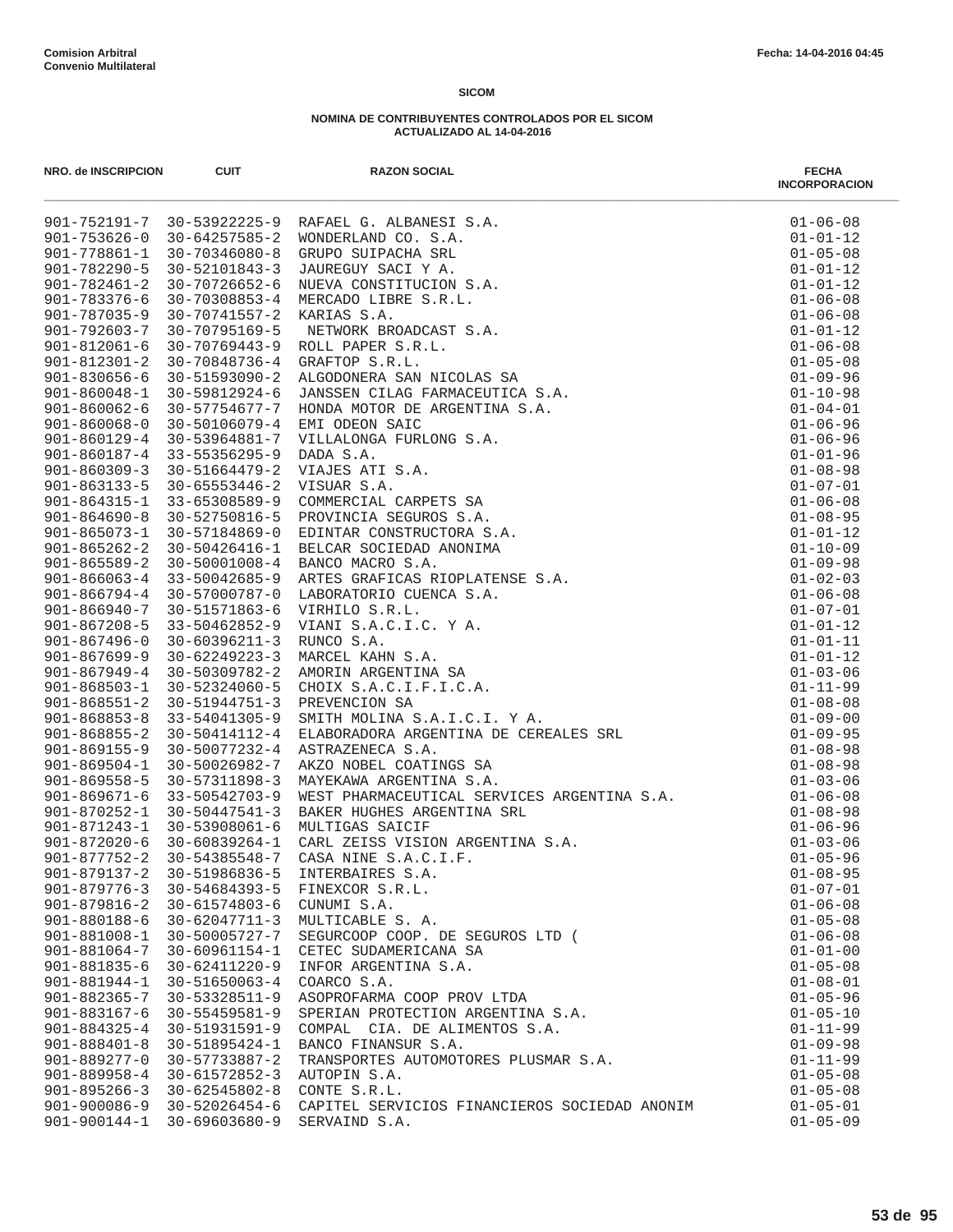**Comision Arbitral**
**Convenio Multilateral**

Fecha: 14-04-2016 04:45

**SICOM**

**NOMINA DE CONTRIBUYENTES CONTROLADOS POR EL SICOM**
**ACTUALIZADO AL 14-04-2016**

| NRO. de INSCRIPCION | CUIT | RAZON SOCIAL | FECHA INCORPORACION |
|---|---|---|---|
| 901-752191-7 | 30-53922225-9 | RAFAEL G. ALBANESI S.A. | 01-06-08 |
| 901-753626-0 | 30-64257585-2 | WONDERLAND CO. S.A. | 01-01-12 |
| 901-778861-1 | 30-70346080-8 | GRUPO SUIPACHA SRL | 01-05-08 |
| 901-782290-5 | 30-52101843-3 | JAUREGUY SACI Y A. | 01-01-12 |
| 901-782461-2 | 30-70726652-6 | NUEVA CONSTITUCION S.A. | 01-01-12 |
| 901-783376-6 | 30-70308853-4 | MERCADO LIBRE S.R.L. | 01-06-08 |
| 901-787035-9 | 30-70741557-2 | KARIAS S.A. | 01-06-08 |
| 901-792603-7 | 30-70795169-5 | NETWORK BROADCAST S.A. | 01-01-12 |
| 901-812061-6 | 30-70769443-9 | ROLL PAPER S.R.L. | 01-06-08 |
| 901-812301-2 | 30-70848736-4 | GRAFTOP S.R.L. | 01-05-08 |
| 901-830656-6 | 30-51593090-2 | ALGODONERA SAN NICOLAS SA | 01-09-96 |
| 901-860048-1 | 30-59812924-6 | JANSSEN CILAG FARMACEUTICA S.A. | 01-10-98 |
| 901-860062-6 | 30-57754677-7 | HONDA MOTOR DE ARGENTINA S.A. | 01-04-01 |
| 901-860068-0 | 30-50106079-4 | EMI ODEON SAIC | 01-06-96 |
| 901-860129-4 | 30-53964881-7 | VILLALONGA FURLONG S.A. | 01-06-96 |
| 901-860187-4 | 33-55356295-9 | DADA S.A. | 01-01-96 |
| 901-860309-3 | 30-51664479-2 | VIAJES ATI S.A. | 01-08-98 |
| 901-863133-5 | 30-65553446-2 | VISUAR S.A. | 01-07-01 |
| 901-864315-1 | 33-65308589-9 | COMMERCIAL CARPETS SA | 01-06-08 |
| 901-864690-8 | 30-52750816-5 | PROVINCIA SEGUROS S.A. | 01-08-95 |
| 901-865073-1 | 30-57184869-0 | EDINTAR CONSTRUCTORA S.A. | 01-01-12 |
| 901-865262-2 | 30-50426416-1 | BELCAR SOCIEDAD ANONIMA | 01-10-09 |
| 901-865589-2 | 30-50001008-4 | BANCO MACRO S.A. | 01-09-98 |
| 901-866063-4 | 33-50042685-9 | ARTES GRAFICAS RIOPLATENSE S.A. | 01-02-03 |
| 901-866794-4 | 30-57000787-0 | LABORATORIO CUENCA S.A. | 01-06-08 |
| 901-866940-7 | 30-51571863-6 | VIRHILO S.R.L. | 01-07-01 |
| 901-867208-5 | 33-50462852-9 | VIANI S.A.C.I.C. Y A. | 01-01-12 |
| 901-867496-0 | 30-60396211-3 | RUNCO S.A. | 01-01-11 |
| 901-867699-9 | 30-62249223-3 | MARCEL KAHN S.A. | 01-01-12 |
| 901-867949-4 | 30-50309782-2 | AMORIN ARGENTINA SA | 01-03-06 |
| 901-868503-1 | 30-52324060-5 | CHOIX S.A.C.I.F.I.C.A. | 01-11-99 |
| 901-868551-2 | 30-51944751-3 | PREVENCION SA | 01-08-08 |
| 901-868853-8 | 33-54041305-9 | SMITH MOLINA S.A.I.C.I. Y A. | 01-09-00 |
| 901-868855-2 | 30-50414112-4 | ELABORADORA ARGENTINA DE CEREALES SRL | 01-09-95 |
| 901-869155-9 | 30-50077232-4 | ASTRAZENECA S.A. | 01-08-98 |
| 901-869504-1 | 30-50026982-7 | AKZO NOBEL COATINGS SA | 01-08-98 |
| 901-869558-5 | 30-57311898-3 | MAYEKAWA ARGENTINA S.A. | 01-03-06 |
| 901-869671-6 | 33-50542703-9 | WEST PHARMACEUTICAL SERVICES ARGENTINA S.A. | 01-06-08 |
| 901-870252-1 | 30-50447541-3 | BAKER HUGHES ARGENTINA SRL | 01-08-98 |
| 901-871243-1 | 30-53908061-6 | MULTIGAS SAICIF | 01-06-96 |
| 901-872020-6 | 30-60839264-1 | CARL ZEISS VISION ARGENTINA S.A. | 01-03-06 |
| 901-877752-2 | 30-54385548-7 | CASA NINE S.A.C.I.F. | 01-05-96 |
| 901-879137-2 | 30-51986836-5 | INTERBAIRES S.A. | 01-08-95 |
| 901-879776-3 | 30-54684393-5 | FINEXCOR S.R.L. | 01-07-01 |
| 901-879816-2 | 30-61574803-6 | CUNUMI S.A. | 01-06-08 |
| 901-880188-6 | 30-62047711-3 | MULTICABLE S. A. | 01-05-08 |
| 901-881008-1 | 30-50005727-7 | SEGURCOOP COOP. DE SEGUROS LTD ( | 01-06-08 |
| 901-881064-7 | 30-60961154-1 | CETEC SUDAMERICANA SA | 01-01-00 |
| 901-881835-6 | 30-62411220-9 | INFOR ARGENTINA S.A. | 01-05-08 |
| 901-881944-1 | 30-51650063-4 | COARCO S.A. | 01-08-01 |
| 901-882365-7 | 30-53328511-9 | ASOPROFARMA COOP PROV LTDA | 01-05-96 |
| 901-883167-6 | 30-55459581-9 | SPERIAN PROTECTION ARGENTINA S.A. | 01-05-10 |
| 901-884325-4 | 30-51931591-9 | COMPAL CIA. DE ALIMENTOS S.A. | 01-11-99 |
| 901-888401-8 | 30-51895424-1 | BANCO FINANSUR S.A. | 01-09-98 |
| 901-889277-0 | 30-57733887-2 | TRANSPORTES AUTOMOTORES PLUSMAR S.A. | 01-11-99 |
| 901-889958-4 | 30-61572852-3 | AUTOPIN S.A. | 01-05-08 |
| 901-895266-3 | 30-62545802-8 | CONTE S.R.L. | 01-05-08 |
| 901-900086-9 | 30-52026454-6 | CAPITEL SERVICIOS FINANCIEROS SOCIEDAD ANONIM | 01-05-01 |
| 901-900144-1 | 30-69603680-9 | SERVAIND S.A. | 01-05-09 |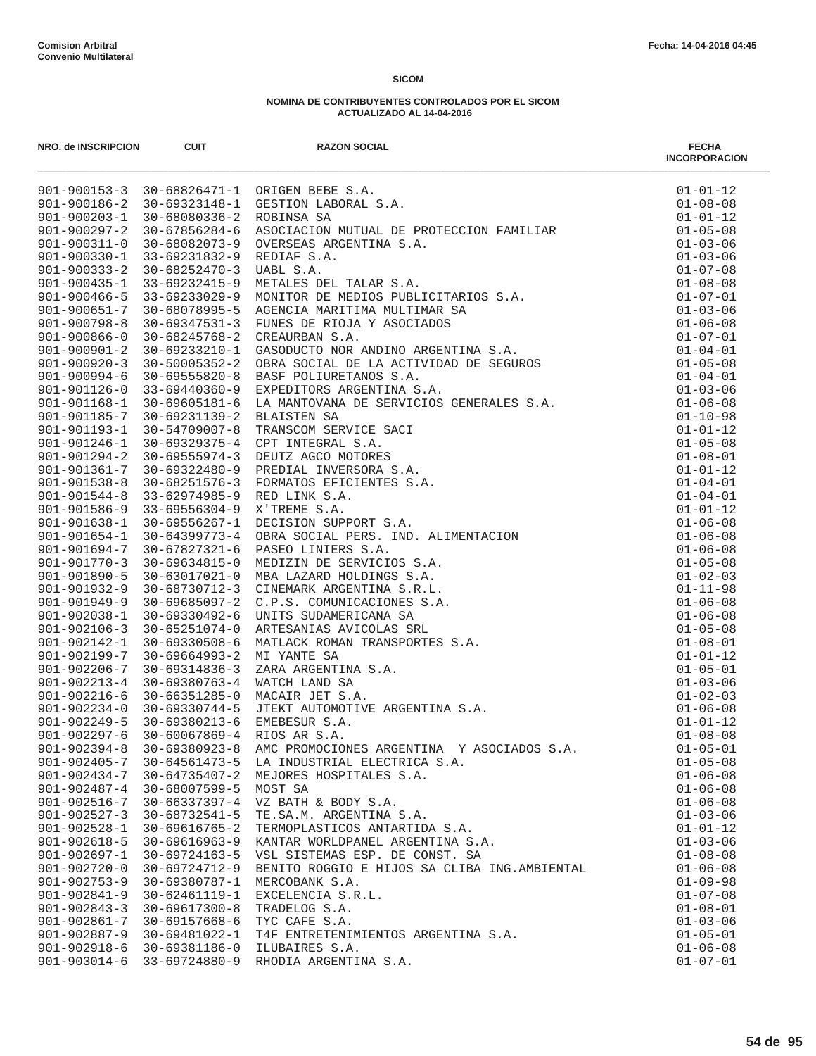Comision Arbitral
Convenio Multilateral

Fecha: 14-04-2016 04:45

**SICOM**

**NOMINA DE CONTRIBUYENTES CONTROLADOS POR EL SICOM**
**ACTUALIZADO AL 14-04-2016**

| NRO. de INSCRIPCION | CUIT | RAZON SOCIAL | FECHA INCORPORACION |
|---|---|---|---|
| 901-900153-3 | 30-68826471-1 | ORIGEN BEBE S.A. | 01-01-12 |
| 901-900186-2 | 30-69323148-1 | GESTION LABORAL S.A. | 01-08-08 |
| 901-900203-1 | 30-68080336-2 | ROBINSA SA | 01-01-12 |
| 901-900297-2 | 30-67856284-6 | ASOCIACION MUTUAL DE PROTECCION FAMILIAR | 01-05-08 |
| 901-900311-0 | 30-68082073-9 | OVERSEAS ARGENTINA S.A. | 01-03-06 |
| 901-900330-1 | 33-69231832-9 | REDIAF S.A. | 01-03-06 |
| 901-900333-2 | 30-68252470-3 | UABL S.A. | 01-07-08 |
| 901-900435-1 | 33-69232415-9 | METALES DEL TALAR S.A. | 01-08-08 |
| 901-900466-5 | 33-69233029-9 | MONITOR DE MEDIOS PUBLICITARIOS S.A. | 01-07-01 |
| 901-900651-7 | 30-68078995-5 | AGENCIA MARITIMA MULTIMAR SA | 01-03-06 |
| 901-900798-8 | 30-69347531-3 | FUNES DE RIOJA Y ASOCIADOS | 01-06-08 |
| 901-900866-0 | 30-68245768-2 | CREAURBAN S.A. | 01-07-01 |
| 901-900901-2 | 30-69233210-1 | GASODUCTO NOR ANDINO ARGENTINA S.A. | 01-04-01 |
| 901-900920-3 | 30-50005352-2 | OBRA SOCIAL DE LA ACTIVIDAD DE SEGUROS | 01-05-08 |
| 901-900994-6 | 30-69555820-8 | BASF POLIURETANOS S.A. | 01-04-01 |
| 901-901126-0 | 33-69440360-9 | EXPEDITORS ARGENTINA S.A. | 01-03-06 |
| 901-901168-1 | 30-69605181-6 | LA MANTOVANA DE SERVICIOS GENERALES S.A. | 01-06-08 |
| 901-901185-7 | 30-69231139-2 | BLAISTEN SA | 01-10-98 |
| 901-901193-1 | 30-54709007-8 | TRANSCOM SERVICE SACI | 01-01-12 |
| 901-901246-1 | 30-69329375-4 | CPT INTEGRAL S.A. | 01-05-08 |
| 901-901294-2 | 30-69555974-3 | DEUTZ AGCO MOTORES | 01-08-01 |
| 901-901361-7 | 30-69322480-9 | PREDIAL INVERSORA S.A. | 01-01-12 |
| 901-901538-8 | 30-68251576-3 | FORMATOS EFICIENTES S.A. | 01-04-01 |
| 901-901544-8 | 33-62974985-9 | RED LINK S.A. | 01-04-01 |
| 901-901586-9 | 33-69556304-9 | X'TREME S.A. | 01-01-12 |
| 901-901638-1 | 30-69556267-1 | DECISION SUPPORT S.A. | 01-06-08 |
| 901-901654-1 | 30-64399773-4 | OBRA SOCIAL PERS. IND. ALIMENTACION | 01-06-08 |
| 901-901694-7 | 30-67827321-6 | PASEO LINIERS S.A. | 01-06-08 |
| 901-901770-3 | 30-69634815-0 | MEDIZIN DE SERVICIOS S.A. | 01-05-08 |
| 901-901890-5 | 30-63017021-0 | MBA LAZARD HOLDINGS S.A. | 01-02-03 |
| 901-901932-9 | 30-68730712-3 | CINEMARK ARGENTINA S.R.L. | 01-11-98 |
| 901-901949-9 | 30-69685097-2 | C.P.S. COMUNICACIONES S.A. | 01-06-08 |
| 901-902038-1 | 30-69330492-6 | UNITS SUDAMERICANA SA | 01-06-08 |
| 901-902106-3 | 30-65251074-0 | ARTESANIAS AVICOLAS SRL | 01-05-08 |
| 901-902142-1 | 30-69330508-6 | MATLACK ROMAN TRANSPORTES S.A. | 01-08-01 |
| 901-902199-7 | 30-69664993-2 | MI YANTE SA | 01-01-12 |
| 901-902206-7 | 30-69314836-3 | ZARA ARGENTINA S.A. | 01-05-01 |
| 901-902213-4 | 30-69380763-4 | WATCH LAND SA | 01-03-06 |
| 901-902216-6 | 30-66351285-0 | MACAIR JET S.A. | 01-02-03 |
| 901-902234-0 | 30-69330744-5 | JTEKT AUTOMOTIVE ARGENTINA S.A. | 01-06-08 |
| 901-902249-5 | 30-69380213-6 | EMEBESUR S.A. | 01-01-12 |
| 901-902297-6 | 30-60067869-4 | RIOS AR S.A. | 01-08-08 |
| 901-902394-8 | 30-69380923-8 | AMC PROMOCIONES ARGENTINA Y ASOCIADOS S.A. | 01-05-01 |
| 901-902405-7 | 30-64561473-5 | LA INDUSTRIAL ELECTRICA S.A. | 01-05-08 |
| 901-902434-7 | 30-64735407-2 | MEJORES HOSPITALES S.A. | 01-06-08 |
| 901-902487-4 | 30-68007599-5 | MOST SA | 01-06-08 |
| 901-902516-7 | 30-66337397-4 | VZ BATH & BODY S.A. | 01-06-08 |
| 901-902527-3 | 30-68732541-5 | TE.SA.M. ARGENTINA S.A. | 01-03-06 |
| 901-902528-1 | 30-69616765-2 | TERMOPLASTICOS ANTARTIDA S.A. | 01-01-12 |
| 901-902618-5 | 30-69616963-9 | KANTAR WORLDPANEL ARGENTINA S.A. | 01-03-06 |
| 901-902697-1 | 30-69724163-5 | VSL SISTEMAS ESP. DE CONST. SA | 01-08-08 |
| 901-902720-0 | 30-69724712-9 | BENITO ROGGIO E HIJOS SA CLIBA ING.AMBIENTAL | 01-06-08 |
| 901-902753-9 | 30-69380787-1 | MERCOBANK S.A. | 01-09-98 |
| 901-902841-9 | 30-62461119-1 | EXCELENCIA S.R.L. | 01-07-08 |
| 901-902843-3 | 30-69617300-8 | TRADELOG S.A. | 01-08-01 |
| 901-902861-7 | 30-69157668-6 | TYC CAFE S.A. | 01-03-06 |
| 901-902887-9 | 30-69481022-1 | T4F ENTRETENIMIENTOS ARGENTINA S.A. | 01-05-01 |
| 901-902918-6 | 30-69381186-0 | ILUBAIRES S.A. | 01-06-08 |
| 901-903014-6 | 33-69724880-9 | RHODIA ARGENTINA S.A. | 01-07-01 |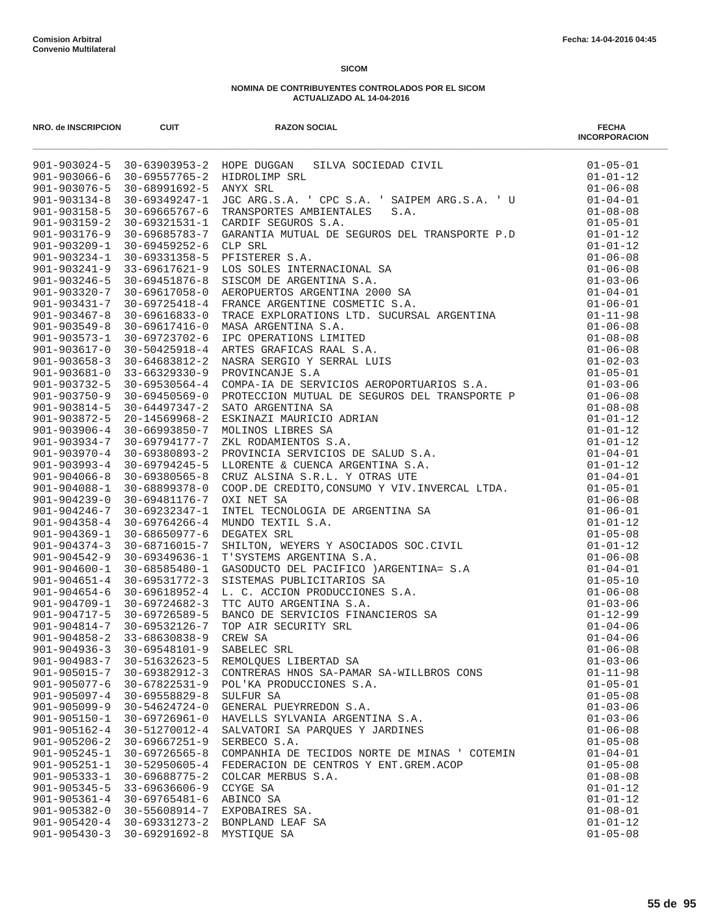**Comision Arbitral**
**Convenio Multilateral**

Fecha: 14-04-2016 04:45

**SICOM**

**NOMINA DE CONTRIBUYENTES CONTROLADOS POR EL SICOM**
**ACTUALIZADO AL 14-04-2016**

| NRO. de INSCRIPCION | CUIT | RAZON SOCIAL | FECHA INCORPORACION |
|---|---|---|---|
| 901-903024-5 | 30-63903953-2 | HOPE DUGGAN SILVA SOCIEDAD CIVIL | 01-05-01 |
| 901-903066-6 | 30-69557765-2 | HIDROLIMP SRL | 01-01-12 |
| 901-903076-5 | 30-68991692-5 | ANYX SRL | 01-06-08 |
| 901-903134-8 | 30-69349247-1 | JGC ARG.S.A. ' CPC S.A. ' SAIPEM ARG.S.A. ' U | 01-04-01 |
| 901-903158-5 | 30-69665767-6 | TRANSPORTES AMBIENTALES S.A. | 01-08-08 |
| 901-903159-2 | 30-69321531-1 | CARDIF SEGUROS S.A. | 01-05-01 |
| 901-903176-9 | 30-69685783-7 | GARANTIA MUTUAL DE SEGUROS DEL TRANSPORTE P.D | 01-01-12 |
| 901-903209-1 | 30-69459252-6 | CLP SRL | 01-01-12 |
| 901-903234-1 | 30-69331358-5 | PFISTERER S.A. | 01-06-08 |
| 901-903241-9 | 33-69617621-9 | LOS SOLES INTERNACIONAL SA | 01-06-08 |
| 901-903246-5 | 30-69451876-8 | SISCOM DE ARGENTINA S.A. | 01-03-06 |
| 901-903320-7 | 30-69617058-0 | AEROPUERTOS ARGENTINA 2000 SA | 01-04-01 |
| 901-903431-7 | 30-69725418-4 | FRANCE ARGENTINE COSMETIC S.A. | 01-06-01 |
| 901-903467-8 | 30-69616833-0 | TRACE EXPLORATIONS LTD. SUCURSAL ARGENTINA | 01-11-98 |
| 901-903549-8 | 30-69617416-0 | MASA ARGENTINA S.A. | 01-06-08 |
| 901-903573-1 | 30-69723702-6 | IPC OPERATIONS LIMITED | 01-08-08 |
| 901-903617-0 | 30-50425918-4 | ARTES GRAFICAS RAAL S.A. | 01-06-08 |
| 901-903658-3 | 30-64683812-2 | NASRA SERGIO Y SERRAL LUIS | 01-02-03 |
| 901-903681-0 | 33-66329330-9 | PROVINCANJE S.A | 01-05-01 |
| 901-903732-5 | 30-69530564-4 | COMPA-IA DE SERVICIOS AEROPORTUARIOS S.A. | 01-03-06 |
| 901-903750-9 | 30-69450569-0 | PROTECCION MUTUAL DE SEGUROS DEL TRANSPORTE P | 01-06-08 |
| 901-903814-5 | 30-64497347-2 | SATO ARGENTINA SA | 01-08-08 |
| 901-903872-5 | 20-14569968-2 | ESKINAZI MAURICIO ADRIAN | 01-01-12 |
| 901-903906-4 | 30-66993850-7 | MOLINOS LIBRES SA | 01-01-12 |
| 901-903934-7 | 30-69794177-7 | ZKL RODAMIENTOS S.A. | 01-01-12 |
| 901-903970-4 | 30-69380893-2 | PROVINCIA SERVICIOS DE SALUD S.A. | 01-04-01 |
| 901-903993-4 | 30-69794245-5 | LLORENTE & CUENCA ARGENTINA S.A. | 01-01-12 |
| 901-904066-8 | 30-69380565-8 | CRUZ ALSINA S.R.L. Y OTRAS UTE | 01-04-01 |
| 901-904088-1 | 30-68899378-0 | COOP.DE CREDITO,CONSUMO Y VIV.INVERCAL LTDA. | 01-05-01 |
| 901-904239-0 | 30-69481176-7 | OXI NET SA | 01-06-08 |
| 901-904246-7 | 30-69232347-1 | INTEL TECNOLOGIA DE ARGENTINA SA | 01-06-01 |
| 901-904358-4 | 30-69764266-4 | MUNDO TEXTIL S.A. | 01-01-12 |
| 901-904369-1 | 30-68650977-6 | DEGATEX SRL | 01-05-08 |
| 901-904374-3 | 30-68716015-7 | SHILTON, WEYERS Y ASOCIADOS SOC.CIVIL | 01-01-12 |
| 901-904542-9 | 30-69349636-1 | T'SYSTEMS ARGENTINA S.A. | 01-06-08 |
| 901-904600-1 | 30-68585480-1 | GASODUCTO DEL PACIFICO )ARGENTINA= S.A | 01-04-01 |
| 901-904651-4 | 30-69531772-3 | SISTEMAS PUBLICITARIOS SA | 01-05-10 |
| 901-904654-6 | 30-69618952-4 | L. C. ACCION PRODUCCIONES S.A. | 01-06-08 |
| 901-904709-1 | 30-69724682-3 | TTC AUTO ARGENTINA S.A. | 01-03-06 |
| 901-904717-5 | 30-69726589-5 | BANCO DE SERVICIOS FINANCIEROS SA | 01-12-99 |
| 901-904814-7 | 30-69532126-7 | TOP AIR SECURITY SRL | 01-04-06 |
| 901-904858-2 | 33-68630838-9 | CREW SA | 01-04-06 |
| 901-904936-3 | 30-69548101-9 | SABELEC SRL | 01-06-08 |
| 901-904983-7 | 30-51632623-5 | REMOLQUES LIBERTAD SA | 01-03-06 |
| 901-905015-7 | 30-69382912-3 | CONTRERAS HNOS SA-PAMAR SA-WILLBROS CONS | 01-11-98 |
| 901-905077-6 | 30-67822531-9 | POL'KA PRODUCCIONES S.A. | 01-05-01 |
| 901-905097-4 | 30-69558829-8 | SULFUR SA | 01-05-08 |
| 901-905099-9 | 30-54624724-0 | GENERAL PUEYRREDON S.A. | 01-03-06 |
| 901-905150-1 | 30-69726961-0 | HAVELLS SYLVANIA ARGENTINA S.A. | 01-03-06 |
| 901-905162-4 | 30-51270012-4 | SALVATORI SA PARQUES Y JARDINES | 01-06-08 |
| 901-905206-2 | 30-69667251-9 | SERBECO S.A. | 01-05-08 |
| 901-905245-1 | 30-69726565-8 | COMPANHIA DE TECIDOS NORTE DE MINAS ' COTEMIN | 01-04-01 |
| 901-905251-1 | 30-52950605-4 | FEDERACION DE CENTROS Y ENT.GREM.ACOP | 01-05-08 |
| 901-905333-1 | 30-69688775-2 | COLCAR MERBUS S.A. | 01-08-08 |
| 901-905345-5 | 33-69636606-9 | CCYGE SA | 01-01-12 |
| 901-905361-4 | 30-69765481-6 | ABINCO SA | 01-01-12 |
| 901-905382-0 | 30-55608914-7 | EXPOBAIRES SA. | 01-08-01 |
| 901-905420-4 | 30-69331273-2 | BONPLAND LEAF SA | 01-01-12 |
| 901-905430-3 | 30-69291692-8 | MYSTIQUE SA | 01-05-08 |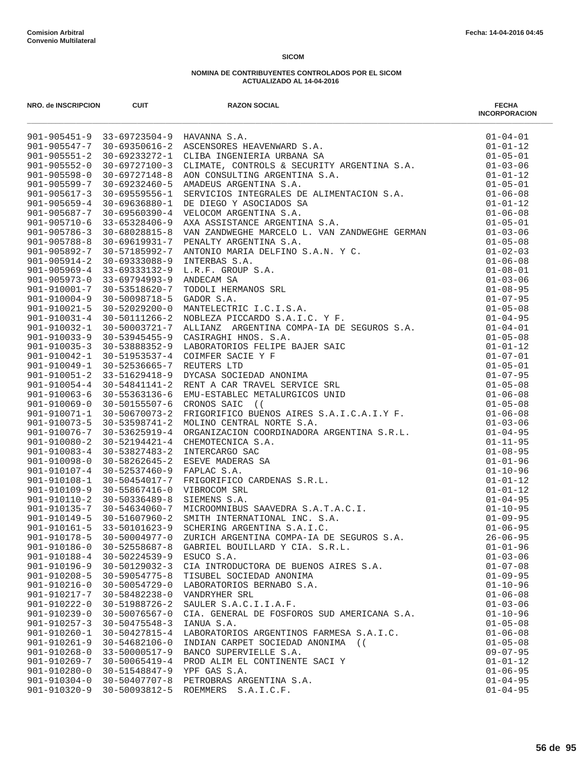Comision Arbitral
Convenio Multilateral

Fecha: 14-04-2016 04:45

**SICOM**

**NOMINA DE CONTRIBUYENTES CONTROLADOS POR EL SICOM**
**ACTUALIZADO AL 14-04-2016**

| NRO. de INSCRIPCION | CUIT | RAZON SOCIAL | FECHA INCORPORACION |
|---|---|---|---|
| 901-905451-9 | 33-69723504-9 | HAVANNA S.A. | 01-04-01 |
| 901-905547-7 | 30-69350616-2 | ASCENSORES HEAVENWARD S.A. | 01-01-12 |
| 901-905551-2 | 30-69233272-1 | CLIBA INGENIERIA URBANA SA | 01-05-01 |
| 901-905552-0 | 30-69727100-3 | CLIMATE, CONTROLS & SECURITY ARGENTINA S.A. | 01-03-06 |
| 901-905598-0 | 30-69727148-8 | AON CONSULTING ARGENTINA S.A. | 01-01-12 |
| 901-905599-7 | 30-69232460-5 | AMADEUS ARGENTINA S.A. | 01-05-01 |
| 901-905617-3 | 30-69559556-1 | SERVICIOS INTEGRALES DE ALIMENTACION S.A. | 01-06-08 |
| 901-905659-4 | 30-69636880-1 | DE DIEGO Y ASOCIADOS SA | 01-01-12 |
| 901-905687-7 | 30-69560390-4 | VELOCOM ARGENTINA S.A. | 01-06-08 |
| 901-905710-6 | 33-65328406-9 | AXA ASSISTANCE ARGENTINA S.A. | 01-05-01 |
| 901-905786-3 | 30-68028815-8 | VAN ZANDWEGHE MARCELO L. VAN ZANDWEGHE GERMAN | 01-03-06 |
| 901-905788-8 | 30-69619931-7 | PENALTY ARGENTINA S.A. | 01-05-08 |
| 901-905892-7 | 30-57185992-7 | ANTONIO MARIA DELFINO S.A.N. Y C. | 01-02-03 |
| 901-905914-2 | 30-69333088-9 | INTERBAS S.A. | 01-06-08 |
| 901-905969-4 | 33-69333132-9 | L.R.F. GROUP S.A. | 01-08-01 |
| 901-905973-0 | 33-69794993-9 | ANDECAM SA | 01-03-06 |
| 901-910001-7 | 30-53518620-7 | TODOLI HERMANOS SRL | 01-08-95 |
| 901-910004-9 | 30-50098718-5 | GADOR S.A. | 01-07-95 |
| 901-910021-5 | 30-52029200-0 | MANTELECTRIC I.C.I.S.A. | 01-05-08 |
| 901-910031-4 | 30-50111266-2 | NOBLEZA PICCARDO S.A.I.C. Y F. | 01-04-95 |
| 901-910032-1 | 30-50003721-7 | ALLIANZ ARGENTINA COMPA-IA DE SEGUROS S.A. | 01-04-01 |
| 901-910033-9 | 30-53945455-9 | CASIRAGHI HNOS. S.A. | 01-05-08 |
| 901-910035-3 | 30-53888352-9 | LABORATORIOS FELIPE BAJER SAIC | 01-01-12 |
| 901-910042-1 | 30-51953537-4 | COIMFER SACIE Y F | 01-07-01 |
| 901-910049-1 | 30-52536665-7 | REUTERS LTD | 01-05-01 |
| 901-910051-2 | 33-51629418-9 | DYCASA SOCIEDAD ANONIMA | 01-07-95 |
| 901-910054-4 | 30-54841141-2 | RENT A CAR TRAVEL SERVICE SRL | 01-05-08 |
| 901-910063-6 | 30-55363136-6 | EMU-ESTABLEC METALURGICOS UNID | 01-06-08 |
| 901-910069-0 | 30-50155507-6 | CRONOS SAIC (( | 01-05-08 |
| 901-910071-1 | 30-50670073-2 | FRIGORIFICO BUENOS AIRES S.A.I.C.A.I.Y F. | 01-06-08 |
| 901-910073-5 | 30-53598741-2 | MOLINO CENTRAL NORTE S.A. | 01-03-06 |
| 901-910076-7 | 30-53625919-4 | ORGANIZACION COORDINADORA ARGENTINA S.R.L. | 01-04-95 |
| 901-910080-2 | 30-52194421-4 | CHEMOTECNICA S.A. | 01-11-95 |
| 901-910083-4 | 30-53827483-2 | INTERCARGO SAC | 01-08-95 |
| 901-910098-0 | 30-58262645-2 | ESEVE MADERAS SA | 01-01-96 |
| 901-910107-4 | 30-52537460-9 | FAPLAC S.A. | 01-10-96 |
| 901-910108-1 | 30-50454017-7 | FRIGORIFICO CARDENAS S.R.L. | 01-01-12 |
| 901-910109-9 | 30-55867416-0 | VIBROCOM SRL | 01-01-12 |
| 901-910110-2 | 30-50336489-8 | SIEMENS S.A. | 01-04-95 |
| 901-910135-7 | 30-54634060-7 | MICROOMNIBUS SAAVEDRA S.A.T.A.C.I. | 01-10-95 |
| 901-910149-5 | 30-51607960-2 | SMITH INTERNATIONAL INC. S.A. | 01-09-95 |
| 901-910161-5 | 33-50101623-9 | SCHERING ARGENTINA S.A.I.C. | 01-06-95 |
| 901-910178-5 | 30-50004977-0 | ZURICH ARGENTINA COMPA-IA DE SEGUROS S.A. | 26-06-95 |
| 901-910186-0 | 30-52558687-8 | GABRIEL BOUILLARD Y CIA. S.R.L. | 01-01-96 |
| 901-910188-4 | 30-50224539-9 | ESUCO S.A. | 01-03-06 |
| 901-910196-9 | 30-50129032-3 | CIA INTRODUCTORA DE BUENOS AIRES S.A. | 01-07-08 |
| 901-910208-5 | 30-59054775-8 | TISUBEL SOCIEDAD ANONIMA | 01-09-95 |
| 901-910216-0 | 30-50054729-0 | LABORATORIOS BERNABO S.A. | 01-10-96 |
| 901-910217-7 | 30-58482238-0 | VANDRYHER SRL | 01-06-08 |
| 901-910222-0 | 30-51988726-2 | SAULER S.A.C.I.I.A.F. | 01-03-06 |
| 901-910239-0 | 30-50076567-0 | CIA. GENERAL DE FOSFOROS SUD AMERICANA S.A. | 01-10-96 |
| 901-910257-3 | 30-50475548-3 | IANUA S.A. | 01-05-08 |
| 901-910260-1 | 30-50427815-4 | LABORATORIOS ARGENTINOS FARMESA S.A.I.C. | 01-06-08 |
| 901-910261-9 | 30-54682106-0 | INDIAN CARPET SOCIEDAD ANONIMA (( | 01-05-08 |
| 901-910268-0 | 33-50000517-9 | BANCO SUPERVIELLE S.A. | 09-07-95 |
| 901-910269-7 | 30-50065419-4 | PROD ALIM EL CONTINENTE SACI Y | 01-01-12 |
| 901-910280-0 | 30-51548847-9 | YPF GAS S.A. | 01-06-95 |
| 901-910304-0 | 30-50407707-8 | PETROBRAS ARGENTINA S.A. | 01-04-95 |
| 901-910320-9 | 30-50093812-5 | ROEMMERS S.A.I.C.F. | 01-04-95 |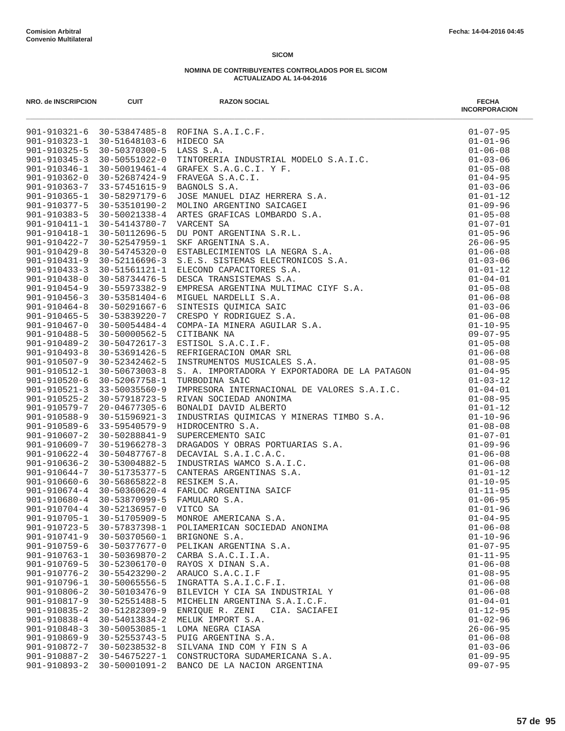**Comision Arbitral**
**Convenio Multilateral**

Fecha: 14-04-2016 04:45

**SICOM**

**NOMINA DE CONTRIBUYENTES CONTROLADOS POR EL SICOM**
**ACTUALIZADO AL 14-04-2016**

| NRO. de INSCRIPCION | CUIT | RAZON SOCIAL | FECHA INCORPORACION |
|---|---|---|---|
| 901-910321-6 | 30-53847485-8 | ROFINA S.A.I.C.F. | 01-07-95 |
| 901-910323-1 | 30-51648103-6 | HIDECO SA | 01-01-96 |
| 901-910325-5 | 30-50370300-5 | LASS S.A. | 01-06-08 |
| 901-910345-3 | 30-50551022-0 | TINTORERIA INDUSTRIAL MODELO S.A.I.C. | 01-03-06 |
| 901-910346-1 | 30-50019461-4 | GRAFEX S.A.G.C.I. Y F. | 01-05-08 |
| 901-910362-0 | 30-52687424-9 | FRAVEGA S.A.C.I. | 01-04-95 |
| 901-910363-7 | 33-57451615-9 | BAGNOLS S.A. | 01-03-06 |
| 901-910365-1 | 30-58297179-6 | JOSE MANUEL DIAZ HERRERA S.A. | 01-01-12 |
| 901-910377-5 | 30-53510190-2 | MOLINO ARGENTINO SAICAGEI | 01-09-96 |
| 901-910383-5 | 30-50021338-4 | ARTES GRAFICAS LOMBARDO S.A. | 01-05-08 |
| 901-910411-1 | 30-54143780-7 | VARCENT SA | 01-07-01 |
| 901-910418-1 | 30-50112696-5 | DU PONT ARGENTINA S.R.L. | 01-05-96 |
| 901-910422-7 | 30-52547959-1 | SKF ARGENTINA S.A. | 26-06-95 |
| 901-910429-8 | 30-54745320-0 | ESTABLECIMIENTOS LA NEGRA S.A. | 01-06-08 |
| 901-910431-9 | 30-52116696-3 | S.E.S. SISTEMAS ELECTRONICOS S.A. | 01-03-06 |
| 901-910433-3 | 30-51561121-1 | ELECOND CAPACITORES S.A. | 01-01-12 |
| 901-910438-0 | 30-58734476-5 | DESCA TRANSISTEMAS S.A. | 01-04-01 |
| 901-910454-9 | 30-55973382-9 | EMPRESA ARGENTINA MULTIMAC CIYF S.A. | 01-05-08 |
| 901-910456-3 | 30-53581404-6 | MIGUEL NARDELLI S.A. | 01-06-08 |
| 901-910464-8 | 30-50291667-6 | SINTESIS QUIMICA SAIC | 01-03-06 |
| 901-910465-5 | 30-53839220-7 | CRESPO Y RODRIGUEZ S.A. | 01-06-08 |
| 901-910467-0 | 30-50054484-4 | COMPA-IA MINERA AGUILAR S.A. | 01-10-95 |
| 901-910488-5 | 30-50000562-5 | CITIBANK NA | 09-07-95 |
| 901-910489-2 | 30-50472617-3 | ESTISOL S.A.C.I.F. | 01-05-08 |
| 901-910493-8 | 30-53691426-5 | REFRIGERACION OMAR SRL | 01-06-08 |
| 901-910507-9 | 30-52342462-5 | INSTRUMENTOS MUSICALES S.A. | 01-08-95 |
| 901-910512-1 | 30-50673003-8 | S. A. IMPORTADORA Y EXPORTADORA DE LA PATAGON | 01-04-95 |
| 901-910520-6 | 30-52067758-1 | TURBODINA SAIC | 01-03-12 |
| 901-910521-3 | 33-50035560-9 | IMPRESORA INTERNACIONAL DE VALORES S.A.I.C. | 01-04-01 |
| 901-910525-2 | 30-57918723-5 | RIVAN SOCIEDAD ANONIMA | 01-08-95 |
| 901-910579-7 | 20-04677305-6 | BONALDI DAVID ALBERTO | 01-01-12 |
| 901-910588-9 | 30-51596921-3 | INDUSTRIAS QUIMICAS Y MINERAS TIMBO S.A. | 01-10-96 |
| 901-910589-6 | 33-59540579-9 | HIDROCENTRO S.A. | 01-08-08 |
| 901-910607-2 | 30-50288841-9 | SUPERCEMENTO SAIC | 01-07-01 |
| 901-910609-7 | 30-51966278-3 | DRAGADOS Y OBRAS PORTUARIAS S.A. | 01-09-96 |
| 901-910622-4 | 30-50487767-8 | DECAVIAL S.A.I.C.A.C. | 01-06-08 |
| 901-910636-2 | 30-53004882-5 | INDUSTRIAS WAMCO S.A.I.C. | 01-06-08 |
| 901-910644-7 | 30-51735377-5 | CANTERAS ARGENTINAS S.A. | 01-01-12 |
| 901-910660-6 | 30-56865822-8 | RESIKEM S.A. | 01-10-95 |
| 901-910674-4 | 30-50360620-4 | FARLOC ARGENTINA SAICF | 01-11-95 |
| 901-910680-4 | 30-53870999-5 | FAMULARO S.A. | 01-06-95 |
| 901-910704-4 | 30-52136957-0 | VITCO SA | 01-01-96 |
| 901-910705-1 | 30-51705909-5 | MONROE AMERICANA S.A. | 01-04-95 |
| 901-910723-5 | 30-57837398-1 | POLIAMERICAN SOCIEDAD ANONIMA | 01-06-08 |
| 901-910741-9 | 30-50370560-1 | BRIGNONE S.A. | 01-10-96 |
| 901-910759-6 | 30-50377677-0 | PELIKAN ARGENTINA S.A. | 01-07-95 |
| 901-910763-1 | 30-50369870-2 | CARBA S.A.C.I.I.A. | 01-11-95 |
| 901-910769-5 | 30-52306170-0 | RAYOS X DINAN S.A. | 01-06-08 |
| 901-910776-2 | 30-55423290-2 | ARAUCO S.A.C.I.F | 01-08-95 |
| 901-910796-1 | 30-50065556-5 | INGRATTA S.A.I.C.F.I. | 01-06-08 |
| 901-910806-2 | 30-50103476-9 | BILEVICH Y CIA SA INDUSTRIAL Y | 01-06-08 |
| 901-910817-9 | 30-52551488-5 | MICHELIN ARGENTINA S.A.I.C.F. | 01-04-01 |
| 901-910835-2 | 30-51282309-9 | ENRIQUE R. ZENI CIA. SACIAFEI | 01-12-95 |
| 901-910838-4 | 30-54013834-2 | MELUK IMPORT S.A. | 01-02-96 |
| 901-910848-3 | 30-50053085-1 | LOMA NEGRA CIASA | 26-06-95 |
| 901-910869-9 | 30-52553743-5 | PUIG ARGENTINA S.A. | 01-06-08 |
| 901-910872-7 | 30-50238532-8 | SILVANA IND COM Y FIN S A | 01-03-06 |
| 901-910887-2 | 30-54675227-1 | CONSTRUCTORA SUDAMERICANA S.A. | 01-09-95 |
| 901-910893-2 | 30-50001091-2 | BANCO DE LA NACION ARGENTINA | 09-07-95 |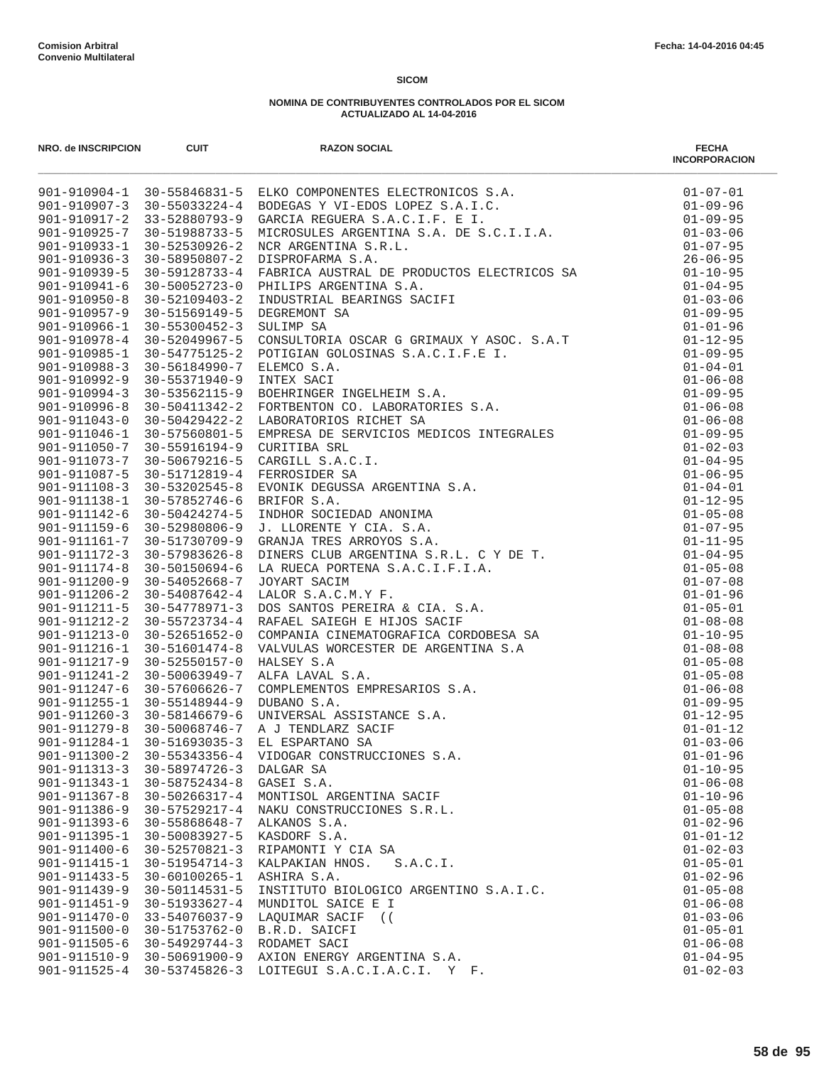**Comision Arbitral**
**Convenio Multilateral**

Fecha: 14-04-2016 04:45

**SICOM**

**NOMINA DE CONTRIBUYENTES CONTROLADOS POR EL SICOM**
**ACTUALIZADO AL 14-04-2016**

| NRO. de INSCRIPCION | CUIT | RAZON SOCIAL | FECHA INCORPORACION |
|---|---|---|---|
| 901-910904-1 | 30-55846831-5 | ELKO COMPONENTES ELECTRONICOS S.A. | 01-07-01 |
| 901-910907-3 | 30-55033224-4 | BODEGAS Y VI-EDOS LOPEZ S.A.I.C. | 01-09-96 |
| 901-910917-2 | 33-52880793-9 | GARCIA REGUERA S.A.C.I.F. E I. | 01-09-95 |
| 901-910925-7 | 30-51988733-5 | MICROSULES ARGENTINA S.A. DE S.C.I.I.A. | 01-03-06 |
| 901-910933-1 | 30-52530926-2 | NCR ARGENTINA S.R.L. | 01-07-95 |
| 901-910936-3 | 30-58950807-2 | DISPROFARMA S.A. | 26-06-95 |
| 901-910939-5 | 30-59128733-4 | FABRICA AUSTRAL DE PRODUCTOS ELECTRICOS SA | 01-10-95 |
| 901-910941-6 | 30-50052723-0 | PHILIPS ARGENTINA S.A. | 01-04-95 |
| 901-910950-8 | 30-52109403-2 | INDUSTRIAL BEARINGS SACIFI | 01-03-06 |
| 901-910957-9 | 30-51569149-5 | DEGREMONT SA | 01-09-95 |
| 901-910966-1 | 30-55300452-3 | SULIMP SA | 01-01-96 |
| 901-910978-4 | 30-52049967-5 | CONSULTORIA OSCAR G GRIMAUX Y ASOC. S.A.T | 01-12-95 |
| 901-910985-1 | 30-54775125-2 | POTIGIAN GOLOSINAS S.A.C.I.F.E I. | 01-09-95 |
| 901-910988-3 | 30-56184990-7 | ELEMCO S.A. | 01-04-01 |
| 901-910992-9 | 30-55371940-9 | INTEX SACI | 01-06-08 |
| 901-910994-3 | 30-53562115-9 | BOEHRINGER INGELHEIM S.A. | 01-09-95 |
| 901-910996-8 | 30-50411342-2 | FORTBENTON CO. LABORATORIES S.A. | 01-06-08 |
| 901-911043-0 | 30-50429422-2 | LABORATORIOS RICHET SA | 01-06-08 |
| 901-911046-1 | 30-57560801-5 | EMPRESA DE SERVICIOS MEDICOS INTEGRALES | 01-09-95 |
| 901-911050-7 | 30-55916194-9 | CURITIBA SRL | 01-02-03 |
| 901-911073-7 | 30-50679216-5 | CARGILL S.A.C.I. | 01-04-95 |
| 901-911087-5 | 30-51712819-4 | FERROSIDER SA | 01-06-95 |
| 901-911108-3 | 30-53202545-8 | EVONIK DEGUSSA ARGENTINA S.A. | 01-04-01 |
| 901-911138-1 | 30-57852746-6 | BRIFOR S.A. | 01-12-95 |
| 901-911142-6 | 30-50424274-5 | INDHOR SOCIEDAD ANONIMA | 01-05-08 |
| 901-911159-6 | 30-52980806-9 | J. LLORENTE Y CIA. S.A. | 01-07-95 |
| 901-911161-7 | 30-51730709-9 | GRANJA TRES ARROYOS S.A. | 01-11-95 |
| 901-911172-3 | 30-57983626-8 | DINERS CLUB ARGENTINA S.R.L. C Y DE T. | 01-04-95 |
| 901-911174-8 | 30-50150694-6 | LA RUECA PORTENA S.A.C.I.F.I.A. | 01-05-08 |
| 901-911200-9 | 30-54052668-7 | JOYART SACIM | 01-07-08 |
| 901-911206-2 | 30-54087642-4 | LALOR S.A.C.M.Y F. | 01-01-96 |
| 901-911211-5 | 30-54778971-3 | DOS SANTOS PEREIRA & CIA. S.A. | 01-05-01 |
| 901-911212-2 | 30-55723734-4 | RAFAEL SAIEGH E HIJOS SACIF | 01-08-08 |
| 901-911213-0 | 30-52651652-0 | COMPANIA CINEMATOGRAFICA CORDOBESA SA | 01-10-95 |
| 901-911216-1 | 30-51601474-8 | VALVULAS WORCESTER DE ARGENTINA S.A | 01-08-08 |
| 901-911217-9 | 30-52550157-0 | HALSEY S.A | 01-05-08 |
| 901-911241-2 | 30-50063949-7 | ALFA LAVAL S.A. | 01-05-08 |
| 901-911247-6 | 30-57606626-7 | COMPLEMENTOS EMPRESARIOS S.A. | 01-06-08 |
| 901-911255-1 | 30-55148944-9 | DUBANO S.A. | 01-09-95 |
| 901-911260-3 | 30-58146679-6 | UNIVERSAL ASSISTANCE S.A. | 01-12-95 |
| 901-911279-8 | 30-50068746-7 | A J TENDLARZ SACIF | 01-01-12 |
| 901-911284-1 | 30-51693035-3 | EL ESPARTANO SA | 01-03-06 |
| 901-911300-2 | 30-55343356-4 | VIDOGAR CONSTRUCCIONES S.A. | 01-01-96 |
| 901-911313-3 | 30-58974726-3 | DALGAR SA | 01-10-95 |
| 901-911343-1 | 30-58752434-8 | GASEI S.A. | 01-06-08 |
| 901-911367-8 | 30-50266317-4 | MONTISOL ARGENTINA SACIF | 01-10-96 |
| 901-911386-9 | 30-57529217-4 | NAKU CONSTRUCCIONES S.R.L. | 01-05-08 |
| 901-911393-6 | 30-55868648-7 | ALKANOS S.A. | 01-02-96 |
| 901-911395-1 | 30-50083927-5 | KASDORF S.A. | 01-01-12 |
| 901-911400-6 | 30-52570821-3 | RIPAMONTI Y CIA SA | 01-02-03 |
| 901-911415-1 | 30-51954714-3 | KALPAKIAN HNOS. S.A.C.I. | 01-05-01 |
| 901-911433-5 | 30-60100265-1 | ASHIRA S.A. | 01-02-96 |
| 901-911439-9 | 30-50114531-5 | INSTITUTO BIOLOGICO ARGENTINO S.A.I.C. | 01-05-08 |
| 901-911451-9 | 30-51933627-4 | MUNDITOL SAICE E I | 01-06-08 |
| 901-911470-0 | 33-54076037-9 | LAQUIMAR SACIF (( | 01-03-06 |
| 901-911500-0 | 30-51753762-0 | B.R.D. SAICFI | 01-05-01 |
| 901-911505-6 | 30-54929744-3 | RODAMET SACI | 01-06-08 |
| 901-911510-9 | 30-50691900-9 | AXION ENERGY ARGENTINA S.A. | 01-04-95 |
| 901-911525-4 | 30-53745826-3 | LOITEGUI S.A.C.I.A.C.I. Y F. | 01-02-03 |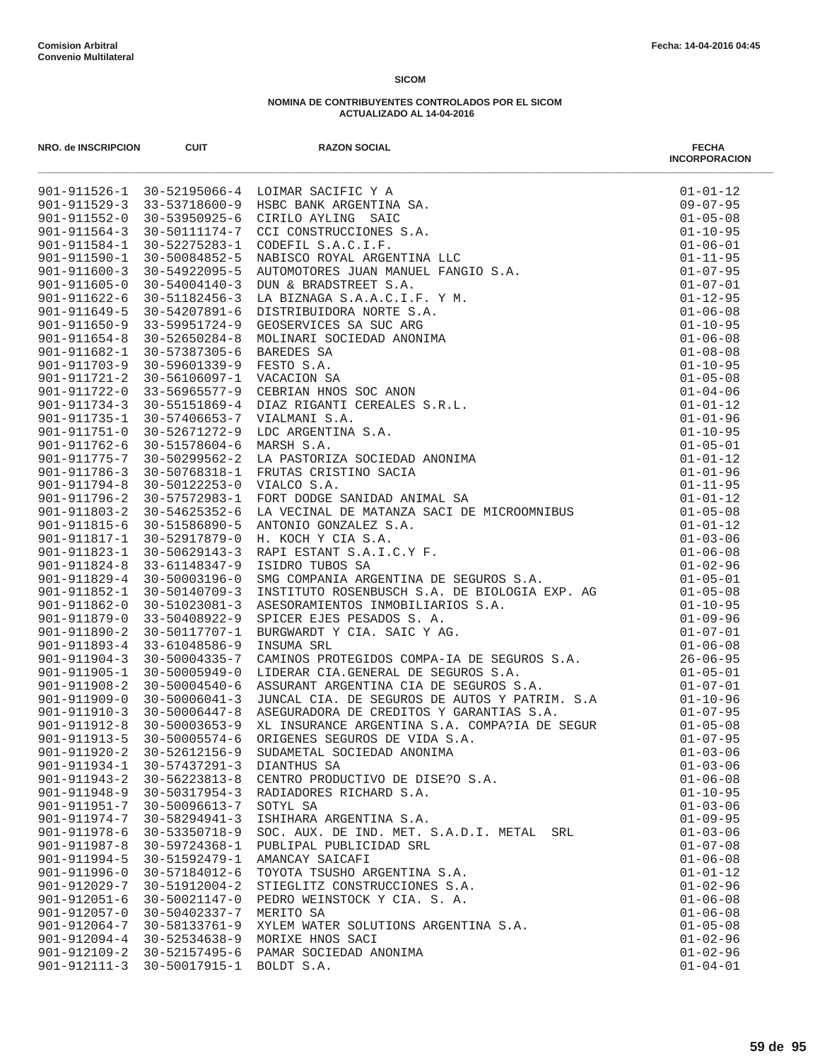**Comision Arbitral**
**Convenio Multilateral**

**Fecha: 14-04-2016 04:45**

**SICOM**

**NOMINA DE CONTRIBUYENTES CONTROLADOS POR EL SICOM**
**ACTUALIZADO AL 14-04-2016**

| NRO. de INSCRIPCION | CUIT | RAZON SOCIAL | FECHA INCORPORACION |
|---|---|---|---|
| 901-911526-1 | 30-52195066-4 | LOIMAR SACIFIC Y A | 01-01-12 |
| 901-911529-3 | 33-53718600-9 | HSBC BANK ARGENTINA SA. | 09-07-95 |
| 901-911552-0 | 30-53950925-6 | CIRILO AYLING  SAIC | 01-05-08 |
| 901-911564-3 | 30-50111174-7 | CCI CONSTRUCCIONES S.A. | 01-10-95 |
| 901-911584-1 | 30-52275283-1 | CODEFIL S.A.C.I.F. | 01-06-01 |
| 901-911590-1 | 30-50084852-5 | NABISCO ROYAL ARGENTINA LLC | 01-11-95 |
| 901-911600-3 | 30-54922095-5 | AUTOMOTORES JUAN MANUEL FANGIO S.A. | 01-07-95 |
| 901-911605-0 | 30-54004140-3 | DUN & BRADSTREET S.A. | 01-07-01 |
| 901-911622-6 | 30-51182456-3 | LA BIZNAGA S.A.A.C.I.F. Y M. | 01-12-95 |
| 901-911649-5 | 30-54207891-6 | DISTRIBUIDORA NORTE S.A. | 01-06-08 |
| 901-911650-9 | 33-59951724-9 | GEOSERVICES SA SUC ARG | 01-10-95 |
| 901-911654-8 | 30-52650284-8 | MOLINARI SOCIEDAD ANONIMA | 01-06-08 |
| 901-911682-1 | 30-57387305-6 | BAREDES SA | 01-08-08 |
| 901-911703-9 | 30-59601339-9 | FESTO S.A. | 01-10-95 |
| 901-911721-2 | 30-56106097-1 | VACACION SA | 01-05-08 |
| 901-911722-0 | 33-56965577-9 | CEBRIAN HNOS SOC ANON | 01-04-06 |
| 901-911734-3 | 30-55151869-4 | DIAZ RIGANTI CEREALES S.R.L. | 01-01-12 |
| 901-911735-1 | 30-57406653-7 | VIALMANI S.A. | 01-01-96 |
| 901-911751-0 | 30-52671272-9 | LDC ARGENTINA S.A. | 01-10-95 |
| 901-911762-6 | 30-51578604-6 | MARSH S.A. | 01-05-01 |
| 901-911775-7 | 30-50299562-2 | LA PASTORIZA SOCIEDAD ANONIMA | 01-01-12 |
| 901-911786-3 | 30-50768318-1 | FRUTAS CRISTINO SACIA | 01-01-96 |
| 901-911794-8 | 30-50122253-0 | VIALCO S.A. | 01-11-95 |
| 901-911796-2 | 30-57572983-1 | FORT DODGE SANIDAD ANIMAL SA | 01-01-12 |
| 901-911803-2 | 30-54625352-6 | LA VECINAL DE MATANZA SACI DE MICROOMNIBUS | 01-05-08 |
| 901-911815-6 | 30-51586890-5 | ANTONIO GONZALEZ S.A. | 01-01-12 |
| 901-911817-1 | 30-52917879-0 | H. KOCH Y CIA S.A. | 01-03-06 |
| 901-911823-1 | 30-50629143-3 | RAPI ESTANT S.A.I.C.Y F. | 01-06-08 |
| 901-911824-8 | 33-61148347-9 | ISIDRO TUBOS SA | 01-02-96 |
| 901-911829-4 | 30-50003196-0 | SMG COMPANIA ARGENTINA DE SEGUROS S.A. | 01-05-01 |
| 901-911852-1 | 30-50140709-3 | INSTITUTO ROSENBUSCH S.A. DE BIOLOGIA EXP. AG | 01-05-08 |
| 901-911862-0 | 30-51023081-3 | ASESORAMIENTOS INMOBILIARIOS S.A. | 01-10-95 |
| 901-911879-0 | 33-50408922-9 | SPICER EJES PESADOS S. A. | 01-09-96 |
| 901-911890-2 | 30-50117707-1 | BURGWARDT Y CIA. SAIC Y AG. | 01-07-01 |
| 901-911893-4 | 33-61048586-9 | INSUMA SRL | 01-06-08 |
| 901-911904-3 | 30-50004335-7 | CAMINOS PROTEGIDOS COMPA-IA DE SEGUROS S.A. | 26-06-95 |
| 901-911905-1 | 30-50005949-0 | LIDERAR CIA.GENERAL DE SEGUROS S.A. | 01-05-01 |
| 901-911908-2 | 30-50004540-6 | ASSURANT ARGENTINA CIA DE SEGUROS S.A. | 01-07-01 |
| 901-911909-0 | 30-50006041-3 | JUNCAL CIA. DE SEGUROS DE AUTOS Y PATRIM. S.A | 01-10-96 |
| 901-911910-3 | 30-50006447-8 | ASEGURADORA DE CREDITOS Y GARANTIAS S.A. | 01-07-95 |
| 901-911912-8 | 30-50003653-9 | XL INSURANCE ARGENTINA S.A. COMPA?IA DE SEGUR | 01-05-08 |
| 901-911913-5 | 30-50005574-6 | ORIGENES SEGUROS DE VIDA S.A. | 01-07-95 |
| 901-911920-2 | 30-52612156-9 | SUDAMETAL SOCIEDAD ANONIMA | 01-03-06 |
| 901-911934-1 | 30-57437291-3 | DIANTHUS SA | 01-03-06 |
| 901-911943-2 | 30-56223813-8 | CENTRO PRODUCTIVO DE DISE?O S.A. | 01-06-08 |
| 901-911948-9 | 30-50317954-3 | RADIADORES RICHARD S.A. | 01-10-95 |
| 901-911951-7 | 30-50096613-7 | SOTYL SA | 01-03-06 |
| 901-911974-7 | 30-58294941-3 | ISHIHARA ARGENTINA S.A. | 01-09-95 |
| 901-911978-6 | 30-53350718-9 | SOC. AUX. DE IND. MET. S.A.D.I. METAL  SRL | 01-03-06 |
| 901-911987-8 | 30-59724368-1 | PUBLIPAL PUBLICIDAD SRL | 01-07-08 |
| 901-911994-5 | 30-51592479-1 | AMANCAY SAICAFI | 01-06-08 |
| 901-911996-0 | 30-57184012-6 | TOYOTA TSUSHO ARGENTINA S.A. | 01-01-12 |
| 901-912029-7 | 30-51912004-2 | STIEGLITZ CONSTRUCCIONES S.A. | 01-02-96 |
| 901-912051-6 | 30-50021147-0 | PEDRO WEINSTOCK Y CIA. S. A. | 01-06-08 |
| 901-912057-0 | 30-50402337-7 | MERITO SA | 01-06-08 |
| 901-912064-7 | 30-58133761-9 | XYLEM WATER SOLUTIONS ARGENTINA S.A. | 01-05-08 |
| 901-912094-4 | 30-52534638-9 | MORIXE HNOS SACI | 01-02-96 |
| 901-912109-2 | 30-52157495-6 | PAMAR SOCIEDAD ANONIMA | 01-02-96 |
| 901-912111-3 | 30-50017915-1 | BOLDT S.A. | 01-04-01 |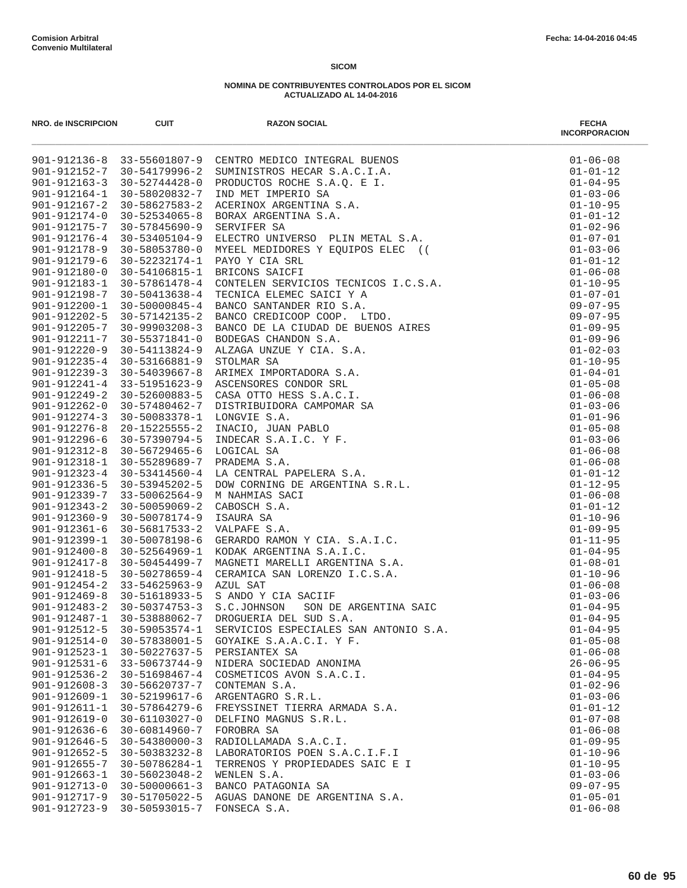Comision Arbitral
Convenio Multilateral

Fecha: 14-04-2016 04:45

**SICOM**

**NOMINA DE CONTRIBUYENTES CONTROLADOS POR EL SICOM**
**ACTUALIZADO AL 14-04-2016**

| NRO. de INSCRIPCION | CUIT | RAZON SOCIAL | FECHA INCORPORACION |
|---|---|---|---|
| 901-912136-8 | 33-55601807-9 | CENTRO MEDICO INTEGRAL BUENOS | 01-06-08 |
| 901-912152-7 | 30-54179996-2 | SUMINISTROS HECAR S.A.C.I.A. | 01-01-12 |
| 901-912163-3 | 30-52744428-0 | PRODUCTOS ROCHE S.A.Q. E I. | 01-04-95 |
| 901-912164-1 | 30-58020832-7 | IND MET IMPERIO SA | 01-03-06 |
| 901-912167-2 | 30-58627583-2 | ACERINOX ARGENTINA S.A. | 01-10-95 |
| 901-912174-0 | 30-52534065-8 | BORAX ARGENTINA S.A. | 01-01-12 |
| 901-912175-7 | 30-57845690-9 | SERVIFER SA | 01-02-96 |
| 901-912176-4 | 30-53405104-9 | ELECTRO UNIVERSO PLIN METAL S.A. | 01-07-01 |
| 901-912178-9 | 30-58053780-0 | MYEEL MEDIDORES Y EQUIPOS ELEC (( | 01-03-06 |
| 901-912179-6 | 30-52232174-1 | PAYO Y CIA SRL | 01-01-12 |
| 901-912180-0 | 30-54106815-1 | BRICONS SAICFI | 01-06-08 |
| 901-912183-1 | 30-57861478-4 | CONTELEN SERVICIOS TECNICOS I.C.S.A. | 01-10-95 |
| 901-912198-7 | 30-50413638-4 | TECNICA ELEMEC SAICI Y A | 01-07-01 |
| 901-912200-1 | 30-50000845-4 | BANCO SANTANDER RIO S.A. | 09-07-95 |
| 901-912202-5 | 30-57142135-2 | BANCO CREDICOOP COOP. LTDO. | 09-07-95 |
| 901-912205-7 | 30-99903208-3 | BANCO DE LA CIUDAD DE BUENOS AIRES | 01-09-95 |
| 901-912211-7 | 30-55371841-0 | BODEGAS CHANDON S.A. | 01-09-96 |
| 901-912220-9 | 30-54113824-9 | ALZAGA UNZUE Y CIA. S.A. | 01-02-03 |
| 901-912235-4 | 30-53166881-9 | STOLMAR SA | 01-10-95 |
| 901-912239-3 | 30-54039667-8 | ARIMEX IMPORTADORA S.A. | 01-04-01 |
| 901-912241-4 | 33-51951623-9 | ASCENSORES CONDOR SRL | 01-05-08 |
| 901-912249-2 | 30-52600883-5 | CASA OTTO HESS S.A.C.I. | 01-06-08 |
| 901-912262-0 | 30-57480462-7 | DISTRIBUIDORA CAMPOMAR SA | 01-03-06 |
| 901-912274-3 | 30-50083378-1 | LONGVIE S.A. | 01-01-96 |
| 901-912276-8 | 20-15225555-2 | INACIO, JUAN PABLO | 01-05-08 |
| 901-912296-6 | 30-57390794-5 | INDECAR S.A.I.C. Y F. | 01-03-06 |
| 901-912312-8 | 30-56729465-6 | LOGICAL SA | 01-06-08 |
| 901-912318-1 | 30-55289689-7 | PRADEMA S.A. | 01-06-08 |
| 901-912323-4 | 30-53414560-4 | LA CENTRAL PAPELERA S.A. | 01-01-12 |
| 901-912336-5 | 30-53945202-5 | DOW CORNING DE ARGENTINA S.R.L. | 01-12-95 |
| 901-912339-7 | 33-50062564-9 | M NAHMIAS SACI | 01-06-08 |
| 901-912343-2 | 30-50059069-2 | CABOSCH S.A. | 01-01-12 |
| 901-912360-9 | 30-50078174-9 | ISAURA SA | 01-10-96 |
| 901-912361-6 | 30-56817533-2 | VALPAFE S.A. | 01-09-95 |
| 901-912399-1 | 30-50078198-6 | GERARDO RAMON Y CIA. S.A.I.C. | 01-11-95 |
| 901-912400-8 | 30-52564969-1 | KODAK ARGENTINA S.A.I.C. | 01-04-95 |
| 901-912417-8 | 30-50454499-7 | MAGNETI MARELLI ARGENTINA S.A. | 01-08-01 |
| 901-912418-5 | 30-50278659-4 | CERAMICA SAN LORENZO I.C.S.A. | 01-10-96 |
| 901-912454-2 | 33-54625963-9 | AZUL SAT | 01-06-08 |
| 901-912469-8 | 30-51618933-5 | S ANDO Y CIA SACIIF | 01-03-06 |
| 901-912483-2 | 30-50374753-3 | S.C.JOHNSON SON DE ARGENTINA SAIC | 01-04-95 |
| 901-912487-1 | 30-53888062-7 | DROGUERIA DEL SUD S.A. | 01-04-95 |
| 901-912512-5 | 30-59053574-1 | SERVICIOS ESPECIALES SAN ANTONIO S.A. | 01-04-95 |
| 901-912514-0 | 30-57838001-5 | GOYAIKE S.A.A.C.I. Y F. | 01-05-08 |
| 901-912523-1 | 30-50227637-5 | PERSIANTEX SA | 01-06-08 |
| 901-912531-6 | 33-50673744-9 | NIDERA SOCIEDAD ANONIMA | 26-06-95 |
| 901-912536-2 | 30-51698467-4 | COSMETICOS AVON S.A.C.I. | 01-04-95 |
| 901-912608-3 | 30-56620737-7 | CONTEMAN S.A. | 01-02-96 |
| 901-912609-1 | 30-52199617-6 | ARGENTAGRO S.R.L. | 01-03-06 |
| 901-912611-1 | 30-57864279-6 | FREYSSINET TIERRA ARMADA S.A. | 01-01-12 |
| 901-912619-0 | 30-61103027-0 | DELFINO MAGNUS S.R.L. | 01-07-08 |
| 901-912636-6 | 30-60814960-7 | FOROBRA SA | 01-06-08 |
| 901-912646-5 | 30-54380000-3 | RADIOLLAMADA S.A.C.I. | 01-09-95 |
| 901-912652-5 | 30-50383232-8 | LABORATORIOS POEN S.A.C.I.F.I | 01-10-96 |
| 901-912655-7 | 30-50786284-1 | TERRENOS Y PROPIEDADES SAIC E I | 01-10-95 |
| 901-912663-1 | 30-56023048-2 | WENLEN S.A. | 01-03-06 |
| 901-912713-0 | 30-50000661-3 | BANCO PATAGONIA SA | 09-07-95 |
| 901-912717-9 | 30-51705022-5 | AGUAS DANONE DE ARGENTINA S.A. | 01-05-01 |
| 901-912723-9 | 30-50593015-7 | FONSECA S.A. | 01-06-08 |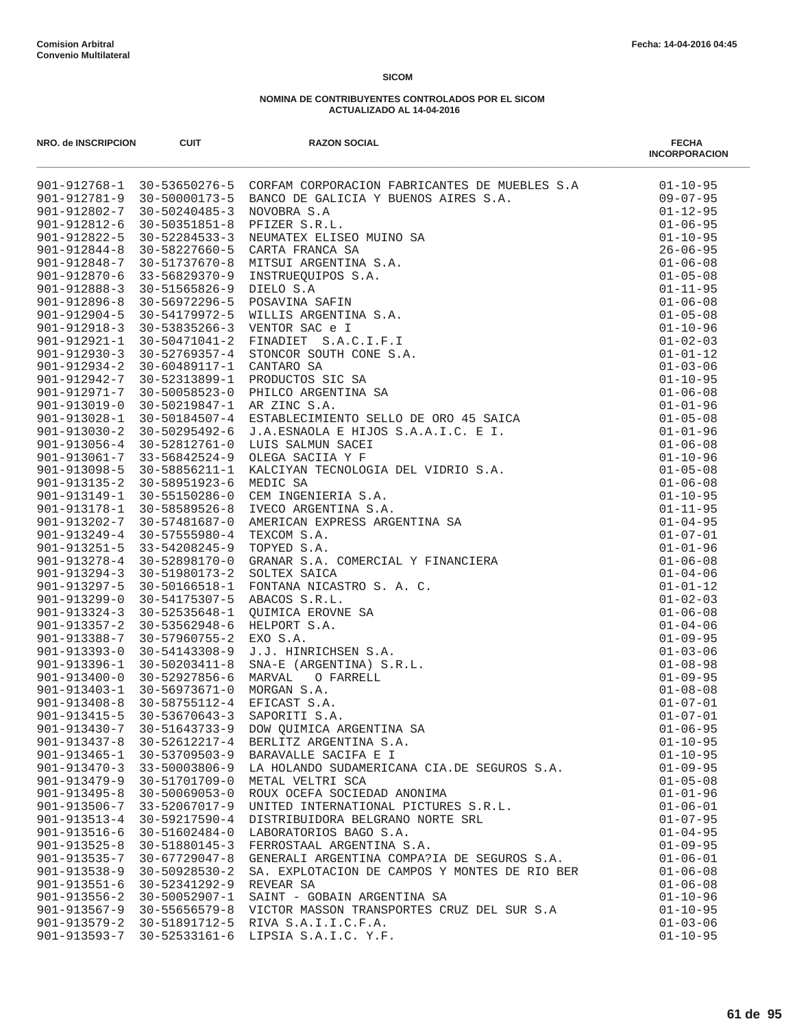**Comision Arbitral**
**Convenio Multilateral**

Fecha: 14-04-2016 04:45

**SICOM**

**NOMINA DE CONTRIBUYENTES CONTROLADOS POR EL SICOM**
**ACTUALIZADO AL 14-04-2016**

| NRO. de INSCRIPCION | CUIT | RAZON SOCIAL | FECHA INCORPORACION |
|---|---|---|---|
| 901-912768-1 | 30-53650276-5 | CORFAM CORPORACION FABRICANTES DE MUEBLES S.A | 01-10-95 |
| 901-912781-9 | 30-50000173-5 | BANCO DE GALICIA Y BUENOS AIRES S.A. | 09-07-95 |
| 901-912802-7 | 30-50240485-3 | NOVOBRA S.A | 01-12-95 |
| 901-912812-6 | 30-50351851-8 | PFIZER S.R.L. | 01-06-95 |
| 901-912822-5 | 30-52284533-3 | NEUMATEX ELISEO MUINO SA | 01-10-95 |
| 901-912844-8 | 30-58227660-5 | CARTA FRANCA SA | 26-06-95 |
| 901-912848-7 | 30-51737670-8 | MITSUI ARGENTINA S.A. | 01-06-08 |
| 901-912870-6 | 33-56829370-9 | INSTRUEQUIPOS S.A. | 01-05-08 |
| 901-912888-3 | 30-51565826-9 | DIELO S.A | 01-11-95 |
| 901-912896-8 | 30-56972296-5 | POSAVINA SAFIN | 01-06-08 |
| 901-912904-5 | 30-54179972-5 | WILLIS ARGENTINA S.A. | 01-05-08 |
| 901-912918-3 | 30-53835266-3 | VENTOR SAC e I | 01-10-96 |
| 901-912921-1 | 30-50471041-2 | FINADIET  S.A.C.I.F.I | 01-02-03 |
| 901-912930-3 | 30-52769357-4 | STONCOR SOUTH CONE S.A. | 01-01-12 |
| 901-912934-2 | 30-60489117-1 | CANTARO SA | 01-03-06 |
| 901-912942-7 | 30-52313899-1 | PRODUCTOS SIC SA | 01-10-95 |
| 901-912971-7 | 30-50058523-0 | PHILCO ARGENTINA SA | 01-06-08 |
| 901-913019-0 | 30-50219847-1 | AR ZINC S.A. | 01-01-96 |
| 901-913028-1 | 30-50184507-4 | ESTABLECIMIENTO SELLO DE ORO 45 SAICA | 01-05-08 |
| 901-913030-2 | 30-50295492-6 | J.A.ESNAOLA E HIJOS S.A.A.I.C. E I. | 01-01-96 |
| 901-913056-4 | 30-52812761-0 | LUIS SALMUN SACEI | 01-06-08 |
| 901-913061-7 | 33-56842524-9 | OLEGA SACIIA Y F | 01-10-96 |
| 901-913098-5 | 30-58856211-1 | KALCIYAN TECNOLOGIA DEL VIDRIO S.A. | 01-05-08 |
| 901-913135-2 | 30-58951923-6 | MEDIC SA | 01-06-08 |
| 901-913149-1 | 30-55150286-0 | CEM INGENIERIA S.A. | 01-10-95 |
| 901-913178-1 | 30-58589526-8 | IVECO ARGENTINA S.A. | 01-11-95 |
| 901-913202-7 | 30-57481687-0 | AMERICAN EXPRESS ARGENTINA SA | 01-04-95 |
| 901-913249-4 | 30-57555980-4 | TEXCOM S.A. | 01-07-01 |
| 901-913251-5 | 33-54208245-9 | TOPYED S.A. | 01-01-96 |
| 901-913278-4 | 30-52898170-0 | GRANAR S.A. COMERCIAL Y FINANCIERA | 01-06-08 |
| 901-913294-3 | 30-51980173-2 | SOLTEX SAICA | 01-04-06 |
| 901-913297-5 | 30-50166518-1 | FONTANA NICASTRO S. A. C. | 01-01-12 |
| 901-913299-0 | 30-54175307-5 | ABACOS S.R.L. | 01-02-03 |
| 901-913324-3 | 30-52535648-1 | QUIMICA EROVNE SA | 01-06-08 |
| 901-913357-2 | 30-53562948-6 | HELPORT S.A. | 01-04-06 |
| 901-913388-7 | 30-57960755-2 | EXO S.A. | 01-09-95 |
| 901-913393-0 | 30-54143308-9 | J.J. HINRICHSEN S.A. | 01-03-06 |
| 901-913396-1 | 30-50203411-8 | SNA-E (ARGENTINA) S.R.L. | 01-08-98 |
| 901-913400-0 | 30-52927856-6 | MARVAL   O FARRELL | 01-09-95 |
| 901-913403-1 | 30-56973671-0 | MORGAN S.A. | 01-08-08 |
| 901-913408-8 | 30-58755112-4 | EFICAST S.A. | 01-07-01 |
| 901-913415-5 | 30-53670643-3 | SAPORITI S.A. | 01-07-01 |
| 901-913430-7 | 30-51643733-9 | DOW QUIMICA ARGENTINA SA | 01-06-95 |
| 901-913437-8 | 30-52612217-4 | BERLITZ ARGENTINA S.A. | 01-10-95 |
| 901-913465-1 | 30-53709503-9 | BARAVALLE SACIFA E I | 01-10-95 |
| 901-913470-3 | 33-50003806-9 | LA HOLANDO SUDAMERICANA CIA.DE SEGUROS S.A. | 01-09-95 |
| 901-913479-9 | 30-51701709-0 | METAL VELTRI SCA | 01-05-08 |
| 901-913495-8 | 30-50069053-0 | ROUX OCEFA SOCIEDAD ANONIMA | 01-01-96 |
| 901-913506-7 | 33-52067017-9 | UNITED INTERNATIONAL PICTURES S.R.L. | 01-06-01 |
| 901-913513-4 | 30-59217590-4 | DISTRIBUIDORA BELGRANO NORTE SRL | 01-07-95 |
| 901-913516-6 | 30-51602484-0 | LABORATORIOS BAGO S.A. | 01-04-95 |
| 901-913525-8 | 30-51880145-3 | FERROSTAAL ARGENTINA S.A. | 01-09-95 |
| 901-913535-7 | 30-67729047-8 | GENERALI ARGENTINA COMPA?IA DE SEGUROS S.A. | 01-06-01 |
| 901-913538-9 | 30-50928530-2 | SA. EXPLOTACION DE CAMPOS Y MONTES DE RIO BER | 01-06-08 |
| 901-913551-6 | 30-52341292-9 | REVEAR SA | 01-06-08 |
| 901-913556-2 | 30-50052907-1 | SAINT - GOBAIN ARGENTINA SA | 01-10-96 |
| 901-913567-9 | 30-55656579-8 | VICTOR MASSON TRANSPORTES CRUZ DEL SUR S.A | 01-10-95 |
| 901-913579-2 | 30-51891712-5 | RIVA S.A.I.I.C.F.A. | 01-03-06 |
| 901-913593-7 | 30-52533161-6 | LIPSIA S.A.I.C. Y.F. | 01-10-95 |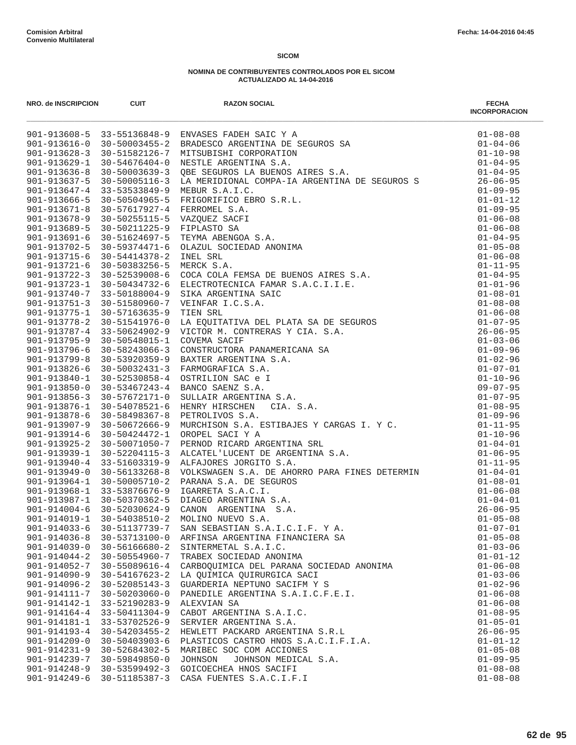**Comision Arbitral**
**Convenio Multilateral**

Fecha: 14-04-2016 04:45

## SICOM

### NOMINA DE CONTRIBUYENTES CONTROLADOS POR EL SICOM
### ACTUALIZADO AL 14-04-2016

| NRO. de INSCRIPCION | CUIT | RAZON SOCIAL | FECHA INCORPORACION |
|---|---|---|---|
| 901-913608-5 | 33-55136848-9 | ENVASES FADEH SAIC Y A | 01-08-08 |
| 901-913616-0 | 30-50003455-2 | BRADESCO ARGENTINA DE SEGUROS SA | 01-04-06 |
| 901-913628-3 | 30-51582126-7 | MITSUBISHI CORPORATION | 01-10-98 |
| 901-913629-1 | 30-54676404-0 | NESTLE ARGENTINA S.A. | 01-04-95 |
| 901-913636-8 | 30-50003639-3 | QBE SEGUROS LA BUENOS AIRES S.A. | 01-04-95 |
| 901-913637-5 | 30-50005116-3 | LA MERIDIONAL COMPA-IA ARGENTINA DE SEGUROS S | 26-06-95 |
| 901-913647-4 | 33-53533849-9 | MEBUR S.A.I.C. | 01-09-95 |
| 901-913666-5 | 30-50504965-5 | FRIGORIFICO EBRO S.R.L. | 01-01-12 |
| 901-913671-8 | 30-57617927-4 | FERROMEL S.A. | 01-09-95 |
| 901-913678-9 | 30-50255115-5 | VAZQUEZ SACFI | 01-06-08 |
| 901-913689-5 | 30-50211225-9 | FIPLASTO SA | 01-06-08 |
| 901-913691-6 | 30-51624697-5 | TEYMA ABENGOA S.A. | 01-04-95 |
| 901-913702-5 | 30-59374471-6 | OLAZUL SOCIEDAD ANONIMA | 01-05-08 |
| 901-913715-6 | 30-54414378-2 | INEL SRL | 01-06-08 |
| 901-913721-6 | 30-50383256-5 | MERCK S.A. | 01-11-95 |
| 901-913722-3 | 30-52539008-6 | COCA COLA FEMSA DE BUENOS AIRES S.A. | 01-04-95 |
| 901-913723-1 | 30-50434732-6 | ELECTROTECNICA FAMAR S.A.C.I.I.E. | 01-01-96 |
| 901-913740-7 | 33-50188004-9 | SIKA ARGENTINA SAIC | 01-08-01 |
| 901-913751-3 | 30-51580960-7 | VEINFAR I.C.S.A. | 01-08-08 |
| 901-913775-1 | 30-57163635-9 | TIEN SRL | 01-06-08 |
| 901-913778-2 | 30-51541976-0 | LA EQUITATIVA DEL PLATA SA DE SEGUROS | 01-07-95 |
| 901-913787-4 | 33-50624902-9 | VICTOR M. CONTRERAS Y CIA. S.A. | 26-06-95 |
| 901-913795-9 | 30-50548015-1 | COVEMA SACIF | 01-03-06 |
| 901-913796-6 | 30-58243066-3 | CONSTRUCTORA PANAMERICANA SA | 01-09-96 |
| 901-913799-8 | 30-53920359-9 | BAXTER ARGENTINA S.A. | 01-02-96 |
| 901-913826-6 | 30-50032431-3 | FARMOGRAFICA S.A. | 01-07-01 |
| 901-913840-1 | 30-52530858-4 | OSTRILION SAC e I | 01-10-96 |
| 901-913850-0 | 30-53467243-4 | BANCO SAENZ S.A. | 09-07-95 |
| 901-913856-3 | 30-57672171-0 | SULLAIR ARGENTINA S.A. | 01-07-95 |
| 901-913876-1 | 30-54078521-6 | HENRY HIRSCHEN CIA. S.A. | 01-08-95 |
| 901-913878-6 | 30-58498367-8 | PETROLIVOS S.A. | 01-09-96 |
| 901-913907-9 | 30-50672666-9 | MURCHISON S.A. ESTIBAJES Y CARGAS I. Y C. | 01-11-95 |
| 901-913914-6 | 30-50424472-1 | OROPEL SACI Y A | 01-10-96 |
| 901-913925-2 | 30-50071050-7 | PERNOD RICARD ARGENTINA SRL | 01-04-01 |
| 901-913939-1 | 30-52204115-3 | ALCATEL'LUCENT DE ARGENTINA S.A. | 01-06-95 |
| 901-913940-4 | 33-51603319-9 | ALFAJORES JORGITO S.A. | 01-11-95 |
| 901-913949-0 | 30-56133268-8 | VOLKSWAGEN S.A. DE AHORRO PARA FINES DETERMIN | 01-04-01 |
| 901-913964-1 | 30-50005710-2 | PARANA S.A. DE SEGUROS | 01-08-01 |
| 901-913968-1 | 33-53876676-9 | IGARRETA S.A.C.I. | 01-06-08 |
| 901-913987-1 | 30-50370362-5 | DIAGEO ARGENTINA S.A. | 01-04-01 |
| 901-914004-6 | 30-52030624-9 | CANON ARGENTINA S.A. | 26-06-95 |
| 901-914019-1 | 30-54038510-2 | MOLINO NUEVO S.A. | 01-05-08 |
| 901-914033-6 | 30-51137739-7 | SAN SEBASTIAN S.A.I.C.I.F. Y A. | 01-07-01 |
| 901-914036-8 | 30-53713100-0 | ARFINSA ARGENTINA FINANCIERA SA | 01-05-08 |
| 901-914039-0 | 30-56166680-2 | SINTERMETAL S.A.I.C. | 01-03-06 |
| 901-914044-2 | 30-50554960-7 | TRABEX SOCIEDAD ANONIMA | 01-01-12 |
| 901-914052-7 | 30-55089616-4 | CARBOQUIMICA DEL PARANA SOCIEDAD ANONIMA | 01-06-08 |
| 901-914090-9 | 30-54167623-2 | LA QUIMICA QUIRURGICA SACI | 01-03-06 |
| 901-914096-2 | 30-52085143-3 | GUARDERIA NEPTUNO SACIFM Y S | 01-02-96 |
| 901-914111-7 | 30-50203060-0 | PANEDILE ARGENTINA S.A.I.C.F.E.I. | 01-06-08 |
| 901-914142-1 | 33-52190283-9 | ALEXVIAN SA | 01-06-08 |
| 901-914164-4 | 33-50411304-9 | CABOT ARGENTINA S.A.I.C. | 01-08-95 |
| 901-914181-1 | 33-53702526-9 | SERVIER ARGENTINA S.A. | 01-05-01 |
| 901-914193-4 | 30-54203455-2 | HEWLETT PACKARD ARGENTINA S.R.L | 26-06-95 |
| 901-914209-0 | 30-50403903-6 | PLASTICOS CASTRO HNOS S.A.C.I.F.I.A. | 01-01-12 |
| 901-914231-9 | 30-52684302-5 | MARIBEC SOC COM ACCIONES | 01-05-08 |
| 901-914239-7 | 30-59849850-0 | JOHNSON JOHNSON MEDICAL S.A. | 01-09-95 |
| 901-914248-9 | 30-53599492-3 | GOICOECHEA HNOS SACIFI | 01-08-08 |
| 901-914249-6 | 30-51185387-3 | CASA FUENTES S.A.C.I.F.I | 01-08-08 |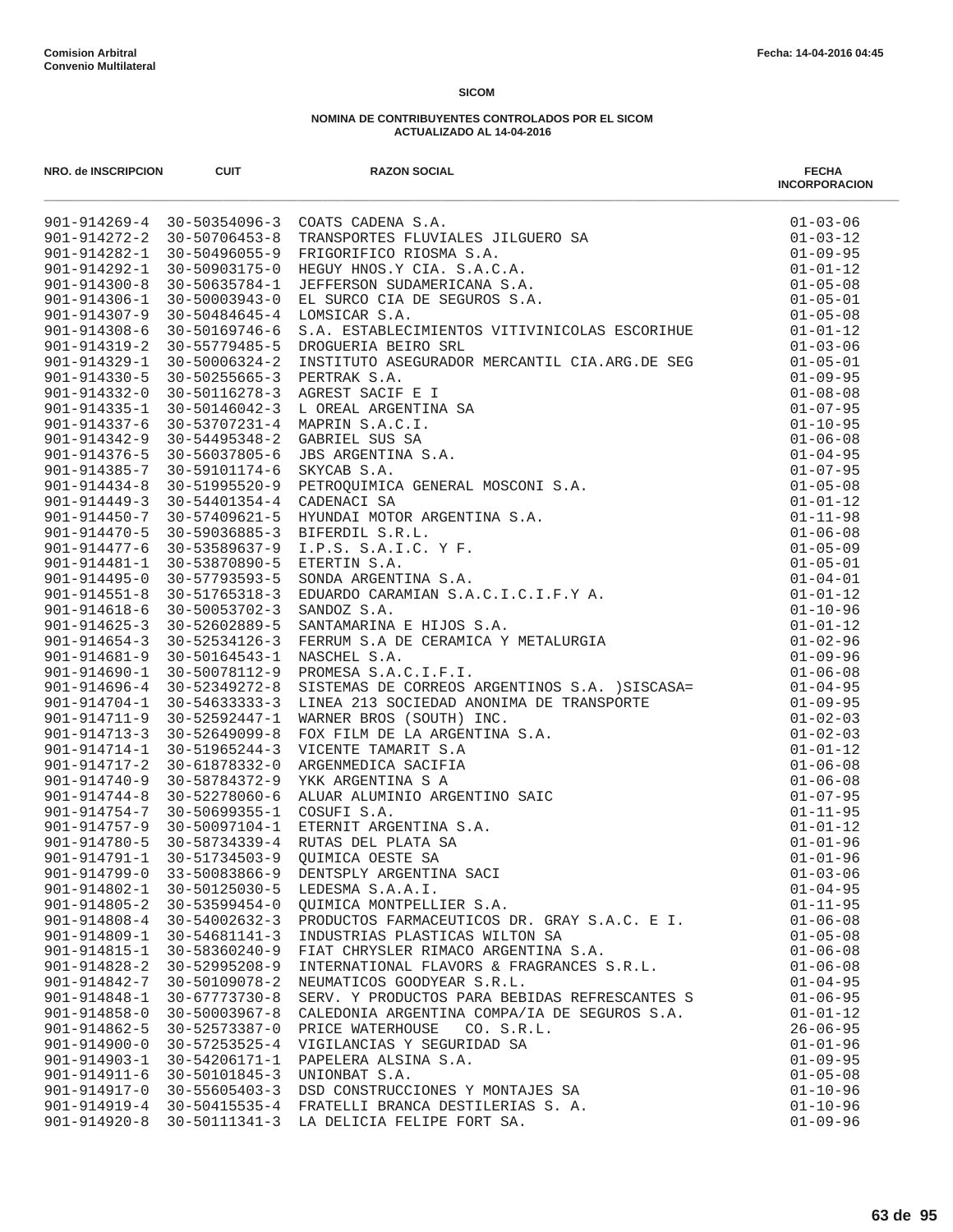Comision Arbitral
Convenio Multilateral

Fecha: 14-04-2016 04:45

**SICOM**

**NOMINA DE CONTRIBUYENTES CONTROLADOS POR EL SICOM**
**ACTUALIZADO AL 14-04-2016**

| NRO. de INSCRIPCION | CUIT | RAZON SOCIAL | FECHA INCORPORACION |
|---|---|---|---|
| 901-914269-4 | 30-50354096-3 | COATS CADENA S.A. | 01-03-06 |
| 901-914272-2 | 30-50706453-8 | TRANSPORTES FLUVIALES JILGUERO SA | 01-03-12 |
| 901-914282-1 | 30-50496055-9 | FRIGORIFICO RIOSMA S.A. | 01-09-95 |
| 901-914292-1 | 30-50903175-0 | HEGUY HNOS.Y CIA. S.A.C.A. | 01-01-12 |
| 901-914300-8 | 30-50635784-1 | JEFFERSON SUDAMERICANA S.A. | 01-05-08 |
| 901-914306-1 | 30-50003943-0 | EL SURCO CIA DE SEGUROS S.A. | 01-05-01 |
| 901-914307-9 | 30-50484645-4 | LOMSICAR S.A. | 01-05-08 |
| 901-914308-6 | 30-50169746-6 | S.A. ESTABLECIMIENTOS VITIVINICOLAS ESCORIHUE | 01-01-12 |
| 901-914319-2 | 30-55779485-5 | DROGUERIA BEIRO SRL | 01-03-06 |
| 901-914329-1 | 30-50006324-2 | INSTITUTO ASEGURADOR MERCANTIL CIA.ARG.DE SEG | 01-05-01 |
| 901-914330-5 | 30-50255665-3 | PERTRAK S.A. | 01-09-95 |
| 901-914332-0 | 30-50116278-3 | AGREST SACIF E I | 01-08-08 |
| 901-914335-1 | 30-50146042-3 | L OREAL ARGENTINA SA | 01-07-95 |
| 901-914337-6 | 30-53707231-4 | MAPRIN S.A.C.I. | 01-10-95 |
| 901-914342-9 | 30-54495348-2 | GABRIEL SUS SA | 01-06-08 |
| 901-914376-5 | 30-56037805-6 | JBS ARGENTINA S.A. | 01-04-95 |
| 901-914385-7 | 30-59101174-6 | SKYCAB S.A. | 01-07-95 |
| 901-914434-8 | 30-51995520-9 | PETROQUIMICA GENERAL MOSCONI S.A. | 01-05-08 |
| 901-914449-3 | 30-54401354-4 | CADENACI SA | 01-01-12 |
| 901-914450-7 | 30-57409621-5 | HYUNDAI MOTOR ARGENTINA S.A. | 01-11-98 |
| 901-914470-5 | 30-59036885-3 | BIFERDIL S.R.L. | 01-06-08 |
| 901-914477-6 | 30-53589637-9 | I.P.S. S.A.I.C. Y F. | 01-05-09 |
| 901-914481-1 | 30-53870890-5 | ETERTIN S.A. | 01-05-01 |
| 901-914495-0 | 30-57793593-5 | SONDA ARGENTINA S.A. | 01-04-01 |
| 901-914551-8 | 30-51765318-3 | EDUARDO CARAMIAN S.A.C.I.C.I.F.Y A. | 01-01-12 |
| 901-914618-6 | 30-50053702-3 | SANDOZ S.A. | 01-10-96 |
| 901-914625-3 | 30-52602889-5 | SANTAMARINA E HIJOS S.A. | 01-01-12 |
| 901-914654-3 | 30-52534126-3 | FERRUM S.A DE CERAMICA Y METALURGIA | 01-02-96 |
| 901-914681-9 | 30-50164543-1 | NASCHEL S.A. | 01-09-96 |
| 901-914690-1 | 30-50078112-9 | PROMESA S.A.C.I.F.I. | 01-06-08 |
| 901-914696-4 | 30-52349272-8 | SISTEMAS DE CORREOS ARGENTINOS S.A. )SISCASA= | 01-04-95 |
| 901-914704-1 | 30-54633333-3 | LINEA 213 SOCIEDAD ANONIMA DE TRANSPORTE | 01-09-95 |
| 901-914711-9 | 30-52592447-1 | WARNER BROS (SOUTH) INC. | 01-02-03 |
| 901-914713-3 | 30-52649099-8 | FOX FILM DE LA ARGENTINA S.A. | 01-02-03 |
| 901-914714-1 | 30-51965244-3 | VICENTE TAMARIT S.A | 01-01-12 |
| 901-914717-2 | 30-61878332-0 | ARGENMEDICA SACIFIA | 01-06-08 |
| 901-914740-9 | 30-58784372-9 | YKK ARGENTINA S A | 01-06-08 |
| 901-914744-8 | 30-52278060-6 | ALUAR ALUMINIO ARGENTINO SAIC | 01-07-95 |
| 901-914754-7 | 30-50699355-1 | COSUFI S.A. | 01-11-95 |
| 901-914757-9 | 30-50097104-1 | ETERNIT ARGENTINA S.A. | 01-01-12 |
| 901-914780-5 | 30-58734339-4 | RUTAS DEL PLATA SA | 01-01-96 |
| 901-914791-1 | 30-51734503-9 | QUIMICA OESTE SA | 01-01-96 |
| 901-914799-0 | 33-50083866-9 | DENTSPLY ARGENTINA SACI | 01-03-06 |
| 901-914802-1 | 30-50125030-5 | LEDESMA S.A.A.I. | 01-04-95 |
| 901-914805-2 | 30-53599454-0 | QUIMICA MONTPELLIER S.A. | 01-11-95 |
| 901-914808-4 | 30-54002632-3 | PRODUCTOS FARMACEUTICOS DR. GRAY S.A.C. E I. | 01-06-08 |
| 901-914809-1 | 30-54681141-3 | INDUSTRIAS PLASTICAS WILTON SA | 01-05-08 |
| 901-914815-1 | 30-58360240-9 | FIAT CHRYSLER RIMACO ARGENTINA S.A. | 01-06-08 |
| 901-914828-2 | 30-52995208-9 | INTERNATIONAL FLAVORS & FRAGRANCES S.R.L. | 01-06-08 |
| 901-914842-7 | 30-50109078-2 | NEUMATICOS GOODYEAR S.R.L. | 01-04-95 |
| 901-914848-1 | 30-67773730-8 | SERV. Y PRODUCTOS PARA BEBIDAS REFRESCANTES S | 01-06-95 |
| 901-914858-0 | 30-50003967-8 | CALEDONIA ARGENTINA COMPA/IA DE SEGUROS S.A. | 01-01-12 |
| 901-914862-5 | 30-52573387-0 | PRICE WATERHOUSE CO. S.R.L. | 26-06-95 |
| 901-914900-0 | 30-57253525-4 | VIGILANCIAS Y SEGURIDAD SA | 01-01-96 |
| 901-914903-1 | 30-54206171-1 | PAPELERA ALSINA S.A. | 01-09-95 |
| 901-914911-6 | 30-50101845-3 | UNIONBAT S.A. | 01-05-08 |
| 901-914917-0 | 30-55605403-3 | DSD CONSTRUCCIONES Y MONTAJES SA | 01-10-96 |
| 901-914919-4 | 30-50415535-4 | FRATELLI BRANCA DESTILERIAS S. A. | 01-10-96 |
| 901-914920-8 | 30-50111341-3 | LA DELICIA FELIPE FORT SA. | 01-09-96 |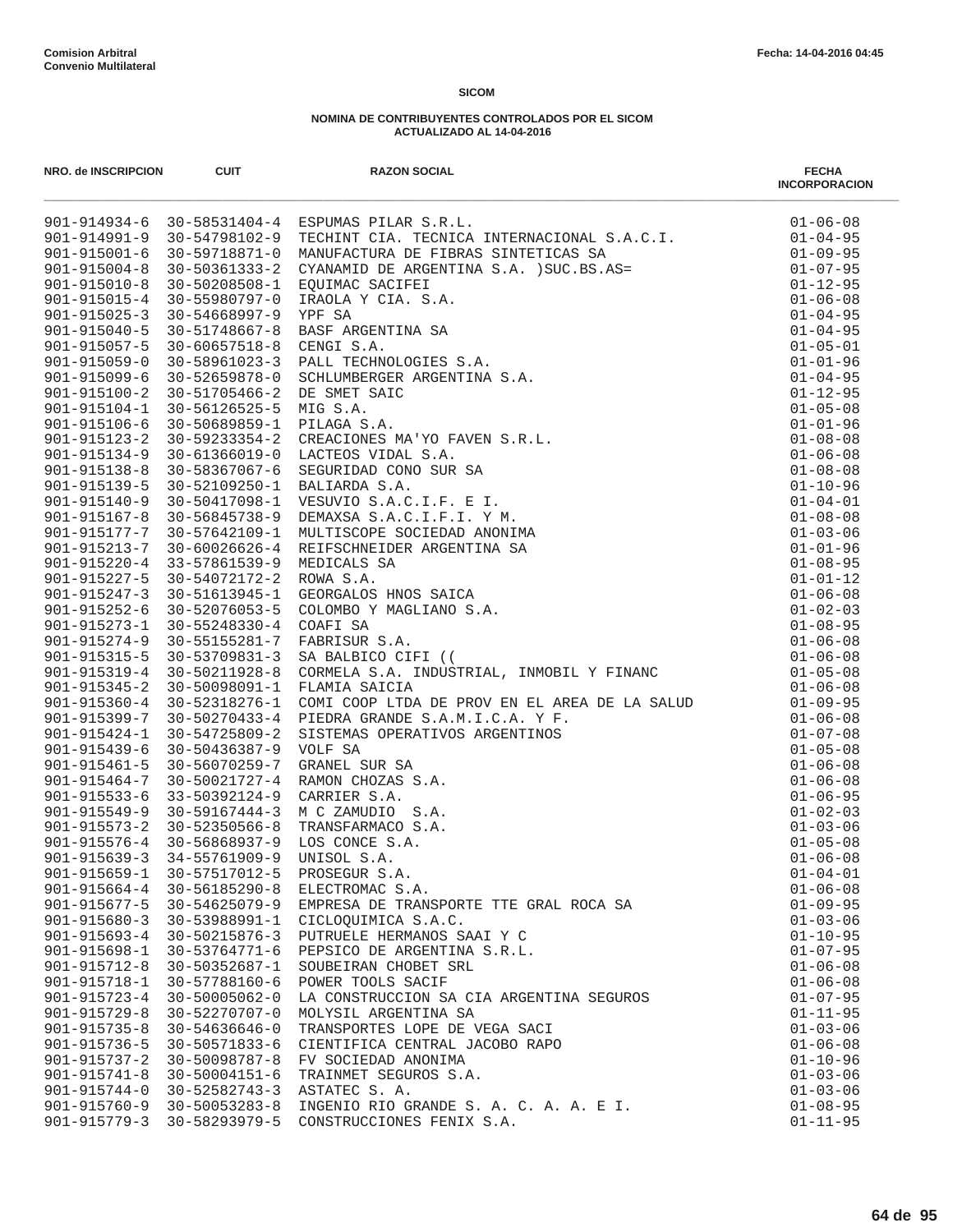Comision Arbitral
Convenio Multilateral

Fecha: 14-04-2016 04:45

**SICOM**

**NOMINA DE CONTRIBUYENTES CONTROLADOS POR EL SICOM**
**ACTUALIZADO AL 14-04-2016**

| NRO. de INSCRIPCION | CUIT | RAZON SOCIAL | FECHA INCORPORACION |
|---|---|---|---|
| 901-914934-6 | 30-58531404-4 | ESPUMAS PILAR S.R.L. | 01-06-08 |
| 901-914991-9 | 30-54798102-9 | TECHINT CIA. TECNICA INTERNACIONAL S.A.C.I. | 01-04-95 |
| 901-915001-6 | 30-59718871-0 | MANUFACTURA DE FIBRAS SINTETICAS SA | 01-09-95 |
| 901-915004-8 | 30-50361333-2 | CYANAMID DE ARGENTINA S.A. )SUC.BS.AS= | 01-07-95 |
| 901-915010-8 | 30-50208508-1 | EQUIMAC SACIFEI | 01-12-95 |
| 901-915015-4 | 30-55980797-0 | IRAOLA Y CIA. S.A. | 01-06-08 |
| 901-915025-3 | 30-54668997-9 | YPF SA | 01-04-95 |
| 901-915040-5 | 30-51748667-8 | BASF ARGENTINA SA | 01-04-95 |
| 901-915057-5 | 30-60657518-8 | CENGI S.A. | 01-05-01 |
| 901-915059-0 | 30-58961023-3 | PALL TECHNOLOGIES S.A. | 01-01-96 |
| 901-915099-6 | 30-52659878-0 | SCHLUMBERGER ARGENTINA S.A. | 01-04-95 |
| 901-915100-2 | 30-51705466-2 | DE SMET SAIC | 01-12-95 |
| 901-915104-1 | 30-56126525-5 | MIG S.A. | 01-05-08 |
| 901-915106-6 | 30-50689859-1 | PILAGA S.A. | 01-01-96 |
| 901-915123-2 | 30-59233354-2 | CREACIONES MA'YO FAVEN S.R.L. | 01-08-08 |
| 901-915134-9 | 30-61366019-0 | LACTEOS VIDAL S.A. | 01-06-08 |
| 901-915138-8 | 30-58367067-6 | SEGURIDAD CONO SUR SA | 01-08-08 |
| 901-915139-5 | 30-52109250-1 | BALIARDA S.A. | 01-10-96 |
| 901-915140-9 | 30-50417098-1 | VESUVIO S.A.C.I.F. E I. | 01-04-01 |
| 901-915167-8 | 30-56845738-9 | DEMAXSA S.A.C.I.F.I. Y M. | 01-08-08 |
| 901-915177-7 | 30-57642109-1 | MULTISCOPE SOCIEDAD ANONIMA | 01-03-06 |
| 901-915213-7 | 30-60026626-4 | REIFSCHNEIDER ARGENTINA SA | 01-01-96 |
| 901-915220-4 | 33-57861539-9 | MEDICALS SA | 01-08-95 |
| 901-915227-5 | 30-54072172-2 | ROWA S.A. | 01-01-12 |
| 901-915247-3 | 30-51613945-1 | GEORGALOS HNOS SAICA | 01-06-08 |
| 901-915252-6 | 30-52076053-5 | COLOMBO Y MAGLIANO S.A. | 01-02-03 |
| 901-915273-1 | 30-55248330-4 | COAFI SA | 01-08-95 |
| 901-915274-9 | 30-55155281-7 | FABRISUR S.A. | 01-06-08 |
| 901-915315-5 | 30-53709831-3 | SA BALBICO CIFI (( | 01-06-08 |
| 901-915319-4 | 30-50211928-8 | CORMELA S.A. INDUSTRIAL, INMOBIL Y FINANC | 01-05-08 |
| 901-915345-2 | 30-50098091-1 | FLAMIA SAICIA | 01-06-08 |
| 901-915360-4 | 30-52318276-1 | COMI COOP LTDA DE PROV EN EL AREA DE LA SALUD | 01-09-95 |
| 901-915399-7 | 30-50270433-4 | PIEDRA GRANDE S.A.M.I.C.A. Y F. | 01-06-08 |
| 901-915424-1 | 30-54725809-2 | SISTEMAS OPERATIVOS ARGENTINOS | 01-07-08 |
| 901-915439-6 | 30-50436387-9 | VOLF SA | 01-05-08 |
| 901-915461-5 | 30-56070259-7 | GRANEL SUR SA | 01-06-08 |
| 901-915464-7 | 30-50021727-4 | RAMON CHOZAS S.A. | 01-06-08 |
| 901-915533-6 | 33-50392124-9 | CARRIER S.A. | 01-06-95 |
| 901-915549-9 | 30-59167444-3 | M C ZAMUDIO S.A. | 01-02-03 |
| 901-915573-2 | 30-52350566-8 | TRANSFARMACO S.A. | 01-03-06 |
| 901-915576-4 | 30-56868937-9 | LOS CONCE S.A. | 01-05-08 |
| 901-915639-3 | 34-55761909-9 | UNISOL S.A. | 01-06-08 |
| 901-915659-1 | 30-57517012-5 | PROSEGUR S.A. | 01-04-01 |
| 901-915664-4 | 30-56185290-8 | ELECTROMAC S.A. | 01-06-08 |
| 901-915677-5 | 30-54625079-9 | EMPRESA DE TRANSPORTE TTE GRAL ROCA SA | 01-09-95 |
| 901-915680-3 | 30-53988991-1 | CICLOQUIMICA S.A.C. | 01-03-06 |
| 901-915693-4 | 30-50215876-3 | PUTRUELE HERMANOS SAAI Y C | 01-10-95 |
| 901-915698-1 | 30-53764771-6 | PEPSICO DE ARGENTINA S.R.L. | 01-07-95 |
| 901-915712-8 | 30-50352687-1 | SOUBEIRAN CHOBET SRL | 01-06-08 |
| 901-915718-1 | 30-57788160-6 | POWER TOOLS SACIF | 01-06-08 |
| 901-915723-4 | 30-50005062-0 | LA CONSTRUCCION SA CIA ARGENTINA SEGUROS | 01-07-95 |
| 901-915729-8 | 30-52270707-0 | MOLYSIL ARGENTINA SA | 01-11-95 |
| 901-915735-8 | 30-54636646-0 | TRANSPORTES LOPE DE VEGA SACI | 01-03-06 |
| 901-915736-5 | 30-50571833-6 | CIENTIFICA CENTRAL JACOBO RAPO | 01-06-08 |
| 901-915737-2 | 30-50098787-8 | FV SOCIEDAD ANONIMA | 01-10-96 |
| 901-915741-8 | 30-50004151-6 | TRAINMET SEGUROS S.A. | 01-03-06 |
| 901-915744-0 | 30-52582743-3 | ASTATEC S. A. | 01-03-06 |
| 901-915760-9 | 30-50053283-8 | INGENIO RIO GRANDE S. A. C. A. A. E I. | 01-08-95 |
| 901-915779-3 | 30-58293979-5 | CONSTRUCCIONES FENIX S.A. | 01-11-95 |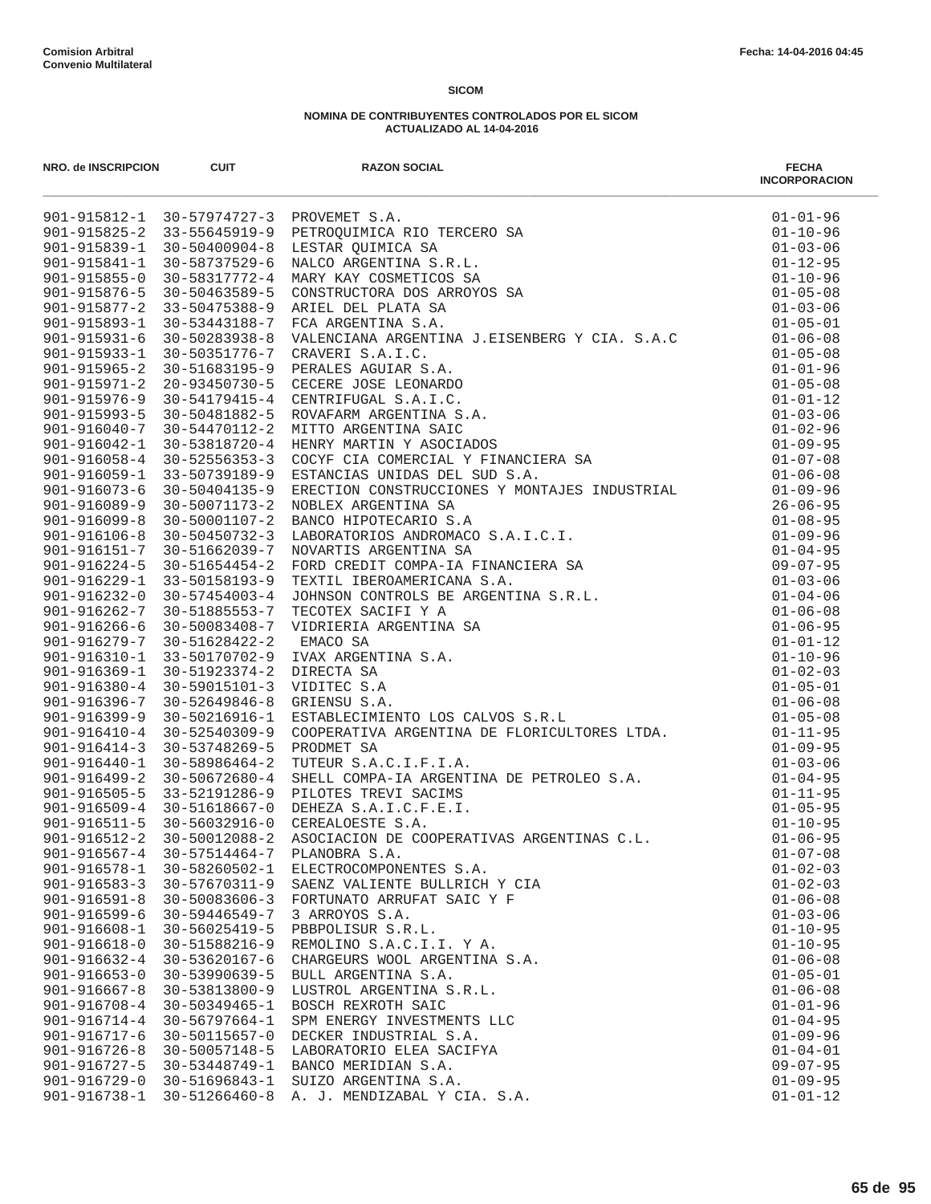**Comision Arbitral**
**Convenio Multilateral**

Fecha: 14-04-2016 04:45

## SICOM

### NOMINA DE CONTRIBUYENTES CONTROLADOS POR EL SICOM
### ACTUALIZADO AL 14-04-2016

| NRO. de INSCRIPCION | CUIT | RAZON SOCIAL | FECHA INCORPORACION |
|---|---|---|---|
| 901-915812-1 | 30-57974727-3 | PROVEMET S.A. | 01-01-96 |
| 901-915825-2 | 33-55645919-9 | PETROQUIMICA RIO TERCERO SA | 01-10-96 |
| 901-915839-1 | 30-50400904-8 | LESTAR QUIMICA SA | 01-03-06 |
| 901-915841-1 | 30-58737529-6 | NALCO ARGENTINA S.R.L. | 01-12-95 |
| 901-915855-0 | 30-58317772-4 | MARY KAY COSMETICOS SA | 01-10-96 |
| 901-915876-5 | 30-50463589-5 | CONSTRUCTORA DOS ARROYOS SA | 01-05-08 |
| 901-915877-2 | 33-50475388-9 | ARIEL DEL PLATA SA | 01-03-06 |
| 901-915893-1 | 30-53443188-7 | FCA ARGENTINA S.A. | 01-05-01 |
| 901-915931-6 | 30-50283938-8 | VALENCIANA ARGENTINA J.EISENBERG Y CIA. S.A.C | 01-06-08 |
| 901-915933-1 | 30-50351776-7 | CRAVERI S.A.I.C. | 01-05-08 |
| 901-915965-2 | 30-51683195-9 | PERALES AGUIAR S.A. | 01-01-96 |
| 901-915971-2 | 20-93450730-5 | CECERE JOSE LEONARDO | 01-05-08 |
| 901-915976-9 | 30-54179415-4 | CENTRIFUGAL S.A.I.C. | 01-01-12 |
| 901-915993-5 | 30-50481882-5 | ROVAFARM ARGENTINA S.A. | 01-03-06 |
| 901-916040-7 | 30-54470112-2 | MITTO ARGENTINA SAIC | 01-02-96 |
| 901-916042-1 | 30-53818720-4 | HENRY MARTIN Y ASOCIADOS | 01-09-95 |
| 901-916058-4 | 30-52556353-3 | COCYF CIA COMERCIAL Y FINANCIERA SA | 01-07-08 |
| 901-916059-1 | 33-50739189-9 | ESTANCIAS UNIDAS DEL SUD S.A. | 01-06-08 |
| 901-916073-6 | 30-50404135-9 | ERECTION CONSTRUCCIONES Y MONTAJES INDUSTRIAL | 01-09-96 |
| 901-916089-9 | 30-50071173-2 | NOBLEX ARGENTINA SA | 26-06-95 |
| 901-916099-8 | 30-50001107-2 | BANCO HIPOTECARIO S.A | 01-08-95 |
| 901-916106-8 | 30-50450732-3 | LABORATORIOS ANDROMACO S.A.I.C.I. | 01-09-96 |
| 901-916151-7 | 30-51662039-7 | NOVARTIS ARGENTINA SA | 01-04-95 |
| 901-916224-5 | 30-51654454-2 | FORD CREDIT COMPA-IA FINANCIERA SA | 09-07-95 |
| 901-916229-1 | 33-50158193-9 | TEXTIL IBEROAMERICANA S.A. | 01-03-06 |
| 901-916232-0 | 30-57454003-4 | JOHNSON CONTROLS BE ARGENTINA S.R.L. | 01-04-06 |
| 901-916262-7 | 30-51885553-7 | TECOTEX SACIFI Y A | 01-06-08 |
| 901-916266-6 | 30-50083408-7 | VIDRIERIA ARGENTINA SA | 01-06-95 |
| 901-916279-7 | 30-51628422-2 | EMACO SA | 01-01-12 |
| 901-916310-1 | 33-50170702-9 | IVAX ARGENTINA S.A. | 01-10-96 |
| 901-916369-1 | 30-51923374-2 | DIRECTA SA | 01-02-03 |
| 901-916380-4 | 30-59015101-3 | VIDITEC S.A | 01-05-01 |
| 901-916396-7 | 30-52649846-8 | GRIENSU S.A. | 01-06-08 |
| 901-916399-9 | 30-50216916-1 | ESTABLECIMIENTO LOS CALVOS S.R.L | 01-05-08 |
| 901-916410-4 | 30-52540309-9 | COOPERATIVA ARGENTINA DE FLORICULTORES LTDA. | 01-11-95 |
| 901-916414-3 | 30-53748269-5 | PRODMET SA | 01-09-95 |
| 901-916440-1 | 30-58986464-2 | TUTEUR S.A.C.I.F.I.A. | 01-03-06 |
| 901-916499-2 | 30-50672680-4 | SHELL COMPA-IA ARGENTINA DE PETROLEO S.A. | 01-04-95 |
| 901-916505-5 | 33-52191286-9 | PILOTES TREVI SACIMS | 01-11-95 |
| 901-916509-4 | 30-51618667-0 | DEHEZA S.A.I.C.F.E.I. | 01-05-95 |
| 901-916511-5 | 30-56032916-0 | CEREALOESTE S.A. | 01-10-95 |
| 901-916512-2 | 30-50012088-2 | ASOCIACION DE COOPERATIVAS ARGENTINAS C.L. | 01-06-95 |
| 901-916567-4 | 30-57514464-7 | PLANOBRA S.A. | 01-07-08 |
| 901-916578-1 | 30-58260502-1 | ELECTROCOMPONENTES S.A. | 01-02-03 |
| 901-916583-3 | 30-57670311-9 | SAENZ VALIENTE BULLRICH Y CIA | 01-02-03 |
| 901-916591-8 | 30-50083606-3 | FORTUNATO ARRUFAT SAIC Y F | 01-06-08 |
| 901-916599-6 | 30-59446549-7 | 3 ARROYOS S.A. | 01-03-06 |
| 901-916608-1 | 30-56025419-5 | PBBPOLISUR S.R.L. | 01-10-95 |
| 901-916618-0 | 30-51588216-9 | REMOLINO S.A.C.I.I. Y A. | 01-10-95 |
| 901-916632-4 | 30-53620167-6 | CHARGEURS WOOL ARGENTINA S.A. | 01-06-08 |
| 901-916653-0 | 30-53990639-5 | BULL ARGENTINA S.A. | 01-05-01 |
| 901-916667-8 | 30-53813800-9 | LUSTROL ARGENTINA S.R.L. | 01-06-08 |
| 901-916708-4 | 30-50349465-1 | BOSCH REXROTH SAIC | 01-01-96 |
| 901-916714-4 | 30-56797664-1 | SPM ENERGY INVESTMENTS LLC | 01-04-95 |
| 901-916717-6 | 30-50115657-0 | DECKER INDUSTRIAL S.A. | 01-09-96 |
| 901-916726-8 | 30-50057148-5 | LABORATORIO ELEA SACIFYA | 01-04-01 |
| 901-916727-5 | 30-53448749-1 | BANCO MERIDIAN S.A. | 09-07-95 |
| 901-916729-0 | 30-51696843-1 | SUIZO ARGENTINA S.A. | 01-09-95 |
| 901-916738-1 | 30-51266460-8 | A. J. MENDIZABAL Y CIA. S.A. | 01-01-12 |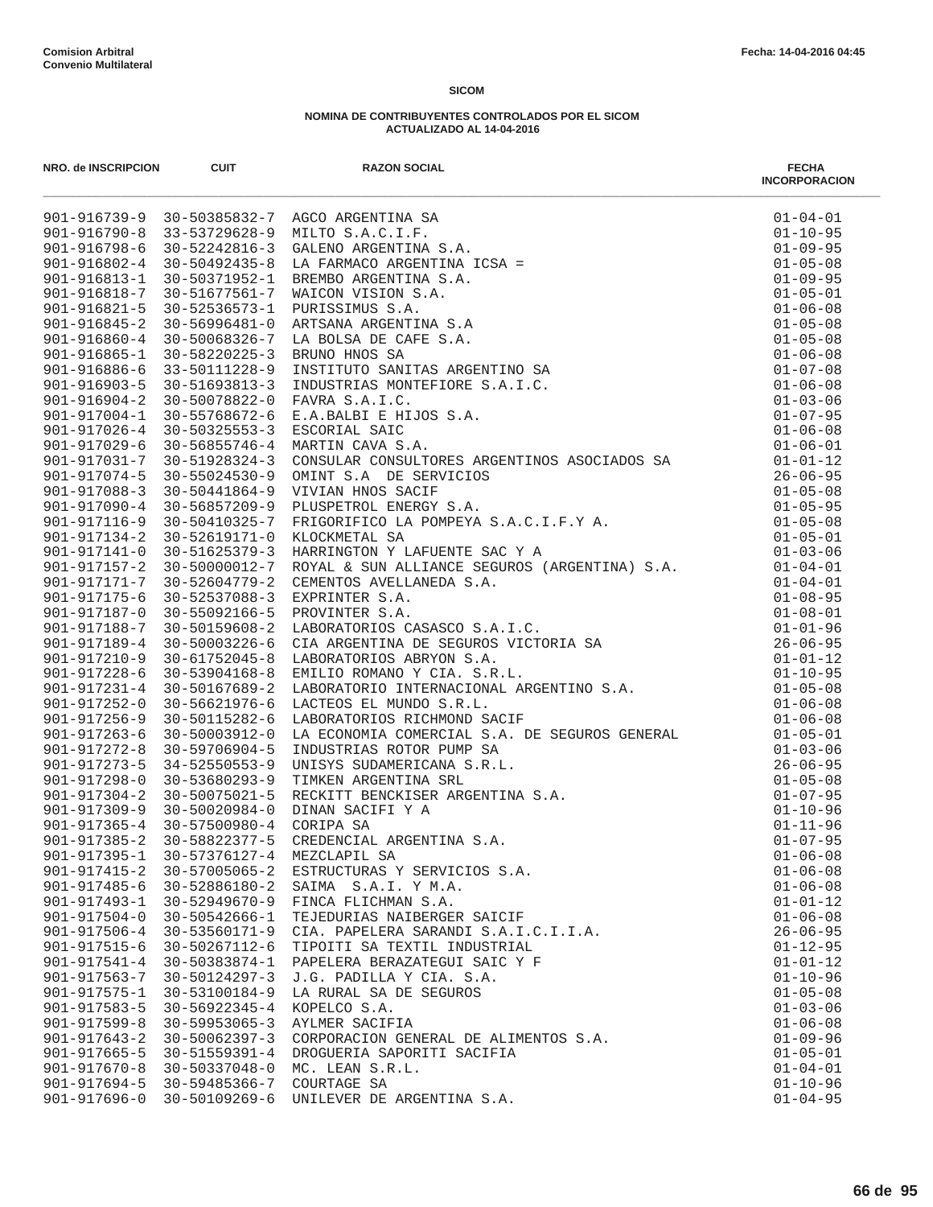**Comision Arbitral**
**Convenio Multilateral**

**Fecha: 14-04-2016 04:45**

**SICOM**

**NOMINA DE CONTRIBUYENTES CONTROLADOS POR EL SICOM**
**ACTUALIZADO AL 14-04-2016**

| NRO. de INSCRIPCION | CUIT | RAZON SOCIAL | FECHA INCORPORACION |
|---|---|---|---|
| 901-916739-9 | 30-50385832-7 | AGCO ARGENTINA SA | 01-04-01 |
| 901-916790-8 | 33-53729628-9 | MILTO S.A.C.I.F. | 01-10-95 |
| 901-916798-6 | 30-52242816-3 | GALENO ARGENTINA S.A. | 01-09-95 |
| 901-916802-4 | 30-50492435-8 | LA FARMACO ARGENTINA ICSA = | 01-05-08 |
| 901-916813-1 | 30-50371952-1 | BREMBO ARGENTINA S.A. | 01-09-95 |
| 901-916818-7 | 30-51677561-7 | WAICON VISION S.A. | 01-05-01 |
| 901-916821-5 | 30-52536573-1 | PURISSIMUS S.A. | 01-06-08 |
| 901-916845-2 | 30-56996481-0 | ARTSANA ARGENTINA S.A | 01-05-08 |
| 901-916860-4 | 30-50068326-7 | LA BOLSA DE CAFE S.A. | 01-05-08 |
| 901-916865-1 | 30-58220225-3 | BRUNO HNOS SA | 01-06-08 |
| 901-916886-6 | 33-50111228-9 | INSTITUTO SANITAS ARGENTINO SA | 01-07-08 |
| 901-916903-5 | 30-51693813-3 | INDUSTRIAS MONTEFIORE S.A.I.C. | 01-06-08 |
| 901-916904-2 | 30-50078822-0 | FAVRA S.A.I.C. | 01-03-06 |
| 901-917004-1 | 30-55768672-6 | E.A.BALBI E HIJOS S.A. | 01-07-95 |
| 901-917026-4 | 30-50325553-3 | ESCORIAL SAIC | 01-06-08 |
| 901-917029-6 | 30-56855746-4 | MARTIN CAVA S.A. | 01-06-01 |
| 901-917031-7 | 30-51928324-3 | CONSULAR CONSULTORES ARGENTINOS ASOCIADOS SA | 01-01-12 |
| 901-917074-5 | 30-55024530-9 | OMINT S.A  DE SERVICIOS | 26-06-95 |
| 901-917088-3 | 30-50441864-9 | VIVIAN HNOS SACIF | 01-05-08 |
| 901-917090-4 | 30-56857209-9 | PLUSPETROL ENERGY S.A. | 01-05-95 |
| 901-917116-9 | 30-50410325-7 | FRIGORIFICO LA POMPEYA S.A.C.I.F.Y A. | 01-05-08 |
| 901-917134-2 | 30-52619171-0 | KLOCKMETAL SA | 01-05-01 |
| 901-917141-0 | 30-51625379-3 | HARRINGTON Y LAFUENTE SAC Y A | 01-03-06 |
| 901-917157-2 | 30-50000012-7 | ROYAL & SUN ALLIANCE SEGUROS (ARGENTINA) S.A. | 01-04-01 |
| 901-917171-7 | 30-52604779-2 | CEMENTOS AVELLANEDA S.A. | 01-04-01 |
| 901-917175-6 | 30-52537088-3 | EXPRINTER S.A. | 01-08-95 |
| 901-917187-0 | 30-55092166-5 | PROVINTER S.A. | 01-08-01 |
| 901-917188-7 | 30-50159608-2 | LABORATORIOS CASASCO S.A.I.C. | 01-01-96 |
| 901-917189-4 | 30-50003226-6 | CIA ARGENTINA DE SEGUROS VICTORIA SA | 26-06-95 |
| 901-917210-9 | 30-61752045-8 | LABORATORIOS ABRYON S.A. | 01-01-12 |
| 901-917228-6 | 30-53904168-8 | EMILIO ROMANO Y CIA. S.R.L. | 01-10-95 |
| 901-917231-4 | 30-50167689-2 | LABORATORIO INTERNACIONAL ARGENTINO S.A. | 01-05-08 |
| 901-917252-0 | 30-56621976-6 | LACTEOS EL MUNDO S.R.L. | 01-06-08 |
| 901-917256-9 | 30-50115282-6 | LABORATORIOS RICHMOND SACIF | 01-06-08 |
| 901-917263-6 | 30-50003912-0 | LA ECONOMIA COMERCIAL S.A. DE SEGUROS GENERAL | 01-05-01 |
| 901-917272-8 | 30-59706904-5 | INDUSTRIAS ROTOR PUMP SA | 01-03-06 |
| 901-917273-5 | 34-52550553-9 | UNISYS SUDAMERICANA S.R.L. | 26-06-95 |
| 901-917298-0 | 30-53680293-9 | TIMKEN ARGENTINA SRL | 01-05-08 |
| 901-917304-2 | 30-50075021-5 | RECKITT BENCKISER ARGENTINA S.A. | 01-07-95 |
| 901-917309-9 | 30-50020984-0 | DINAN SACIFI Y A | 01-10-96 |
| 901-917365-4 | 30-57500980-4 | CORIPA SA | 01-11-96 |
| 901-917385-2 | 30-58822377-5 | CREDENCIAL ARGENTINA S.A. | 01-07-95 |
| 901-917395-1 | 30-57376127-4 | MEZCLAPIL SA | 01-06-08 |
| 901-917415-2 | 30-57005065-2 | ESTRUCTURAS Y SERVICIOS S.A. | 01-06-08 |
| 901-917485-6 | 30-52886180-2 | SAIMA  S.A.I. Y M.A. | 01-06-08 |
| 901-917493-1 | 30-52949670-9 | FINCA FLICHMAN S.A. | 01-01-12 |
| 901-917504-0 | 30-50542666-1 | TEJEDURIAS NAIBERGER SAICIF | 01-06-08 |
| 901-917506-4 | 30-53560171-9 | CIA. PAPELERA SARANDI S.A.I.C.I.I.A. | 26-06-95 |
| 901-917515-6 | 30-50267112-6 | TIPOITI SA TEXTIL INDUSTRIAL | 01-12-95 |
| 901-917541-4 | 30-50383874-1 | PAPELERA BERAZATEGUI SAIC Y F | 01-01-12 |
| 901-917563-7 | 30-50124297-3 | J.G. PADILLA Y CIA. S.A. | 01-10-96 |
| 901-917575-1 | 30-53100184-9 | LA RURAL SA DE SEGUROS | 01-05-08 |
| 901-917583-5 | 30-56922345-4 | KOPELCO S.A. | 01-03-06 |
| 901-917599-8 | 30-59953065-3 | AYLMER SACIFIA | 01-06-08 |
| 901-917643-2 | 30-50062397-3 | CORPORACION GENERAL DE ALIMENTOS S.A. | 01-09-96 |
| 901-917665-5 | 30-51559391-4 | DROGUERIA SAPORITI SACIFIA | 01-05-01 |
| 901-917670-8 | 30-50337048-0 | MC. LEAN S.R.L. | 01-04-01 |
| 901-917694-5 | 30-59485366-7 | COURTAGE SA | 01-10-96 |
| 901-917696-0 | 30-50109269-6 | UNILEVER DE ARGENTINA S.A. | 01-04-95 |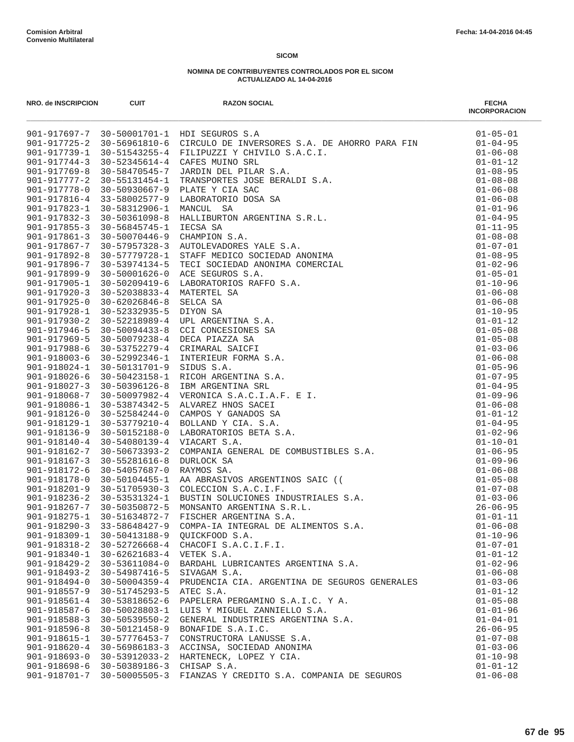**Comision Arbitral**
**Convenio Multilateral**

Fecha: 14-04-2016 04:45

## SICOM

### NOMINA DE CONTRIBUYENTES CONTROLADOS POR EL SICOM
### ACTUALIZADO AL 14-04-2016

| NRO. de INSCRIPCION | CUIT | RAZON SOCIAL | FECHA INCORPORACION |
|---|---|---|---|
| 901-917697-7 | 30-50001701-1 | HDI SEGUROS S.A | 01-05-01 |
| 901-917725-2 | 30-56961810-6 | CIRCULO DE INVERSORES S.A. DE AHORRO PARA FIN | 01-04-95 |
| 901-917739-1 | 30-51543255-4 | FILIPUZZI Y CHIVILO S.A.C.I. | 01-06-08 |
| 901-917744-3 | 30-52345614-4 | CAFES MUINO SRL | 01-01-12 |
| 901-917769-8 | 30-58470545-7 | JARDIN DEL PILAR S.A. | 01-08-95 |
| 901-917777-2 | 30-55131454-1 | TRANSPORTES JOSE BERALDI S.A. | 01-08-08 |
| 901-917778-0 | 30-50930667-9 | PLATE Y CIA SAC | 01-06-08 |
| 901-917816-4 | 33-58002577-9 | LABORATORIO DOSA SA | 01-06-08 |
| 901-917823-1 | 30-58312906-1 | MANCUL SA | 01-01-96 |
| 901-917832-3 | 30-50361098-8 | HALLIBURTON ARGENTINA S.R.L. | 01-04-95 |
| 901-917855-3 | 30-56845745-1 | IECSA SA | 01-11-95 |
| 901-917861-3 | 30-50070446-9 | CHAMPION S.A. | 01-08-08 |
| 901-917867-7 | 30-57957328-3 | AUTOLEVADORES YALE S.A. | 01-07-01 |
| 901-917892-8 | 30-57779728-1 | STAFF MEDICO SOCIEDAD ANONIMA | 01-08-95 |
| 901-917896-7 | 30-53974134-5 | TECI SOCIEDAD ANONIMA COMERCIAL | 01-02-96 |
| 901-917899-9 | 30-50001626-0 | ACE SEGUROS S.A. | 01-05-01 |
| 901-917905-1 | 30-50209419-6 | LABORATORIOS RAFFO S.A. | 01-10-96 |
| 901-917920-3 | 30-52038833-4 | MATERTEL SA | 01-06-08 |
| 901-917925-0 | 30-62026846-8 | SELCA SA | 01-06-08 |
| 901-917928-1 | 30-52332935-5 | DIYON SA | 01-10-95 |
| 901-917930-2 | 30-52218989-4 | UPL ARGENTINA S.A. | 01-01-12 |
| 901-917946-5 | 30-50094433-8 | CCI CONCESIONES SA | 01-05-08 |
| 901-917969-5 | 30-50079238-4 | DECA PIAZZA SA | 01-05-08 |
| 901-917988-6 | 30-53752279-4 | CRIMARAL SAICFI | 01-03-06 |
| 901-918003-6 | 30-52992346-1 | INTERIEUR FORMA S.A. | 01-06-08 |
| 901-918024-1 | 30-50131701-9 | SIDUS S.A. | 01-05-96 |
| 901-918026-6 | 30-50423158-1 | RICOH ARGENTINA S.A. | 01-07-95 |
| 901-918027-3 | 30-50396126-8 | IBM ARGENTINA SRL | 01-04-95 |
| 901-918068-7 | 30-50097982-4 | VERONICA S.A.C.I.A.F. E I. | 01-09-96 |
| 901-918086-1 | 30-53874342-5 | ALVAREZ HNOS SACEI | 01-06-08 |
| 901-918126-0 | 30-52584244-0 | CAMPOS Y GANADOS SA | 01-01-12 |
| 901-918129-1 | 30-53779210-4 | BOLLAND Y CIA. S.A. | 01-04-95 |
| 901-918136-9 | 30-50152188-0 | LABORATORIOS BETA S.A. | 01-02-96 |
| 901-918140-4 | 30-54080139-4 | VIACART S.A. | 01-10-01 |
| 901-918162-7 | 30-50673393-2 | COMPANIA GENERAL DE COMBUSTIBLES S.A. | 01-06-95 |
| 901-918167-3 | 30-55281616-8 | DURLOCK SA | 01-09-96 |
| 901-918172-6 | 30-54057687-0 | RAYMOS SA. | 01-06-08 |
| 901-918178-0 | 30-50104455-1 | AA ABRASIVOS ARGENTINOS SAIC (( | 01-05-08 |
| 901-918201-9 | 30-51705930-3 | COLECCION S.A.C.I.F. | 01-07-08 |
| 901-918236-2 | 30-53531324-1 | BUSTIN SOLUCIONES INDUSTRIALES S.A. | 01-03-06 |
| 901-918267-7 | 30-50350872-5 | MONSANTO ARGENTINA S.R.L. | 26-06-95 |
| 901-918275-1 | 30-51634872-7 | FISCHER ARGENTINA S.A. | 01-01-11 |
| 901-918290-3 | 33-58648427-9 | COMPA-IA INTEGRAL DE ALIMENTOS S.A. | 01-06-08 |
| 901-918309-1 | 30-50413188-9 | QUICKFOOD S.A. | 01-10-96 |
| 901-918318-2 | 30-52726668-4 | CHACOFI S.A.C.I.F.I. | 01-07-01 |
| 901-918340-1 | 30-62621683-4 | VETEK S.A. | 01-01-12 |
| 901-918429-2 | 30-53611084-0 | BARDAHL LUBRICANTES ARGENTINA S.A. | 01-02-96 |
| 901-918493-2 | 30-54987416-5 | SIVAGAM S.A. | 01-06-08 |
| 901-918494-0 | 30-50004359-4 | PRUDENCIA CIA. ARGENTINA DE SEGUROS GENERALES | 01-03-06 |
| 901-918557-9 | 30-51745293-5 | ATEC S.A. | 01-01-12 |
| 901-918561-4 | 30-53818652-6 | PAPELERA PERGAMINO S.A.I.C. Y A. | 01-05-08 |
| 901-918587-6 | 30-50028803-1 | LUIS Y MIGUEL ZANNIELLO S.A. | 01-01-96 |
| 901-918588-3 | 30-50539550-2 | GENERAL INDUSTRIES ARGENTINA S.A. | 01-04-01 |
| 901-918596-8 | 30-50121458-9 | BONAFIDE S.A.I.C. | 26-06-95 |
| 901-918615-1 | 30-57776453-7 | CONSTRUCTORA LANUSSE S.A. | 01-07-08 |
| 901-918620-4 | 30-56986183-3 | ACCINSA, SOCIEDAD ANONIMA | 01-03-06 |
| 901-918693-0 | 30-53912033-2 | HARTENECK, LOPEZ Y CIA. | 01-10-98 |
| 901-918698-6 | 30-50389186-3 | CHISAP S.A. | 01-01-12 |
| 901-918701-7 | 30-50005505-3 | FIANZAS Y CREDITO S.A. COMPANIA DE SEGUROS | 01-06-08 |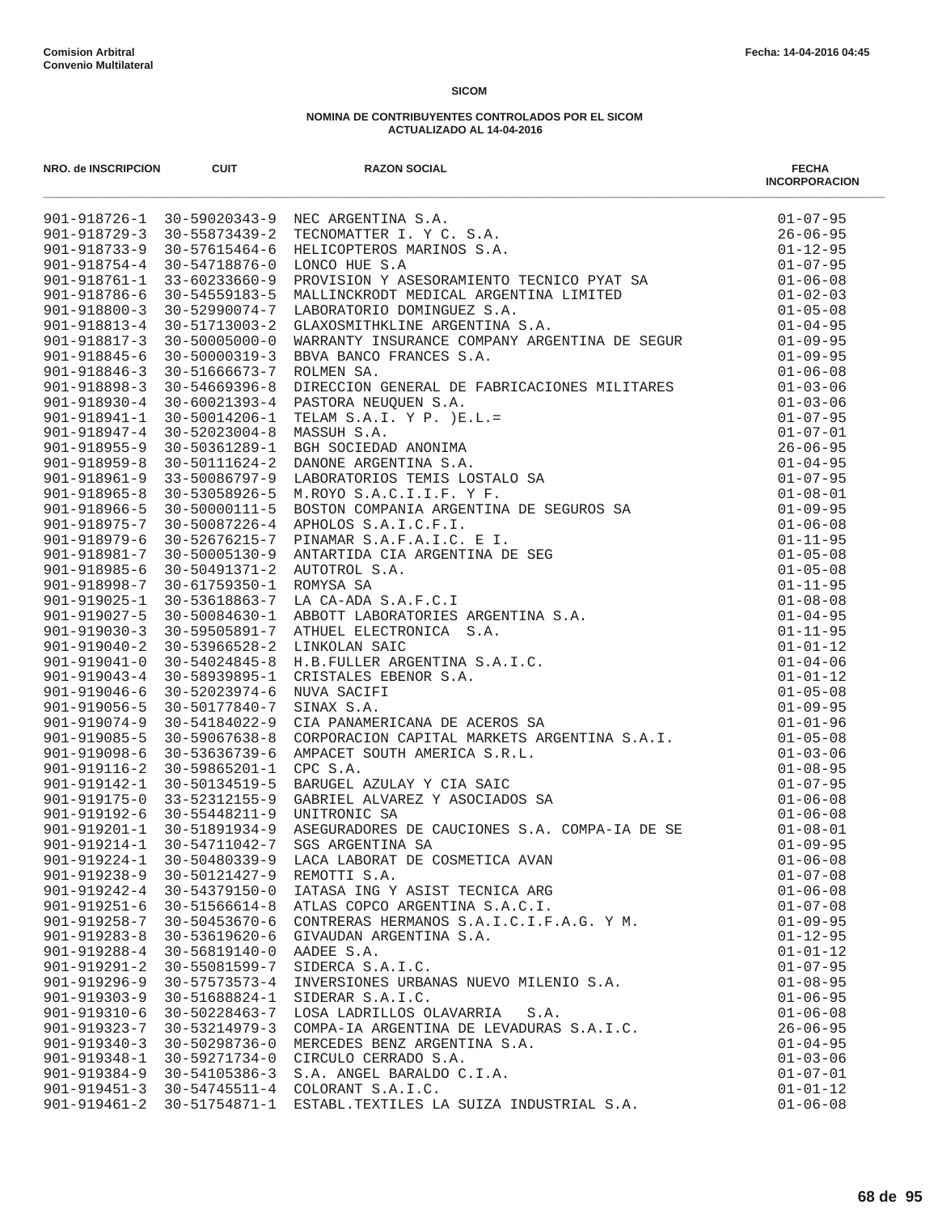Comision Arbitral
Convenio Multilateral

Fecha: 14-04-2016 04:45

**SICOM**

**NOMINA DE CONTRIBUYENTES CONTROLADOS POR EL SICOM**
**ACTUALIZADO AL 14-04-2016**

| NRO. de INSCRIPCION | CUIT | RAZON SOCIAL | FECHA INCORPORACION |
|---|---|---|---|
| 901-918726-1 | 30-59020343-9 | NEC ARGENTINA S.A. | 01-07-95 |
| 901-918729-3 | 30-55873439-2 | TECNOMATTER I. Y C. S.A. | 26-06-95 |
| 901-918733-9 | 30-57615464-6 | HELICOPTEROS MARINOS S.A. | 01-12-95 |
| 901-918754-4 | 30-54718876-0 | LONCO HUE S.A | 01-07-95 |
| 901-918761-1 | 33-60233660-9 | PROVISION Y ASESORAMIENTO TECNICO PYAT SA | 01-06-08 |
| 901-918786-6 | 30-54559183-5 | MALLINCKRODT MEDICAL ARGENTINA LIMITED | 01-02-03 |
| 901-918800-3 | 30-52990074-7 | LABORATORIO DOMINGUEZ S.A. | 01-05-08 |
| 901-918813-4 | 30-51713003-2 | GLAXOSMITHKLINE ARGENTINA S.A. | 01-04-95 |
| 901-918817-3 | 30-50005000-0 | WARRANTY INSURANCE COMPANY ARGENTINA DE SEGUR | 01-09-95 |
| 901-918845-6 | 30-50000319-3 | BBVA BANCO FRANCES S.A. | 01-09-95 |
| 901-918846-3 | 30-51666673-7 | ROLMEN SA. | 01-06-08 |
| 901-918898-3 | 30-54669396-8 | DIRECCION GENERAL DE FABRICACIONES MILITARES | 01-03-06 |
| 901-918930-4 | 30-60021393-4 | PASTORA NEUQUEN S.A. | 01-03-06 |
| 901-918941-1 | 30-50014206-1 | TELAM S.A.I. Y P. )E.L.= | 01-07-95 |
| 901-918947-4 | 30-52023004-8 | MASSUH S.A. | 01-07-01 |
| 901-918955-9 | 30-50361289-1 | BGH SOCIEDAD ANONIMA | 26-06-95 |
| 901-918959-8 | 30-50111624-2 | DANONE ARGENTINA S.A. | 01-04-95 |
| 901-918961-9 | 33-50086797-9 | LABORATORIOS TEMIS LOSTALO SA | 01-07-95 |
| 901-918965-8 | 30-53058926-5 | M.ROYO S.A.C.I.I.F. Y F. | 01-08-01 |
| 901-918966-5 | 30-50000111-5 | BOSTON COMPANIA ARGENTINA DE SEGUROS SA | 01-09-95 |
| 901-918975-7 | 30-50087226-4 | APHOLOS S.A.I.C.F.I. | 01-06-08 |
| 901-918979-6 | 30-52676215-7 | PINAMAR S.A.F.A.I.C. E I. | 01-11-95 |
| 901-918981-7 | 30-50005130-9 | ANTARTIDA CIA ARGENTINA DE SEG | 01-05-08 |
| 901-918985-6 | 30-50491371-2 | AUTOTROL S.A. | 01-05-08 |
| 901-918998-7 | 30-61759350-1 | ROMYSA SA | 01-11-95 |
| 901-919025-1 | 30-53618863-7 | LA CA-ADA S.A.F.C.I | 01-08-08 |
| 901-919027-5 | 30-50084630-1 | ABBOTT LABORATORIES ARGENTINA S.A. | 01-04-95 |
| 901-919030-3 | 30-59505891-7 | ATHUEL ELECTRONICA  S.A. | 01-11-95 |
| 901-919040-2 | 30-53966528-2 | LINKOLAN SAIC | 01-01-12 |
| 901-919041-0 | 30-54024845-8 | H.B.FULLER ARGENTINA S.A.I.C. | 01-04-06 |
| 901-919043-4 | 30-58939895-1 | CRISTALES EBENOR S.A. | 01-01-12 |
| 901-919046-6 | 30-52023974-6 | NUVA SACIFI | 01-05-08 |
| 901-919056-5 | 30-50177840-7 | SINAX S.A. | 01-09-95 |
| 901-919074-9 | 30-54184022-9 | CIA PANAMERICANA DE ACEROS SA | 01-01-96 |
| 901-919085-5 | 30-59067638-8 | CORPORACION CAPITAL MARKETS ARGENTINA S.A.I. | 01-05-08 |
| 901-919098-6 | 30-53636739-6 | AMPACET SOUTH AMERICA S.R.L. | 01-03-06 |
| 901-919116-2 | 30-59865201-1 | CPC S.A. | 01-08-95 |
| 901-919142-1 | 30-50134519-5 | BARUGEL AZULAY Y CIA SAIC | 01-07-95 |
| 901-919175-0 | 33-52312155-9 | GABRIEL ALVAREZ Y ASOCIADOS SA | 01-06-08 |
| 901-919192-6 | 30-55448211-9 | UNITRONIC SA | 01-06-08 |
| 901-919201-1 | 30-51891934-9 | ASEGURADORES DE CAUCIONES S.A. COMPA-IA DE SE | 01-08-01 |
| 901-919214-1 | 30-54711042-7 | SGS ARGENTINA SA | 01-09-95 |
| 901-919224-1 | 30-50480339-9 | LACA LABORAT DE COSMETICA AVAN | 01-06-08 |
| 901-919238-9 | 30-50121427-9 | REMOTTI S.A. | 01-07-08 |
| 901-919242-4 | 30-54379150-0 | IATASA ING Y ASIST TECNICA ARG | 01-06-08 |
| 901-919251-6 | 30-51566614-8 | ATLAS COPCO ARGENTINA S.A.C.I. | 01-07-08 |
| 901-919258-7 | 30-50453670-6 | CONTRERAS HERMANOS S.A.I.C.I.F.A.G. Y M. | 01-09-95 |
| 901-919283-8 | 30-53619620-6 | GIVAUDAN ARGENTINA S.A. | 01-12-95 |
| 901-919288-4 | 30-56819140-0 | AADEE S.A. | 01-01-12 |
| 901-919291-2 | 30-55081599-7 | SIDERCA S.A.I.C. | 01-07-95 |
| 901-919296-9 | 30-57573573-4 | INVERSIONES URBANAS NUEVO MILENIO S.A. | 01-08-95 |
| 901-919303-9 | 30-51688824-1 | SIDERAR S.A.I.C. | 01-06-95 |
| 901-919310-6 | 30-50228463-7 | LOSA LADRILLOS OLAVARRIA   S.A. | 01-06-08 |
| 901-919323-7 | 30-53214979-3 | COMPA-IA ARGENTINA DE LEVADURAS S.A.I.C. | 26-06-95 |
| 901-919340-3 | 30-50298736-0 | MERCEDES BENZ ARGENTINA S.A. | 01-04-95 |
| 901-919348-1 | 30-59271734-0 | CIRCULO CERRADO S.A. | 01-03-06 |
| 901-919384-9 | 30-54105386-3 | S.A. ANGEL BARALDO C.I.A. | 01-07-01 |
| 901-919451-3 | 30-54745511-4 | COLORANT S.A.I.C. | 01-01-12 |
| 901-919461-2 | 30-51754871-1 | ESTABL.TEXTILES LA SUIZA INDUSTRIAL S.A. | 01-06-08 |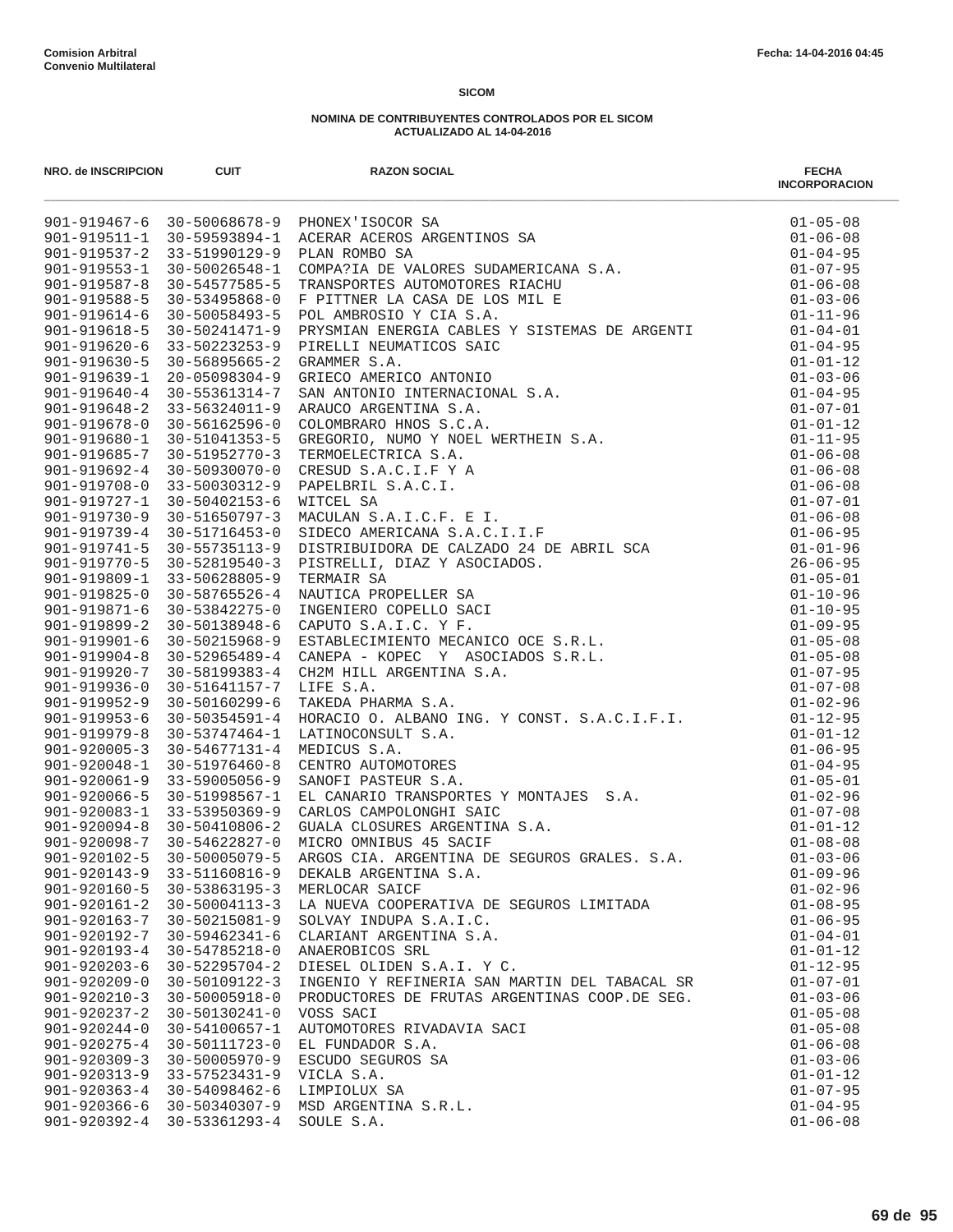Comision Arbitral
Convenio Multilateral

Fecha: 14-04-2016 04:45

**SICOM**

**NOMINA DE CONTRIBUYENTES CONTROLADOS POR EL SICOM**
**ACTUALIZADO AL 14-04-2016**

| NRO. de INSCRIPCION | CUIT | RAZON SOCIAL | FECHA INCORPORACION |
|---|---|---|---|
| 901-919467-6 | 30-50068678-9 | PHONEX'ISOCOR SA | 01-05-08 |
| 901-919511-1 | 30-59593894-1 | ACERAR ACEROS ARGENTINOS SA | 01-06-08 |
| 901-919537-2 | 33-51990129-9 | PLAN ROMBO SA | 01-04-95 |
| 901-919553-1 | 30-50026548-1 | COMPA?IA DE VALORES SUDAMERICANA S.A. | 01-07-95 |
| 901-919587-8 | 30-54577585-5 | TRANSPORTES AUTOMOTORES RIACHU | 01-06-08 |
| 901-919588-5 | 30-53495868-0 | F PITTNER LA CASA DE LOS MIL E | 01-03-06 |
| 901-919614-6 | 30-50058493-5 | POL AMBROSIO Y CIA S.A. | 01-11-96 |
| 901-919618-5 | 30-50241471-9 | PRYSMIAN ENERGIA CABLES Y SISTEMAS DE ARGENTI | 01-04-01 |
| 901-919620-6 | 33-50223253-9 | PIRELLI NEUMATICOS SAIC | 01-04-95 |
| 901-919630-5 | 30-56895665-2 | GRAMMER S.A. | 01-01-12 |
| 901-919639-1 | 20-05098304-9 | GRIECO AMERICO ANTONIO | 01-03-06 |
| 901-919640-4 | 30-55361314-7 | SAN ANTONIO INTERNACIONAL S.A. | 01-04-95 |
| 901-919648-2 | 33-56324011-9 | ARAUCO ARGENTINA S.A. | 01-07-01 |
| 901-919678-0 | 30-56162596-0 | COLOMBRARO HNOS S.C.A. | 01-01-12 |
| 901-919680-1 | 30-51041353-5 | GREGORIO, NUMO Y NOEL WERTHEIN S.A. | 01-11-95 |
| 901-919685-7 | 30-51952770-3 | TERMOELECTRICA S.A. | 01-06-08 |
| 901-919692-4 | 30-50930070-0 | CRESUD S.A.C.I.F Y A | 01-06-08 |
| 901-919708-0 | 33-50030312-9 | PAPELBRIL S.A.C.I. | 01-06-08 |
| 901-919727-1 | 30-50402153-6 | WITCEL SA | 01-07-01 |
| 901-919730-9 | 30-51650797-3 | MACULAN S.A.I.C.F. E I. | 01-06-08 |
| 901-919739-4 | 30-51716453-0 | SIDECO AMERICANA S.A.C.I.I.F | 01-06-95 |
| 901-919741-5 | 30-55735113-9 | DISTRIBUIDORA DE CALZADO 24 DE ABRIL SCA | 01-01-96 |
| 901-919770-5 | 30-52819540-3 | PISTRELLI, DIAZ Y ASOCIADOS. | 26-06-95 |
| 901-919809-1 | 33-50628805-9 | TERMAIR SA | 01-05-01 |
| 901-919825-0 | 30-58765526-4 | NAUTICA PROPELLER SA | 01-10-96 |
| 901-919871-6 | 30-53842275-0 | INGENIERO COPELLO SACI | 01-10-95 |
| 901-919899-2 | 30-50138948-6 | CAPUTO S.A.I.C. Y F. | 01-09-95 |
| 901-919901-6 | 30-50215968-9 | ESTABLECIMIENTO MECANICO OCE S.R.L. | 01-05-08 |
| 901-919904-8 | 30-52965489-4 | CANEPA - KOPEC Y ASOCIADOS S.R.L. | 01-05-08 |
| 901-919920-7 | 30-58199383-4 | CH2M HILL ARGENTINA S.A. | 01-07-95 |
| 901-919936-0 | 30-51641157-7 | LIFE S.A. | 01-07-08 |
| 901-919952-9 | 30-50160299-6 | TAKEDA PHARMA S.A. | 01-02-96 |
| 901-919953-6 | 30-50354591-4 | HORACIO O. ALBANO ING. Y CONST. S.A.C.I.F.I. | 01-12-95 |
| 901-919979-8 | 30-53747464-1 | LATINOCONSULT S.A. | 01-01-12 |
| 901-920005-3 | 30-54677131-4 | MEDICUS S.A. | 01-06-95 |
| 901-920048-1 | 30-51976460-8 | CENTRO AUTOMOTORES | 01-04-95 |
| 901-920061-9 | 33-59005056-9 | SANOFI PASTEUR S.A. | 01-05-01 |
| 901-920066-5 | 30-51998567-1 | EL CANARIO TRANSPORTES Y MONTAJES S.A. | 01-02-96 |
| 901-920083-1 | 33-53950369-9 | CARLOS CAMPOLONGHI SAIC | 01-07-08 |
| 901-920094-8 | 30-50410806-2 | GUALA CLOSURES ARGENTINA S.A. | 01-01-12 |
| 901-920098-7 | 30-54622827-0 | MICRO OMNIBUS 45 SACIF | 01-08-08 |
| 901-920102-5 | 30-50005079-5 | ARGOS CIA. ARGENTINA DE SEGUROS GRALES. S.A. | 01-03-06 |
| 901-920143-9 | 33-51160816-9 | DEKALB ARGENTINA S.A. | 01-09-96 |
| 901-920160-5 | 30-53863195-3 | MERLOCAR SAICF | 01-02-96 |
| 901-920161-2 | 30-50004113-3 | LA NUEVA COOPERATIVA DE SEGUROS LIMITADA | 01-08-95 |
| 901-920163-7 | 30-50215081-9 | SOLVAY INDUPA S.A.I.C. | 01-06-95 |
| 901-920192-7 | 30-59462341-6 | CLARIANT ARGENTINA S.A. | 01-04-01 |
| 901-920193-4 | 30-54785218-0 | ANAEROBICOS SRL | 01-01-12 |
| 901-920203-6 | 30-52295704-2 | DIESEL OLIDEN S.A.I. Y C. | 01-12-95 |
| 901-920209-0 | 30-50109122-3 | INGENIO Y REFINERIA SAN MARTIN DEL TABACAL SR | 01-07-01 |
| 901-920210-3 | 30-50005918-0 | PRODUCTORES DE FRUTAS ARGENTINAS COOP.DE SEG. | 01-03-06 |
| 901-920237-2 | 30-50130241-0 | VOSS SACI | 01-05-08 |
| 901-920244-0 | 30-54100657-1 | AUTOMOTORES RIVADAVIA SACI | 01-05-08 |
| 901-920275-4 | 30-50111723-0 | EL FUNDADOR S.A. | 01-06-08 |
| 901-920309-3 | 30-50005970-9 | ESCUDO SEGUROS SA | 01-03-06 |
| 901-920313-9 | 33-57523431-9 | VICLA S.A. | 01-01-12 |
| 901-920363-4 | 30-54098462-6 | LIMPIOLUX SA | 01-07-95 |
| 901-920366-6 | 30-50340307-9 | MSD ARGENTINA S.R.L. | 01-04-95 |
| 901-920392-4 | 30-53361293-4 | SOULE S.A. | 01-06-08 |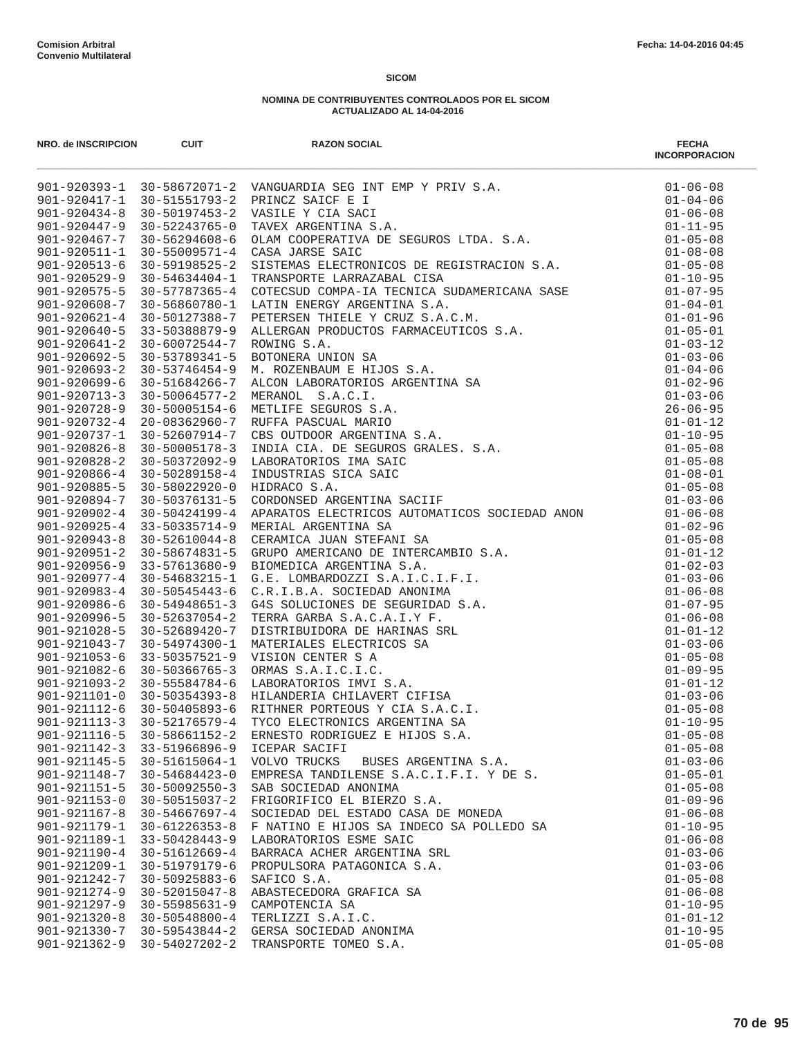**Comision Arbitral**
**Convenio Multilateral**

**Fecha: 14-04-2016 04:45**

**SICOM**

**NOMINA DE CONTRIBUYENTES CONTROLADOS POR EL SICOM**
**ACTUALIZADO AL 14-04-2016**

| NRO. de INSCRIPCION | CUIT | RAZON SOCIAL | FECHA INCORPORACION |
|---|---|---|---|
| 901-920393-1 | 30-58672071-2 | VANGUARDIA SEG INT EMP Y PRIV S.A. | 01-06-08 |
| 901-920417-1 | 30-51551793-2 | PRINCZ SAICF E I | 01-04-06 |
| 901-920434-8 | 30-50197453-2 | VASILE Y CIA SACI | 01-06-08 |
| 901-920447-9 | 30-52243765-0 | TAVEX ARGENTINA S.A. | 01-11-95 |
| 901-920467-7 | 30-56294608-6 | OLAM COOPERATIVA DE SEGUROS LTDA. S.A. | 01-05-08 |
| 901-920511-1 | 30-55009571-4 | CASA JARSE SAIC | 01-08-08 |
| 901-920513-6 | 30-59198525-2 | SISTEMAS ELECTRONICOS DE REGISTRACION S.A. | 01-05-08 |
| 901-920529-9 | 30-54634404-1 | TRANSPORTE LARRAZABAL CISA | 01-10-95 |
| 901-920575-5 | 30-57787365-4 | COTECSUD COMPA-IA TECNICA SUDAMERICANA SASE | 01-07-95 |
| 901-920608-7 | 30-56860780-1 | LATIN ENERGY ARGENTINA S.A. | 01-04-01 |
| 901-920621-4 | 30-50127388-7 | PETERSEN THIELE Y CRUZ S.A.C.M. | 01-01-96 |
| 901-920640-5 | 33-50388879-9 | ALLERGAN PRODUCTOS FARMACEUTICOS S.A. | 01-05-01 |
| 901-920641-2 | 30-60072544-7 | ROWING S.A. | 01-03-12 |
| 901-920692-5 | 30-53789341-5 | BOTONERA UNION SA | 01-03-06 |
| 901-920693-2 | 30-53746454-9 | M. ROZENBAUM E HIJOS S.A. | 01-04-06 |
| 901-920699-6 | 30-51684266-7 | ALCON LABORATORIOS ARGENTINA SA | 01-02-96 |
| 901-920713-3 | 30-50064577-2 | MERANOL S.A.C.I. | 01-03-06 |
| 901-920728-9 | 30-50005154-6 | METLIFE SEGUROS S.A. | 26-06-95 |
| 901-920732-4 | 20-08362960-7 | RUFFA PASCUAL MARIO | 01-01-12 |
| 901-920737-1 | 30-52607914-7 | CBS OUTDOOR ARGENTINA S.A. | 01-10-95 |
| 901-920826-8 | 30-50005178-3 | INDIA CIA. DE SEGUROS GRALES. S.A. | 01-05-08 |
| 901-920828-2 | 30-50372092-9 | LABORATORIOS IMA SAIC | 01-05-08 |
| 901-920866-4 | 30-50289158-4 | INDUSTRIAS SICA SAIC | 01-08-01 |
| 901-920885-5 | 30-58022920-0 | HIDRACO S.A. | 01-05-08 |
| 901-920894-7 | 30-50376131-5 | CORDONSED ARGENTINA SACIIF | 01-03-06 |
| 901-920902-4 | 30-50424199-4 | APARATOS ELECTRICOS AUTOMATICOS SOCIEDAD ANON | 01-06-08 |
| 901-920925-4 | 33-50335714-9 | MERIAL ARGENTINA SA | 01-02-96 |
| 901-920943-8 | 30-52610044-8 | CERAMICA JUAN STEFANI SA | 01-05-08 |
| 901-920951-2 | 30-58674831-5 | GRUPO AMERICANO DE INTERCAMBIO S.A. | 01-01-12 |
| 901-920956-9 | 33-57613680-9 | BIOMEDICA ARGENTINA S.A. | 01-02-03 |
| 901-920977-4 | 30-54683215-1 | G.E. LOMBARDOZZI S.A.I.C.I.F.I. | 01-03-06 |
| 901-920983-4 | 30-50545443-6 | C.R.I.B.A. SOCIEDAD ANONIMA | 01-06-08 |
| 901-920986-6 | 30-54948651-3 | G4S SOLUCIONES DE SEGURIDAD S.A. | 01-07-95 |
| 901-920996-5 | 30-52637054-2 | TERRA GARBA S.A.C.A.I.Y F. | 01-06-08 |
| 901-921028-5 | 30-52689420-7 | DISTRIBUIDORA DE HARINAS SRL | 01-01-12 |
| 901-921043-7 | 30-54974300-1 | MATERIALES ELECTRICOS SA | 01-03-06 |
| 901-921053-6 | 33-50357521-9 | VISION CENTER S A | 01-05-08 |
| 901-921082-6 | 30-50366765-3 | ORMAS S.A.I.C.I.C. | 01-09-95 |
| 901-921093-2 | 30-55584784-6 | LABORATORIOS IMVI S.A. | 01-01-12 |
| 901-921101-0 | 30-50354393-8 | HILANDERIA CHILAVERT CIFISA | 01-03-06 |
| 901-921112-6 | 30-50405893-6 | RITHNER PORTEOUS Y CIA S.A.C.I. | 01-05-08 |
| 901-921113-3 | 30-52176579-4 | TYCO ELECTRONICS ARGENTINA SA | 01-10-95 |
| 901-921116-5 | 30-58661152-2 | ERNESTO RODRIGUEZ E HIJOS S.A. | 01-05-08 |
| 901-921142-3 | 33-51966896-9 | ICEPAR SACIFI | 01-05-08 |
| 901-921145-5 | 30-51615064-1 | VOLVO TRUCKS BUSES ARGENTINA S.A. | 01-03-06 |
| 901-921148-7 | 30-54684423-0 | EMPRESA TANDILENSE S.A.C.I.F.I. Y DE S. | 01-05-01 |
| 901-921151-5 | 30-50092550-3 | SAB SOCIEDAD ANONIMA | 01-05-08 |
| 901-921153-0 | 30-50515037-2 | FRIGORIFICO EL BIERZO S.A. | 01-09-96 |
| 901-921167-8 | 30-54667697-4 | SOCIEDAD DEL ESTADO CASA DE MONEDA | 01-06-08 |
| 901-921179-1 | 30-61226353-8 | F NATINO E HIJOS SA INDECO SA POLLEDO SA | 01-10-95 |
| 901-921189-1 | 33-50428443-9 | LABORATORIOS ESME SAIC | 01-06-08 |
| 901-921190-4 | 30-51612669-4 | BARRACA ACHER ARGENTINA SRL | 01-03-06 |
| 901-921209-1 | 30-51979179-6 | PROPULSORA PATAGONICA S.A. | 01-03-06 |
| 901-921242-7 | 30-50925883-6 | SAFICO S.A. | 01-05-08 |
| 901-921274-9 | 30-52015047-8 | ABASTECEDORA GRAFICA SA | 01-06-08 |
| 901-921297-9 | 30-55985631-9 | CAMPOTENCIA SA | 01-10-95 |
| 901-921320-8 | 30-50548800-4 | TERLIZZI S.A.I.C. | 01-01-12 |
| 901-921330-7 | 30-59543844-2 | GERSA SOCIEDAD ANONIMA | 01-10-95 |
| 901-921362-9 | 30-54027202-2 | TRANSPORTE TOMEO S.A. | 01-05-08 |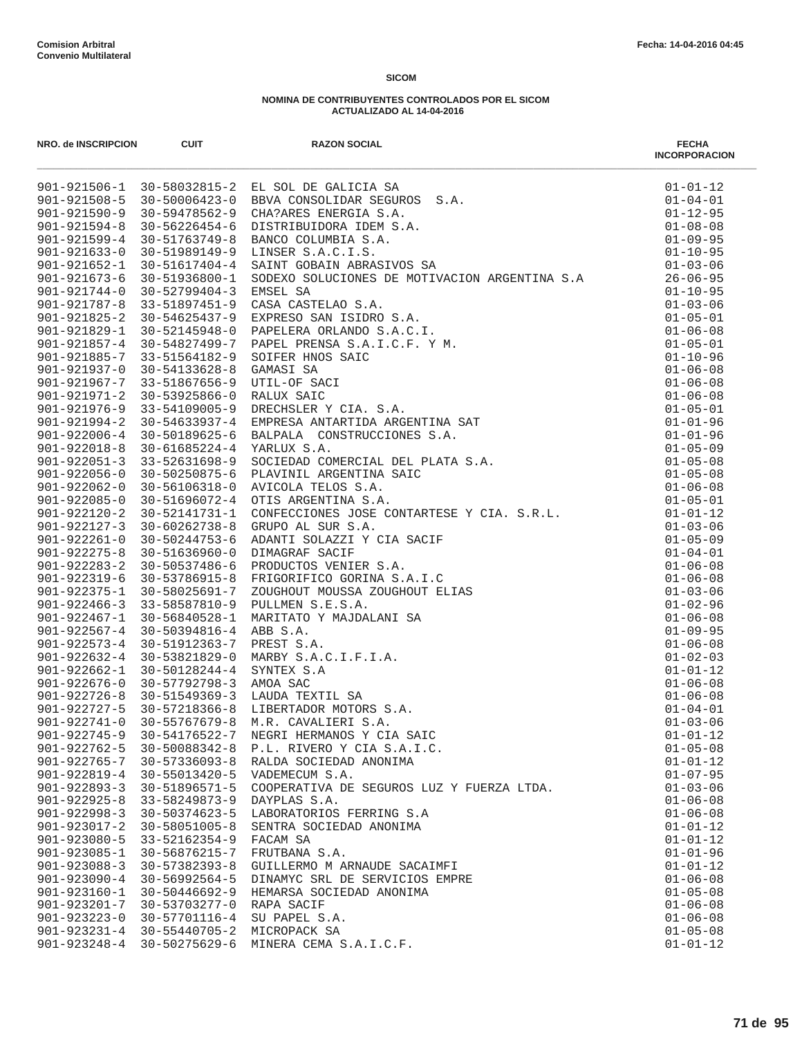**Comision Arbitral**
**Convenio Multilateral**

Fecha: 14-04-2016 04:45

**SICOM**

**NOMINA DE CONTRIBUYENTES CONTROLADOS POR EL SICOM**
**ACTUALIZADO AL 14-04-2016**

| NRO. de INSCRIPCION | CUIT | RAZON SOCIAL | FECHA INCORPORACION |
|---|---|---|---|
| 901-921506-1 | 30-58032815-2 | EL SOL DE GALICIA SA | 01-01-12 |
| 901-921508-5 | 30-50006423-0 | BBVA CONSOLIDAR SEGUROS S.A. | 01-04-01 |
| 901-921590-9 | 30-59478562-9 | CHA?ARES ENERGIA S.A. | 01-12-95 |
| 901-921594-8 | 30-56226454-6 | DISTRIBUIDORA IDEM S.A. | 01-08-08 |
| 901-921599-4 | 30-51763749-8 | BANCO COLUMBIA S.A. | 01-09-95 |
| 901-921633-0 | 30-51989149-9 | LINSER S.A.C.I.S. | 01-10-95 |
| 901-921652-1 | 30-51617404-4 | SAINT GOBAIN ABRASIVOS SA | 01-03-06 |
| 901-921673-6 | 30-51936800-1 | SODEXO SOLUCIONES DE MOTIVACION ARGENTINA S.A | 26-06-95 |
| 901-921744-0 | 30-52799404-3 | EMSEL SA | 01-10-95 |
| 901-921787-8 | 33-51897451-9 | CASA CASTELAO S.A. | 01-03-06 |
| 901-921825-2 | 30-54625437-9 | EXPRESO SAN ISIDRO S.A. | 01-05-01 |
| 901-921829-1 | 30-52145948-0 | PAPELERA ORLANDO S.A.C.I. | 01-06-08 |
| 901-921857-4 | 30-54827499-7 | PAPEL PRENSA S.A.I.C.F. Y M. | 01-05-01 |
| 901-921885-7 | 33-51564182-9 | SOIFER HNOS SAIC | 01-10-96 |
| 901-921937-0 | 30-54133628-8 | GAMASI SA | 01-06-08 |
| 901-921967-7 | 33-51867656-9 | UTIL-OF SACI | 01-06-08 |
| 901-921971-2 | 30-53925866-0 | RALUX SAIC | 01-06-08 |
| 901-921976-9 | 33-54109005-9 | DRECHSLER Y CIA. S.A. | 01-05-01 |
| 901-921994-2 | 30-54633937-4 | EMPRESA ANTARTIDA ARGENTINA SAT | 01-01-96 |
| 901-922006-4 | 30-50189625-6 | BALPALA CONSTRUCCIONES S.A. | 01-01-96 |
| 901-922018-8 | 30-61685224-4 | YARLUX S.A. | 01-05-09 |
| 901-922051-3 | 33-52631698-9 | SOCIEDAD COMERCIAL DEL PLATA S.A. | 01-05-08 |
| 901-922056-0 | 30-50250875-6 | PLAVINIL ARGENTINA SAIC | 01-05-08 |
| 901-922062-0 | 30-56106318-0 | AVICOLA TELOS S.A. | 01-06-08 |
| 901-922085-0 | 30-51696072-4 | OTIS ARGENTINA S.A. | 01-05-01 |
| 901-922120-2 | 30-52141731-1 | CONFECCIONES JOSE CONTARTESE Y CIA. S.R.L. | 01-01-12 |
| 901-922127-3 | 30-60262738-8 | GRUPO AL SUR S.A. | 01-03-06 |
| 901-922261-0 | 30-50244753-6 | ADANTI SOLAZZI Y CIA SACIF | 01-05-09 |
| 901-922275-8 | 30-51636960-0 | DIMAGRAF SACIF | 01-04-01 |
| 901-922283-2 | 30-50537486-6 | PRODUCTOS VENIER S.A. | 01-06-08 |
| 901-922319-6 | 30-53786915-8 | FRIGORIFICO GORINA S.A.I.C | 01-06-08 |
| 901-922375-1 | 30-58025691-7 | ZOUGHOUT MOUSSA ZOUGHOUT ELIAS | 01-03-06 |
| 901-922466-3 | 33-58587810-9 | PULLMEN S.E.S.A. | 01-02-96 |
| 901-922467-1 | 30-56840528-1 | MARITATO Y MAJDALANI SA | 01-06-08 |
| 901-922567-4 | 30-50394816-4 | ABB S.A. | 01-09-95 |
| 901-922573-4 | 30-51912363-7 | PREST S.A. | 01-06-08 |
| 901-922632-4 | 30-53821829-0 | MARBY S.A.C.I.F.I.A. | 01-02-03 |
| 901-922662-1 | 30-50128244-4 | SYNTEX S.A | 01-01-12 |
| 901-922676-0 | 30-57792798-3 | AMOA SAC | 01-06-08 |
| 901-922726-8 | 30-51549369-3 | LAUDA TEXTIL SA | 01-06-08 |
| 901-922727-5 | 30-57218366-8 | LIBERTADOR MOTORS S.A. | 01-04-01 |
| 901-922741-0 | 30-55767679-8 | M.R. CAVALIERI S.A. | 01-03-06 |
| 901-922745-9 | 30-54176522-7 | NEGRI HERMANOS Y CIA SAIC | 01-01-12 |
| 901-922762-5 | 30-50088342-8 | P.L. RIVERO Y CIA S.A.I.C. | 01-05-08 |
| 901-922765-7 | 30-57336093-8 | RALDA SOCIEDAD ANONIMA | 01-01-12 |
| 901-922819-4 | 30-55013420-5 | VADEMECUM S.A. | 01-07-95 |
| 901-922893-3 | 30-51896571-5 | COOPERATIVA DE SEGUROS LUZ Y FUERZA LTDA. | 01-03-06 |
| 901-922925-8 | 33-58249873-9 | DAYPLAS S.A. | 01-06-08 |
| 901-922998-3 | 30-50374623-5 | LABORATORIOS FERRING S.A | 01-06-08 |
| 901-923017-2 | 30-58051005-8 | SENTRA SOCIEDAD ANONIMA | 01-01-12 |
| 901-923080-5 | 33-52162354-9 | FACAM SA | 01-01-12 |
| 901-923085-1 | 30-56876215-7 | FRUTBANA S.A. | 01-01-96 |
| 901-923088-3 | 30-57382393-8 | GUILLERMO M ARNAUDE SACAIMFI | 01-01-12 |
| 901-923090-4 | 30-56992564-5 | DINAMYC SRL DE SERVICIOS EMPRE | 01-06-08 |
| 901-923160-1 | 30-50446692-9 | HEMARSA SOCIEDAD ANONIMA | 01-05-08 |
| 901-923201-7 | 30-53703277-0 | RAPA SACIF | 01-06-08 |
| 901-923223-0 | 30-57701116-4 | SU PAPEL S.A. | 01-06-08 |
| 901-923231-4 | 30-55440705-2 | MICROPACK SA | 01-05-08 |
| 901-923248-4 | 30-50275629-6 | MINERA CEMA S.A.I.C.F. | 01-01-12 |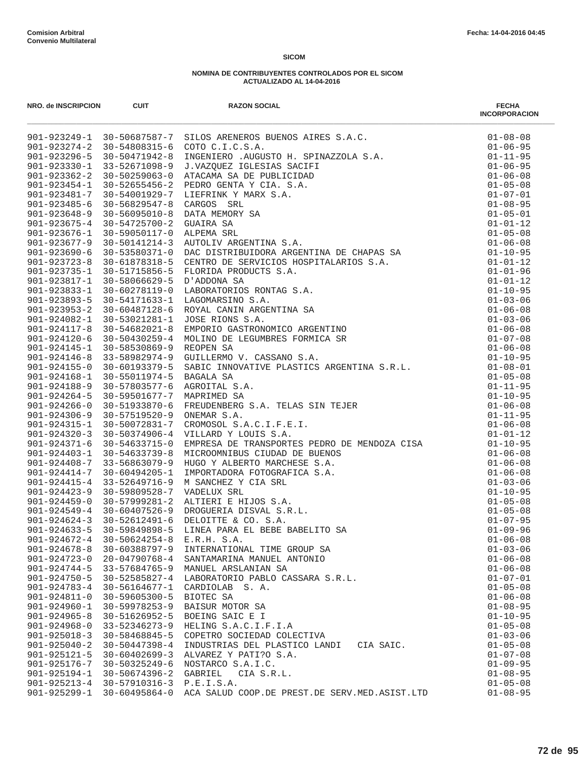**Comision Arbitral**
**Convenio Multilateral**

Fecha: 14-04-2016 04:45

**SICOM**

**NOMINA DE CONTRIBUYENTES CONTROLADOS POR EL SICOM**
**ACTUALIZADO AL 14-04-2016**

| NRO. de INSCRIPCION | CUIT | RAZON SOCIAL | FECHA INCORPORACION |
|---|---|---|---|
| 901-923249-1 | 30-50687587-7 | SILOS ARENEROS BUENOS AIRES S.A.C. | 01-08-08 |
| 901-923274-2 | 30-54808315-6 | COTO C.I.C.S.A. | 01-06-95 |
| 901-923296-5 | 30-50471942-8 | INGENIERO .AUGUSTO H. SPINAZZOLA S.A. | 01-11-95 |
| 901-923330-1 | 33-52671098-9 | J.VAZQUEZ IGLESIAS SACIFI | 01-06-95 |
| 901-923362-2 | 30-50259063-0 | ATACAMA SA DE PUBLICIDAD | 01-06-08 |
| 901-923454-1 | 30-52655456-2 | PEDRO GENTA Y CIA. S.A. | 01-05-08 |
| 901-923481-7 | 30-54001929-7 | LIEFRINK Y MARX S.A. | 01-07-01 |
| 901-923485-6 | 30-56829547-8 | CARGOS SRL | 01-08-95 |
| 901-923648-9 | 30-56095010-8 | DATA MEMORY SA | 01-05-01 |
| 901-923675-4 | 30-54725700-2 | GUAIRA SA | 01-01-12 |
| 901-923676-1 | 30-59050117-0 | ALPEMA SRL | 01-05-08 |
| 901-923677-9 | 30-50141214-3 | AUTOLIV ARGENTINA S.A. | 01-06-08 |
| 901-923690-6 | 30-53580371-0 | DAC DISTRIBUIDORA ARGENTINA DE CHAPAS SA | 01-10-95 |
| 901-923723-8 | 30-61878318-5 | CENTRO DE SERVICIOS HOSPITALARIOS S.A. | 01-01-12 |
| 901-923735-1 | 30-51715856-5 | FLORIDA PRODUCTS S.A. | 01-01-96 |
| 901-923817-1 | 30-58066629-5 | D'ADDONA SA | 01-01-12 |
| 901-923833-1 | 30-60278119-0 | LABORATORIOS RONTAG S.A. | 01-10-95 |
| 901-923893-5 | 30-54171633-1 | LAGOMARSINO S.A. | 01-03-06 |
| 901-923953-2 | 30-60487128-6 | ROYAL CANIN ARGENTINA SA | 01-06-08 |
| 901-924082-1 | 30-53021281-1 | JOSE RIONS S.A. | 01-03-06 |
| 901-924117-8 | 30-54682021-8 | EMPORIO GASTRONOMICO ARGENTINO | 01-06-08 |
| 901-924120-6 | 30-50430259-4 | MOLINO DE LEGUMBRES FORMICA SR | 01-07-08 |
| 901-924145-1 | 30-58530869-9 | REOPEN SA | 01-06-08 |
| 901-924146-8 | 33-58982974-9 | GUILLERMO V. CASSANO S.A. | 01-10-95 |
| 901-924155-0 | 30-60193379-5 | SABIC INNOVATIVE PLASTICS ARGENTINA S.R.L. | 01-08-01 |
| 901-924168-1 | 30-55011974-5 | BAGALA SA | 01-05-08 |
| 901-924188-9 | 30-57803577-6 | AGROITAL S.A. | 01-11-95 |
| 901-924264-5 | 30-59501677-7 | MAPRIMED SA | 01-10-95 |
| 901-924266-0 | 30-51933870-6 | FREUDENBERG S.A. TELAS SIN TEJER | 01-06-08 |
| 901-924306-9 | 30-57519520-9 | ONEMAR S.A. | 01-11-95 |
| 901-924315-1 | 30-50072831-7 | CROMOSOL S.A.C.I.F.E.I. | 01-06-08 |
| 901-924320-3 | 30-50374906-4 | VILLARD Y LOUIS S.A. | 01-01-12 |
| 901-924371-6 | 30-54633715-0 | EMPRESA DE TRANSPORTES PEDRO DE MENDOZA CISA | 01-10-95 |
| 901-924403-1 | 30-54633739-8 | MICROOMNIBUS CIUDAD DE BUENOS | 01-06-08 |
| 901-924408-7 | 33-56863079-9 | HUGO Y ALBERTO MARCHESE S.A. | 01-06-08 |
| 901-924414-7 | 30-60494205-1 | IMPORTADORA FOTOGRAFICA S.A. | 01-06-08 |
| 901-924415-4 | 33-52649716-9 | M SANCHEZ Y CIA SRL | 01-03-06 |
| 901-924423-9 | 30-59809528-7 | VADELUX SRL | 01-10-95 |
| 901-924459-0 | 30-57999281-2 | ALTIERI E HIJOS S.A. | 01-05-08 |
| 901-924549-4 | 30-60407526-9 | DROGUERIA DISVAL S.R.L. | 01-05-08 |
| 901-924624-3 | 30-52612491-6 | DELOITTE & CO. S.A. | 01-07-95 |
| 901-924633-5 | 30-59849898-5 | LINEA PARA EL BEBE BABELITO SA | 01-09-96 |
| 901-924672-4 | 30-50624254-8 | E.R.H. S.A. | 01-06-08 |
| 901-924678-8 | 30-60388797-9 | INTERNATIONAL TIME GROUP SA | 01-03-06 |
| 901-924723-0 | 20-04790768-4 | SANTAMARINA MANUEL ANTONIO | 01-06-08 |
| 901-924744-5 | 33-57684765-9 | MANUEL ARSLANIAN SA | 01-06-08 |
| 901-924750-5 | 30-52585827-4 | LABORATORIO PABLO CASSARA S.R.L. | 01-07-01 |
| 901-924783-4 | 30-56164677-1 | CARDIOLAB S. A. | 01-05-08 |
| 901-924811-0 | 30-59605300-5 | BIOTEC SA | 01-06-08 |
| 901-924960-1 | 30-59978253-9 | BAISUR MOTOR SA | 01-08-95 |
| 901-924965-8 | 30-51626952-5 | BOEING SAIC E I | 01-10-95 |
| 901-924968-0 | 33-52346273-9 | HELING S.A.C.I.F.I.A | 01-05-08 |
| 901-925018-3 | 30-58468845-5 | COPETRO SOCIEDAD COLECTIVA | 01-03-06 |
| 901-925040-2 | 30-50447398-4 | INDUSTRIAS DEL PLASTICO LANDI CIA SAIC. | 01-05-08 |
| 901-925121-5 | 30-60402699-3 | ALVAREZ Y PATI?O S.A. | 01-07-08 |
| 901-925176-7 | 30-50325249-6 | NOSTARCO S.A.I.C. | 01-09-95 |
| 901-925194-1 | 30-50674396-2 | GABRIEL CIA S.R.L. | 01-08-95 |
| 901-925213-4 | 30-57910316-3 | P.E.I.S.A. | 01-05-08 |
| 901-925299-1 | 30-60495864-0 | ACA SALUD COOP.DE PREST.DE SERV.MED.ASIST.LTD | 01-08-95 |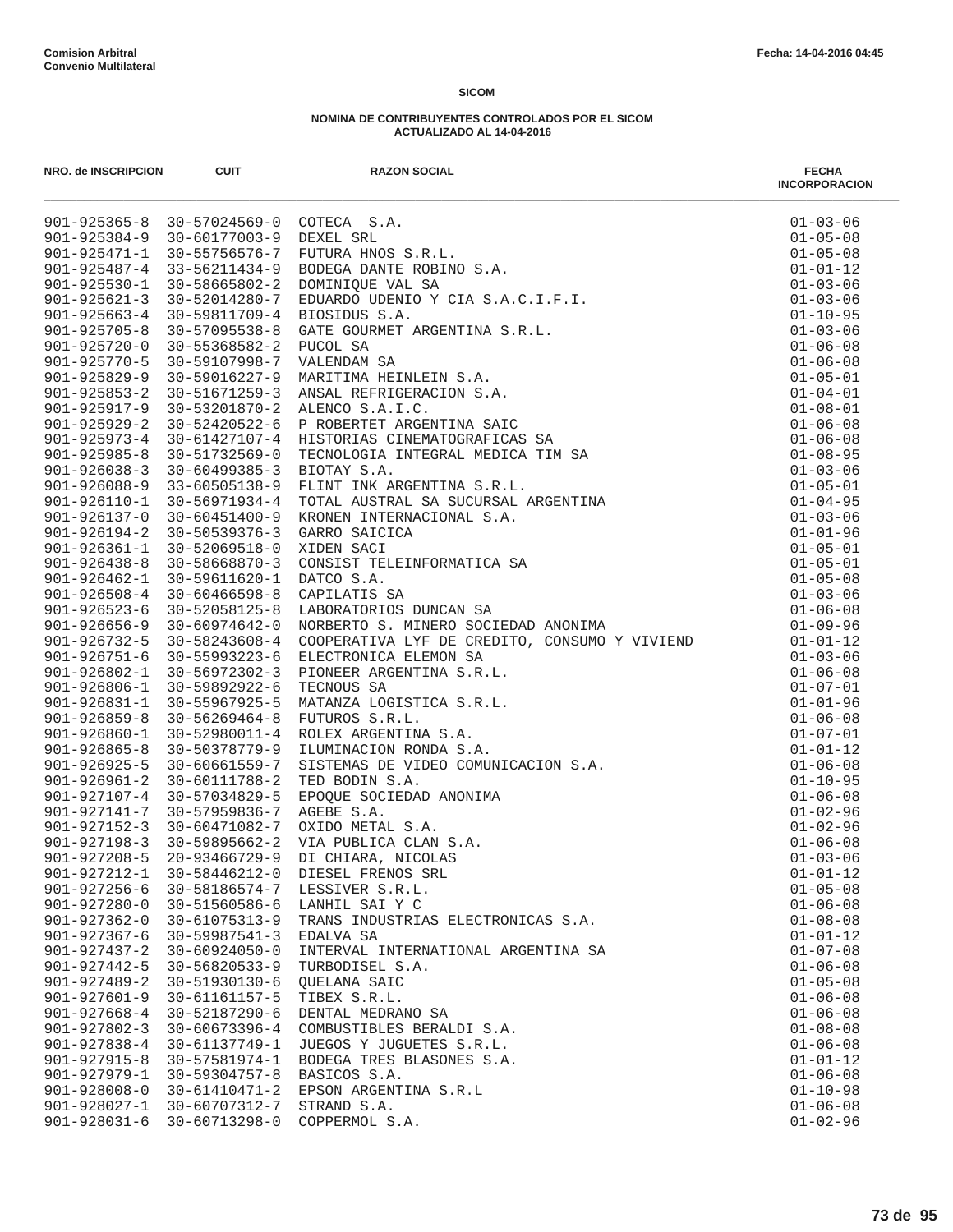**Comision Arbitral**
**Convenio Multilateral**

**Fecha: 14-04-2016 04:45**

**SICOM**

**NOMINA DE CONTRIBUYENTES CONTROLADOS POR EL SICOM**
**ACTUALIZADO AL 14-04-2016**

| NRO. de INSCRIPCION | CUIT | RAZON SOCIAL | FECHA INCORPORACION |
|---|---|---|---|
| 901-925365-8 | 30-57024569-0 | COTECA S.A. | 01-03-06 |
| 901-925384-9 | 30-60177003-9 | DEXEL SRL | 01-05-08 |
| 901-925471-1 | 30-55756576-7 | FUTURA HNOS S.R.L. | 01-05-08 |
| 901-925487-4 | 33-56211434-9 | BODEGA DANTE ROBINO S.A. | 01-01-12 |
| 901-925530-1 | 30-58665802-2 | DOMINIQUE VAL SA | 01-03-06 |
| 901-925621-3 | 30-52014280-7 | EDUARDO UDENIO Y CIA S.A.C.I.F.I. | 01-03-06 |
| 901-925663-4 | 30-59811709-4 | BIOSIDUS S.A. | 01-10-95 |
| 901-925705-8 | 30-57095538-8 | GATE GOURMET ARGENTINA S.R.L. | 01-03-06 |
| 901-925720-0 | 30-55368582-2 | PUCOL SA | 01-06-08 |
| 901-925770-5 | 30-59107998-7 | VALENDAM SA | 01-06-08 |
| 901-925829-9 | 30-59016227-9 | MARITIMA HEINLEIN S.A. | 01-05-01 |
| 901-925853-2 | 30-51671259-3 | ANSAL REFRIGERACION S.A. | 01-04-01 |
| 901-925917-9 | 30-53201870-2 | ALENCO S.A.I.C. | 01-08-01 |
| 901-925929-2 | 30-52420522-6 | P ROBERTET ARGENTINA SAIC | 01-06-08 |
| 901-925973-4 | 30-61427107-4 | HISTORIAS CINEMATOGRAFICAS SA | 01-06-08 |
| 901-925985-8 | 30-51732569-0 | TECNOLOGIA INTEGRAL MEDICA TIM SA | 01-08-95 |
| 901-926038-3 | 30-60499385-3 | BIOTAY S.A. | 01-03-06 |
| 901-926088-9 | 33-60505138-9 | FLINT INK ARGENTINA S.R.L. | 01-05-01 |
| 901-926110-1 | 30-56971934-4 | TOTAL AUSTRAL SA SUCURSAL ARGENTINA | 01-04-95 |
| 901-926137-0 | 30-60451400-9 | KRONEN INTERNACIONAL S.A. | 01-03-06 |
| 901-926194-2 | 30-50539376-3 | GARRO SAICICA | 01-01-96 |
| 901-926361-1 | 30-52069518-0 | XIDEN SACI | 01-05-01 |
| 901-926438-8 | 30-58668870-3 | CONSIST TELEINFORMATICA SA | 01-05-01 |
| 901-926462-1 | 30-59611620-1 | DATCO S.A. | 01-05-08 |
| 901-926508-4 | 30-60466598-8 | CAPILATIS SA | 01-03-06 |
| 901-926523-6 | 30-52058125-8 | LABORATORIOS DUNCAN SA | 01-06-08 |
| 901-926656-9 | 30-60974642-0 | NORBERTO S. MINERO SOCIEDAD ANONIMA | 01-09-96 |
| 901-926732-5 | 30-58243608-4 | COOPERATIVA LYF DE CREDITO, CONSUMO Y VIVIEND | 01-01-12 |
| 901-926751-6 | 30-55993223-6 | ELECTRONICA ELEMON SA | 01-03-06 |
| 901-926802-1 | 30-56972302-3 | PIONEER ARGENTINA S.R.L. | 01-06-08 |
| 901-926806-1 | 30-59892922-6 | TECNOUS SA | 01-07-01 |
| 901-926831-1 | 30-55967925-5 | MATANZA LOGISTICA S.R.L. | 01-01-96 |
| 901-926859-8 | 30-56269464-8 | FUTUROS S.R.L. | 01-06-08 |
| 901-926860-1 | 30-52980011-4 | ROLEX ARGENTINA S.A. | 01-07-01 |
| 901-926865-8 | 30-50378779-9 | ILUMINACION RONDA S.A. | 01-01-12 |
| 901-926925-5 | 30-60661559-7 | SISTEMAS DE VIDEO COMUNICACION S.A. | 01-06-08 |
| 901-926961-2 | 30-60111788-2 | TED BODIN S.A. | 01-10-95 |
| 901-927107-4 | 30-57034829-5 | EPOQUE SOCIEDAD ANONIMA | 01-06-08 |
| 901-927141-7 | 30-57959836-7 | AGEBE S.A. | 01-02-96 |
| 901-927152-3 | 30-60471082-7 | OXIDO METAL S.A. | 01-02-96 |
| 901-927198-3 | 30-59895662-2 | VIA PUBLICA CLAN S.A. | 01-06-08 |
| 901-927208-5 | 20-93466729-9 | DI CHIARA, NICOLAS | 01-03-06 |
| 901-927212-1 | 30-58446212-0 | DIESEL FRENOS SRL | 01-01-12 |
| 901-927256-6 | 30-58186574-7 | LESSIVER S.R.L. | 01-05-08 |
| 901-927280-0 | 30-51560586-6 | LANHIL SAI Y C | 01-06-08 |
| 901-927362-0 | 30-61075313-9 | TRANS INDUSTRIAS ELECTRONICAS S.A. | 01-08-08 |
| 901-927367-6 | 30-59987541-3 | EDALVA SA | 01-01-12 |
| 901-927437-2 | 30-60924050-0 | INTERVAL INTERNATIONAL ARGENTINA SA | 01-07-08 |
| 901-927442-5 | 30-56820533-9 | TURBODISEL S.A. | 01-06-08 |
| 901-927489-2 | 30-51930130-6 | QUELANA SAIC | 01-05-08 |
| 901-927601-9 | 30-61161157-5 | TIBEX S.R.L. | 01-06-08 |
| 901-927668-4 | 30-52187290-6 | DENTAL MEDRANO SA | 01-06-08 |
| 901-927802-3 | 30-60673396-4 | COMBUSTIBLES BERALDI S.A. | 01-08-08 |
| 901-927838-4 | 30-61137749-1 | JUEGOS Y JUGUETES S.R.L. | 01-06-08 |
| 901-927915-8 | 30-57581974-1 | BODEGA TRES BLASONES S.A. | 01-01-12 |
| 901-927979-1 | 30-59304757-8 | BASICOS S.A. | 01-06-08 |
| 901-928008-0 | 30-61410471-2 | EPSON ARGENTINA S.R.L | 01-10-98 |
| 901-928027-1 | 30-60707312-7 | STRAND S.A. | 01-06-08 |
| 901-928031-6 | 30-60713298-0 | COPPERMOL S.A. | 01-02-96 |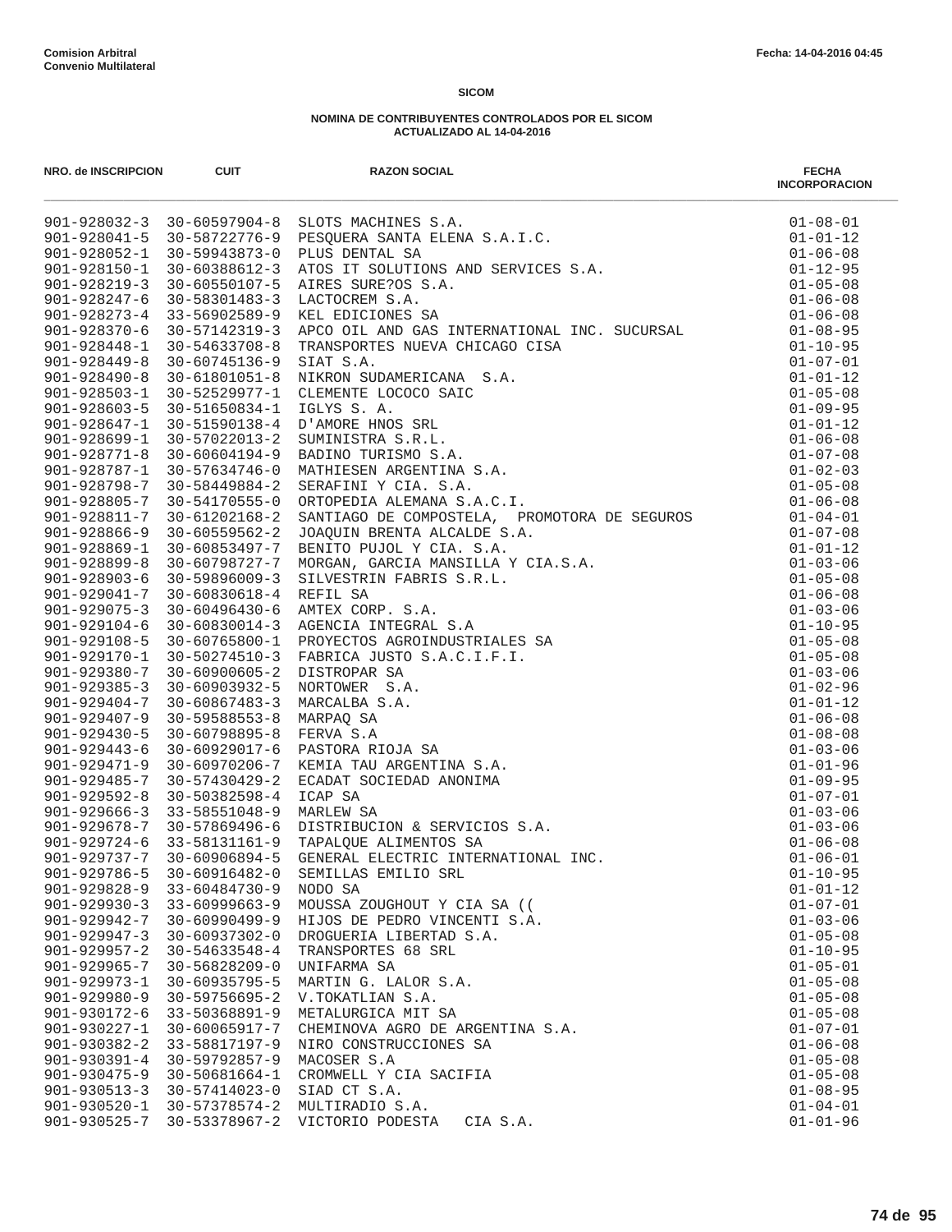**Comision Arbitral**
**Convenio Multilateral**

Fecha: 14-04-2016 04:45

**SICOM**

**NOMINA DE CONTRIBUYENTES CONTROLADOS POR EL SICOM**
**ACTUALIZADO AL 14-04-2016**

| NRO. de INSCRIPCION | CUIT | RAZON SOCIAL | FECHA INCORPORACION |
|---|---|---|---|
| 901-928032-3 | 30-60597904-8 | SLOTS MACHINES S.A. | 01-08-01 |
| 901-928041-5 | 30-58722776-9 | PESQUERA SANTA ELENA S.A.I.C. | 01-01-12 |
| 901-928052-1 | 30-59943873-0 | PLUS DENTAL SA | 01-06-08 |
| 901-928150-1 | 30-60388612-3 | ATOS IT SOLUTIONS AND SERVICES S.A. | 01-12-95 |
| 901-928219-3 | 30-60550107-5 | AIRES SURE?OS S.A. | 01-05-08 |
| 901-928247-6 | 30-58301483-3 | LACTOCREM S.A. | 01-06-08 |
| 901-928273-4 | 33-56902589-9 | KEL EDICIONES SA | 01-06-08 |
| 901-928370-6 | 30-57142319-3 | APCO OIL AND GAS INTERNATIONAL INC. SUCURSAL | 01-08-95 |
| 901-928448-1 | 30-54633708-8 | TRANSPORTES NUEVA CHICAGO CISA | 01-10-95 |
| 901-928449-8 | 30-60745136-9 | SIAT S.A. | 01-07-01 |
| 901-928490-8 | 30-61801051-8 | NIKRON SUDAMERICANA  S.A. | 01-01-12 |
| 901-928503-1 | 30-52529977-1 | CLEMENTE LOCOCO SAIC | 01-05-08 |
| 901-928603-5 | 30-51650834-1 | IGLYS S. A. | 01-09-95 |
| 901-928647-1 | 30-51590138-4 | D'AMORE HNOS SRL | 01-01-12 |
| 901-928699-1 | 30-57022013-2 | SUMINISTRA S.R.L. | 01-06-08 |
| 901-928771-8 | 30-60604194-9 | BADINO TURISMO S.A. | 01-07-08 |
| 901-928787-1 | 30-57634746-0 | MATHIESEN ARGENTINA S.A. | 01-02-03 |
| 901-928798-7 | 30-58449884-2 | SERAFINI Y CIA. S.A. | 01-05-08 |
| 901-928805-7 | 30-54170555-0 | ORTOPEDIA ALEMANA S.A.C.I. | 01-06-08 |
| 901-928811-7 | 30-61202168-2 | SANTIAGO DE COMPOSTELA,  PROMOTORA DE SEGUROS | 01-04-01 |
| 901-928866-9 | 30-60559562-2 | JOAQUIN BRENTA ALCALDE S.A. | 01-07-08 |
| 901-928869-1 | 30-60853497-7 | BENITO PUJOL Y CIA. S.A. | 01-01-12 |
| 901-928899-8 | 30-60798727-7 | MORGAN, GARCIA MANSILLA Y CIA.S.A. | 01-03-06 |
| 901-928903-6 | 30-59896009-3 | SILVESTRIN FABRIS S.R.L. | 01-05-08 |
| 901-929041-7 | 30-60830618-4 | REFIL SA | 01-06-08 |
| 901-929075-3 | 30-60496430-6 | AMTEX CORP. S.A. | 01-03-06 |
| 901-929104-6 | 30-60830014-3 | AGENCIA INTEGRAL S.A | 01-10-95 |
| 901-929108-5 | 30-60765800-1 | PROYECTOS AGROINDUSTRIALES SA | 01-05-08 |
| 901-929170-1 | 30-50274510-3 | FABRICA JUSTO S.A.C.I.F.I. | 01-05-08 |
| 901-929380-7 | 30-60900605-2 | DISTROPAR SA | 01-03-06 |
| 901-929385-3 | 30-60903932-5 | NORTOWER  S.A. | 01-02-96 |
| 901-929404-7 | 30-60867483-3 | MARCALBA S.A. | 01-01-12 |
| 901-929407-9 | 30-59588553-8 | MARPAQ SA | 01-06-08 |
| 901-929430-5 | 30-60798895-8 | FERVA S.A | 01-08-08 |
| 901-929443-6 | 30-60929017-6 | PASTORA RIOJA SA | 01-03-06 |
| 901-929471-9 | 30-60970206-7 | KEMIA TAU ARGENTINA S.A. | 01-01-96 |
| 901-929485-7 | 30-57430429-2 | ECADAT SOCIEDAD ANONIMA | 01-09-95 |
| 901-929592-8 | 30-50382598-4 | ICAP SA | 01-07-01 |
| 901-929666-3 | 33-58551048-9 | MARLEW SA | 01-03-06 |
| 901-929678-7 | 30-57869496-6 | DISTRIBUCION & SERVICIOS S.A. | 01-03-06 |
| 901-929724-6 | 33-58131161-9 | TAPALQUE ALIMENTOS SA | 01-06-08 |
| 901-929737-7 | 30-60906894-5 | GENERAL ELECTRIC INTERNATIONAL INC. | 01-06-01 |
| 901-929786-5 | 30-60916482-0 | SEMILLAS EMILIO SRL | 01-10-95 |
| 901-929828-9 | 33-60484730-9 | NODO SA | 01-01-12 |
| 901-929930-3 | 33-60999663-9 | MOUSSA ZOUGHOUT Y CIA SA (( | 01-07-01 |
| 901-929942-7 | 30-60990499-9 | HIJOS DE PEDRO VINCENTI S.A. | 01-03-06 |
| 901-929947-3 | 30-60937302-0 | DROGUERIA LIBERTAD S.A. | 01-05-08 |
| 901-929957-2 | 30-54633548-4 | TRANSPORTES 68 SRL | 01-10-95 |
| 901-929965-7 | 30-56828209-0 | UNIFARMA SA | 01-05-01 |
| 901-929973-1 | 30-60935795-5 | MARTIN G. LALOR S.A. | 01-05-08 |
| 901-929980-9 | 30-59756695-2 | V.TOKATLIAN S.A. | 01-05-08 |
| 901-930172-6 | 33-50368891-9 | METALURGICA MIT SA | 01-05-08 |
| 901-930227-1 | 30-60065917-7 | CHEMINOVA AGRO DE ARGENTINA S.A. | 01-07-01 |
| 901-930382-2 | 33-58817197-9 | NIRO CONSTRUCCIONES SA | 01-06-08 |
| 901-930391-4 | 30-59792857-9 | MACOSER S.A | 01-05-08 |
| 901-930475-9 | 30-50681664-1 | CROMWELL Y CIA SACIFIA | 01-05-08 |
| 901-930513-3 | 30-57414023-0 | SIAD CT S.A. | 01-08-95 |
| 901-930520-1 | 30-57378574-2 | MULTIRADIO S.A. | 01-04-01 |
| 901-930525-7 | 30-53378967-2 | VICTORIO PODESTA   CIA S.A. | 01-01-96 |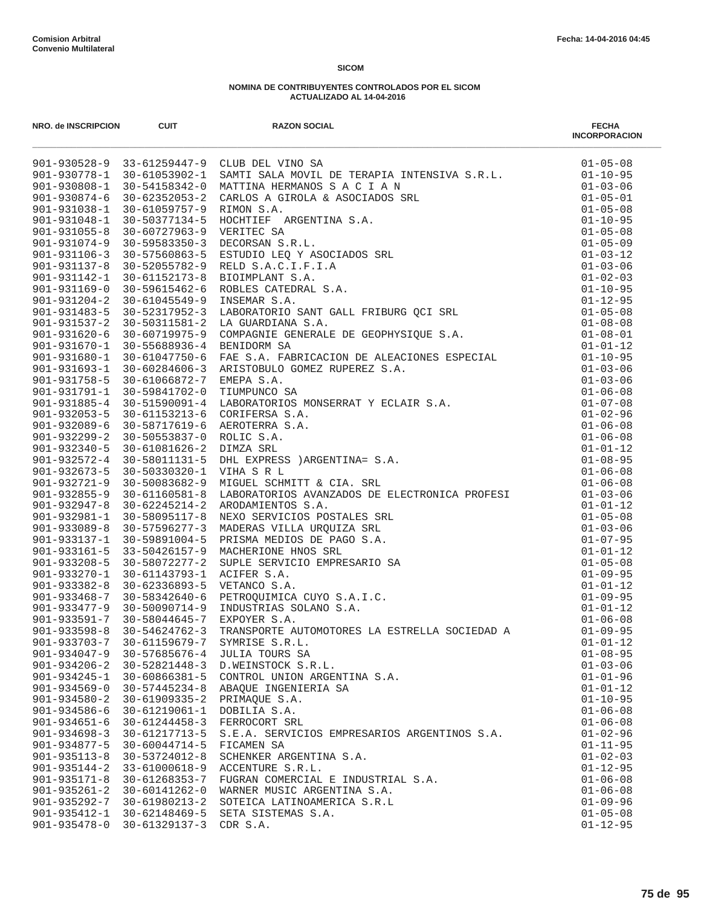**Comision Arbitral**
**Convenio Multilateral**

Fecha: 14-04-2016 04:45

**SICOM**

**NOMINA DE CONTRIBUYENTES CONTROLADOS POR EL SICOM**
**ACTUALIZADO AL 14-04-2016**

| NRO. de INSCRIPCION | CUIT | RAZON SOCIAL | FECHA INCORPORACION |
|---|---|---|---|
| 901-930528-9 | 33-61259447-9 | CLUB DEL VINO SA | 01-05-08 |
| 901-930778-1 | 30-61053902-1 | SAMTI SALA MOVIL DE TERAPIA INTENSIVA S.R.L. | 01-10-95 |
| 901-930808-1 | 30-54158342-0 | MATTINA HERMANOS S A C I A N | 01-03-06 |
| 901-930874-6 | 30-62352053-2 | CARLOS A GIROLA & ASOCIADOS SRL | 01-05-01 |
| 901-931038-1 | 30-61059757-9 | RIMON S.A. | 01-05-08 |
| 901-931048-1 | 30-50377134-5 | HOCHTIEF ARGENTINA S.A. | 01-10-95 |
| 901-931055-8 | 30-60727963-9 | VERITEC SA | 01-05-08 |
| 901-931074-9 | 30-59583350-3 | DECORSAN S.R.L. | 01-05-09 |
| 901-931106-3 | 30-57560863-5 | ESTUDIO LEQ Y ASOCIADOS SRL | 01-03-12 |
| 901-931137-8 | 30-52055782-9 | RELD S.A.C.I.F.I.A | 01-03-06 |
| 901-931142-1 | 30-61152173-8 | BIOIMPLANT S.A. | 01-02-03 |
| 901-931169-0 | 30-59615462-6 | ROBLES CATEDRAL S.A. | 01-10-95 |
| 901-931204-2 | 30-61045549-9 | INSEMAR S.A. | 01-12-95 |
| 901-931483-5 | 30-52317952-3 | LABORATORIO SANT GALL FRIBURG QCI SRL | 01-05-08 |
| 901-931537-2 | 30-50311581-2 | LA GUARDIANA S.A. | 01-08-08 |
| 901-931620-6 | 30-60719975-9 | COMPAGNIE GENERALE DE GEOPHYSIQUE S.A. | 01-08-01 |
| 901-931670-1 | 30-55688936-4 | BENIDORM SA | 01-01-12 |
| 901-931680-1 | 30-61047750-6 | FAE S.A. FABRICACION DE ALEACIONES ESPECIAL | 01-10-95 |
| 901-931693-1 | 30-60284606-3 | ARISTOBULO GOMEZ RUPEREZ S.A. | 01-03-06 |
| 901-931758-5 | 30-61066872-7 | EMEPA S.A. | 01-03-06 |
| 901-931791-1 | 30-59841702-0 | TIUMPUNCO SA | 01-06-08 |
| 901-931885-4 | 30-51590091-4 | LABORATORIOS MONSERRAT Y ECLAIR S.A. | 01-07-08 |
| 901-932053-5 | 30-61153213-6 | CORIFERSA S.A. | 01-02-96 |
| 901-932089-6 | 30-58717619-6 | AEROTERRA S.A. | 01-06-08 |
| 901-932299-2 | 30-50553837-0 | ROLIC S.A. | 01-06-08 |
| 901-932340-5 | 30-61081626-2 | DIMZA SRL | 01-01-12 |
| 901-932572-4 | 30-58011131-5 | DHL EXPRESS )ARGENTINA= S.A. | 01-08-95 |
| 901-932673-5 | 30-50330320-1 | VIHA S R L | 01-06-08 |
| 901-932721-9 | 30-50083682-9 | MIGUEL SCHMITT & CIA. SRL | 01-06-08 |
| 901-932855-9 | 30-61160581-8 | LABORATORIOS AVANZADOS DE ELECTRONICA PROFESI | 01-03-06 |
| 901-932947-8 | 30-62245214-2 | ARODAMIENTOS S.A. | 01-01-12 |
| 901-932981-1 | 30-58095117-8 | NEXO SERVICIOS POSTALES SRL | 01-05-08 |
| 901-933089-8 | 30-57596277-3 | MADERAS VILLA URQUIZA SRL | 01-03-06 |
| 901-933137-1 | 30-59891004-5 | PRISMA MEDIOS DE PAGO S.A. | 01-07-95 |
| 901-933161-5 | 33-50426157-9 | MACHERIONE HNOS SRL | 01-01-12 |
| 901-933208-5 | 30-58072277-2 | SUPLE SERVICIO EMPRESARIO SA | 01-05-08 |
| 901-933270-1 | 30-61143793-1 | ACIFER S.A. | 01-09-95 |
| 901-933382-8 | 30-62336893-5 | VETANCO S.A. | 01-01-12 |
| 901-933468-7 | 30-58342640-6 | PETROQUIMICA CUYO S.A.I.C. | 01-09-95 |
| 901-933477-9 | 30-50090714-9 | INDUSTRIAS SOLANO S.A. | 01-01-12 |
| 901-933591-7 | 30-58044645-7 | EXPOYER S.A. | 01-06-08 |
| 901-933598-8 | 30-54624762-3 | TRANSPORTE AUTOMOTORES LA ESTRELLA SOCIEDAD A | 01-09-95 |
| 901-933703-7 | 30-61159679-7 | SYMRISE S.R.L. | 01-01-12 |
| 901-934047-9 | 30-57685676-4 | JULIA TOURS SA | 01-08-95 |
| 901-934206-2 | 30-52821448-3 | D.WEINSTOCK S.R.L. | 01-03-06 |
| 901-934245-1 | 30-60866381-5 | CONTROL UNION ARGENTINA S.A. | 01-01-96 |
| 901-934569-0 | 30-57445234-8 | ABAQUE INGENIERIA SA | 01-01-12 |
| 901-934580-2 | 30-61909335-2 | PRIMAQUE S.A. | 01-10-95 |
| 901-934586-6 | 30-61219061-1 | DOBILIA S.A. | 01-06-08 |
| 901-934651-6 | 30-61244458-3 | FERROCORT SRL | 01-06-08 |
| 901-934698-3 | 30-61217713-5 | S.E.A. SERVICIOS EMPRESARIOS ARGENTINOS S.A. | 01-02-96 |
| 901-934877-5 | 30-60044714-5 | FICAMEN SA | 01-11-95 |
| 901-935113-8 | 30-53724012-8 | SCHENKER ARGENTINA S.A. | 01-02-03 |
| 901-935144-2 | 33-61000618-9 | ACCENTURE S.R.L. | 01-12-95 |
| 901-935171-8 | 30-61268353-7 | FUGRAN COMERCIAL E INDUSTRIAL S.A. | 01-06-08 |
| 901-935261-2 | 30-60141262-0 | WARNER MUSIC ARGENTINA S.A. | 01-06-08 |
| 901-935292-7 | 30-61980213-2 | SOTEICA LATINOAMERICA S.R.L | 01-09-96 |
| 901-935412-1 | 30-62148469-5 | SETA SISTEMAS S.A. | 01-05-08 |
| 901-935478-0 | 30-61329137-3 | CDR S.A. | 01-12-95 |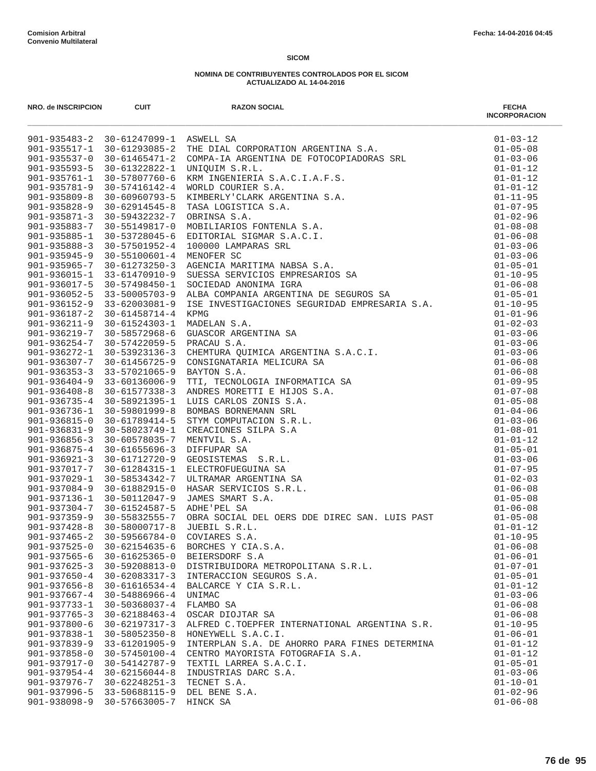Comision Arbitral
Convenio Multilateral

Fecha: 14-04-2016 04:45

**SICOM**

**NOMINA DE CONTRIBUYENTES CONTROLADOS POR EL SICOM**
**ACTUALIZADO AL 14-04-2016**

| NRO. de INSCRIPCION | CUIT | RAZON SOCIAL | FECHA INCORPORACION |
|---|---|---|---|
| 901-935483-2 | 30-61247099-1 | ASWELL SA | 01-03-12 |
| 901-935517-1 | 30-61293085-2 | THE DIAL CORPORATION ARGENTINA S.A. | 01-05-08 |
| 901-935537-0 | 30-61465471-2 | COMPA-IA ARGENTINA DE FOTOCOPIADORAS SRL | 01-03-06 |
| 901-935593-5 | 30-61322822-1 | UNIQUIM S.R.L. | 01-01-12 |
| 901-935761-1 | 30-57807760-6 | KRM INGENIERIA S.A.C.I.A.F.S. | 01-01-12 |
| 901-935781-9 | 30-57416142-4 | WORLD COURIER S.A. | 01-01-12 |
| 901-935809-8 | 30-60960793-5 | KIMBERLY'CLARK ARGENTINA S.A. | 01-11-95 |
| 901-935828-9 | 30-62914545-8 | TASA LOGISTICA S.A. | 01-07-95 |
| 901-935871-3 | 30-59432232-7 | OBRINSA S.A. | 01-02-96 |
| 901-935883-7 | 30-55149817-0 | MOBILIARIOS FONTENLA S.A. | 01-08-08 |
| 901-935885-1 | 30-53728045-6 | EDITORIAL SIGMAR S.A.C.I. | 01-06-08 |
| 901-935888-3 | 30-57501952-4 | 100000 LAMPARAS SRL | 01-03-06 |
| 901-935945-9 | 30-55100601-4 | MENOFER SC | 01-03-06 |
| 901-935965-7 | 30-61273250-3 | AGENCIA MARITIMA NABSA S.A. | 01-05-01 |
| 901-936015-1 | 33-61470910-9 | SUESSA SERVICIOS EMPRESARIOS SA | 01-10-95 |
| 901-936017-5 | 30-57498450-1 | SOCIEDAD ANONIMA IGRA | 01-06-08 |
| 901-936052-5 | 33-50005703-9 | ALBA COMPANIA ARGENTINA DE SEGUROS SA | 01-05-01 |
| 901-936152-9 | 33-62003081-9 | ISE INVESTIGACIONES SEGURIDAD EMPRESARIA S.A. | 01-10-95 |
| 901-936187-2 | 30-61458714-4 | KPMG | 01-01-96 |
| 901-936211-9 | 30-61524303-1 | MADELAN S.A. | 01-02-03 |
| 901-936219-7 | 30-58572968-6 | GUASCOR ARGENTINA SA | 01-03-06 |
| 901-936254-7 | 30-57422059-5 | PRACAU S.A. | 01-03-06 |
| 901-936272-1 | 30-53923136-3 | CHEMTURA QUIMICA ARGENTINA S.A.C.I. | 01-03-06 |
| 901-936307-7 | 30-61456725-9 | CONSIGNATARIA MELICURA SA | 01-06-08 |
| 901-936353-3 | 33-57021065-9 | BAYTON S.A. | 01-06-08 |
| 901-936404-9 | 33-60136006-9 | TTI, TECNOLOGIA INFORMATICA SA | 01-09-95 |
| 901-936408-8 | 30-61577338-3 | ANDRES MORETTI E HIJOS S.A. | 01-07-08 |
| 901-936735-4 | 30-58921395-1 | LUIS CARLOS ZONIS S.A. | 01-05-08 |
| 901-936736-1 | 30-59801999-8 | BOMBAS BORNEMANN SRL | 01-04-06 |
| 901-936815-0 | 30-61789414-5 | STYM COMPUTACION S.R.L. | 01-03-06 |
| 901-936831-9 | 30-58023749-1 | CREACIONES SILPA S.A | 01-08-01 |
| 901-936856-3 | 30-60578035-7 | MENTVIL S.A. | 01-01-12 |
| 901-936875-4 | 30-61655696-3 | DIFFUPAR SA | 01-05-01 |
| 901-936921-3 | 30-61712720-9 | GEOSISTEMAS S.R.L. | 01-03-06 |
| 901-937017-7 | 30-61284315-1 | ELECTROFUEGUINA SA | 01-07-95 |
| 901-937029-1 | 30-58534342-7 | ULTRAMAR ARGENTINA SA | 01-02-03 |
| 901-937084-9 | 30-61882915-0 | HASAR SERVICIOS S.R.L. | 01-06-08 |
| 901-937136-1 | 30-50112047-9 | JAMES SMART S.A. | 01-05-08 |
| 901-937304-7 | 30-61524587-5 | ADHE'PEL SA | 01-06-08 |
| 901-937359-9 | 30-55832555-7 | OBRA SOCIAL DEL OERS DDE DIREC SAN. LUIS PAST | 01-05-08 |
| 901-937428-8 | 30-58000717-8 | JUEBIL S.R.L. | 01-01-12 |
| 901-937465-2 | 30-59566784-0 | COVIARES S.A. | 01-10-95 |
| 901-937525-0 | 30-62154635-6 | BORCHES Y CIA.S.A. | 01-06-08 |
| 901-937565-6 | 30-61625365-0 | BEIERSDORF S.A | 01-06-01 |
| 901-937625-3 | 30-59208813-0 | DISTRIBUIDORA METROPOLITANA S.R.L. | 01-07-01 |
| 901-937650-4 | 30-62083317-3 | INTERACCION SEGUROS S.A. | 01-05-01 |
| 901-937656-8 | 30-61616534-4 | BALCARCE Y CIA S.R.L. | 01-01-12 |
| 901-937667-4 | 30-54886966-4 | UNIMAC | 01-03-06 |
| 901-937733-1 | 30-50368037-4 | FLAMBO SA | 01-06-08 |
| 901-937765-3 | 30-62188463-4 | OSCAR DIOJTAR SA | 01-06-08 |
| 901-937800-6 | 30-62197317-3 | ALFRED C.TOEPFER INTERNATIONAL ARGENTINA S.R. | 01-10-95 |
| 901-937838-1 | 30-58052350-8 | HONEYWELL S.A.C.I. | 01-06-01 |
| 901-937839-9 | 33-61201905-9 | INTERPLAN S.A. DE AHORRO PARA FINES DETERMINA | 01-01-12 |
| 901-937858-0 | 30-57450100-4 | CENTRO MAYORISTA FOTOGRAFIA S.A. | 01-01-12 |
| 901-937917-0 | 30-54142787-9 | TEXTIL LARREA S.A.C.I. | 01-05-01 |
| 901-937954-4 | 30-62156044-8 | INDUSTRIAS DARC S.A. | 01-03-06 |
| 901-937976-7 | 30-62248251-3 | TECNET S.A. | 01-10-01 |
| 901-937996-5 | 33-50688115-9 | DEL BENE S.A. | 01-02-96 |
| 901-938098-9 | 30-57663005-7 | HINCK SA | 01-06-08 |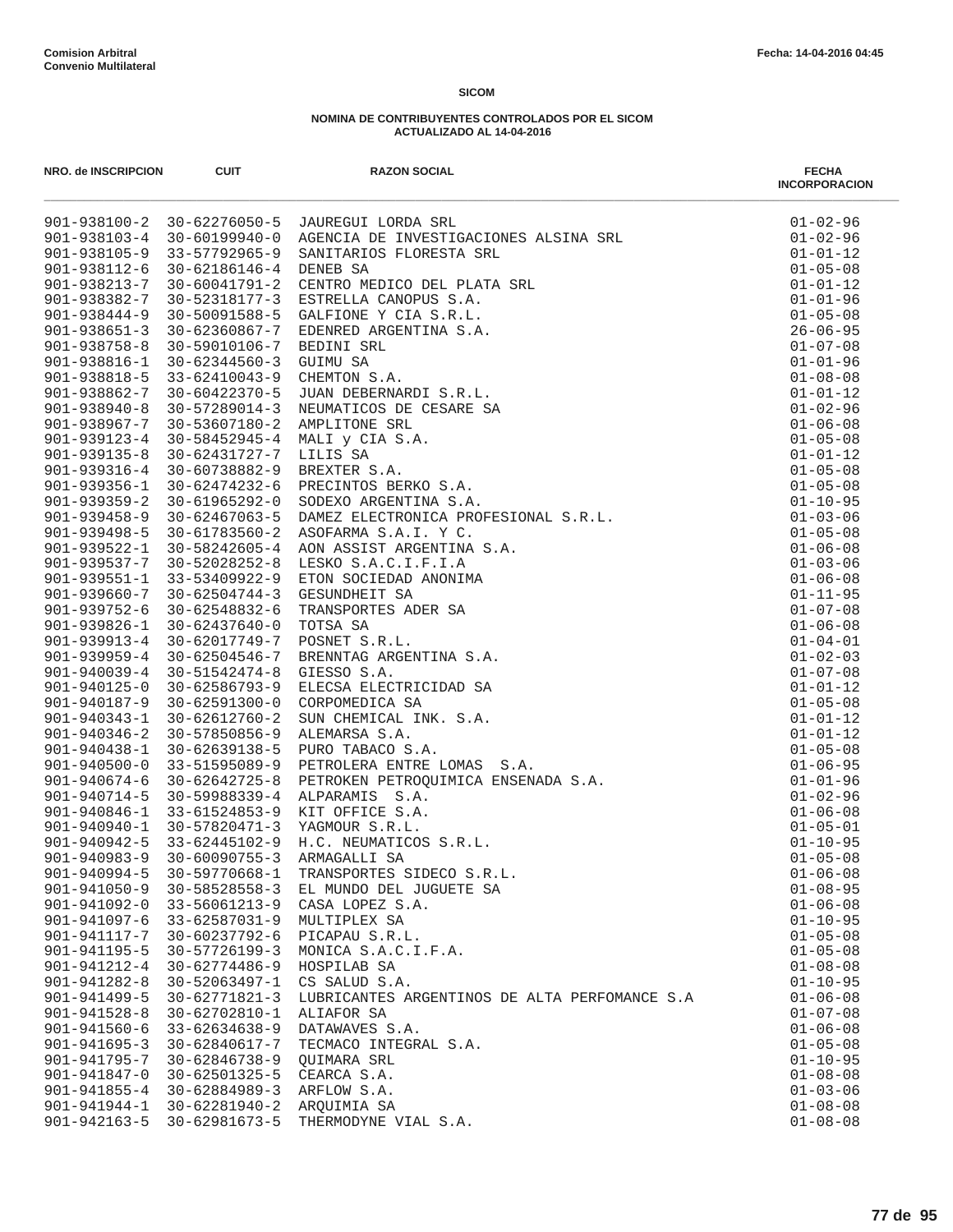**Comision Arbitral**
**Convenio Multilateral**

Fecha: 14-04-2016 04:45

**SICOM**

**NOMINA DE CONTRIBUYENTES CONTROLADOS POR EL SICOM**
**ACTUALIZADO AL 14-04-2016**

| NRO. de INSCRIPCION | CUIT | RAZON SOCIAL | FECHA INCORPORACION |
|---|---|---|---|
| 901-938100-2 | 30-62276050-5 | JAUREGUI LORDA SRL | 01-02-96 |
| 901-938103-4 | 30-60199940-0 | AGENCIA DE INVESTIGACIONES ALSINA SRL | 01-02-96 |
| 901-938105-9 | 33-57792965-9 | SANITARIOS FLORESTA SRL | 01-01-12 |
| 901-938112-6 | 30-62186146-4 | DENEB SA | 01-05-08 |
| 901-938213-7 | 30-60041791-2 | CENTRO MEDICO DEL PLATA SRL | 01-01-12 |
| 901-938382-7 | 30-52318177-3 | ESTRELLA CANOPUS S.A. | 01-01-96 |
| 901-938444-9 | 30-50091588-5 | GALFIONE Y CIA S.R.L. | 01-05-08 |
| 901-938651-3 | 30-62360867-7 | EDENRED ARGENTINA S.A. | 26-06-95 |
| 901-938758-8 | 30-59010106-7 | BEDINI SRL | 01-07-08 |
| 901-938816-1 | 30-62344560-3 | GUIMU SA | 01-01-96 |
| 901-938818-5 | 33-62410043-9 | CHEMTON S.A. | 01-08-08 |
| 901-938862-7 | 30-60422370-5 | JUAN DEBERNARDI S.R.L. | 01-01-12 |
| 901-938940-8 | 30-57289014-3 | NEUMATICOS DE CESARE SA | 01-02-96 |
| 901-938967-7 | 30-53607180-2 | AMPLITONE SRL | 01-06-08 |
| 901-939123-4 | 30-58452945-4 | MALI y CIA S.A. | 01-05-08 |
| 901-939135-8 | 30-62431727-7 | LILIS SA | 01-01-12 |
| 901-939316-4 | 30-60738882-9 | BREXTER S.A. | 01-05-08 |
| 901-939356-1 | 30-62474232-6 | PRECINTOS BERKO S.A. | 01-05-08 |
| 901-939359-2 | 30-61965292-0 | SODEXO ARGENTINA S.A. | 01-10-95 |
| 901-939458-9 | 30-62467063-5 | DAMEZ ELECTRONICA PROFESIONAL S.R.L. | 01-03-06 |
| 901-939498-5 | 30-61783560-2 | ASOFARMA S.A.I. Y C. | 01-05-08 |
| 901-939522-1 | 30-58242605-4 | AON ASSIST ARGENTINA S.A. | 01-06-08 |
| 901-939537-7 | 30-52028252-8 | LESKO S.A.C.I.F.I.A | 01-03-06 |
| 901-939551-1 | 33-53409922-9 | ETON SOCIEDAD ANONIMA | 01-06-08 |
| 901-939660-7 | 30-62504744-3 | GESUNDHEIT SA | 01-11-95 |
| 901-939752-6 | 30-62548832-6 | TRANSPORTES ADER SA | 01-07-08 |
| 901-939826-1 | 30-62437640-0 | TOTSA SA | 01-06-08 |
| 901-939913-4 | 30-62017749-7 | POSNET S.R.L. | 01-04-01 |
| 901-939959-4 | 30-62504546-7 | BRENNTAG ARGENTINA S.A. | 01-02-03 |
| 901-940039-4 | 30-51542474-8 | GIESSO S.A. | 01-07-08 |
| 901-940125-0 | 30-62586793-9 | ELECSA ELECTRICIDAD SA | 01-01-12 |
| 901-940187-9 | 30-62591300-0 | CORPOMEDICA SA | 01-05-08 |
| 901-940343-1 | 30-62612760-2 | SUN CHEMICAL INK. S.A. | 01-01-12 |
| 901-940346-2 | 30-57850856-9 | ALEMARSA S.A. | 01-01-12 |
| 901-940438-1 | 30-62639138-5 | PURO TABACO S.A. | 01-05-08 |
| 901-940500-0 | 33-51595089-9 | PETROLERA ENTRE LOMAS S.A. | 01-06-95 |
| 901-940674-6 | 30-62642725-8 | PETROKEN PETROQUIMICA ENSENADA S.A. | 01-01-96 |
| 901-940714-5 | 30-59988339-4 | ALPARAMIS S.A. | 01-02-96 |
| 901-940846-1 | 33-61524853-9 | KIT OFFICE S.A. | 01-06-08 |
| 901-940940-1 | 30-57820471-3 | YAGMOUR S.R.L. | 01-05-01 |
| 901-940942-5 | 33-62445102-9 | H.C. NEUMATICOS S.R.L. | 01-10-95 |
| 901-940983-9 | 30-60090755-3 | ARMAGALLI SA | 01-05-08 |
| 901-940994-5 | 30-59770668-1 | TRANSPORTES SIDECO S.R.L. | 01-06-08 |
| 901-941050-9 | 30-58528558-3 | EL MUNDO DEL JUGUETE SA | 01-08-95 |
| 901-941092-0 | 33-56061213-9 | CASA LOPEZ S.A. | 01-06-08 |
| 901-941097-6 | 33-62587031-9 | MULTIPLEX SA | 01-10-95 |
| 901-941117-7 | 30-60237792-6 | PICAPAU S.R.L. | 01-05-08 |
| 901-941195-5 | 30-57726199-3 | MONICA S.A.C.I.F.A. | 01-05-08 |
| 901-941212-4 | 30-62774486-9 | HOSPILAB SA | 01-08-08 |
| 901-941282-8 | 30-52063497-1 | CS SALUD S.A. | 01-10-95 |
| 901-941499-5 | 30-62771821-3 | LUBRICANTES ARGENTINOS DE ALTA PERFOMANCE S.A | 01-06-08 |
| 901-941528-8 | 30-62702810-1 | ALIAFOR SA | 01-07-08 |
| 901-941560-6 | 33-62634638-9 | DATAWAVES S.A. | 01-06-08 |
| 901-941695-3 | 30-62840617-7 | TECMACO INTEGRAL S.A. | 01-05-08 |
| 901-941795-7 | 30-62846738-9 | QUIMARA SRL | 01-10-95 |
| 901-941847-0 | 30-62501325-5 | CEARCA S.A. | 01-08-08 |
| 901-941855-4 | 30-62884989-3 | ARFLOW S.A. | 01-03-06 |
| 901-941944-1 | 30-62281940-2 | ARQUIMIA SA | 01-08-08 |
| 901-942163-5 | 30-62981673-5 | THERMODYNE VIAL S.A. | 01-08-08 |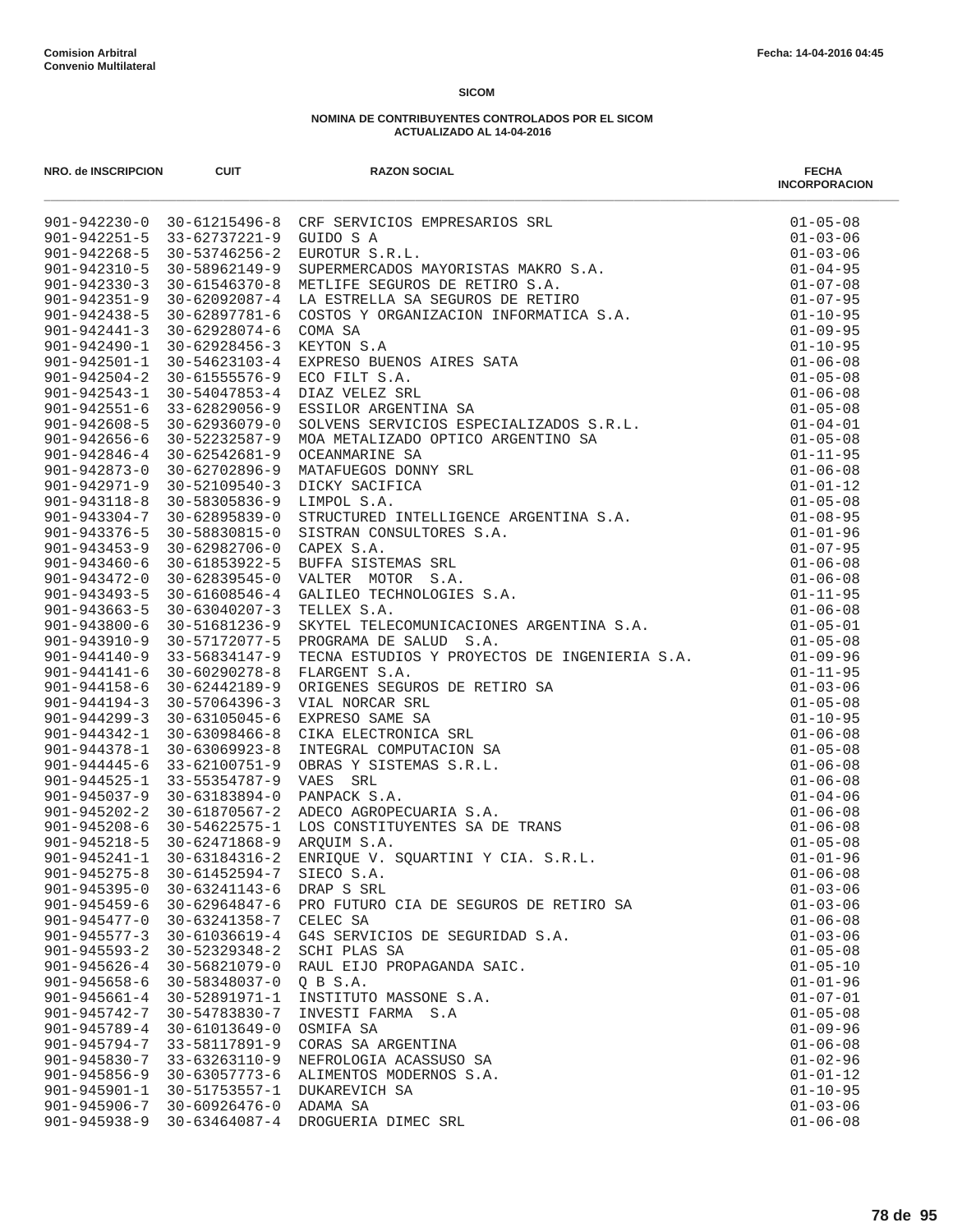**Comision Arbitral**
**Convenio Multilateral**

Fecha: 14-04-2016 04:45

**SICOM**

**NOMINA DE CONTRIBUYENTES CONTROLADOS POR EL SICOM**
**ACTUALIZADO AL 14-04-2016**

| NRO. de INSCRIPCION | CUIT | RAZON SOCIAL | FECHA INCORPORACION |
|---|---|---|---|
| 901-942230-0 | 30-61215496-8 | CRF SERVICIOS EMPRESARIOS SRL | 01-05-08 |
| 901-942251-5 | 33-62737221-9 | GUIDO S A | 01-03-06 |
| 901-942268-5 | 30-53746256-2 | EUROTUR S.R.L. | 01-03-06 |
| 901-942310-5 | 30-58962149-9 | SUPERMERCADOS MAYORISTAS MAKRO S.A. | 01-04-95 |
| 901-942330-3 | 30-61546370-8 | METLIFE SEGUROS DE RETIRO S.A. | 01-07-08 |
| 901-942351-9 | 30-62092087-4 | LA ESTRELLA SA SEGUROS DE RETIRO | 01-07-95 |
| 901-942438-5 | 30-62897781-6 | COSTOS Y ORGANIZACION INFORMATICA S.A. | 01-10-95 |
| 901-942441-3 | 30-62928074-6 | COMA SA | 01-09-95 |
| 901-942490-1 | 30-62928456-3 | KEYTON S.A | 01-10-95 |
| 901-942501-1 | 30-54623103-4 | EXPRESO BUENOS AIRES SATA | 01-06-08 |
| 901-942504-2 | 30-61555576-9 | ECO FILT S.A. | 01-05-08 |
| 901-942543-1 | 30-54047853-4 | DIAZ VELEZ SRL | 01-06-08 |
| 901-942551-6 | 33-62829056-9 | ESSILOR ARGENTINA SA | 01-05-08 |
| 901-942608-5 | 30-62936079-0 | SOLVENS SERVICIOS ESPECIALIZADOS S.R.L. | 01-04-01 |
| 901-942656-6 | 30-52232587-9 | MOA METALIZADO OPTICO ARGENTINO SA | 01-05-08 |
| 901-942846-4 | 30-62542681-9 | OCEANMARINE SA | 01-11-95 |
| 901-942873-0 | 30-62702896-9 | MATAFUEGOS DONNY SRL | 01-06-08 |
| 901-942971-9 | 30-52109540-3 | DICKY SACIFICA | 01-01-12 |
| 901-943118-8 | 30-58305836-9 | LIMPOL S.A. | 01-05-08 |
| 901-943304-7 | 30-62895839-0 | STRUCTURED INTELLIGENCE ARGENTINA S.A. | 01-08-95 |
| 901-943376-5 | 30-58830815-0 | SISTRAN CONSULTORES S.A. | 01-01-96 |
| 901-943453-9 | 30-62982706-0 | CAPEX S.A. | 01-07-95 |
| 901-943460-6 | 30-61853922-5 | BUFFA SISTEMAS SRL | 01-06-08 |
| 901-943472-0 | 30-62839545-0 | VALTER MOTOR S.A. | 01-06-08 |
| 901-943493-5 | 30-61608546-4 | GALILEO TECHNOLOGIES S.A. | 01-11-95 |
| 901-943663-5 | 30-63040207-3 | TELLEX S.A. | 01-06-08 |
| 901-943800-6 | 30-51681236-9 | SKYTEL TELECOMUNICACIONES ARGENTINA S.A. | 01-05-01 |
| 901-943910-9 | 30-57172077-5 | PROGRAMA DE SALUD S.A. | 01-05-08 |
| 901-944140-9 | 33-56834147-9 | TECNA ESTUDIOS Y PROYECTOS DE INGENIERIA S.A. | 01-09-96 |
| 901-944141-6 | 30-60290278-8 | FLARGENT S.A. | 01-11-95 |
| 901-944158-6 | 30-62442189-9 | ORIGENES SEGUROS DE RETIRO SA | 01-03-06 |
| 901-944194-3 | 30-57064396-3 | VIAL NORCAR SRL | 01-05-08 |
| 901-944299-3 | 30-63105045-6 | EXPRESO SAME SA | 01-10-95 |
| 901-944342-1 | 30-63098466-8 | CIKA ELECTRONICA SRL | 01-06-08 |
| 901-944378-1 | 30-63069923-8 | INTEGRAL COMPUTACION SA | 01-05-08 |
| 901-944445-6 | 33-62100751-9 | OBRAS Y SISTEMAS S.R.L. | 01-06-08 |
| 901-944525-1 | 33-55354787-9 | VAES SRL | 01-06-08 |
| 901-945037-9 | 30-63183894-0 | PANPACK S.A. | 01-04-06 |
| 901-945202-2 | 30-61870567-2 | ADECO AGROPECUARIA S.A. | 01-06-08 |
| 901-945208-6 | 30-54622575-1 | LOS CONSTITUYENTES SA DE TRANS | 01-06-08 |
| 901-945218-5 | 30-62471868-9 | ARQUIM S.A. | 01-05-08 |
| 901-945241-1 | 30-63184316-2 | ENRIQUE V. SQUARTINI Y CIA. S.R.L. | 01-01-96 |
| 901-945275-8 | 30-61452594-7 | SIECO S.A. | 01-06-08 |
| 901-945395-0 | 30-63241143-6 | DRAP S SRL | 01-03-06 |
| 901-945459-6 | 30-62964847-6 | PRO FUTURO CIA DE SEGUROS DE RETIRO SA | 01-03-06 |
| 901-945477-0 | 30-63241358-7 | CELEC SA | 01-06-08 |
| 901-945577-3 | 30-61036619-4 | G4S SERVICIOS DE SEGURIDAD S.A. | 01-03-06 |
| 901-945593-2 | 30-52329348-2 | SCHI PLAS SA | 01-05-08 |
| 901-945626-4 | 30-56821079-0 | RAUL EIJO PROPAGANDA SAIC. | 01-05-10 |
| 901-945658-6 | 30-58348037-0 | Q B S.A. | 01-01-96 |
| 901-945661-4 | 30-52891971-1 | INSTITUTO MASSONE S.A. | 01-07-01 |
| 901-945742-7 | 30-54783830-7 | INVESTI FARMA S.A | 01-05-08 |
| 901-945789-4 | 30-61013649-0 | OSMIFA SA | 01-09-96 |
| 901-945794-7 | 33-58117891-9 | CORAS SA ARGENTINA | 01-06-08 |
| 901-945830-7 | 33-63263110-9 | NEFROLOGIA ACASSUSO SA | 01-02-96 |
| 901-945856-9 | 30-63057773-6 | ALIMENTOS MODERNOS S.A. | 01-01-12 |
| 901-945901-1 | 30-51753557-1 | DUKAREVICH SA | 01-10-95 |
| 901-945906-7 | 30-60926476-0 | ADAMA SA | 01-03-06 |
| 901-945938-9 | 30-63464087-4 | DROGUERIA DIMEC SRL | 01-06-08 |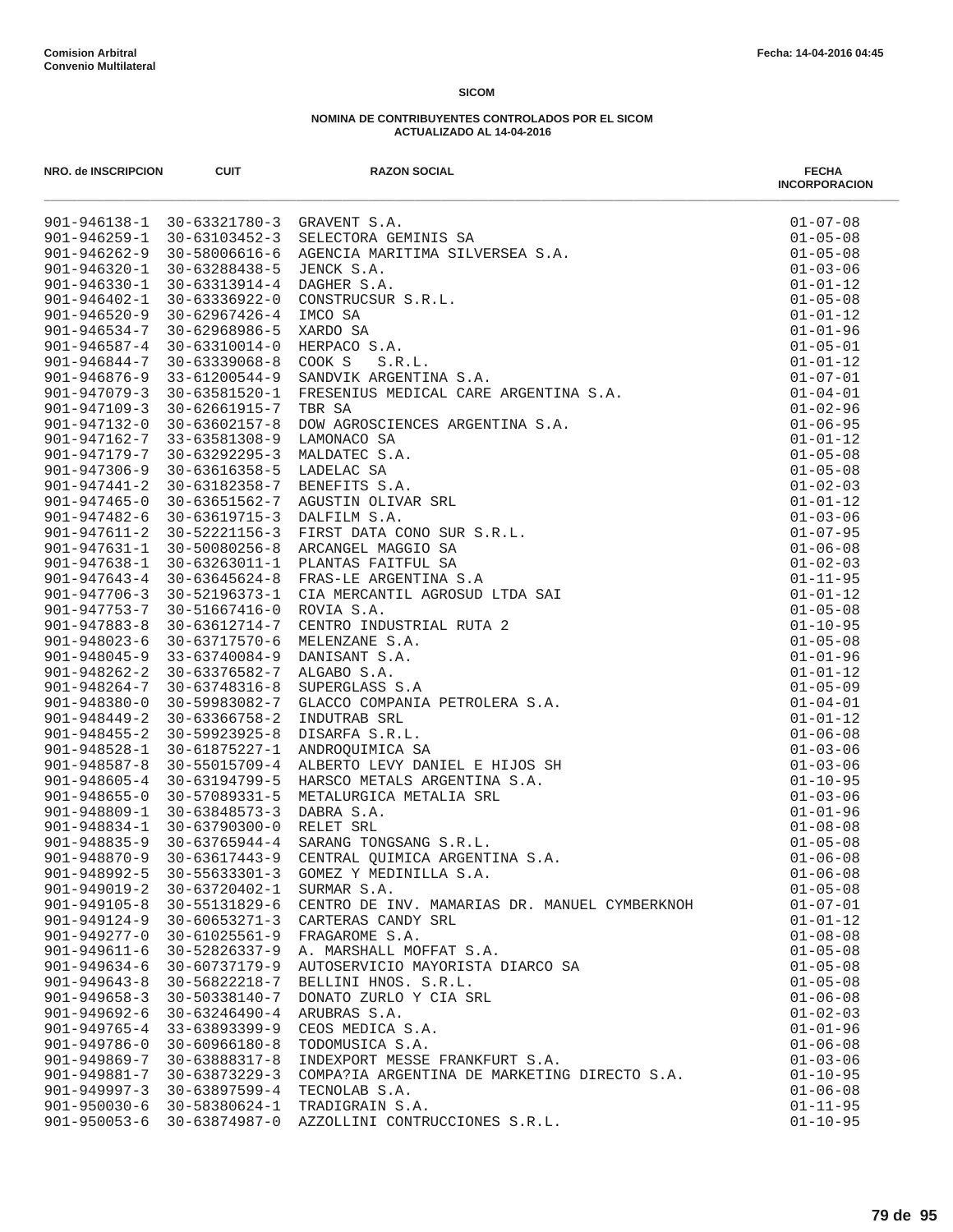**Comision Arbitral**
**Convenio Multilateral**

Fecha: 14-04-2016 04:45

**SICOM**

**NOMINA DE CONTRIBUYENTES CONTROLADOS POR EL SICOM**
**ACTUALIZADO AL 14-04-2016**

| NRO. de INSCRIPCION | CUIT | RAZON SOCIAL | FECHA INCORPORACION |
|---|---|---|---|
| 901-946138-1 | 30-63321780-3 | GRAVENT S.A. | 01-07-08 |
| 901-946259-1 | 30-63103452-3 | SELECTORA GEMINIS SA | 01-05-08 |
| 901-946262-9 | 30-58006616-6 | AGENCIA MARITIMA SILVERSEA S.A. | 01-05-08 |
| 901-946320-1 | 30-63288438-5 | JENCK S.A. | 01-03-06 |
| 901-946330-1 | 30-63313914-4 | DAGHER S.A. | 01-01-12 |
| 901-946402-1 | 30-63336922-0 | CONSTRUCSUR S.R.L. | 01-05-08 |
| 901-946520-9 | 30-62967426-4 | IMCO SA | 01-01-12 |
| 901-946534-7 | 30-62968986-5 | XARDO SA | 01-01-96 |
| 901-946587-4 | 30-63310014-0 | HERPACO S.A. | 01-05-01 |
| 901-946844-7 | 30-63339068-8 | COOK S S.R.L. | 01-01-12 |
| 901-946876-9 | 33-61200544-9 | SANDVIK ARGENTINA S.A. | 01-07-01 |
| 901-947079-3 | 30-63581520-1 | FRESENIUS MEDICAL CARE ARGENTINA S.A. | 01-04-01 |
| 901-947109-3 | 30-62661915-7 | TBR SA | 01-02-96 |
| 901-947132-0 | 30-63602157-8 | DOW AGROSCIENCES ARGENTINA S.A. | 01-06-95 |
| 901-947162-7 | 33-63581308-9 | LAMONACO SA | 01-01-12 |
| 901-947179-7 | 30-63292295-3 | MALDATEC S.A. | 01-05-08 |
| 901-947306-9 | 30-63616358-5 | LADELAC SA | 01-05-08 |
| 901-947441-2 | 30-63182358-7 | BENEFITS S.A. | 01-02-03 |
| 901-947465-0 | 30-63651562-7 | AGUSTIN OLIVAR SRL | 01-01-12 |
| 901-947482-6 | 30-63619715-3 | DALFILM S.A. | 01-03-06 |
| 901-947611-2 | 30-52221156-3 | FIRST DATA CONO SUR S.R.L. | 01-07-95 |
| 901-947631-1 | 30-50080256-8 | ARCANGEL MAGGIO SA | 01-06-08 |
| 901-947638-1 | 30-63263011-1 | PLANTAS FAITFUL SA | 01-02-03 |
| 901-947643-4 | 30-63645624-8 | FRAS-LE ARGENTINA S.A | 01-11-95 |
| 901-947706-3 | 30-52196373-1 | CIA MERCANTIL AGROSUD LTDA SAI | 01-01-12 |
| 901-947753-7 | 30-51667416-0 | ROVIA S.A. | 01-05-08 |
| 901-947883-8 | 30-63612714-7 | CENTRO INDUSTRIAL RUTA 2 | 01-10-95 |
| 901-948023-6 | 30-63717570-6 | MELENZANE S.A. | 01-05-08 |
| 901-948045-9 | 33-63740084-9 | DANISANT S.A. | 01-01-96 |
| 901-948262-2 | 30-63376582-7 | ALGABO S.A. | 01-01-12 |
| 901-948264-7 | 30-63748316-8 | SUPERGLASS S.A | 01-05-09 |
| 901-948380-0 | 30-59983082-7 | GLACCO COMPANIA PETROLERA S.A. | 01-04-01 |
| 901-948449-2 | 30-63366758-2 | INDUTRAB SRL | 01-01-12 |
| 901-948455-2 | 30-59923925-8 | DISARFA S.R.L. | 01-06-08 |
| 901-948528-1 | 30-61875227-1 | ANDROQUIMICA SA | 01-03-06 |
| 901-948587-8 | 30-55015709-4 | ALBERTO LEVY DANIEL E HIJOS SH | 01-03-06 |
| 901-948605-4 | 30-63194799-5 | HARSCO METALS ARGENTINA S.A. | 01-10-95 |
| 901-948655-0 | 30-57089331-5 | METALURGICA METALIA SRL | 01-03-06 |
| 901-948809-1 | 30-63848573-3 | DABRA S.A. | 01-01-96 |
| 901-948834-1 | 30-63790300-0 | RELET SRL | 01-08-08 |
| 901-948835-9 | 30-63765944-4 | SARANG TONGSANG S.R.L. | 01-05-08 |
| 901-948870-9 | 30-63617443-9 | CENTRAL QUIMICA ARGENTINA S.A. | 01-06-08 |
| 901-948992-5 | 30-55633301-3 | GOMEZ Y MEDINILLA S.A. | 01-06-08 |
| 901-949019-2 | 30-63720402-1 | SURMAR S.A. | 01-05-08 |
| 901-949105-8 | 30-55131829-6 | CENTRO DE INV. MAMARIAS DR. MANUEL CYMBERKNOH | 01-07-01 |
| 901-949124-9 | 30-60653271-3 | CARTERAS CANDY SRL | 01-01-12 |
| 901-949277-0 | 30-61025561-9 | FRAGAROME S.A. | 01-08-08 |
| 901-949611-6 | 30-52826337-9 | A. MARSHALL MOFFAT S.A. | 01-05-08 |
| 901-949634-6 | 30-60737179-9 | AUTOSERVICIO MAYORISTA DIARCO SA | 01-05-08 |
| 901-949643-8 | 30-56822218-7 | BELLINI HNOS. S.R.L. | 01-05-08 |
| 901-949658-3 | 30-50338140-7 | DONATO ZURLO Y CIA SRL | 01-06-08 |
| 901-949692-6 | 30-63246490-4 | ARUBRAS S.A. | 01-02-03 |
| 901-949765-4 | 33-63893399-9 | CEOS MEDICA S.A. | 01-01-96 |
| 901-949786-0 | 30-60966180-8 | TODOMUSICA S.A. | 01-06-08 |
| 901-949869-7 | 30-63888317-8 | INDEXPORT MESSE FRANKFURT S.A. | 01-03-06 |
| 901-949881-7 | 30-63873229-3 | COMPA?IA ARGENTINA DE MARKETING DIRECTO S.A. | 01-10-95 |
| 901-949997-3 | 30-63897599-4 | TECNOLAB S.A. | 01-06-08 |
| 901-950030-6 | 30-58380624-1 | TRADIGRAIN S.A. | 01-11-95 |
| 901-950053-6 | 30-63874987-0 | AZZOLLINI CONTRUCCIONES S.R.L. | 01-10-95 |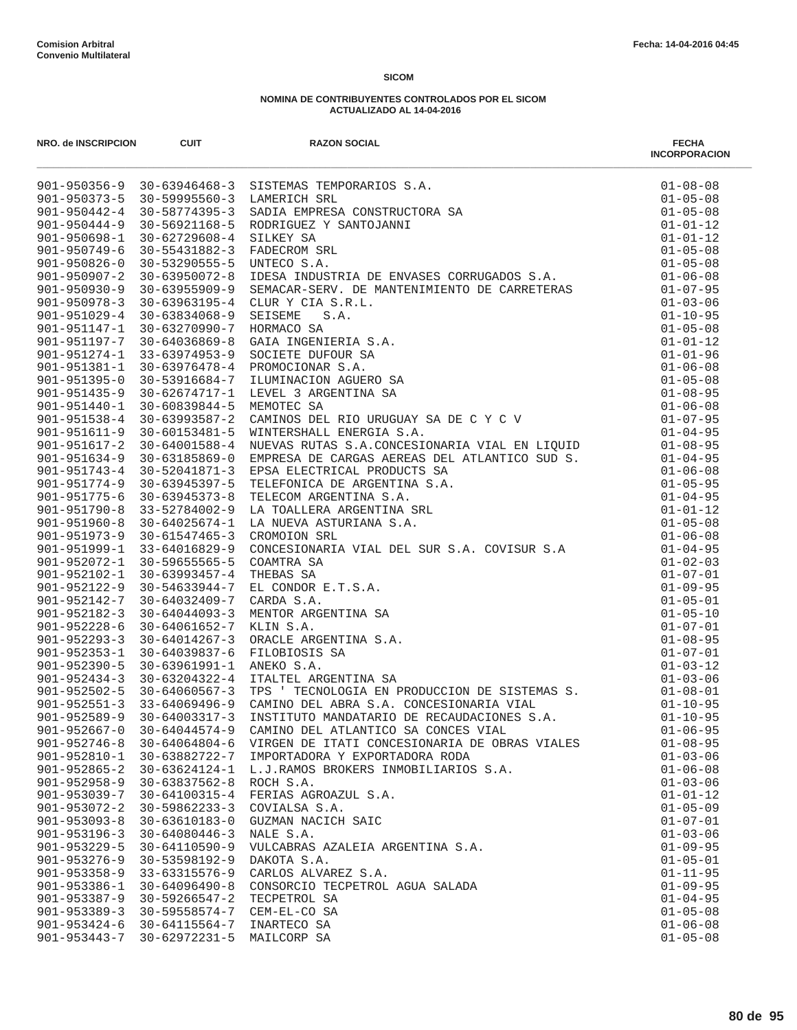**SICOM**

**NOMINA DE CONTRIBUYENTES CONTROLADOS POR EL SICOM**
**ACTUALIZADO AL 14-04-2016**

| NRO. de INSCRIPCION | CUIT | RAZON SOCIAL | FECHA INCORPORACION |
|---|---|---|---|
| 901-950356-9 | 30-63946468-3 | SISTEMAS TEMPORARIOS S.A. | 01-08-08 |
| 901-950373-5 | 30-59995560-3 | LAMERICH SRL | 01-05-08 |
| 901-950442-4 | 30-58774395-3 | SADIA EMPRESA CONSTRUCTORA SA | 01-05-08 |
| 901-950444-9 | 30-56921168-5 | RODRIGUEZ Y SANTOJANNI | 01-01-12 |
| 901-950698-1 | 30-62729608-4 | SILKEY SA | 01-01-12 |
| 901-950749-6 | 30-55431882-3 | FADECROM SRL | 01-05-08 |
| 901-950826-0 | 30-53290555-5 | UNTECO S.A. | 01-05-08 |
| 901-950907-2 | 30-63950072-8 | IDESA INDUSTRIA DE ENVASES CORRUGADOS S.A. | 01-06-08 |
| 901-950930-9 | 30-63955909-9 | SEMACAR-SERV. DE MANTENIMIENTO DE CARRETERAS | 01-07-95 |
| 901-950978-3 | 30-63963195-4 | CLUR Y CIA S.R.L. | 01-03-06 |
| 901-951029-4 | 30-63834068-9 | SEISEME S.A. | 01-10-95 |
| 901-951147-1 | 30-63270990-7 | HORMACO SA | 01-05-08 |
| 901-951197-7 | 30-64036869-8 | GAIA INGENIERIA S.A. | 01-01-12 |
| 901-951274-1 | 33-63974953-9 | SOCIETE DUFOUR SA | 01-01-96 |
| 901-951381-1 | 30-63976478-4 | PROMOCIONAR S.A. | 01-06-08 |
| 901-951395-0 | 30-53916684-7 | ILUMINACION AGUERO SA | 01-05-08 |
| 901-951435-9 | 30-62674717-1 | LEVEL 3 ARGENTINA SA | 01-08-95 |
| 901-951440-1 | 30-60839844-5 | MEMOTEC SA | 01-06-08 |
| 901-951538-4 | 30-63993587-2 | CAMINOS DEL RIO URUGUAY SA DE C Y C V | 01-07-95 |
| 901-951611-9 | 30-60153481-5 | WINTERSHALL ENERGIA S.A. | 01-04-95 |
| 901-951617-2 | 30-64001588-4 | NUEVAS RUTAS S.A.CONCESIONARIA VIAL EN LIQUID | 01-08-95 |
| 901-951634-9 | 30-63185869-0 | EMPRESA DE CARGAS AEREAS DEL ATLANTICO SUD S. | 01-04-95 |
| 901-951743-4 | 30-52041871-3 | EPSA ELECTRICAL PRODUCTS SA | 01-06-08 |
| 901-951774-9 | 30-63945397-5 | TELEFONICA DE ARGENTINA S.A. | 01-05-95 |
| 901-951775-6 | 30-63945373-8 | TELECOM ARGENTINA S.A. | 01-04-95 |
| 901-951790-8 | 33-52784002-9 | LA TOALLERA ARGENTINA SRL | 01-01-12 |
| 901-951960-8 | 30-64025674-1 | LA NUEVA ASTURIANA S.A. | 01-05-08 |
| 901-951973-9 | 30-61547465-3 | CROMOION SRL | 01-06-08 |
| 901-951999-1 | 33-64016829-9 | CONCESIONARIA VIAL DEL SUR S.A. COVISUR S.A | 01-04-95 |
| 901-952072-1 | 30-59655565-5 | COAMTRA SA | 01-02-03 |
| 901-952102-1 | 30-63993457-4 | THEBAS SA | 01-07-01 |
| 901-952122-9 | 30-54633944-7 | EL CONDOR E.T.S.A. | 01-09-95 |
| 901-952142-7 | 30-64032409-7 | CARDA S.A. | 01-05-01 |
| 901-952182-3 | 30-64044093-3 | MENTOR ARGENTINA SA | 01-05-10 |
| 901-952228-6 | 30-64061652-7 | KLIN S.A. | 01-07-01 |
| 901-952293-3 | 30-64014267-3 | ORACLE ARGENTINA S.A. | 01-08-95 |
| 901-952353-1 | 30-64039837-6 | FILOBIOSIS SA | 01-07-01 |
| 901-952390-5 | 30-63961991-1 | ANEKO S.A. | 01-03-12 |
| 901-952434-3 | 30-63204322-4 | ITALTEL ARGENTINA SA | 01-03-06 |
| 901-952502-5 | 30-64060567-3 | TPS ' TECNOLOGIA EN PRODUCCION DE SISTEMAS S. | 01-08-01 |
| 901-952551-3 | 33-64069496-9 | CAMINO DEL ABRA S.A. CONCESIONARIA VIAL | 01-10-95 |
| 901-952589-9 | 30-64003317-3 | INSTITUTO MANDATARIO DE RECAUDACIONES S.A. | 01-10-95 |
| 901-952667-0 | 30-64044574-9 | CAMINO DEL ATLANTICO SA CONCES VIAL | 01-06-95 |
| 901-952746-8 | 30-64064804-6 | VIRGEN DE ITATI CONCESIONARIA DE OBRAS VIALES | 01-08-95 |
| 901-952810-1 | 30-63882722-7 | IMPORTADORA Y EXPORTADORA RODA | 01-03-06 |
| 901-952865-2 | 30-63624124-1 | L.J.RAMOS BROKERS INMOBILIARIOS S.A. | 01-06-08 |
| 901-952958-9 | 30-63837562-8 | ROCH S.A. | 01-03-06 |
| 901-953039-7 | 30-64100315-4 | FERIAS AGROAZUL S.A. | 01-01-12 |
| 901-953072-2 | 30-59862233-3 | COVIALSA S.A. | 01-05-09 |
| 901-953093-8 | 30-63610183-0 | GUZMAN NACICH SAIC | 01-07-01 |
| 901-953196-3 | 30-64080446-3 | NALE S.A. | 01-03-06 |
| 901-953229-5 | 30-64110590-9 | VULCABRAS AZALEIA ARGENTINA S.A. | 01-09-95 |
| 901-953276-9 | 30-53598192-9 | DAKOTA S.A. | 01-05-01 |
| 901-953358-9 | 33-63315576-9 | CARLOS ALVAREZ S.A. | 01-11-95 |
| 901-953386-1 | 30-64096490-8 | CONSORCIO TECPETROL AGUA SALADA | 01-09-95 |
| 901-953387-9 | 30-59266547-2 | TECPETROL SA | 01-04-95 |
| 901-953389-3 | 30-59558574-7 | CEM-EL-CO SA | 01-05-08 |
| 901-953424-6 | 30-64115564-7 | INARTECO SA | 01-06-08 |
| 901-953443-7 | 30-62972231-5 | MAILCORP SA | 01-05-08 |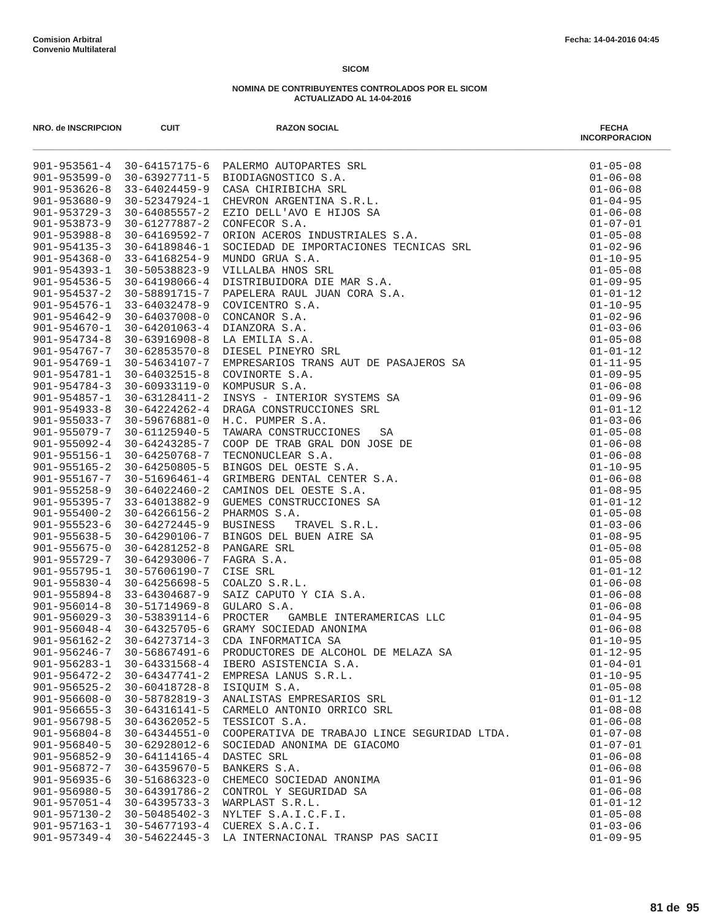**Comision Arbitral**
**Convenio Multilateral**

Fecha: 14-04-2016 04:45

**SICOM**

**NOMINA DE CONTRIBUYENTES CONTROLADOS POR EL SICOM**
**ACTUALIZADO AL 14-04-2016**

| NRO. de INSCRIPCION | CUIT | RAZON SOCIAL | FECHA INCORPORACION |
|---|---|---|---|
| 901-953561-4 | 30-64157175-6 | PALERMO AUTOPARTES SRL | 01-05-08 |
| 901-953599-0 | 30-63927711-5 | BIODIAGNOSTICO S.A. | 01-06-08 |
| 901-953626-8 | 33-64024459-9 | CASA CHIRIBICHA SRL | 01-06-08 |
| 901-953680-9 | 30-52347924-1 | CHEVRON ARGENTINA S.R.L. | 01-04-95 |
| 901-953729-3 | 30-64085557-2 | EZIO DELL'AVO E HIJOS SA | 01-06-08 |
| 901-953873-9 | 30-61277887-2 | CONFECOR S.A. | 01-07-01 |
| 901-953988-8 | 30-64169592-7 | ORION ACEROS INDUSTRIALES S.A. | 01-05-08 |
| 901-954135-3 | 30-64189846-1 | SOCIEDAD DE IMPORTACIONES TECNICAS SRL | 01-02-96 |
| 901-954368-0 | 33-64168254-9 | MUNDO GRUA S.A. | 01-10-95 |
| 901-954393-1 | 30-50538823-9 | VILLALBA HNOS SRL | 01-05-08 |
| 901-954536-5 | 30-64198066-4 | DISTRIBUIDORA DIE MAR S.A. | 01-09-95 |
| 901-954537-2 | 30-58891715-7 | PAPELERA RAUL JUAN CORA S.A. | 01-01-12 |
| 901-954576-1 | 33-64032478-9 | COVICENTRO S.A. | 01-10-95 |
| 901-954642-9 | 30-64037008-0 | CONCANOR S.A. | 01-02-96 |
| 901-954670-1 | 30-64201063-4 | DIANZORA S.A. | 01-03-06 |
| 901-954734-8 | 30-63916908-8 | LA EMILIA S.A. | 01-05-08 |
| 901-954767-7 | 30-62853570-8 | DIESEL PINEYRO SRL | 01-01-12 |
| 901-954769-1 | 30-54634107-7 | EMPRESARIOS TRANS AUT DE PASAJEROS SA | 01-11-95 |
| 901-954781-1 | 30-64032515-8 | COVINORTE S.A. | 01-09-95 |
| 901-954784-3 | 30-60933119-0 | KOMPUSUR S.A. | 01-06-08 |
| 901-954857-1 | 30-63128411-2 | INSYS - INTERIOR SYSTEMS SA | 01-09-96 |
| 901-954933-8 | 30-64224262-4 | DRAGA CONSTRUCCIONES SRL | 01-01-12 |
| 901-955033-7 | 30-59676881-0 | H.C. PUMPER S.A. | 01-03-06 |
| 901-955079-7 | 30-61125940-5 | TAWARA CONSTRUCCIONES SA | 01-05-08 |
| 901-955092-4 | 30-64243285-7 | COOP DE TRAB GRAL DON JOSE DE | 01-06-08 |
| 901-955156-1 | 30-64250768-7 | TECNONUCLEAR S.A. | 01-06-08 |
| 901-955165-2 | 30-64250805-5 | BINGOS DEL OESTE S.A. | 01-10-95 |
| 901-955167-7 | 30-51696461-4 | GRIMBERG DENTAL CENTER S.A. | 01-06-08 |
| 901-955258-9 | 30-64022460-2 | CAMINOS DEL OESTE S.A. | 01-08-95 |
| 901-955395-7 | 33-64013882-9 | GUEMES CONSTRUCCIONES SA | 01-01-12 |
| 901-955400-2 | 30-64266156-2 | PHARMOS S.A. | 01-05-08 |
| 901-955523-6 | 30-64272445-9 | BUSINESS TRAVEL S.R.L. | 01-03-06 |
| 901-955638-5 | 30-64290106-7 | BINGOS DEL BUEN AIRE SA | 01-08-95 |
| 901-955675-0 | 30-64281252-8 | PANGARE SRL | 01-05-08 |
| 901-955729-7 | 30-64293006-7 | FAGRA S.A. | 01-05-08 |
| 901-955795-1 | 30-57606190-7 | CISE SRL | 01-01-12 |
| 901-955830-4 | 30-64256698-5 | COALZO S.R.L. | 01-06-08 |
| 901-955894-8 | 33-64304687-9 | SAIZ CAPUTO Y CIA S.A. | 01-06-08 |
| 901-956014-8 | 30-51714969-8 | GULARO S.A. | 01-06-08 |
| 901-956029-3 | 30-53839114-6 | PROCTER GAMBLE INTERAMERICAS LLC | 01-04-95 |
| 901-956048-4 | 30-64325705-6 | GRAMY SOCIEDAD ANONIMA | 01-06-08 |
| 901-956162-2 | 30-64273714-3 | CDA INFORMATICA SA | 01-10-95 |
| 901-956246-7 | 30-56867491-6 | PRODUCTORES DE ALCOHOL DE MELAZA SA | 01-12-95 |
| 901-956283-1 | 30-64331568-4 | IBERO ASISTENCIA S.A. | 01-04-01 |
| 901-956472-2 | 30-64347741-2 | EMPRESA LANUS S.R.L. | 01-10-95 |
| 901-956525-2 | 30-60418728-8 | ISIQUIM S.A. | 01-05-08 |
| 901-956608-0 | 30-58782819-3 | ANALISTAS EMPRESARIOS SRL | 01-01-12 |
| 901-956655-3 | 30-64316141-5 | CARMELO ANTONIO ORRICO SRL | 01-08-08 |
| 901-956798-5 | 30-64362052-5 | TESSICOT S.A. | 01-06-08 |
| 901-956804-8 | 30-64344551-0 | COOPERATIVA DE TRABAJO LINCE SEGURIDAD LTDA. | 01-07-08 |
| 901-956840-5 | 30-62928012-6 | SOCIEDAD ANONIMA DE GIACOMO | 01-07-01 |
| 901-956852-9 | 30-64114165-4 | DASTEC SRL | 01-06-08 |
| 901-956872-7 | 30-64359670-5 | BANKERS S.A. | 01-06-08 |
| 901-956935-6 | 30-51686323-0 | CHEMECO SOCIEDAD ANONIMA | 01-01-96 |
| 901-956980-5 | 30-64391786-2 | CONTROL Y SEGURIDAD SA | 01-06-08 |
| 901-957051-4 | 30-64395733-3 | WARPLAST S.R.L. | 01-01-12 |
| 901-957130-2 | 30-50485402-3 | NYLTEF S.A.I.C.F.I. | 01-05-08 |
| 901-957163-1 | 30-54677193-4 | CUEREX S.A.C.I. | 01-03-06 |
| 901-957349-4 | 30-54622445-3 | LA INTERNACIONAL TRANSP PAS SACII | 01-09-95 |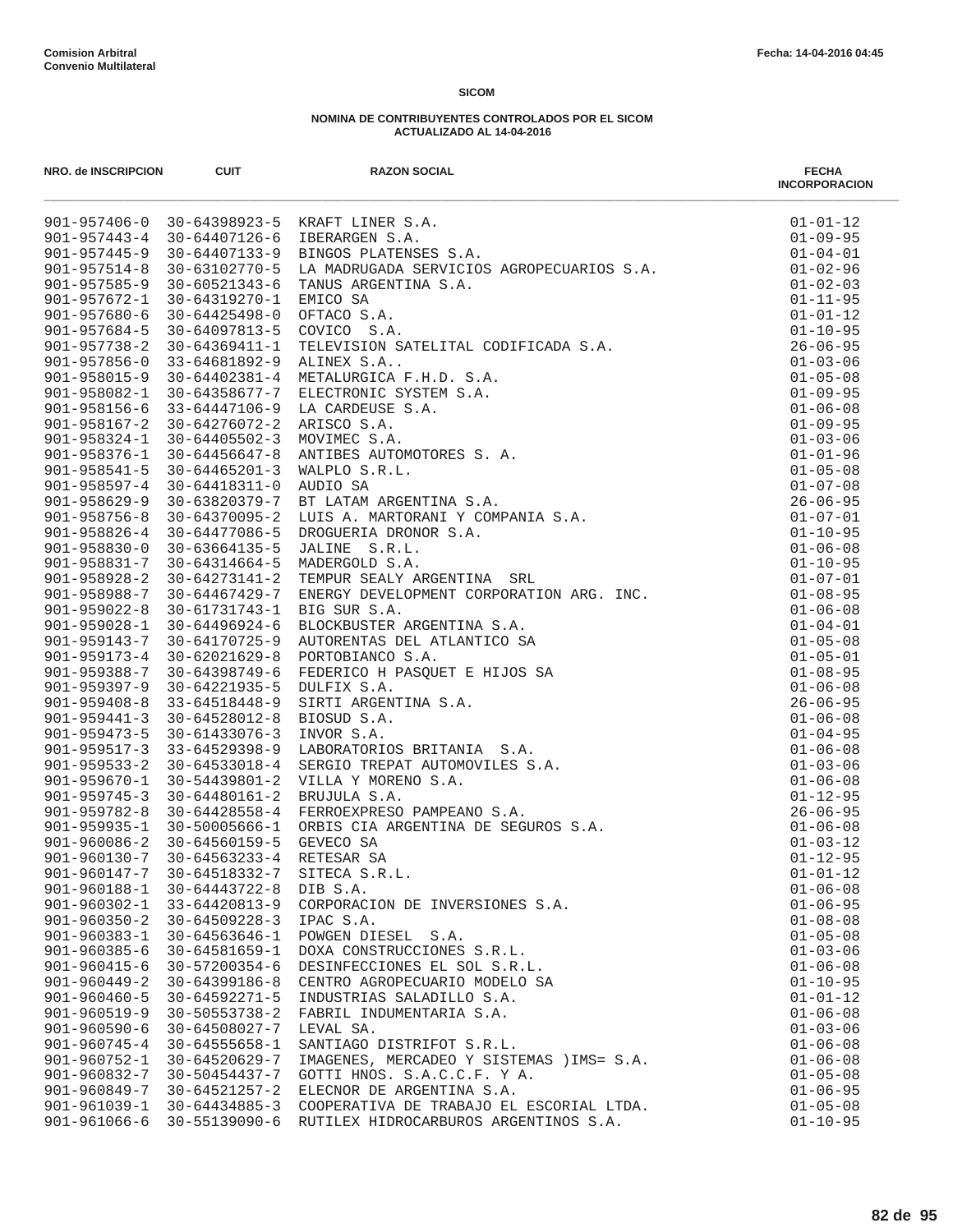Comision Arbitral
Convenio Multilateral

Fecha: 14-04-2016 04:45

**SICOM**

**NOMINA DE CONTRIBUYENTES CONTROLADOS POR EL SICOM**
**ACTUALIZADO AL 14-04-2016**

| NRO. de INSCRIPCION | CUIT | RAZON SOCIAL | FECHA INCORPORACION |
|---|---|---|---|
| 901-957406-0 | 30-64398923-5 | KRAFT LINER S.A. | 01-01-12 |
| 901-957443-4 | 30-64407126-6 | IBERARGEN S.A. | 01-09-95 |
| 901-957445-9 | 30-64407133-9 | BINGOS PLATENSES S.A. | 01-04-01 |
| 901-957514-8 | 30-63102770-5 | LA MADRUGADA SERVICIOS AGROPECUARIOS S.A. | 01-02-96 |
| 901-957585-9 | 30-60521343-6 | TANUS ARGENTINA S.A. | 01-02-03 |
| 901-957672-1 | 30-64319270-1 | EMICO SA | 01-11-95 |
| 901-957680-6 | 30-64425498-0 | OFTACO S.A. | 01-01-12 |
| 901-957684-5 | 30-64097813-5 | COVICO S.A. | 01-10-95 |
| 901-957738-2 | 30-64369411-1 | TELEVISION SATELITAL CODIFICADA S.A. | 26-06-95 |
| 901-957856-0 | 33-64681892-9 | ALINEX S.A.. | 01-03-06 |
| 901-958015-9 | 30-64402381-4 | METALURGICA F.H.D. S.A. | 01-05-08 |
| 901-958082-1 | 30-64358677-7 | ELECTRONIC SYSTEM S.A. | 01-09-95 |
| 901-958156-6 | 33-64447106-9 | LA CARDEUSE S.A. | 01-06-08 |
| 901-958167-2 | 30-64276072-2 | ARISCO S.A. | 01-09-95 |
| 901-958324-1 | 30-64405502-3 | MOVIMEC S.A. | 01-03-06 |
| 901-958376-1 | 30-64456647-8 | ANTIBES AUTOMOTORES S. A. | 01-01-96 |
| 901-958541-5 | 30-64465201-3 | WALPLO S.R.L. | 01-05-08 |
| 901-958597-4 | 30-64418311-0 | AUDIO SA | 01-07-08 |
| 901-958629-9 | 30-63820379-7 | BT LATAM ARGENTINA S.A. | 26-06-95 |
| 901-958756-8 | 30-64370095-2 | LUIS A. MARTORANI Y COMPANIA S.A. | 01-07-01 |
| 901-958826-4 | 30-64477086-5 | DROGUERIA DRONOR S.A. | 01-10-95 |
| 901-958830-0 | 30-63664135-5 | JALINE S.R.L. | 01-06-08 |
| 901-958831-7 | 30-64314664-5 | MADERGOLD S.A. | 01-10-95 |
| 901-958928-2 | 30-64273141-2 | TEMPUR SEALY ARGENTINA SRL | 01-07-01 |
| 901-958988-7 | 30-64467429-7 | ENERGY DEVELOPMENT CORPORATION ARG. INC. | 01-08-95 |
| 901-959022-8 | 30-61731743-1 | BIG SUR S.A. | 01-06-08 |
| 901-959028-1 | 30-64496924-6 | BLOCKBUSTER ARGENTINA S.A. | 01-04-01 |
| 901-959143-7 | 30-64170725-9 | AUTORENTAS DEL ATLANTICO SA | 01-05-08 |
| 901-959173-4 | 30-62021629-8 | PORTOBIANCO S.A. | 01-05-01 |
| 901-959388-7 | 30-64398749-6 | FEDERICO H PASQUET E HIJOS SA | 01-08-95 |
| 901-959397-9 | 30-64221935-5 | DULFIX S.A. | 01-06-08 |
| 901-959408-8 | 33-64518448-9 | SIRTI ARGENTINA S.A. | 26-06-95 |
| 901-959441-3 | 30-64528012-8 | BIOSUD S.A. | 01-06-08 |
| 901-959473-5 | 30-61433076-3 | INVOR S.A. | 01-04-95 |
| 901-959517-3 | 33-64529398-9 | LABORATORIOS BRITANIA S.A. | 01-06-08 |
| 901-959533-2 | 30-64533018-4 | SERGIO TREPAT AUTOMOVILES S.A. | 01-03-06 |
| 901-959670-1 | 30-54439801-2 | VILLA Y MORENO S.A. | 01-06-08 |
| 901-959745-3 | 30-64480161-2 | BRUJULA S.A. | 01-12-95 |
| 901-959782-8 | 30-64428558-4 | FERROEXPRESO PAMPEANO S.A. | 26-06-95 |
| 901-959935-1 | 30-50005666-1 | ORBIS CIA ARGENTINA DE SEGUROS S.A. | 01-06-08 |
| 901-960086-2 | 30-64560159-5 | GEVECO SA | 01-03-12 |
| 901-960130-7 | 30-64563233-4 | RETESAR SA | 01-12-95 |
| 901-960147-7 | 30-64518332-7 | SITECA S.R.L. | 01-01-12 |
| 901-960188-1 | 30-64443722-8 | DIB S.A. | 01-06-08 |
| 901-960302-1 | 33-64420813-9 | CORPORACION DE INVERSIONES S.A. | 01-06-95 |
| 901-960350-2 | 30-64509228-3 | IPAC S.A. | 01-08-08 |
| 901-960383-1 | 30-64563646-1 | POWGEN DIESEL S.A. | 01-05-08 |
| 901-960385-6 | 30-64581659-1 | DOXA CONSTRUCCIONES S.R.L. | 01-03-06 |
| 901-960415-6 | 30-57200354-6 | DESINFECCIONES EL SOL S.R.L. | 01-06-08 |
| 901-960449-2 | 30-64399186-8 | CENTRO AGROPECUARIO MODELO SA | 01-10-95 |
| 901-960460-5 | 30-64592271-5 | INDUSTRIAS SALADILLO S.A. | 01-01-12 |
| 901-960519-9 | 30-50553738-2 | FABRIL INDUMENTARIA S.A. | 01-06-08 |
| 901-960590-6 | 30-64508027-7 | LEVAL SA. | 01-03-06 |
| 901-960745-4 | 30-64555658-1 | SANTIAGO DISTRIFOT S.R.L. | 01-06-08 |
| 901-960752-1 | 30-64520629-7 | IMAGENES, MERCADEO Y SISTEMAS )IMS= S.A. | 01-06-08 |
| 901-960832-7 | 30-50454437-7 | GOTTI HNOS. S.A.C.C.F. Y A. | 01-05-08 |
| 901-960849-7 | 30-64521257-2 | ELECNOR DE ARGENTINA S.A. | 01-06-95 |
| 901-961039-1 | 30-64434885-3 | COOPERATIVA DE TRABAJO EL ESCORIAL LTDA. | 01-05-08 |
| 901-961066-6 | 30-55139090-6 | RUTILEX HIDROCARBUROS ARGENTINOS S.A. | 01-10-95 |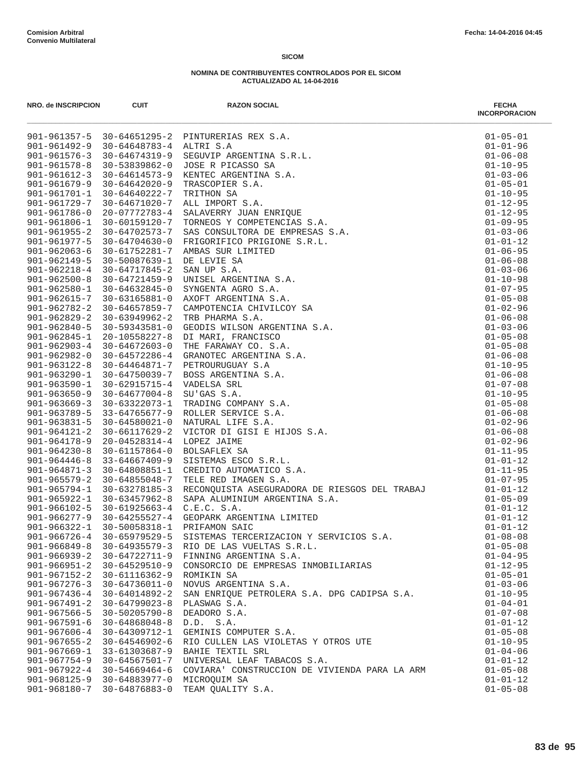**Comision Arbitral**
**Convenio Multilateral**

Fecha: 14-04-2016 04:45

**SICOM**

**NOMINA DE CONTRIBUYENTES CONTROLADOS POR EL SICOM**
**ACTUALIZADO AL 14-04-2016**

| NRO. de INSCRIPCION | CUIT | RAZON SOCIAL | FECHA INCORPORACION |
|---|---|---|---|
| 901-961357-5 | 30-64651295-2 | PINTURERIAS REX S.A. | 01-05-01 |
| 901-961492-9 | 30-64648783-4 | ALTRI S.A | 01-01-96 |
| 901-961576-3 | 30-64674319-9 | SEGUVIP ARGENTINA S.R.L. | 01-06-08 |
| 901-961578-8 | 30-53839862-0 | JOSE R PICASSO SA | 01-10-95 |
| 901-961612-3 | 30-64614573-9 | KENTEC ARGENTINA S.A. | 01-03-06 |
| 901-961679-9 | 30-64642020-9 | TRASCOPIER S.A. | 01-05-01 |
| 901-961701-1 | 30-64640222-7 | TRITHON SA | 01-10-95 |
| 901-961729-7 | 30-64671020-7 | ALL IMPORT S.A. | 01-12-95 |
| 901-961786-0 | 20-07772783-4 | SALAVERRY JUAN ENRIQUE | 01-12-95 |
| 901-961806-1 | 30-60159120-7 | TORNEOS Y COMPETENCIAS S.A. | 01-09-95 |
| 901-961955-2 | 30-64702573-7 | SAS CONSULTORA DE EMPRESAS S.A. | 01-03-06 |
| 901-961977-5 | 30-64704630-0 | FRIGORIFICO PRIGIONE S.R.L. | 01-01-12 |
| 901-962063-6 | 30-61752281-7 | AMBAS SUR LIMITED | 01-06-95 |
| 901-962149-5 | 30-50087639-1 | DE LEVIE SA | 01-06-08 |
| 901-962218-4 | 30-64717845-2 | SAN UP S.A. | 01-03-06 |
| 901-962500-8 | 30-64721459-9 | UNISEL ARGENTINA S.A. | 01-10-98 |
| 901-962580-1 | 30-64632845-0 | SYNGENTA AGRO S.A. | 01-07-95 |
| 901-962615-7 | 30-63165881-0 | AXOFT ARGENTINA S.A. | 01-05-08 |
| 901-962782-2 | 30-64657859-7 | CAMPOTENCIA CHIVILCOY SA | 01-02-96 |
| 901-962829-2 | 30-63949962-2 | TRB PHARMA S.A. | 01-06-08 |
| 901-962840-5 | 30-59343581-0 | GEODIS WILSON ARGENTINA S.A. | 01-03-06 |
| 901-962845-1 | 20-10558227-8 | DI MARI, FRANCISCO | 01-05-08 |
| 901-962903-4 | 30-64672603-0 | THE FARAWAY CO. S.A. | 01-05-08 |
| 901-962982-0 | 30-64572286-4 | GRANOTEC ARGENTINA S.A. | 01-06-08 |
| 901-963122-8 | 30-64464871-7 | PETROURUGUAY S.A | 01-10-95 |
| 901-963290-1 | 30-64750039-7 | BOSS ARGENTINA S.A. | 01-06-08 |
| 901-963590-1 | 30-62915715-4 | VADELSA SRL | 01-07-08 |
| 901-963650-9 | 30-64677004-8 | SU'GAS S.A. | 01-10-95 |
| 901-963669-3 | 30-63322073-1 | TRADING COMPANY S.A. | 01-05-08 |
| 901-963789-5 | 33-64765677-9 | ROLLER SERVICE S.A. | 01-06-08 |
| 901-963831-5 | 30-64580021-0 | NATURAL LIFE S.A. | 01-02-96 |
| 901-964121-2 | 30-66117629-2 | VICTOR DI GISI E HIJOS S.A. | 01-06-08 |
| 901-964178-9 | 20-04528314-4 | LOPEZ JAIME | 01-02-96 |
| 901-964230-8 | 30-61157864-0 | BOLSAFLEX SA | 01-11-95 |
| 901-964446-8 | 33-64667409-9 | SISTEMAS ESCO S.R.L. | 01-01-12 |
| 901-964871-3 | 30-64808851-1 | CREDITO AUTOMATICO S.A. | 01-11-95 |
| 901-965579-2 | 30-64855048-7 | TELE RED IMAGEN S.A. | 01-07-95 |
| 901-965794-1 | 30-63278185-3 | RECONQUISTA ASEGURADORA DE RIESGOS DEL TRABAJ | 01-01-12 |
| 901-965922-1 | 30-63457962-8 | SAPA ALUMINIUM ARGENTINA S.A. | 01-05-09 |
| 901-966102-5 | 30-61925663-4 | C.E.C. S.A. | 01-01-12 |
| 901-966277-9 | 30-64255527-4 | GEOPARK ARGENTINA LIMITED | 01-01-12 |
| 901-966322-1 | 30-50058318-1 | PRIFAMON SAIC | 01-01-12 |
| 901-966726-4 | 30-65979529-5 | SISTEMAS TERCERIZACION Y SERVICIOS S.A. | 01-08-08 |
| 901-966849-8 | 30-64935579-3 | RIO DE LAS VUELTAS S.R.L. | 01-05-08 |
| 901-966939-2 | 30-64722711-9 | FINNING ARGENTINA S.A. | 01-04-95 |
| 901-966951-2 | 30-64529510-9 | CONSORCIO DE EMPRESAS INMOBILIARIAS | 01-12-95 |
| 901-967152-2 | 30-61116362-9 | ROMIKIN SA | 01-05-01 |
| 901-967276-3 | 30-64736011-0 | NOVUS ARGENTINA S.A. | 01-03-06 |
| 901-967436-4 | 30-64014892-2 | SAN ENRIQUE PETROLERA S.A. DPG CADIPSA S.A. | 01-10-95 |
| 901-967491-2 | 30-64799023-8 | PLASWAG S.A. | 01-04-01 |
| 901-967566-5 | 30-50205790-8 | DEADORO S.A. | 01-07-08 |
| 901-967591-6 | 30-64868048-8 | D.D. S.A. | 01-01-12 |
| 901-967606-4 | 30-64309712-1 | GEMINIS COMPUTER S.A. | 01-05-08 |
| 901-967655-2 | 30-64546902-6 | RIO CULLEN LAS VIOLETAS Y OTROS UTE | 01-10-95 |
| 901-967669-1 | 33-61303687-9 | BAHIE TEXTIL SRL | 01-04-06 |
| 901-967754-9 | 30-64567501-7 | UNIVERSAL LEAF TABACOS S.A. | 01-01-12 |
| 901-967922-4 | 30-54669464-6 | COVIARA' CONSTRUCCION DE VIVIENDA PARA LA ARM | 01-05-08 |
| 901-968125-9 | 30-64883977-0 | MICROQUIM SA | 01-01-12 |
| 901-968180-7 | 30-64876883-0 | TEAM QUALITY S.A. | 01-05-08 |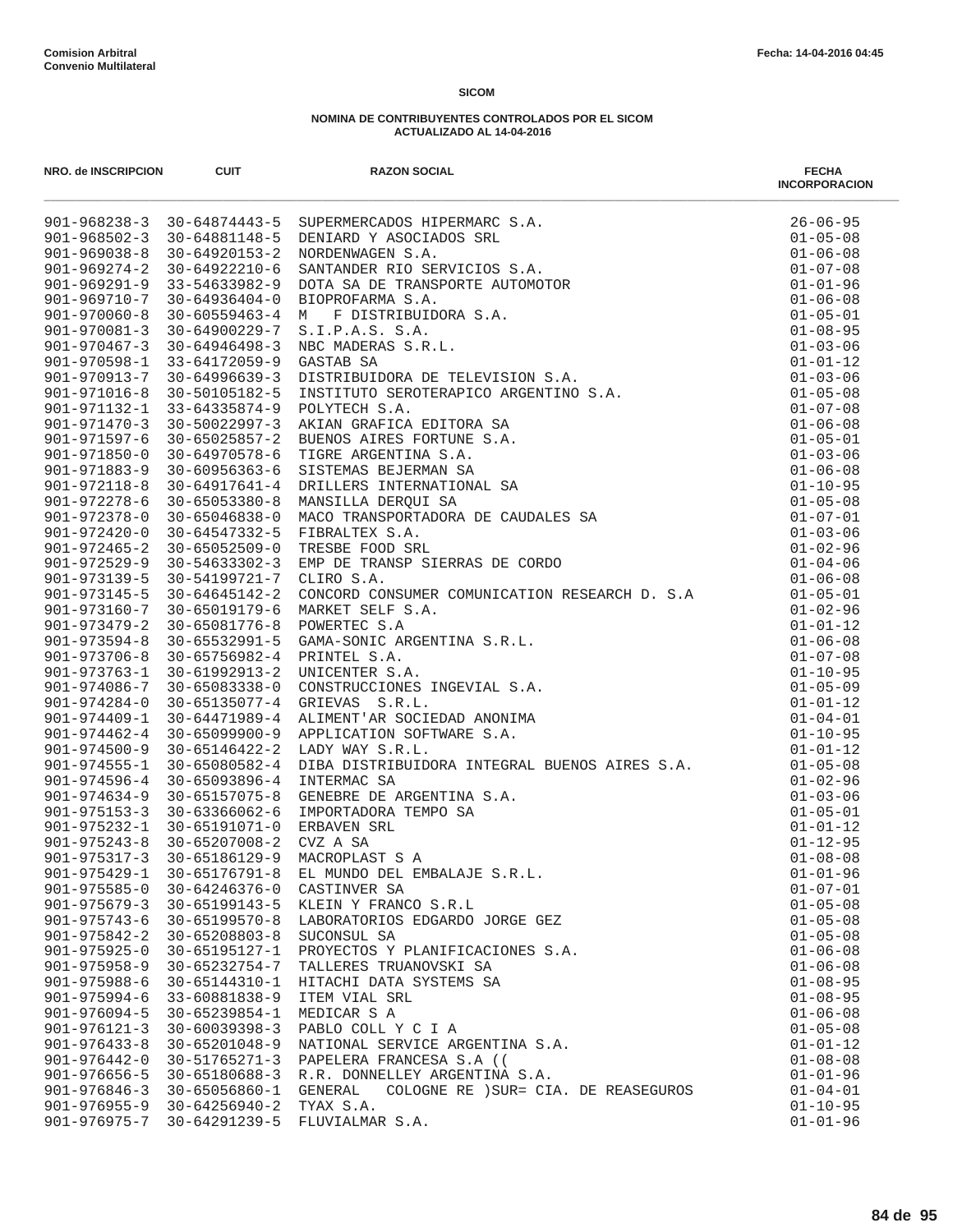**Comision Arbitral**
**Convenio Multilateral**

**Fecha: 14-04-2016 04:45**

**SICOM**

**NOMINA DE CONTRIBUYENTES CONTROLADOS POR EL SICOM**
**ACTUALIZADO AL 14-04-2016**

| NRO. de INSCRIPCION | CUIT | RAZON SOCIAL | FECHA INCORPORACION |
|---|---|---|---|
| 901-968238-3 | 30-64874443-5 | SUPERMERCADOS HIPERMARC S.A. | 26-06-95 |
| 901-968502-3 | 30-64881148-5 | DENIARD Y ASOCIADOS SRL | 01-05-08 |
| 901-969038-8 | 30-64920153-2 | NORDENWAGEN S.A. | 01-06-08 |
| 901-969274-2 | 30-64922210-6 | SANTANDER RIO SERVICIOS S.A. | 01-07-08 |
| 901-969291-9 | 33-54633982-9 | DOTA SA DE TRANSPORTE AUTOMOTOR | 01-01-96 |
| 901-969710-7 | 30-64936404-0 | BIOPROFARMA S.A. | 01-06-08 |
| 901-970060-8 | 30-60559463-4 | M F DISTRIBUIDORA S.A. | 01-05-01 |
| 901-970081-3 | 30-64900229-7 | S.I.P.A.S. S.A. | 01-08-95 |
| 901-970467-3 | 30-64946498-3 | NBC MADERAS S.R.L. | 01-03-06 |
| 901-970598-1 | 33-64172059-9 | GASTAB SA | 01-01-12 |
| 901-970913-7 | 30-64996639-3 | DISTRIBUIDORA DE TELEVISION S.A. | 01-03-06 |
| 901-971016-8 | 30-50105182-5 | INSTITUTO SEROTERAPICO ARGENTINO S.A. | 01-05-08 |
| 901-971132-1 | 33-64335874-9 | POLYTECH S.A. | 01-07-08 |
| 901-971470-3 | 30-50022997-3 | AKIAN GRAFICA EDITORA SA | 01-06-08 |
| 901-971597-6 | 30-65025857-2 | BUENOS AIRES FORTUNE S.A. | 01-05-01 |
| 901-971850-0 | 30-64970578-6 | TIGRE ARGENTINA S.A. | 01-03-06 |
| 901-971883-9 | 30-60956363-6 | SISTEMAS BEJERMAN SA | 01-06-08 |
| 901-972118-8 | 30-64917641-4 | DRILLERS INTERNATIONAL SA | 01-10-95 |
| 901-972278-6 | 30-65053380-8 | MANSILLA DERQUI SA | 01-05-08 |
| 901-972378-0 | 30-65046838-0 | MACO TRANSPORTADORA DE CAUDALES SA | 01-07-01 |
| 901-972420-0 | 30-64547332-5 | FIBRALTEX S.A. | 01-03-06 |
| 901-972465-2 | 30-65052509-0 | TRESBE FOOD SRL | 01-02-96 |
| 901-972529-9 | 30-54633302-3 | EMP DE TRANSP SIERRAS DE CORDO | 01-04-06 |
| 901-973139-5 | 30-54199721-7 | CLIRO S.A. | 01-06-08 |
| 901-973145-5 | 30-64645142-2 | CONCORD CONSUMER COMUNICATION RESEARCH D. S.A | 01-05-01 |
| 901-973160-7 | 30-65019179-6 | MARKET SELF S.A. | 01-02-96 |
| 901-973479-2 | 30-65081776-8 | POWERTEC S.A | 01-01-12 |
| 901-973594-8 | 30-65532991-5 | GAMA-SONIC ARGENTINA S.R.L. | 01-06-08 |
| 901-973706-8 | 30-65756982-4 | PRINTEL S.A. | 01-07-08 |
| 901-973763-1 | 30-61992913-2 | UNICENTER S.A. | 01-10-95 |
| 901-974086-7 | 30-65083338-0 | CONSTRUCCIONES INGEVIAL S.A. | 01-05-09 |
| 901-974284-0 | 30-65135077-4 | GRIEVAS S.R.L. | 01-01-12 |
| 901-974409-1 | 30-64471989-4 | ALIMENT'AR SOCIEDAD ANONIMA | 01-04-01 |
| 901-974462-4 | 30-65099900-9 | APPLICATION SOFTWARE S.A. | 01-10-95 |
| 901-974500-9 | 30-65146422-2 | LADY WAY S.R.L. | 01-01-12 |
| 901-974555-1 | 30-65080582-4 | DIBA DISTRIBUIDORA INTEGRAL BUENOS AIRES S.A. | 01-05-08 |
| 901-974596-4 | 30-65093896-4 | INTERMAC SA | 01-02-96 |
| 901-974634-9 | 30-65157075-8 | GENEBRE DE ARGENTINA S.A. | 01-03-06 |
| 901-975153-3 | 30-63366062-6 | IMPORTADORA TEMPO SA | 01-05-01 |
| 901-975232-1 | 30-65191071-0 | ERBAVEN SRL | 01-01-12 |
| 901-975243-8 | 30-65207008-2 | CVZ A SA | 01-12-95 |
| 901-975317-3 | 30-65186129-9 | MACROPLAST S A | 01-08-08 |
| 901-975429-1 | 30-65176791-8 | EL MUNDO DEL EMBALAJE S.R.L. | 01-01-96 |
| 901-975585-0 | 30-64246376-0 | CASTINVER SA | 01-07-01 |
| 901-975679-3 | 30-65199143-5 | KLEIN Y FRANCO S.R.L | 01-05-08 |
| 901-975743-6 | 30-65199570-8 | LABORATORIOS EDGARDO JORGE GEZ | 01-05-08 |
| 901-975842-2 | 30-65208803-8 | SUCONSUL SA | 01-05-08 |
| 901-975925-0 | 30-65195127-1 | PROYECTOS Y PLANIFICACIONES S.A. | 01-06-08 |
| 901-975958-9 | 30-65232754-7 | TALLERES TRUANOVSKI SA | 01-06-08 |
| 901-975988-6 | 30-65144310-1 | HITACHI DATA SYSTEMS SA | 01-08-95 |
| 901-975994-6 | 33-60881838-9 | ITEM VIAL SRL | 01-08-95 |
| 901-976094-5 | 30-65239854-1 | MEDICAR S A | 01-06-08 |
| 901-976121-3 | 30-60039398-3 | PABLO COLL Y C I A | 01-05-08 |
| 901-976433-8 | 30-65201048-9 | NATIONAL SERVICE ARGENTINA S.A. | 01-01-12 |
| 901-976442-0 | 30-51765271-3 | PAPELERA FRANCESA S.A (( | 01-08-08 |
| 901-976656-5 | 30-65180688-3 | R.R. DONNELLEY ARGENTINA S.A. | 01-01-96 |
| 901-976846-3 | 30-65056860-1 | GENERAL COLOGNE RE )SUR= CIA. DE REASEGUROS | 01-04-01 |
| 901-976955-9 | 30-64256940-2 | TYAX S.A. | 01-10-95 |
| 901-976975-7 | 30-64291239-5 | FLUVIALMAR S.A. | 01-01-96 |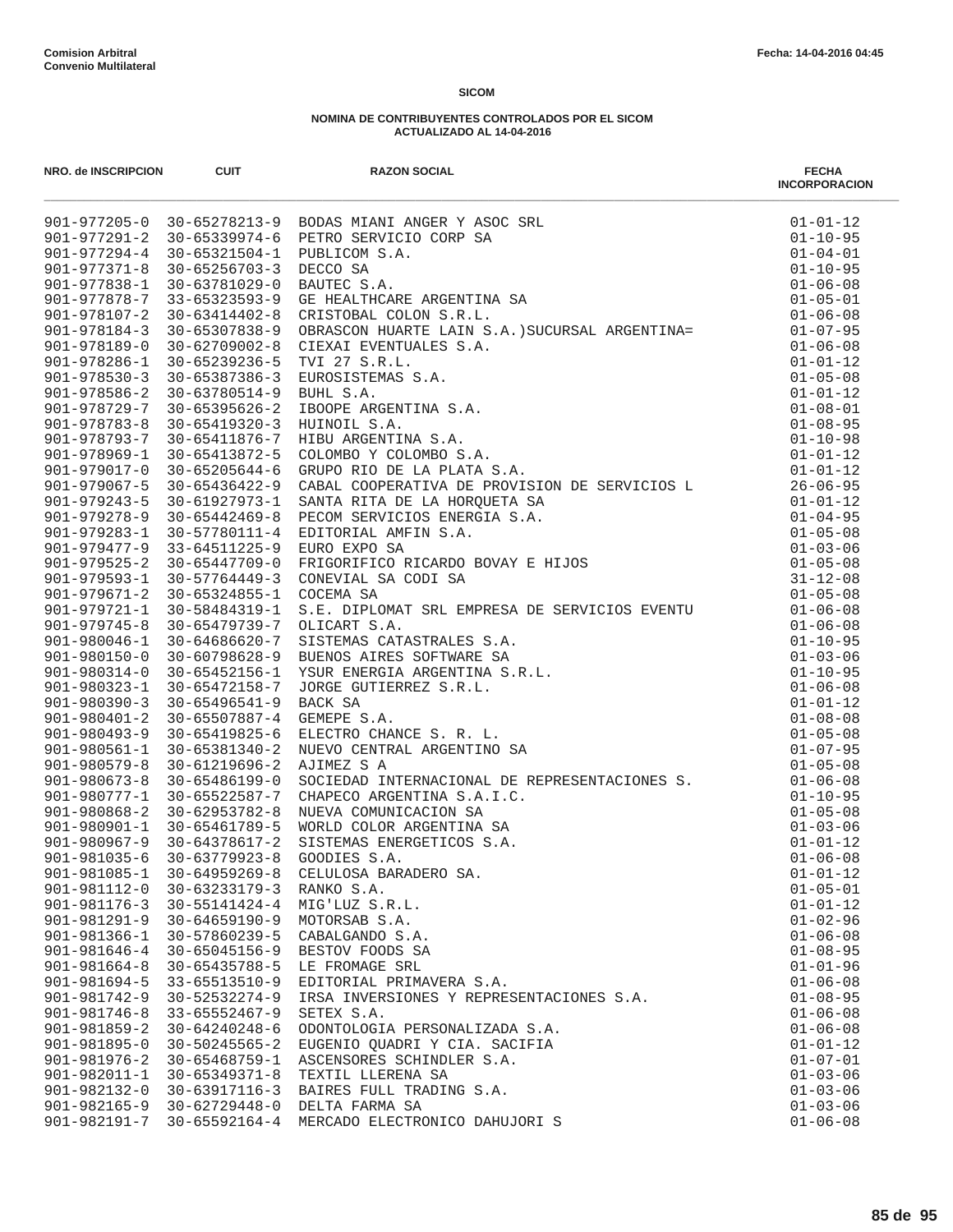**Comision Arbitral**
**Convenio Multilateral**

Fecha: 14-04-2016 04:45

**SICOM**

**NOMINA DE CONTRIBUYENTES CONTROLADOS POR EL SICOM**
**ACTUALIZADO AL 14-04-2016**

| NRO. de INSCRIPCION | CUIT | RAZON SOCIAL | FECHA INCORPORACION |
|---|---|---|---|
| 901-977205-0 | 30-65278213-9 | BODAS MIANI ANGER Y ASOC SRL | 01-01-12 |
| 901-977291-2 | 30-65339974-6 | PETRO SERVICIO CORP SA | 01-10-95 |
| 901-977294-4 | 30-65321504-1 | PUBLICOM S.A. | 01-04-01 |
| 901-977371-8 | 30-65256703-3 | DECCO SA | 01-10-95 |
| 901-977838-1 | 30-63781029-0 | BAUTEC S.A. | 01-06-08 |
| 901-977878-7 | 33-65323593-9 | GE HEALTHCARE ARGENTINA SA | 01-05-01 |
| 901-978107-2 | 30-63414402-8 | CRISTOBAL COLON S.R.L. | 01-06-08 |
| 901-978184-3 | 30-65307838-9 | OBRASCON HUARTE LAIN S.A.)SUCURSAL ARGENTINA= | 01-07-95 |
| 901-978189-0 | 30-62709002-8 | CIEXAI EVENTUALES S.A. | 01-06-08 |
| 901-978286-1 | 30-65239236-5 | TVI 27 S.R.L. | 01-01-12 |
| 901-978530-3 | 30-65387386-3 | EUROSISTEMAS S.A. | 01-05-08 |
| 901-978586-2 | 30-63780514-9 | BUHL S.A. | 01-01-12 |
| 901-978729-7 | 30-65395626-2 | IBOOPE ARGENTINA S.A. | 01-08-01 |
| 901-978783-8 | 30-65419320-3 | HUINOIL S.A. | 01-08-95 |
| 901-978793-7 | 30-65411876-7 | HIBU ARGENTINA S.A. | 01-10-98 |
| 901-978969-1 | 30-65413872-5 | COLOMBO Y COLOMBO S.A. | 01-01-12 |
| 901-979017-0 | 30-65205644-6 | GRUPO RIO DE LA PLATA S.A. | 01-01-12 |
| 901-979067-5 | 30-65436422-9 | CABAL COOPERATIVA DE PROVISION DE SERVICIOS L | 26-06-95 |
| 901-979243-5 | 30-61927973-1 | SANTA RITA DE LA HORQUETA SA | 01-01-12 |
| 901-979278-9 | 30-65442469-8 | PECOM SERVICIOS ENERGIA S.A. | 01-04-95 |
| 901-979283-1 | 30-57780111-4 | EDITORIAL AMFIN S.A. | 01-05-08 |
| 901-979477-9 | 33-64511225-9 | EURO EXPO SA | 01-03-06 |
| 901-979525-2 | 30-65447709-0 | FRIGORIFICO RICARDO BOVAY E HIJOS | 01-05-08 |
| 901-979593-1 | 30-57764449-3 | CONEVIAL SA CODI SA | 31-12-08 |
| 901-979671-2 | 30-65324855-1 | COCEMA SA | 01-05-08 |
| 901-979721-1 | 30-58484319-1 | S.E. DIPLOMAT SRL EMPRESA DE SERVICIOS EVENTU | 01-06-08 |
| 901-979745-8 | 30-65479739-7 | OLICART S.A. | 01-06-08 |
| 901-980046-1 | 30-64686620-7 | SISTEMAS CATASTRALES S.A. | 01-10-95 |
| 901-980150-0 | 30-60798628-9 | BUENOS AIRES SOFTWARE SA | 01-03-06 |
| 901-980314-0 | 30-65452156-1 | YSUR ENERGIA ARGENTINA S.R.L. | 01-10-95 |
| 901-980323-1 | 30-65472158-7 | JORGE GUTIERREZ S.R.L. | 01-06-08 |
| 901-980390-3 | 30-65496541-9 | BACK SA | 01-01-12 |
| 901-980401-2 | 30-65507887-4 | GEMEPE S.A. | 01-08-08 |
| 901-980493-9 | 30-65419825-6 | ELECTRO CHANCE S. R. L. | 01-05-08 |
| 901-980561-1 | 30-65381340-2 | NUEVO CENTRAL ARGENTINO SA | 01-07-95 |
| 901-980579-8 | 30-61219696-2 | AJIMEZ S A | 01-05-08 |
| 901-980673-8 | 30-65486199-0 | SOCIEDAD INTERNACIONAL DE REPRESENTACIONES S. | 01-06-08 |
| 901-980777-1 | 30-65522587-7 | CHAPECO ARGENTINA S.A.I.C. | 01-10-95 |
| 901-980868-2 | 30-62953782-8 | NUEVA COMUNICACION SA | 01-05-08 |
| 901-980901-1 | 30-65461789-5 | WORLD COLOR ARGENTINA SA | 01-03-06 |
| 901-980967-9 | 30-64378617-2 | SISTEMAS ENERGETICOS S.A. | 01-01-12 |
| 901-981035-6 | 30-63779923-8 | GOODIES S.A. | 01-06-08 |
| 901-981085-1 | 30-64959269-8 | CELULOSA BARADERO SA. | 01-01-12 |
| 901-981112-0 | 30-63233179-3 | RANKO S.A. | 01-05-01 |
| 901-981176-3 | 30-55141424-4 | MIG'LUZ S.R.L. | 01-01-12 |
| 901-981291-9 | 30-64659190-9 | MOTORSAB S.A. | 01-02-96 |
| 901-981366-1 | 30-57860239-5 | CABALGANDO S.A. | 01-06-08 |
| 901-981646-4 | 30-65045156-9 | BESTOV FOODS SA | 01-08-95 |
| 901-981664-8 | 30-65435788-5 | LE FROMAGE SRL | 01-01-96 |
| 901-981694-5 | 33-65513510-9 | EDITORIAL PRIMAVERA S.A. | 01-06-08 |
| 901-981742-9 | 30-52532274-9 | IRSA INVERSIONES Y REPRESENTACIONES S.A. | 01-08-95 |
| 901-981746-8 | 33-65552467-9 | SETEX S.A. | 01-06-08 |
| 901-981859-2 | 30-64240248-6 | ODONTOLOGIA PERSONALIZADA S.A. | 01-06-08 |
| 901-981895-0 | 30-50245565-2 | EUGENIO QUADRI Y CIA. SACIFIA | 01-01-12 |
| 901-981976-2 | 30-65468759-1 | ASCENSORES SCHINDLER S.A. | 01-07-01 |
| 901-982011-1 | 30-65349371-8 | TEXTIL LLERENA SA | 01-03-06 |
| 901-982132-0 | 30-63917116-3 | BAIRES FULL TRADING S.A. | 01-03-06 |
| 901-982165-9 | 30-62729448-0 | DELTA FARMA SA | 01-03-06 |
| 901-982191-7 | 30-65592164-4 | MERCADO ELECTRONICO DAHUJORI S | 01-06-08 |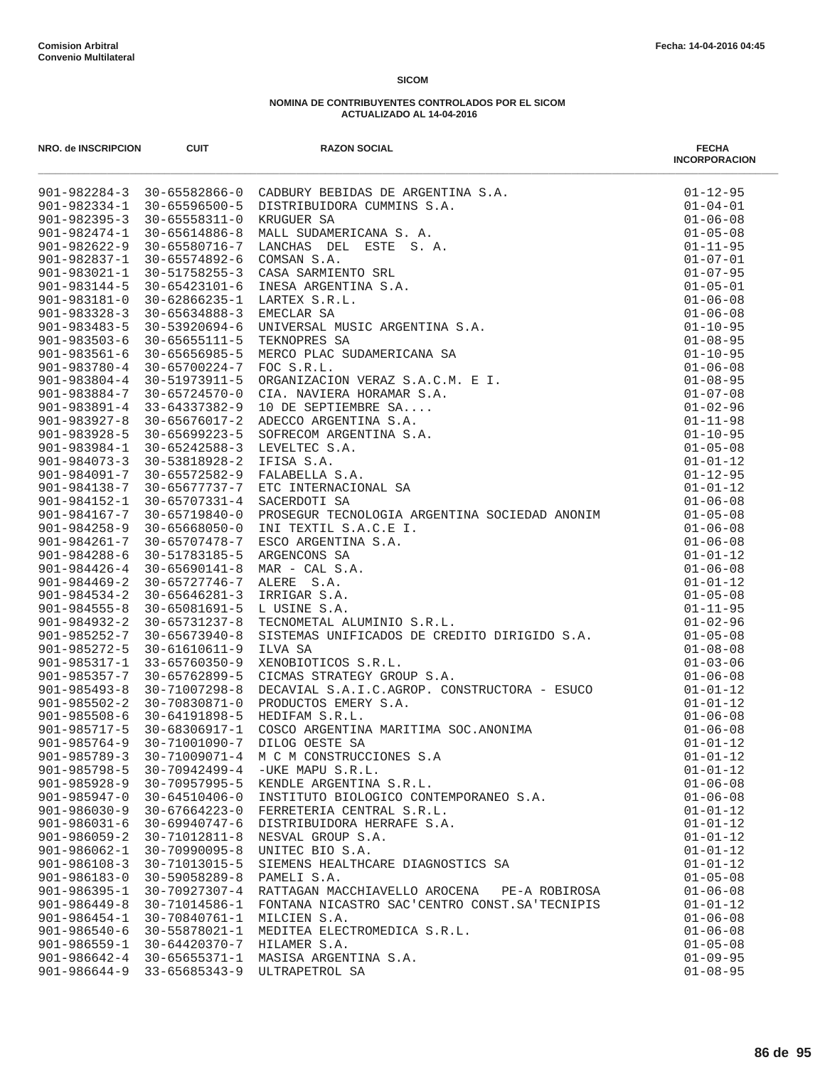**Comision Arbitral**
**Convenio Multilateral**

Fecha: 14-04-2016 04:45

**SICOM**

**NOMINA DE CONTRIBUYENTES CONTROLADOS POR EL SICOM**
**ACTUALIZADO AL 14-04-2016**

| NRO. de INSCRIPCION | CUIT | RAZON SOCIAL | FECHA INCORPORACION |
|---|---|---|---|
| 901-982284-3 | 30-65582866-0 | CADBURY BEBIDAS DE ARGENTINA S.A. | 01-12-95 |
| 901-982334-1 | 30-65596500-5 | DISTRIBUIDORA CUMMINS S.A. | 01-04-01 |
| 901-982395-3 | 30-65558311-0 | KRUGUER SA | 01-06-08 |
| 901-982474-1 | 30-65614886-8 | MALL SUDAMERICANA S. A. | 01-05-08 |
| 901-982622-9 | 30-65580716-7 | LANCHAS DEL ESTE S. A. | 01-11-95 |
| 901-982837-1 | 30-65574892-6 | COMSAN S.A. | 01-07-01 |
| 901-983021-1 | 30-51758255-3 | CASA SARMIENTO SRL | 01-07-95 |
| 901-983144-5 | 30-65423101-6 | INESA ARGENTINA S.A. | 01-05-01 |
| 901-983181-0 | 30-62866235-1 | LARTEX S.R.L. | 01-06-08 |
| 901-983328-3 | 30-65634888-3 | EMECLAR SA | 01-06-08 |
| 901-983483-5 | 30-53920694-6 | UNIVERSAL MUSIC ARGENTINA S.A. | 01-10-95 |
| 901-983503-6 | 30-65655111-5 | TEKNOPRES SA | 01-08-95 |
| 901-983561-6 | 30-65656985-5 | MERCO PLAC SUDAMERICANA SA | 01-10-95 |
| 901-983780-4 | 30-65700224-7 | FOC S.R.L. | 01-06-08 |
| 901-983804-4 | 30-51973911-5 | ORGANIZACION VERAZ S.A.C.M. E I. | 01-08-95 |
| 901-983884-7 | 30-65724570-0 | CIA. NAVIERA HORAMAR S.A. | 01-07-08 |
| 901-983891-4 | 33-64337382-9 | 10 DE SEPTIEMBRE SA.... | 01-02-96 |
| 901-983927-8 | 30-65676017-2 | ADECCO ARGENTINA S.A. | 01-11-98 |
| 901-983928-5 | 30-65699223-5 | SOFRECOM ARGENTINA S.A. | 01-10-95 |
| 901-983984-1 | 30-65242588-3 | LEVELTEC S.A. | 01-05-08 |
| 901-984073-3 | 30-53818928-2 | IFISA S.A. | 01-01-12 |
| 901-984091-7 | 30-65572582-9 | FALABELLA S.A. | 01-12-95 |
| 901-984138-7 | 30-65677737-7 | ETC INTERNACIONAL SA | 01-01-12 |
| 901-984152-1 | 30-65707331-4 | SACERDOTI SA | 01-06-08 |
| 901-984167-7 | 30-65719840-0 | PROSEGUR TECNOLOGIA ARGENTINA SOCIEDAD ANONIM | 01-05-08 |
| 901-984258-9 | 30-65668050-0 | INI TEXTIL S.A.C.E I. | 01-06-08 |
| 901-984261-7 | 30-65707478-7 | ESCO ARGENTINA S.A. | 01-06-08 |
| 901-984288-6 | 30-51783185-5 | ARGENCONS SA | 01-01-12 |
| 901-984426-4 | 30-65690141-8 | MAR - CAL S.A. | 01-06-08 |
| 901-984469-2 | 30-65727746-7 | ALERE S.A. | 01-01-12 |
| 901-984534-2 | 30-65646281-3 | IRRIGAR S.A. | 01-05-08 |
| 901-984555-8 | 30-65081691-5 | L USINE S.A. | 01-11-95 |
| 901-984932-2 | 30-65731237-8 | TECNOMETAL ALUMINIO S.R.L. | 01-02-96 |
| 901-985252-7 | 30-65673940-8 | SISTEMAS UNIFICADOS DE CREDITO DIRIGIDO S.A. | 01-05-08 |
| 901-985272-5 | 30-61610611-9 | ILVA SA | 01-08-08 |
| 901-985317-1 | 33-65760350-9 | XENOBIOTICOS S.R.L. | 01-03-06 |
| 901-985357-7 | 30-65762899-5 | CICMAS STRATEGY GROUP S.A. | 01-06-08 |
| 901-985493-8 | 30-71007298-8 | DECAVIAL S.A.I.C.AGROP. CONSTRUCTORA - ESUCO | 01-01-12 |
| 901-985502-2 | 30-70830871-0 | PRODUCTOS EMERY S.A. | 01-01-12 |
| 901-985508-6 | 30-64191898-5 | HEDIFAM S.R.L. | 01-06-08 |
| 901-985717-5 | 30-68306917-1 | COSCO ARGENTINA MARITIMA SOC.ANONIMA | 01-06-08 |
| 901-985764-9 | 30-71001090-7 | DILOG OESTE SA | 01-01-12 |
| 901-985789-3 | 30-71009071-4 | M C M CONSTRUCCIONES S.A | 01-01-12 |
| 901-985798-5 | 30-70942499-4 | -UKE MAPU S.R.L. | 01-01-12 |
| 901-985928-9 | 30-70957995-5 | KENDLE ARGENTINA S.R.L. | 01-06-08 |
| 901-985947-0 | 30-64510406-0 | INSTITUTO BIOLOGICO CONTEMPORANEO S.A. | 01-06-08 |
| 901-986030-9 | 30-67664223-0 | FERRETERIA CENTRAL S.R.L. | 01-01-12 |
| 901-986031-6 | 30-69940747-6 | DISTRIBUIDORA HERRAFE S.A. | 01-01-12 |
| 901-986059-2 | 30-71012811-8 | NESVAL GROUP S.A. | 01-01-12 |
| 901-986062-1 | 30-70990095-8 | UNITEC BIO S.A. | 01-01-12 |
| 901-986108-3 | 30-71013015-5 | SIEMENS HEALTHCARE DIAGNOSTICS SA | 01-01-12 |
| 901-986183-0 | 30-59058289-8 | PAMELI S.A. | 01-05-08 |
| 901-986395-1 | 30-70927307-4 | RATTAGAN MACCHIAVELLO AROCENA PE-A ROBIROSA | 01-06-08 |
| 901-986449-8 | 30-71014586-1 | FONTANA NICASTRO SAC'CENTRO CONST.SA'TECNIPIS | 01-01-12 |
| 901-986454-1 | 30-70840761-1 | MILCIEN S.A. | 01-06-08 |
| 901-986540-6 | 30-55878021-1 | MEDITEA ELECTROMEDICA S.R.L. | 01-06-08 |
| 901-986559-1 | 30-64420370-7 | HILAMER S.A. | 01-05-08 |
| 901-986642-4 | 30-65655371-1 | MASISA ARGENTINA S.A. | 01-09-95 |
| 901-986644-9 | 33-65685343-9 | ULTRAPETROL SA | 01-08-95 |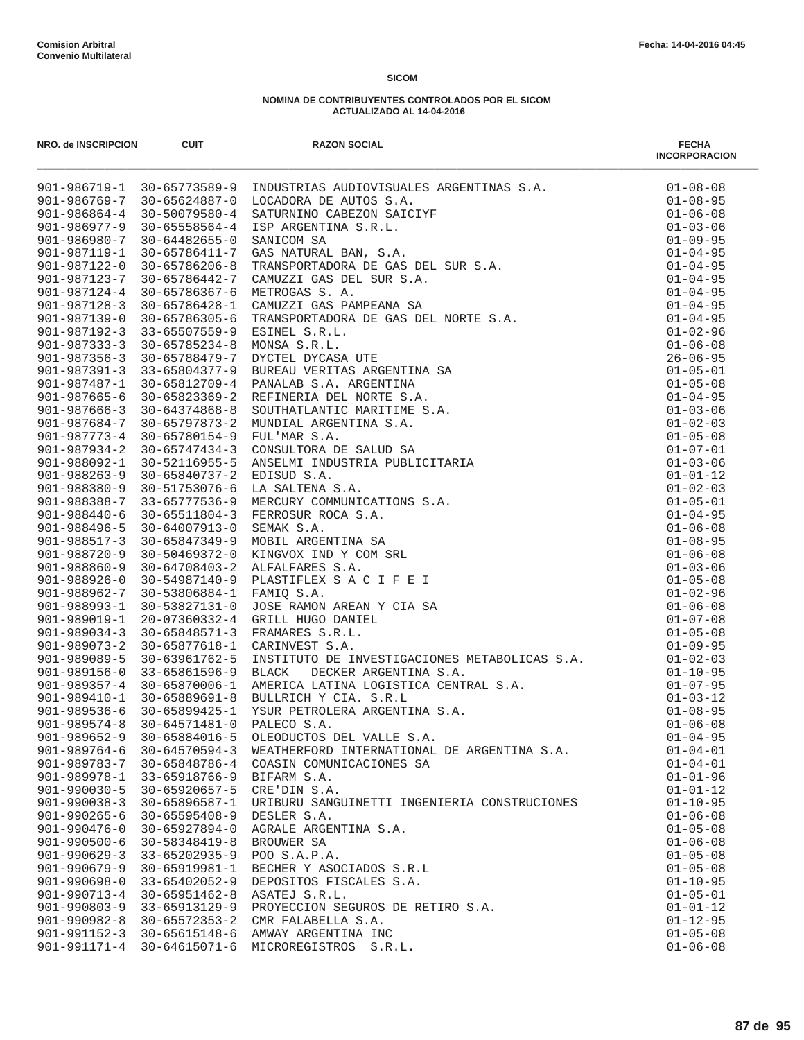**Comision Arbitral**
**Convenio Multilateral**

Fecha: 14-04-2016 04:45

**SICOM**

**NOMINA DE CONTRIBUYENTES CONTROLADOS POR EL SICOM**
**ACTUALIZADO AL 14-04-2016**

| NRO. de INSCRIPCION | CUIT | RAZON SOCIAL | FECHA INCORPORACION |
|---|---|---|---|
| 901-986719-1 | 30-65773589-9 | INDUSTRIAS AUDIOVISUALES ARGENTINAS S.A. | 01-08-08 |
| 901-986769-7 | 30-65624887-0 | LOCADORA DE AUTOS S.A. | 01-08-95 |
| 901-986864-4 | 30-50079580-4 | SATURNINO CABEZON SAICIYF | 01-06-08 |
| 901-986977-9 | 30-65558564-4 | ISP ARGENTINA S.R.L. | 01-03-06 |
| 901-986980-7 | 30-64482655-0 | SANICOM SA | 01-09-95 |
| 901-987119-1 | 30-65786411-7 | GAS NATURAL BAN, S.A. | 01-04-95 |
| 901-987122-0 | 30-65786206-8 | TRANSPORTADORA DE GAS DEL SUR S.A. | 01-04-95 |
| 901-987123-7 | 30-65786442-7 | CAMUZZI GAS DEL SUR S.A. | 01-04-95 |
| 901-987124-4 | 30-65786367-6 | METROGAS S. A. | 01-04-95 |
| 901-987128-3 | 30-65786428-1 | CAMUZZI GAS PAMPEANA SA | 01-04-95 |
| 901-987139-0 | 30-65786305-6 | TRANSPORTADORA DE GAS DEL NORTE S.A. | 01-04-95 |
| 901-987192-3 | 33-65507559-9 | ESINEL S.R.L. | 01-02-96 |
| 901-987333-3 | 30-65785234-8 | MONSA S.R.L. | 01-06-08 |
| 901-987356-3 | 30-65788479-7 | DYCTEL DYCASA UTE | 26-06-95 |
| 901-987391-3 | 33-65804377-9 | BUREAU VERITAS ARGENTINA SA | 01-05-01 |
| 901-987487-1 | 30-65812709-4 | PANALAB S.A. ARGENTINA | 01-05-08 |
| 901-987665-6 | 30-65823369-2 | REFINERIA DEL NORTE S.A. | 01-04-95 |
| 901-987666-3 | 30-64374868-8 | SOUTHATLANTIC MARITIME S.A. | 01-03-06 |
| 901-987684-7 | 30-65797873-2 | MUNDIAL ARGENTINA S.A. | 01-02-03 |
| 901-987773-4 | 30-65780154-9 | FUL'MAR S.A. | 01-05-08 |
| 901-987934-2 | 30-65747434-3 | CONSULTORA DE SALUD SA | 01-07-01 |
| 901-988092-1 | 30-52116955-5 | ANSELMI INDUSTRIA PUBLICITARIA | 01-03-06 |
| 901-988263-9 | 30-65840737-2 | EDISUD S.A. | 01-01-12 |
| 901-988380-9 | 30-51753076-6 | LA SALTENA S.A. | 01-02-03 |
| 901-988388-7 | 33-65777536-9 | MERCURY COMMUNICATIONS S.A. | 01-05-01 |
| 901-988440-6 | 30-65511804-3 | FERROSUR ROCA S.A. | 01-04-95 |
| 901-988496-5 | 30-64007913-0 | SEMAK S.A. | 01-06-08 |
| 901-988517-3 | 30-65847349-9 | MOBIL ARGENTINA SA | 01-08-95 |
| 901-988720-9 | 30-50469372-0 | KINGVOX IND Y COM SRL | 01-06-08 |
| 901-988860-9 | 30-64708403-2 | ALFALFARES S.A. | 01-03-06 |
| 901-988926-0 | 30-54987140-9 | PLASTIFLEX S A C I F E I | 01-05-08 |
| 901-988962-7 | 30-53806884-1 | FAMIQ S.A. | 01-02-96 |
| 901-988993-1 | 30-53827131-0 | JOSE RAMON AREAN Y CIA SA | 01-06-08 |
| 901-989019-1 | 20-07360332-4 | GRILL HUGO DANIEL | 01-07-08 |
| 901-989034-3 | 30-65848571-3 | FRAMARES S.R.L. | 01-05-08 |
| 901-989073-2 | 30-65877618-1 | CARINVEST S.A. | 01-09-95 |
| 901-989089-5 | 30-63961762-5 | INSTITUTO DE INVESTIGACIONES METABOLICAS S.A. | 01-02-03 |
| 901-989156-0 | 33-65861596-9 | BLACK DECKER ARGENTINA S.A. | 01-10-95 |
| 901-989357-4 | 30-65870006-1 | AMERICA LATINA LOGISTICA CENTRAL S.A. | 01-07-95 |
| 901-989410-1 | 30-65889691-8 | BULLRICH Y CIA. S.R.L | 01-03-12 |
| 901-989536-6 | 30-65899425-1 | YSUR PETROLERA ARGENTINA S.A. | 01-08-95 |
| 901-989574-8 | 30-64571481-0 | PALECO S.A. | 01-06-08 |
| 901-989652-9 | 30-65884016-5 | OLEODUCTOS DEL VALLE S.A. | 01-04-95 |
| 901-989764-6 | 30-64570594-3 | WEATHERFORD INTERNATIONAL DE ARGENTINA S.A. | 01-04-01 |
| 901-989783-7 | 30-65848786-4 | COASIN COMUNICACIONES SA | 01-04-01 |
| 901-989978-1 | 33-65918766-9 | BIFARM S.A. | 01-01-96 |
| 901-990030-5 | 30-65920657-5 | CRE'DIN S.A. | 01-01-12 |
| 901-990038-3 | 30-65896587-1 | URIBURU SANGUINETTI INGENIERIA CONSTRUCIONES | 01-10-95 |
| 901-990265-6 | 30-65595408-9 | DESLER S.A. | 01-06-08 |
| 901-990476-0 | 30-65927894-0 | AGRALE ARGENTINA S.A. | 01-05-08 |
| 901-990500-6 | 30-58348419-8 | BROUWER SA | 01-06-08 |
| 901-990629-3 | 33-65202935-9 | POO S.A.P.A. | 01-05-08 |
| 901-990679-9 | 30-65919981-1 | BECHER Y ASOCIADOS S.R.L | 01-05-08 |
| 901-990698-0 | 33-65402052-9 | DEPOSITOS FISCALES S.A. | 01-10-95 |
| 901-990713-4 | 30-65951462-8 | ASATEJ S.R.L. | 01-05-01 |
| 901-990803-9 | 33-65913129-9 | PROYECCION SEGUROS DE RETIRO S.A. | 01-01-12 |
| 901-990982-8 | 30-65572353-2 | CMR FALABELLA S.A. | 01-12-95 |
| 901-991152-3 | 30-65615148-6 | AMWAY ARGENTINA INC | 01-05-08 |
| 901-991171-4 | 30-64615071-6 | MICROREGISTROS S.R.L. | 01-06-08 |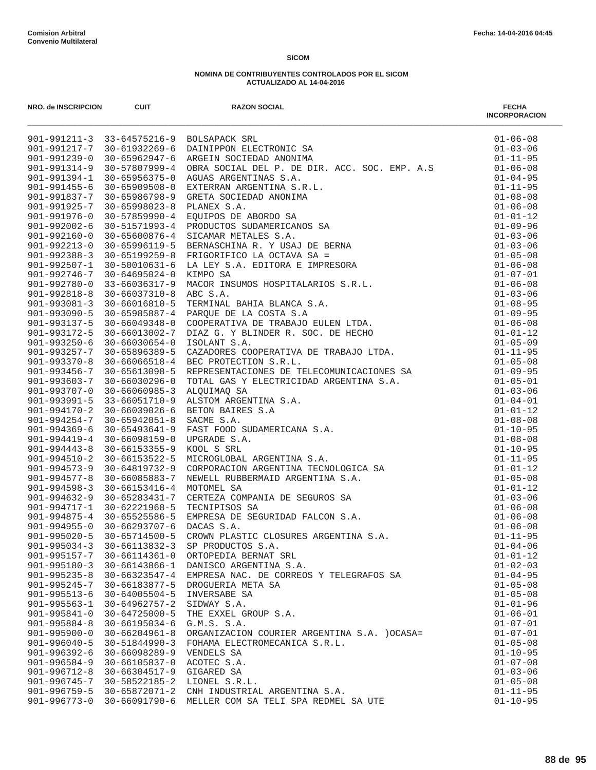**Comision Arbitral**
**Convenio Multilateral**

Fecha: 14-04-2016 04:45

**SICOM**

**NOMINA DE CONTRIBUYENTES CONTROLADOS POR EL SICOM**
**ACTUALIZADO AL 14-04-2016**

| NRO. de INSCRIPCION | CUIT | RAZON SOCIAL | FECHA INCORPORACION |
|---|---|---|---|
| 901-991211-3 | 33-64575216-9 | BOLSAPACK SRL | 01-06-08 |
| 901-991217-7 | 30-61932269-6 | DAINIPPON ELECTRONIC SA | 01-03-06 |
| 901-991239-0 | 30-65962947-6 | ARGEIN SOCIEDAD ANONIMA | 01-11-95 |
| 901-991314-9 | 30-57807999-4 | OBRA SOCIAL DEL P. DE DIR. ACC. SOC. EMP. A.S | 01-06-08 |
| 901-991394-1 | 30-65956375-0 | AGUAS ARGENTINAS S.A. | 01-04-95 |
| 901-991455-6 | 30-65909508-0 | EXTERRAN ARGENTINA S.R.L. | 01-11-95 |
| 901-991837-7 | 30-65986798-9 | GRETA SOCIEDAD ANONIMA | 01-08-08 |
| 901-991925-7 | 30-65998023-8 | PLANEX S.A. | 01-06-08 |
| 901-991976-0 | 30-57859990-4 | EQUIPOS DE ABORDO SA | 01-01-12 |
| 901-992002-6 | 30-51571993-4 | PRODUCTOS SUDAMERICANOS SA | 01-09-96 |
| 901-992160-0 | 30-65600876-4 | SICAMAR METALES S.A. | 01-03-06 |
| 901-992213-0 | 30-65996119-5 | BERNASCHINA R. Y USAJ DE BERNA | 01-03-06 |
| 901-992388-3 | 30-65199259-8 | FRIGORIFICO LA OCTAVA SA = | 01-05-08 |
| 901-992507-1 | 30-50010631-6 | LA LEY S.A. EDITORA E IMPRESORA | 01-06-08 |
| 901-992746-7 | 30-64695024-0 | KIMPO SA | 01-07-01 |
| 901-992780-0 | 33-66036317-9 | MACOR INSUMOS HOSPITALARIOS S.R.L. | 01-06-08 |
| 901-992818-8 | 30-66037310-8 | ABC S.A. | 01-03-06 |
| 901-993081-3 | 30-66016810-5 | TERMINAL BAHIA BLANCA S.A. | 01-08-95 |
| 901-993090-5 | 30-65985887-4 | PARQUE DE LA COSTA S.A | 01-09-95 |
| 901-993137-5 | 30-66049348-0 | COOPERATIVA DE TRABAJO EULEN LTDA. | 01-06-08 |
| 901-993172-5 | 30-66013002-7 | DIAZ G. Y BLINDER R. SOC. DE HECHO | 01-01-12 |
| 901-993250-6 | 30-66030654-0 | ISOLANT S.A. | 01-05-09 |
| 901-993257-7 | 30-65896389-5 | CAZADORES COOPERATIVA DE TRABAJO LTDA. | 01-11-95 |
| 901-993370-8 | 30-66066518-4 | BEC PROTECTION S.R.L. | 01-05-08 |
| 901-993456-7 | 30-65613098-5 | REPRESENTACIONES DE TELECOMUNICACIONES SA | 01-09-95 |
| 901-993603-7 | 30-66030296-0 | TOTAL GAS Y ELECTRICIDAD ARGENTINA S.A. | 01-05-01 |
| 901-993707-0 | 30-66060985-3 | ALQUIMAQ SA | 01-03-06 |
| 901-993991-5 | 33-66051710-9 | ALSTOM ARGENTINA S.A. | 01-04-01 |
| 901-994170-2 | 30-66039026-6 | BETON BAIRES S.A | 01-01-12 |
| 901-994254-7 | 30-65942051-8 | SACME S.A. | 01-08-08 |
| 901-994369-6 | 30-65493641-9 | FAST FOOD SUDAMERICANA S.A. | 01-10-95 |
| 901-994419-4 | 30-66098159-0 | UPGRADE S.A. | 01-08-08 |
| 901-994443-8 | 30-66153355-9 | KOOL S SRL | 01-10-95 |
| 901-994510-2 | 30-66153522-5 | MICROGLOBAL ARGENTINA S.A. | 01-11-95 |
| 901-994573-9 | 30-64819732-9 | CORPORACION ARGENTINA TECNOLOGICA SA | 01-01-12 |
| 901-994577-8 | 30-66085883-7 | NEWELL RUBBERMAID ARGENTINA S.A. | 01-05-08 |
| 901-994598-3 | 30-66153416-4 | MOTOMEL SA | 01-01-12 |
| 901-994632-9 | 30-65283431-7 | CERTEZA COMPANIA DE SEGUROS SA | 01-03-06 |
| 901-994717-1 | 30-62221968-5 | TECNIPISOS SA | 01-06-08 |
| 901-994875-4 | 30-65525586-5 | EMPRESA DE SEGURIDAD FALCON S.A. | 01-06-08 |
| 901-994955-0 | 30-66293707-6 | DACAS S.A. | 01-06-08 |
| 901-995020-5 | 30-65714500-5 | CROWN PLASTIC CLOSURES ARGENTINA S.A. | 01-11-95 |
| 901-995034-3 | 30-66113832-3 | SP PRODUCTOS S.A. | 01-04-06 |
| 901-995157-7 | 30-66114361-0 | ORTOPEDIA BERNAT SRL | 01-01-12 |
| 901-995180-3 | 30-66143866-1 | DANISCO ARGENTINA S.A. | 01-02-03 |
| 901-995235-8 | 30-66323547-4 | EMPRESA NAC. DE CORREOS Y TELEGRAFOS SA | 01-04-95 |
| 901-995245-7 | 30-66183877-5 | DROGUERIA META SA | 01-05-08 |
| 901-995513-6 | 30-64005504-5 | INVERSABE SA | 01-05-08 |
| 901-995563-1 | 30-64962757-2 | SIDWAY S.A. | 01-01-96 |
| 901-995841-0 | 30-64725000-5 | THE EXXEL GROUP S.A. | 01-06-01 |
| 901-995884-8 | 30-66195034-6 | G.M.S. S.A. | 01-07-01 |
| 901-995900-0 | 30-66204961-8 | ORGANIZACION COURIER ARGENTINA S.A. )OCASA= | 01-07-01 |
| 901-996040-5 | 30-51844990-3 | FOHAMA ELECTROMECANICA S.R.L. | 01-05-08 |
| 901-996392-6 | 30-66098289-9 | VENDELS SA | 01-10-95 |
| 901-996584-9 | 30-66105837-0 | ACOTEC S.A. | 01-07-08 |
| 901-996712-8 | 30-66304517-9 | GIGARED SA | 01-03-06 |
| 901-996745-7 | 30-58522185-2 | LIONEL S.R.L. | 01-05-08 |
| 901-996759-5 | 30-65872071-2 | CNH INDUSTRIAL ARGENTINA S.A. | 01-11-95 |
| 901-996773-0 | 30-66091790-6 | MELLER COM SA TELI SPA REDMEL SA UTE | 01-10-95 |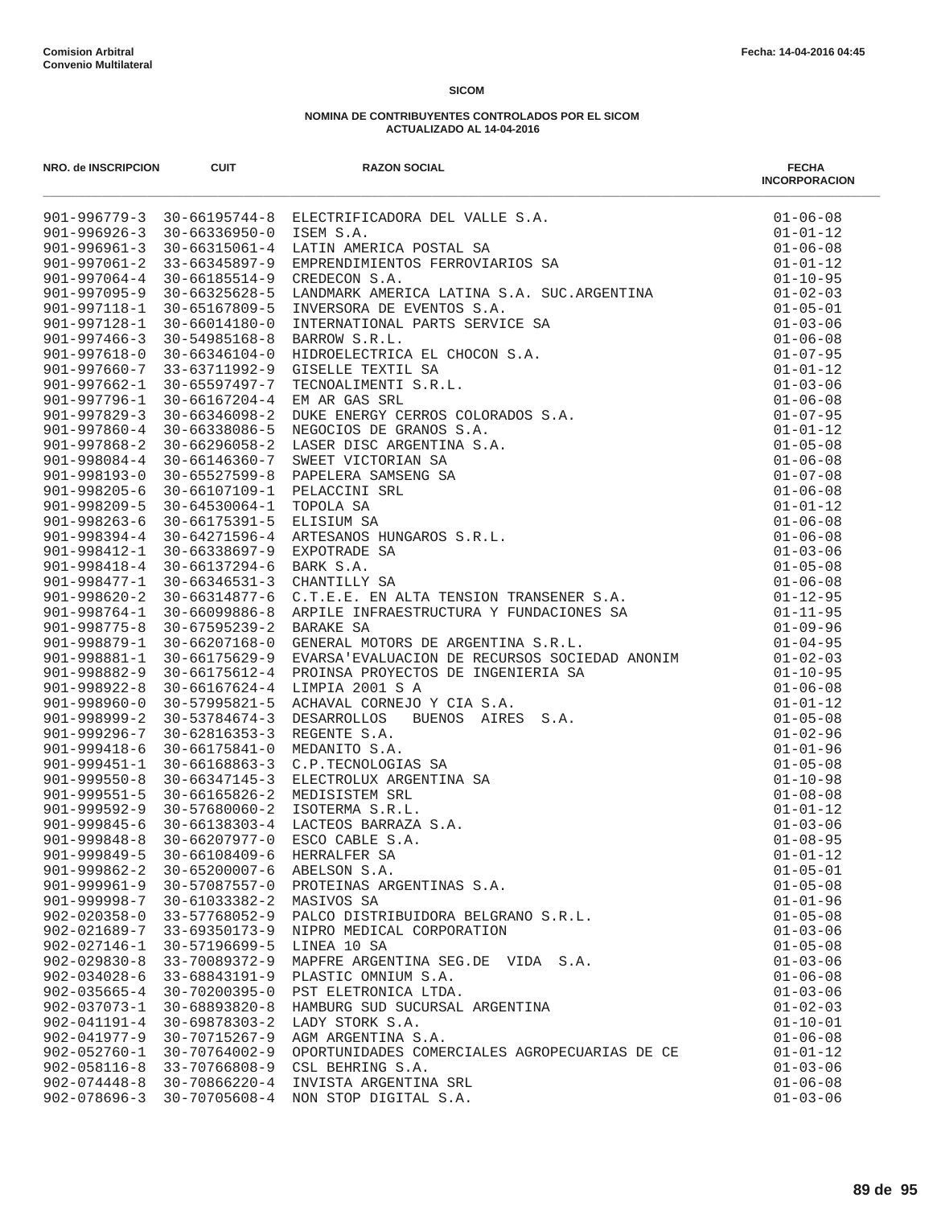Comision Arbitral
Convenio Multilateral

Fecha: 14-04-2016 04:45

**SICOM**

**NOMINA DE CONTRIBUYENTES CONTROLADOS POR EL SICOM**
**ACTUALIZADO AL 14-04-2016**

| NRO. de INSCRIPCION | CUIT | RAZON SOCIAL | FECHA INCORPORACION |
|---|---|---|---|
| 901-996779-3 | 30-66195744-8 | ELECTRIFICADORA DEL VALLE S.A. | 01-06-08 |
| 901-996926-3 | 30-66336950-0 | ISEM S.A. | 01-01-12 |
| 901-996961-3 | 30-66315061-4 | LATIN AMERICA POSTAL SA | 01-06-08 |
| 901-997061-2 | 33-66345897-9 | EMPRENDIMIENTOS FERROVIARIOS SA | 01-01-12 |
| 901-997064-4 | 30-66185514-9 | CREDECON S.A. | 01-10-95 |
| 901-997095-9 | 30-66325628-5 | LANDMARK AMERICA LATINA S.A. SUC.ARGENTINA | 01-02-03 |
| 901-997118-1 | 30-65167809-5 | INVERSORA DE EVENTOS S.A. | 01-05-01 |
| 901-997128-1 | 30-66014180-0 | INTERNATIONAL PARTS SERVICE SA | 01-03-06 |
| 901-997466-3 | 30-54985168-8 | BARROW S.R.L. | 01-06-08 |
| 901-997618-0 | 30-66346104-0 | HIDROELECTRICA EL CHOCON S.A. | 01-07-95 |
| 901-997660-7 | 33-63711992-9 | GISELLE TEXTIL SA | 01-01-12 |
| 901-997662-1 | 30-65597497-7 | TECNOALIMENTI S.R.L. | 01-03-06 |
| 901-997796-1 | 30-66167204-4 | EM AR GAS SRL | 01-06-08 |
| 901-997829-3 | 30-66346098-2 | DUKE ENERGY CERROS COLORADOS S.A. | 01-07-95 |
| 901-997860-4 | 30-66338086-5 | NEGOCIOS DE GRANOS S.A. | 01-01-12 |
| 901-997868-2 | 30-66296058-2 | LASER DISC ARGENTINA S.A. | 01-05-08 |
| 901-998084-4 | 30-66146360-7 | SWEET VICTORIAN SA | 01-06-08 |
| 901-998193-0 | 30-65527599-8 | PAPELERA SAMSENG SA | 01-07-08 |
| 901-998205-6 | 30-66107109-1 | PELACCINI SRL | 01-06-08 |
| 901-998209-5 | 30-64530064-1 | TOPOLA SA | 01-01-12 |
| 901-998263-6 | 30-66175391-5 | ELISIUM SA | 01-06-08 |
| 901-998394-4 | 30-64271596-4 | ARTESANOS HUNGAROS S.R.L. | 01-06-08 |
| 901-998412-1 | 30-66338697-9 | EXPOTRADE SA | 01-03-06 |
| 901-998418-4 | 30-66137294-6 | BARK S.A. | 01-05-08 |
| 901-998477-1 | 30-66346531-3 | CHANTILLY SA | 01-06-08 |
| 901-998620-2 | 30-66314877-6 | C.T.E.E. EN ALTA TENSION TRANSENER S.A. | 01-12-95 |
| 901-998764-1 | 30-66099886-8 | ARPILE INFRAESTRUCTURA Y FUNDACIONES SA | 01-11-95 |
| 901-998775-8 | 30-67595239-2 | BARAKE SA | 01-09-96 |
| 901-998879-1 | 30-66207168-0 | GENERAL MOTORS DE ARGENTINA S.R.L. | 01-04-95 |
| 901-998881-1 | 30-66175629-9 | EVARSA'EVALUACION DE RECURSOS SOCIEDAD ANONIM | 01-02-03 |
| 901-998882-9 | 30-66175612-4 | PROINSA PROYECTOS DE INGENIERIA SA | 01-10-95 |
| 901-998922-8 | 30-66167624-4 | LIMPIA 2001 S A | 01-06-08 |
| 901-998960-0 | 30-57995821-5 | ACHAVAL CORNEJO Y CIA S.A. | 01-01-12 |
| 901-998999-2 | 30-53784674-3 | DESARROLLOS BUENOS AIRES S.A. | 01-05-08 |
| 901-999296-7 | 30-62816353-3 | REGENTE S.A. | 01-02-96 |
| 901-999418-6 | 30-66175841-0 | MEDANITO S.A. | 01-01-96 |
| 901-999451-1 | 30-66168863-3 | C.P.TECNOLOGIAS SA | 01-05-08 |
| 901-999550-8 | 30-66347145-3 | ELECTROLUX ARGENTINA SA | 01-10-98 |
| 901-999551-5 | 30-66165826-2 | MEDISISTEM SRL | 01-08-08 |
| 901-999592-9 | 30-57680060-2 | ISOTERMA S.R.L. | 01-01-12 |
| 901-999845-6 | 30-66138303-4 | LACTEOS BARRAZA S.A. | 01-03-06 |
| 901-999848-8 | 30-66207977-0 | ESCO CABLE S.A. | 01-08-95 |
| 901-999849-5 | 30-66108409-6 | HERRALFER SA | 01-01-12 |
| 901-999862-2 | 30-65200007-6 | ABELSON S.A. | 01-05-01 |
| 901-999961-9 | 30-57087557-0 | PROTEINAS ARGENTINAS S.A. | 01-05-08 |
| 901-999998-7 | 30-61033382-2 | MASIVOS SA | 01-01-96 |
| 902-020358-0 | 33-57768052-9 | PALCO DISTRIBUIDORA BELGRANO S.R.L. | 01-05-08 |
| 902-021689-7 | 33-69350173-9 | NIPRO MEDICAL CORPORATION | 01-03-06 |
| 902-027146-1 | 30-57196699-5 | LINEA 10 SA | 01-05-08 |
| 902-029830-8 | 33-70089372-9 | MAPFRE ARGENTINA SEG.DE VIDA S.A. | 01-03-06 |
| 902-034028-6 | 33-68843191-9 | PLASTIC OMNIUM S.A. | 01-06-08 |
| 902-035665-4 | 30-70200395-0 | PST ELETRONICA LTDA. | 01-03-06 |
| 902-037073-1 | 30-68893820-8 | HAMBURG SUD SUCURSAL ARGENTINA | 01-02-03 |
| 902-041191-4 | 30-69878303-2 | LADY STORK S.A. | 01-10-01 |
| 902-041977-9 | 30-70715267-9 | AGM ARGENTINA S.A. | 01-06-08 |
| 902-052760-1 | 30-70764002-9 | OPORTUNIDADES COMERCIALES AGROPECUARIAS DE CE | 01-01-12 |
| 902-058116-8 | 33-70766808-9 | CSL BEHRING S.A. | 01-03-06 |
| 902-074448-8 | 30-70866220-4 | INVISTA ARGENTINA SRL | 01-06-08 |
| 902-078696-3 | 30-70705608-4 | NON STOP DIGITAL S.A. | 01-03-06 |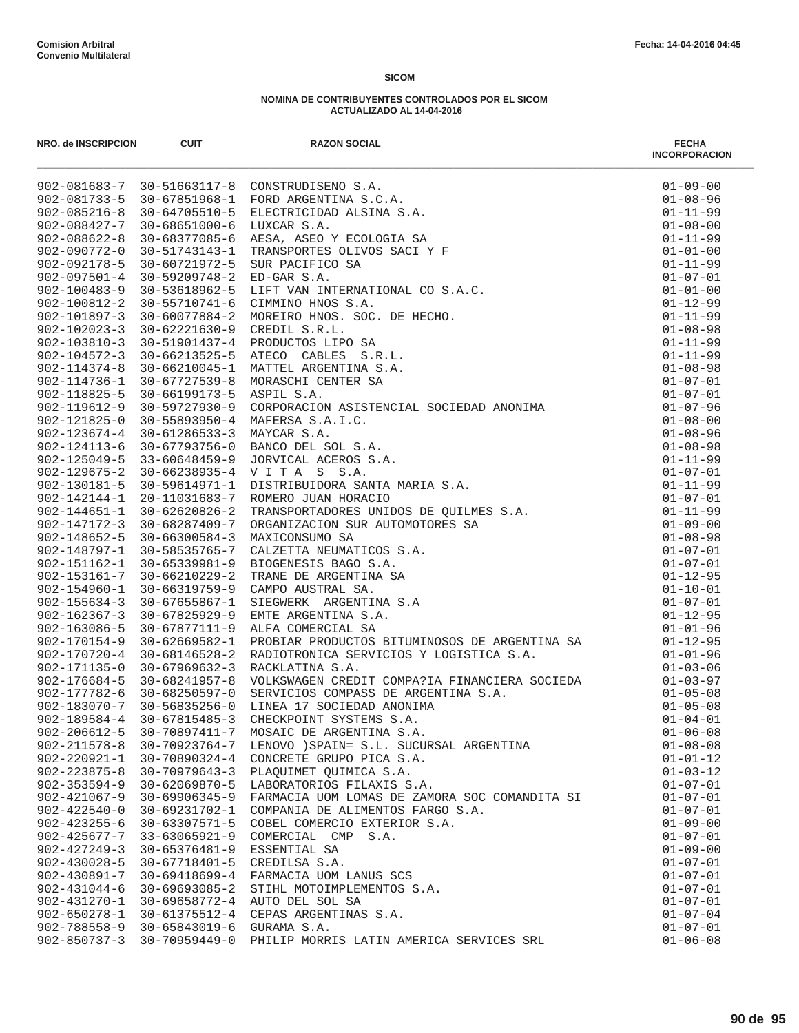**Comision Arbitral**
**Convenio Multilateral**

Fecha: 14-04-2016 04:45

**SICOM**

**NOMINA DE CONTRIBUYENTES CONTROLADOS POR EL SICOM**
**ACTUALIZADO AL 14-04-2016**

| NRO. de INSCRIPCION | CUIT | RAZON SOCIAL | FECHA INCORPORACION |
|---|---|---|---|
| 902-081683-7 | 30-51663117-8 | CONSTRUDISENO S.A. | 01-09-00 |
| 902-081733-5 | 30-67851968-1 | FORD ARGENTINA S.C.A. | 01-08-96 |
| 902-085216-8 | 30-64705510-5 | ELECTRICIDAD ALSINA S.A. | 01-11-99 |
| 902-088427-7 | 30-68651000-6 | LUXCAR S.A. | 01-08-00 |
| 902-088622-8 | 30-68377085-6 | AESA, ASEO Y ECOLOGIA SA | 01-11-99 |
| 902-090772-0 | 30-51743143-1 | TRANSPORTES OLIVOS SACI Y F | 01-01-00 |
| 902-092178-5 | 30-60721972-5 | SUR PACIFICO SA | 01-11-99 |
| 902-097501-4 | 30-59209748-2 | ED-GAR S.A. | 01-07-01 |
| 902-100483-9 | 30-53618962-5 | LIFT VAN INTERNATIONAL CO S.A.C. | 01-01-00 |
| 902-100812-2 | 30-55710741-6 | CIMMINO HNOS S.A. | 01-12-99 |
| 902-101897-3 | 30-60077884-2 | MOREIRO HNOS. SOC. DE HECHO. | 01-11-99 |
| 902-102023-3 | 30-62221630-9 | CREDIL S.R.L. | 01-08-98 |
| 902-103810-3 | 30-51901437-4 | PRODUCTOS LIPO SA | 01-11-99 |
| 902-104572-3 | 30-66213525-5 | ATECO CABLES S.R.L. | 01-11-99 |
| 902-114374-8 | 30-66210045-1 | MATTEL ARGENTINA S.A. | 01-08-98 |
| 902-114736-1 | 30-67727539-8 | MORASCHI CENTER SA | 01-07-01 |
| 902-118825-5 | 30-66199173-5 | ASPIL S.A. | 01-07-01 |
| 902-119612-9 | 30-59727930-9 | CORPORACION ASISTENCIAL SOCIEDAD ANONIMA | 01-07-96 |
| 902-121825-0 | 30-55893950-4 | MAFERSA S.A.I.C. | 01-08-00 |
| 902-123674-4 | 30-61286533-3 | MAYCAR S.A. | 01-08-96 |
| 902-124113-6 | 30-67793756-0 | BANCO DEL SOL S.A. | 01-08-98 |
| 902-125049-5 | 33-60648459-9 | JORVICAL ACEROS S.A. | 01-11-99 |
| 902-129675-2 | 30-66238935-4 | V I T A S S.A. | 01-07-01 |
| 902-130181-5 | 30-59614971-1 | DISTRIBUIDORA SANTA MARIA S.A. | 01-11-99 |
| 902-142144-1 | 20-11031683-7 | ROMERO JUAN HORACIO | 01-07-01 |
| 902-144651-1 | 30-62620826-2 | TRANSPORTADORES UNIDOS DE QUILMES S.A. | 01-11-99 |
| 902-147172-3 | 30-68287409-7 | ORGANIZACION SUR AUTOMOTORES SA | 01-09-00 |
| 902-148652-5 | 30-66300584-3 | MAXICONSUMO SA | 01-08-98 |
| 902-148797-1 | 30-58535765-7 | CALZETTA NEUMATICOS S.A. | 01-07-01 |
| 902-151162-1 | 30-65339981-9 | BIOGENESIS BAGO S.A. | 01-07-01 |
| 902-153161-7 | 30-66210229-2 | TRANE DE ARGENTINA SA | 01-12-95 |
| 902-154960-1 | 30-66319759-9 | CAMPO AUSTRAL SA. | 01-10-01 |
| 902-155634-3 | 30-67655867-1 | SIEGWERK ARGENTINA S.A | 01-07-01 |
| 902-162367-3 | 30-67825929-9 | EMTE ARGENTINA S.A. | 01-12-95 |
| 902-163086-5 | 30-67877111-9 | ALFA COMERCIAL SA | 01-01-96 |
| 902-170154-9 | 30-62669582-1 | PROBIAR PRODUCTOS BITUMINOSOS DE ARGENTINA SA | 01-12-95 |
| 902-170720-4 | 30-68146528-2 | RADIOTRONICA SERVICIOS Y LOGISTICA S.A. | 01-01-96 |
| 902-171135-0 | 30-67969632-3 | RACKLATINA S.A. | 01-03-06 |
| 902-176684-5 | 30-68241957-8 | VOLKSWAGEN CREDIT COMPA?IA FINANCIERA SOCIEDA | 01-03-97 |
| 902-177782-6 | 30-68250597-0 | SERVICIOS COMPASS DE ARGENTINA S.A. | 01-05-08 |
| 902-183070-7 | 30-56835256-0 | LINEA 17 SOCIEDAD ANONIMA | 01-05-08 |
| 902-189584-4 | 30-67815485-3 | CHECKPOINT SYSTEMS S.A. | 01-04-01 |
| 902-206612-5 | 30-70897411-7 | MOSAIC DE ARGENTINA S.A. | 01-06-08 |
| 902-211578-8 | 30-70923764-7 | LENOVO )SPAIN= S.L. SUCURSAL ARGENTINA | 01-08-08 |
| 902-220921-1 | 30-70890324-4 | CONCRETE GRUPO PICA S.A. | 01-01-12 |
| 902-223875-8 | 30-70979643-3 | PLAQUIMET QUIMICA S.A. | 01-03-12 |
| 902-353594-9 | 30-62069870-5 | LABORATORIOS FILAXIS S.A. | 01-07-01 |
| 902-421067-9 | 30-69906345-9 | FARMACIA UOM LOMAS DE ZAMORA SOC COMANDITA SI | 01-07-01 |
| 902-422540-0 | 30-69231702-1 | COMPANIA DE ALIMENTOS FARGO S.A. | 01-07-01 |
| 902-423255-6 | 30-63307571-5 | COBEL COMERCIO EXTERIOR S.A. | 01-09-00 |
| 902-425677-7 | 33-63065921-9 | COMERCIAL CMP S.A. | 01-07-01 |
| 902-427249-3 | 30-65376481-9 | ESSENTIAL SA | 01-09-00 |
| 902-430028-5 | 30-67718401-5 | CREDILSA S.A. | 01-07-01 |
| 902-430891-7 | 30-69418699-4 | FARMACIA UOM LANUS SCS | 01-07-01 |
| 902-431044-6 | 30-69693085-2 | STIHL MOTOIMPLEMENTOS S.A. | 01-07-01 |
| 902-431270-1 | 30-69658772-4 | AUTO DEL SOL SA | 01-07-01 |
| 902-650278-1 | 30-61375512-4 | CEPAS ARGENTINAS S.A. | 01-07-04 |
| 902-788558-9 | 30-65843019-6 | GURAMA S.A. | 01-07-01 |
| 902-850737-3 | 30-70959449-0 | PHILIP MORRIS LATIN AMERICA SERVICES SRL | 01-06-08 |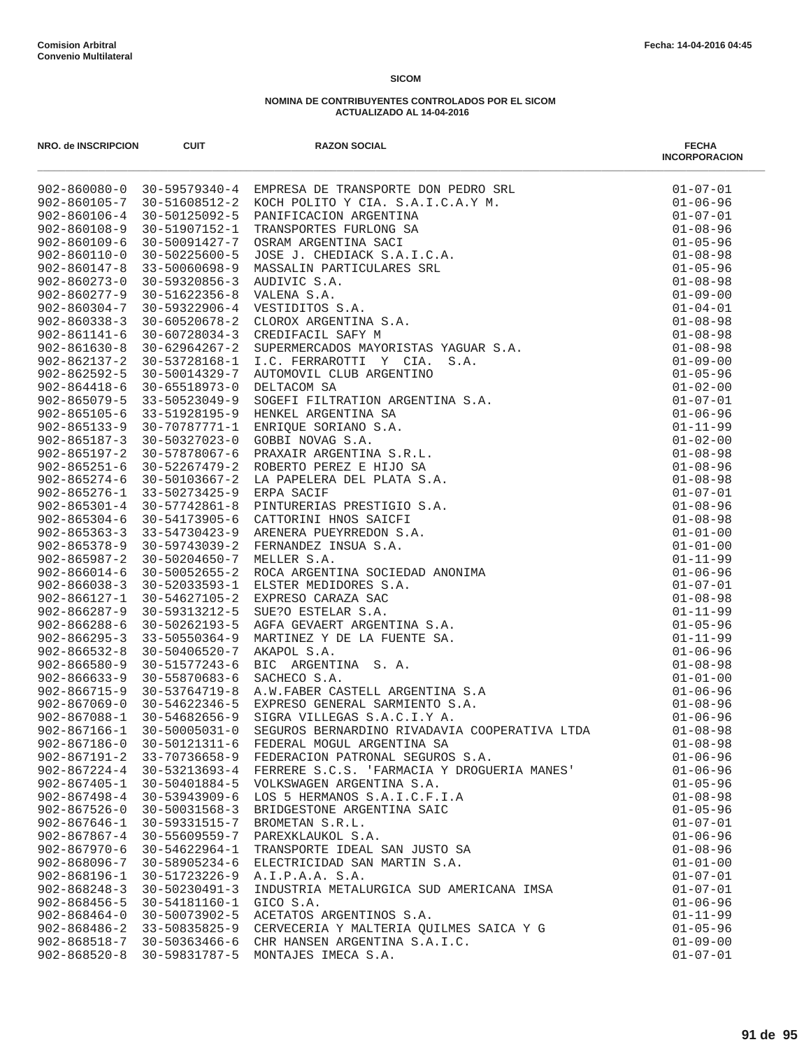Comision Arbitral
Convenio Multilateral

Fecha: 14-04-2016 04:45

**SICOM**

**NOMINA DE CONTRIBUYENTES CONTROLADOS POR EL SICOM**
**ACTUALIZADO AL 14-04-2016**

| NRO. de INSCRIPCION | CUIT | RAZON SOCIAL | FECHA INCORPORACION |
|---|---|---|---|
| 902-860080-0 | 30-59579340-4 | EMPRESA DE TRANSPORTE DON PEDRO SRL | 01-07-01 |
| 902-860105-7 | 30-51608512-2 | KOCH POLITO Y CIA. S.A.I.C.A.Y M. | 01-06-96 |
| 902-860106-4 | 30-50125092-5 | PANIFICACION ARGENTINA | 01-07-01 |
| 902-860108-9 | 30-51907152-1 | TRANSPORTES FURLONG SA | 01-08-96 |
| 902-860109-6 | 30-50091427-7 | OSRAM ARGENTINA SACI | 01-05-96 |
| 902-860110-0 | 30-50225600-5 | JOSE J. CHEDIACK S.A.I.C.A. | 01-08-98 |
| 902-860147-8 | 33-50060698-9 | MASSALIN PARTICULARES SRL | 01-05-96 |
| 902-860273-0 | 30-59320856-3 | AUDIVIC S.A. | 01-08-98 |
| 902-860277-9 | 30-51622356-8 | VALENA S.A. | 01-09-00 |
| 902-860304-7 | 30-59322906-4 | VESTIDITOS S.A. | 01-04-01 |
| 902-860338-3 | 30-60520678-2 | CLOROX ARGENTINA S.A. | 01-08-98 |
| 902-861141-6 | 30-60728034-3 | CREDIFACIL SAFY M | 01-08-98 |
| 902-861630-8 | 30-62964267-2 | SUPERMERCADOS MAYORISTAS YAGUAR S.A. | 01-08-98 |
| 902-862137-2 | 30-53728168-1 | I.C. FERRAROTTI Y CIA. S.A. | 01-09-00 |
| 902-862592-5 | 30-50014329-7 | AUTOMOVIL CLUB ARGENTINO | 01-05-96 |
| 902-864418-6 | 30-65518973-0 | DELTACOM SA | 01-02-00 |
| 902-865079-5 | 33-50523049-9 | SOGEFI FILTRATION ARGENTINA S.A. | 01-07-01 |
| 902-865105-6 | 33-51928195-9 | HENKEL ARGENTINA SA | 01-06-96 |
| 902-865133-9 | 30-70787771-1 | ENRIQUE SORIANO S.A. | 01-11-99 |
| 902-865187-3 | 30-50327023-0 | GOBBI NOVAG S.A. | 01-02-00 |
| 902-865197-2 | 30-57878067-6 | PRAXAIR ARGENTINA S.R.L. | 01-08-98 |
| 902-865251-6 | 30-52267479-2 | ROBERTO PEREZ E HIJO SA | 01-08-96 |
| 902-865274-6 | 30-50103667-2 | LA PAPELERA DEL PLATA S.A. | 01-08-98 |
| 902-865276-1 | 33-50273425-9 | ERPA SACIF | 01-07-01 |
| 902-865301-4 | 30-57742861-8 | PINTURERIAS PRESTIGIO S.A. | 01-08-96 |
| 902-865304-6 | 30-54173905-6 | CATTORINI HNOS SAICFI | 01-08-98 |
| 902-865363-3 | 33-54730423-9 | ARENERA PUEYRREDON S.A. | 01-01-00 |
| 902-865378-9 | 30-59743039-2 | FERNANDEZ INSUA S.A. | 01-01-00 |
| 902-865987-2 | 30-50204650-7 | MELLER S.A. | 01-11-99 |
| 902-866014-6 | 30-50052655-2 | ROCA ARGENTINA SOCIEDAD ANONIMA | 01-06-96 |
| 902-866038-3 | 30-52033593-1 | ELSTER MEDIDORES S.A. | 01-07-01 |
| 902-866127-1 | 30-54627105-2 | EXPRESO CARAZA SAC | 01-08-98 |
| 902-866287-9 | 30-59313212-5 | SUE?O ESTELAR S.A. | 01-11-99 |
| 902-866288-6 | 30-50262193-5 | AGFA GEVAERT ARGENTINA S.A. | 01-05-96 |
| 902-866295-3 | 33-50550364-9 | MARTINEZ Y DE LA FUENTE SA. | 01-11-99 |
| 902-866532-8 | 30-50406520-7 | AKAPOL S.A. | 01-06-96 |
| 902-866580-9 | 30-51577243-6 | BIC ARGENTINA S. A. | 01-08-98 |
| 902-866633-9 | 30-55870683-6 | SACHECO S.A. | 01-01-00 |
| 902-866715-9 | 30-53764719-8 | A.W.FABER CASTELL ARGENTINA S.A | 01-06-96 |
| 902-867069-0 | 30-54622346-5 | EXPRESO GENERAL SARMIENTO S.A. | 01-08-96 |
| 902-867088-1 | 30-54682656-9 | SIGRA VILLEGAS S.A.C.I.Y A. | 01-06-96 |
| 902-867166-1 | 30-50005031-0 | SEGUROS BERNARDINO RIVADAVIA COOPERATIVA LTDA | 01-08-98 |
| 902-867186-0 | 30-50121311-6 | FEDERAL MOGUL ARGENTINA SA | 01-08-98 |
| 902-867191-2 | 33-70736658-9 | FEDERACION PATRONAL SEGUROS S.A. | 01-06-96 |
| 902-867224-4 | 30-53213693-4 | FERRERE S.C.S. 'FARMACIA Y DROGUERIA MANES' | 01-06-96 |
| 902-867405-1 | 30-50401884-5 | VOLKSWAGEN ARGENTINA S.A. | 01-05-96 |
| 902-867498-4 | 30-53943909-6 | LOS 5 HERMANOS S.A.I.C.F.I.A | 01-08-98 |
| 902-867526-0 | 30-50031568-3 | BRIDGESTONE ARGENTINA SAIC | 01-05-96 |
| 902-867646-1 | 30-59331515-7 | BROMETAN S.R.L. | 01-07-01 |
| 902-867867-4 | 30-55609559-7 | PAREXKLAUKOL S.A. | 01-06-96 |
| 902-867970-6 | 30-54622964-1 | TRANSPORTE IDEAL SAN JUSTO SA | 01-08-96 |
| 902-868096-7 | 30-58905234-6 | ELECTRICIDAD SAN MARTIN S.A. | 01-01-00 |
| 902-868196-1 | 30-51723226-9 | A.I.P.A.A. S.A. | 01-07-01 |
| 902-868248-3 | 30-50230491-3 | INDUSTRIA METALURGICA SUD AMERICANA IMSA | 01-07-01 |
| 902-868456-5 | 30-54181160-1 | GICO S.A. | 01-06-96 |
| 902-868464-0 | 30-50073902-5 | ACETATOS ARGENTINOS S.A. | 01-11-99 |
| 902-868486-2 | 33-50835825-9 | CERVECERIA Y MALTERIA QUILMES SAICA Y G | 01-05-96 |
| 902-868518-7 | 30-50363466-6 | CHR HANSEN ARGENTINA S.A.I.C. | 01-09-00 |
| 902-868520-8 | 30-59831787-5 | MONTAJES IMECA S.A. | 01-07-01 |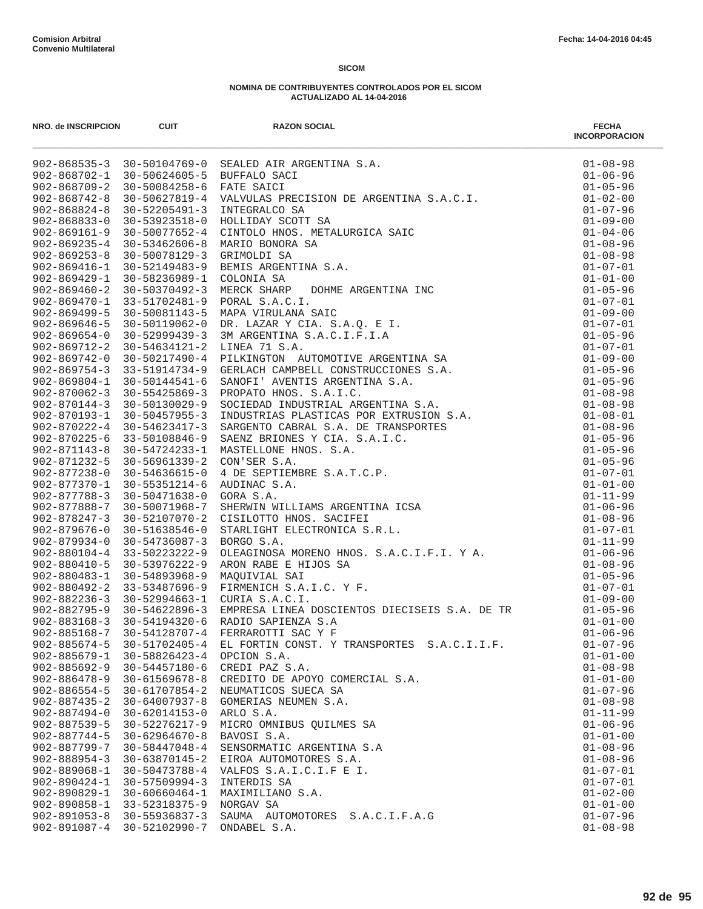Comision Arbitral
Convenio Multilateral

Fecha: 14-04-2016 04:45

**SICOM**

**NOMINA DE CONTRIBUYENTES CONTROLADOS POR EL SICOM**
**ACTUALIZADO AL 14-04-2016**

| NRO. de INSCRIPCION | CUIT | RAZON SOCIAL | FECHA INCORPORACION |
|---|---|---|---|
| 902-868535-3 | 30-50104769-0 | SEALED AIR ARGENTINA S.A. | 01-08-98 |
| 902-868702-1 | 30-50624605-5 | BUFFALO SACI | 01-06-96 |
| 902-868709-2 | 30-50084258-6 | FATE SAICI | 01-05-96 |
| 902-868742-8 | 30-50627819-4 | VALVULAS PRECISION DE ARGENTINA S.A.C.I. | 01-02-00 |
| 902-868824-8 | 30-52205491-3 | INTEGRALCO SA | 01-07-96 |
| 902-868833-0 | 30-53923518-0 | HOLLIDAY SCOTT SA | 01-09-00 |
| 902-869161-9 | 30-50077652-4 | CINTOLO HNOS. METALURGICA SAIC | 01-04-06 |
| 902-869235-4 | 30-53462606-8 | MARIO BONORA SA | 01-08-96 |
| 902-869253-8 | 30-50078129-3 | GRIMOLDI SA | 01-08-98 |
| 902-869416-1 | 30-52149483-9 | BEMIS ARGENTINA S.A. | 01-07-01 |
| 902-869429-1 | 30-58236989-1 | COLONIA SA | 01-01-00 |
| 902-869460-2 | 30-50370492-3 | MERCK SHARP  DOHME ARGENTINA INC | 01-05-96 |
| 902-869470-1 | 33-51702481-9 | PORAL S.A.C.I. | 01-07-01 |
| 902-869499-5 | 30-50081143-5 | MAPA VIRULANA SAIC | 01-09-00 |
| 902-869646-5 | 30-50119062-0 | DR. LAZAR Y CIA. S.A.Q. E I. | 01-07-01 |
| 902-869654-0 | 30-52999439-3 | 3M ARGENTINA S.A.C.I.F.I.A | 01-05-96 |
| 902-869712-2 | 30-54634121-2 | LINEA 71 S.A. | 01-07-01 |
| 902-869742-0 | 30-50217490-4 | PILKINGTON  AUTOMOTIVE ARGENTINA SA | 01-09-00 |
| 902-869754-3 | 33-51914734-9 | GERLACH CAMPBELL CONSTRUCCIONES S.A. | 01-05-96 |
| 902-869804-1 | 30-50144541-6 | SANOFI' AVENTIS ARGENTINA S.A. | 01-05-96 |
| 902-870062-3 | 30-55425869-3 | PROPATO HNOS. S.A.I.C. | 01-08-98 |
| 902-870144-3 | 30-50130029-9 | SOCIEDAD INDUSTRIAL ARGENTINA S.A. | 01-08-98 |
| 902-870193-1 | 30-50457955-3 | INDUSTRIAS PLASTICAS POR EXTRUSION S.A. | 01-08-01 |
| 902-870222-4 | 30-54623417-3 | SARGENTO CABRAL S.A. DE TRANSPORTES | 01-08-96 |
| 902-870225-6 | 33-50108846-9 | SAENZ BRIONES Y CIA. S.A.I.C. | 01-05-96 |
| 902-871143-8 | 30-54724233-1 | MASTELLONE HNOS. S.A. | 01-05-96 |
| 902-871232-5 | 30-56961339-2 | CON'SER S.A. | 01-05-96 |
| 902-877238-0 | 30-54636615-0 | 4 DE SEPTIEMBRE S.A.T.C.P. | 01-07-01 |
| 902-877370-1 | 30-55351214-6 | AUDINAC S.A. | 01-01-00 |
| 902-877788-3 | 30-50471638-0 | GORA S.A. | 01-11-99 |
| 902-877888-7 | 30-50071968-7 | SHERWIN WILLIAMS ARGENTINA ICSA | 01-06-96 |
| 902-878247-3 | 30-52107070-2 | CISILOTTO HNOS. SACIFEI | 01-08-96 |
| 902-879676-0 | 30-51638546-0 | STARLIGHT ELECTRONICA S.R.L. | 01-07-01 |
| 902-879934-0 | 30-54736087-3 | BORGO S.A. | 01-11-99 |
| 902-880104-4 | 33-50223222-9 | OLEAGINOSA MORENO HNOS. S.A.C.I.F.I. Y A. | 01-06-96 |
| 902-880410-5 | 30-53976222-9 | ARON RABE E HIJOS SA | 01-08-96 |
| 902-880483-1 | 30-54893968-9 | MAQUIVIAL SAI | 01-05-96 |
| 902-880492-2 | 33-53487696-9 | FIRMENICH S.A.I.C. Y F. | 01-07-01 |
| 902-882236-3 | 30-52994663-1 | CURIA S.A.C.I. | 01-09-00 |
| 902-882795-9 | 30-54622896-3 | EMPRESA LINEA DOSCIENTOS DIECISEIS S.A. DE TR | 01-05-96 |
| 902-883168-3 | 30-54194320-6 | RADIO SAPIENZA S.A | 01-01-00 |
| 902-885168-7 | 30-54128707-4 | FERRAROTTI SAC Y F | 01-06-96 |
| 902-885674-5 | 30-51702405-4 | EL FORTIN CONST. Y TRANSPORTES  S.A.C.I.I.F. | 01-07-96 |
| 902-885679-1 | 30-58826423-4 | OPCION S.A. | 01-01-00 |
| 902-885692-9 | 30-54457180-6 | CREDI PAZ S.A. | 01-08-98 |
| 902-886478-9 | 30-61569678-8 | CREDITO DE APOYO COMERCIAL S.A. | 01-01-00 |
| 902-886554-5 | 30-61707854-2 | NEUMATICOS SUECA SA | 01-07-96 |
| 902-887435-2 | 30-64007937-8 | GOMERIAS NEUMEN S.A. | 01-08-98 |
| 902-887494-0 | 30-62014153-0 | ARLO S.A. | 01-11-99 |
| 902-887539-5 | 30-52276217-9 | MICRO OMNIBUS QUILMES SA | 01-06-96 |
| 902-887744-5 | 30-62964670-8 | BAVOSI S.A. | 01-01-00 |
| 902-887799-7 | 30-58447048-4 | SENSORMATIC ARGENTINA S.A | 01-08-96 |
| 902-888954-3 | 30-63870145-2 | EIROA AUTOMOTORES S.A. | 01-08-96 |
| 902-889068-1 | 30-50473788-4 | VALFOS S.A.I.C.I.F E I. | 01-07-01 |
| 902-890424-1 | 30-57509994-3 | INTERDIS SA | 01-07-01 |
| 902-890829-1 | 30-60660464-1 | MAXIMILIANO S.A. | 01-02-00 |
| 902-890858-1 | 33-52318375-9 | NORGAV SA | 01-01-00 |
| 902-891053-8 | 30-55936837-3 | SAUMA  AUTOMOTORES  S.A.C.I.F.A.G | 01-07-96 |
| 902-891087-4 | 30-52102990-7 | ONDABEL S.A. | 01-08-98 |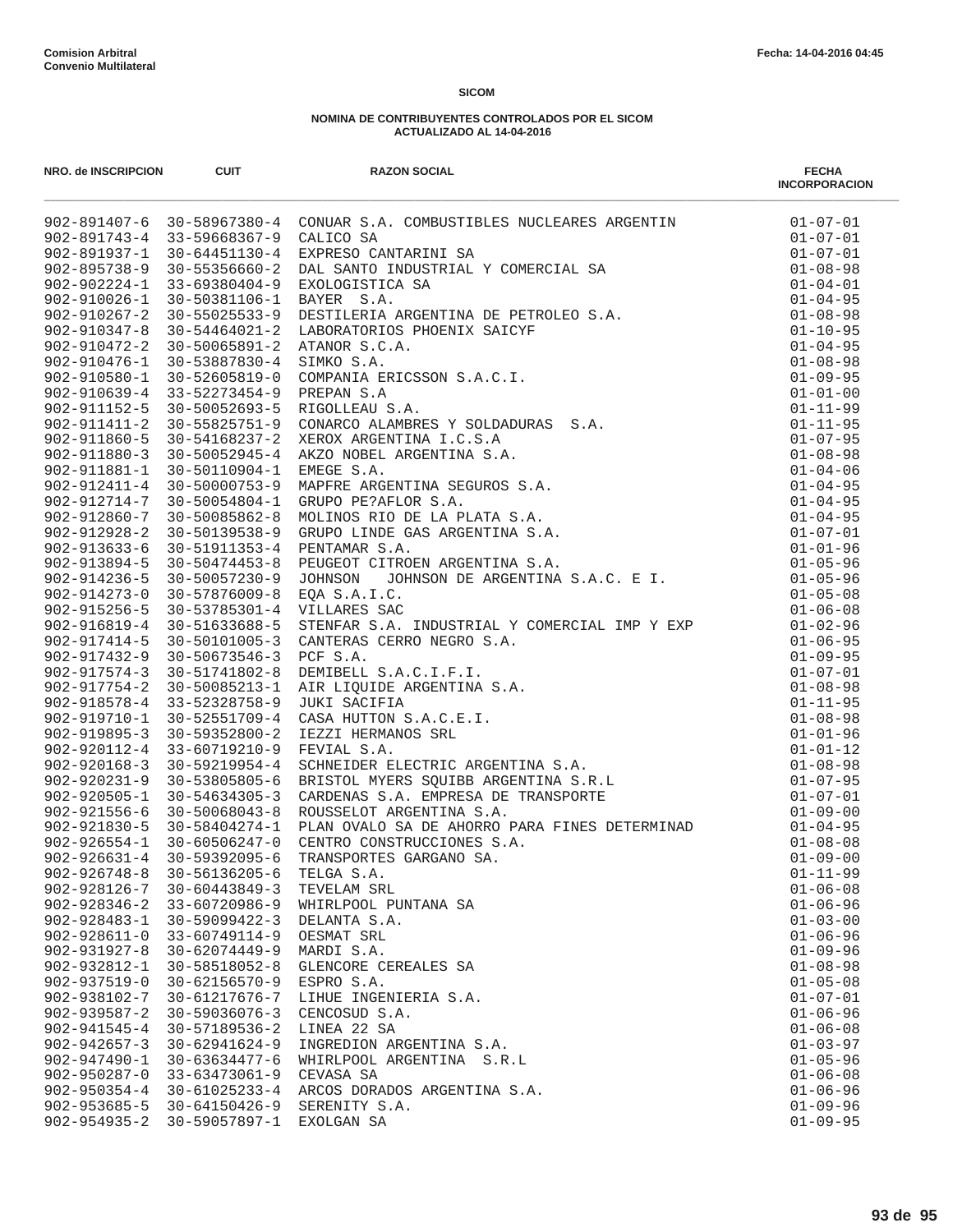**Comision Arbitral**
**Convenio Multilateral**

**Fecha: 14-04-2016 04:45**

**SICOM**

**NOMINA DE CONTRIBUYENTES CONTROLADOS POR EL SICOM**
**ACTUALIZADO AL 14-04-2016**

| NRO. de INSCRIPCION | CUIT | RAZON SOCIAL | FECHA INCORPORACION |
|---|---|---|---|
| 902-891407-6 | 30-58967380-4 | CONUAR S.A. COMBUSTIBLES NUCLEARES ARGENTIN | 01-07-01 |
| 902-891743-4 | 33-59668367-9 | CALICO SA | 01-07-01 |
| 902-891937-1 | 30-64451130-4 | EXPRESO CANTARINI SA | 01-07-01 |
| 902-895738-9 | 30-55356660-2 | DAL SANTO INDUSTRIAL Y COMERCIAL SA | 01-08-98 |
| 902-902224-1 | 33-69380404-9 | EXOLOGISTICA SA | 01-04-01 |
| 902-910026-1 | 30-50381106-1 | BAYER S.A. | 01-04-95 |
| 902-910267-2 | 30-55025533-9 | DESTILERIA ARGENTINA DE PETROLEO S.A. | 01-08-98 |
| 902-910347-8 | 30-54464021-2 | LABORATORIOS PHOENIX SAICYF | 01-10-95 |
| 902-910472-2 | 30-50065891-2 | ATANOR S.C.A. | 01-04-95 |
| 902-910476-1 | 30-53887830-4 | SIMKO S.A. | 01-08-98 |
| 902-910580-1 | 30-52605819-0 | COMPANIA ERICSSON S.A.C.I. | 01-09-95 |
| 902-910639-4 | 33-52273454-9 | PREPAN S.A | 01-01-00 |
| 902-911152-5 | 30-50052693-5 | RIGOLLEAU S.A. | 01-11-99 |
| 902-911411-2 | 30-55825751-9 | CONARCO ALAMBRES Y SOLDADURAS S.A. | 01-11-95 |
| 902-911860-5 | 30-54168237-2 | XEROX ARGENTINA I.C.S.A | 01-07-95 |
| 902-911880-3 | 30-50052945-4 | AKZO NOBEL ARGENTINA S.A. | 01-08-98 |
| 902-911881-1 | 30-50110904-1 | EMEGE S.A. | 01-04-06 |
| 902-912411-4 | 30-50000753-9 | MAPFRE ARGENTINA SEGUROS S.A. | 01-04-95 |
| 902-912714-7 | 30-50054804-1 | GRUPO PE?AFLOR S.A. | 01-04-95 |
| 902-912860-7 | 30-50085862-8 | MOLINOS RIO DE LA PLATA S.A. | 01-04-95 |
| 902-912928-2 | 30-50139538-9 | GRUPO LINDE GAS ARGENTINA S.A. | 01-07-01 |
| 902-913633-6 | 30-51911353-4 | PENTAMAR S.A. | 01-01-96 |
| 902-913894-5 | 30-50474453-8 | PEUGEOT CITROEN ARGENTINA S.A. | 01-05-96 |
| 902-914236-5 | 30-50057230-9 | JOHNSON JOHNSON DE ARGENTINA S.A.C. E I. | 01-05-96 |
| 902-914273-0 | 30-57876009-8 | EQA S.A.I.C. | 01-05-08 |
| 902-915256-5 | 30-53785301-4 | VILLARES SAC | 01-06-08 |
| 902-916819-4 | 30-51633688-5 | STENFAR S.A. INDUSTRIAL Y COMERCIAL IMP Y EXP | 01-02-96 |
| 902-917414-5 | 30-50101005-3 | CANTERAS CERRO NEGRO S.A. | 01-06-95 |
| 902-917432-9 | 30-50673546-3 | PCF S.A. | 01-09-95 |
| 902-917574-3 | 30-51741802-8 | DEMIBELL S.A.C.I.F.I. | 01-07-01 |
| 902-917754-2 | 30-50085213-1 | AIR LIQUIDE ARGENTINA S.A. | 01-08-98 |
| 902-918578-4 | 33-52328758-9 | JUKI SACIFIA | 01-11-95 |
| 902-919710-1 | 30-52551709-4 | CASA HUTTON S.A.C.E.I. | 01-08-98 |
| 902-919895-3 | 30-59352800-2 | IEZZI HERMANOS SRL | 01-01-96 |
| 902-920112-4 | 33-60719210-9 | FEVIAL S.A. | 01-01-12 |
| 902-920168-3 | 30-59219954-4 | SCHNEIDER ELECTRIC ARGENTINA S.A. | 01-08-98 |
| 902-920231-9 | 30-53805805-6 | BRISTOL MYERS SQUIBB ARGENTINA S.R.L | 01-07-95 |
| 902-920505-1 | 30-54634305-3 | CARDENAS S.A. EMPRESA DE TRANSPORTE | 01-07-01 |
| 902-921556-6 | 30-50068043-8 | ROUSSELOT ARGENTINA S.A. | 01-09-00 |
| 902-921830-5 | 30-58404274-1 | PLAN OVALO SA DE AHORRO PARA FINES DETERMINAD | 01-04-95 |
| 902-926554-1 | 30-60506247-0 | CENTRO CONSTRUCCIONES S.A. | 01-08-08 |
| 902-926631-4 | 30-59392095-6 | TRANSPORTES GARGANO SA. | 01-09-00 |
| 902-926748-8 | 30-56136205-6 | TELGA S.A. | 01-11-99 |
| 902-928126-7 | 30-60443849-3 | TEVELAM SRL | 01-06-08 |
| 902-928346-2 | 33-60720986-9 | WHIRLPOOL PUNTANA SA | 01-06-96 |
| 902-928483-1 | 30-59099422-3 | DELANTA S.A. | 01-03-00 |
| 902-928611-0 | 33-60749114-9 | OESMAT SRL | 01-06-96 |
| 902-931927-8 | 30-62074449-9 | MARDI S.A. | 01-09-96 |
| 902-932812-1 | 30-58518052-8 | GLENCORE CEREALES SA | 01-08-98 |
| 902-937519-0 | 30-62156570-9 | ESPRO S.A. | 01-05-08 |
| 902-938102-7 | 30-61217676-7 | LIHUE INGENIERIA S.A. | 01-07-01 |
| 902-939587-2 | 30-59036076-3 | CENCOSUD S.A. | 01-06-96 |
| 902-941545-4 | 30-57189536-2 | LINEA 22 SA | 01-06-08 |
| 902-942657-3 | 30-62941624-9 | INGREDION ARGENTINA S.A. | 01-03-97 |
| 902-947490-1 | 30-63634477-6 | WHIRLPOOL ARGENTINA S.R.L | 01-05-96 |
| 902-950287-0 | 33-63473061-9 | CEVASA SA | 01-06-08 |
| 902-950354-4 | 30-61025233-4 | ARCOS DORADOS ARGENTINA S.A. | 01-06-96 |
| 902-953685-5 | 30-64150426-9 | SERENITY S.A. | 01-09-96 |
| 902-954935-2 | 30-59057897-1 | EXOLGAN SA | 01-09-95 |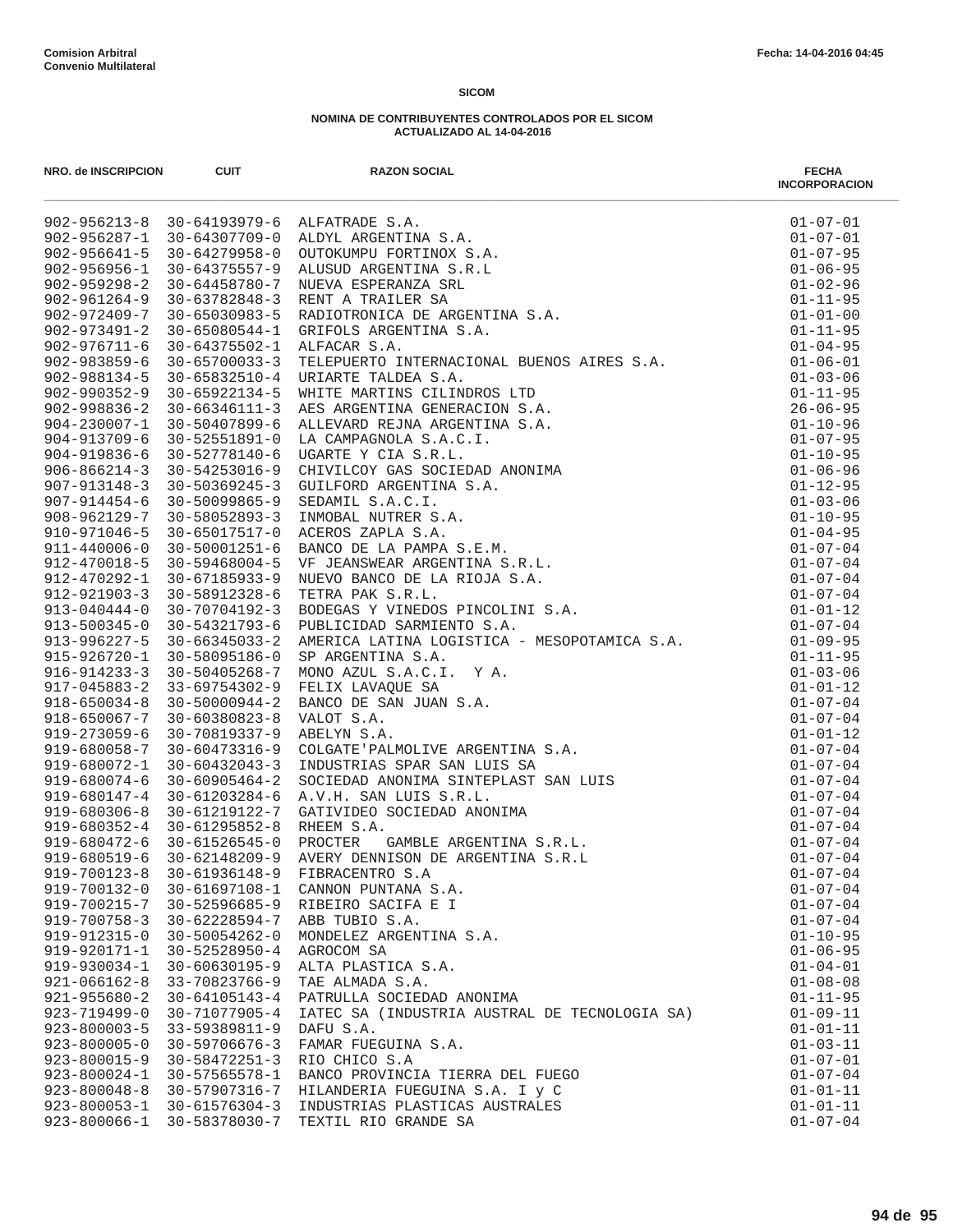**Comision Arbitral**
**Convenio Multilateral**

Fecha: 14-04-2016 04:45

**SICOM**

**NOMINA DE CONTRIBUYENTES CONTROLADOS POR EL SICOM**
**ACTUALIZADO AL 14-04-2016**

| NRO. de INSCRIPCION | CUIT | RAZON SOCIAL | FECHA INCORPORACION |
|---|---|---|---|
| 902-956213-8 | 30-64193979-6 | ALFATRADE S.A. | 01-07-01 |
| 902-956287-1 | 30-64307709-0 | ALDYL ARGENTINA S.A. | 01-07-01 |
| 902-956641-5 | 30-64279958-0 | OUTOKUMPU FORTINOX S.A. | 01-07-95 |
| 902-956956-1 | 30-64375557-9 | ALUSUD ARGENTINA S.R.L | 01-06-95 |
| 902-959298-2 | 30-64458780-7 | NUEVA ESPERANZA SRL | 01-02-96 |
| 902-961264-9 | 30-63782848-3 | RENT A TRAILER SA | 01-11-95 |
| 902-972409-7 | 30-65030983-5 | RADIOTRONICA DE ARGENTINA S.A. | 01-01-00 |
| 902-973491-2 | 30-65080544-1 | GRIFOLS ARGENTINA S.A. | 01-11-95 |
| 902-976711-6 | 30-64375502-1 | ALFACAR S.A. | 01-04-95 |
| 902-983859-6 | 30-65700033-3 | TELEPUERTO INTERNACIONAL BUENOS AIRES S.A. | 01-06-01 |
| 902-988134-5 | 30-65832510-4 | URIARTE TALDEA S.A. | 01-03-06 |
| 902-990352-9 | 30-65922134-5 | WHITE MARTINS CILINDROS LTD | 01-11-95 |
| 902-998836-2 | 30-66346111-3 | AES ARGENTINA GENERACION S.A. | 26-06-95 |
| 904-230007-1 | 30-50407899-6 | ALLEVARD REJNA ARGENTINA S.A. | 01-10-96 |
| 904-913709-6 | 30-52551891-0 | LA CAMPAGNOLA S.A.C.I. | 01-07-95 |
| 904-919836-6 | 30-52778140-6 | UGARTE Y CIA S.R.L. | 01-10-95 |
| 906-866214-3 | 30-54253016-9 | CHIVILCOY GAS SOCIEDAD ANONIMA | 01-06-96 |
| 907-913148-3 | 30-50369245-3 | GUILFORD ARGENTINA S.A. | 01-12-95 |
| 907-914454-6 | 30-50099865-9 | SEDAMIL S.A.C.I. | 01-03-06 |
| 908-962129-7 | 30-58052893-3 | INMOBAL NUTRER S.A. | 01-10-95 |
| 910-971046-5 | 30-65017517-0 | ACEROS ZAPLA S.A. | 01-04-95 |
| 911-440006-0 | 30-50001251-6 | BANCO DE LA PAMPA S.E.M. | 01-07-04 |
| 912-470018-5 | 30-59468004-5 | VF JEANSWEAR ARGENTINA S.R.L. | 01-07-04 |
| 912-470292-1 | 30-67185933-9 | NUEVO BANCO DE LA RIOJA S.A. | 01-07-04 |
| 912-921903-3 | 30-58912328-6 | TETRA PAK S.R.L. | 01-07-04 |
| 913-040444-0 | 30-70704192-3 | BODEGAS Y VINEDOS PINCOLINI S.A. | 01-01-12 |
| 913-500345-0 | 30-54321793-6 | PUBLICIDAD SARMIENTO S.A. | 01-07-04 |
| 913-996227-5 | 30-66345033-2 | AMERICA LATINA LOGISTICA - MESOPOTAMICA S.A. | 01-09-95 |
| 915-926720-1 | 30-58095186-0 | SP ARGENTINA S.A. | 01-11-95 |
| 916-914233-3 | 30-50405268-7 | MONO AZUL S.A.C.I. Y A. | 01-03-06 |
| 917-045883-2 | 33-69754302-9 | FELIX LAVAQUE SA | 01-01-12 |
| 918-650034-8 | 30-50000944-2 | BANCO DE SAN JUAN S.A. | 01-07-04 |
| 918-650067-7 | 30-60380823-8 | VALOT S.A. | 01-07-04 |
| 919-273059-6 | 30-70819337-9 | ABELYN S.A. | 01-01-12 |
| 919-680058-7 | 30-60473316-9 | COLGATE'PALMOLIVE ARGENTINA S.A. | 01-07-04 |
| 919-680072-1 | 30-60432043-3 | INDUSTRIAS SPAR SAN LUIS SA | 01-07-04 |
| 919-680074-6 | 30-60905464-2 | SOCIEDAD ANONIMA SINTEPLAST SAN LUIS | 01-07-04 |
| 919-680147-4 | 30-61203284-6 | A.V.H. SAN LUIS S.R.L. | 01-07-04 |
| 919-680306-8 | 30-61219122-7 | GATIVIDEO SOCIEDAD ANONIMA | 01-07-04 |
| 919-680352-4 | 30-61295852-8 | RHEEM S.A. | 01-07-04 |
| 919-680472-6 | 30-61526545-0 | PROCTER GAMBLE ARGENTINA S.R.L. | 01-07-04 |
| 919-680519-6 | 30-62148209-9 | AVERY DENNISON DE ARGENTINA S.R.L | 01-07-04 |
| 919-700123-8 | 30-61936148-9 | FIBRACENTRO S.A | 01-07-04 |
| 919-700132-0 | 30-61697108-1 | CANNON PUNTANA S.A. | 01-07-04 |
| 919-700215-7 | 30-52596685-9 | RIBEIRO SACIFA E I | 01-07-04 |
| 919-700758-3 | 30-62228594-7 | ABB TUBIO S.A. | 01-07-04 |
| 919-912315-0 | 30-50054262-0 | MONDELEZ ARGENTINA S.A. | 01-10-95 |
| 919-920171-1 | 30-52528950-4 | AGROCOM SA | 01-06-95 |
| 919-930034-1 | 30-60630195-9 | ALTA PLASTICA S.A. | 01-04-01 |
| 921-066162-8 | 33-70823766-9 | TAE ALMADA S.A. | 01-08-08 |
| 921-955680-2 | 30-64105143-4 | PATRULLA SOCIEDAD ANONIMA | 01-11-95 |
| 923-719499-0 | 30-71077905-4 | IATEC SA (INDUSTRIA AUSTRAL DE TECNOLOGIA SA) | 01-09-11 |
| 923-800003-5 | 33-59389811-9 | DAFU S.A. | 01-01-11 |
| 923-800005-0 | 30-59706676-3 | FAMAR FUEGUINA S.A. | 01-03-11 |
| 923-800015-9 | 30-58472251-3 | RIO CHICO S.A | 01-07-01 |
| 923-800024-1 | 30-57565578-1 | BANCO PROVINCIA TIERRA DEL FUEGO | 01-07-04 |
| 923-800048-8 | 30-57907316-7 | HILANDERIA FUEGUINA S.A. I y C | 01-01-11 |
| 923-800053-1 | 30-61576304-3 | INDUSTRIAS PLASTICAS AUSTRALES | 01-01-11 |
| 923-800066-1 | 30-58378030-7 | TEXTIL RIO GRANDE SA | 01-07-04 |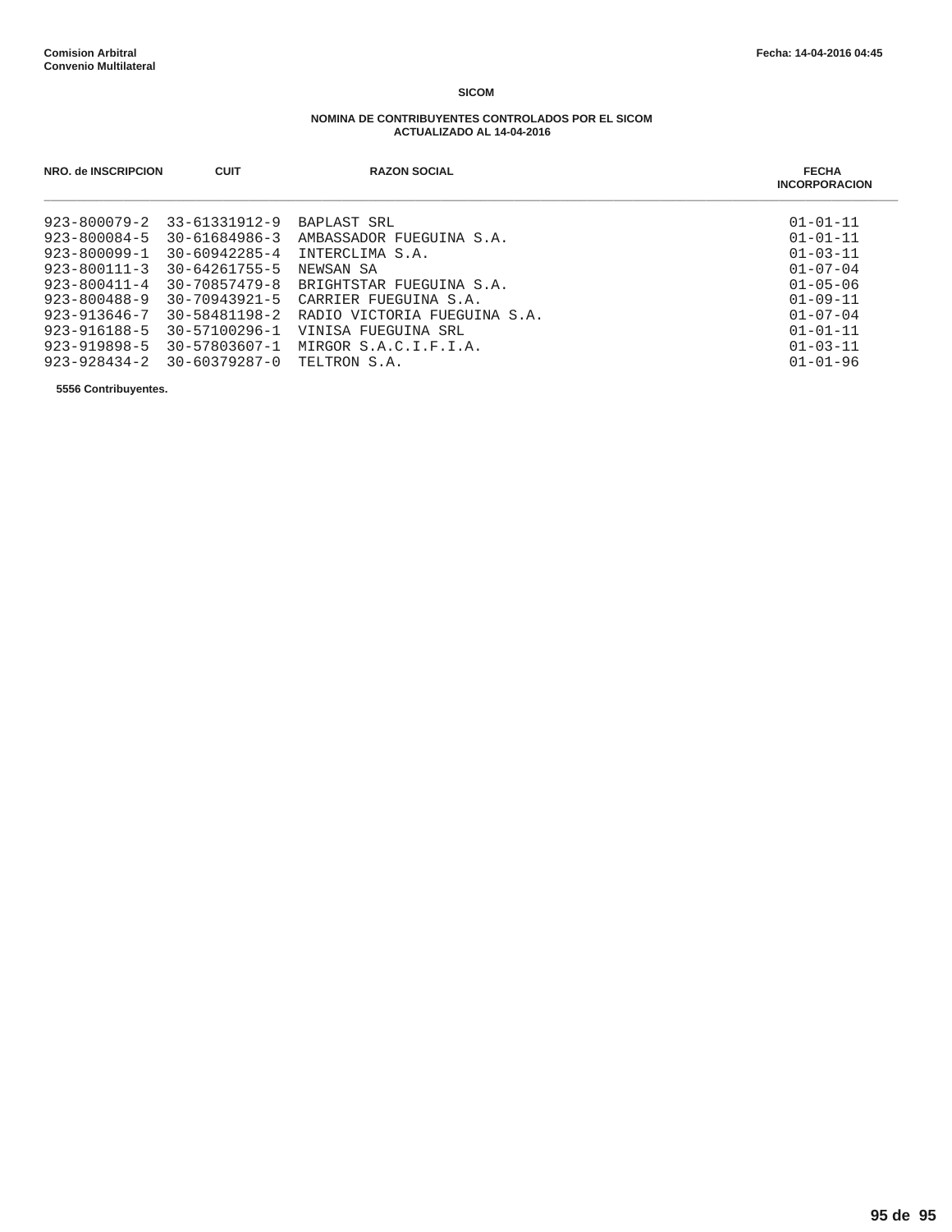**Comision Arbitral**
**Convenio Multilateral**

Fecha: 14-04-2016 04:45

**SICOM**

**NOMINA DE CONTRIBUYENTES CONTROLADOS POR EL SICOM**
**ACTUALIZADO AL 14-04-2016**

| NRO. de INSCRIPCION | CUIT | RAZON SOCIAL | FECHA INCORPORACION |
|---|---|---|---|
| 923-800079-2 | 33-61331912-9 | BAPLAST SRL | 01-01-11 |
| 923-800084-5 | 30-61684986-3 | AMBASSADOR FUEGUINA S.A. | 01-01-11 |
| 923-800099-1 | 30-60942285-4 | INTERCLIMA S.A. | 01-03-11 |
| 923-800111-3 | 30-64261755-5 | NEWSAN SA | 01-07-04 |
| 923-800411-4 | 30-70857479-8 | BRIGHTSTAR FUEGUINA S.A. | 01-05-06 |
| 923-800488-9 | 30-70943921-5 | CARRIER FUEGUINA S.A. | 01-09-11 |
| 923-913646-7 | 30-58481198-2 | RADIO VICTORIA FUEGUINA S.A. | 01-07-04 |
| 923-916188-5 | 30-57100296-1 | VINISA FUEGUINA SRL | 01-01-11 |
| 923-919898-5 | 30-57803607-1 | MIRGOR S.A.C.I.F.I.A. | 01-03-11 |
| 923-928434-2 | 30-60379287-0 | TELTRON S.A. | 01-01-96 |

**5556 Contribuyentes.**